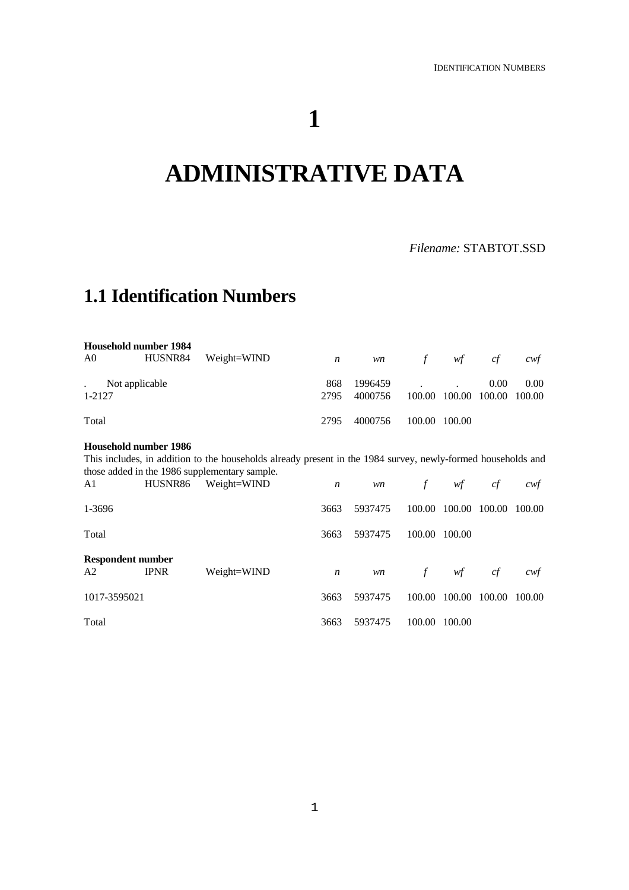# 1

# ADMINISTRATIVE DATA

*Filename:* STABTOT.SSD

## 1.1 Identification Numbers

**Household number 1984**

| A0 | HUSNR84 | Weight=WIND | *n* | *wn* | *f* | *wf* | *cf* | *cwf* |
|---|---|---|---|---|---|---|---|---|
| . Not applicable | | | 868 | 1996459 | . | . | 0.00 | 0.00 |
| 1-2127 | | | 2795 | 4000756 | 100.00 | 100.00 | 100.00 | 100.00 |
| Total | | | 2795 | 4000756 | 100.00 | 100.00 | | |

**Household number 1986**

This includes, in addition to the households already present in the 1984 survey, newly-formed households and those added in the 1986 supplementary sample.

| A1 | HUSNR86 | Weight=WIND | *n* | *wn* | *f* | *wf* | *cf* | *cwf* |
|---|---|---|---|---|---|---|---|---|
| 1-3696 | | | 3663 | 5937475 | 100.00 | 100.00 | 100.00 | 100.00 |
| Total | | | 3663 | 5937475 | 100.00 | 100.00 | | |

**Respondent number**

| A2 | IPNR | Weight=WIND | *n* | *wn* | *f* | *wf* | *cf* | *cwf* |
|---|---|---|---|---|---|---|---|---|
| 1017-3595021 | | | 3663 | 5937475 | 100.00 | 100.00 | 100.00 | 100.00 |
| Total | | | 3663 | 5937475 | 100.00 | 100.00 | | |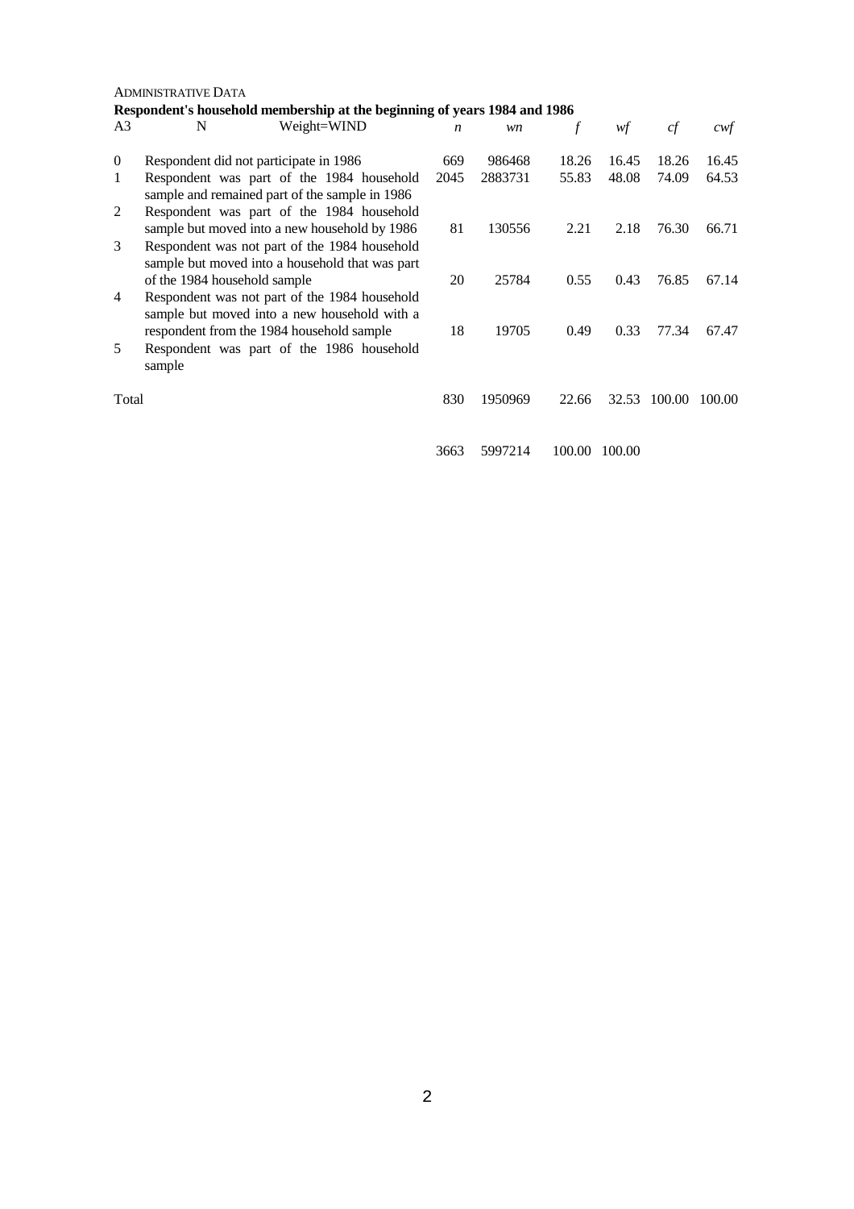ADMINISTRATIVE DATA

**Respondent's household membership at the beginning of years 1984 and 1986**

| A3 | N Weight=WIND | *n* | *wn* | *f* | *wf* | *cf* | *cwf* |
|---|---|---|---|---|---|---|---|
| 0 | Respondent did not participate in 1986 | 669 | 986468 | 18.26 | 16.45 | 18.26 | 16.45 |
| 1 | Respondent was part of the 1984 household sample and remained part of the sample in 1986 | 2045 | 2883731 | 55.83 | 48.08 | 74.09 | 64.53 |
| 2 | Respondent was part of the 1984 household sample but moved into a new household by 1986 | 81 | 130556 | 2.21 | 2.18 | 76.30 | 66.71 |
| 3 | Respondent was not part of the 1984 household sample but moved into a household that was part of the 1984 household sample | 20 | 25784 | 0.55 | 0.43 | 76.85 | 67.14 |
| 4 | Respondent was not part of the 1984 household sample but moved into a new household with a respondent from the 1984 household sample | 18 | 19705 | 0.49 | 0.33 | 77.34 | 67.47 |
| 5 | Respondent was part of the 1986 household sample | 830 | 1950969 | 22.66 | 32.53 | 100.00 | 100.00 |
| Total | | 3663 | 5997214 | 100.00 | 100.00 | | |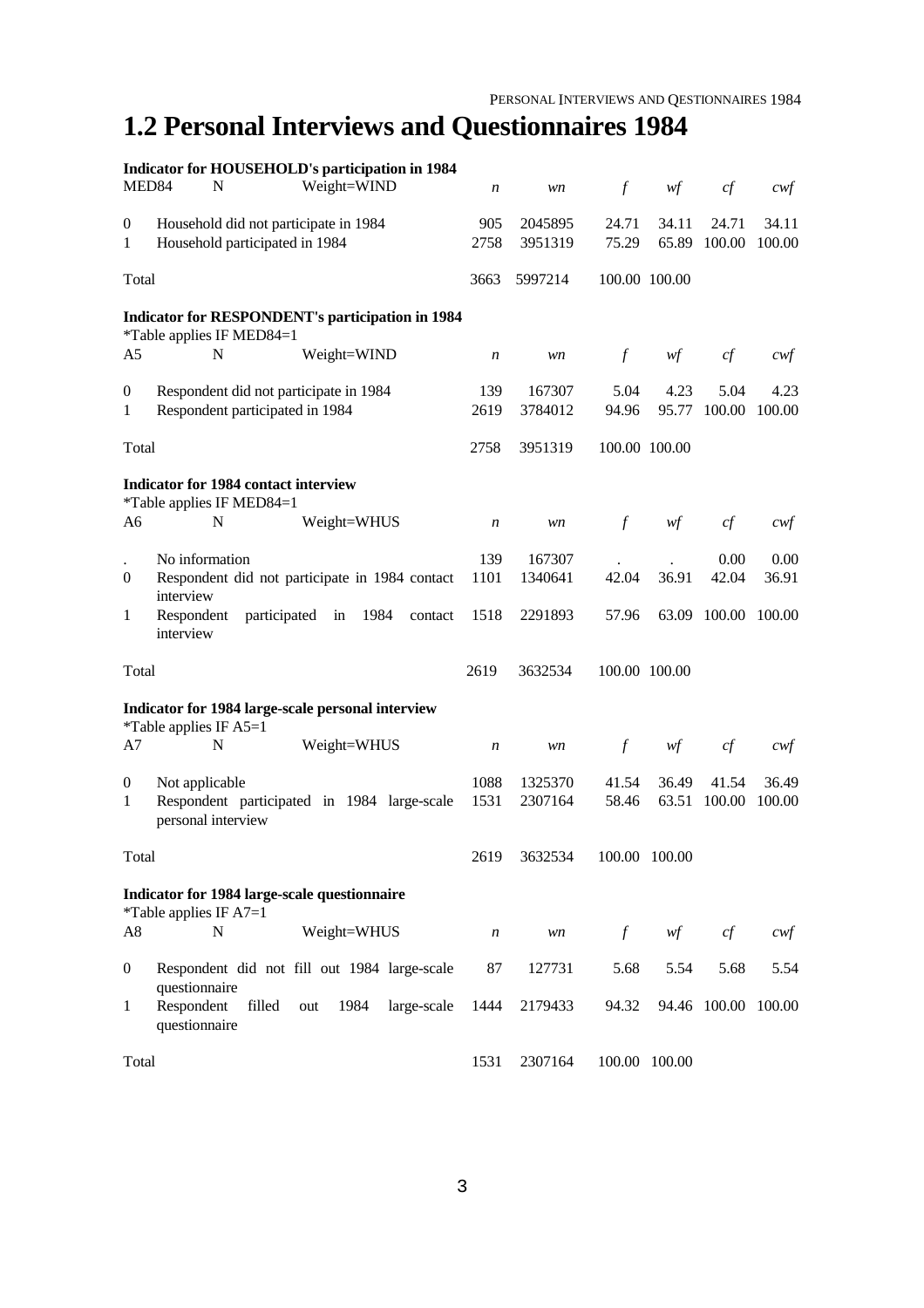# 1.2 Personal Interviews and Questionnaires 1984

**Indicator for HOUSEHOLD's participation in 1984**

| MED84 | N | Weight=WIND | *n* | *wn* | *f* | *wf* | *cf* | *cwf* |
|---|---|---|---|---|---|---|---|---|
| 0 | Household did not participate in 1984 | | 905 | 2045895 | 24.71 | 34.11 | 24.71 | 34.11 |
| 1 | Household participated in 1984 | | 2758 | 3951319 | 75.29 | 65.89 | 100.00 | 100.00 |
| Total | | | 3663 | 5997214 | 100.00 | 100.00 | | |

**Indicator for RESPONDENT's participation in 1984**

*Table applies IF MED84=1

| A5 | N | Weight=WIND | *n* | *wn* | *f* | *wf* | *cf* | *cwf* |
|---|---|---|---|---|---|---|---|---|
| 0 | Respondent did not participate in 1984 | | 139 | 167307 | 5.04 | 4.23 | 5.04 | 4.23 |
| 1 | Respondent participated in 1984 | | 2619 | 3784012 | 94.96 | 95.77 | 100.00 | 100.00 |
| Total | | | 2758 | 3951319 | 100.00 | 100.00 | | |

**Indicator for 1984 contact interview**

*Table applies IF MED84=1

| A6 | N | Weight=WHUS | *n* | *wn* | *f* | *wf* | *cf* | *cwf* |
|---|---|---|---|---|---|---|---|---|
| . | No information | | 139 | 167307 | . | . | 0.00 | 0.00 |
| 0 | Respondent did not participate in 1984 contact interview | | 1101 | 1340641 | 42.04 | 36.91 | 42.04 | 36.91 |
| 1 | Respondent participated in 1984 contact interview | | 1518 | 2291893 | 57.96 | 63.09 | 100.00 | 100.00 |
| Total | | | 2619 | 3632534 | 100.00 | 100.00 | | |

**Indicator for 1984 large-scale personal interview**

*Table applies IF A5=1

| A7 | N | Weight=WHUS | *n* | *wn* | *f* | *wf* | *cf* | *cwf* |
|---|---|---|---|---|---|---|---|---|
| 0 | Not applicable | | 1088 | 1325370 | 41.54 | 36.49 | 41.54 | 36.49 |
| 1 | Respondent participated in 1984 large-scale personal interview | | 1531 | 2307164 | 58.46 | 63.51 | 100.00 | 100.00 |
| Total | | | 2619 | 3632534 | 100.00 | 100.00 | | |

**Indicator for 1984 large-scale questionnaire**

*Table applies IF A7=1

| A8 | N | Weight=WHUS | *n* | *wn* | *f* | *wf* | *cf* | *cwf* |
|---|---|---|---|---|---|---|---|---|
| 0 | Respondent did not fill out 1984 large-scale questionnaire | | 87 | 127731 | 5.68 | 5.54 | 5.68 | 5.54 |
| 1 | Respondent filled out 1984 large-scale questionnaire | | 1444 | 2179433 | 94.32 | 94.46 | 100.00 | 100.00 |
| Total | | | 1531 | 2307164 | 100.00 | 100.00 | | |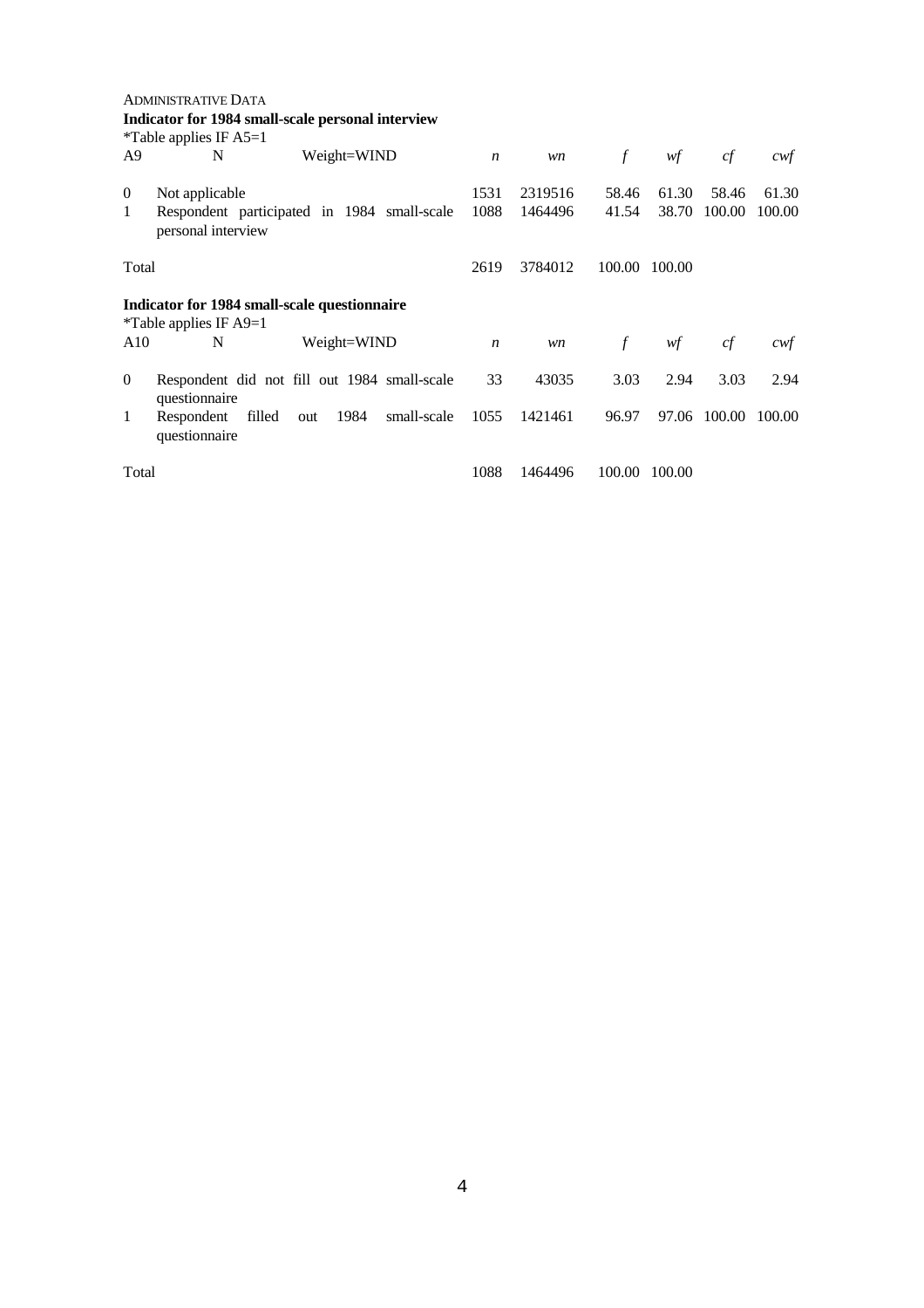ADMINISTRATIVE DATA

**Indicator for 1984 small-scale personal interview**

*Table applies IF A5=1

| A9 | N Weight=WIND | *n* | *wn* | *f* | *wf* | *cf* | *cwf* |
|---|---|---|---|---|---|---|---|
| 0 | Not applicable | 1531 | 2319516 | 58.46 | 61.30 | 58.46 | 61.30 |
| 1 | Respondent participated in 1984 small-scale personal interview | 1088 | 1464496 | 41.54 | 38.70 | 100.00 | 100.00 |
| Total | | 2619 | 3784012 | 100.00 | 100.00 | | |

**Indicator for 1984 small-scale questionnaire**

*Table applies IF A9=1

| A10 | N Weight=WIND | *n* | *wn* | *f* | *wf* | *cf* | *cwf* |
|---|---|---|---|---|---|---|---|
| 0 | Respondent did not fill out 1984 small-scale questionnaire | 33 | 43035 | 3.03 | 2.94 | 3.03 | 2.94 |
| 1 | Respondent filled out 1984 small-scale questionnaire | 1055 | 1421461 | 96.97 | 97.06 | 100.00 | 100.00 |
| Total | | 1088 | 1464496 | 100.00 | 100.00 | | |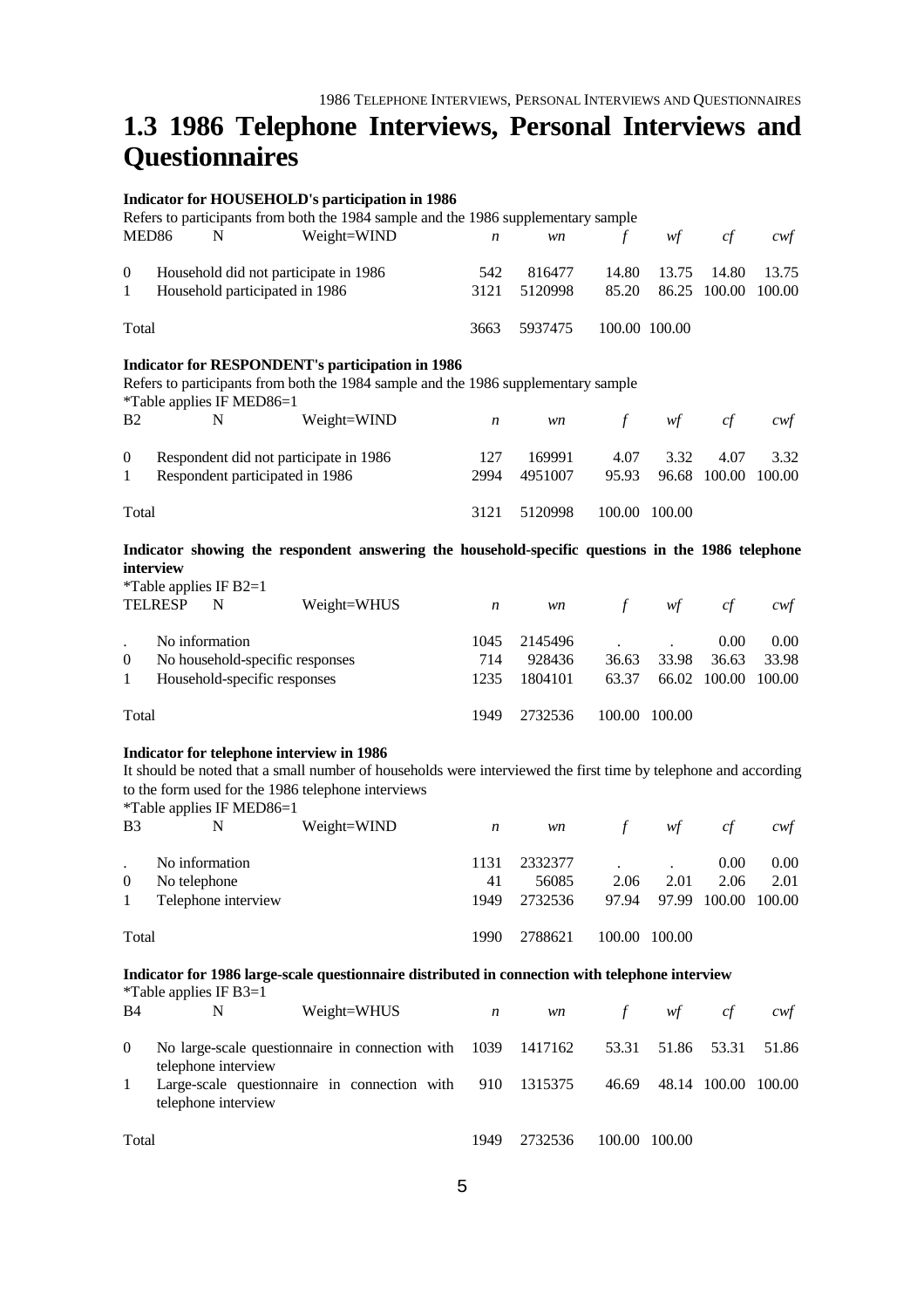# 1.3 1986 Telephone Interviews, Personal Interviews and Questionnaires

**Indicator for HOUSEHOLD's participation in 1986**

Refers to participants from both the 1984 sample and the 1986 supplementary sample

| MED86 | N Weight=WIND | *n* | *wn* | *f* | *wf* | *cf* | *cwf* |
|---|---|---|---|---|---|---|---|
| 0 | Household did not participate in 1986 | 542 | 816477 | 14.80 | 13.75 | 14.80 | 13.75 |
| 1 | Household participated in 1986 | 3121 | 5120998 | 85.20 | 86.25 | 100.00 | 100.00 |
| Total | | 3663 | 5937475 | 100.00 | 100.00 | | |

**Indicator for RESPONDENT's participation in 1986**

Refers to participants from both the 1984 sample and the 1986 supplementary sample

*Table applies IF MED86=1

| B2 | N Weight=WIND | *n* | *wn* | *f* | *wf* | *cf* | *cwf* |
|---|---|---|---|---|---|---|---|
| 0 | Respondent did not participate in 1986 | 127 | 169991 | 4.07 | 3.32 | 4.07 | 3.32 |
| 1 | Respondent participated in 1986 | 2994 | 4951007 | 95.93 | 96.68 | 100.00 | 100.00 |
| Total | | 3121 | 5120998 | 100.00 | 100.00 | | |

**Indicator showing the respondent answering the household-specific questions in the 1986 telephone interview**

*Table applies IF B2=1

| TELRESP | N Weight=WHUS | *n* | *wn* | *f* | *wf* | *cf* | *cwf* |
|---|---|---|---|---|---|---|---|
| . | No information | 1045 | 2145496 | . | . | 0.00 | 0.00 |
| 0 | No household-specific responses | 714 | 928436 | 36.63 | 33.98 | 36.63 | 33.98 |
| 1 | Household-specific responses | 1235 | 1804101 | 63.37 | 66.02 | 100.00 | 100.00 |
| Total | | 1949 | 2732536 | 100.00 | 100.00 | | |

**Indicator for telephone interview in 1986**

It should be noted that a small number of households were interviewed the first time by telephone and according to the form used for the 1986 telephone interviews

*Table applies IF MED86=1

| B3 | N Weight=WIND | *n* | *wn* | *f* | *wf* | *cf* | *cwf* |
|---|---|---|---|---|---|---|---|
| . | No information | 1131 | 2332377 | . | . | 0.00 | 0.00 |
| 0 | No telephone | 41 | 56085 | 2.06 | 2.01 | 2.06 | 2.01 |
| 1 | Telephone interview | 1949 | 2732536 | 97.94 | 97.99 | 100.00 | 100.00 |
| Total | | 1990 | 2788621 | 100.00 | 100.00 | | |

**Indicator for 1986 large-scale questionnaire distributed in connection with telephone interview**

*Table applies IF B3=1

| B4 | N Weight=WHUS | *n* | *wn* | *f* | *wf* | *cf* | *cwf* |
|---|---|---|---|---|---|---|---|
| 0 | No large-scale questionnaire in connection with telephone interview | 1039 | 1417162 | 53.31 | 51.86 | 53.31 | 51.86 |
| 1 | Large-scale questionnaire in connection with telephone interview | 910 | 1315375 | 46.69 | 48.14 | 100.00 | 100.00 |
| Total | | 1949 | 2732536 | 100.00 | 100.00 | | |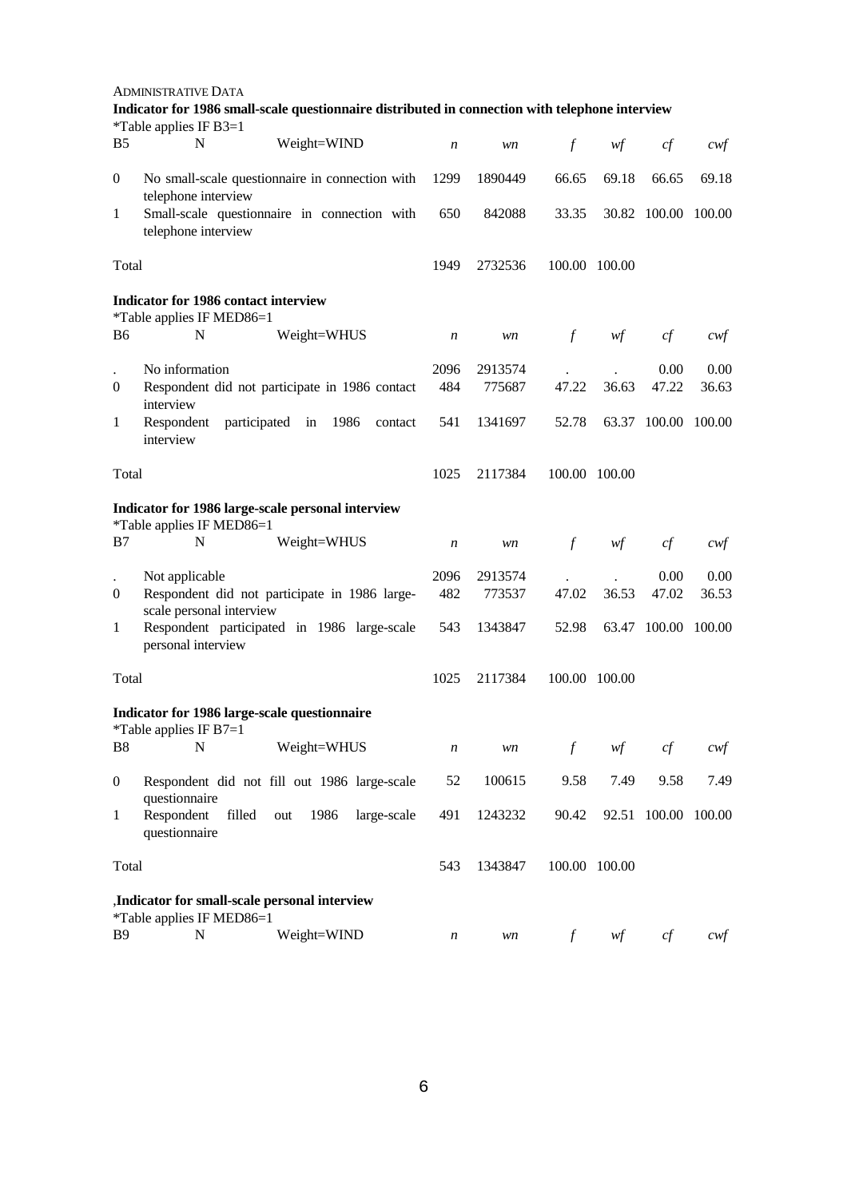ADMINISTRATIVE DATA

**Indicator for 1986 small-scale questionnaire distributed in connection with telephone interview**

*Table applies IF B3=1

| B5 | N Weight=WIND | *n* | *wn* | *f* | *wf* | *cf* | *cwf* |
|---|---|---|---|---|---|---|---|
| 0 | No small-scale questionnaire in connection with telephone interview | 1299 | 1890449 | 66.65 | 69.18 | 66.65 | 69.18 |
| 1 | Small-scale questionnaire in connection with telephone interview | 650 | 842088 | 33.35 | 30.82 | 100.00 | 100.00 |
| Total | | 1949 | 2732536 | 100.00 | 100.00 | | |

**Indicator for 1986 contact interview**

*Table applies IF MED86=1

| B6 | N Weight=WHUS | *n* | *wn* | *f* | *wf* | *cf* | *cwf* |
|---|---|---|---|---|---|---|---|
| . | No information | 2096 | 2913574 | . | . | 0.00 | 0.00 |
| 0 | Respondent did not participate in 1986 contact interview | 484 | 775687 | 47.22 | 36.63 | 47.22 | 36.63 |
| 1 | Respondent participated in 1986 contact interview | 541 | 1341697 | 52.78 | 63.37 | 100.00 | 100.00 |
| Total | | 1025 | 2117384 | 100.00 | 100.00 | | |

**Indicator for 1986 large-scale personal interview**

*Table applies IF MED86=1

| B7 | N Weight=WHUS | *n* | *wn* | *f* | *wf* | *cf* | *cwf* |
|---|---|---|---|---|---|---|---|
| . | Not applicable | 2096 | 2913574 | . | . | 0.00 | 0.00 |
| 0 | Respondent did not participate in 1986 large-scale personal interview | 482 | 773537 | 47.02 | 36.53 | 47.02 | 36.53 |
| 1 | Respondent participated in 1986 large-scale personal interview | 543 | 1343847 | 52.98 | 63.47 | 100.00 | 100.00 |
| Total | | 1025 | 2117384 | 100.00 | 100.00 | | |

**Indicator for 1986 large-scale questionnaire**

*Table applies IF B7=1

| B8 | N Weight=WHUS | *n* | *wn* | *f* | *wf* | *cf* | *cwf* |
|---|---|---|---|---|---|---|---|
| 0 | Respondent did not fill out 1986 large-scale questionnaire | 52 | 100615 | 9.58 | 7.49 | 9.58 | 7.49 |
| 1 | Respondent filled out 1986 large-scale questionnaire | 491 | 1243232 | 90.42 | 92.51 | 100.00 | 100.00 |
| Total | | 543 | 1343847 | 100.00 | 100.00 | | |

,**Indicator for small-scale personal interview**

*Table applies IF MED86=1

| B9 | N Weight=WIND | *n* | *wn* | *f* | *wf* | *cf* | *cwf* |
|---|---|---|---|---|---|---|---|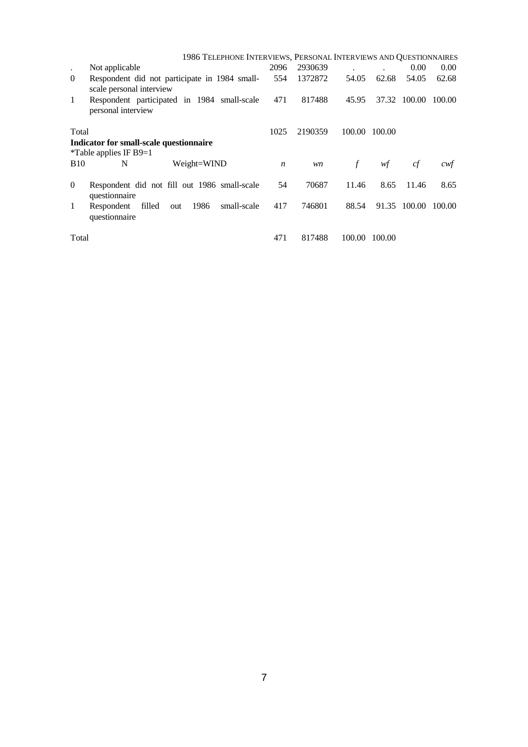| | | | | | | | |
|---|---|---|---|---|---|---|---|
| . | Not applicable | 2096 | 2930639 | . | . | 0.00 | 0.00 |
| 0 | Respondent did not participate in 1984 small-scale personal interview | 554 | 1372872 | 54.05 | 62.68 | 54.05 | 62.68 |
| 1 | Respondent participated in 1984 small-scale personal interview | 471 | 817488 | 45.95 | 37.32 | 100.00 | 100.00 |
| Total | | 1025 | 2190359 | 100.00 | 100.00 | | |

**Indicator for small-scale questionnaire**

*Table applies IF B9=1

| B10 | N Weight=WIND | *n* | *wn* | *f* | *wf* | *cf* | *cwf* |
|---|---|---|---|---|---|---|---|
| 0 | Respondent did not fill out 1986 small-scale questionnaire | 54 | 70687 | 11.46 | 8.65 | 11.46 | 8.65 |
| 1 | Respondent filled out 1986 small-scale questionnaire | 417 | 746801 | 88.54 | 91.35 | 100.00 | 100.00 |
| Total | | 471 | 817488 | 100.00 | 100.00 | | |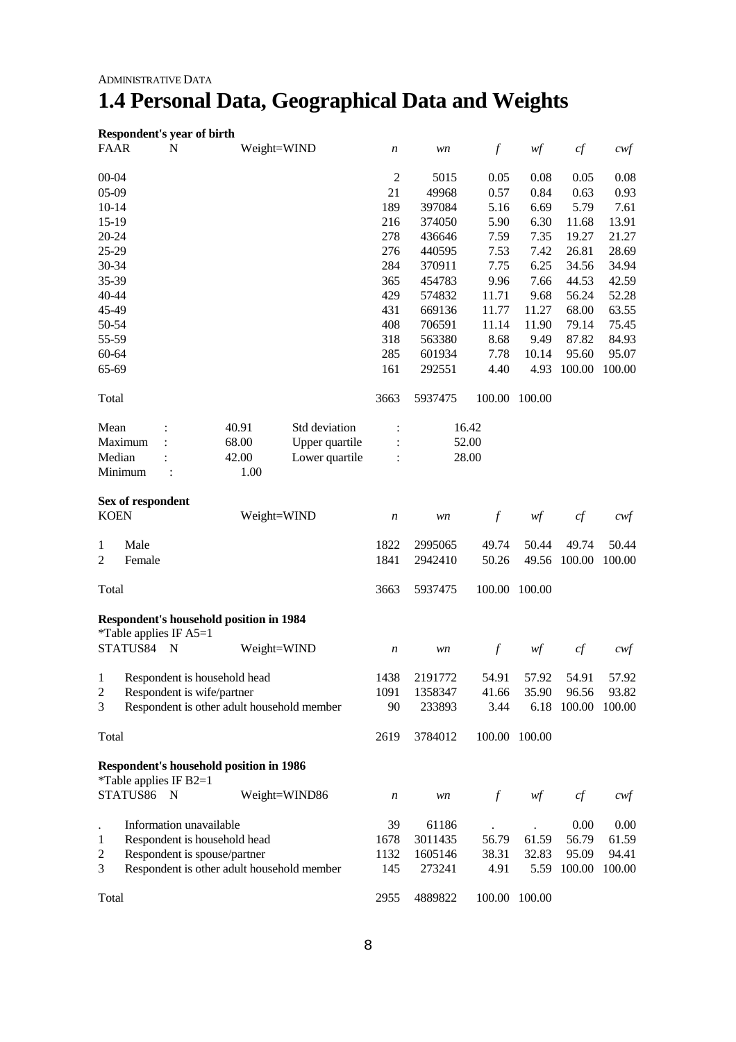ADMINISTRATIVE DATA

# 1.4 Personal Data, Geographical Data and Weights

**Respondent's year of birth**

| FAAR N | Weight=WIND | *n* | *wn* | *f* | *wf* | *cf* | *cwf* |
|---|---|---|---|---|---|---|---|
| 00-04 | | 2 | 5015 | 0.05 | 0.08 | 0.05 | 0.08 |
| 05-09 | | 21 | 49968 | 0.57 | 0.84 | 0.63 | 0.93 |
| 10-14 | | 189 | 397084 | 5.16 | 6.69 | 5.79 | 7.61 |
| 15-19 | | 216 | 374050 | 5.90 | 6.30 | 11.68 | 13.91 |
| 20-24 | | 278 | 436646 | 7.59 | 7.35 | 19.27 | 21.27 |
| 25-29 | | 276 | 440595 | 7.53 | 7.42 | 26.81 | 28.69 |
| 30-34 | | 284 | 370911 | 7.75 | 6.25 | 34.56 | 34.94 |
| 35-39 | | 365 | 454783 | 9.96 | 7.66 | 44.53 | 42.59 |
| 40-44 | | 429 | 574832 | 11.71 | 9.68 | 56.24 | 52.28 |
| 45-49 | | 431 | 669136 | 11.77 | 11.27 | 68.00 | 63.55 |
| 50-54 | | 408 | 706591 | 11.14 | 11.90 | 79.14 | 75.45 |
| 55-59 | | 318 | 563380 | 8.68 | 9.49 | 87.82 | 84.93 |
| 60-64 | | 285 | 601934 | 7.78 | 10.14 | 95.60 | 95.07 |
| 65-69 | | 161 | 292551 | 4.40 | 4.93 | 100.00 | 100.00 |
| Total | | 3663 | 5937475 | 100.00 | 100.00 | | |

| | | | |
|---|---|---|---|
| Mean : | 40.91 | Std deviation : | 16.42 |
| Maximum : | 68.00 | Upper quartile : | 52.00 |
| Median : | 42.00 | Lower quartile : | 28.00 |
| Minimum : | 1.00 | | |

**Sex of respondent**

| KOEN | Weight=WIND | *n* | *wn* | *f* | *wf* | *cf* | *cwf* |
|---|---|---|---|---|---|---|---|
| 1 | Male | 1822 | 2995065 | 49.74 | 50.44 | 49.74 | 50.44 |
| 2 | Female | 1841 | 2942410 | 50.26 | 49.56 | 100.00 | 100.00 |
| Total | | 3663 | 5937475 | 100.00 | 100.00 | | |

**Respondent's household position in 1984**
*Table applies IF A5=1

| STATUS84 N | Weight=WIND | *n* | *wn* | *f* | *wf* | *cf* | *cwf* |
|---|---|---|---|---|---|---|---|
| 1 | Respondent is household head | 1438 | 2191772 | 54.91 | 57.92 | 54.91 | 57.92 |
| 2 | Respondent is wife/partner | 1091 | 1358347 | 41.66 | 35.90 | 96.56 | 93.82 |
| 3 | Respondent is other adult household member | 90 | 233893 | 3.44 | 6.18 | 100.00 | 100.00 |
| Total | | 2619 | 3784012 | 100.00 | 100.00 | | |

**Respondent's household position in 1986**
*Table applies IF B2=1

| STATUS86 N | Weight=WIND86 | *n* | *wn* | *f* | *wf* | *cf* | *cwf* |
|---|---|---|---|---|---|---|---|
| . | Information unavailable | 39 | 61186 | . | . | 0.00 | 0.00 |
| 1 | Respondent is household head | 1678 | 3011435 | 56.79 | 61.59 | 56.79 | 61.59 |
| 2 | Respondent is spouse/partner | 1132 | 1605146 | 38.31 | 32.83 | 95.09 | 94.41 |
| 3 | Respondent is other adult household member | 145 | 273241 | 4.91 | 5.59 | 100.00 | 100.00 |
| Total | | 2955 | 4889822 | 100.00 | 100.00 | | |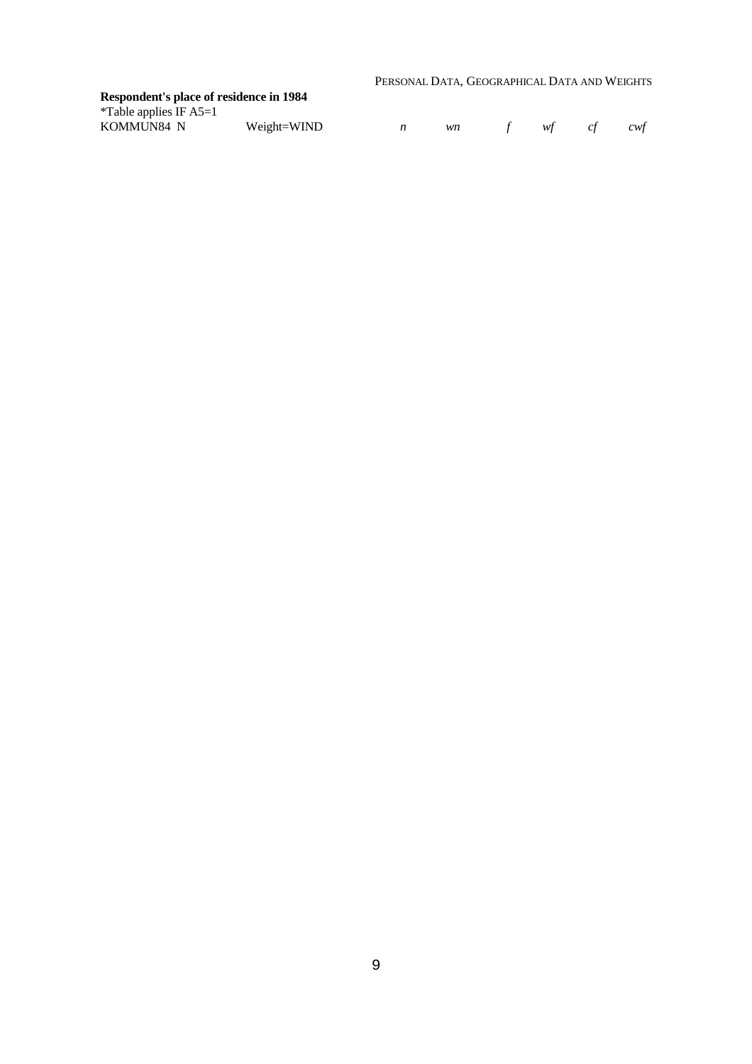**Respondent's place of residence in 1984**

*Table applies IF A5=1

| KOMMUN84 N | Weight=WIND | *n* | *wn* | *f* | *wf* | *cf* | *cwf* |
|---|---|---|---|---|---|---|---|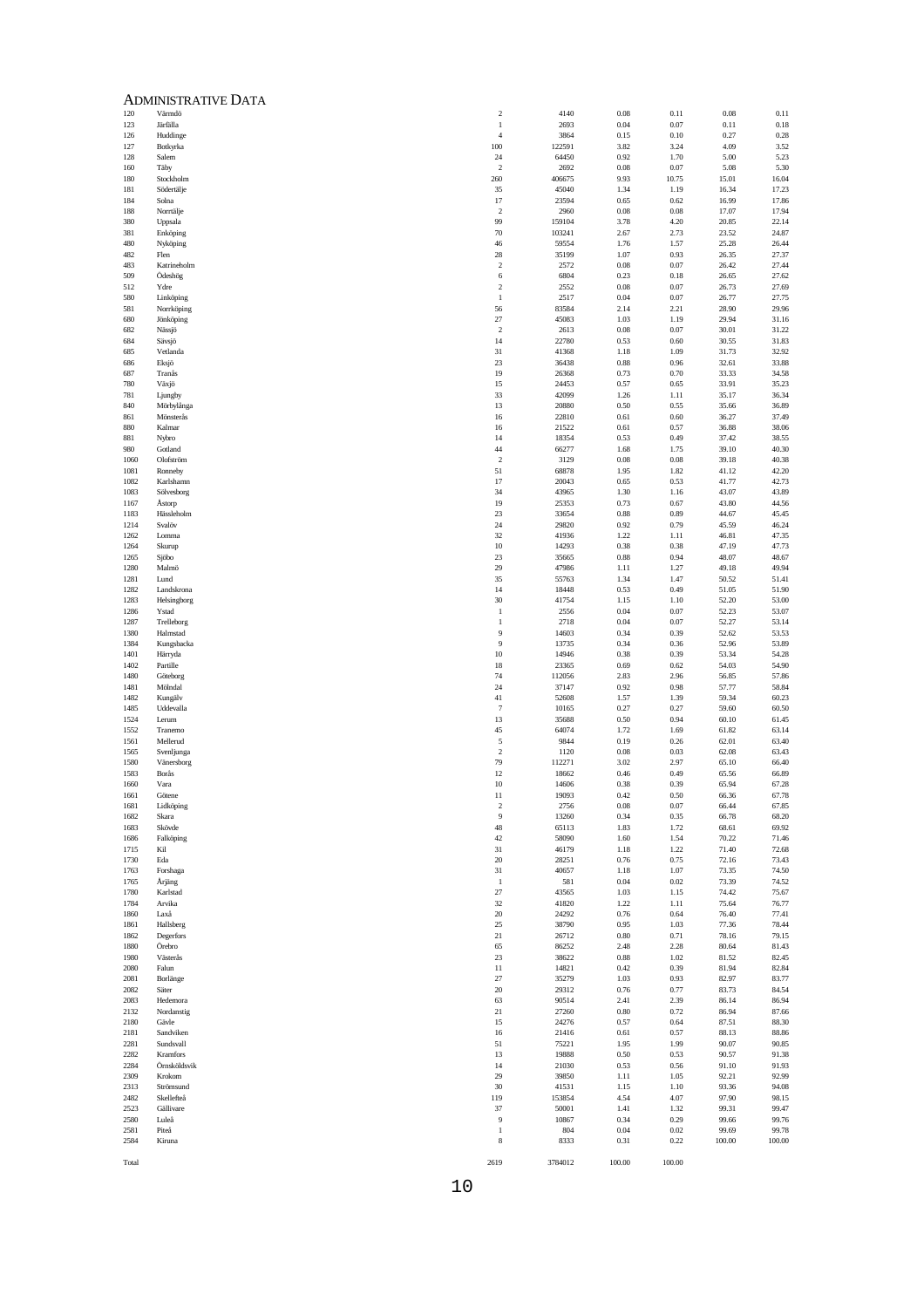# Administrative Data

| | | | | | | | |
|---|---|---|---|---|---|---|---|
| 120 | Värmdö | 2 | 4140 | 0.08 | 0.11 | 0.08 | 0.11 |
| 123 | Järfälla | 1 | 2693 | 0.04 | 0.07 | 0.11 | 0.18 |
| 126 | Huddinge | 4 | 3864 | 0.15 | 0.10 | 0.27 | 0.28 |
| 127 | Botkyrka | 100 | 122591 | 3.82 | 3.24 | 4.09 | 3.52 |
| 128 | Salem | 24 | 64450 | 0.92 | 1.70 | 5.00 | 5.23 |
| 160 | Täby | 2 | 2692 | 0.08 | 0.07 | 5.08 | 5.30 |
| 180 | Stockholm | 260 | 406675 | 9.93 | 10.75 | 15.01 | 16.04 |
| 181 | Södertälje | 35 | 45040 | 1.34 | 1.19 | 16.34 | 17.23 |
| 184 | Solna | 17 | 23594 | 0.65 | 0.62 | 16.99 | 17.86 |
| 188 | Norrtälje | 2 | 2960 | 0.08 | 0.08 | 17.07 | 17.94 |
| 380 | Uppsala | 99 | 159104 | 3.78 | 4.20 | 20.85 | 22.14 |
| 381 | Enköping | 70 | 103241 | 2.67 | 2.73 | 23.52 | 24.87 |
| 480 | Nyköping | 46 | 59554 | 1.76 | 1.57 | 25.28 | 26.44 |
| 482 | Flen | 28 | 35199 | 1.07 | 0.93 | 26.35 | 27.37 |
| 483 | Katrineholm | 2 | 2572 | 0.08 | 0.07 | 26.42 | 27.44 |
| 509 | Ödeshög | 6 | 6804 | 0.23 | 0.18 | 26.65 | 27.62 |
| 512 | Ydre | 2 | 2552 | 0.08 | 0.07 | 26.73 | 27.69 |
| 580 | Linköping | 1 | 2517 | 0.04 | 0.07 | 26.77 | 27.75 |
| 581 | Norrköping | 56 | 83584 | 2.14 | 2.21 | 28.90 | 29.96 |
| 680 | Jönköping | 27 | 45083 | 1.03 | 1.19 | 29.94 | 31.16 |
| 682 | Nässjö | 2 | 2613 | 0.08 | 0.07 | 30.01 | 31.22 |
| 684 | Sävsjö | 14 | 22780 | 0.53 | 0.60 | 30.55 | 31.83 |
| 685 | Vetlanda | 31 | 41368 | 1.18 | 1.09 | 31.73 | 32.92 |
| 686 | Eksjö | 23 | 36438 | 0.88 | 0.96 | 32.61 | 33.88 |
| 687 | Tranås | 19 | 26368 | 0.73 | 0.70 | 33.33 | 34.58 |
| 780 | Växjö | 15 | 24453 | 0.57 | 0.65 | 33.91 | 35.23 |
| 781 | Ljungby | 33 | 42099 | 1.26 | 1.11 | 35.17 | 36.34 |
| 840 | Mörbylånga | 13 | 20880 | 0.50 | 0.55 | 35.66 | 36.89 |
| 861 | Mönsterås | 16 | 22810 | 0.61 | 0.60 | 36.27 | 37.49 |
| 880 | Kalmar | 16 | 21522 | 0.61 | 0.57 | 36.88 | 38.06 |
| 881 | Nybro | 14 | 18354 | 0.53 | 0.49 | 37.42 | 38.55 |
| 980 | Gotland | 44 | 66277 | 1.68 | 1.75 | 39.10 | 40.30 |
| 1060 | Olofström | 2 | 3129 | 0.08 | 0.08 | 39.18 | 40.38 |
| 1081 | Ronneby | 51 | 68878 | 1.95 | 1.82 | 41.12 | 42.20 |
| 1082 | Karlshamn | 17 | 20043 | 0.65 | 0.53 | 41.77 | 42.73 |
| 1083 | Sölvesborg | 34 | 43965 | 1.30 | 1.16 | 43.07 | 43.89 |
| 1167 | Åstorp | 19 | 25353 | 0.73 | 0.67 | 43.80 | 44.56 |
| 1183 | Hässleholm | 23 | 33654 | 0.88 | 0.89 | 44.67 | 45.45 |
| 1214 | Svalöv | 24 | 29820 | 0.92 | 0.79 | 45.59 | 46.24 |
| 1262 | Lomma | 32 | 41936 | 1.22 | 1.11 | 46.81 | 47.35 |
| 1264 | Skurup | 10 | 14293 | 0.38 | 0.38 | 47.19 | 47.73 |
| 1265 | Sjöbo | 23 | 35665 | 0.88 | 0.94 | 48.07 | 48.67 |
| 1280 | Malmö | 29 | 47986 | 1.11 | 1.27 | 49.18 | 49.94 |
| 1281 | Lund | 35 | 55763 | 1.34 | 1.47 | 50.52 | 51.41 |
| 1282 | Landskrona | 14 | 18448 | 0.53 | 0.49 | 51.05 | 51.90 |
| 1283 | Helsingborg | 30 | 41754 | 1.15 | 1.10 | 52.20 | 53.00 |
| 1286 | Ystad | 1 | 2556 | 0.04 | 0.07 | 52.23 | 53.07 |
| 1287 | Trelleborg | 1 | 2718 | 0.04 | 0.07 | 52.27 | 53.14 |
| 1380 | Halmstad | 9 | 14603 | 0.34 | 0.39 | 52.62 | 53.53 |
| 1384 | Kungsbacka | 9 | 13735 | 0.34 | 0.36 | 52.96 | 53.89 |
| 1401 | Härryda | 10 | 14946 | 0.38 | 0.39 | 53.34 | 54.28 |
| 1402 | Partille | 18 | 23365 | 0.69 | 0.62 | 54.03 | 54.90 |
| 1480 | Göteborg | 74 | 112056 | 2.83 | 2.96 | 56.85 | 57.86 |
| 1481 | Mölndal | 24 | 37147 | 0.92 | 0.98 | 57.77 | 58.84 |
| 1482 | Kungälv | 41 | 52608 | 1.57 | 1.39 | 59.34 | 60.23 |
| 1485 | Uddevalla | 7 | 10165 | 0.27 | 0.27 | 59.61 | 60.50 |
| 1524 | Lerum | 13 | 35688 | 0.50 | 0.94 | 60.10 | 61.45 |
| 1552 | Tranemo | 45 | 64074 | 1.72 | 1.69 | 61.82 | 63.14 |
| 1561 | Mellerud | 5 | 9844 | 0.19 | 0.26 | 62.01 | 63.40 |
| 1565 | Svenljunga | 2 | 1120 | 0.08 | 0.03 | 62.08 | 63.43 |
| 1580 | Vänersborg | 79 | 112271 | 3.02 | 2.97 | 65.10 | 66.40 |
| 1583 | Borås | 12 | 18662 | 0.46 | 0.49 | 65.56 | 66.89 |
| 1660 | Vara | 10 | 14606 | 0.38 | 0.39 | 65.94 | 67.28 |
| 1661 | Götene | 11 | 19093 | 0.42 | 0.50 | 66.36 | 67.78 |
| 1681 | Lidköping | 2 | 2756 | 0.08 | 0.07 | 66.44 | 67.85 |
| 1682 | Skara | 9 | 13260 | 0.34 | 0.35 | 66.78 | 68.20 |
| 1683 | Skövde | 48 | 65113 | 1.83 | 1.72 | 68.61 | 69.92 |
| 1686 | Falköping | 42 | 58090 | 1.60 | 1.54 | 70.22 | 71.46 |
| 1715 | Kil | 31 | 46179 | 1.18 | 1.22 | 71.40 | 72.68 |
| 1730 | Eda | 20 | 28251 | 0.76 | 0.75 | 72.16 | 73.43 |
| 1763 | Forshaga | 31 | 40657 | 1.18 | 1.07 | 73.35 | 74.50 |
| 1765 | Årjäng | 1 | 581 | 0.04 | 0.02 | 73.39 | 74.52 |
| 1780 | Karlstad | 27 | 43565 | 1.03 | 1.15 | 74.42 | 75.67 |
| 1784 | Arvika | 32 | 41820 | 1.22 | 1.11 | 75.64 | 76.77 |
| 1860 | Laxå | 20 | 24292 | 0.76 | 0.64 | 76.40 | 77.41 |
| 1861 | Hallsberg | 25 | 38790 | 0.95 | 1.03 | 77.36 | 78.44 |
| 1862 | Degerfors | 21 | 26712 | 0.80 | 0.71 | 78.16 | 79.15 |
| 1880 | Örebro | 65 | 86252 | 2.48 | 2.28 | 80.64 | 81.43 |
| 1980 | Västerås | 23 | 38622 | 0.88 | 1.02 | 81.52 | 82.45 |
| 2080 | Falun | 11 | 14821 | 0.42 | 0.39 | 81.94 | 82.84 |
| 2081 | Borlänge | 27 | 35279 | 1.03 | 0.93 | 82.97 | 83.77 |
| 2082 | Säter | 20 | 29312 | 0.76 | 0.77 | 83.73 | 84.54 |
| 2083 | Hedemora | 63 | 90514 | 2.41 | 2.39 | 86.14 | 86.94 |
| 2132 | Nordanstig | 21 | 27260 | 0.80 | 0.72 | 86.94 | 87.66 |
| 2180 | Gävle | 15 | 24276 | 0.57 | 0.64 | 87.51 | 88.30 |
| 2181 | Sandviken | 16 | 21416 | 0.61 | 0.57 | 88.13 | 88.86 |
| 2281 | Sundsvall | 51 | 75221 | 1.95 | 1.99 | 90.07 | 90.85 |
| 2282 | Kramfors | 13 | 19888 | 0.50 | 0.53 | 90.57 | 91.38 |
| 2284 | Örnsköldsvik | 14 | 21030 | 0.53 | 0.56 | 91.10 | 91.93 |
| 2309 | Krokom | 29 | 39850 | 1.11 | 1.05 | 92.21 | 92.99 |
| 2313 | Strömsund | 30 | 41531 | 1.15 | 1.10 | 93.36 | 94.08 |
| 2482 | Skellefteå | 119 | 153854 | 4.54 | 4.07 | 97.90 | 98.15 |
| 2523 | Gällivare | 37 | 50001 | 1.41 | 1.32 | 99.31 | 99.47 |
| 2580 | Luleå | 9 | 10867 | 0.34 | 0.29 | 99.66 | 99.76 |
| 2581 | Piteå | 1 | 804 | 0.04 | 0.02 | 99.69 | 99.78 |
| 2584 | Kiruna | 8 | 8333 | 0.31 | 0.22 | 100.00 | 100.00 |
| Total | | 2619 | 3784012 | 100.00 | 100.00 | | |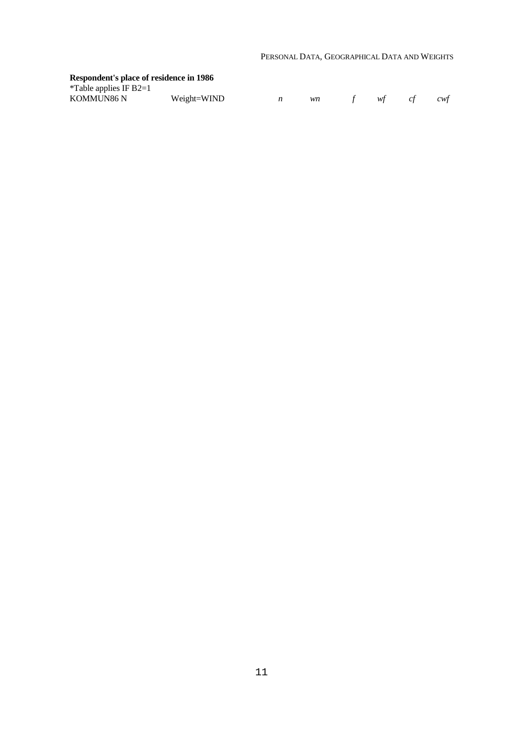**Respondent's place of residence in 1986**

*Table applies IF B2=1

| KOMMUN86 N | Weight=WIND | *n* | *wn* | *f* | *wf* | *cf* | *cwf* |
|---|---|---|---|---|---|---|---|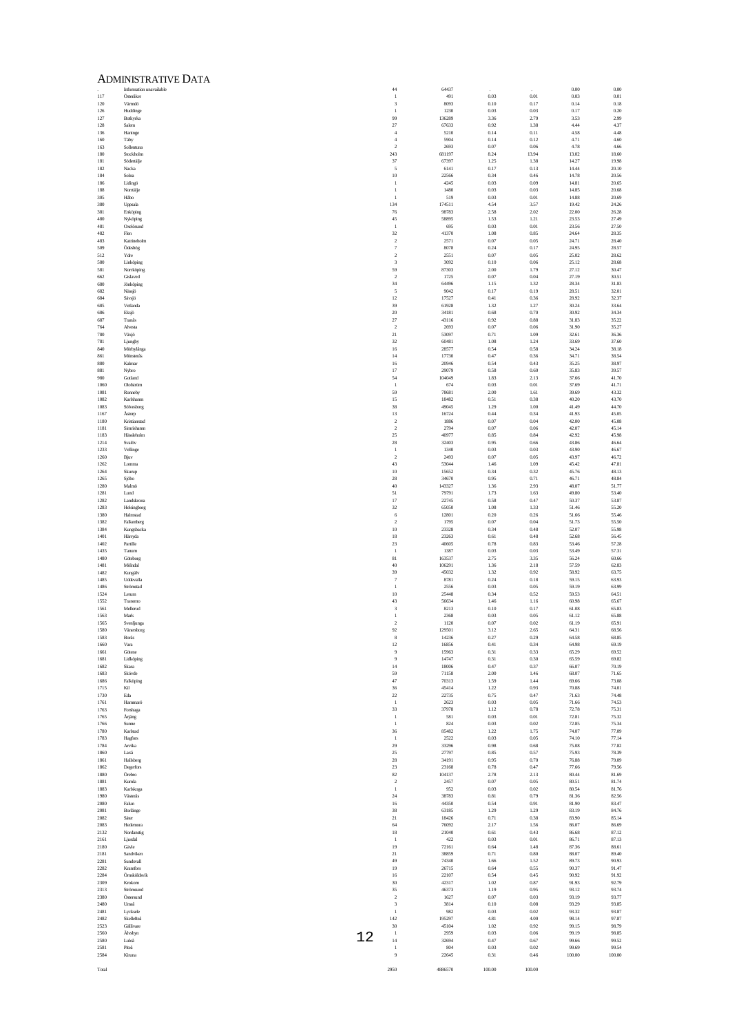# Administrative Data

| | | | | | | | |
|---|---|---|---|---|---|---|---|
| . | Information unavailable | 44 | 64437 | . | . | 0.00 | 0.00 |
| 117 | Österåker | 1 | 491 | 0.03 | 0.01 | 0.03 | 0.01 |
| 120 | Värmdö | 3 | 8093 | 0.10 | 0.17 | 0.14 | 0.18 |
| 126 | Huddinge | 1 | 1230 | 0.03 | 0.03 | 0.17 | 0.20 |
| 127 | Botkyrka | 99 | 136289 | 3.36 | 2.79 | 3.53 | 2.99 |
| 128 | Salem | 27 | 67633 | 0.92 | 1.38 | 4.44 | 4.37 |
| 136 | Haninge | 4 | 5210 | 0.14 | 0.11 | 4.58 | 4.48 |
| 160 | Täby | 4 | 5904 | 0.14 | 0.12 | 4.71 | 4.60 |
| 163 | Sollentuna | 2 | 2693 | 0.07 | 0.06 | 4.78 | 4.66 |
| 180 | Stockholm | 243 | 681197 | 8.24 | 13.94 | 13.02 | 18.60 |
| 181 | Södertälje | 37 | 67397 | 1.25 | 1.38 | 14.27 | 19.98 |
| 182 | Nacka | 5 | 6141 | 0.17 | 0.13 | 14.44 | 20.10 |
| 184 | Solna | 10 | 22566 | 0.34 | 0.46 | 14.78 | 20.56 |
| 186 | Lidingö | 1 | 4245 | 0.03 | 0.09 | 14.81 | 20.65 |
| 188 | Norrtälje | 1 | 1480 | 0.03 | 0.03 | 14.85 | 20.68 |
| 305 | Håbo | 1 | 519 | 0.03 | 0.01 | 14.88 | 20.69 |
| 380 | Uppsala | 134 | 174511 | 4.54 | 3.57 | 19.42 | 24.26 |
| 381 | Enköping | 76 | 98783 | 2.58 | 2.02 | 22.00 | 26.28 |
| 480 | Nyköping | 45 | 58895 | 1.53 | 1.21 | 23.53 | 27.49 |
| 481 | Oxelösund | 1 | 695 | 0.03 | 0.01 | 23.56 | 27.50 |
| 482 | Flen | 32 | 41370 | 1.08 | 0.85 | 24.64 | 28.35 |
| 483 | Katrineholm | 2 | 2571 | 0.07 | 0.05 | 24.71 | 28.40 |
| 509 | Ödeshög | 7 | 8078 | 0.24 | 0.17 | 24.95 | 28.57 |
| 512 | Ydre | 2 | 2551 | 0.07 | 0.05 | 25.02 | 28.62 |
| 580 | Linköping | 3 | 3092 | 0.10 | 0.06 | 25.12 | 28.68 |
| 581 | Norrköping | 59 | 87303 | 2.00 | 1.79 | 27.12 | 30.47 |
| 662 | Gislaved | 2 | 1725 | 0.07 | 0.04 | 27.19 | 30.51 |
| 680 | Jönköping | 34 | 64496 | 1.15 | 1.32 | 28.34 | 31.83 |
| 682 | Nässjö | 5 | 9042 | 0.17 | 0.19 | 28.51 | 32.01 |
| 684 | Sävsjö | 12 | 17527 | 0.41 | 0.36 | 28.92 | 32.37 |
| 685 | Vetlanda | 39 | 61928 | 1.32 | 1.27 | 30.24 | 33.64 |
| 686 | Eksjö | 20 | 34181 | 0.68 | 0.70 | 30.92 | 34.34 |
| 687 | Tranås | 27 | 43116 | 0.92 | 0.88 | 31.83 | 35.22 |
| 764 | Alvesta | 2 | 2693 | 0.07 | 0.06 | 31.90 | 35.27 |
| 780 | Växjö | 21 | 53097 | 0.71 | 1.09 | 32.61 | 36.36 |
| 781 | Ljungby | 32 | 60481 | 1.08 | 1.24 | 33.69 | 37.60 |
| 840 | Mörbylånga | 16 | 28577 | 0.54 | 0.58 | 34.24 | 38.18 |
| 861 | Mönsterås | 14 | 17730 | 0.47 | 0.36 | 34.71 | 38.54 |
| 880 | Kalmar | 16 | 20946 | 0.54 | 0.43 | 35.25 | 38.97 |
| 881 | Nybro | 17 | 29079 | 0.58 | 0.60 | 35.83 | 39.57 |
| 980 | Gotland | 54 | 104049 | 1.83 | 2.13 | 37.66 | 41.70 |
| 1060 | Olofström | 1 | 674 | 0.03 | 0.01 | 37.69 | 41.71 |
| 1081 | Ronneby | 59 | 78681 | 2.00 | 1.61 | 39.69 | 43.32 |
| 1082 | Karlshamn | 15 | 18482 | 0.51 | 0.38 | 40.20 | 43.70 |
| 1083 | Sölvesborg | 38 | 49045 | 1.29 | 1.00 | 41.49 | 44.70 |
| 1167 | Åstorp | 13 | 16724 | 0.44 | 0.34 | 41.93 | 45.05 |
| 1180 | Kristianstad | 2 | 1886 | 0.07 | 0.04 | 42.00 | 45.08 |
| 1181 | Simrishamn | 2 | 2794 | 0.07 | 0.06 | 42.07 | 45.14 |
| 1183 | Hässleholm | 25 | 40977 | 0.85 | 0.84 | 42.92 | 45.98 |
| 1214 | Svalöv | 28 | 32403 | 0.95 | 0.66 | 43.86 | 46.64 |
| 1233 | Vellinge | 1 | 1340 | 0.03 | 0.03 | 43.90 | 46.67 |
| 1260 | Bjuv | 2 | 2493 | 0.07 | 0.05 | 43.97 | 46.72 |
| 1262 | Lomma | 43 | 53044 | 1.46 | 1.09 | 45.42 | 47.81 |
| 1264 | Skurup | 10 | 15652 | 0.34 | 0.32 | 45.76 | 48.13 |
| 1265 | Sjöbo | 28 | 34670 | 0.95 | 0.71 | 46.71 | 48.84 |
| 1280 | Malmö | 40 | 143327 | 1.36 | 2.93 | 48.07 | 51.77 |
| 1281 | Lund | 51 | 79791 | 1.73 | 1.63 | 49.80 | 53.40 |
| 1282 | Landskrona | 17 | 22745 | 0.58 | 0.47 | 50.37 | 53.87 |
| 1283 | Helsingborg | 32 | 65050 | 1.08 | 1.33 | 51.46 | 55.20 |
| 1380 | Halmstad | 6 | 12801 | 0.20 | 0.26 | 51.66 | 55.46 |
| 1382 | Falkenberg | 2 | 1795 | 0.07 | 0.04 | 51.73 | 55.50 |
| 1384 | Kungsbacka | 10 | 23328 | 0.34 | 0.48 | 52.07 | 55.98 |
| 1401 | Härryda | 18 | 23263 | 0.61 | 0.48 | 52.68 | 56.45 |
| 1402 | Partille | 23 | 40605 | 0.78 | 0.83 | 53.46 | 57.28 |
| 1435 | Tanum | 1 | 1387 | 0.03 | 0.03 | 53.49 | 57.31 |
| 1480 | Göteborg | 81 | 163537 | 2.75 | 3.35 | 56.24 | 60.66 |
| 1481 | Mölndal | 40 | 106291 | 1.36 | 2.18 | 57.59 | 62.83 |
| 1482 | Kungälv | 39 | 45032 | 1.32 | 0.92 | 58.92 | 63.75 |
| 1485 | Uddevalla | 7 | 8781 | 0.24 | 0.18 | 59.15 | 63.93 |
| 1486 | Strömstad | 1 | 2556 | 0.03 | 0.05 | 59.19 | 63.99 |
| 1524 | Lerum | 10 | 25448 | 0.34 | 0.52 | 59.53 | 64.51 |
| 1552 | Tranemo | 43 | 56634 | 1.46 | 1.16 | 60.98 | 65.67 |
| 1561 | Mellerud | 3 | 8213 | 0.10 | 0.17 | 61.08 | 65.83 |
| 1563 | Mark | 1 | 2368 | 0.03 | 0.05 | 61.12 | 65.88 |
| 1565 | Svenljunga | 2 | 1120 | 0.07 | 0.02 | 61.19 | 65.91 |
| 1580 | Vänersborg | 92 | 129501 | 3.12 | 2.65 | 64.31 | 68.56 |
| 1583 | Borås | 8 | 14236 | 0.27 | 0.29 | 64.58 | 68.85 |
| 1660 | Vara | 12 | 16856 | 0.41 | 0.34 | 64.98 | 69.19 |
| 1661 | Götene | 9 | 15963 | 0.31 | 0.33 | 65.29 | 69.52 |
| 1681 | Lidköping | 9 | 14747 | 0.31 | 0.30 | 65.59 | 69.82 |
| 1682 | Skara | 14 | 18006 | 0.47 | 0.37 | 66.07 | 70.19 |
| 1683 | Skövde | 59 | 71158 | 2.00 | 1.46 | 68.07 | 71.65 |
| 1686 | Falköping | 47 | 70313 | 1.59 | 1.44 | 69.66 | 73.08 |
| 1715 | Kil | 36 | 45414 | 1.22 | 0.93 | 70.88 | 74.01 |
| 1730 | Eda | 22 | 22735 | 0.75 | 0.47 | 71.63 | 74.48 |
| 1761 | Hammarö | 1 | 2623 | 0.03 | 0.05 | 71.66 | 74.53 |
| 1763 | Forshaga | 33 | 37978 | 1.12 | 0.78 | 72.78 | 75.31 |
| 1765 | Årjäng | 1 | 581 | 0.03 | 0.01 | 72.81 | 75.32 |
| 1766 | Sunne | 1 | 824 | 0.03 | 0.02 | 72.85 | 75.34 |
| 1780 | Karlstad | 36 | 85482 | 1.22 | 1.75 | 74.07 | 77.09 |
| 1783 | Hagfors | 1 | 2522 | 0.03 | 0.05 | 74.10 | 77.14 |
| 1784 | Arvika | 29 | 33296 | 0.98 | 0.68 | 75.08 | 77.82 |
| 1860 | Laxå | 25 | 27797 | 0.85 | 0.57 | 75.93 | 78.39 |
| 1861 | Hallsberg | 28 | 34191 | 0.95 | 0.70 | 76.88 | 79.09 |
| 1862 | Degerfors | 23 | 23168 | 0.78 | 0.47 | 77.66 | 79.56 |
| 1880 | Örebro | 82 | 104137 | 2.78 | 2.13 | 80.44 | 81.69 |
| 1881 | Kumla | 2 | 2457 | 0.07 | 0.05 | 80.51 | 81.74 |
| 1883 | Karlskoga | 1 | 952 | 0.03 | 0.02 | 80.54 | 81.76 |
| 1980 | Västerås | 24 | 38783 | 0.81 | 0.79 | 81.36 | 82.56 |
| 2080 | Falun | 16 | 44350 | 0.54 | 0.91 | 81.90 | 83.47 |
| 2081 | Borlänge | 38 | 63185 | 1.29 | 1.29 | 83.19 | 84.76 |
| 2082 | Säter | 21 | 18426 | 0.71 | 0.38 | 83.90 | 85.14 |
| 2083 | Hedemora | 64 | 76092 | 2.17 | 1.56 | 86.07 | 86.69 |
| 2132 | Nordanstig | 18 | 21040 | 0.61 | 0.43 | 86.68 | 87.12 |
| 2161 | Ljusdal | 1 | 422 | 0.03 | 0.01 | 86.71 | 87.13 |
| 2180 | Gävle | 19 | 72161 | 0.64 | 1.48 | 87.36 | 88.61 |
| 2181 | Sandviken | 21 | 38859 | 0.71 | 0.80 | 88.07 | 89.40 |
| 2281 | Sundsvall | 49 | 74340 | 1.66 | 1.52 | 89.73 | 90.93 |
| 2282 | Kramfors | 19 | 26715 | 0.64 | 0.55 | 90.37 | 91.47 |
| 2284 | Örnsköldsvik | 16 | 22107 | 0.54 | 0.45 | 90.92 | 91.92 |
| 2309 | Krokom | 30 | 42317 | 1.02 | 0.87 | 91.93 | 92.79 |
| 2313 | Strömsund | 35 | 46373 | 1.19 | 0.95 | 93.12 | 93.74 |
| 2380 | Östersund | 2 | 1627 | 0.07 | 0.03 | 93.19 | 93.77 |
| 2480 | Umeå | 3 | 3814 | 0.10 | 0.08 | 93.29 | 93.85 |
| 2481 | Lycksele | 1 | 982 | 0.03 | 0.02 | 93.32 | 93.87 |
| 2482 | Skellefteå | 142 | 195297 | 4.81 | 4.00 | 98.14 | 97.87 |
| 2523 | Gällivare | 30 | 45104 | 1.02 | 0.92 | 99.15 | 98.79 |
| 2560 | Älvsbyn | 1 | 2959 | 0.03 | 0.06 | 99.19 | 98.85 |
| 2580 | Luleå | 14 | 32694 | 0.47 | 0.67 | 99.66 | 99.52 |
| 2581 | Piteå | 1 | 804 | 0.03 | 0.02 | 99.69 | 99.54 |
| 2584 | Kiruna | 9 | 22645 | 0.31 | 0.46 | 100.00 | 100.00 |
| Total | | 2950 | 4886570 | 100.00 | 100.00 | | |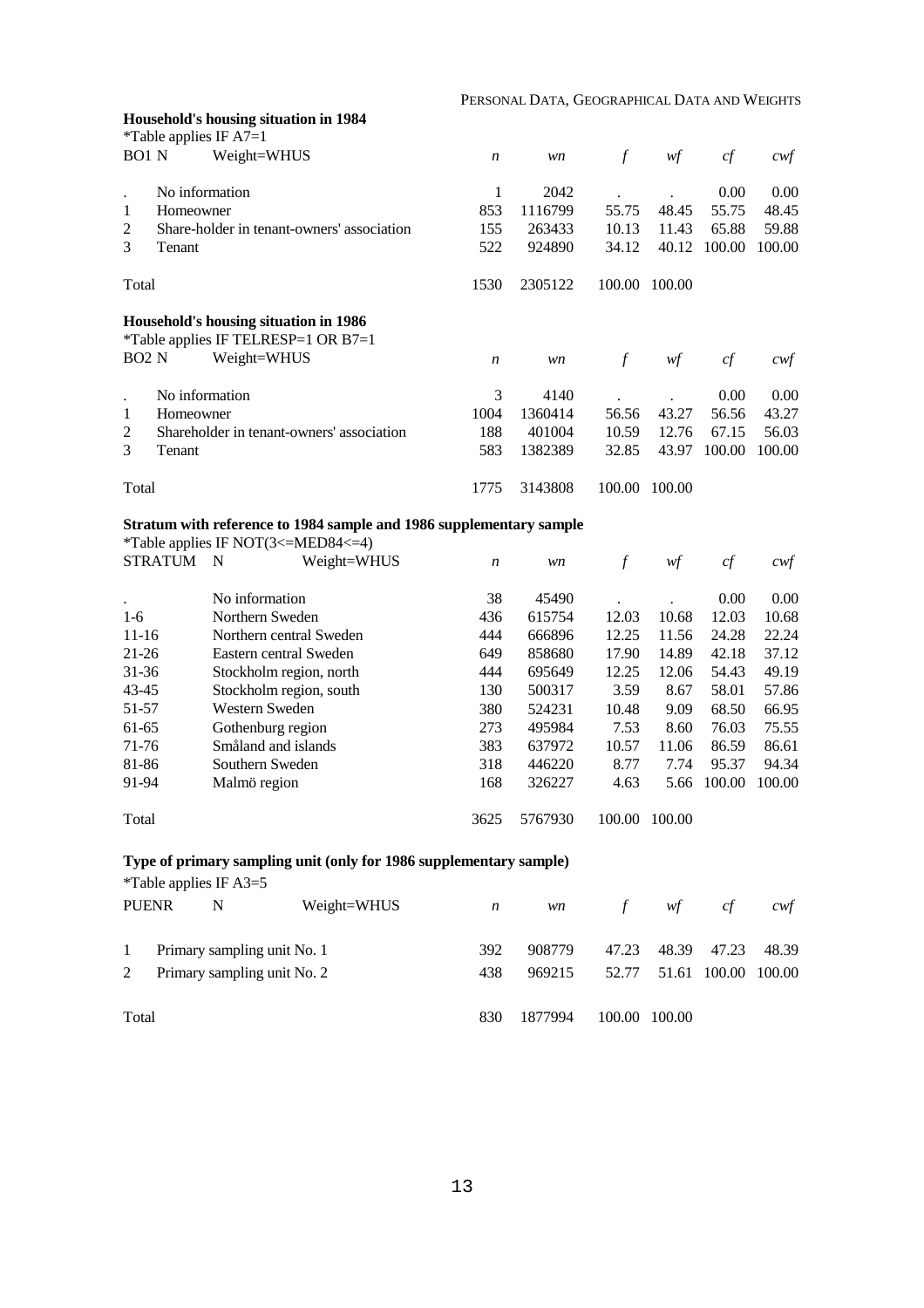**Household's housing situation in 1984**

*Table applies IF A7=1

| BO1 N | Weight=WHUS | *n* | *wn* | *f* | *wf* | *cf* | *cwf* |
|---|---|---|---|---|---|---|---|
| . | No information | 1 | 2042 | . | . | 0.00 | 0.00 |
| 1 | Homeowner | 853 | 1116799 | 55.75 | 48.45 | 55.75 | 48.45 |
| 2 | Share-holder in tenant-owners' association | 155 | 263433 | 10.13 | 11.43 | 65.88 | 59.88 |
| 3 | Tenant | 522 | 924890 | 34.12 | 40.12 | 100.00 | 100.00 |
| Total | | 1530 | 2305122 | 100.00 | 100.00 | | |

**Household's housing situation in 1986**

*Table applies IF TELRESP=1 OR B7=1

| BO2 N | Weight=WHUS | *n* | *wn* | *f* | *wf* | *cf* | *cwf* |
|---|---|---|---|---|---|---|---|
| . | No information | 3 | 4140 | . | . | 0.00 | 0.00 |
| 1 | Homeowner | 1004 | 1360414 | 56.56 | 43.27 | 56.56 | 43.27 |
| 2 | Shareholder in tenant-owners' association | 188 | 401004 | 10.59 | 12.76 | 67.15 | 56.03 |
| 3 | Tenant | 583 | 1382389 | 32.85 | 43.97 | 100.00 | 100.00 |
| Total | | 1775 | 3143808 | 100.00 | 100.00 | | |

**Stratum with reference to 1984 sample and 1986 supplementary sample**

*Table applies IF NOT(3<=MED84<=4)

| STRATUM N | Weight=WHUS | *n* | *wn* | *f* | *wf* | *cf* | *cwf* |
|---|---|---|---|---|---|---|---|
| . | No information | 38 | 45490 | . | . | 0.00 | 0.00 |
| 1-6 | Northern Sweden | 436 | 615754 | 12.03 | 10.68 | 12.03 | 10.68 |
| 11-16 | Northern central Sweden | 444 | 666896 | 12.25 | 11.56 | 24.28 | 22.24 |
| 21-26 | Eastern central Sweden | 649 | 858680 | 17.90 | 14.89 | 42.18 | 37.12 |
| 31-36 | Stockholm region, north | 444 | 695649 | 12.25 | 12.06 | 54.43 | 49.19 |
| 43-45 | Stockholm region, south | 130 | 500317 | 3.59 | 8.67 | 58.01 | 57.86 |
| 51-57 | Western Sweden | 380 | 524231 | 10.48 | 9.09 | 68.50 | 66.95 |
| 61-65 | Gothenburg region | 273 | 495984 | 7.53 | 8.60 | 76.03 | 75.55 |
| 71-76 | Småland and islands | 383 | 637972 | 10.57 | 11.06 | 86.59 | 86.61 |
| 81-86 | Southern Sweden | 318 | 446220 | 8.77 | 7.74 | 95.37 | 94.34 |
| 91-94 | Malmö region | 168 | 326227 | 4.63 | 5.66 | 100.00 | 100.00 |
| Total | | 3625 | 5767930 | 100.00 | 100.00 | | |

**Type of primary sampling unit (only for 1986 supplementary sample)**

*Table applies IF A3=5

| PUENR N | Weight=WHUS | *n* | *wn* | *f* | *wf* | *cf* | *cwf* |
|---|---|---|---|---|---|---|---|
| 1 | Primary sampling unit No. 1 | 392 | 908779 | 47.23 | 48.39 | 47.23 | 48.39 |
| 2 | Primary sampling unit No. 2 | 438 | 969215 | 52.77 | 51.61 | 100.00 | 100.00 |
| Total | | 830 | 1877994 | 100.00 | 100.00 | | |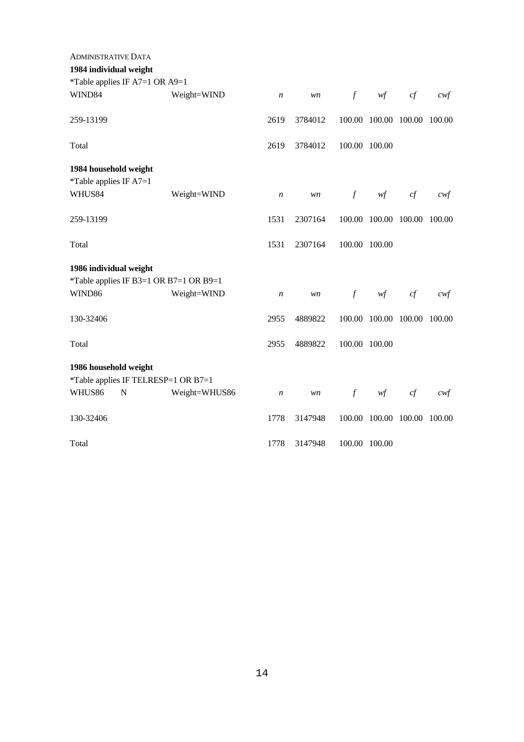ADMINISTRATIVE DATA

**1984 individual weight**

*Table applies IF A7=1 OR A9=1

| WIND84 | Weight=WIND | *n* | *wn* | *f* | *wf* | *cf* | *cwf* |
|---|---|---|---|---|---|---|---|
| 259-13199 | | 2619 | 3784012 | 100.00 | 100.00 | 100.00 | 100.00 |
| Total | | 2619 | 3784012 | 100.00 | 100.00 | | |

**1984 household weight**

*Table applies IF A7=1

| WHUS84 | Weight=WIND | *n* | *wn* | *f* | *wf* | *cf* | *cwf* |
|---|---|---|---|---|---|---|---|
| 259-13199 | | 1531 | 2307164 | 100.00 | 100.00 | 100.00 | 100.00 |
| Total | | 1531 | 2307164 | 100.00 | 100.00 | | |

**1986 individual weight**

*Table applies IF B3=1 OR B7=1 OR B9=1

| WIND86 | Weight=WIND | *n* | *wn* | *f* | *wf* | *cf* | *cwf* |
|---|---|---|---|---|---|---|---|
| 130-32406 | | 2955 | 4889822 | 100.00 | 100.00 | 100.00 | 100.00 |
| Total | | 2955 | 4889822 | 100.00 | 100.00 | | |

**1986 household weight**

*Table applies IF TELRESP=1 OR B7=1

| WHUS86 N | Weight=WHUS86 | *n* | *wn* | *f* | *wf* | *cf* | *cwf* |
|---|---|---|---|---|---|---|---|
| 130-32406 | | 1778 | 3147948 | 100.00 | 100.00 | 100.00 | 100.00 |
| Total | | 1778 | 3147948 | 100.00 | 100.00 | | |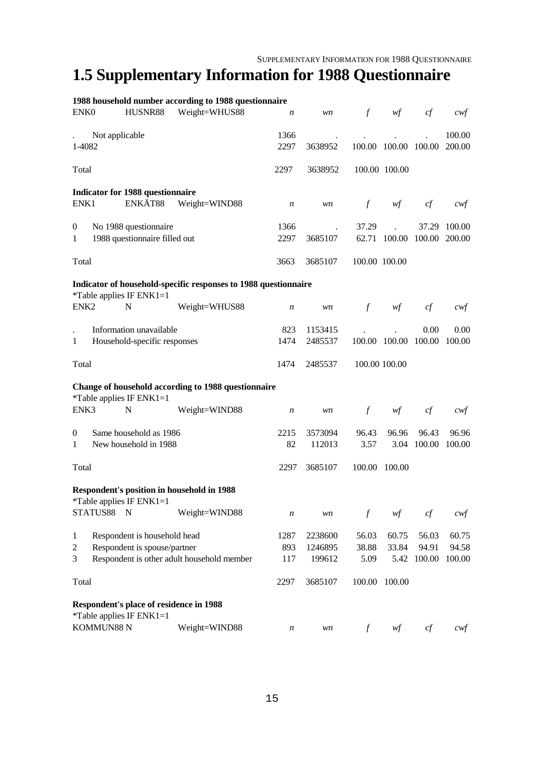# 1.5 Supplementary Information for 1988 Questionnaire

**1988 household number according to 1988 questionnaire**

| ENK0 | HUSNR88 | Weight=WHUS88 | *n* | *wn* | *f* | *wf* | *cf* | *cwf* |
|---|---|---|---|---|---|---|---|---|
| . | Not applicable | | 1366 | . | . | . | . | 100.00 |
| 1-4082 | | | 2297 | 3638952 | 100.00 | 100.00 | 100.00 | 200.00 |
| Total | | | 2297 | 3638952 | 100.00 | 100.00 | | |

**Indicator for 1988 questionnaire**

| ENK1 | ENKÄT88 | Weight=WIND88 | *n* | *wn* | *f* | *wf* | *cf* | *cwf* |
|---|---|---|---|---|---|---|---|---|
| 0 | No 1988 questionnaire | | 1366 | . | 37.29 | . | 37.29 | 100.00 |
| 1 | 1988 questionnaire filled out | | 2297 | 3685107 | 62.71 | 100.00 | 100.00 | 200.00 |
| Total | | | 3663 | 3685107 | 100.00 | 100.00 | | |

**Indicator of household-specific responses to 1988 questionnaire**

*Table applies IF ENK1=1

| ENK2 | N | Weight=WHUS88 | *n* | *wn* | *f* | *wf* | *cf* | *cwf* |
|---|---|---|---|---|---|---|---|---|
| . | Information unavailable | | 823 | 1153415 | . | . | 0.00 | 0.00 |
| 1 | Household-specific responses | | 1474 | 2485537 | 100.00 | 100.00 | 100.00 | 100.00 |
| Total | | | 1474 | 2485537 | 100.00 | 100.00 | | |

**Change of household according to 1988 questionnaire**

*Table applies IF ENK1=1

| ENK3 | N | Weight=WIND88 | *n* | *wn* | *f* | *wf* | *cf* | *cwf* |
|---|---|---|---|---|---|---|---|---|
| 0 | Same household as 1986 | | 2215 | 3573094 | 96.43 | 96.96 | 96.43 | 96.96 |
| 1 | New household in 1988 | | 82 | 112013 | 3.57 | 3.04 | 100.00 | 100.00 |
| Total | | | 2297 | 3685107 | 100.00 | 100.00 | | |

**Respondent's position in household in 1988**

*Table applies IF ENK1=1

| STATUS88 | N | Weight=WIND88 | *n* | *wn* | *f* | *wf* | *cf* | *cwf* |
|---|---|---|---|---|---|---|---|---|
| 1 | Respondent is household head | | 1287 | 2238600 | 56.03 | 60.75 | 56.03 | 60.75 |
| 2 | Respondent is spouse/partner | | 893 | 1246895 | 38.88 | 33.84 | 94.91 | 94.58 |
| 3 | Respondent is other adult household member | | 117 | 199612 | 5.09 | 5.42 | 100.00 | 100.00 |
| Total | | | 2297 | 3685107 | 100.00 | 100.00 | | |

**Respondent's place of residence in 1988**

*Table applies IF ENK1=1

| KOMMUN88 | N | Weight=WIND88 | *n* | *wn* | *f* | *wf* | *cf* | *cwf* |
|---|---|---|---|---|---|---|---|---|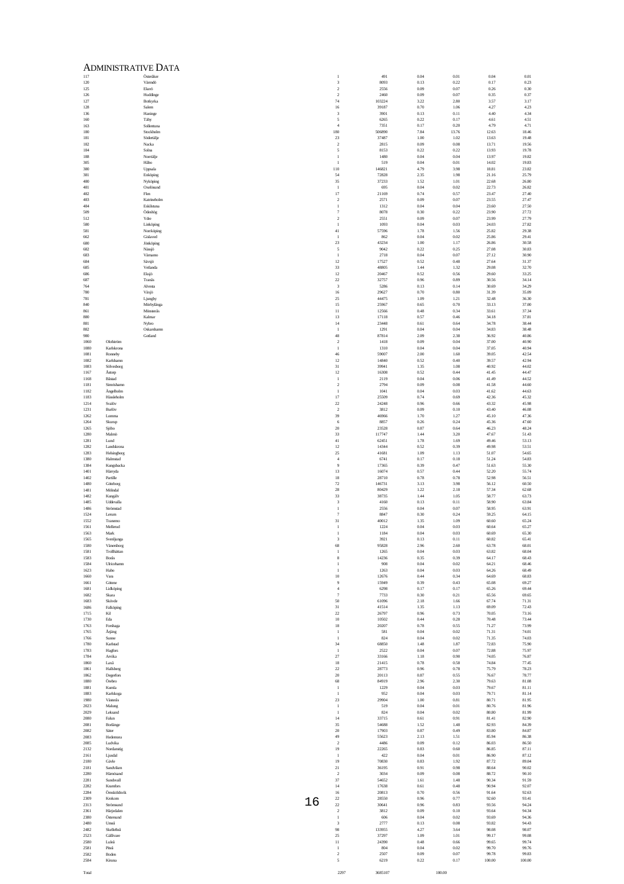# Administrative Data

| | | | | | | | |
|---|---|---|---|---|---|---|---|
| 117 | | Österåker | 1 | 491 | 0.04 | 0.01 | 0.04 | 0.01 |
| 120 | | Värmdö | 3 | 8093 | 0.13 | 0.22 | 0.17 | 0.23 |
| 125 | | Ekerö | 2 | 2556 | 0.09 | 0.07 | 0.26 | 0.30 |
| 126 | | Huddinge | 2 | 2460 | 0.09 | 0.07 | 0.35 | 0.37 |
| 127 | | Botkyrka | 74 | 103224 | 3.22 | 2.80 | 3.57 | 3.17 |
| 128 | | Salem | 16 | 39187 | 0.70 | 1.06 | 4.27 | 4.23 |
| 136 | | Haninge | 3 | 3901 | 0.13 | 0.11 | 4.40 | 4.34 |
| 160 | | Täby | 5 | 6265 | 0.22 | 0.17 | 4.61 | 4.51 |
| 163 | | Sollentuna | 4 | 7351 | 0.17 | 0.20 | 4.79 | 4.71 |
| 180 | | Stockholm | 180 | 506890 | 7.84 | 13.76 | 12.63 | 18.46 |
| 181 | | Södertälje | 23 | 37487 | 1.00 | 1.02 | 13.63 | 19.48 |
| 182 | | Nacka | 2 | 2815 | 0.09 | 0.08 | 13.71 | 19.56 |
| 184 | | Solna | 5 | 8153 | 0.22 | 0.22 | 13.93 | 19.78 |
| 188 | | Norrtälje | 1 | 1480 | 0.04 | 0.04 | 13.97 | 19.82 |
| 305 | | Håbo | 1 | 519 | 0.04 | 0.01 | 14.02 | 19.83 |
| 380 | | Uppsala | 110 | 146821 | 4.79 | 3.98 | 18.81 | 23.82 |
| 381 | | Enköping | 54 | 72828 | 2.35 | 1.98 | 21.16 | 25.79 |
| 480 | | Nyköping | 35 | 37233 | 1.52 | 1.01 | 22.68 | 26.80 |
| 481 | | Oxelösund | 1 | 695 | 0.04 | 0.02 | 22.73 | 26.82 |
| 482 | | Flen | 17 | 21169 | 0.74 | 0.57 | 23.47 | 27.40 |
| 483 | | Katrineholm | 2 | 2571 | 0.09 | 0.07 | 23.55 | 27.47 |
| 484 | | Eskilstuna | 1 | 1312 | 0.04 | 0.04 | 23.60 | 27.50 |
| 509 | | Ödeshög | 7 | 8078 | 0.30 | 0.22 | 23.90 | 27.72 |
| 512 | | Ydre | 2 | 2551 | 0.09 | 0.07 | 23.99 | 27.79 |
| 580 | | Linköping | 1 | 1093 | 0.04 | 0.03 | 24.03 | 27.82 |
| 581 | | Norrköping | 41 | 57596 | 1.78 | 1.56 | 25.82 | 29.38 |
| 662 | | Gislaved | 1 | 862 | 0.04 | 0.02 | 25.86 | 29.41 |
| 680 | | Jönköping | 23 | 43234 | 1.00 | 1.17 | 26.86 | 30.58 |
| 682 | | Nässjö | 5 | 9042 | 0.22 | 0.25 | 27.08 | 30.83 |
| 683 | | Värnamo | 1 | 2718 | 0.04 | 0.07 | 27.12 | 30.90 |
| 684 | | Sävsjö | 12 | 17527 | 0.52 | 0.48 | 27.64 | 31.37 |
| 685 | | Vetlanda | 33 | 48805 | 1.44 | 1.32 | 29.08 | 32.70 |
| 686 | | Eksjö | 12 | 20467 | 0.52 | 0.56 | 29.60 | 33.25 |
| 687 | | Tranås | 22 | 32757 | 0.96 | 0.89 | 30.56 | 34.14 |
| 764 | | Alvesta | 3 | 5286 | 0.13 | 0.14 | 30.69 | 34.29 |
| 780 | | Växjö | 16 | 29627 | 0.70 | 0.80 | 31.39 | 35.09 |
| 781 | | Ljungby | 25 | 44475 | 1.09 | 1.21 | 32.48 | 36.30 |
| 840 | | Mörbylånga | 15 | 25967 | 0.65 | 0.70 | 33.13 | 37.00 |
| 861 | | Mönsterås | 11 | 12566 | 0.48 | 0.34 | 33.61 | 37.34 |
| 880 | | Kalmar | 13 | 17118 | 0.57 | 0.46 | 34.18 | 37.81 |
| 881 | | Nybro | 14 | 23448 | 0.61 | 0.64 | 34.78 | 38.44 |
| 882 | | Oskarshamn | 1 | 1291 | 0.04 | 0.04 | 34.83 | 38.48 |
| 980 | | Gotland | 48 | 87814 | 2.09 | 2.38 | 36.92 | 40.86 |
| 1060 | Olofström | | 2 | 1418 | 0.09 | 0.04 | 37.00 | 40.90 |
| 1080 | Karlskrona | | 1 | 1310 | 0.04 | 0.04 | 37.05 | 40.94 |
| 1081 | Ronneby | | 46 | 59007 | 2.00 | 1.60 | 39.05 | 42.54 |
| 1082 | Karlshamn | | 12 | 14840 | 0.52 | 0.40 | 39.57 | 42.94 |
| 1083 | Sölvesborg | | 31 | 39941 | 1.35 | 1.08 | 40.92 | 44.02 |
| 1167 | Åstorp | | 12 | 16308 | 0.52 | 0.44 | 41.45 | 44.47 |
| 1168 | Båstad | | 1 | 2119 | 0.04 | 0.06 | 41.49 | 44.52 |
| 1181 | Simrishamn | | 2 | 2794 | 0.09 | 0.08 | 41.58 | 44.60 |
| 1182 | Ängelholm | | 1 | 1041 | 0.04 | 0.03 | 41.62 | 44.63 |
| 1183 | Hässleholm | | 17 | 25509 | 0.74 | 0.69 | 42.36 | 45.32 |
| 1214 | Svalöv | | 22 | 24248 | 0.96 | 0.66 | 43.32 | 45.98 |
| 1231 | Burlöv | | 2 | 3812 | 0.09 | 0.10 | 43.40 | 46.08 |
| 1262 | Lomma | | 39 | 46966 | 1.70 | 1.27 | 45.10 | 47.36 |
| 1264 | Skurup | | 6 | 8857 | 0.26 | 0.24 | 45.36 | 47.60 |
| 1265 | Sjöbo | | 20 | 23528 | 0.87 | 0.64 | 46.23 | 48.24 |
| 1280 | Malmö | | 33 | 117747 | 1.44 | 3.20 | 47.67 | 51.43 |
| 1281 | Lund | | 41 | 62451 | 1.78 | 1.69 | 49.46 | 53.13 |
| 1282 | Landskrona | | 12 | 14344 | 0.52 | 0.39 | 49.98 | 53.51 |
| 1283 | Helsingborg | | 25 | 41681 | 1.09 | 1.13 | 51.07 | 54.65 |
| 1380 | Halmstad | | 4 | 6741 | 0.17 | 0.18 | 51.24 | 54.83 |
| 1384 | Kungsbacka | | 9 | 17365 | 0.39 | 0.47 | 51.63 | 55.30 |
| 1401 | Härryda | | 13 | 16074 | 0.57 | 0.44 | 52.20 | 55.74 |
| 1402 | Partille | | 18 | 28710 | 0.78 | 0.78 | 52.98 | 56.51 |
| 1480 | Göteborg | | 72 | 146731 | 3.13 | 3.98 | 56.12 | 60.50 |
| 1481 | Mölndal | | 28 | 80429 | 1.22 | 2.18 | 57.34 | 62.68 |
| 1482 | Kungälv | | 33 | 38735 | 1.44 | 1.05 | 58.77 | 63.73 |
| 1485 | Uddevalla | | 3 | 4160 | 0.13 | 0.11 | 58.90 | 63.84 |
| 1486 | Strömstad | | 1 | 2556 | 0.04 | 0.07 | 58.95 | 63.91 |
| 1524 | Lerum | | 7 | 8847 | 0.30 | 0.24 | 59.25 | 64.15 |
| 1552 | Tranemo | | 31 | 40012 | 1.35 | 1.09 | 60.60 | 65.24 |
| 1561 | Mellerud | | 1 | 1224 | 0.04 | 0.03 | 60.64 | 65.27 |
| 1563 | Mark | | 1 | 1184 | 0.04 | 0.03 | 60.69 | 65.30 |
| 1565 | Svenljunga | | 3 | 3921 | 0.13 | 0.11 | 60.82 | 65.41 |
| 1580 | Vänersborg | | 68 | 95828 | 2.96 | 2.60 | 63.78 | 68.01 |
| 1581 | Trollhättan | | 1 | 1265 | 0.04 | 0.03 | 63.82 | 68.04 |
| 1583 | Borås | | 8 | 14236 | 0.35 | 0.39 | 64.17 | 68.43 |
| 1584 | Ulricehamn | | 1 | 908 | 0.04 | 0.02 | 64.21 | 68.46 |
| 1623 | Habo | | 1 | 1263 | 0.04 | 0.03 | 64.26 | 68.49 |
| 1660 | Vara | | 10 | 12676 | 0.44 | 0.34 | 64.69 | 68.83 |
| 1661 | Götene | | 9 | 15949 | 0.39 | 0.43 | 65.08 | 69.27 |
| 1681 | Lidköping | | 4 | 6298 | 0.17 | 0.17 | 65.26 | 69.44 |
| 1682 | Skara | | 7 | 7733 | 0.30 | 0.21 | 65.56 | 69.65 |
| 1683 | Skövde | | 50 | 61096 | 2.18 | 1.66 | 67.74 | 71.31 |
| 1686 | Falköping | | 31 | 41514 | 1.35 | 1.13 | 69.09 | 72.43 |
| 1715 | Kil | | 22 | 26797 | 0.96 | 0.73 | 70.05 | 73.16 |
| 1730 | Eda | | 10 | 10502 | 0.44 | 0.28 | 70.48 | 73.44 |
| 1763 | Forshaga | | 18 | 20207 | 0.78 | 0.55 | 71.27 | 73.99 |
| 1765 | Årjäng | | 1 | 581 | 0.04 | 0.02 | 71.31 | 74.01 |
| 1766 | Sunne | | 1 | 824 | 0.04 | 0.02 | 71.35 | 74.03 |
| 1780 | Karlstad | | 34 | 68850 | 1.48 | 1.87 | 72.83 | 75.90 |
| 1783 | Hagfors | | 1 | 2522 | 0.04 | 0.07 | 72.88 | 75.97 |
| 1784 | Arvika | | 27 | 33166 | 1.18 | 0.90 | 74.05 | 76.87 |
| 1860 | Laxå | | 18 | 21415 | 0.78 | 0.58 | 74.84 | 77.45 |
| 1861 | Hallsberg | | 22 | 28773 | 0.96 | 0.78 | 75.79 | 78.23 |
| 1862 | Degerfors | | 20 | 20113 | 0.87 | 0.55 | 76.67 | 78.77 |
| 1880 | Örebro | | 68 | 84919 | 2.96 | 2.30 | 79.63 | 81.08 |
| 1881 | Kumla | | 1 | 1229 | 0.04 | 0.03 | 79.67 | 81.11 |
| 1883 | Karlskoga | | 1 | 952 | 0.04 | 0.03 | 79.71 | 81.14 |
| 1980 | Västerås | | 23 | 29904 | 1.00 | 0.81 | 80.71 | 81.95 |
| 2023 | Malung | | 1 | 519 | 0.04 | 0.01 | 80.76 | 81.96 |
| 2029 | Leksand | | 1 | 824 | 0.04 | 0.02 | 80.80 | 81.99 |
| 2080 | Falun | | 14 | 33715 | 0.61 | 0.91 | 81.41 | 82.90 |
| 2081 | Borlänge | | 35 | 54688 | 1.52 | 1.48 | 82.93 | 84.39 |
| 2082 | Säter | | 20 | 17903 | 0.87 | 0.49 | 83.80 | 84.87 |
| 2083 | Hedemora | | 49 | 55623 | 2.13 | 1.51 | 85.94 | 86.38 |
| 2085 | Ludvika | | 2 | 4486 | 0.09 | 0.12 | 86.03 | 86.50 |
| 2132 | Nordanstig | | 19 | 22265 | 0.83 | 0.60 | 86.85 | 87.11 |
| 2161 | Ljusdal | | 1 | 422 | 0.04 | 0.01 | 86.90 | 87.12 |
| 2180 | Gävle | | 19 | 70830 | 0.83 | 1.92 | 87.72 | 89.04 |
| 2181 | Sandviken | | 21 | 36195 | 0.91 | 0.98 | 88.64 | 90.02 |
| 2280 | Härnösand | | 2 | 3034 | 0.09 | 0.08 | 88.72 | 90.10 |
| 2281 | Sundsvall | | 37 | 54652 | 1.61 | 1.48 | 90.34 | 91.59 |
| 2282 | Kramfors | | 14 | 17638 | 0.61 | 0.48 | 90.94 | 92.07 |
| 2284 | Örnsköldsvik | | 16 | 20813 | 0.70 | 0.56 | 91.64 | 92.63 |
| 2309 | Krokom | | 22 | 28550 | 0.96 | 0.77 | 92.60 | 93.41 |
| 2313 | Strömsund | | 22 | 30641 | 0.96 | 0.83 | 93.56 | 94.24 |
| 2361 | Härjedalen | | 2 | 3812 | 0.09 | 0.10 | 93.64 | 94.34 |
| 2380 | Östersund | | 1 | 606 | 0.04 | 0.02 | 93.69 | 94.36 |
| 2480 | Umeå | | 3 | 2777 | 0.13 | 0.08 | 93.82 | 94.43 |
| 2482 | Skellefteå | | 98 | 133955 | 4.27 | 3.64 | 98.08 | 98.07 |
| 2523 | Gällivare | | 25 | 37297 | 1.09 | 1.01 | 99.17 | 99.08 |
| 2580 | Luleå | | 11 | 24390 | 0.48 | 0.66 | 99.65 | 99.74 |
| 2581 | Piteå | | 1 | 804 | 0.04 | 0.02 | 99.70 | 99.76 |
| 2582 | Boden | | 2 | 2507 | 0.09 | 0.07 | 99.78 | 99.83 |
| 2584 | Kiruna | | 5 | 6219 | 0.22 | 0.17 | 100.00 | 100.00 |
| Total | | | 2297 | 3685107 | | 100.00 | | |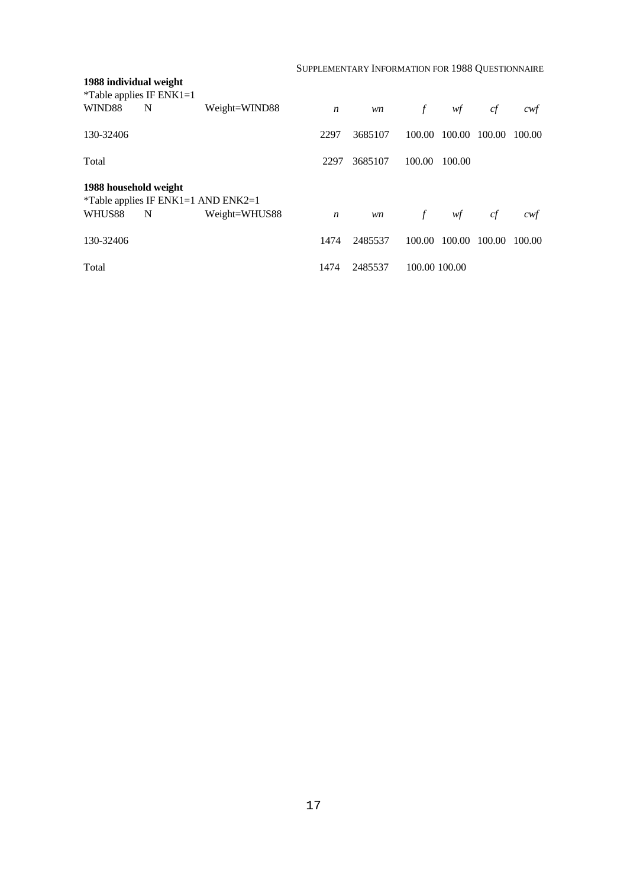**1988 individual weight**

*Table applies IF ENK1=1

| WIND88 | N | Weight=WIND88 | *n* | *wn* | *f* | *wf* | *cf* | *cwf* |
|---|---|---|---|---|---|---|---|---|
| 130-32406 | | | 2297 | 3685107 | 100.00 | 100.00 | 100.00 | 100.00 |
| Total | | | 2297 | 3685107 | 100.00 | 100.00 | | |

**1988 household weight**

*Table applies IF ENK1=1 AND ENK2=1

| WHUS88 | N | Weight=WHUS88 | *n* | *wn* | *f* | *wf* | *cf* | *cwf* |
|---|---|---|---|---|---|---|---|---|
| 130-32406 | | | 1474 | 2485537 | 100.00 | 100.00 | 100.00 | 100.00 |
| Total | | | 1474 | 2485537 | 100.00 | 100.00 | | |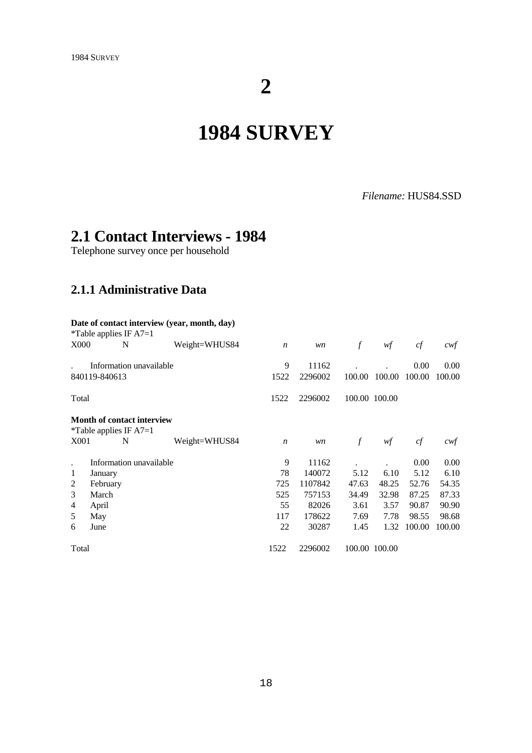# 2

# 1984 SURVEY

*Filename:* HUS84.SSD

## 2.1 Contact Interviews - 1984

Telephone survey once per household

### 2.1.1 Administrative Data

**Date of contact interview (year, month, day)**

*Table applies IF A7=1

| X000 | N | Weight=WHUS84 | *n* | *wn* | *f* | *wf* | *cf* | *cwf* |
|---|---|---|---|---|---|---|---|---|
| . | Information unavailable | | 9 | 11162 | . | . | 0.00 | 0.00 |
| 840119-840613 | | | 1522 | 2296002 | 100.00 | 100.00 | 100.00 | 100.00 |
| Total | | | 1522 | 2296002 | 100.00 | 100.00 | | |

**Month of contact interview**

*Table applies IF A7=1

| X001 | N | Weight=WHUS84 | *n* | *wn* | *f* | *wf* | *cf* | *cwf* |
|---|---|---|---|---|---|---|---|---|
| . | Information unavailable | | 9 | 11162 | . | . | 0.00 | 0.00 |
| 1 | January | | 78 | 140072 | 5.12 | 6.10 | 5.12 | 6.10 |
| 2 | February | | 725 | 1107842 | 47.63 | 48.25 | 52.76 | 54.35 |
| 3 | March | | 525 | 757153 | 34.49 | 32.98 | 87.25 | 87.33 |
| 4 | April | | 55 | 82026 | 3.61 | 3.57 | 90.87 | 90.90 |
| 5 | May | | 117 | 178622 | 7.69 | 7.78 | 98.55 | 98.68 |
| 6 | June | | 22 | 30287 | 1.45 | 1.32 | 100.00 | 100.00 |
| Total | | | 1522 | 2296002 | 100.00 | 100.00 | | |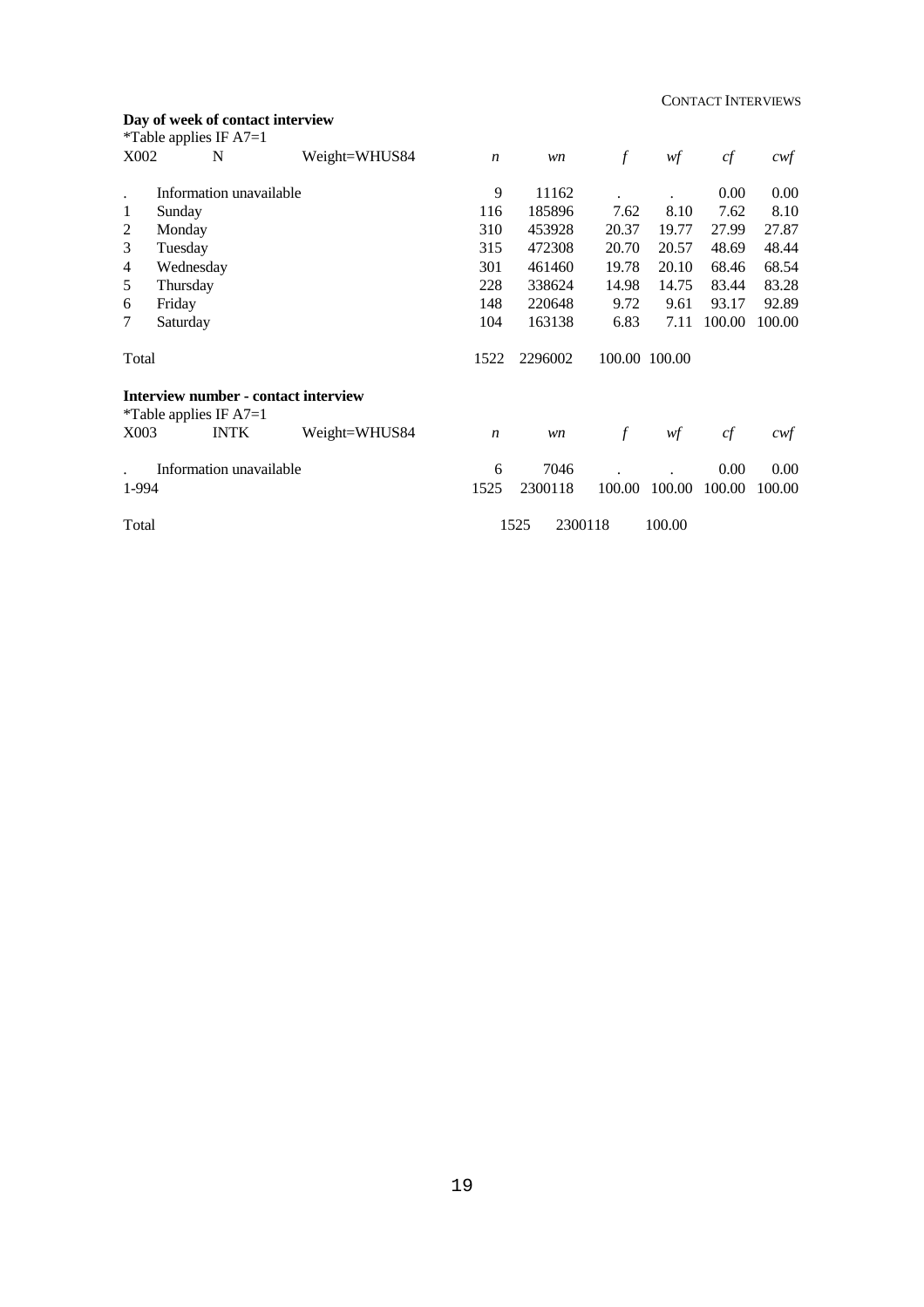**Day of week of contact interview**

*Table applies IF A7=1

| X002 | N | Weight=WHUS84 | *n* | *wn* | *f* | *wf* | *cf* | *cwf* |
|---|---|---|---|---|---|---|---|---|
| . | Information unavailable | | 9 | 11162 | . | . | 0.00 | 0.00 |
| 1 | Sunday | | 116 | 185896 | 7.62 | 8.10 | 7.62 | 8.10 |
| 2 | Monday | | 310 | 453928 | 20.37 | 19.77 | 27.99 | 27.87 |
| 3 | Tuesday | | 315 | 472308 | 20.70 | 20.57 | 48.69 | 48.44 |
| 4 | Wednesday | | 301 | 461460 | 19.78 | 20.10 | 68.46 | 68.54 |
| 5 | Thursday | | 228 | 338624 | 14.98 | 14.75 | 83.44 | 83.28 |
| 6 | Friday | | 148 | 220648 | 9.72 | 9.61 | 93.17 | 92.89 |
| 7 | Saturday | | 104 | 163138 | 6.83 | 7.11 | 100.00 | 100.00 |
| Total | | | 1522 | 2296002 | 100.00 | 100.00 | | |

**Interview number - contact interview**

*Table applies IF A7=1

| X003 | INTK | Weight=WHUS84 | *n* | *wn* | *f* | *wf* | *cf* | *cwf* |
|---|---|---|---|---|---|---|---|---|
| . | Information unavailable | | 6 | 7046 | . | . | 0.00 | 0.00 |
| 1-994 | | | 1525 | 2300118 | 100.00 | 100.00 | 100.00 | 100.00 |
| Total | | | 1525 | 2300118 | | 100.00 | | |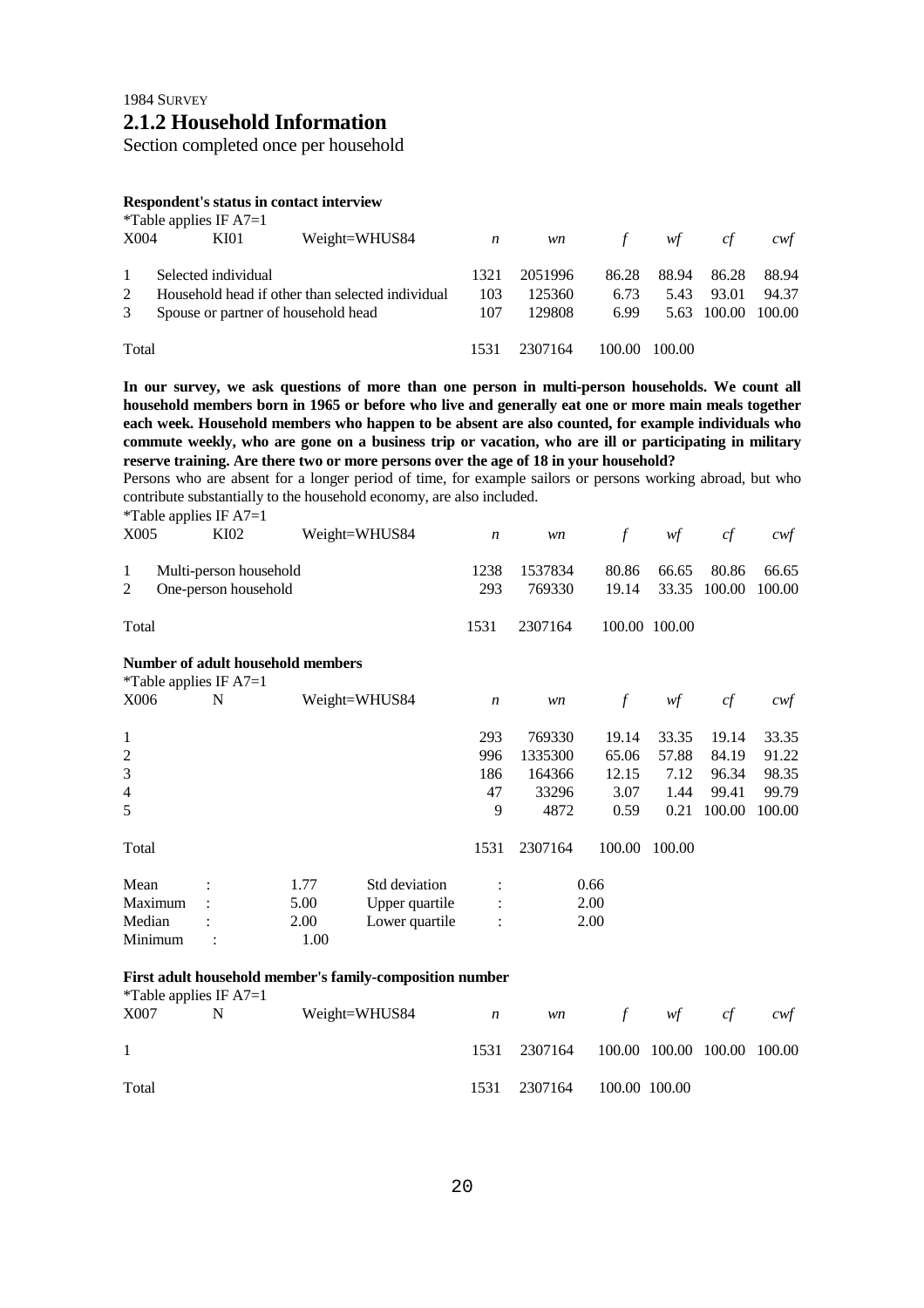1984 SURVEY

## 2.1.2 Household Information

Section completed once per household

**Respondent's status in contact interview**

*Table applies IF A7=1

| X004 | KI01 | Weight=WHUS84 | *n* | *wn* | *f* | *wf* | *cf* | *cwf* |
|---|---|---|---|---|---|---|---|---|
| 1 | Selected individual | | 1321 | 2051996 | 86.28 | 88.94 | 86.28 | 88.94 |
| 2 | Household head if other than selected individual | | 103 | 125360 | 6.73 | 5.43 | 93.01 | 94.37 |
| 3 | Spouse or partner of household head | | 107 | 129808 | 6.99 | 5.63 | 100.00 | 100.00 |
| Total | | | 1531 | 2307164 | 100.00 | 100.00 | | |

**In our survey, we ask questions of more than one person in multi-person households. We count all household members born in 1965 or before who live and generally eat one or more main meals together each week. Household members who happen to be absent are also counted, for example individuals who commute weekly, who are gone on a business trip or vacation, who are ill or participating in military reserve training. Are there two or more persons over the age of 18 in your household?**

Persons who are absent for a longer period of time, for example sailors or persons working abroad, but who contribute substantially to the household economy, are also included.

*Table applies IF A7=1

| X005 | KI02 | Weight=WHUS84 | *n* | *wn* | *f* | *wf* | *cf* | *cwf* |
|---|---|---|---|---|---|---|---|---|
| 1 | Multi-person household | | 1238 | 1537834 | 80.86 | 66.65 | 80.86 | 66.65 |
| 2 | One-person household | | 293 | 769330 | 19.14 | 33.35 | 100.00 | 100.00 |
| Total | | | 1531 | 2307164 | 100.00 | 100.00 | | |

**Number of adult household members**

*Table applies IF A7=1

| X006 | N | Weight=WHUS84 | *n* | *wn* | *f* | *wf* | *cf* | *cwf* |
|---|---|---|---|---|---|---|---|---|
| 1 | | | 293 | 769330 | 19.14 | 33.35 | 19.14 | 33.35 |
| 2 | | | 996 | 1335300 | 65.06 | 57.88 | 84.19 | 91.22 |
| 3 | | | 186 | 164366 | 12.15 | 7.12 | 96.34 | 98.35 |
| 4 | | | 47 | 33296 | 3.07 | 1.44 | 99.41 | 99.79 |
| 5 | | | 9 | 4872 | 0.59 | 0.21 | 100.00 | 100.00 |
| Total | | | 1531 | 2307164 | 100.00 | 100.00 | | |

| | | | | | |
|---|---|---|---|---|---|
| Mean | : | 1.77 | Std deviation | : | 0.66 |
| Maximum | : | 5.00 | Upper quartile | : | 2.00 |
| Median | : | 2.00 | Lower quartile | : | 2.00 |
| Minimum | : | 1.00 | | | |

**First adult household member's family-composition number**

*Table applies IF A7=1

| X007 | N | Weight=WHUS84 | *n* | *wn* | *f* | *wf* | *cf* | *cwf* |
|---|---|---|---|---|---|---|---|---|
| 1 | | | 1531 | 2307164 | 100.00 | 100.00 | 100.00 | 100.00 |
| Total | | | 1531 | 2307164 | 100.00 | 100.00 | | |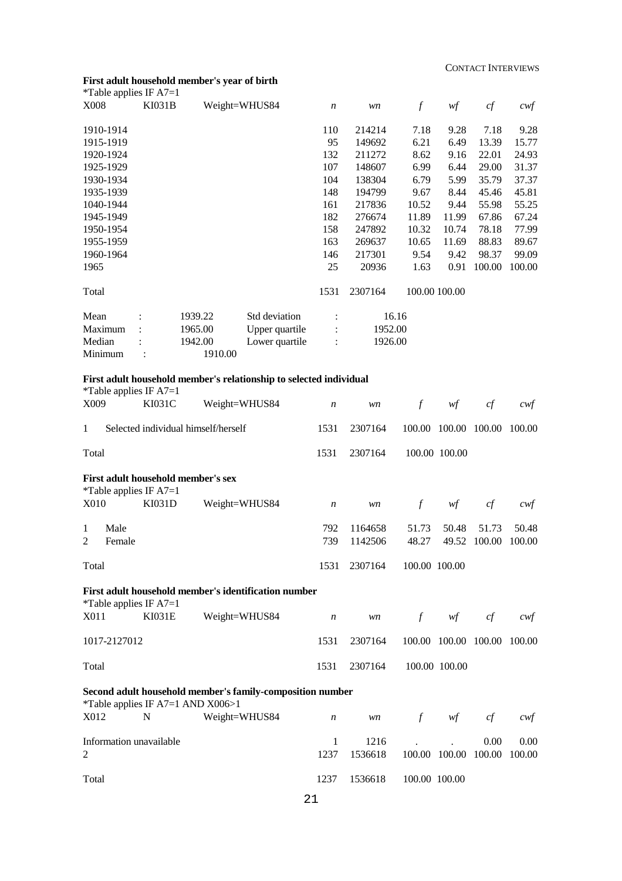### First adult household member's year of birth

*Table applies IF A7=1

| X008 | KI031B | Weight=WHUS84 | *n* | *wn* | *f* | *wf* | *cf* | *cwf* |
|---|---|---|---|---|---|---|---|---|
| 1910-1914 | | | 110 | 214214 | 7.18 | 9.28 | 7.18 | 9.28 |
| 1915-1919 | | | 95 | 149692 | 6.21 | 6.49 | 13.39 | 15.77 |
| 1920-1924 | | | 132 | 211272 | 8.62 | 9.16 | 22.01 | 24.93 |
| 1925-1929 | | | 107 | 148607 | 6.99 | 6.44 | 29.00 | 31.37 |
| 1930-1934 | | | 104 | 138304 | 6.79 | 5.99 | 35.79 | 37.37 |
| 1935-1939 | | | 148 | 194799 | 9.67 | 8.44 | 45.46 | 45.81 |
| 1040-1944 | | | 161 | 217836 | 10.52 | 9.44 | 55.98 | 55.25 |
| 1945-1949 | | | 182 | 276674 | 11.89 | 11.99 | 67.86 | 67.24 |
| 1950-1954 | | | 158 | 247892 | 10.32 | 10.74 | 78.18 | 77.99 |
| 1955-1959 | | | 163 | 269637 | 10.65 | 11.69 | 88.83 | 89.67 |
| 1960-1964 | | | 146 | 217301 | 9.54 | 9.42 | 98.37 | 99.09 |
| 1965 | | | 25 | 20936 | 1.63 | 0.91 | 100.00 | 100.00 |
| Total | | | 1531 | 2307164 | 100.00 | 100.00 | | |

| | | | | | |
|---|---|---|---|---|---|
| Mean | : | 1939.22 | Std deviation | : | 16.16 |
| Maximum | : | 1965.00 | Upper quartile | : | 1952.00 |
| Median | : | 1942.00 | Lower quartile | : | 1926.00 |
| Minimum | : | 1910.00 | | | |

### First adult household member's relationship to selected individual

*Table applies IF A7=1

| X009 | KI031C | Weight=WHUS84 | *n* | *wn* | *f* | *wf* | *cf* | *cwf* |
|---|---|---|---|---|---|---|---|---|
| 1 | Selected individual himself/herself | | 1531 | 2307164 | 100.00 | 100.00 | 100.00 | 100.00 |
| Total | | | 1531 | 2307164 | 100.00 | 100.00 | | |

### First adult household member's sex

*Table applies IF A7=1

| X010 | KI031D | Weight=WHUS84 | *n* | *wn* | *f* | *wf* | *cf* | *cwf* |
|---|---|---|---|---|---|---|---|---|
| 1 | Male | | 792 | 1164658 | 51.73 | 50.48 | 51.73 | 50.48 |
| 2 | Female | | 739 | 1142506 | 48.27 | 49.52 | 100.00 | 100.00 |
| Total | | | 1531 | 2307164 | 100.00 | 100.00 | | |

### First adult household member's identification number

*Table applies IF A7=1

| X011 | KI031E | Weight=WHUS84 | *n* | *wn* | *f* | *wf* | *cf* | *cwf* |
|---|---|---|---|---|---|---|---|---|
| 1017-2127012 | | | 1531 | 2307164 | 100.00 | 100.00 | 100.00 | 100.00 |
| Total | | | 1531 | 2307164 | 100.00 | 100.00 | | |

### Second adult household member's family-composition number

*Table applies IF A7=1 AND X006>1

| X012 | N | Weight=WHUS84 | *n* | *wn* | *f* | *wf* | *cf* | *cwf* |
|---|---|---|---|---|---|---|---|---|
| Information unavailable | | | 1 | 1216 | . | . | 0.00 | 0.00 |
| 2 | | | 1237 | 1536618 | 100.00 | 100.00 | 100.00 | 100.00 |
| Total | | | 1237 | 1536618 | 100.00 | 100.00 | | |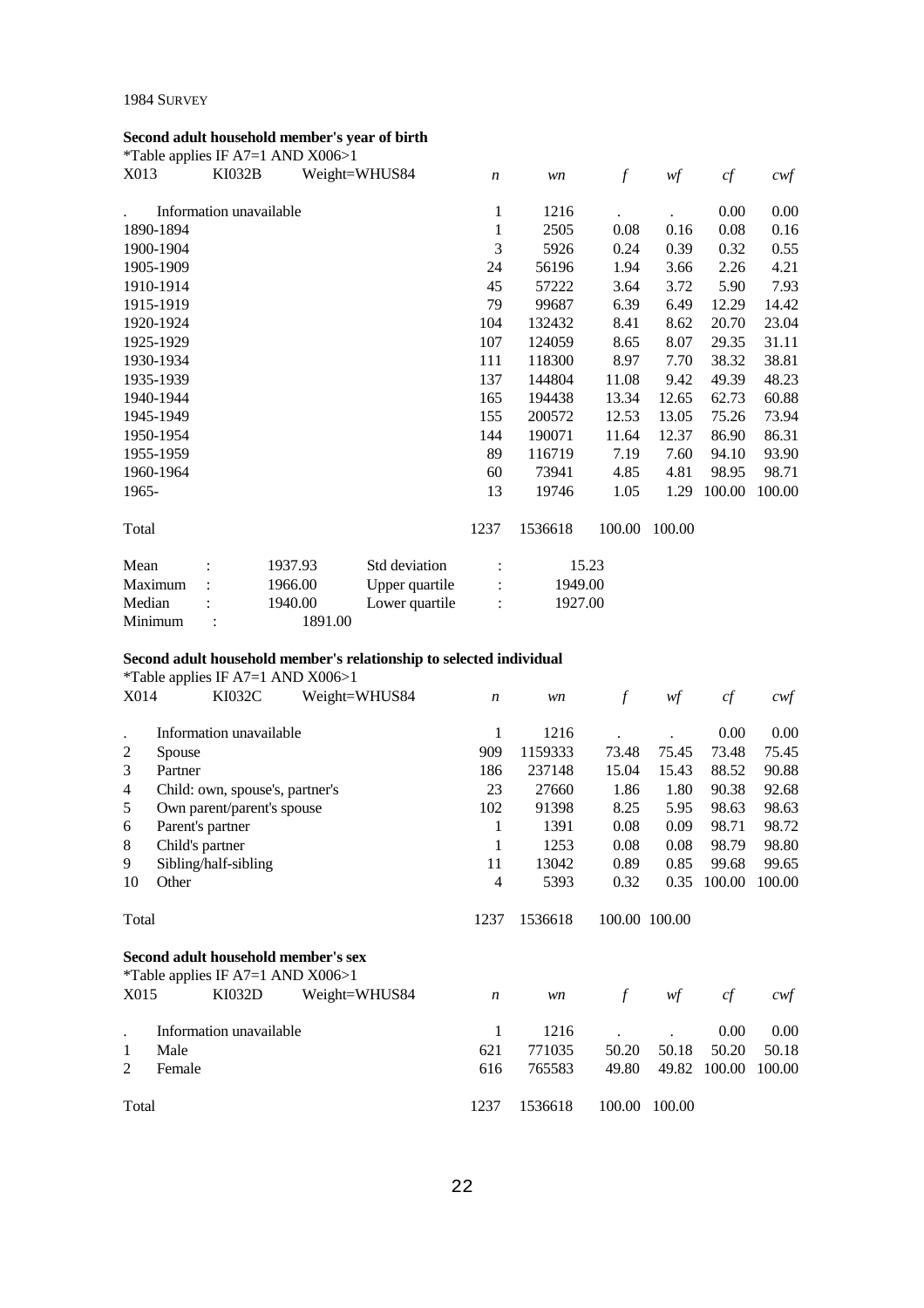1984 SURVEY

### Second adult household member's year of birth

*Table applies IF A7=1 AND X006>1

| X013 | KI032B | Weight=WHUS84 | *n* | *wn* | *f* | *wf* | *cf* | *cwf* |
|---|---|---|---|---|---|---|---|---|
| . | Information unavailable | | 1 | 1216 | . | . | 0.00 | 0.00 |
| 1890-1894 | | | 1 | 2505 | 0.08 | 0.16 | 0.08 | 0.16 |
| 1900-1904 | | | 3 | 5926 | 0.24 | 0.39 | 0.32 | 0.55 |
| 1905-1909 | | | 24 | 56196 | 1.94 | 3.66 | 2.26 | 4.21 |
| 1910-1914 | | | 45 | 57222 | 3.64 | 3.72 | 5.90 | 7.93 |
| 1915-1919 | | | 79 | 99687 | 6.39 | 6.49 | 12.29 | 14.42 |
| 1920-1924 | | | 104 | 132432 | 8.41 | 8.62 | 20.70 | 23.04 |
| 1925-1929 | | | 107 | 124059 | 8.65 | 8.07 | 29.35 | 31.11 |
| 1930-1934 | | | 111 | 118300 | 8.97 | 7.70 | 38.32 | 38.81 |
| 1935-1939 | | | 137 | 144804 | 11.08 | 9.42 | 49.39 | 48.23 |
| 1940-1944 | | | 165 | 194438 | 13.34 | 12.65 | 62.73 | 60.88 |
| 1945-1949 | | | 155 | 200572 | 12.53 | 13.05 | 75.26 | 73.94 |
| 1950-1954 | | | 144 | 190071 | 11.64 | 12.37 | 86.90 | 86.31 |
| 1955-1959 | | | 89 | 116719 | 7.19 | 7.60 | 94.10 | 93.90 |
| 1960-1964 | | | 60 | 73941 | 4.85 | 4.81 | 98.95 | 98.71 |
| 1965- | | | 13 | 19746 | 1.05 | 1.29 | 100.00 | 100.00 |
| Total | | | 1237 | 1536618 | 100.00 | 100.00 | | |

| | | | | |
|---|---|---|---|---|
| Mean | : 1937.93 | Std deviation | : | 15.23 |
| Maximum | : 1966.00 | Upper quartile | : | 1949.00 |
| Median | : 1940.00 | Lower quartile | : | 1927.00 |
| Minimum | : 1891.00 | | | |

### Second adult household member's relationship to selected individual

*Table applies IF A7=1 AND X006>1

| X014 | KI032C | Weight=WHUS84 | *n* | *wn* | *f* | *wf* | *cf* | *cwf* |
|---|---|---|---|---|---|---|---|---|
| . | Information unavailable | | 1 | 1216 | . | . | 0.00 | 0.00 |
| 2 | Spouse | | 909 | 1159333 | 73.48 | 75.45 | 73.48 | 75.45 |
| 3 | Partner | | 186 | 237148 | 15.04 | 15.43 | 88.52 | 90.88 |
| 4 | Child: own, spouse's, partner's | | 23 | 27660 | 1.86 | 1.80 | 90.38 | 92.68 |
| 5 | Own parent/parent's spouse | | 102 | 91398 | 8.25 | 5.95 | 98.63 | 98.63 |
| 6 | Parent's partner | | 1 | 1391 | 0.08 | 0.09 | 98.71 | 98.72 |
| 8 | Child's partner | | 1 | 1253 | 0.08 | 0.08 | 98.79 | 98.80 |
| 9 | Sibling/half-sibling | | 11 | 13042 | 0.89 | 0.85 | 99.68 | 99.65 |
| 10 | Other | | 4 | 5393 | 0.32 | 0.35 | 100.00 | 100.00 |
| Total | | | 1237 | 1536618 | 100.00 | 100.00 | | |

### Second adult household member's sex

*Table applies IF A7=1 AND X006>1

| X015 | KI032D | Weight=WHUS84 | *n* | *wn* | *f* | *wf* | *cf* | *cwf* |
|---|---|---|---|---|---|---|---|---|
| . | Information unavailable | | 1 | 1216 | . | . | 0.00 | 0.00 |
| 1 | Male | | 621 | 771035 | 50.20 | 50.18 | 50.20 | 50.18 |
| 2 | Female | | 616 | 765583 | 49.80 | 49.82 | 100.00 | 100.00 |
| Total | | | 1237 | 1536618 | 100.00 | 100.00 | | |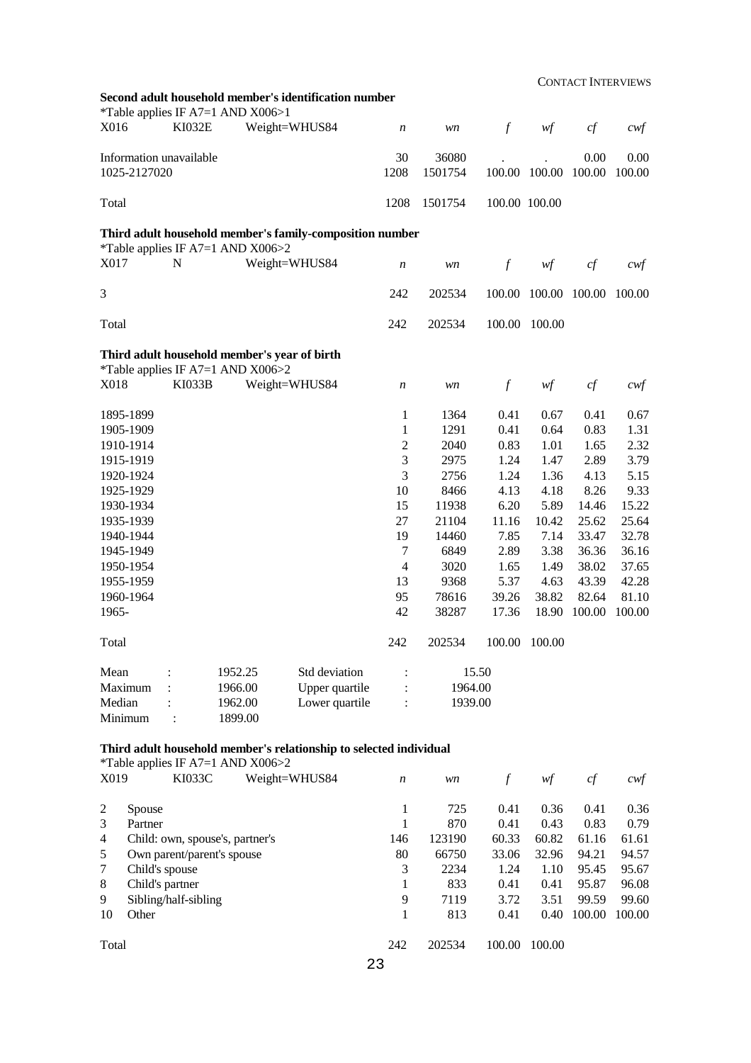**Second adult household member's identification number**

*Table applies IF A7=1 AND X006>1

| X016 | KI032E | Weight=WHUS84 | *n* | *wn* | *f* | *wf* | *cf* | *cwf* |
|---|---|---|---|---|---|---|---|---|
| Information unavailable | | | 30 | 36080 | . | . | 0.00 | 0.00 |
| 1025-2127020 | | | 1208 | 1501754 | 100.00 | 100.00 | 100.00 | 100.00 |
| Total | | | 1208 | 1501754 | 100.00 | 100.00 | | |

**Third adult household member's family-composition number**

*Table applies IF A7=1 AND X006>2

| X017 | N | Weight=WHUS84 | *n* | *wn* | *f* | *wf* | *cf* | *cwf* |
|---|---|---|---|---|---|---|---|---|
| 3 | | | 242 | 202534 | 100.00 | 100.00 | 100.00 | 100.00 |
| Total | | | 242 | 202534 | 100.00 | 100.00 | | |

**Third adult household member's year of birth**

*Table applies IF A7=1 AND X006>2

| X018 | KI033B | Weight=WHUS84 | *n* | *wn* | *f* | *wf* | *cf* | *cwf* |
|---|---|---|---|---|---|---|---|---|
| 1895-1899 | | | 1 | 1364 | 0.41 | 0.67 | 0.41 | 0.67 |
| 1905-1909 | | | 1 | 1291 | 0.41 | 0.64 | 0.83 | 1.31 |
| 1910-1914 | | | 2 | 2040 | 0.83 | 1.01 | 1.65 | 2.32 |
| 1915-1919 | | | 3 | 2975 | 1.24 | 1.47 | 2.89 | 3.79 |
| 1920-1924 | | | 3 | 2756 | 1.24 | 1.36 | 4.13 | 5.15 |
| 1925-1929 | | | 10 | 8466 | 4.13 | 4.18 | 8.26 | 9.33 |
| 1930-1934 | | | 15 | 11938 | 6.20 | 5.89 | 14.46 | 15.22 |
| 1935-1939 | | | 27 | 21104 | 11.16 | 10.42 | 25.62 | 25.64 |
| 1940-1944 | | | 19 | 14460 | 7.85 | 7.14 | 33.47 | 32.78 |
| 1945-1949 | | | 7 | 6849 | 2.89 | 3.38 | 36.36 | 36.16 |
| 1950-1954 | | | 4 | 3020 | 1.65 | 1.49 | 38.02 | 37.65 |
| 1955-1959 | | | 13 | 9368 | 5.37 | 4.63 | 43.39 | 42.28 |
| 1960-1964 | | | 95 | 78616 | 39.26 | 38.82 | 82.64 | 81.10 |
| 1965- | | | 42 | 38287 | 17.36 | 18.90 | 100.00 | 100.00 |
| Total | | | 242 | 202534 | 100.00 | 100.00 | | |

| | | | | |
|---|---|---|---|---|
| Mean | : 1952.25 | Std deviation | : | 15.50 |
| Maximum | : 1966.00 | Upper quartile | : | 1964.00 |
| Median | : 1962.00 | Lower quartile | : | 1939.00 |
| Minimum | : 1899.00 | | | |

**Third adult household member's relationship to selected individual**

*Table applies IF A7=1 AND X006>2

| X019 | KI033C | Weight=WHUS84 | *n* | *wn* | *f* | *wf* | *cf* | *cwf* |
|---|---|---|---|---|---|---|---|---|
| 2 | Spouse | | 1 | 725 | 0.41 | 0.36 | 0.41 | 0.36 |
| 3 | Partner | | 1 | 870 | 0.41 | 0.43 | 0.83 | 0.79 |
| 4 | Child: own, spouse's, partner's | | 146 | 123190 | 60.33 | 60.82 | 61.16 | 61.61 |
| 5 | Own parent/parent's spouse | | 80 | 66750 | 33.06 | 32.96 | 94.21 | 94.57 |
| 7 | Child's spouse | | 3 | 2234 | 1.24 | 1.10 | 95.45 | 95.67 |
| 8 | Child's partner | | 1 | 833 | 0.41 | 0.41 | 95.87 | 96.08 |
| 9 | Sibling/half-sibling | | 9 | 7119 | 3.72 | 3.51 | 99.59 | 99.60 |
| 10 | Other | | 1 | 813 | 0.41 | 0.40 | 100.00 | 100.00 |
| Total | | | 242 | 202534 | 100.00 | 100.00 | | |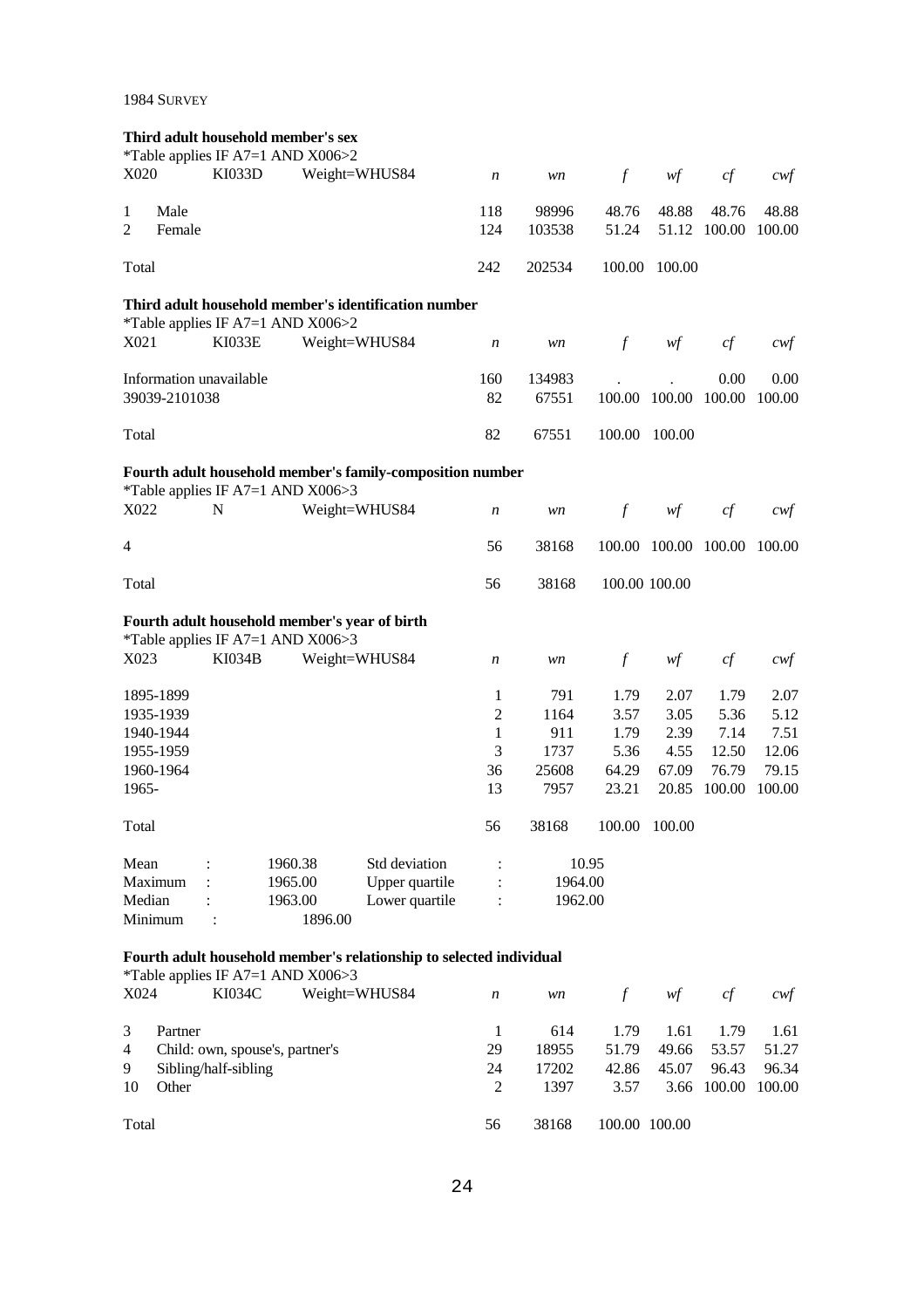1984 SURVEY

**Third adult household member's sex**

*Table applies IF A7=1 AND X006>2

| X020 | KI033D | Weight=WHUS84 | *n* | *wn* | *f* | *wf* | *cf* | *cwf* |
|---|---|---|---|---|---|---|---|---|
| 1 | Male | | 118 | 98996 | 48.76 | 48.88 | 48.76 | 48.88 |
| 2 | Female | | 124 | 103538 | 51.24 | 51.12 | 100.00 | 100.00 |
| Total | | | 242 | 202534 | 100.00 | 100.00 | | |

**Third adult household member's identification number**

*Table applies IF A7=1 AND X006>2

| X021 | KI033E | Weight=WHUS84 | *n* | *wn* | *f* | *wf* | *cf* | *cwf* |
|---|---|---|---|---|---|---|---|---|
| Information unavailable | | | 160 | 134983 | . | . | 0.00 | 0.00 |
| 39039-2101038 | | | 82 | 67551 | 100.00 | 100.00 | 100.00 | 100.00 |
| Total | | | 82 | 67551 | 100.00 | 100.00 | | |

**Fourth adult household member's family-composition number**

*Table applies IF A7=1 AND X006>3

| X022 | N | Weight=WHUS84 | *n* | *wn* | *f* | *wf* | *cf* | *cwf* |
|---|---|---|---|---|---|---|---|---|
| 4 | | | 56 | 38168 | 100.00 | 100.00 | 100.00 | 100.00 |
| Total | | | 56 | 38168 | 100.00 | 100.00 | | |

**Fourth adult household member's year of birth**

*Table applies IF A7=1 AND X006>3

| X023 | KI034B | Weight=WHUS84 | *n* | *wn* | *f* | *wf* | *cf* | *cwf* |
|---|---|---|---|---|---|---|---|---|
| 1895-1899 | | | 1 | 791 | 1.79 | 2.07 | 1.79 | 2.07 |
| 1935-1939 | | | 2 | 1164 | 3.57 | 3.05 | 5.36 | 5.12 |
| 1940-1944 | | | 1 | 911 | 1.79 | 2.39 | 7.14 | 7.51 |
| 1955-1959 | | | 3 | 1737 | 5.36 | 4.55 | 12.50 | 12.06 |
| 1960-1964 | | | 36 | 25608 | 64.29 | 67.09 | 76.79 | 79.15 |
| 1965- | | | 13 | 7957 | 23.21 | 20.85 | 100.00 | 100.00 |
| Total | | | 56 | 38168 | 100.00 | 100.00 | | |

| | | | | |
|---|---|---|---|---|
| Mean | : | 1960.38 | Std deviation | : 10.95 |
| Maximum | : | 1965.00 | Upper quartile | : 1964.00 |
| Median | : | 1963.00 | Lower quartile | : 1962.00 |
| Minimum | : | 1896.00 | | |

**Fourth adult household member's relationship to selected individual**

*Table applies IF A7=1 AND X006>3

| X024 | KI034C | Weight=WHUS84 | *n* | *wn* | *f* | *wf* | *cf* | *cwf* |
|---|---|---|---|---|---|---|---|---|
| 3 | Partner | | 1 | 614 | 1.79 | 1.61 | 1.79 | 1.61 |
| 4 | Child: own, spouse's, partner's | | 29 | 18955 | 51.79 | 49.66 | 53.57 | 51.27 |
| 9 | Sibling/half-sibling | | 24 | 17202 | 42.86 | 45.07 | 96.43 | 96.34 |
| 10 | Other | | 2 | 1397 | 3.57 | 3.66 | 100.00 | 100.00 |
| Total | | | 56 | 38168 | 100.00 | 100.00 | | |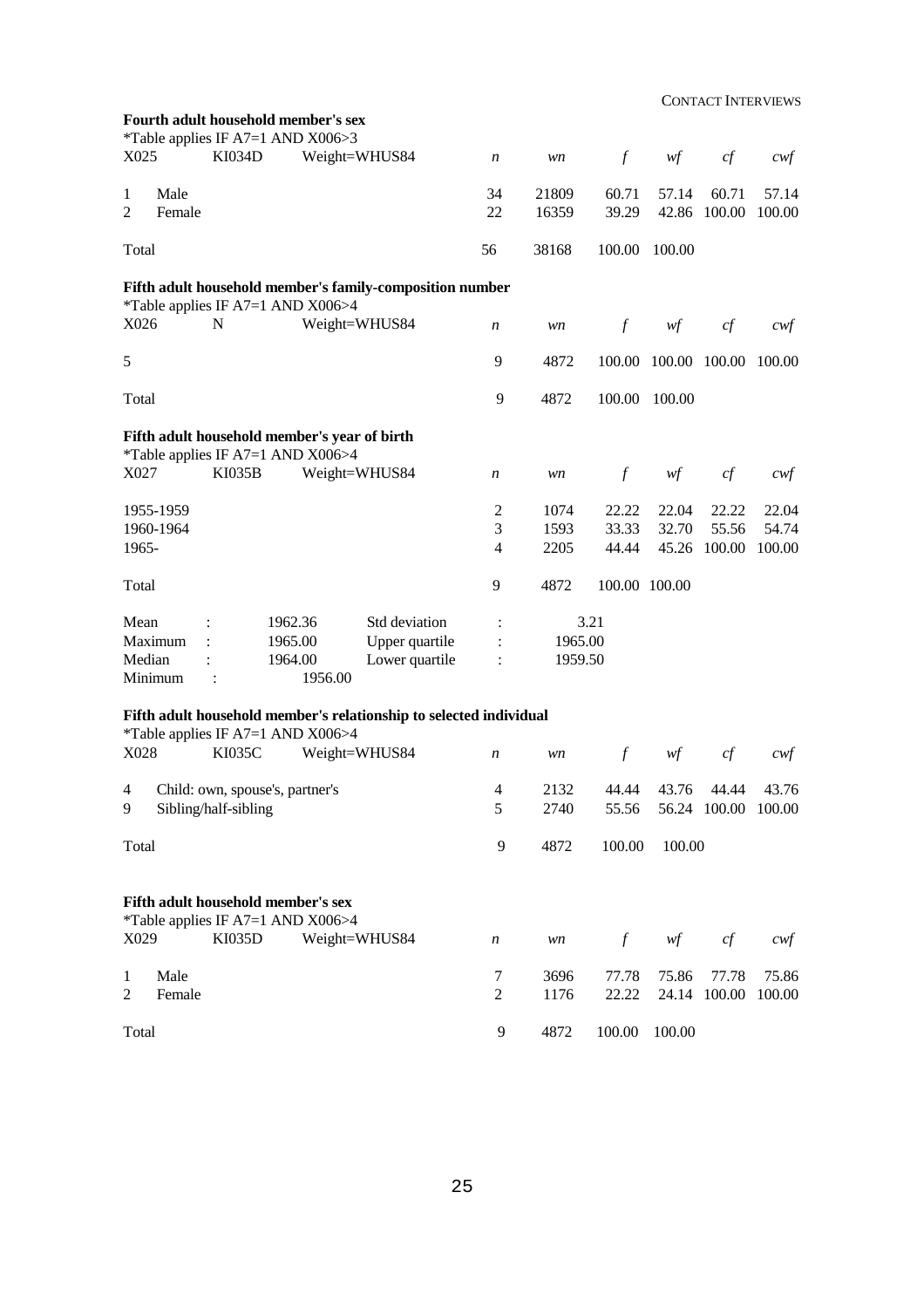### Fourth adult household member's sex

*Table applies IF A7=1 AND X006>3

| X025 | KI034D | Weight=WHUS84 | *n* | *wn* | *f* | *wf* | *cf* | *cwf* |
|---|---|---|---|---|---|---|---|---|
| 1 | Male | | 34 | 21809 | 60.71 | 57.14 | 60.71 | 57.14 |
| 2 | Female | | 22 | 16359 | 39.29 | 42.86 | 100.00 | 100.00 |
| Total | | | 56 | 38168 | 100.00 | 100.00 | | |

### Fifth adult household member's family-composition number

*Table applies IF A7=1 AND X006>4

| X026 | N | Weight=WHUS84 | *n* | *wn* | *f* | *wf* | *cf* | *cwf* |
|---|---|---|---|---|---|---|---|---|
| 5 | | | 9 | 4872 | 100.00 | 100.00 | 100.00 | 100.00 |
| Total | | | 9 | 4872 | 100.00 | 100.00 | | |

### Fifth adult household member's year of birth

*Table applies IF A7=1 AND X006>4

| X027 | KI035B | Weight=WHUS84 | *n* | *wn* | *f* | *wf* | *cf* | *cwf* |
|---|---|---|---|---|---|---|---|---|
| 1955-1959 | | | 2 | 1074 | 22.22 | 22.04 | 22.22 | 22.04 |
| 1960-1964 | | | 3 | 1593 | 33.33 | 32.70 | 55.56 | 54.74 |
| 1965- | | | 4 | 2205 | 44.44 | 45.26 | 100.00 | 100.00 |
| Total | | | 9 | 4872 | 100.00 | 100.00 | | |

| | | | | | |
|---|---|---|---|---|---|
| Mean | : | 1962.36 | Std deviation | : | 3.21 |
| Maximum | : | 1965.00 | Upper quartile | : | 1965.00 |
| Median | : | 1964.00 | Lower quartile | : | 1959.50 |
| Minimum | : | 1956.00 | | | |

### Fifth adult household member's relationship to selected individual

*Table applies IF A7=1 AND X006>4

| X028 | KI035C | Weight=WHUS84 | *n* | *wn* | *f* | *wf* | *cf* | *cwf* |
|---|---|---|---|---|---|---|---|---|
| 4 | Child: own, spouse's, partner's | | 4 | 2132 | 44.44 | 43.76 | 44.44 | 43.76 |
| 9 | Sibling/half-sibling | | 5 | 2740 | 55.56 | 56.24 | 100.00 | 100.00 |
| Total | | | 9 | 4872 | 100.00 | 100.00 | | |

### Fifth adult household member's sex

*Table applies IF A7=1 AND X006>4

| X029 | KI035D | Weight=WHUS84 | *n* | *wn* | *f* | *wf* | *cf* | *cwf* |
|---|---|---|---|---|---|---|---|---|
| 1 | Male | | 7 | 3696 | 77.78 | 75.86 | 77.78 | 75.86 |
| 2 | Female | | 2 | 1176 | 22.22 | 24.14 | 100.00 | 100.00 |
| Total | | | 9 | 4872 | 100.00 | 100.00 | | |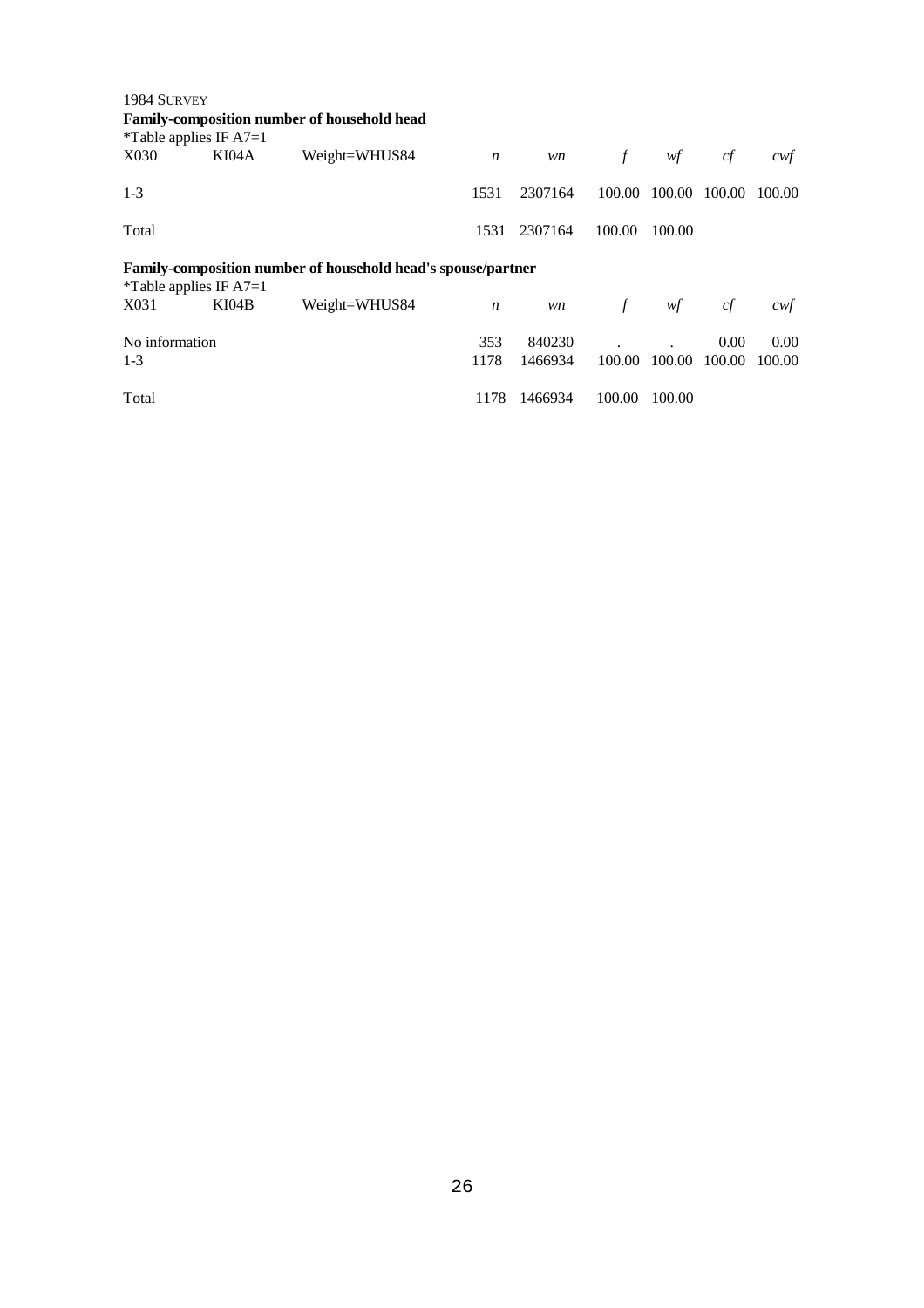1984 SURVEY

**Family-composition number of household head**

*Table applies IF A7=1

| X030 | KI04A | Weight=WHUS84 | *n* | *wn* | *f* | *wf* | *cf* | *cwf* |
|---|---|---|---|---|---|---|---|---|
| 1-3 | | | 1531 | 2307164 | 100.00 | 100.00 | 100.00 | 100.00 |
| Total | | | 1531 | 2307164 | 100.00 | 100.00 | | |

**Family-composition number of household head's spouse/partner**

*Table applies IF A7=1

| X031 | KI04B | Weight=WHUS84 | *n* | *wn* | *f* | *wf* | *cf* | *cwf* |
|---|---|---|---|---|---|---|---|---|
| No information | | | 353 | 840230 | . | . | 0.00 | 0.00 |
| 1-3 | | | 1178 | 1466934 | 100.00 | 100.00 | 100.00 | 100.00 |
| Total | | | 1178 | 1466934 | 100.00 | 100.00 | | |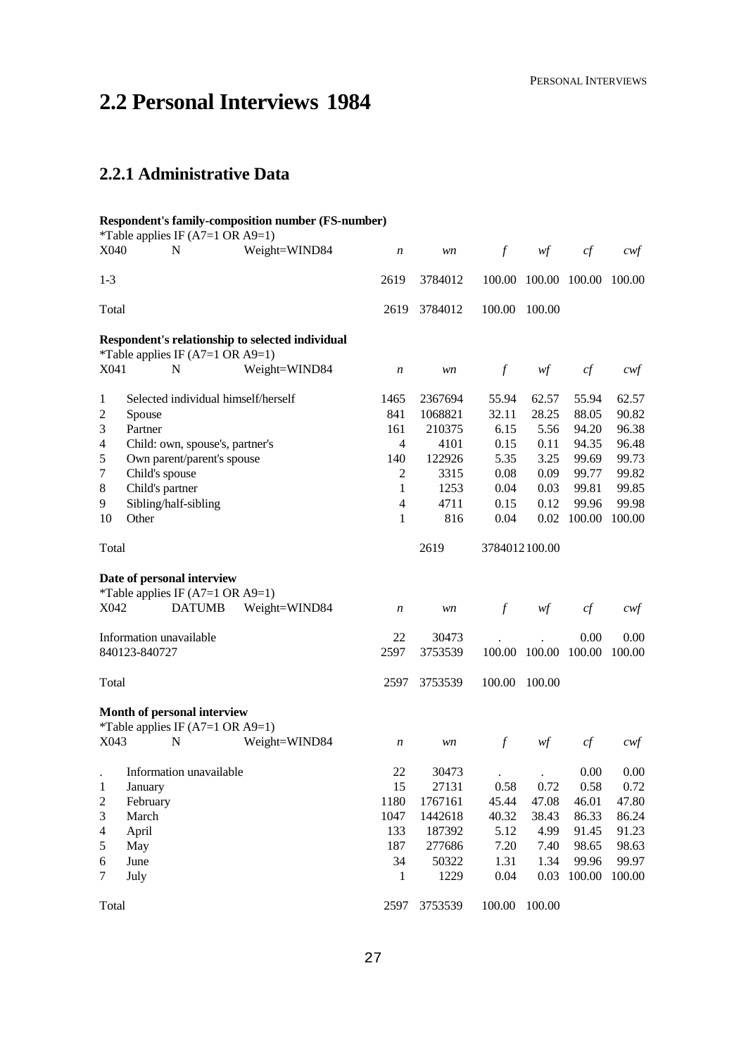# 2.2 Personal Interviews 1984

## 2.2.1 Administrative Data

**Respondent's family-composition number (FS-number)**

*Table applies IF (A7=1 OR A9=1)

| X040 | N | Weight=WIND84 | *n* | *wn* | *f* | *wf* | *cf* | *cwf* |
|---|---|---|---|---|---|---|---|---|
| 1-3 | | | 2619 | 3784012 | 100.00 | 100.00 | 100.00 | 100.00 |
| Total | | | 2619 | 3784012 | 100.00 | 100.00 | | |

**Respondent's relationship to selected individual**

*Table applies IF (A7=1 OR A9=1)

| X041 | N | Weight=WIND84 | *n* | *wn* | *f* | *wf* | *cf* | *cwf* |
|---|---|---|---|---|---|---|---|---|
| 1 | Selected individual himself/herself | | 1465 | 2367694 | 55.94 | 62.57 | 55.94 | 62.57 |
| 2 | Spouse | | 841 | 1068821 | 32.11 | 28.25 | 88.05 | 90.82 |
| 3 | Partner | | 161 | 210375 | 6.15 | 5.56 | 94.20 | 96.38 |
| 4 | Child: own, spouse's, partner's | | 4 | 4101 | 0.15 | 0.11 | 94.35 | 96.48 |
| 5 | Own parent/parent's spouse | | 140 | 122926 | 5.35 | 3.25 | 99.69 | 99.73 |
| 7 | Child's spouse | | 2 | 3315 | 0.08 | 0.09 | 99.77 | 99.82 |
| 8 | Child's partner | | 1 | 1253 | 0.04 | 0.03 | 99.81 | 99.85 |
| 9 | Sibling/half-sibling | | 4 | 4711 | 0.15 | 0.12 | 99.96 | 99.98 |
| 10 | Other | | 1 | 816 | 0.04 | 0.02 | 100.00 | 100.00 |
| Total | | | | 2619 | 3784012100.00 | | | |

**Date of personal interview**

*Table applies IF (A7=1 OR A9=1)

| X042 | DATUMB | Weight=WIND84 | *n* | *wn* | *f* | *wf* | *cf* | *cwf* |
|---|---|---|---|---|---|---|---|---|
| Information unavailable | | | 22 | 30473 | . | . | 0.00 | 0.00 |
| 840123-840727 | | | 2597 | 3753539 | 100.00 | 100.00 | 100.00 | 100.00 |
| Total | | | 2597 | 3753539 | 100.00 | 100.00 | | |

**Month of personal interview**

*Table applies IF (A7=1 OR A9=1)

| X043 | N | Weight=WIND84 | *n* | *wn* | *f* | *wf* | *cf* | *cwf* |
|---|---|---|---|---|---|---|---|---|
| . | Information unavailable | | 22 | 30473 | . | . | 0.00 | 0.00 |
| 1 | January | | 15 | 27131 | 0.58 | 0.72 | 0.58 | 0.72 |
| 2 | February | | 1180 | 1767161 | 45.44 | 47.08 | 46.01 | 47.80 |
| 3 | March | | 1047 | 1442618 | 40.32 | 38.43 | 86.33 | 86.24 |
| 4 | April | | 133 | 187392 | 5.12 | 4.99 | 91.45 | 91.23 |
| 5 | May | | 187 | 277686 | 7.20 | 7.40 | 98.65 | 98.63 |
| 6 | June | | 34 | 50322 | 1.31 | 1.34 | 99.96 | 99.97 |
| 7 | July | | 1 | 1229 | 0.04 | 0.03 | 100.00 | 100.00 |
| Total | | | 2597 | 3753539 | 100.00 | 100.00 | | |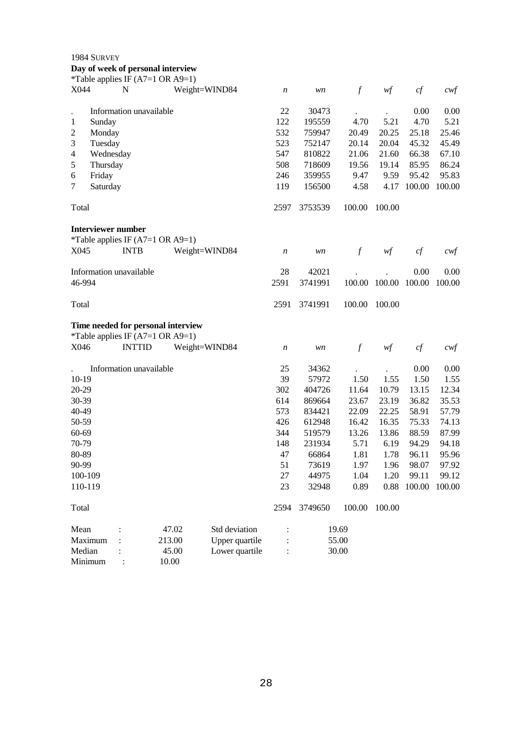1984 SURVEY

**Day of week of personal interview**

*Table applies IF (A7=1 OR A9=1)

| X044 | N | Weight=WIND84 | *n* | *wn* | *f* | *wf* | *cf* | *cwf* |
|---|---|---|---|---|---|---|---|---|
| . | Information unavailable | | 22 | 30473 | . | . | 0.00 | 0.00 |
| 1 | Sunday | | 122 | 195559 | 4.70 | 5.21 | 4.70 | 5.21 |
| 2 | Monday | | 532 | 759947 | 20.49 | 20.25 | 25.18 | 25.46 |
| 3 | Tuesday | | 523 | 752147 | 20.14 | 20.04 | 45.32 | 45.49 |
| 4 | Wednesday | | 547 | 810822 | 21.06 | 21.60 | 66.38 | 67.10 |
| 5 | Thursday | | 508 | 718609 | 19.56 | 19.14 | 85.95 | 86.24 |
| 6 | Friday | | 246 | 359955 | 9.47 | 9.59 | 95.42 | 95.83 |
| 7 | Saturday | | 119 | 156500 | 4.58 | 4.17 | 100.00 | 100.00 |
| Total | | | 2597 | 3753539 | 100.00 | 100.00 | | |

**Interviewer number**

*Table applies IF (A7=1 OR A9=1)

| X045 | INTB | Weight=WIND84 | *n* | *wn* | *f* | *wf* | *cf* | *cwf* |
|---|---|---|---|---|---|---|---|---|
| Information unavailable | | | 28 | 42021 | . | . | 0.00 | 0.00 |
| 46-994 | | | 2591 | 3741991 | 100.00 | 100.00 | 100.00 | 100.00 |
| Total | | | 2591 | 3741991 | 100.00 | 100.00 | | |

**Time needed for personal interview**

*Table applies IF (A7=1 OR A9=1)

| X046 | INTTID | Weight=WIND84 | *n* | *wn* | *f* | *wf* | *cf* | *cwf* |
|---|---|---|---|---|---|---|---|---|
| . | Information unavailable | | 25 | 34362 | . | . | 0.00 | 0.00 |
| 10-19 | | | 39 | 57972 | 1.50 | 1.55 | 1.50 | 1.55 |
| 20-29 | | | 302 | 404726 | 11.64 | 10.79 | 13.15 | 12.34 |
| 30-39 | | | 614 | 869664 | 23.67 | 23.19 | 36.82 | 35.53 |
| 40-49 | | | 573 | 834421 | 22.09 | 22.25 | 58.91 | 57.79 |
| 50-59 | | | 426 | 612948 | 16.42 | 16.35 | 75.33 | 74.13 |
| 60-69 | | | 344 | 519579 | 13.26 | 13.86 | 88.59 | 87.99 |
| 70-79 | | | 148 | 231934 | 5.71 | 6.19 | 94.29 | 94.18 |
| 80-89 | | | 47 | 66864 | 1.81 | 1.78 | 96.11 | 95.96 |
| 90-99 | | | 51 | 73619 | 1.97 | 1.96 | 98.07 | 97.92 |
| 100-109 | | | 27 | 44975 | 1.04 | 1.20 | 99.11 | 99.12 |
| 110-119 | | | 23 | 32948 | 0.89 | 0.88 | 100.00 | 100.00 |
| Total | | | 2594 | 3749650 | 100.00 | 100.00 | | |

| | | | | |
|---|---|---|---|---|
| Mean : | 47.02 | Std deviation | : | 19.69 |
| Maximum : | 213.00 | Upper quartile | : | 55.00 |
| Median : | 45.00 | Lower quartile | : | 30.00 |
| Minimum : | 10.00 | | | |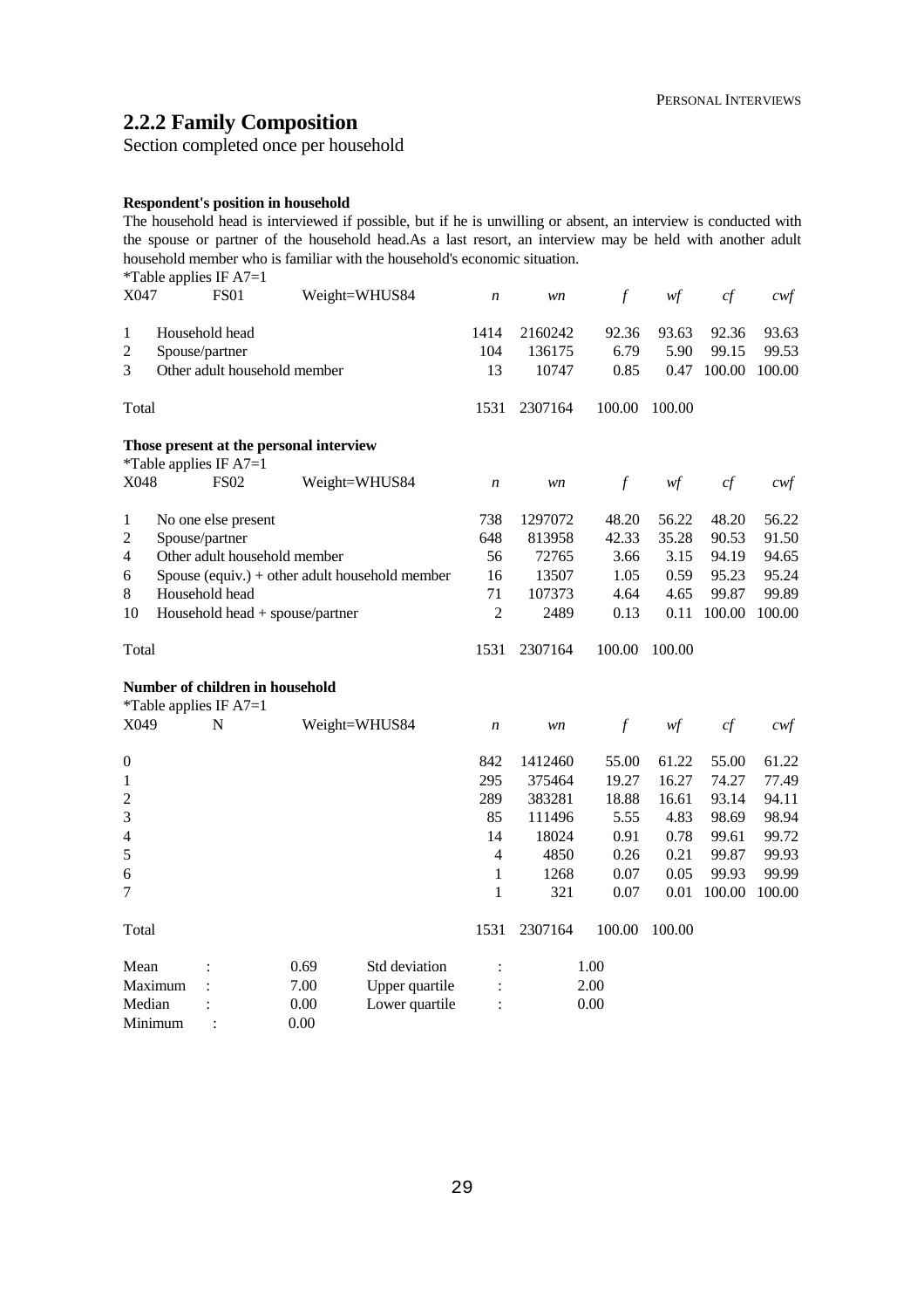## 2.2.2 Family Composition

Section completed once per household

**Respondent's position in household**

The household head is interviewed if possible, but if he is unwilling or absent, an interview is conducted with the spouse or partner of the household head.As a last resort, an interview may be held with another adult household member who is familiar with the household's economic situation.

*Table applies IF A7=1

| X047 | FS01 | Weight=WHUS84 | *n* | *wn* | *f* | *wf* | *cf* | *cwf* |
|---|---|---|---|---|---|---|---|---|
| 1 | Household head | | 1414 | 2160242 | 92.36 | 93.63 | 92.36 | 93.63 |
| 2 | Spouse/partner | | 104 | 136175 | 6.79 | 5.90 | 99.15 | 99.53 |
| 3 | Other adult household member | | 13 | 10747 | 0.85 | 0.47 | 100.00 | 100.00 |
| Total | | | 1531 | 2307164 | 100.00 | 100.00 | | |

**Those present at the personal interview**

*Table applies IF A7=1

| X048 | FS02 | Weight=WHUS84 | *n* | *wn* | *f* | *wf* | *cf* | *cwf* |
|---|---|---|---|---|---|---|---|---|
| 1 | No one else present | | 738 | 1297072 | 48.20 | 56.22 | 48.20 | 56.22 |
| 2 | Spouse/partner | | 648 | 813958 | 42.33 | 35.28 | 90.53 | 91.50 |
| 4 | Other adult household member | | 56 | 72765 | 3.66 | 3.15 | 94.19 | 94.65 |
| 6 | Spouse (equiv.) + other adult household member | | 16 | 13507 | 1.05 | 0.59 | 95.23 | 95.24 |
| 8 | Household head | | 71 | 107373 | 4.64 | 4.65 | 99.87 | 99.89 |
| 10 | Household head + spouse/partner | | 2 | 2489 | 0.13 | 0.11 | 100.00 | 100.00 |
| Total | | | 1531 | 2307164 | 100.00 | 100.00 | | |

**Number of children in household**

*Table applies IF A7=1

| X049 | N | Weight=WHUS84 | *n* | *wn* | *f* | *wf* | *cf* | *cwf* |
|---|---|---|---|---|---|---|---|---|
| 0 | | | 842 | 1412460 | 55.00 | 61.22 | 55.00 | 61.22 |
| 1 | | | 295 | 375464 | 19.27 | 16.27 | 74.27 | 77.49 |
| 2 | | | 289 | 383281 | 18.88 | 16.61 | 93.14 | 94.11 |
| 3 | | | 85 | 111496 | 5.55 | 4.83 | 98.69 | 98.94 |
| 4 | | | 14 | 18024 | 0.91 | 0.78 | 99.61 | 99.72 |
| 5 | | | 4 | 4850 | 0.26 | 0.21 | 99.87 | 99.93 |
| 6 | | | 1 | 1268 | 0.07 | 0.05 | 99.93 | 99.99 |
| 7 | | | 1 | 321 | 0.07 | 0.01 | 100.00 | 100.00 |
| Total | | | 1531 | 2307164 | 100.00 | 100.00 | | |

| | | | | | |
|---|---|---|---|---|---|
| Mean | : | 0.69 | Std deviation | : | 1.00 |
| Maximum | : | 7.00 | Upper quartile | : | 2.00 |
| Median | : | 0.00 | Lower quartile | : | 0.00 |
| Minimum | : | 0.00 | | | |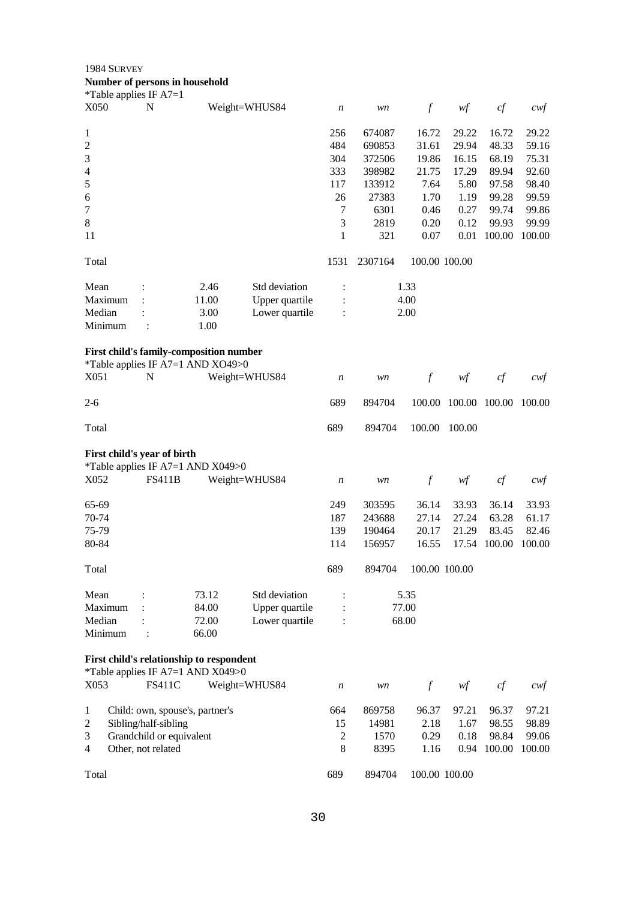1984 SURVEY

**Number of persons in household**

*Table applies IF A7=1

| X050 | N | Weight=WHUS84 | *n* | *wn* | *f* | *wf* | *cf* | *cwf* |
|---|---|---|---|---|---|---|---|---|
| 1 | | | 256 | 674087 | 16.72 | 29.22 | 16.72 | 29.22 |
| 2 | | | 484 | 690853 | 31.61 | 29.94 | 48.33 | 59.16 |
| 3 | | | 304 | 372506 | 19.86 | 16.15 | 68.19 | 75.31 |
| 4 | | | 333 | 398982 | 21.75 | 17.29 | 89.94 | 92.60 |
| 5 | | | 117 | 133912 | 7.64 | 5.80 | 97.58 | 98.40 |
| 6 | | | 26 | 27383 | 1.70 | 1.19 | 99.28 | 99.59 |
| 7 | | | 7 | 6301 | 0.46 | 0.27 | 99.74 | 99.86 |
| 8 | | | 3 | 2819 | 0.20 | 0.12 | 99.93 | 99.99 |
| 11 | | | 1 | 321 | 0.07 | 0.01 | 100.00 | 100.00 |
| Total | | | 1531 | 2307164 | 100.00 | 100.00 | | |

| | | | | | |
|---|---|---|---|---|---|
| Mean | : | 2.46 | Std deviation | : | 1.33 |
| Maximum | : | 11.00 | Upper quartile | : | 4.00 |
| Median | : | 3.00 | Lower quartile | : | 2.00 |
| Minimum | : | 1.00 | | | |

**First child's family-composition number**

*Table applies IF A7=1 AND XO49>0

| X051 | N | Weight=WHUS84 | *n* | *wn* | *f* | *wf* | *cf* | *cwf* |
|---|---|---|---|---|---|---|---|---|
| 2-6 | | | 689 | 894704 | 100.00 | 100.00 | 100.00 | 100.00 |
| Total | | | 689 | 894704 | 100.00 | 100.00 | | |

**First child's year of birth**

*Table applies IF A7=1 AND X049>0

| X052 | FS411B | Weight=WHUS84 | *n* | *wn* | *f* | *wf* | *cf* | *cwf* |
|---|---|---|---|---|---|---|---|---|
| 65-69 | | | 249 | 303595 | 36.14 | 33.93 | 36.14 | 33.93 |
| 70-74 | | | 187 | 243688 | 27.14 | 27.24 | 63.28 | 61.17 |
| 75-79 | | | 139 | 190464 | 20.17 | 21.29 | 83.45 | 82.46 |
| 80-84 | | | 114 | 156957 | 16.55 | 17.54 | 100.00 | 100.00 |
| Total | | | 689 | 894704 | 100.00 | 100.00 | | |

| | | | | | |
|---|---|---|---|---|---|
| Mean | : | 73.12 | Std deviation | : | 5.35 |
| Maximum | : | 84.00 | Upper quartile | : | 77.00 |
| Median | : | 72.00 | Lower quartile | : | 68.00 |
| Minimum | : | 66.00 | | | |

**First child's relationship to respondent**

*Table applies IF A7=1 AND X049>0

| X053 | FS411C | Weight=WHUS84 | *n* | *wn* | *f* | *wf* | *cf* | *cwf* |
|---|---|---|---|---|---|---|---|---|
| 1 | Child: own, spouse's, partner's | | 664 | 869758 | 96.37 | 97.21 | 96.37 | 97.21 |
| 2 | Sibling/half-sibling | | 15 | 14981 | 2.18 | 1.67 | 98.55 | 98.89 |
| 3 | Grandchild or equivalent | | 2 | 1570 | 0.29 | 0.18 | 98.84 | 99.06 |
| 4 | Other, not related | | 8 | 8395 | 1.16 | 0.94 | 100.00 | 100.00 |
| Total | | | 689 | 894704 | 100.00 | 100.00 | | |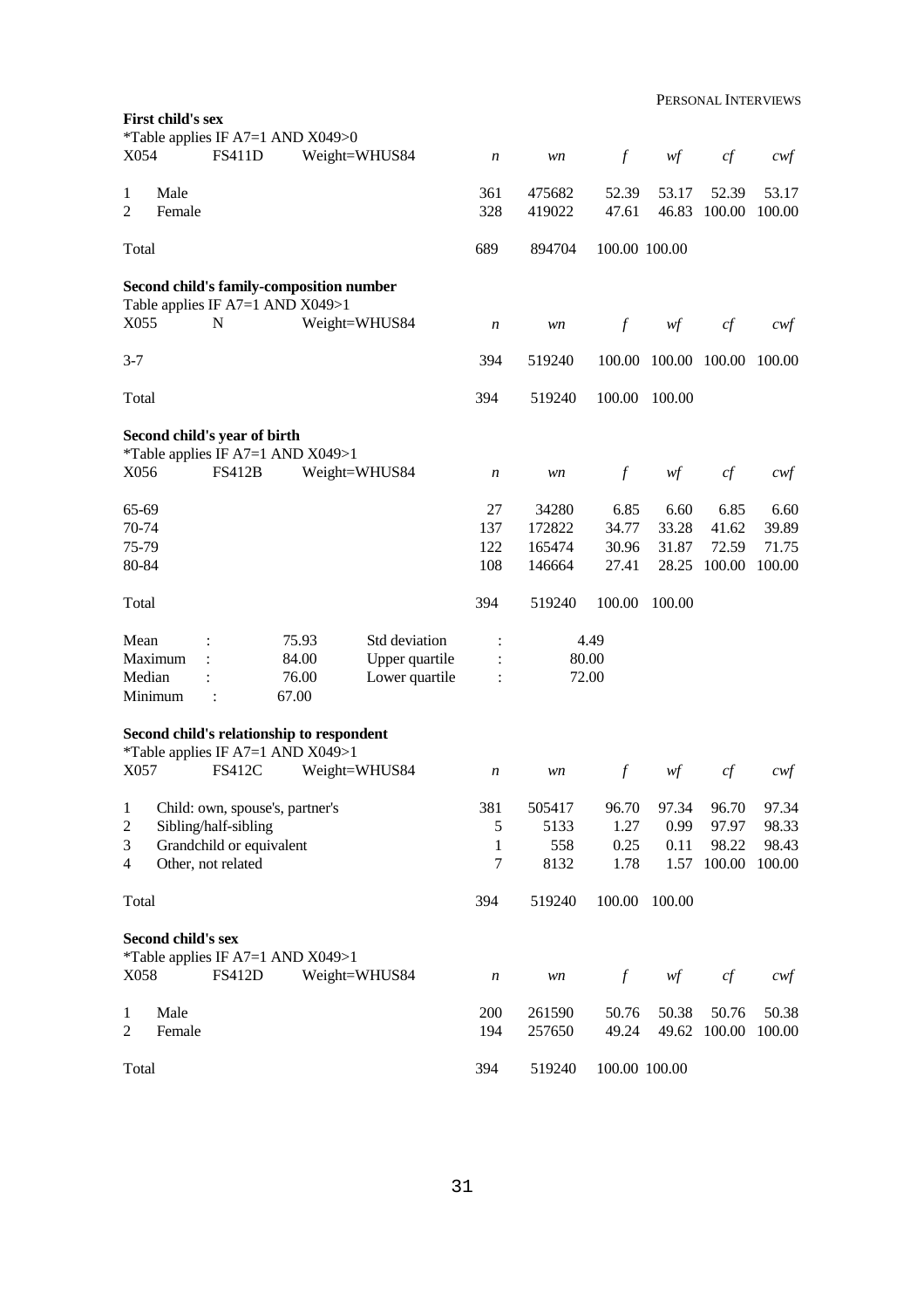### First child's sex

*Table applies IF A7=1 AND X049>0

| X054 | FS411D | Weight=WHUS84 | *n* | *wn* | *f* | *wf* | *cf* | *cwf* |
|---|---|---|---|---|---|---|---|---|
| 1 | Male | | 361 | 475682 | 52.39 | 53.17 | 52.39 | 53.17 |
| 2 | Female | | 328 | 419022 | 47.61 | 46.83 | 100.00 | 100.00 |
| Total | | | 689 | 894704 | 100.00 | 100.00 | | |

### Second child's family-composition number

Table applies IF A7=1 AND X049>1

| X055 | N | Weight=WHUS84 | *n* | *wn* | *f* | *wf* | *cf* | *cwf* |
|---|---|---|---|---|---|---|---|---|
| 3-7 | | | 394 | 519240 | 100.00 | 100.00 | 100.00 | 100.00 |
| Total | | | 394 | 519240 | 100.00 | 100.00 | | |

### Second child's year of birth

*Table applies IF A7=1 AND X049>1

| X056 | FS412B | Weight=WHUS84 | *n* | *wn* | *f* | *wf* | *cf* | *cwf* |
|---|---|---|---|---|---|---|---|---|
| 65-69 | | | 27 | 34280 | 6.85 | 6.60 | 6.85 | 6.60 |
| 70-74 | | | 137 | 172822 | 34.77 | 33.28 | 41.62 | 39.89 |
| 75-79 | | | 122 | 165474 | 30.96 | 31.87 | 72.59 | 71.75 |
| 80-84 | | | 108 | 146664 | 27.41 | 28.25 | 100.00 | 100.00 |
| Total | | | 394 | 519240 | 100.00 | 100.00 | | |

| | | | | |
|---|---|---|---|---|
| Mean | : 75.93 | Std deviation | : | 4.49 |
| Maximum | : 84.00 | Upper quartile | : | 80.00 |
| Median | : 76.00 | Lower quartile | : | 72.00 |
| Minimum | : 67.00 | | | |

### Second child's relationship to respondent

*Table applies IF A7=1 AND X049>1

| X057 | FS412C | Weight=WHUS84 | *n* | *wn* | *f* | *wf* | *cf* | *cwf* |
|---|---|---|---|---|---|---|---|---|
| 1 | Child: own, spouse's, partner's | | 381 | 505417 | 96.70 | 97.34 | 96.70 | 97.34 |
| 2 | Sibling/half-sibling | | 5 | 5133 | 1.27 | 0.99 | 97.97 | 98.33 |
| 3 | Grandchild or equivalent | | 1 | 558 | 0.25 | 0.11 | 98.22 | 98.43 |
| 4 | Other, not related | | 7 | 8132 | 1.78 | 1.57 | 100.00 | 100.00 |
| Total | | | 394 | 519240 | 100.00 | 100.00 | | |

### Second child's sex

*Table applies IF A7=1 AND X049>1

| X058 | FS412D | Weight=WHUS84 | *n* | *wn* | *f* | *wf* | *cf* | *cwf* |
|---|---|---|---|---|---|---|---|---|
| 1 | Male | | 200 | 261590 | 50.76 | 50.38 | 50.76 | 50.38 |
| 2 | Female | | 194 | 257650 | 49.24 | 49.62 | 100.00 | 100.00 |
| Total | | | 394 | 519240 | 100.00 | 100.00 | | |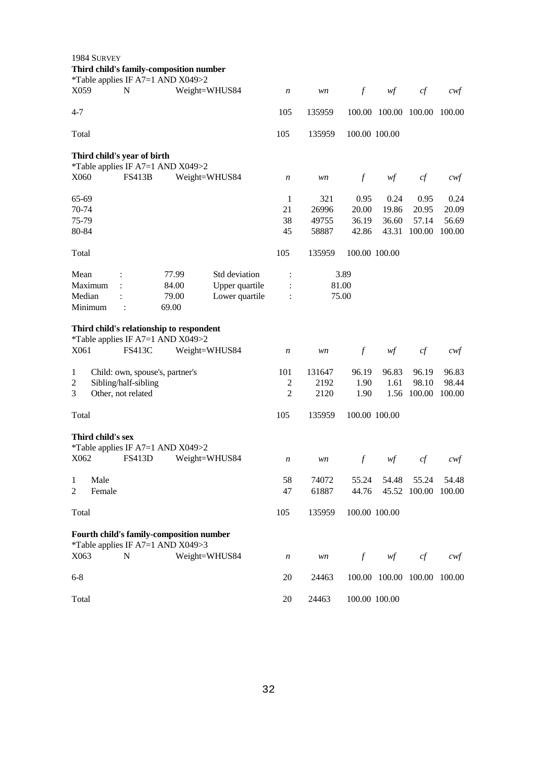1984 SURVEY

**Third child's family-composition number**

*Table applies IF A7=1 AND X049>2

| X059 | N | Weight=WHUS84 | *n* | *wn* | *f* | *wf* | *cf* | *cwf* |
|---|---|---|---|---|---|---|---|---|
| 4-7 | | | 105 | 135959 | 100.00 | 100.00 | 100.00 | 100.00 |
| Total | | | 105 | 135959 | 100.00 | 100.00 | | |

**Third child's year of birth**

*Table applies IF A7=1 AND X049>2

| X060 | FS413B | Weight=WHUS84 | *n* | *wn* | *f* | *wf* | *cf* | *cwf* |
|---|---|---|---|---|---|---|---|---|
| 65-69 | | | 1 | 321 | 0.95 | 0.24 | 0.95 | 0.24 |
| 70-74 | | | 21 | 26996 | 20.00 | 19.86 | 20.95 | 20.09 |
| 75-79 | | | 38 | 49755 | 36.19 | 36.60 | 57.14 | 56.69 |
| 80-84 | | | 45 | 58887 | 42.86 | 43.31 | 100.00 | 100.00 |
| Total | | | 105 | 135959 | 100.00 | 100.00 | | |

| | | | | |
|---|---|---|---|---|
| Mean | : 77.99 | Std deviation | : | 3.89 |
| Maximum | : 84.00 | Upper quartile | : | 81.00 |
| Median | : 79.00 | Lower quartile | : | 75.00 |
| Minimum | : 69.00 | | | |

**Third child's relationship to respondent**

*Table applies IF A7=1 AND X049>2

| X061 | FS413C | Weight=WHUS84 | *n* | *wn* | *f* | *wf* | *cf* | *cwf* |
|---|---|---|---|---|---|---|---|---|
| 1 | Child: own, spouse's, partner's | | 101 | 131647 | 96.19 | 96.83 | 96.19 | 96.83 |
| 2 | Sibling/half-sibling | | 2 | 2192 | 1.90 | 1.61 | 98.10 | 98.44 |
| 3 | Other, not related | | 2 | 2120 | 1.90 | 1.56 | 100.00 | 100.00 |
| Total | | | 105 | 135959 | 100.00 | 100.00 | | |

**Third child's sex**

*Table applies IF A7=1 AND X049>2

| X062 | FS413D | Weight=WHUS84 | *n* | *wn* | *f* | *wf* | *cf* | *cwf* |
|---|---|---|---|---|---|---|---|---|
| 1 | Male | | 58 | 74072 | 55.24 | 54.48 | 55.24 | 54.48 |
| 2 | Female | | 47 | 61887 | 44.76 | 45.52 | 100.00 | 100.00 |
| Total | | | 105 | 135959 | 100.00 | 100.00 | | |

**Fourth child's family-composition number**

*Table applies IF A7=1 AND X049>3

| X063 | N | Weight=WHUS84 | *n* | *wn* | *f* | *wf* | *cf* | *cwf* |
|---|---|---|---|---|---|---|---|---|
| 6-8 | | | 20 | 24463 | 100.00 | 100.00 | 100.00 | 100.00 |
| Total | | | 20 | 24463 | 100.00 | 100.00 | | |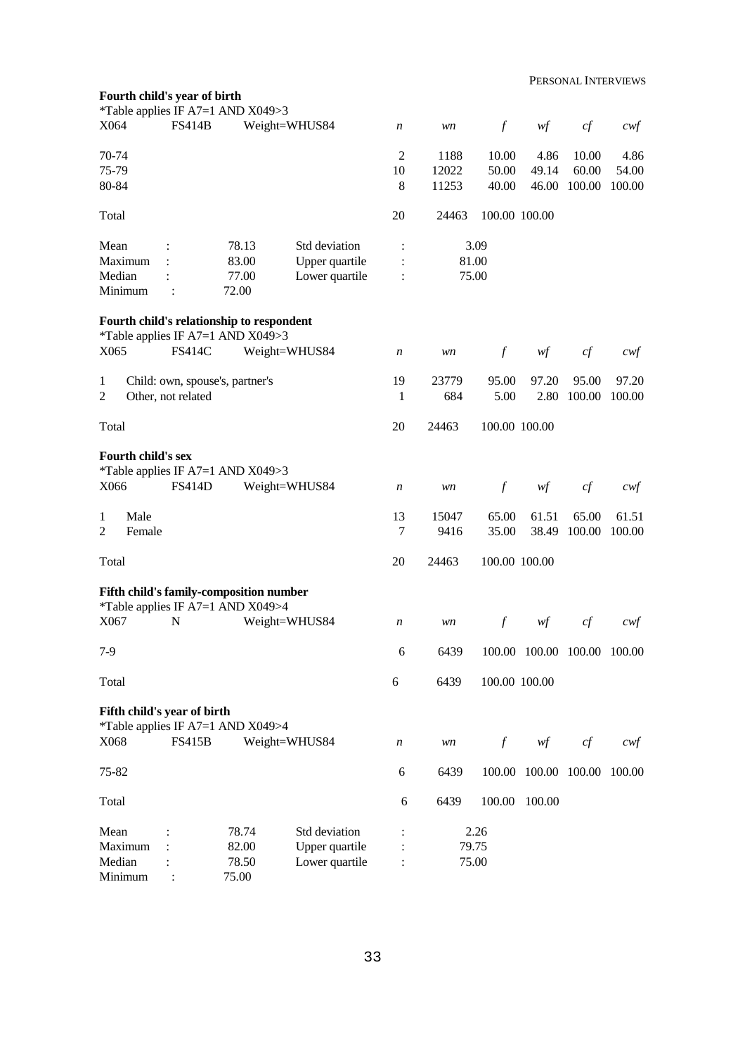**Fourth child's year of birth**

*Table applies IF A7=1 AND X049>3

| X064 | FS414B | Weight=WHUS84 | *n* | *wn* | *f* | *wf* | *cf* | *cwf* |
|---|---|---|---|---|---|---|---|---|
| 70-74 | | | 2 | 1188 | 10.00 | 4.86 | 10.00 | 4.86 |
| 75-79 | | | 10 | 12022 | 50.00 | 49.14 | 60.00 | 54.00 |
| 80-84 | | | 8 | 11253 | 40.00 | 46.00 | 100.00 | 100.00 |
| Total | | | 20 | 24463 | 100.00 | 100.00 | | |

| | | | | | |
|---|---|---|---|---|---|
| Mean | : | 78.13 | Std deviation | : | 3.09 |
| Maximum | : | 83.00 | Upper quartile | : | 81.00 |
| Median | : | 77.00 | Lower quartile | : | 75.00 |
| Minimum | : | 72.00 | | | |

**Fourth child's relationship to respondent**

*Table applies IF A7=1 AND X049>3

| X065 | FS414C | Weight=WHUS84 | *n* | *wn* | *f* | *wf* | *cf* | *cwf* |
|---|---|---|---|---|---|---|---|---|
| 1 | Child: own, spouse's, partner's | | 19 | 23779 | 95.00 | 97.20 | 95.00 | 97.20 |
| 2 | Other, not related | | 1 | 684 | 5.00 | 2.80 | 100.00 | 100.00 |
| Total | | | 20 | 24463 | 100.00 | 100.00 | | |

**Fourth child's sex**

*Table applies IF A7=1 AND X049>3

| X066 | FS414D | Weight=WHUS84 | *n* | *wn* | *f* | *wf* | *cf* | *cwf* |
|---|---|---|---|---|---|---|---|---|
| 1 | Male | | 13 | 15047 | 65.00 | 61.51 | 65.00 | 61.51 |
| 2 | Female | | 7 | 9416 | 35.00 | 38.49 | 100.00 | 100.00 |
| Total | | | 20 | 24463 | 100.00 | 100.00 | | |

**Fifth child's family-composition number**

*Table applies IF A7=1 AND X049>4

| X067 | N | Weight=WHUS84 | *n* | *wn* | *f* | *wf* | *cf* | *cwf* |
|---|---|---|---|---|---|---|---|---|
| 7-9 | | | 6 | 6439 | 100.00 | 100.00 | 100.00 | 100.00 |
| Total | | | 6 | 6439 | 100.00 | 100.00 | | |

**Fifth child's year of birth**

*Table applies IF A7=1 AND X049>4

| X068 | FS415B | Weight=WHUS84 | *n* | *wn* | *f* | *wf* | *cf* | *cwf* |
|---|---|---|---|---|---|---|---|---|
| 75-82 | | | 6 | 6439 | 100.00 | 100.00 | 100.00 | 100.00 |
| Total | | | 6 | 6439 | 100.00 | 100.00 | | |

| | | | | | |
|---|---|---|---|---|---|
| Mean | : | 78.74 | Std deviation | : | 2.26 |
| Maximum | : | 82.00 | Upper quartile | : | 79.75 |
| Median | : | 78.50 | Lower quartile | : | 75.00 |
| Minimum | : | 75.00 | | | |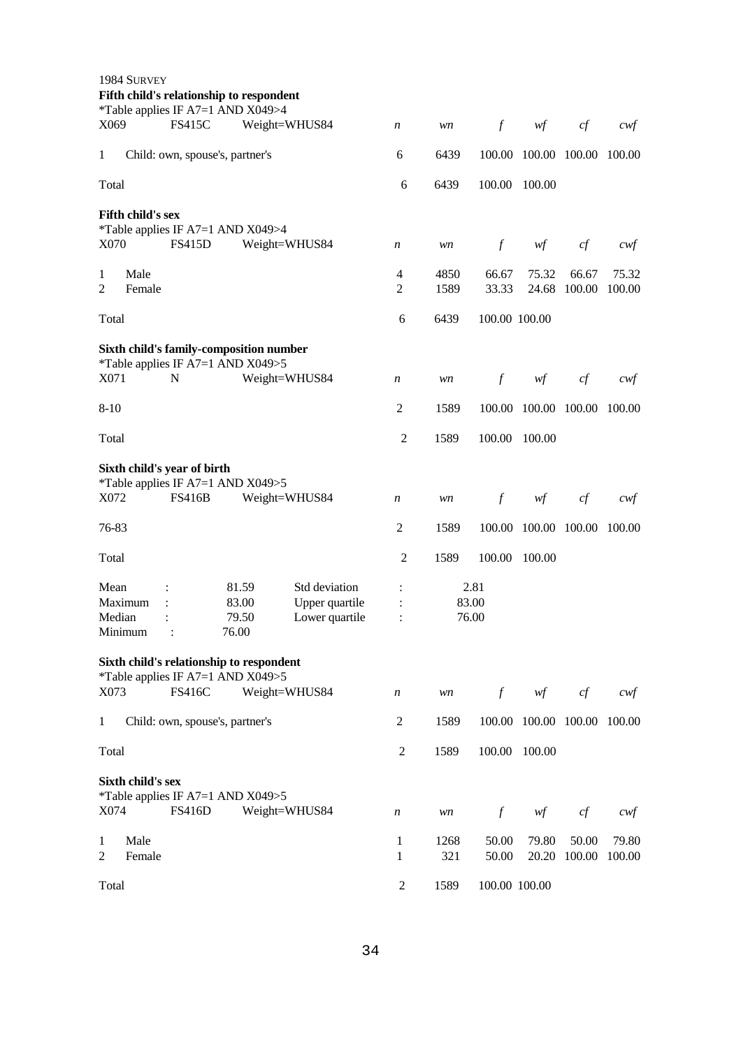1984 SURVEY

**Fifth child's relationship to respondent**

*Table applies IF A7=1 AND X049>4

| X069 | FS415C | Weight=WHUS84 | *n* | *wn* | *f* | *wf* | *cf* | *cwf* |
|---|---|---|---|---|---|---|---|---|
| 1 | Child: own, spouse's, partner's | | 6 | 6439 | 100.00 | 100.00 | 100.00 | 100.00 |
| Total | | | 6 | 6439 | 100.00 | 100.00 | | |

**Fifth child's sex**

*Table applies IF A7=1 AND X049>4

| X070 | FS415D | Weight=WHUS84 | *n* | *wn* | *f* | *wf* | *cf* | *cwf* |
|---|---|---|---|---|---|---|---|---|
| 1 | Male | | 4 | 4850 | 66.67 | 75.32 | 66.67 | 75.32 |
| 2 | Female | | 2 | 1589 | 33.33 | 24.68 | 100.00 | 100.00 |
| Total | | | 6 | 6439 | 100.00 | 100.00 | | |

**Sixth child's family-composition number**

*Table applies IF A7=1 AND X049>5

| X071 | N | Weight=WHUS84 | *n* | *wn* | *f* | *wf* | *cf* | *cwf* |
|---|---|---|---|---|---|---|---|---|
| 8-10 | | | 2 | 1589 | 100.00 | 100.00 | 100.00 | 100.00 |
| Total | | | 2 | 1589 | 100.00 | 100.00 | | |

**Sixth child's year of birth**

*Table applies IF A7=1 AND X049>5

| X072 | FS416B | Weight=WHUS84 | *n* | *wn* | *f* | *wf* | *cf* | *cwf* |
|---|---|---|---|---|---|---|---|---|
| 76-83 | | | 2 | 1589 | 100.00 | 100.00 | 100.00 | 100.00 |
| Total | | | 2 | 1589 | 100.00 | 100.00 | | |

| | | | | |
|---|---|---|---|---|
| Mean | : | 81.59 | Std deviation | : 2.81 |
| Maximum | : | 83.00 | Upper quartile | : 83.00 |
| Median | : | 79.50 | Lower quartile | : 76.00 |
| Minimum | : | 76.00 | | |

**Sixth child's relationship to respondent**

*Table applies IF A7=1 AND X049>5

| X073 | FS416C | Weight=WHUS84 | *n* | *wn* | *f* | *wf* | *cf* | *cwf* |
|---|---|---|---|---|---|---|---|---|
| 1 | Child: own, spouse's, partner's | | 2 | 1589 | 100.00 | 100.00 | 100.00 | 100.00 |
| Total | | | 2 | 1589 | 100.00 | 100.00 | | |

**Sixth child's sex**

*Table applies IF A7=1 AND X049>5

| X074 | FS416D | Weight=WHUS84 | *n* | *wn* | *f* | *wf* | *cf* | *cwf* |
|---|---|---|---|---|---|---|---|---|
| 1 | Male | | 1 | 1268 | 50.00 | 79.80 | 50.00 | 79.80 |
| 2 | Female | | 1 | 321 | 50.00 | 20.20 | 100.00 | 100.00 |
| Total | | | 2 | 1589 | 100.00 | 100.00 | | |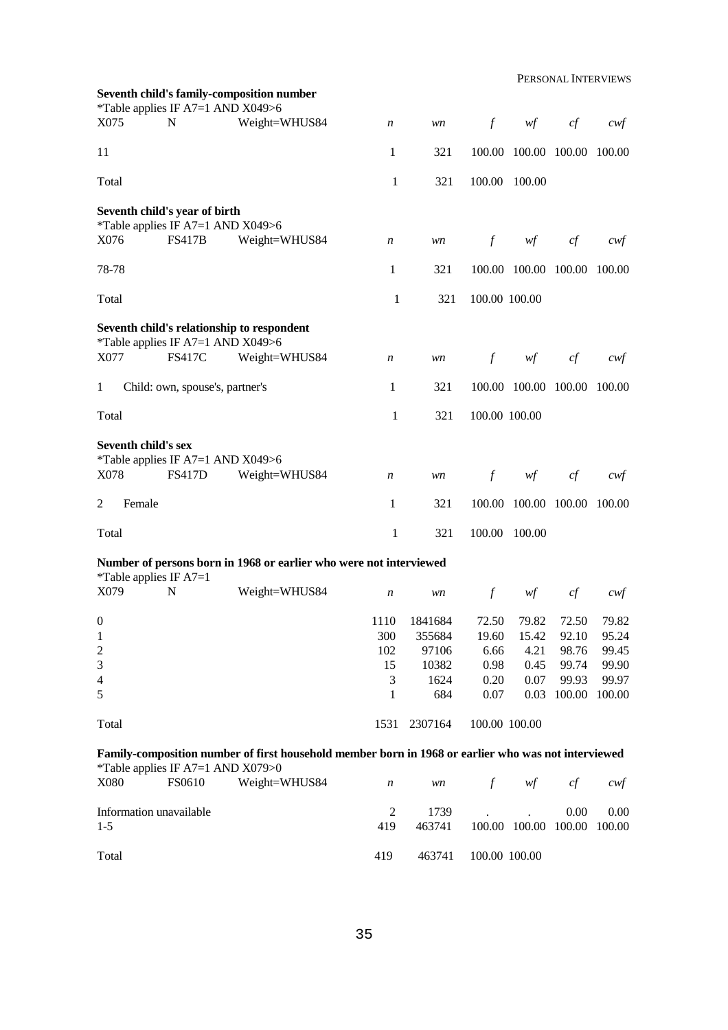**Seventh child's family-composition number**

*Table applies IF A7=1 AND X049>6

| X075 | N | Weight=WHUS84 | *n* | *wn* | *f* | *wf* | *cf* | *cwf* |
|---|---|---|---|---|---|---|---|---|
| 11 | | | 1 | 321 | 100.00 | 100.00 | 100.00 | 100.00 |
| Total | | | 1 | 321 | 100.00 | 100.00 | | |

**Seventh child's year of birth**

*Table applies IF A7=1 AND X049>6

| X076 | FS417B | Weight=WHUS84 | *n* | *wn* | *f* | *wf* | *cf* | *cwf* |
|---|---|---|---|---|---|---|---|---|
| 78-78 | | | 1 | 321 | 100.00 | 100.00 | 100.00 | 100.00 |
| Total | | | 1 | 321 | 100.00 | 100.00 | | |

**Seventh child's relationship to respondent**

*Table applies IF A7=1 AND X049>6

| X077 | FS417C | Weight=WHUS84 | *n* | *wn* | *f* | *wf* | *cf* | *cwf* |
|---|---|---|---|---|---|---|---|---|
| 1 | Child: own, spouse's, partner's | | 1 | 321 | 100.00 | 100.00 | 100.00 | 100.00 |
| Total | | | 1 | 321 | 100.00 | 100.00 | | |

**Seventh child's sex**

*Table applies IF A7=1 AND X049>6

| X078 | FS417D | Weight=WHUS84 | *n* | *wn* | *f* | *wf* | *cf* | *cwf* |
|---|---|---|---|---|---|---|---|---|
| 2 | Female | | 1 | 321 | 100.00 | 100.00 | 100.00 | 100.00 |
| Total | | | 1 | 321 | 100.00 | 100.00 | | |

**Number of persons born in 1968 or earlier who were not interviewed**

*Table applies IF A7=1

| X079 | N | Weight=WHUS84 | *n* | *wn* | *f* | *wf* | *cf* | *cwf* |
|---|---|---|---|---|---|---|---|---|
| 0 | | | 1110 | 1841684 | 72.50 | 79.82 | 72.50 | 79.82 |
| 1 | | | 300 | 355684 | 19.60 | 15.42 | 92.10 | 95.24 |
| 2 | | | 102 | 97106 | 6.66 | 4.21 | 98.76 | 99.45 |
| 3 | | | 15 | 10382 | 0.98 | 0.45 | 99.74 | 99.90 |
| 4 | | | 3 | 1624 | 0.20 | 0.07 | 99.93 | 99.97 |
| 5 | | | 1 | 684 | 0.07 | 0.03 | 100.00 | 100.00 |
| Total | | | 1531 | 2307164 | 100.00 | 100.00 | | |

**Family-composition number of first household member born in 1968 or earlier who was not interviewed**

*Table applies IF A7=1 AND X079>0

| X080 | FS0610 | Weight=WHUS84 | *n* | *wn* | *f* | *wf* | *cf* | *cwf* |
|---|---|---|---|---|---|---|---|---|
| Information unavailable | | | 2 | 1739 | . | . | 0.00 | 0.00 |
| 1-5 | | | 419 | 463741 | 100.00 | 100.00 | 100.00 | 100.00 |
| Total | | | 419 | 463741 | 100.00 | 100.00 | | |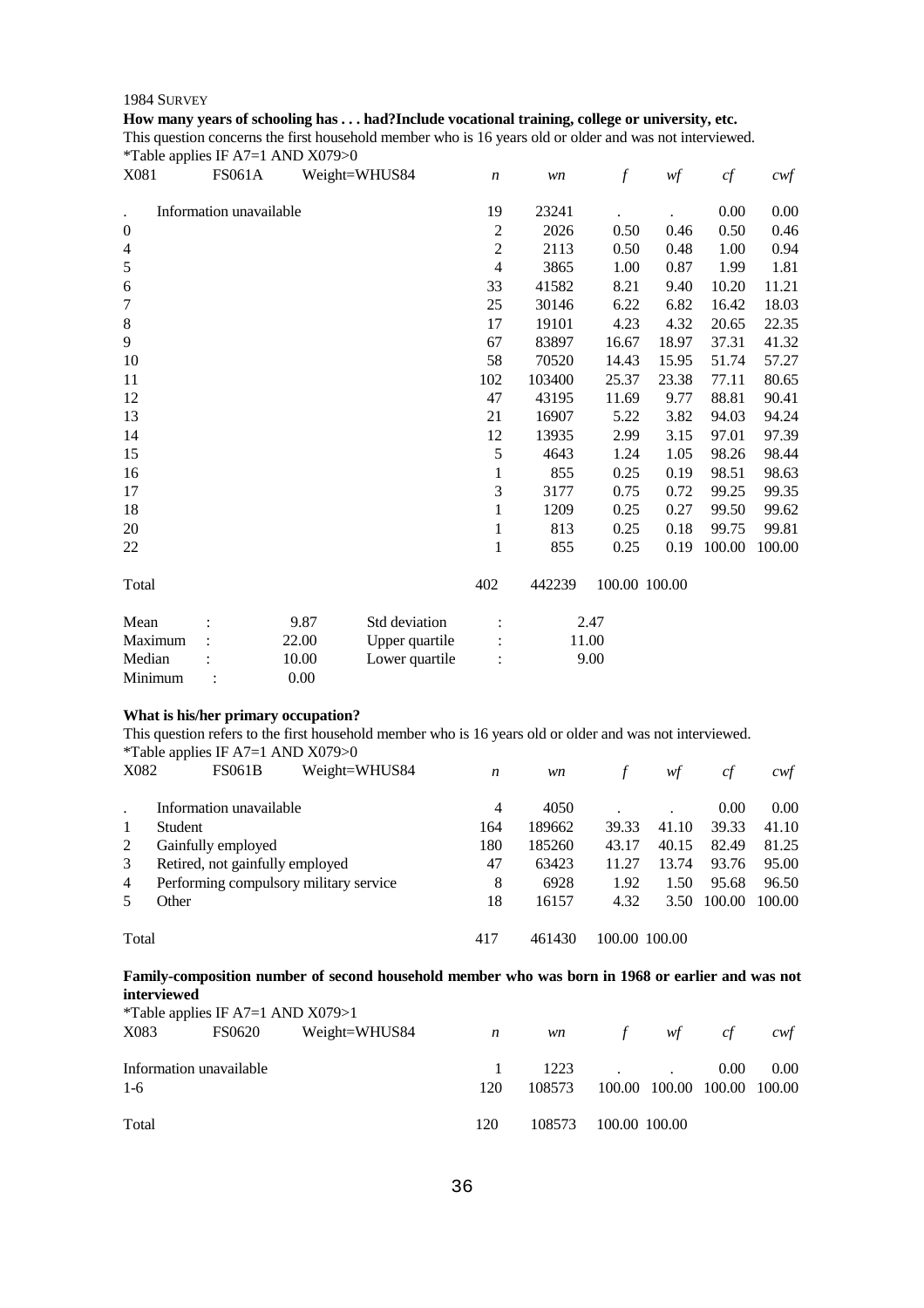1984 SURVEY

**How many years of schooling has . . . had?Include vocational training, college or university, etc.**

This question concerns the first household member who is 16 years old or older and was not interviewed.

*Table applies IF A7=1 AND X079>0

| X081 | FS061A | Weight=WHUS84 | *n* | *wn* | *f* | *wf* | *cf* | *cwf* |
|---|---|---|---|---|---|---|---|---|
| . | Information unavailable | | 19 | 23241 | . | . | 0.00 | 0.00 |
| 0 | | | 2 | 2026 | 0.50 | 0.46 | 0.50 | 0.46 |
| 4 | | | 2 | 2113 | 0.50 | 0.48 | 1.00 | 0.94 |
| 5 | | | 4 | 3865 | 1.00 | 0.87 | 1.99 | 1.81 |
| 6 | | | 33 | 41582 | 8.21 | 9.40 | 10.20 | 11.21 |
| 7 | | | 25 | 30146 | 6.22 | 6.82 | 16.42 | 18.03 |
| 8 | | | 17 | 19101 | 4.23 | 4.32 | 20.65 | 22.35 |
| 9 | | | 67 | 83897 | 16.67 | 18.97 | 37.31 | 41.32 |
| 10 | | | 58 | 70520 | 14.43 | 15.95 | 51.74 | 57.27 |
| 11 | | | 102 | 103400 | 25.37 | 23.38 | 77.11 | 80.65 |
| 12 | | | 47 | 43195 | 11.69 | 9.77 | 88.81 | 90.41 |
| 13 | | | 21 | 16907 | 5.22 | 3.82 | 94.03 | 94.24 |
| 14 | | | 12 | 13935 | 2.99 | 3.15 | 97.01 | 97.39 |
| 15 | | | 5 | 4643 | 1.24 | 1.05 | 98.26 | 98.44 |
| 16 | | | 1 | 855 | 0.25 | 0.19 | 98.51 | 98.63 |
| 17 | | | 3 | 3177 | 0.75 | 0.72 | 99.25 | 99.35 |
| 18 | | | 1 | 1209 | 0.25 | 0.27 | 99.50 | 99.62 |
| 20 | | | 1 | 813 | 0.25 | 0.18 | 99.75 | 99.81 |
| 22 | | | 1 | 855 | 0.25 | 0.19 | 100.00 | 100.00 |
| Total | | | 402 | 442239 | 100.00 | 100.00 | | |

| | | | | | |
|---|---|---|---|---|---|
| Mean | : | 9.87 | Std deviation | : | 2.47 |
| Maximum | : | 22.00 | Upper quartile | : | 11.00 |
| Median | : | 10.00 | Lower quartile | : | 9.00 |
| Minimum | : | 0.00 | | | |

**What is his/her primary occupation?**

This question refers to the first household member who is 16 years old or older and was not interviewed.

*Table applies IF A7=1 AND X079>0

| X082 | FS061B | Weight=WHUS84 | *n* | *wn* | *f* | *wf* | *cf* | *cwf* |
|---|---|---|---|---|---|---|---|---|
| . | Information unavailable | | 4 | 4050 | . | . | 0.00 | 0.00 |
| 1 | Student | | 164 | 189662 | 39.33 | 41.10 | 39.33 | 41.10 |
| 2 | Gainfully employed | | 180 | 185260 | 43.17 | 40.15 | 82.49 | 81.25 |
| 3 | Retired, not gainfully employed | | 47 | 63423 | 11.27 | 13.74 | 93.76 | 95.00 |
| 4 | Performing compulsory military service | | 8 | 6928 | 1.92 | 1.50 | 95.68 | 96.50 |
| 5 | Other | | 18 | 16157 | 4.32 | 3.50 | 100.00 | 100.00 |
| Total | | | 417 | 461430 | 100.00 | 100.00 | | |

**Family-composition number of second household member who was born in 1968 or earlier and was not interviewed**

*Table applies IF A7=1 AND X079>1

| X083 | FS0620 | Weight=WHUS84 | *n* | *wn* | *f* | *wf* | *cf* | *cwf* |
|---|---|---|---|---|---|---|---|---|
| Information unavailable | | | 1 | 1223 | . | . | 0.00 | 0.00 |
| 1-6 | | | 120 | 108573 | 100.00 | 100.00 | 100.00 | 100.00 |
| Total | | | 120 | 108573 | 100.00 | 100.00 | | |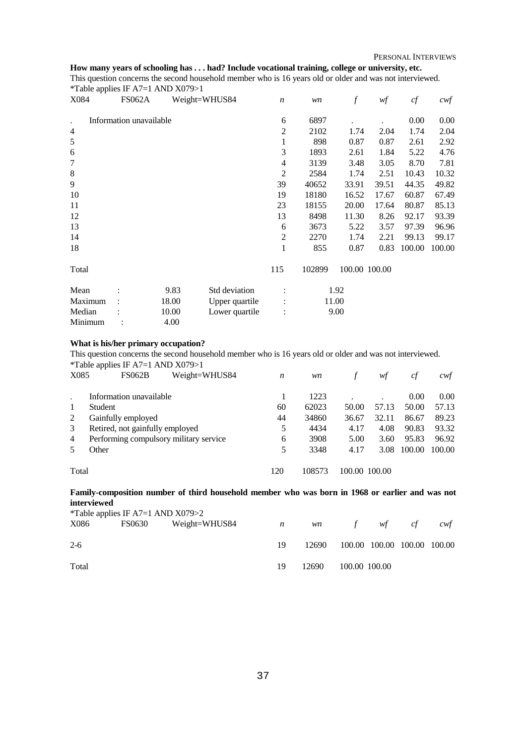**How many years of schooling has . . . had? Include vocational training, college or university, etc.**

This question concerns the second household member who is 16 years old or older and was not interviewed.

*Table applies IF A7=1 AND X079>1

| X084 | FS062A | Weight=WHUS84 | *n* | *wn* | *f* | *wf* | *cf* | *cwf* |
|---|---|---|---|---|---|---|---|---|
| . | Information unavailable | | 6 | 6897 | . | . | 0.00 | 0.00 |
| 4 | | | 2 | 2102 | 1.74 | 2.04 | 1.74 | 2.04 |
| 5 | | | 1 | 898 | 0.87 | 0.87 | 2.61 | 2.92 |
| 6 | | | 3 | 1893 | 2.61 | 1.84 | 5.22 | 4.76 |
| 7 | | | 4 | 3139 | 3.48 | 3.05 | 8.70 | 7.81 |
| 8 | | | 2 | 2584 | 1.74 | 2.51 | 10.43 | 10.32 |
| 9 | | | 39 | 40652 | 33.91 | 39.51 | 44.35 | 49.82 |
| 10 | | | 19 | 18180 | 16.52 | 17.67 | 60.87 | 67.49 |
| 11 | | | 23 | 18155 | 20.00 | 17.64 | 80.87 | 85.13 |
| 12 | | | 13 | 8498 | 11.30 | 8.26 | 92.17 | 93.39 |
| 13 | | | 6 | 3673 | 5.22 | 3.57 | 97.39 | 96.96 |
| 14 | | | 2 | 2270 | 1.74 | 2.21 | 99.13 | 99.17 |
| 18 | | | 1 | 855 | 0.87 | 0.83 | 100.00 | 100.00 |
| Total | | | 115 | 102899 | 100.00 | 100.00 | | |

| | | | | |
|---|---|---|---|---|
| Mean | : 9.83 | Std deviation | : | 1.92 |
| Maximum | : 18.00 | Upper quartile | : | 11.00 |
| Median | : 10.00 | Lower quartile | : | 9.00 |
| Minimum | : 4.00 | | | |

**What is his/her primary occupation?**

This question concerns the second household member who is 16 years old or older and was not interviewed.

*Table applies IF A7=1 AND X079>1

| X085 | FS062B Weight=WHUS84 | *n* | *wn* | *f* | *wf* | *cf* | *cwf* |
|---|---|---|---|---|---|---|---|
| . | Information unavailable | 1 | 1223 | . | . | 0.00 | 0.00 |
| 1 | Student | 60 | 62023 | 50.00 | 57.13 | 50.00 | 57.13 |
| 2 | Gainfully employed | 44 | 34860 | 36.67 | 32.11 | 86.67 | 89.23 |
| 3 | Retired, not gainfully employed | 5 | 4434 | 4.17 | 4.08 | 90.83 | 93.32 |
| 4 | Performing compulsory military service | 6 | 3908 | 5.00 | 3.60 | 95.83 | 96.92 |
| 5 | Other | 5 | 3348 | 4.17 | 3.08 | 100.00 | 100.00 |
| Total | | 120 | 108573 | 100.00 | 100.00 | | |

**Family-composition number of third household member who was born in 1968 or earlier and was not interviewed**

*Table applies IF A7=1 AND X079>2

| X086 | FS0630 Weight=WHUS84 | *n* | *wn* | *f* | *wf* | *cf* | *cwf* |
|---|---|---|---|---|---|---|---|
| 2-6 | | 19 | 12690 | 100.00 | 100.00 | 100.00 | 100.00 |
| Total | | 19 | 12690 | 100.00 | 100.00 | | |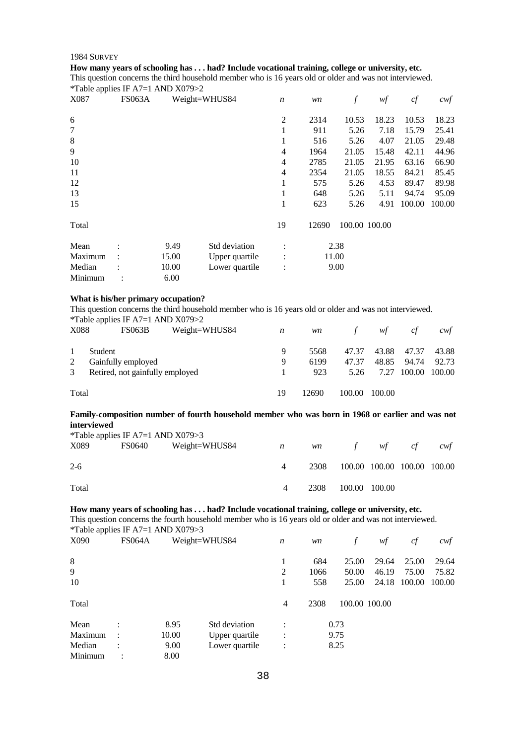1984 SURVEY

**How many years of schooling has . . . had? Include vocational training, college or university, etc.**

This question concerns the third household member who is 16 years old or older and was not interviewed.

*Table applies IF A7=1 AND X079>2

| X087 | FS063A | Weight=WHUS84 | *n* | *wn* | *f* | *wf* | *cf* | *cwf* |
|---|---|---|---|---|---|---|---|---|
| 6 | | | 2 | 2314 | 10.53 | 18.23 | 10.53 | 18.23 |
| 7 | | | 1 | 911 | 5.26 | 7.18 | 15.79 | 25.41 |
| 8 | | | 1 | 516 | 5.26 | 4.07 | 21.05 | 29.48 |
| 9 | | | 4 | 1964 | 21.05 | 15.48 | 42.11 | 44.96 |
| 10 | | | 4 | 2785 | 21.05 | 21.95 | 63.16 | 66.90 |
| 11 | | | 4 | 2354 | 21.05 | 18.55 | 84.21 | 85.45 |
| 12 | | | 1 | 575 | 5.26 | 4.53 | 89.47 | 89.98 |
| 13 | | | 1 | 648 | 5.26 | 5.11 | 94.74 | 95.09 |
| 15 | | | 1 | 623 | 5.26 | 4.91 | 100.00 | 100.00 |
| Total | | | 19 | 12690 | 100.00 | 100.00 | | |

| | | | | |
|---|---|---|---|---|
| Mean | : | 9.49 | Std deviation | : 2.38 |
| Maximum | : | 15.00 | Upper quartile | : 11.00 |
| Median | : | 10.00 | Lower quartile | : 9.00 |
| Minimum | : | 6.00 | | |

**What is his/her primary occupation?**

This question concerns the third household member who is 16 years old or older and was not interviewed.

*Table applies IF A7=1 AND X079>2

| X088 | FS063B | Weight=WHUS84 | *n* | *wn* | *f* | *wf* | *cf* | *cwf* |
|---|---|---|---|---|---|---|---|---|
| 1 | Student | | 9 | 5568 | 47.37 | 43.88 | 47.37 | 43.88 |
| 2 | Gainfully employed | | 9 | 6199 | 47.37 | 48.85 | 94.74 | 92.73 |
| 3 | Retired, not gainfully employed | | 1 | 923 | 5.26 | 7.27 | 100.00 | 100.00 |
| Total | | | 19 | 12690 | 100.00 | 100.00 | | |

**Family-composition number of fourth household member who was born in 1968 or earlier and was not interviewed**

*Table applies IF A7=1 AND X079>3

| X089 | FS0640 | Weight=WHUS84 | *n* | *wn* | *f* | *wf* | *cf* | *cwf* |
|---|---|---|---|---|---|---|---|---|
| 2-6 | | | 4 | 2308 | 100.00 | 100.00 | 100.00 | 100.00 |
| Total | | | 4 | 2308 | 100.00 | 100.00 | | |

**How many years of schooling has . . . had? Include vocational training, college or university, etc.**

This question concerns the fourth household member who is 16 years old or older and was not interviewed.

*Table applies IF A7=1 AND X079>3

| X090 | FS064A | Weight=WHUS84 | *n* | *wn* | *f* | *wf* | *cf* | *cwf* |
|---|---|---|---|---|---|---|---|---|
| 8 | | | 1 | 684 | 25.00 | 29.64 | 25.00 | 29.64 |
| 9 | | | 2 | 1066 | 50.00 | 46.19 | 75.00 | 75.82 |
| 10 | | | 1 | 558 | 25.00 | 24.18 | 100.00 | 100.00 |
| Total | | | 4 | 2308 | 100.00 | 100.00 | | |

| | | | | |
|---|---|---|---|---|
| Mean | : | 8.95 | Std deviation | : 0.73 |
| Maximum | : | 10.00 | Upper quartile | : 9.75 |
| Median | : | 9.00 | Lower quartile | : 8.25 |
| Minimum | : | 8.00 | | |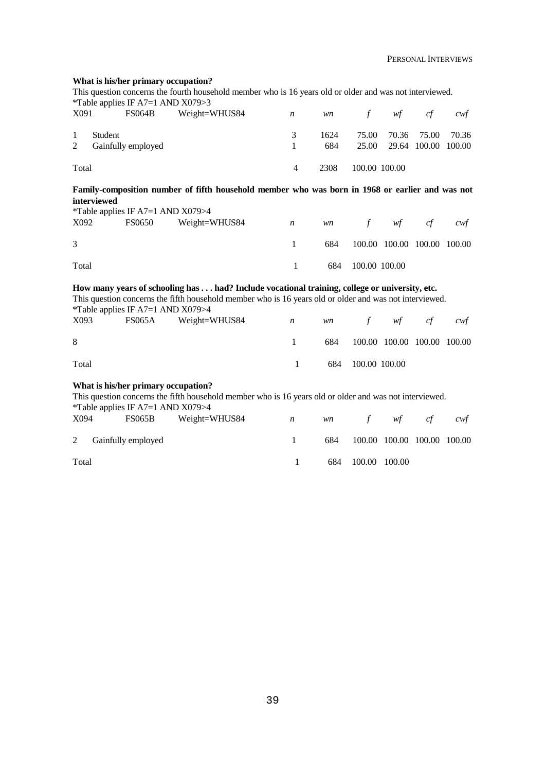**What is his/her primary occupation?**

This question concerns the fourth household member who is 16 years old or older and was not interviewed.

*Table applies IF A7=1 AND X079>3

| X091 | FS064B | Weight=WHUS84 | *n* | *wn* | *f* | *wf* | *cf* | *cwf* |
|---|---|---|---|---|---|---|---|---|
| 1 | Student | | 3 | 1624 | 75.00 | 70.36 | 75.00 | 70.36 |
| 2 | Gainfully employed | | 1 | 684 | 25.00 | 29.64 | 100.00 | 100.00 |
| Total | | | 4 | 2308 | 100.00 | 100.00 | | |

**Family-composition number of fifth household member who was born in 1968 or earlier and was not interviewed**

*Table applies IF A7=1 AND X079>4

| X092 | FS0650 | Weight=WHUS84 | *n* | *wn* | *f* | *wf* | *cf* | *cwf* |
|---|---|---|---|---|---|---|---|---|
| 3 | | | 1 | 684 | 100.00 | 100.00 | 100.00 | 100.00 |
| Total | | | 1 | 684 | 100.00 | 100.00 | | |

**How many years of schooling has . . . had? Include vocational training, college or university, etc.**

This question concerns the fifth household member who is 16 years old or older and was not interviewed.

*Table applies IF A7=1 AND X079>4

| X093 | FS065A | Weight=WHUS84 | *n* | *wn* | *f* | *wf* | *cf* | *cwf* |
|---|---|---|---|---|---|---|---|---|
| 8 | | | 1 | 684 | 100.00 | 100.00 | 100.00 | 100.00 |
| Total | | | 1 | 684 | 100.00 | 100.00 | | |

**What is his/her primary occupation?**

This question concerns the fifth household member who is 16 years old or older and was not interviewed.

*Table applies IF A7=1 AND X079>4

| X094 | FS065B | Weight=WHUS84 | *n* | *wn* | *f* | *wf* | *cf* | *cwf* |
|---|---|---|---|---|---|---|---|---|
| 2 | Gainfully employed | | 1 | 684 | 100.00 | 100.00 | 100.00 | 100.00 |
| Total | | | 1 | 684 | 100.00 | 100.00 | | |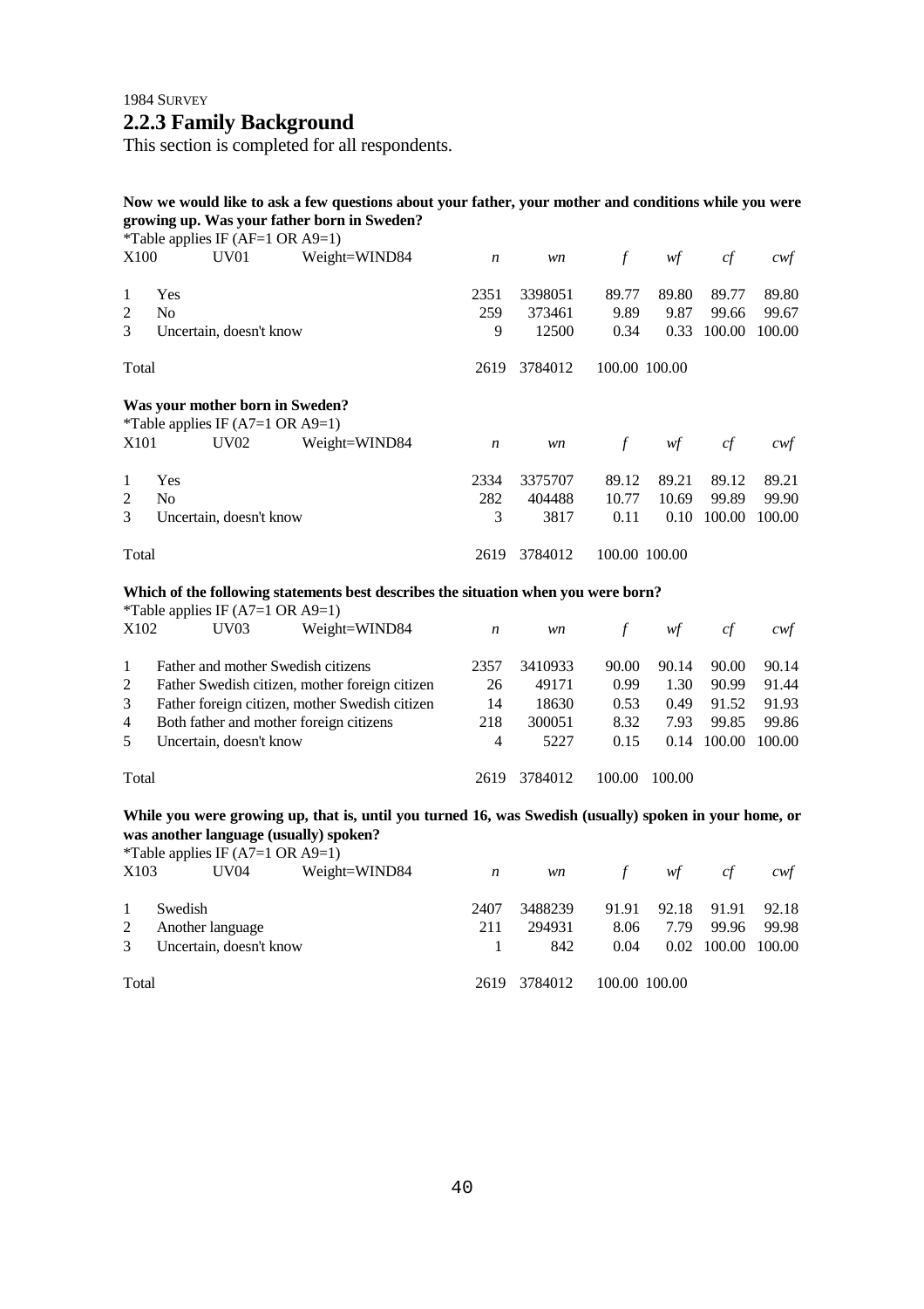1984 SURVEY

## 2.2.3 Family Background

This section is completed for all respondents.

**Now we would like to ask a few questions about your father, your mother and conditions while you were growing up. Was your father born in Sweden?**

*Table applies IF (AF=1 OR A9=1)

| X100 | UV01 | Weight=WIND84 | *n* | *wn* | *f* | *wf* | *cf* | *cwf* |
|---|---|---|---|---|---|---|---|---|
| 1 | Yes | | 2351 | 3398051 | 89.77 | 89.80 | 89.77 | 89.80 |
| 2 | No | | 259 | 373461 | 9.89 | 9.87 | 99.66 | 99.67 |
| 3 | Uncertain, doesn't know | | 9 | 12500 | 0.34 | 0.33 | 100.00 | 100.00 |
| Total | | | 2619 | 3784012 | 100.00 | 100.00 | | |

**Was your mother born in Sweden?**

*Table applies IF (A7=1 OR A9=1)

| X101 | UV02 | Weight=WIND84 | *n* | *wn* | *f* | *wf* | *cf* | *cwf* |
|---|---|---|---|---|---|---|---|---|
| 1 | Yes | | 2334 | 3375707 | 89.12 | 89.21 | 89.12 | 89.21 |
| 2 | No | | 282 | 404488 | 10.77 | 10.69 | 99.89 | 99.90 |
| 3 | Uncertain, doesn't know | | 3 | 3817 | 0.11 | 0.10 | 100.00 | 100.00 |
| Total | | | 2619 | 3784012 | 100.00 | 100.00 | | |

**Which of the following statements best describes the situation when you were born?**

*Table applies IF (A7=1 OR A9=1)

| X102 | UV03 | Weight=WIND84 | *n* | *wn* | *f* | *wf* | *cf* | *cwf* |
|---|---|---|---|---|---|---|---|---|
| 1 | Father and mother Swedish citizens | | 2357 | 3410933 | 90.00 | 90.14 | 90.00 | 90.14 |
| 2 | Father Swedish citizen, mother foreign citizen | | 26 | 49171 | 0.99 | 1.30 | 90.99 | 91.44 |
| 3 | Father foreign citizen, mother Swedish citizen | | 14 | 18630 | 0.53 | 0.49 | 91.52 | 91.93 |
| 4 | Both father and mother foreign citizens | | 218 | 300051 | 8.32 | 7.93 | 99.85 | 99.86 |
| 5 | Uncertain, doesn't know | | 4 | 5227 | 0.15 | 0.14 | 100.00 | 100.00 |
| Total | | | 2619 | 3784012 | 100.00 | 100.00 | | |

**While you were growing up, that is, until you turned 16, was Swedish (usually) spoken in your home, or was another language (usually) spoken?**

*Table applies IF (A7=1 OR A9=1)

| X103 | UV04 | Weight=WIND84 | *n* | *wn* | *f* | *wf* | *cf* | *cwf* |
|---|---|---|---|---|---|---|---|---|
| 1 | Swedish | | 2407 | 3488239 | 91.91 | 92.18 | 91.91 | 92.18 |
| 2 | Another language | | 211 | 294931 | 8.06 | 7.79 | 99.96 | 99.98 |
| 3 | Uncertain, doesn't know | | 1 | 842 | 0.04 | 0.02 | 100.00 | 100.00 |
| Total | | | 2619 | 3784012 | 100.00 | 100.00 | | |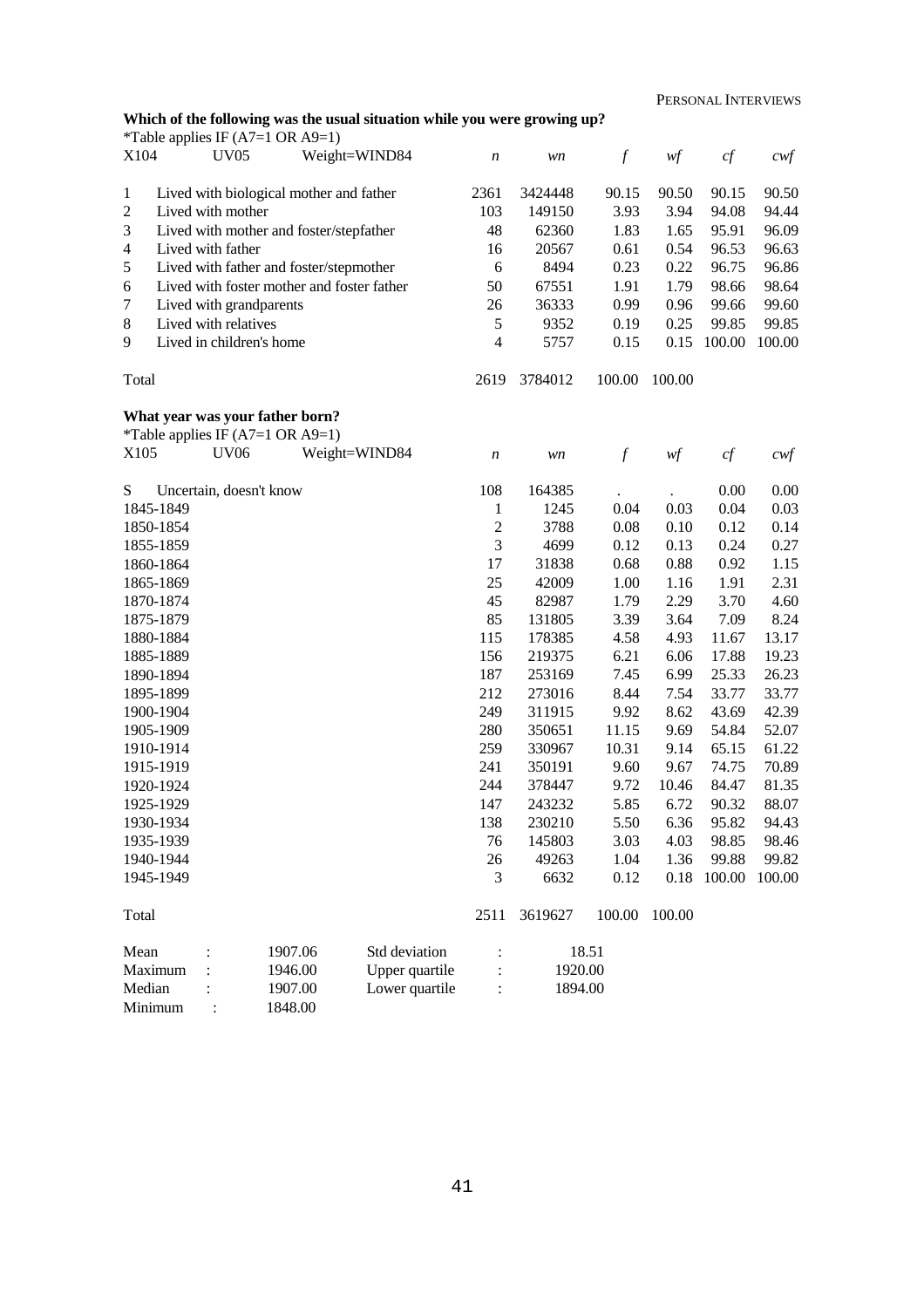**Which of the following was the usual situation while you were growing up?**

*Table applies IF (A7=1 OR A9=1)

| X104 | UV05 Weight=WIND84 | *n* | *wn* | *f* | *wf* | *cf* | *cwf* |
|---|---|---|---|---|---|---|---|
| 1 | Lived with biological mother and father | 2361 | 3424448 | 90.15 | 90.50 | 90.15 | 90.50 |
| 2 | Lived with mother | 103 | 149150 | 3.93 | 3.94 | 94.08 | 94.44 |
| 3 | Lived with mother and foster/stepfather | 48 | 62360 | 1.83 | 1.65 | 95.91 | 96.09 |
| 4 | Lived with father | 16 | 20567 | 0.61 | 0.54 | 96.53 | 96.63 |
| 5 | Lived with father and foster/stepmother | 6 | 8494 | 0.23 | 0.22 | 96.75 | 96.86 |
| 6 | Lived with foster mother and foster father | 50 | 67551 | 1.91 | 1.79 | 98.66 | 98.64 |
| 7 | Lived with grandparents | 26 | 36333 | 0.99 | 0.96 | 99.66 | 99.60 |
| 8 | Lived with relatives | 5 | 9352 | 0.19 | 0.25 | 99.85 | 99.85 |
| 9 | Lived in children's home | 4 | 5757 | 0.15 | 0.15 | 100.00 | 100.00 |
| Total | | 2619 | 3784012 | 100.00 | 100.00 | | |

**What year was your father born?**

*Table applies IF (A7=1 OR A9=1)

| X105 | UV06 Weight=WIND84 | *n* | *wn* | *f* | *wf* | *cf* | *cwf* |
|---|---|---|---|---|---|---|---|
| S | Uncertain, doesn't know | 108 | 164385 | . | . | 0.00 | 0.00 |
| 1845-1849 | | 1 | 1245 | 0.04 | 0.03 | 0.04 | 0.03 |
| 1850-1854 | | 2 | 3788 | 0.08 | 0.10 | 0.12 | 0.14 |
| 1855-1859 | | 3 | 4699 | 0.12 | 0.13 | 0.24 | 0.27 |
| 1860-1864 | | 17 | 31838 | 0.68 | 0.88 | 0.92 | 1.15 |
| 1865-1869 | | 25 | 42009 | 1.00 | 1.16 | 1.91 | 2.31 |
| 1870-1874 | | 45 | 82987 | 1.79 | 2.29 | 3.70 | 4.60 |
| 1875-1879 | | 85 | 131805 | 3.39 | 3.64 | 7.09 | 8.24 |
| 1880-1884 | | 115 | 178385 | 4.58 | 4.93 | 11.67 | 13.17 |
| 1885-1889 | | 156 | 219375 | 6.21 | 6.06 | 17.88 | 19.23 |
| 1890-1894 | | 187 | 253169 | 7.45 | 6.99 | 25.33 | 26.23 |
| 1895-1899 | | 212 | 273016 | 8.44 | 7.54 | 33.77 | 33.77 |
| 1900-1904 | | 249 | 311915 | 9.92 | 8.62 | 43.69 | 42.39 |
| 1905-1909 | | 280 | 350651 | 11.15 | 9.69 | 54.84 | 52.07 |
| 1910-1914 | | 259 | 330967 | 10.31 | 9.14 | 65.15 | 61.22 |
| 1915-1919 | | 241 | 350191 | 9.60 | 9.67 | 74.75 | 70.89 |
| 1920-1924 | | 244 | 378447 | 9.72 | 10.46 | 84.47 | 81.35 |
| 1925-1929 | | 147 | 243232 | 5.85 | 6.72 | 90.32 | 88.07 |
| 1930-1934 | | 138 | 230210 | 5.50 | 6.36 | 95.82 | 94.43 |
| 1935-1939 | | 76 | 145803 | 3.03 | 4.03 | 98.85 | 98.46 |
| 1940-1944 | | 26 | 49263 | 1.04 | 1.36 | 99.88 | 99.82 |
| 1945-1949 | | 3 | 6632 | 0.12 | 0.18 | 100.00 | 100.00 |
| Total | | 2511 | 3619627 | 100.00 | 100.00 | | |

| | | | | | |
|---|---|---|---|---|---|
| Mean | : | 1907.06 | Std deviation | : | 18.51 |
| Maximum | : | 1946.00 | Upper quartile | : | 1920.00 |
| Median | : | 1907.00 | Lower quartile | : | 1894.00 |
| Minimum | : | 1848.00 | | | |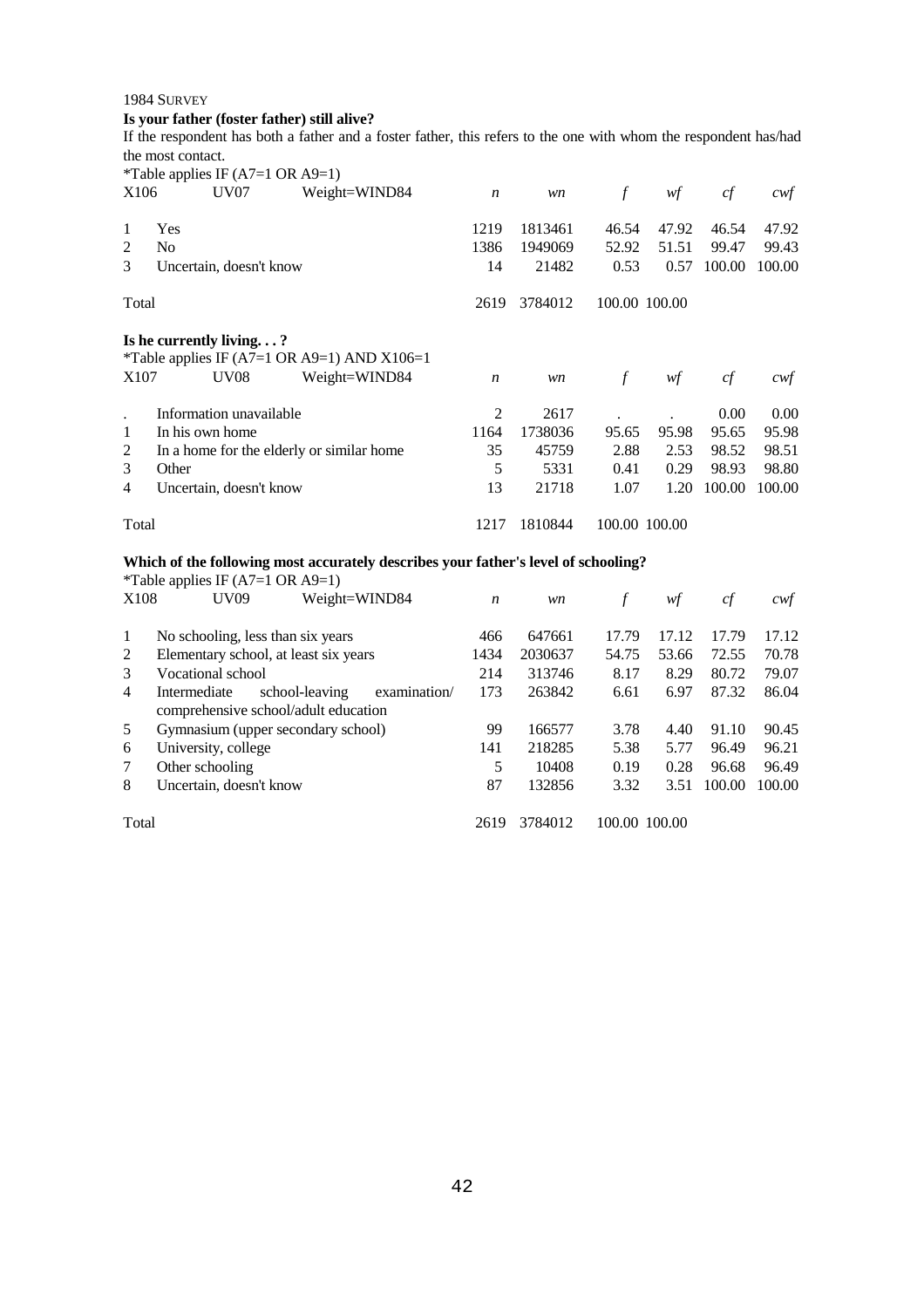1984 SURVEY

**Is your father (foster father) still alive?**

If the respondent has both a father and a foster father, this refers to the one with whom the respondent has/had the most contact.

*Table applies IF (A7=1 OR A9=1)

| X106 | UV07 Weight=WIND84 | *n* | *wn* | *f* | *wf* | *cf* | *cwf* |
|---|---|---|---|---|---|---|---|
| 1 | Yes | 1219 | 1813461 | 46.54 | 47.92 | 46.54 | 47.92 |
| 2 | No | 1386 | 1949069 | 52.92 | 51.51 | 99.47 | 99.43 |
| 3 | Uncertain, doesn't know | 14 | 21482 | 0.53 | 0.57 | 100.00 | 100.00 |
| Total | | 2619 | 3784012 | 100.00 | 100.00 | | |

**Is he currently living. . . ?**

*Table applies IF (A7=1 OR A9=1) AND X106=1

| X107 | UV08 Weight=WIND84 | *n* | *wn* | *f* | *wf* | *cf* | *cwf* |
|---|---|---|---|---|---|---|---|
| . | Information unavailable | 2 | 2617 | . | . | 0.00 | 0.00 |
| 1 | In his own home | 1164 | 1738036 | 95.65 | 95.98 | 95.65 | 95.98 |
| 2 | In a home for the elderly or similar home | 35 | 45759 | 2.88 | 2.53 | 98.52 | 98.51 |
| 3 | Other | 5 | 5331 | 0.41 | 0.29 | 98.93 | 98.80 |
| 4 | Uncertain, doesn't know | 13 | 21718 | 1.07 | 1.20 | 100.00 | 100.00 |
| Total | | 1217 | 1810844 | 100.00 | 100.00 | | |

**Which of the following most accurately describes your father's level of schooling?**

*Table applies IF (A7=1 OR A9=1)

| X108 | UV09 Weight=WIND84 | *n* | *wn* | *f* | *wf* | *cf* | *cwf* |
|---|---|---|---|---|---|---|---|
| 1 | No schooling, less than six years | 466 | 647661 | 17.79 | 17.12 | 17.79 | 17.12 |
| 2 | Elementary school, at least six years | 1434 | 2030637 | 54.75 | 53.66 | 72.55 | 70.78 |
| 3 | Vocational school | 214 | 313746 | 8.17 | 8.29 | 80.72 | 79.07 |
| 4 | Intermediate school-leaving examination/ comprehensive school/adult education | 173 | 263842 | 6.61 | 6.97 | 87.32 | 86.04 |
| 5 | Gymnasium (upper secondary school) | 99 | 166577 | 3.78 | 4.40 | 91.10 | 90.45 |
| 6 | University, college | 141 | 218285 | 5.38 | 5.77 | 96.49 | 96.21 |
| 7 | Other schooling | 5 | 10408 | 0.19 | 0.28 | 96.68 | 96.49 |
| 8 | Uncertain, doesn't know | 87 | 132856 | 3.32 | 3.51 | 100.00 | 100.00 |
| Total | | 2619 | 3784012 | 100.00 | 100.00 | | |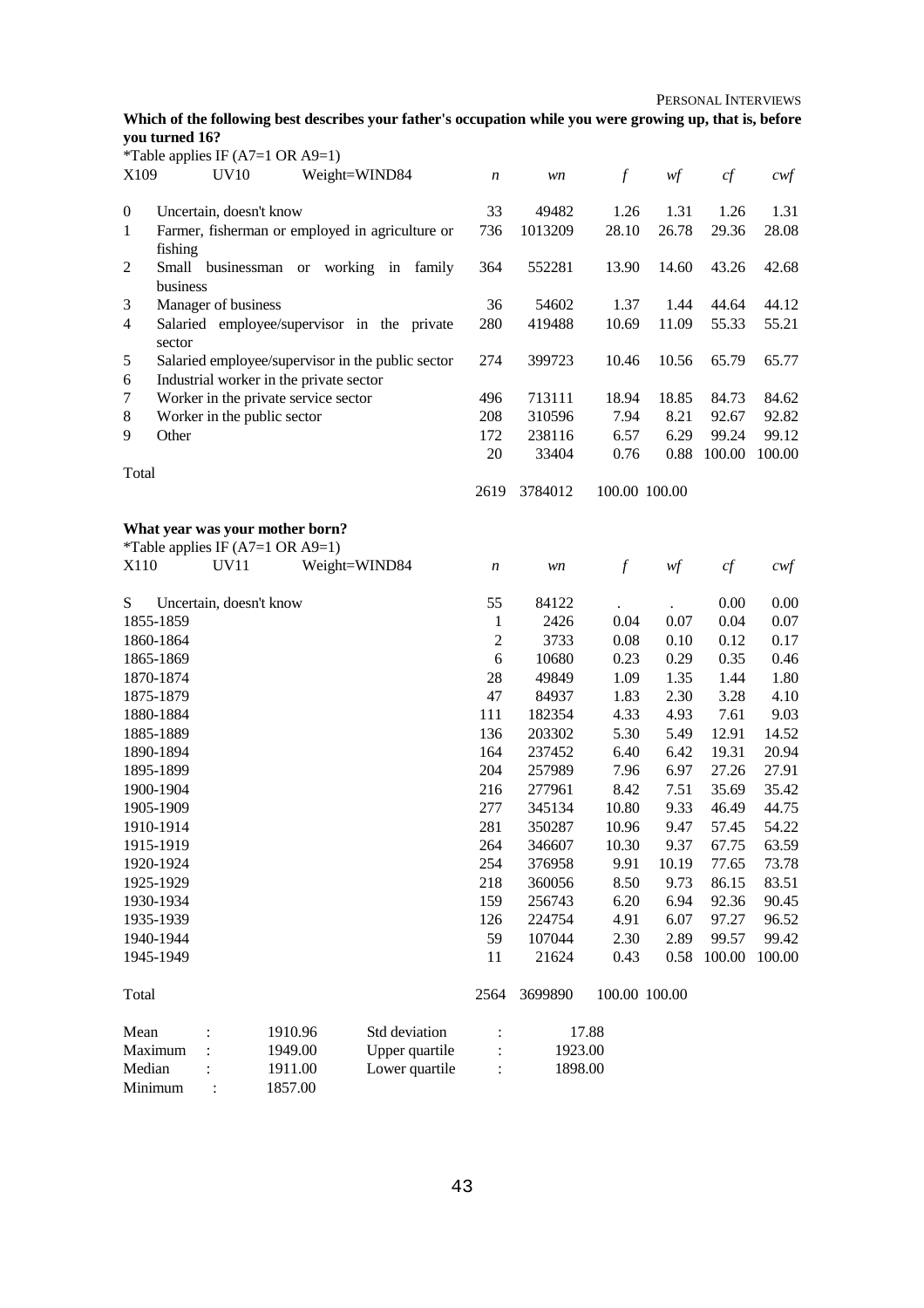**Which of the following best describes your father's occupation while you were growing up, that is, before you turned 16?**

*Table applies IF (A7=1 OR A9=1)

| X109 | UV10 Weight=WIND84 | *n* | *wn* | *f* | *wf* | *cf* | *cwf* |
|---|---|---|---|---|---|---|---|
| 0 | Uncertain, doesn't know | 33 | 49482 | 1.26 | 1.31 | 1.26 | 1.31 |
| 1 | Farmer, fisherman or employed in agriculture or fishing | 736 | 1013209 | 28.10 | 26.78 | 29.36 | 28.08 |
| 2 | Small businessman or working in family business | 364 | 552281 | 13.90 | 14.60 | 43.26 | 42.68 |
| 3 | Manager of business | 36 | 54602 | 1.37 | 1.44 | 44.64 | 44.12 |
| 4 | Salaried employee/supervisor in the private sector | 280 | 419488 | 10.69 | 11.09 | 55.33 | 55.21 |
| 5 | Salaried employee/supervisor in the public sector | 274 | 399723 | 10.46 | 10.56 | 65.79 | 65.77 |
| 6 | Industrial worker in the private sector | | | | | | |
| 7 | Worker in the private service sector | 496 | 713111 | 18.94 | 18.85 | 84.73 | 84.62 |
| 8 | Worker in the public sector | 208 | 310596 | 7.94 | 8.21 | 92.67 | 92.82 |
| 9 | Other | 172 | 238116 | 6.57 | 6.29 | 99.24 | 99.12 |
| | | 20 | 33404 | 0.76 | 0.88 | 100.00 | 100.00 |
| Total | | | | | | | |
| | | 2619 | 3784012 | 100.00 | 100.00 | | |

**What year was your mother born?**

*Table applies IF (A7=1 OR A9=1)

| X110 | UV11 Weight=WIND84 | *n* | *wn* | *f* | *wf* | *cf* | *cwf* |
|---|---|---|---|---|---|---|---|
| S | Uncertain, doesn't know | 55 | 84122 | . | . | 0.00 | 0.00 |
| 1855-1859 | | 1 | 2426 | 0.04 | 0.07 | 0.04 | 0.07 |
| 1860-1864 | | 2 | 3733 | 0.08 | 0.10 | 0.12 | 0.17 |
| 1865-1869 | | 6 | 10680 | 0.23 | 0.29 | 0.35 | 0.46 |
| 1870-1874 | | 28 | 49849 | 1.09 | 1.35 | 1.44 | 1.80 |
| 1875-1879 | | 47 | 84937 | 1.83 | 2.30 | 3.28 | 4.10 |
| 1880-1884 | | 111 | 182354 | 4.33 | 4.93 | 7.61 | 9.03 |
| 1885-1889 | | 136 | 203302 | 5.30 | 5.49 | 12.91 | 14.52 |
| 1890-1894 | | 164 | 237452 | 6.40 | 6.42 | 19.31 | 20.94 |
| 1895-1899 | | 204 | 257989 | 7.96 | 6.97 | 27.26 | 27.91 |
| 1900-1904 | | 216 | 277961 | 8.42 | 7.51 | 35.69 | 35.42 |
| 1905-1909 | | 277 | 345134 | 10.80 | 9.33 | 46.49 | 44.75 |
| 1910-1914 | | 281 | 350287 | 10.96 | 9.47 | 57.45 | 54.22 |
| 1915-1919 | | 264 | 346607 | 10.30 | 9.37 | 67.75 | 63.59 |
| 1920-1924 | | 254 | 376958 | 9.91 | 10.19 | 77.65 | 73.78 |
| 1925-1929 | | 218 | 360056 | 8.50 | 9.73 | 86.15 | 83.51 |
| 1930-1934 | | 159 | 256743 | 6.20 | 6.94 | 92.36 | 90.45 |
| 1935-1939 | | 126 | 224754 | 4.91 | 6.07 | 97.27 | 96.52 |
| 1940-1944 | | 59 | 107044 | 2.30 | 2.89 | 99.57 | 99.42 |
| 1945-1949 | | 11 | 21624 | 0.43 | 0.58 | 100.00 | 100.00 |
| Total | | 2564 | 3699890 | 100.00 | 100.00 | | |

| | | | | | |
|---|---|---|---|---|---|
| Mean | : | 1910.96 | Std deviation | : | 17.88 |
| Maximum | : | 1949.00 | Upper quartile | : | 1923.00 |
| Median | : | 1911.00 | Lower quartile | : | 1898.00 |
| Minimum | : | 1857.00 | | | |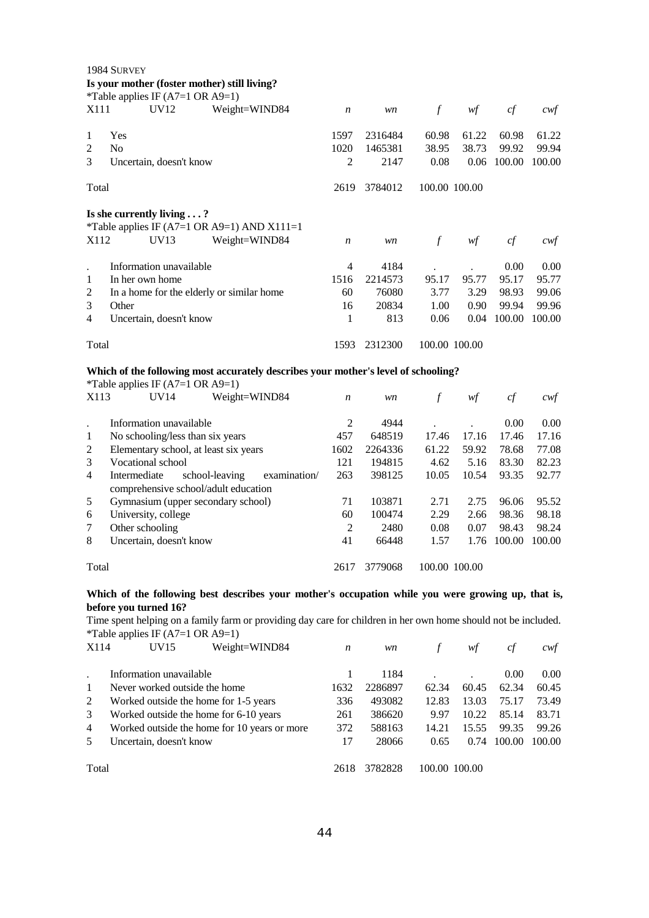1984 Survey

**Is your mother (foster mother) still living?**

*Table applies IF (A7=1 OR A9=1)

| X111 | UV12 Weight=WIND84 | *n* | *wn* | *f* | *wf* | *cf* | *cwf* |
|---|---|---|---|---|---|---|---|
| 1 | Yes | 1597 | 2316484 | 60.98 | 61.22 | 60.98 | 61.22 |
| 2 | No | 1020 | 1465381 | 38.95 | 38.73 | 99.92 | 99.94 |
| 3 | Uncertain, doesn't know | 2 | 2147 | 0.08 | 0.06 | 100.00 | 100.00 |
| Total | | 2619 | 3784012 | 100.00 | 100.00 | | |

**Is she currently living . . . ?**

*Table applies IF (A7=1 OR A9=1) AND X111=1

| X112 | UV13 Weight=WIND84 | *n* | *wn* | *f* | *wf* | *cf* | *cwf* |
|---|---|---|---|---|---|---|---|
| . | Information unavailable | 4 | 4184 | . | . | 0.00 | 0.00 |
| 1 | In her own home | 1516 | 2214573 | 95.17 | 95.77 | 95.17 | 95.77 |
| 2 | In a home for the elderly or similar home | 60 | 76080 | 3.77 | 3.29 | 98.93 | 99.06 |
| 3 | Other | 16 | 20834 | 1.00 | 0.90 | 99.94 | 99.96 |
| 4 | Uncertain, doesn't know | 1 | 813 | 0.06 | 0.04 | 100.00 | 100.00 |
| Total | | 1593 | 2312300 | 100.00 | 100.00 | | |

**Which of the following most accurately describes your mother's level of schooling?**

*Table applies IF (A7=1 OR A9=1)

| X113 | UV14 Weight=WIND84 | *n* | *wn* | *f* | *wf* | *cf* | *cwf* |
|---|---|---|---|---|---|---|---|
| . | Information unavailable | 2 | 4944 | . | . | 0.00 | 0.00 |
| 1 | No schooling/less than six years | 457 | 648519 | 17.46 | 17.16 | 17.46 | 17.16 |
| 2 | Elementary school, at least six years | 1602 | 2264336 | 61.22 | 59.92 | 78.68 | 77.08 |
| 3 | Vocational school | 121 | 194815 | 4.62 | 5.16 | 83.30 | 82.23 |
| 4 | Intermediate school-leaving examination/ comprehensive school/adult education | 263 | 398125 | 10.05 | 10.54 | 93.35 | 92.77 |
| 5 | Gymnasium (upper secondary school) | 71 | 103871 | 2.71 | 2.75 | 96.06 | 95.52 |
| 6 | University, college | 60 | 100474 | 2.29 | 2.66 | 98.36 | 98.18 |
| 7 | Other schooling | 2 | 2480 | 0.08 | 0.07 | 98.43 | 98.24 |
| 8 | Uncertain, doesn't know | 41 | 66448 | 1.57 | 1.76 | 100.00 | 100.00 |
| Total | | 2617 | 3779068 | 100.00 | 100.00 | | |

**Which of the following best describes your mother's occupation while you were growing up, that is, before you turned 16?**

Time spent helping on a family farm or providing day care for children in her own home should not be included.

*Table applies IF (A7=1 OR A9=1)

| X114 | UV15 Weight=WIND84 | *n* | *wn* | *f* | *wf* | *cf* | *cwf* |
|---|---|---|---|---|---|---|---|
| . | Information unavailable | 1 | 1184 | . | . | 0.00 | 0.00 |
| 1 | Never worked outside the home | 1632 | 2286897 | 62.34 | 60.45 | 62.34 | 60.45 |
| 2 | Worked outside the home for 1-5 years | 336 | 493082 | 12.83 | 13.03 | 75.17 | 73.49 |
| 3 | Worked outside the home for 6-10 years | 261 | 386620 | 9.97 | 10.22 | 85.14 | 83.71 |
| 4 | Worked outside the home for 10 years or more | 372 | 588163 | 14.21 | 15.55 | 99.35 | 99.26 |
| 5 | Uncertain, doesn't know | 17 | 28066 | 0.65 | 0.74 | 100.00 | 100.00 |
| Total | | 2618 | 3782828 | 100.00 | 100.00 | | |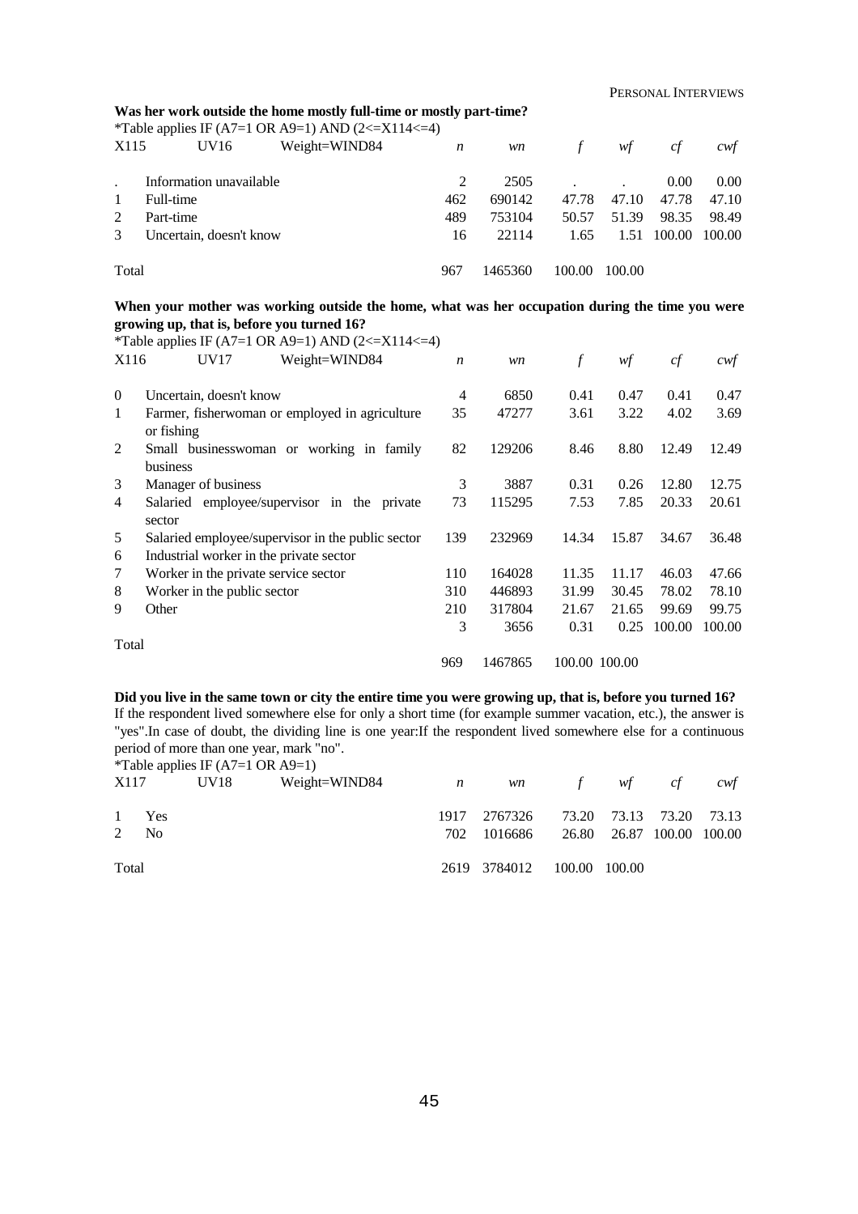**Was her work outside the home mostly full-time or mostly part-time?**

*Table applies IF (A7=1 OR A9=1) AND (2<=X114<=4)

| X115 | UV16 Weight=WIND84 | *n* | *wn* | *f* | *wf* | *cf* | *cwf* |
|---|---|---|---|---|---|---|---|
| . | Information unavailable | 2 | 2505 | . | . | 0.00 | 0.00 |
| 1 | Full-time | 462 | 690142 | 47.78 | 47.10 | 47.78 | 47.10 |
| 2 | Part-time | 489 | 753104 | 50.57 | 51.39 | 98.35 | 98.49 |
| 3 | Uncertain, doesn't know | 16 | 22114 | 1.65 | 1.51 | 100.00 | 100.00 |
| Total | | 967 | 1465360 | 100.00 | 100.00 | | |

**When your mother was working outside the home, what was her occupation during the time you were growing up, that is, before you turned 16?**

*Table applies IF (A7=1 OR A9=1) AND (2<=X114<=4)

| X116 | UV17 Weight=WIND84 | *n* | *wn* | *f* | *wf* | *cf* | *cwf* |
|---|---|---|---|---|---|---|---|
| 0 | Uncertain, doesn't know | 4 | 6850 | 0.41 | 0.47 | 0.41 | 0.47 |
| 1 | Farmer, fisherwoman or employed in agriculture or fishing | 35 | 47277 | 3.61 | 3.22 | 4.02 | 3.69 |
| 2 | Small businesswoman or working in family business | 82 | 129206 | 8.46 | 8.80 | 12.49 | 12.49 |
| 3 | Manager of business | 3 | 3887 | 0.31 | 0.26 | 12.80 | 12.75 |
| 4 | Salaried employee/supervisor in the private sector | 73 | 115295 | 7.53 | 7.85 | 20.33 | 20.61 |
| 5 | Salaried employee/supervisor in the public sector | 139 | 232969 | 14.34 | 15.87 | 34.67 | 36.48 |
| 6 | Industrial worker in the private sector | | | | | | |
| 7 | Worker in the private service sector | 110 | 164028 | 11.35 | 11.17 | 46.03 | 47.66 |
| 8 | Worker in the public sector | 310 | 446893 | 31.99 | 30.45 | 78.02 | 78.10 |
| 9 | Other | 210 | 317804 | 21.67 | 21.65 | 99.69 | 99.75 |
| | | 3 | 3656 | 0.31 | 0.25 | 100.00 | 100.00 |
| Total | | 969 | 1467865 | 100.00 | 100.00 | | |

**Did you live in the same town or city the entire time you were growing up, that is, before you turned 16?**

If the respondent lived somewhere else for only a short time (for example summer vacation, etc.), the answer is "yes".In case of doubt, the dividing line is one year:If the respondent lived somewhere else for a continuous period of more than one year, mark "no".

*Table applies IF (A7=1 OR A9=1)

| X117 | UV18 Weight=WIND84 | *n* | *wn* | *f* | *wf* | *cf* | *cwf* |
|---|---|---|---|---|---|---|---|
| 1 | Yes | 1917 | 2767326 | 73.20 | 73.13 | 73.20 | 73.13 |
| 2 | No | 702 | 1016686 | 26.80 | 26.87 | 100.00 | 100.00 |
| Total | | 2619 | 3784012 | 100.00 | 100.00 | | |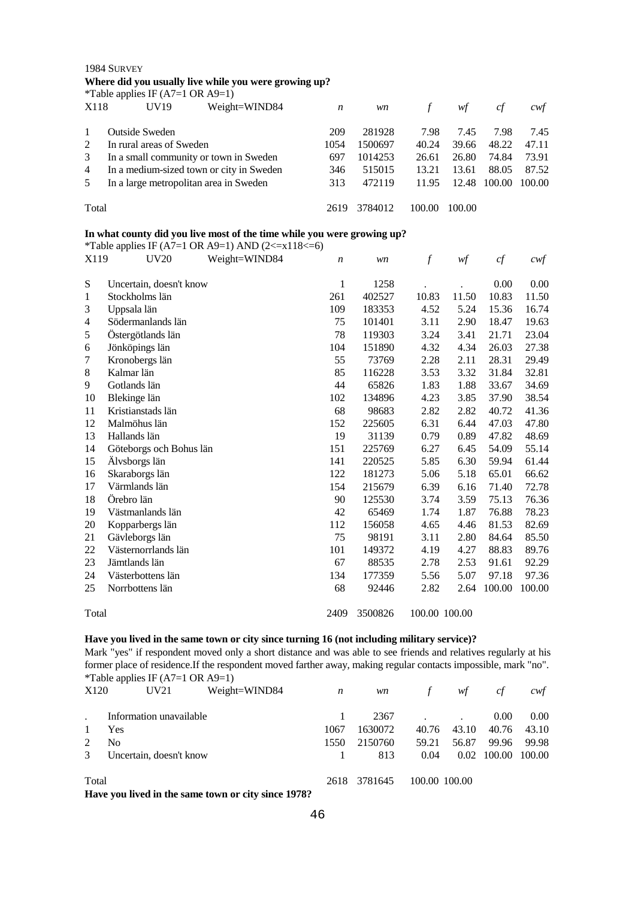1984 SURVEY

**Where did you usually live while you were growing up?**

*Table applies IF (A7=1 OR A9=1)

| X118 | UV19 Weight=WIND84 | *n* | *wn* | *f* | *wf* | *cf* | *cwf* |
|---|---|---|---|---|---|---|---|
| 1 | Outside Sweden | 209 | 281928 | 7.98 | 7.45 | 7.98 | 7.45 |
| 2 | In rural areas of Sweden | 1054 | 1500697 | 40.24 | 39.66 | 48.22 | 47.11 |
| 3 | In a small community or town in Sweden | 697 | 1014253 | 26.61 | 26.80 | 74.84 | 73.91 |
| 4 | In a medium-sized town or city in Sweden | 346 | 515015 | 13.21 | 13.61 | 88.05 | 87.52 |
| 5 | In a large metropolitan area in Sweden | 313 | 472119 | 11.95 | 12.48 | 100.00 | 100.00 |
| Total | | 2619 | 3784012 | 100.00 | 100.00 | | |

**In what county did you live most of the time while you were growing up?**

*Table applies IF (A7=1 OR A9=1) AND (2<=x118<=6)

| X119 | UV20 Weight=WIND84 | *n* | *wn* | *f* | *wf* | *cf* | *cwf* |
|---|---|---|---|---|---|---|---|
| S | Uncertain, doesn't know | 1 | 1258 | . | . | 0.00 | 0.00 |
| 1 | Stockholms län | 261 | 402527 | 10.83 | 11.50 | 10.83 | 11.50 |
| 3 | Uppsala län | 109 | 183353 | 4.52 | 5.24 | 15.36 | 16.74 |
| 4 | Södermanlands län | 75 | 101401 | 3.11 | 2.90 | 18.47 | 19.63 |
| 5 | Östergötlands län | 78 | 119303 | 3.24 | 3.41 | 21.71 | 23.04 |
| 6 | Jönköpings län | 104 | 151890 | 4.32 | 4.34 | 26.03 | 27.38 |
| 7 | Kronobergs län | 55 | 73769 | 2.28 | 2.11 | 28.31 | 29.49 |
| 8 | Kalmar län | 85 | 116228 | 3.53 | 3.32 | 31.84 | 32.81 |
| 9 | Gotlands län | 44 | 65826 | 1.83 | 1.88 | 33.67 | 34.69 |
| 10 | Blekinge län | 102 | 134896 | 4.23 | 3.85 | 37.90 | 38.54 |
| 11 | Kristianstads län | 68 | 98683 | 2.82 | 2.82 | 40.72 | 41.36 |
| 12 | Malmöhus län | 152 | 225605 | 6.31 | 6.44 | 47.03 | 47.80 |
| 13 | Hallands län | 19 | 31139 | 0.79 | 0.89 | 47.82 | 48.69 |
| 14 | Göteborgs och Bohus län | 151 | 225769 | 6.27 | 6.45 | 54.09 | 55.14 |
| 15 | Älvsborgs län | 141 | 220525 | 5.85 | 6.30 | 59.94 | 61.44 |
| 16 | Skaraborgs län | 122 | 181273 | 5.06 | 5.18 | 65.01 | 66.62 |
| 17 | Värmlands län | 154 | 215679 | 6.39 | 6.16 | 71.40 | 72.78 |
| 18 | Örebro län | 90 | 125530 | 3.74 | 3.59 | 75.13 | 76.36 |
| 19 | Västmanlands län | 42 | 65469 | 1.74 | 1.87 | 76.88 | 78.23 |
| 20 | Kopparbergs län | 112 | 156058 | 4.65 | 4.46 | 81.53 | 82.69 |
| 21 | Gävleborgs län | 75 | 98191 | 3.11 | 2.80 | 84.64 | 85.50 |
| 22 | Västernorrlands län | 101 | 149372 | 4.19 | 4.27 | 88.83 | 89.76 |
| 23 | Jämtlands län | 67 | 88535 | 2.78 | 2.53 | 91.61 | 92.29 |
| 24 | Västerbottens län | 134 | 177359 | 5.56 | 5.07 | 97.18 | 97.36 |
| 25 | Norrbottens län | 68 | 92446 | 2.82 | 2.64 | 100.00 | 100.00 |
| Total | | 2409 | 3500826 | 100.00 | 100.00 | | |

**Have you lived in the same town or city since turning 16 (not including military service)?**

Mark "yes" if respondent moved only a short distance and was able to see friends and relatives regularly at his former place of residence.If the respondent moved farther away, making regular contacts impossible, mark "no".

*Table applies IF (A7=1 OR A9=1)

| X120 | UV21 Weight=WIND84 | *n* | *wn* | *f* | *wf* | *cf* | *cwf* |
|---|---|---|---|---|---|---|---|
| . | Information unavailable | 1 | 2367 | . | . | 0.00 | 0.00 |
| 1 | Yes | 1067 | 1630072 | 40.76 | 43.10 | 40.76 | 43.10 |
| 2 | No | 1550 | 2150760 | 59.21 | 56.87 | 99.96 | 99.98 |
| 3 | Uncertain, doesn't know | 1 | 813 | 0.04 | 0.02 | 100.00 | 100.00 |
| Total | | 2618 | 3781645 | 100.00 | 100.00 | | |

**Have you lived in the same town or city since 1978?**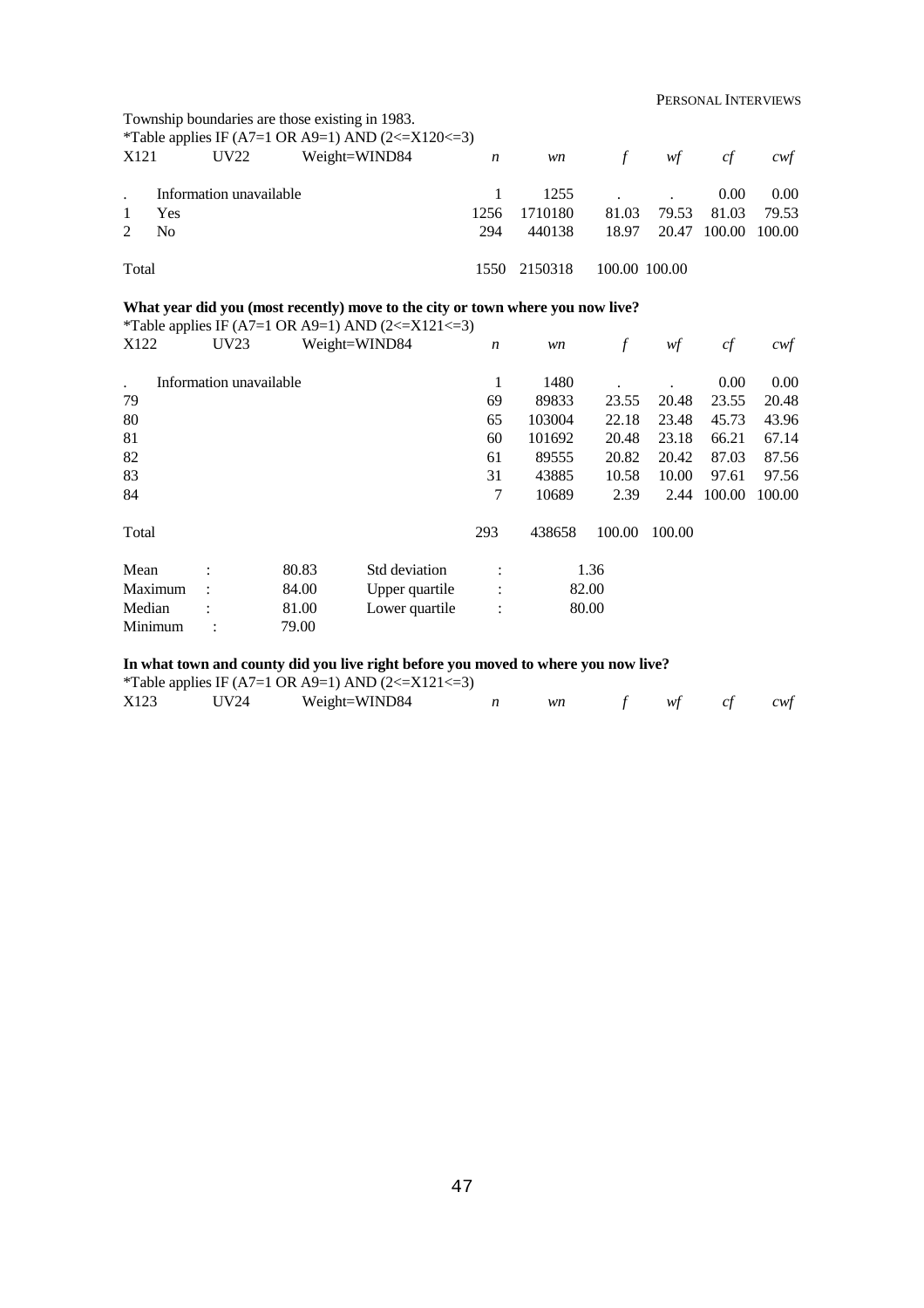Township boundaries are those existing in 1983.

*Table applies IF (A7=1 OR A9=1) AND (2<=X120<=3)

| X121 | UV22 | Weight=WIND84 | *n* | *wn* | *f* | *wf* | *cf* | *cwf* |
|---|---|---|---|---|---|---|---|---|
| . | Information unavailable | | 1 | 1255 | . | . | 0.00 | 0.00 |
| 1 | Yes | | 1256 | 1710180 | 81.03 | 79.53 | 81.03 | 79.53 |
| 2 | No | | 294 | 440138 | 18.97 | 20.47 | 100.00 | 100.00 |
| Total | | | 1550 | 2150318 | 100.00 | 100.00 | | |

**What year did you (most recently) move to the city or town where you now live?**

*Table applies IF (A7=1 OR A9=1) AND (2<=X121<=3)

| X122 | UV23 | Weight=WIND84 | *n* | *wn* | *f* | *wf* | *cf* | *cwf* |
|---|---|---|---|---|---|---|---|---|
| . | Information unavailable | | 1 | 1480 | . | . | 0.00 | 0.00 |
| 79 | | | 69 | 89833 | 23.55 | 20.48 | 23.55 | 20.48 |
| 80 | | | 65 | 103004 | 22.18 | 23.48 | 45.73 | 43.96 |
| 81 | | | 60 | 101692 | 20.48 | 23.18 | 66.21 | 67.14 |
| 82 | | | 61 | 89555 | 20.82 | 20.42 | 87.03 | 87.56 |
| 83 | | | 31 | 43885 | 10.58 | 10.00 | 97.61 | 97.56 |
| 84 | | | 7 | 10689 | 2.39 | 2.44 | 100.00 | 100.00 |
| Total | | | 293 | 438658 | 100.00 | 100.00 | | |

| | | | | |
|---|---|---|---|---|
| Mean | : | 80.83 | Std deviation | : 1.36 |
| Maximum | : | 84.00 | Upper quartile | : 82.00 |
| Median | : | 81.00 | Lower quartile | : 80.00 |
| Minimum | : | 79.00 | | |

**In what town and county did you live right before you moved to where you now live?**

*Table applies IF (A7=1 OR A9=1) AND (2<=X121<=3)

| X123 | UV24 | Weight=WIND84 | *n* | *wn* | *f* | *wf* | *cf* | *cwf* |
|---|---|---|---|---|---|---|---|---|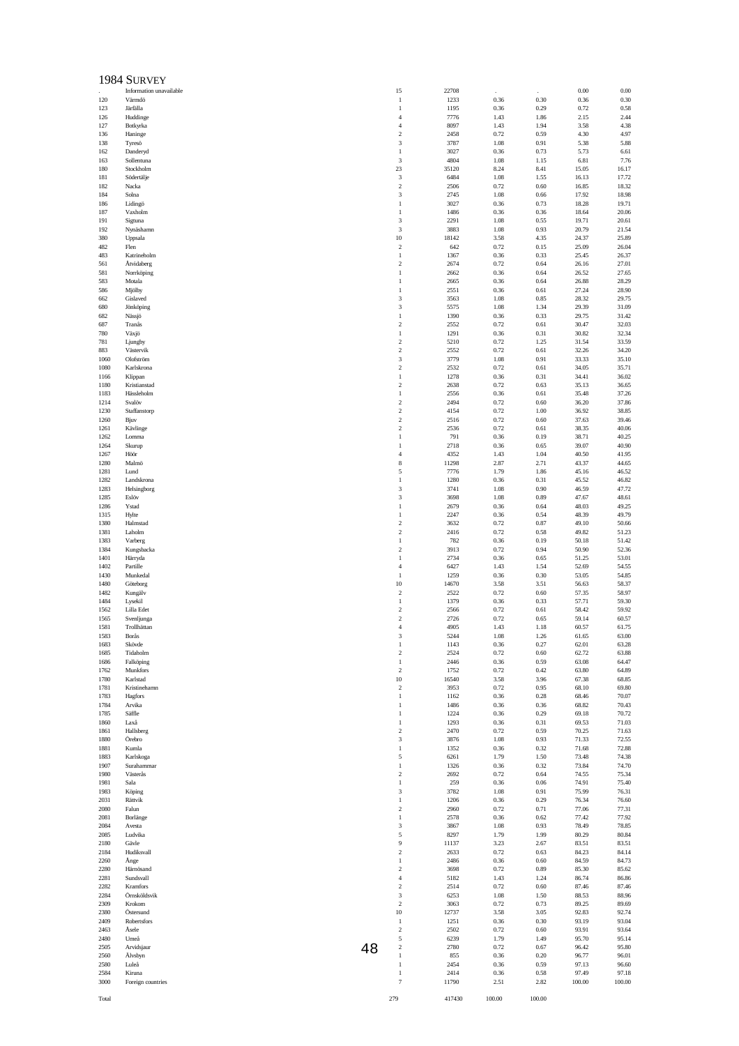## 1984 Survey

| | | | | | | | |
|---|---|---|---|---|---|---|---|
| . | Information unavailable | 15 | 22708 | . | . | 0.00 | 0.00 |
| 120 | Värmdö | 1 | 1233 | 0.36 | 0.30 | 0.36 | 0.30 |
| 123 | Järfälla | 1 | 1195 | 0.36 | 0.29 | 0.72 | 0.58 |
| 126 | Huddinge | 4 | 7776 | 1.43 | 1.86 | 2.15 | 2.44 |
| 127 | Botkyrka | 4 | 8097 | 1.43 | 1.94 | 3.58 | 4.38 |
| 136 | Haninge | 2 | 2458 | 0.72 | 0.59 | 4.30 | 4.97 |
| 138 | Tyresö | 3 | 3787 | 1.08 | 0.91 | 5.38 | 5.88 |
| 162 | Danderyd | 1 | 3027 | 0.36 | 0.73 | 5.73 | 6.61 |
| 163 | Sollentuna | 3 | 4804 | 1.08 | 1.15 | 6.81 | 7.76 |
| 180 | Stockholm | 23 | 35120 | 8.24 | 8.41 | 15.05 | 16.17 |
| 181 | Södertälje | 3 | 6484 | 1.08 | 1.55 | 16.13 | 17.72 |
| 182 | Nacka | 2 | 2506 | 0.72 | 0.60 | 16.85 | 18.32 |
| 184 | Solna | 3 | 2745 | 1.08 | 0.66 | 17.92 | 18.98 |
| 186 | Lidingö | 1 | 3027 | 0.36 | 0.73 | 18.28 | 19.71 |
| 187 | Vaxholm | 1 | 1486 | 0.36 | 0.36 | 18.64 | 20.06 |
| 191 | Sigtuna | 3 | 2291 | 1.08 | 0.55 | 19.71 | 20.61 |
| 192 | Nynäshamn | 3 | 3883 | 1.08 | 0.93 | 20.79 | 21.54 |
| 380 | Uppsala | 10 | 18142 | 3.58 | 4.35 | 24.37 | 25.89 |
| 482 | Flen | 2 | 642 | 0.72 | 0.15 | 25.09 | 26.04 |
| 483 | Katrineholm | 1 | 1367 | 0.36 | 0.33 | 25.45 | 26.37 |
| 561 | Åtvidaberg | 2 | 2674 | 0.72 | 0.64 | 26.16 | 27.01 |
| 581 | Norrköping | 1 | 2662 | 0.36 | 0.64 | 26.52 | 27.65 |
| 583 | Motala | 1 | 2665 | 0.36 | 0.64 | 26.88 | 28.29 |
| 586 | Mjölby | 1 | 2551 | 0.36 | 0.61 | 27.24 | 28.90 |
| 662 | Gislaved | 3 | 3563 | 1.08 | 0.85 | 28.32 | 29.75 |
| 680 | Jönköping | 3 | 5575 | 1.08 | 1.34 | 29.39 | 31.09 |
| 682 | Nässjö | 1 | 1390 | 0.36 | 0.33 | 29.75 | 31.42 |
| 687 | Tranås | 2 | 2552 | 0.72 | 0.61 | 30.47 | 32.03 |
| 780 | Växjö | 1 | 1291 | 0.36 | 0.31 | 30.82 | 32.34 |
| 781 | Ljungby | 2 | 5210 | 0.72 | 1.25 | 31.54 | 33.59 |
| 883 | Västervik | 2 | 2552 | 0.72 | 0.61 | 32.26 | 34.20 |
| 1060 | Olofström | 3 | 3779 | 1.08 | 0.91 | 33.33 | 35.10 |
| 1080 | Karlskrona | 2 | 2532 | 0.72 | 0.61 | 34.05 | 35.71 |
| 1166 | Klippan | 1 | 1278 | 0.36 | 0.31 | 34.41 | 36.02 |
| 1180 | Kristianstad | 2 | 2638 | 0.72 | 0.63 | 35.13 | 36.65 |
| 1183 | Hässleholm | 1 | 2556 | 0.36 | 0.61 | 35.48 | 37.26 |
| 1214 | Svalöv | 2 | 2494 | 0.72 | 0.60 | 36.20 | 37.86 |
| 1230 | Staffanstorp | 2 | 4154 | 0.72 | 1.00 | 36.92 | 38.85 |
| 1260 | Bjuv | 2 | 2516 | 0.72 | 0.60 | 37.63 | 39.46 |
| 1261 | Kävlinge | 2 | 2536 | 0.72 | 0.61 | 38.35 | 40.06 |
| 1262 | Lomma | 1 | 791 | 0.36 | 0.19 | 38.71 | 40.25 |
| 1264 | Skurup | 1 | 2718 | 0.36 | 0.65 | 39.07 | 40.90 |
| 1267 | Höör | 4 | 4352 | 1.43 | 1.04 | 40.50 | 41.95 |
| 1280 | Malmö | 8 | 11298 | 2.87 | 2.71 | 43.37 | 44.65 |
| 1281 | Lund | 5 | 7776 | 1.79 | 1.86 | 45.16 | 46.52 |
| 1282 | Landskrona | 1 | 1280 | 0.36 | 0.31 | 45.52 | 46.82 |
| 1283 | Helsingborg | 3 | 3741 | 1.08 | 0.90 | 46.59 | 47.72 |
| 1285 | Eslöv | 3 | 3698 | 1.08 | 0.89 | 47.67 | 48.61 |
| 1286 | Ystad | 1 | 2679 | 0.36 | 0.64 | 48.03 | 49.25 |
| 1315 | Hylte | 1 | 2247 | 0.36 | 0.54 | 48.39 | 49.79 |
| 1380 | Halmstad | 2 | 3632 | 0.72 | 0.87 | 49.10 | 50.66 |
| 1381 | Laholm | 2 | 2416 | 0.72 | 0.58 | 49.82 | 51.23 |
| 1383 | Varberg | 1 | 782 | 0.36 | 0.19 | 50.18 | 51.42 |
| 1384 | Kungsbacka | 2 | 3913 | 0.72 | 0.94 | 50.90 | 52.36 |
| 1401 | Härryda | 1 | 2734 | 0.36 | 0.65 | 51.25 | 53.01 |
| 1402 | Partille | 4 | 6427 | 1.43 | 1.54 | 52.69 | 54.55 |
| 1430 | Munkedal | 1 | 1259 | 0.36 | 0.30 | 53.05 | 54.85 |
| 1480 | Göteborg | 10 | 14670 | 3.58 | 3.51 | 56.63 | 58.37 |
| 1482 | Kungälv | 2 | 2522 | 0.72 | 0.60 | 57.35 | 58.97 |
| 1484 | Lysekil | 1 | 1379 | 0.36 | 0.33 | 57.71 | 59.30 |
| 1562 | Lilla Edet | 2 | 2566 | 0.72 | 0.61 | 58.42 | 59.92 |
| 1565 | Svenljunga | 2 | 2726 | 0.72 | 0.65 | 59.14 | 60.57 |
| 1581 | Trollhättan | 4 | 4905 | 1.43 | 1.18 | 60.57 | 61.75 |
| 1583 | Borås | 3 | 5244 | 1.08 | 1.26 | 61.65 | 63.00 |
| 1683 | Skövde | 1 | 1143 | 0.36 | 0.27 | 62.01 | 63.28 |
| 1685 | Tidaholm | 2 | 2524 | 0.72 | 0.60 | 62.72 | 63.88 |
| 1686 | Falköping | 1 | 2446 | 0.36 | 0.59 | 63.08 | 64.47 |
| 1762 | Munkfors | 2 | 1752 | 0.72 | 0.42 | 63.80 | 64.89 |
| 1780 | Karlstad | 10 | 16540 | 3.58 | 3.96 | 67.38 | 68.85 |
| 1781 | Kristinehamn | 2 | 3953 | 0.72 | 0.95 | 68.10 | 69.80 |
| 1783 | Hagfors | 1 | 1162 | 0.36 | 0.28 | 68.46 | 70.07 |
| 1784 | Arvika | 1 | 1486 | 0.36 | 0.36 | 68.82 | 70.43 |
| 1785 | Säffle | 1 | 1224 | 0.36 | 0.29 | 69.18 | 70.72 |
| 1860 | Laxå | 1 | 1293 | 0.36 | 0.31 | 69.53 | 71.03 |
| 1861 | Hallsberg | 2 | 2470 | 0.72 | 0.59 | 70.25 | 71.63 |
| 1880 | Örebro | 3 | 3876 | 1.08 | 0.93 | 71.33 | 72.55 |
| 1881 | Kumla | 1 | 1352 | 0.36 | 0.32 | 71.68 | 72.88 |
| 1883 | Karlskoga | 5 | 6261 | 1.79 | 1.50 | 73.48 | 74.38 |
| 1907 | Surahammar | 1 | 1326 | 0.36 | 0.32 | 73.84 | 74.70 |
| 1980 | Västerås | 2 | 2692 | 0.72 | 0.64 | 74.55 | 75.34 |
| 1981 | Sala | 1 | 259 | 0.36 | 0.06 | 74.91 | 75.40 |
| 1983 | Köping | 3 | 3782 | 1.08 | 0.91 | 75.99 | 76.31 |
| 2031 | Rättvik | 1 | 1206 | 0.36 | 0.29 | 76.34 | 76.60 |
| 2080 | Falun | 2 | 2960 | 0.72 | 0.71 | 77.06 | 77.31 |
| 2081 | Borlänge | 1 | 2578 | 0.36 | 0.62 | 77.42 | 77.92 |
| 2084 | Avesta | 3 | 3867 | 1.08 | 0.93 | 78.49 | 78.85 |
| 2085 | Ludvika | 5 | 8297 | 1.79 | 1.99 | 80.29 | 80.84 |
| 2180 | Gävle | 9 | 11137 | 3.23 | 2.67 | 83.51 | 83.51 |
| 2184 | Hudiksvall | 2 | 2633 | 0.72 | 0.63 | 84.23 | 84.14 |
| 2260 | Ånge | 1 | 2486 | 0.36 | 0.60 | 84.59 | 84.73 |
| 2280 | Härnösand | 2 | 3698 | 0.72 | 0.89 | 85.30 | 85.62 |
| 2281 | Sundsvall | 4 | 5182 | 1.43 | 1.24 | 86.74 | 86.86 |
| 2282 | Kramfors | 2 | 2514 | 0.72 | 0.60 | 87.46 | 87.46 |
| 2284 | Örnsköldsvik | 3 | 6253 | 1.08 | 1.50 | 88.53 | 88.96 |
| 2309 | Krokom | 2 | 3063 | 0.72 | 0.73 | 89.25 | 89.69 |
| 2380 | Östersund | 10 | 12737 | 3.58 | 3.05 | 92.83 | 92.74 |
| 2409 | Robertsfors | 1 | 1251 | 0.36 | 0.30 | 93.19 | 93.04 |
| 2463 | Åsele | 2 | 2502 | 0.72 | 0.60 | 93.91 | 93.64 |
| 2480 | Umeå | 5 | 6239 | 1.79 | 1.49 | 95.70 | 95.14 |
| 2505 | Arvidsjaur | 2 | 2780 | 0.72 | 0.67 | 96.42 | 95.80 |
| 2560 | Älvsbyn | 1 | 855 | 0.36 | 0.20 | 96.77 | 96.01 |
| 2580 | Luleå | 1 | 2454 | 0.36 | 0.59 | 97.13 | 96.60 |
| 2584 | Kiruna | 1 | 2414 | 0.36 | 0.58 | 97.49 | 97.18 |
| 3000 | Foreign countries | 7 | 11790 | 2.51 | 2.82 | 100.00 | 100.00 |
| Total | | 279 | 417430 | 100.00 | 100.00 | | |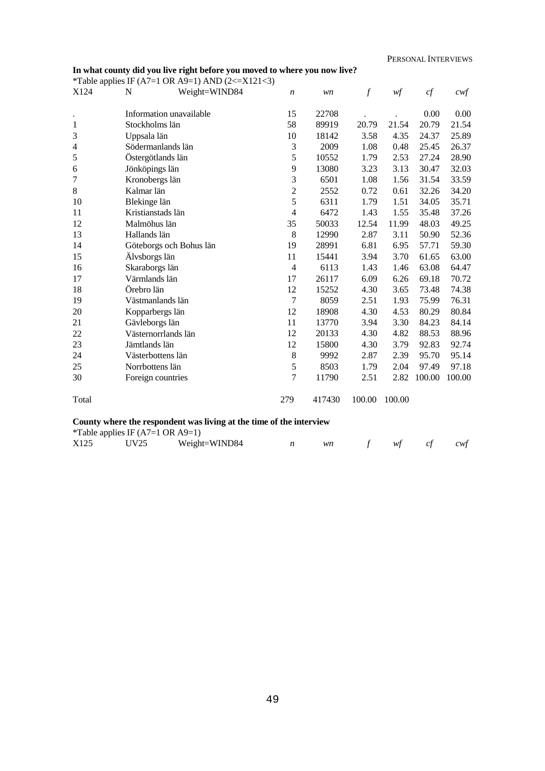**In what county did you live right before you moved to where you now live?**

*Table applies IF (A7=1 OR A9=1) AND (2<=X121<3)

| X124 | N | Weight=WIND84 | *n* | *wn* | *f* | *wf* | *cf* | *cwf* |
|---|---|---|---|---|---|---|---|---|
| . | Information unavailable | | 15 | 22708 | . | . | 0.00 | 0.00 |
| 1 | Stockholms län | | 58 | 89919 | 20.79 | 21.54 | 20.79 | 21.54 |
| 3 | Uppsala län | | 10 | 18142 | 3.58 | 4.35 | 24.37 | 25.89 |
| 4 | Södermanlands län | | 3 | 2009 | 1.08 | 0.48 | 25.45 | 26.37 |
| 5 | Östergötlands län | | 5 | 10552 | 1.79 | 2.53 | 27.24 | 28.90 |
| 6 | Jönköpings län | | 9 | 13080 | 3.23 | 3.13 | 30.47 | 32.03 |
| 7 | Kronobergs län | | 3 | 6501 | 1.08 | 1.56 | 31.54 | 33.59 |
| 8 | Kalmar län | | 2 | 2552 | 0.72 | 0.61 | 32.26 | 34.20 |
| 10 | Blekinge län | | 5 | 6311 | 1.79 | 1.51 | 34.05 | 35.71 |
| 11 | Kristianstads län | | 4 | 6472 | 1.43 | 1.55 | 35.48 | 37.26 |
| 12 | Malmöhus län | | 35 | 50033 | 12.54 | 11.99 | 48.03 | 49.25 |
| 13 | Hallands län | | 8 | 12990 | 2.87 | 3.11 | 50.90 | 52.36 |
| 14 | Göteborgs och Bohus län | | 19 | 28991 | 6.81 | 6.95 | 57.71 | 59.30 |
| 15 | Älvsborgs län | | 11 | 15441 | 3.94 | 3.70 | 61.65 | 63.00 |
| 16 | Skaraborgs län | | 4 | 6113 | 1.43 | 1.46 | 63.08 | 64.47 |
| 17 | Värmlands län | | 17 | 26117 | 6.09 | 6.26 | 69.18 | 70.72 |
| 18 | Örebro län | | 12 | 15252 | 4.30 | 3.65 | 73.48 | 74.38 |
| 19 | Västmanlands län | | 7 | 8059 | 2.51 | 1.93 | 75.99 | 76.31 |
| 20 | Kopparbergs län | | 12 | 18908 | 4.30 | 4.53 | 80.29 | 80.84 |
| 21 | Gävleborgs län | | 11 | 13770 | 3.94 | 3.30 | 84.23 | 84.14 |
| 22 | Västernorrlands län | | 12 | 20133 | 4.30 | 4.82 | 88.53 | 88.96 |
| 23 | Jämtlands län | | 12 | 15800 | 4.30 | 3.79 | 92.83 | 92.74 |
| 24 | Västerbottens län | | 8 | 9992 | 2.87 | 2.39 | 95.70 | 95.14 |
| 25 | Norrbottens län | | 5 | 8503 | 1.79 | 2.04 | 97.49 | 97.18 |
| 30 | Foreign countries | | 7 | 11790 | 2.51 | 2.82 | 100.00 | 100.00 |
| Total | | | 279 | 417430 | 100.00 | 100.00 | | |

**County where the respondent was living at the time of the interview**

*Table applies IF (A7=1 OR A9=1)

| X125 | UV25 | Weight=WIND84 | *n* | *wn* | *f* | *wf* | *cf* | *cwf* |
|---|---|---|---|---|---|---|---|---|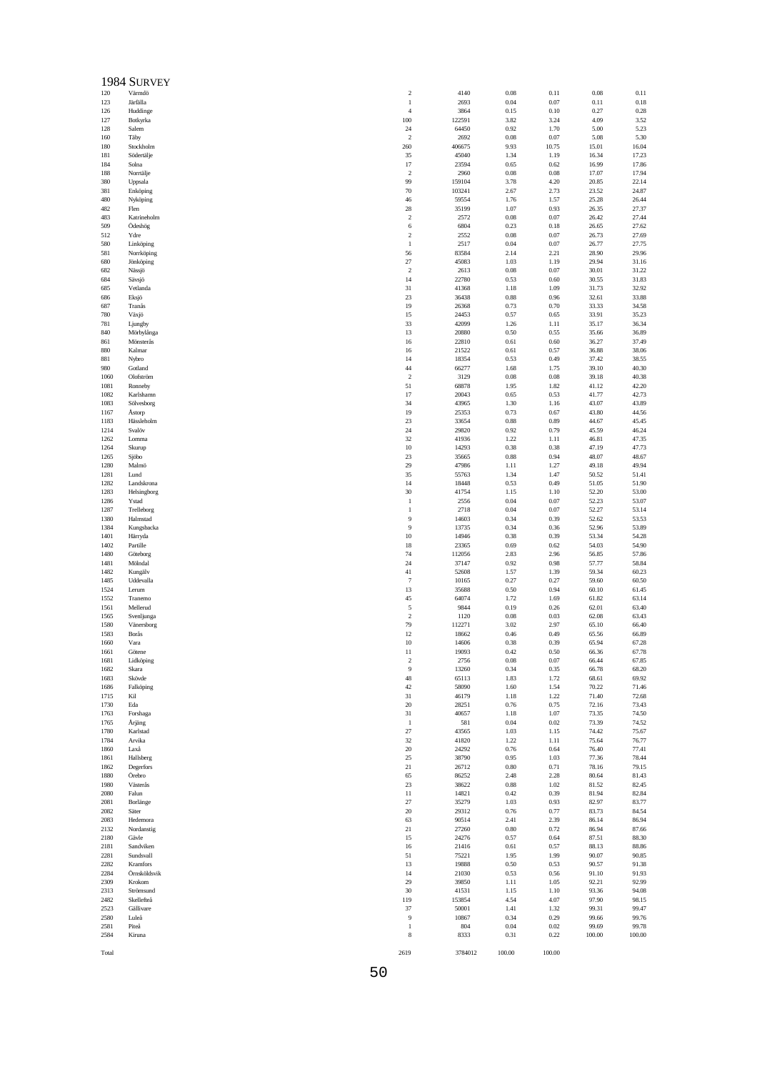# 1984 Survey

| | | | | | | | |
|---|---|---|---|---|---|---|---|
| 120 | Värmdö | 2 | 4140 | 0.08 | 0.11 | 0.08 | 0.11 |
| 123 | Järfälla | 1 | 2693 | 0.04 | 0.07 | 0.11 | 0.18 |
| 126 | Huddinge | 4 | 3864 | 0.15 | 0.10 | 0.27 | 0.28 |
| 127 | Botkyrka | 100 | 122591 | 3.82 | 3.24 | 4.09 | 3.52 |
| 128 | Salem | 24 | 64450 | 0.92 | 1.70 | 5.00 | 5.23 |
| 160 | Täby | 2 | 2692 | 0.08 | 0.07 | 5.08 | 5.30 |
| 180 | Stockholm | 260 | 406675 | 9.93 | 10.75 | 15.01 | 16.04 |
| 181 | Södertälje | 35 | 45040 | 1.34 | 1.19 | 16.34 | 17.23 |
| 184 | Solna | 17 | 23594 | 0.65 | 0.62 | 16.99 | 17.86 |
| 188 | Norrtälje | 2 | 2960 | 0.08 | 0.08 | 17.07 | 17.94 |
| 380 | Uppsala | 99 | 159104 | 3.78 | 4.20 | 20.85 | 22.14 |
| 381 | Enköping | 70 | 103241 | 2.67 | 2.73 | 23.52 | 24.87 |
| 480 | Nyköping | 46 | 59554 | 1.76 | 1.57 | 25.28 | 26.44 |
| 482 | Flen | 28 | 35199 | 1.07 | 0.93 | 26.35 | 27.37 |
| 483 | Katrineholm | 2 | 2572 | 0.08 | 0.07 | 26.42 | 27.44 |
| 509 | Ödeshög | 6 | 6804 | 0.23 | 0.18 | 26.65 | 27.62 |
| 512 | Ydre | 2 | 2552 | 0.08 | 0.07 | 26.73 | 27.69 |
| 580 | Linköping | 1 | 2517 | 0.04 | 0.07 | 26.77 | 27.75 |
| 581 | Norrköping | 56 | 83584 | 2.14 | 2.21 | 28.90 | 29.96 |
| 680 | Jönköping | 27 | 45083 | 1.03 | 1.19 | 29.94 | 31.16 |
| 682 | Nässjö | 2 | 2613 | 0.08 | 0.07 | 30.01 | 31.22 |
| 684 | Sävsjö | 14 | 22780 | 0.53 | 0.60 | 30.55 | 31.83 |
| 685 | Vetlanda | 31 | 41368 | 1.18 | 1.09 | 31.73 | 32.92 |
| 686 | Eksjö | 23 | 36438 | 0.88 | 0.96 | 32.61 | 33.88 |
| 687 | Tranås | 19 | 26368 | 0.73 | 0.70 | 33.33 | 34.58 |
| 780 | Växjö | 15 | 24453 | 0.57 | 0.65 | 33.91 | 35.23 |
| 781 | Ljungby | 33 | 42099 | 1.26 | 1.11 | 35.17 | 36.34 |
| 840 | Mörbylånga | 13 | 20880 | 0.50 | 0.55 | 35.66 | 36.89 |
| 861 | Mönsterås | 16 | 22810 | 0.61 | 0.60 | 36.27 | 37.49 |
| 880 | Kalmar | 16 | 21522 | 0.61 | 0.57 | 36.88 | 38.06 |
| 881 | Nybro | 14 | 18354 | 0.53 | 0.49 | 37.42 | 38.55 |
| 980 | Gotland | 44 | 66277 | 1.68 | 1.75 | 39.10 | 40.30 |
| 1060 | Olofström | 2 | 3129 | 0.08 | 0.08 | 39.18 | 40.38 |
| 1081 | Ronneby | 51 | 68878 | 1.95 | 1.82 | 41.12 | 42.20 |
| 1082 | Karlshamn | 17 | 20043 | 0.65 | 0.53 | 41.77 | 42.73 |
| 1083 | Sölvesborg | 34 | 43965 | 1.30 | 1.16 | 43.07 | 43.89 |
| 1167 | Åstorp | 19 | 25353 | 0.73 | 0.67 | 43.80 | 44.56 |
| 1183 | Hässleholm | 23 | 33654 | 0.88 | 0.89 | 44.67 | 45.45 |
| 1214 | Svalöv | 24 | 29820 | 0.92 | 0.79 | 45.59 | 46.24 |
| 1262 | Lomma | 32 | 41936 | 1.22 | 1.11 | 46.81 | 47.35 |
| 1264 | Skurup | 10 | 14293 | 0.38 | 0.38 | 47.19 | 47.73 |
| 1265 | Sjöbo | 23 | 35665 | 0.88 | 0.94 | 48.07 | 48.67 |
| 1280 | Malmö | 29 | 47986 | 1.11 | 1.27 | 49.18 | 49.94 |
| 1281 | Lund | 35 | 55763 | 1.34 | 1.47 | 50.52 | 51.41 |
| 1282 | Landskrona | 14 | 18448 | 0.53 | 0.49 | 51.05 | 51.90 |
| 1283 | Helsingborg | 30 | 41754 | 1.15 | 1.10 | 52.20 | 53.00 |
| 1286 | Ystad | 1 | 2556 | 0.04 | 0.07 | 52.23 | 53.07 |
| 1287 | Trelleborg | 1 | 2718 | 0.04 | 0.07 | 52.27 | 53.14 |
| 1380 | Halmstad | 9 | 14603 | 0.34 | 0.39 | 52.62 | 53.53 |
| 1384 | Kungsbacka | 9 | 13735 | 0.34 | 0.36 | 52.96 | 53.89 |
| 1401 | Härryda | 10 | 14946 | 0.38 | 0.39 | 53.34 | 54.28 |
| 1402 | Partille | 18 | 23365 | 0.69 | 0.62 | 54.03 | 54.90 |
| 1480 | Göteborg | 74 | 112056 | 2.83 | 2.96 | 56.85 | 57.86 |
| 1481 | Mölndal | 24 | 37147 | 0.92 | 0.98 | 57.77 | 58.84 |
| 1482 | Kungälv | 41 | 52608 | 1.57 | 1.39 | 59.34 | 60.23 |
| 1485 | Uddevalla | 7 | 10165 | 0.27 | 0.27 | 59.60 | 60.50 |
| 1524 | Lerum | 13 | 35688 | 0.50 | 0.94 | 60.10 | 61.45 |
| 1552 | Tranemo | 45 | 64074 | 1.72 | 1.69 | 61.82 | 63.14 |
| 1561 | Mellerud | 5 | 9844 | 0.19 | 0.26 | 62.01 | 63.40 |
| 1565 | Svenljunga | 2 | 1120 | 0.08 | 0.03 | 62.08 | 63.43 |
| 1580 | Vänersborg | 79 | 112271 | 3.02 | 2.97 | 65.10 | 66.40 |
| 1583 | Borås | 12 | 18662 | 0.46 | 0.49 | 65.56 | 66.89 |
| 1660 | Vara | 10 | 14606 | 0.38 | 0.39 | 65.94 | 67.28 |
| 1661 | Götene | 11 | 19093 | 0.42 | 0.50 | 66.36 | 67.78 |
| 1681 | Lidköping | 2 | 2756 | 0.08 | 0.07 | 66.44 | 67.85 |
| 1682 | Skara | 9 | 13260 | 0.34 | 0.35 | 66.78 | 68.20 |
| 1683 | Skövde | 48 | 65113 | 1.83 | 1.72 | 68.61 | 69.92 |
| 1686 | Falköping | 42 | 58090 | 1.60 | 1.54 | 70.22 | 71.46 |
| 1715 | Kil | 31 | 46179 | 1.18 | 1.22 | 71.40 | 72.68 |
| 1730 | Eda | 20 | 28251 | 0.76 | 0.75 | 72.16 | 73.43 |
| 1763 | Forshaga | 31 | 40657 | 1.18 | 1.07 | 73.35 | 74.50 |
| 1765 | Årjäng | 1 | 581 | 0.04 | 0.02 | 73.39 | 74.52 |
| 1780 | Karlstad | 27 | 43565 | 1.03 | 1.15 | 74.42 | 75.67 |
| 1784 | Arvika | 32 | 41820 | 1.22 | 1.11 | 75.64 | 76.77 |
| 1860 | Laxå | 20 | 24292 | 0.76 | 0.64 | 76.40 | 77.41 |
| 1861 | Hallsberg | 25 | 38790 | 0.95 | 1.03 | 77.36 | 78.44 |
| 1862 | Degerfors | 21 | 26712 | 0.80 | 0.71 | 78.16 | 79.15 |
| 1880 | Örebro | 65 | 86252 | 2.48 | 2.28 | 80.64 | 81.43 |
| 1980 | Västerås | 23 | 38622 | 0.88 | 1.02 | 81.52 | 82.45 |
| 2080 | Falun | 11 | 14821 | 0.42 | 0.39 | 81.94 | 82.84 |
| 2081 | Borlänge | 27 | 35279 | 1.03 | 0.93 | 82.97 | 83.77 |
| 2082 | Säter | 20 | 29312 | 0.76 | 0.77 | 83.73 | 84.54 |
| 2083 | Hedemora | 63 | 90514 | 2.41 | 2.39 | 86.14 | 86.94 |
| 2132 | Nordanstig | 21 | 27260 | 0.80 | 0.72 | 86.94 | 87.66 |
| 2180 | Gävle | 15 | 24276 | 0.57 | 0.64 | 87.51 | 88.30 |
| 2181 | Sandviken | 16 | 21416 | 0.61 | 0.57 | 88.13 | 88.86 |
| 2281 | Sundsvall | 51 | 75221 | 1.95 | 1.99 | 90.07 | 90.85 |
| 2282 | Kramfors | 13 | 19888 | 0.50 | 0.53 | 90.57 | 91.38 |
| 2284 | Örnsköldsvik | 14 | 21030 | 0.53 | 0.56 | 91.10 | 91.93 |
| 2309 | Krokom | 29 | 39850 | 1.11 | 1.05 | 92.21 | 92.99 |
| 2313 | Strömsund | 30 | 41531 | 1.15 | 1.10 | 93.36 | 94.08 |
| 2482 | Skellefteå | 119 | 153854 | 4.54 | 4.07 | 97.90 | 98.15 |
| 2523 | Gällivare | 37 | 50001 | 1.41 | 1.32 | 99.31 | 99.47 |
| 2580 | Luleå | 9 | 10867 | 0.34 | 0.29 | 99.66 | 99.76 |
| 2581 | Piteå | 1 | 804 | 0.04 | 0.02 | 99.69 | 99.78 |
| 2584 | Kiruna | 8 | 8333 | 0.31 | 0.22 | 100.00 | 100.00 |
| Total | | 2619 | 3784012 | 100.00 | 100.00 | | |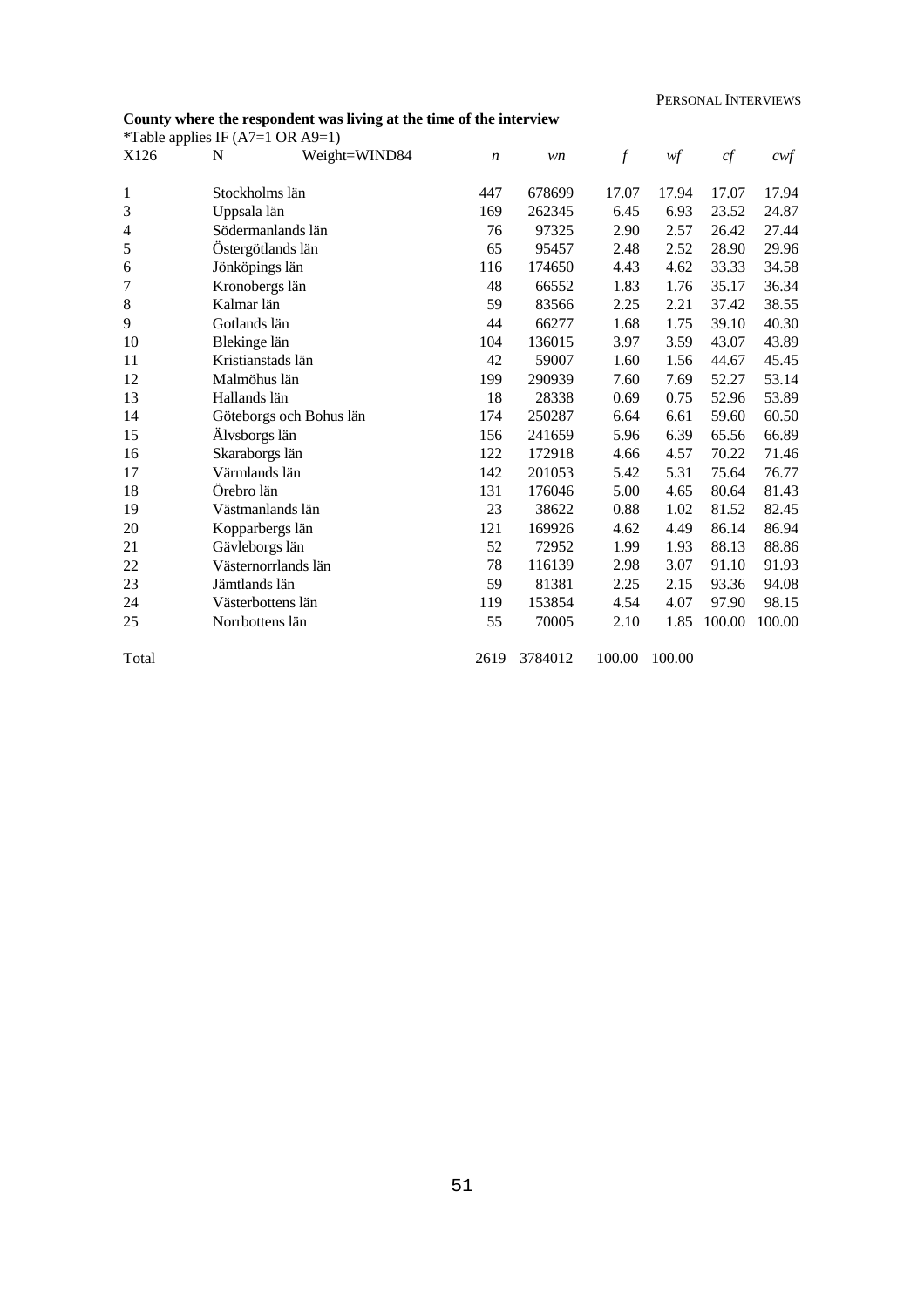**County where the respondent was living at the time of the interview**

*Table applies IF (A7=1 OR A9=1)

| X126 | N | Weight=WIND84 | *n* | *wn* | *f* | *wf* | *cf* | *cwf* |
|---|---|---|---|---|---|---|---|---|
| 1 | Stockholms län | | 447 | 678699 | 17.07 | 17.94 | 17.07 | 17.94 |
| 3 | Uppsala län | | 169 | 262345 | 6.45 | 6.93 | 23.52 | 24.87 |
| 4 | Södermanlands län | | 76 | 97325 | 2.90 | 2.57 | 26.42 | 27.44 |
| 5 | Östergötlands län | | 65 | 95457 | 2.48 | 2.52 | 28.90 | 29.96 |
| 6 | Jönköpings län | | 116 | 174650 | 4.43 | 4.62 | 33.33 | 34.58 |
| 7 | Kronobergs län | | 48 | 66552 | 1.83 | 1.76 | 35.17 | 36.34 |
| 8 | Kalmar län | | 59 | 83566 | 2.25 | 2.21 | 37.42 | 38.55 |
| 9 | Gotlands län | | 44 | 66277 | 1.68 | 1.75 | 39.10 | 40.30 |
| 10 | Blekinge län | | 104 | 136015 | 3.97 | 3.59 | 43.07 | 43.89 |
| 11 | Kristianstads län | | 42 | 59007 | 1.60 | 1.56 | 44.67 | 45.45 |
| 12 | Malmöhus län | | 199 | 290939 | 7.60 | 7.69 | 52.27 | 53.14 |
| 13 | Hallands län | | 18 | 28338 | 0.69 | 0.75 | 52.96 | 53.89 |
| 14 | Göteborgs och Bohus län | | 174 | 250287 | 6.64 | 6.61 | 59.60 | 60.50 |
| 15 | Älvsborgs län | | 156 | 241659 | 5.96 | 6.39 | 65.56 | 66.89 |
| 16 | Skaraborgs län | | 122 | 172918 | 4.66 | 4.57 | 70.22 | 71.46 |
| 17 | Värmlands län | | 142 | 201053 | 5.42 | 5.31 | 75.64 | 76.77 |
| 18 | Örebro län | | 131 | 176046 | 5.00 | 4.65 | 80.64 | 81.43 |
| 19 | Västmanlands län | | 23 | 38622 | 0.88 | 1.02 | 81.52 | 82.45 |
| 20 | Kopparbergs län | | 121 | 169926 | 4.62 | 4.49 | 86.14 | 86.94 |
| 21 | Gävleborgs län | | 52 | 72952 | 1.99 | 1.93 | 88.13 | 88.86 |
| 22 | Västernorrlands län | | 78 | 116139 | 2.98 | 3.07 | 91.10 | 91.93 |
| 23 | Jämtlands län | | 59 | 81381 | 2.25 | 2.15 | 93.36 | 94.08 |
| 24 | Västerbottens län | | 119 | 153854 | 4.54 | 4.07 | 97.90 | 98.15 |
| 25 | Norrbottens län | | 55 | 70005 | 2.10 | 1.85 | 100.00 | 100.00 |
| Total | | | 2619 | 3784012 | 100.00 | 100.00 | | |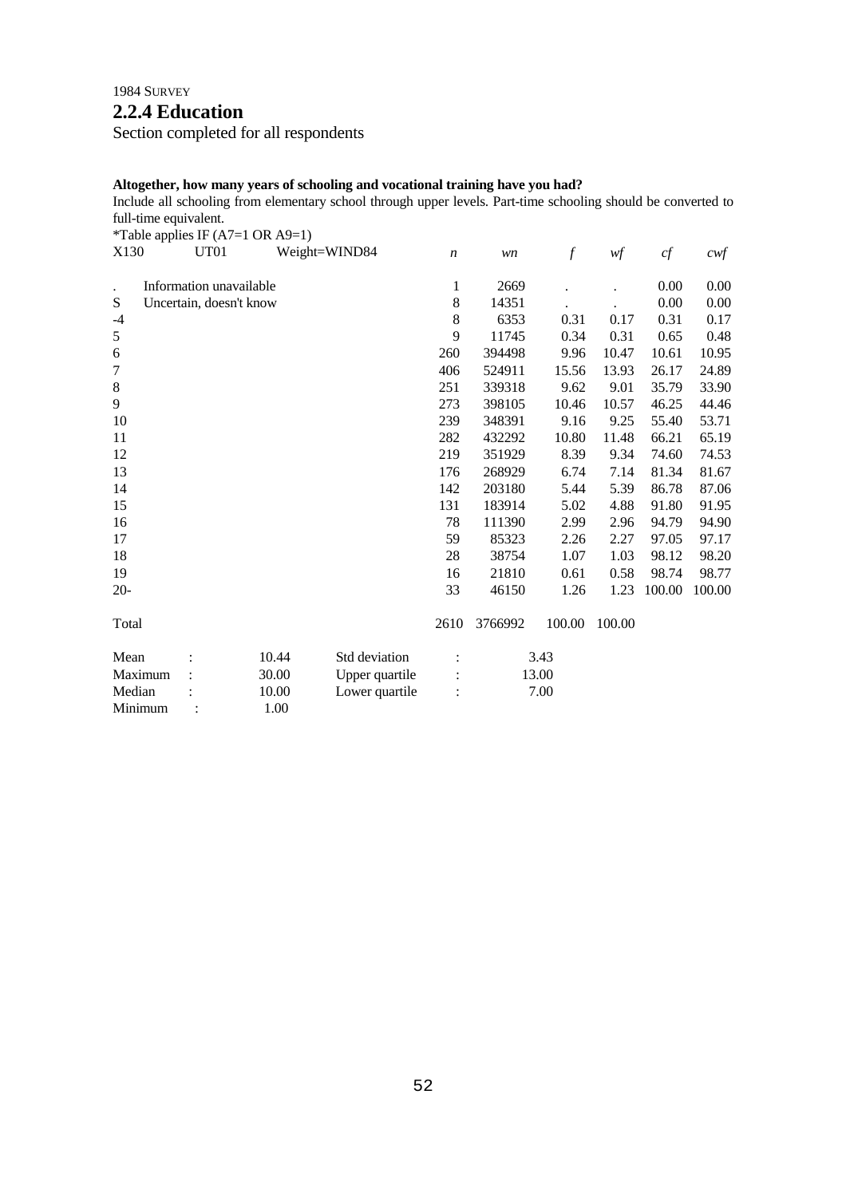1984 SURVEY

## 2.2.4 Education

Section completed for all respondents

**Altogether, how many years of schooling and vocational training have you had?**

Include all schooling from elementary school through upper levels. Part-time schooling should be converted to full-time equivalent.

*Table applies IF (A7=1 OR A9=1)

| X130 | UT01 | Weight=WIND84 | *n* | *wn* | *f* | *wf* | *cf* | *cwf* |
|---|---|---|---|---|---|---|---|---|
| . | Information unavailable | | 1 | 2669 | . | . | 0.00 | 0.00 |
| S | Uncertain, doesn't know | | 8 | 14351 | . | . | 0.00 | 0.00 |
| -4 | | | 8 | 6353 | 0.31 | 0.17 | 0.31 | 0.17 |
| 5 | | | 9 | 11745 | 0.34 | 0.31 | 0.65 | 0.48 |
| 6 | | | 260 | 394498 | 9.96 | 10.47 | 10.61 | 10.95 |
| 7 | | | 406 | 524911 | 15.56 | 13.93 | 26.17 | 24.89 |
| 8 | | | 251 | 339318 | 9.62 | 9.01 | 35.79 | 33.90 |
| 9 | | | 273 | 398105 | 10.46 | 10.57 | 46.25 | 44.46 |
| 10 | | | 239 | 348391 | 9.16 | 9.25 | 55.40 | 53.71 |
| 11 | | | 282 | 432292 | 10.80 | 11.48 | 66.21 | 65.19 |
| 12 | | | 219 | 351929 | 8.39 | 9.34 | 74.60 | 74.53 |
| 13 | | | 176 | 268929 | 6.74 | 7.14 | 81.34 | 81.67 |
| 14 | | | 142 | 203180 | 5.44 | 5.39 | 86.78 | 87.06 |
| 15 | | | 131 | 183914 | 5.02 | 4.88 | 91.80 | 91.95 |
| 16 | | | 78 | 111390 | 2.99 | 2.96 | 94.79 | 94.90 |
| 17 | | | 59 | 85323 | 2.26 | 2.27 | 97.05 | 97.17 |
| 18 | | | 28 | 38754 | 1.07 | 1.03 | 98.12 | 98.20 |
| 19 | | | 16 | 21810 | 0.61 | 0.58 | 98.74 | 98.77 |
| 20- | | | 33 | 46150 | 1.26 | 1.23 | 100.00 | 100.00 |
| Total | | | 2610 | 3766992 | 100.00 | 100.00 | | |

| | | | | |
|---|---|---|---|---|
| Mean | : 10.44 | Std deviation | : | 3.43 |
| Maximum | : 30.00 | Upper quartile | : | 13.00 |
| Median | : 10.00 | Lower quartile | : | 7.00 |
| Minimum | : 1.00 | | | |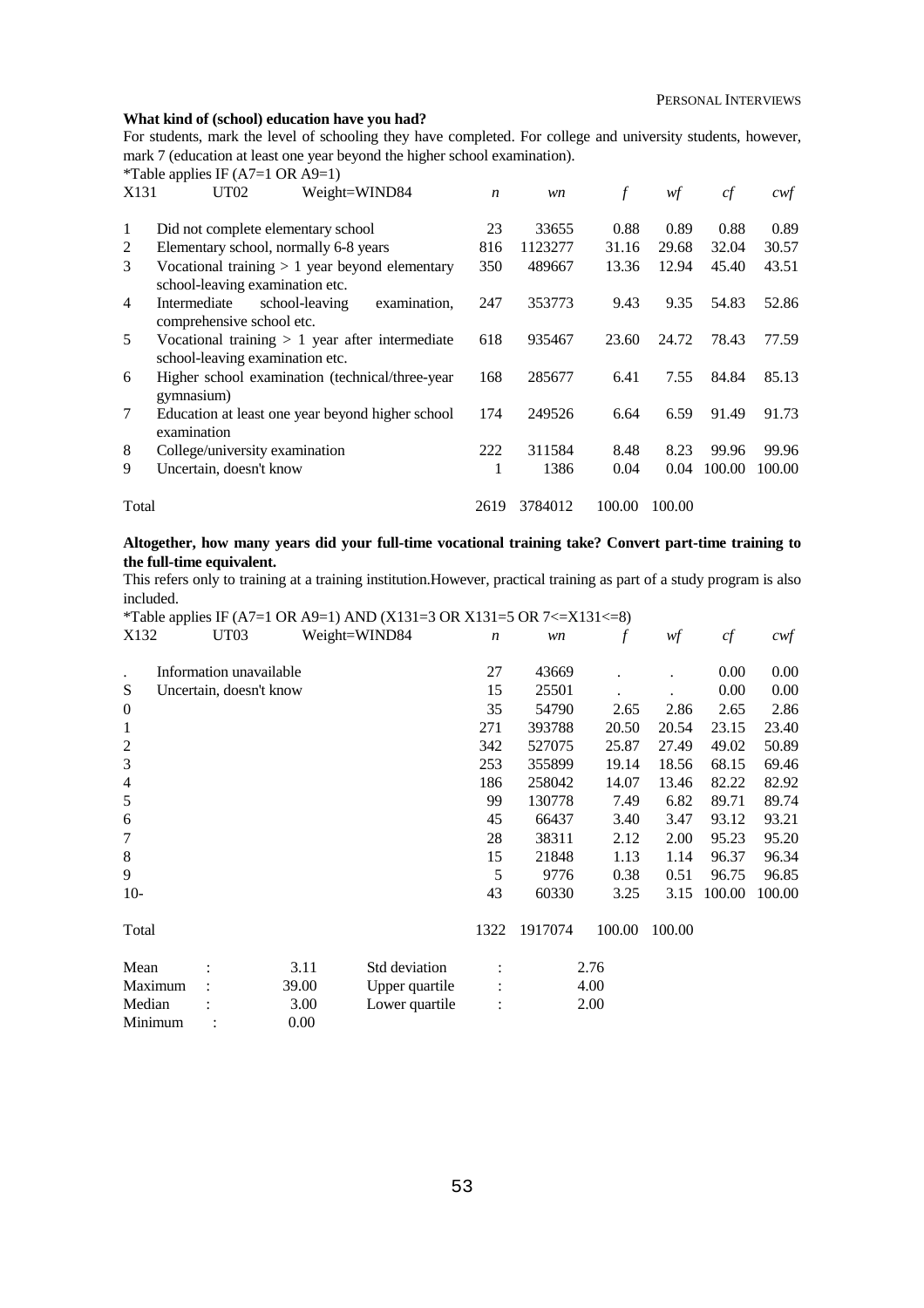**What kind of (school) education have you had?**

For students, mark the level of schooling they have completed. For college and university students, however, mark 7 (education at least one year beyond the higher school examination).

*Table applies IF (A7=1 OR A9=1)

| X131 | UT02 Weight=WIND84 | *n* | *wn* | *f* | *wf* | *cf* | *cwf* |
|---|---|---|---|---|---|---|---|
| 1 | Did not complete elementary school | 23 | 33655 | 0.88 | 0.89 | 0.88 | 0.89 |
| 2 | Elementary school, normally 6-8 years | 816 | 1123277 | 31.16 | 29.68 | 32.04 | 30.57 |
| 3 | Vocational training > 1 year beyond elementary school-leaving examination etc. | 350 | 489667 | 13.36 | 12.94 | 45.40 | 43.51 |
| 4 | Intermediate school-leaving examination, comprehensive school etc. | 247 | 353773 | 9.43 | 9.35 | 54.83 | 52.86 |
| 5 | Vocational training > 1 year after intermediate school-leaving examination etc. | 618 | 935467 | 23.60 | 24.72 | 78.43 | 77.59 |
| 6 | Higher school examination (technical/three-year gymnasium) | 168 | 285677 | 6.41 | 7.55 | 84.84 | 85.13 |
| 7 | Education at least one year beyond higher school examination | 174 | 249526 | 6.64 | 6.59 | 91.49 | 91.73 |
| 8 | College/university examination | 222 | 311584 | 8.48 | 8.23 | 99.96 | 99.96 |
| 9 | Uncertain, doesn't know | 1 | 1386 | 0.04 | 0.04 | 100.00 | 100.00 |
| Total | | 2619 | 3784012 | 100.00 | 100.00 | | |

**Altogether, how many years did your full-time vocational training take? Convert part-time training to the full-time equivalent.**

This refers only to training at a training institution.However, practical training as part of a study program is also included.

*Table applies IF (A7=1 OR A9=1) AND (X131=3 OR X131=5 OR 7<=X131<=8)

| X132 | UT03 Weight=WIND84 | *n* | *wn* | *f* | *wf* | *cf* | *cwf* |
|---|---|---|---|---|---|---|---|
| . | Information unavailable | 27 | 43669 | . | . | 0.00 | 0.00 |
| S | Uncertain, doesn't know | 15 | 25501 | . | . | 0.00 | 0.00 |
| 0 | | 35 | 54790 | 2.65 | 2.86 | 2.65 | 2.86 |
| 1 | | 271 | 393788 | 20.50 | 20.54 | 23.15 | 23.40 |
| 2 | | 342 | 527075 | 25.87 | 27.49 | 49.02 | 50.89 |
| 3 | | 253 | 355899 | 19.14 | 18.56 | 68.15 | 69.46 |
| 4 | | 186 | 258042 | 14.07 | 13.46 | 82.22 | 82.92 |
| 5 | | 99 | 130778 | 7.49 | 6.82 | 89.71 | 89.74 |
| 6 | | 45 | 66437 | 3.40 | 3.47 | 93.12 | 93.21 |
| 7 | | 28 | 38311 | 2.12 | 2.00 | 95.23 | 95.20 |
| 8 | | 15 | 21848 | 1.13 | 1.14 | 96.37 | 96.34 |
| 9 | | 5 | 9776 | 0.38 | 0.51 | 96.75 | 96.85 |
| 10- | | 43 | 60330 | 3.25 | 3.15 | 100.00 | 100.00 |
| Total | | 1322 | 1917074 | 100.00 | 100.00 | | |

| | | | |
|---|---|---|---|
| Mean : | 3.11 | Std deviation : | 2.76 |
| Maximum : | 39.00 | Upper quartile : | 4.00 |
| Median : | 3.00 | Lower quartile : | 2.00 |
| Minimum : | 0.00 | | |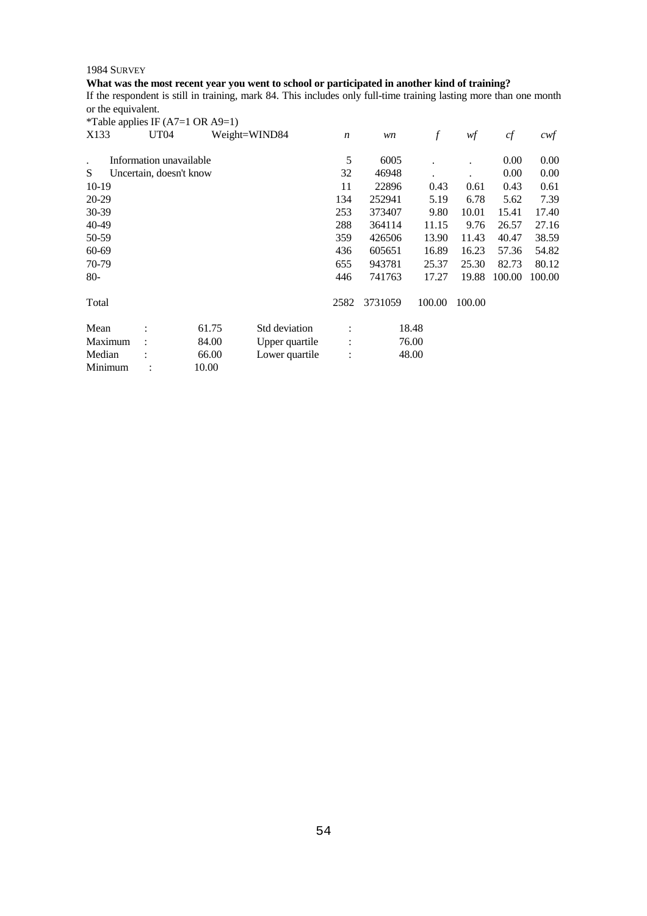1984 SURVEY

**What was the most recent year you went to school or participated in another kind of training?**

If the respondent is still in training, mark 84. This includes only full-time training lasting more than one month or the equivalent.

*Table applies IF (A7=1 OR A9=1)

| X133 | UT04 | Weight=WIND84 | *n* | *wn* | *f* | *wf* | *cf* | *cwf* |
|---|---|---|---|---|---|---|---|---|
| . | Information unavailable | | 5 | 6005 | . | . | 0.00 | 0.00 |
| S | Uncertain, doesn't know | | 32 | 46948 | . | . | 0.00 | 0.00 |
| 10-19 | | | 11 | 22896 | 0.43 | 0.61 | 0.43 | 0.61 |
| 20-29 | | | 134 | 252941 | 5.19 | 6.78 | 5.62 | 7.39 |
| 30-39 | | | 253 | 373407 | 9.80 | 10.01 | 15.41 | 17.40 |
| 40-49 | | | 288 | 364114 | 11.15 | 9.76 | 26.57 | 27.16 |
| 50-59 | | | 359 | 426506 | 13.90 | 11.43 | 40.47 | 38.59 |
| 60-69 | | | 436 | 605651 | 16.89 | 16.23 | 57.36 | 54.82 |
| 70-79 | | | 655 | 943781 | 25.37 | 25.30 | 82.73 | 80.12 |
| 80- | | | 446 | 741763 | 17.27 | 19.88 | 100.00 | 100.00 |
| Total | | | 2582 | 3731059 | 100.00 | 100.00 | | |

| | | | | |
|---|---|---|---|---|
| Mean | : | 61.75 | Std deviation | : 18.48 |
| Maximum | : | 84.00 | Upper quartile | : 76.00 |
| Median | : | 66.00 | Lower quartile | : 48.00 |
| Minimum | : | 10.00 | | |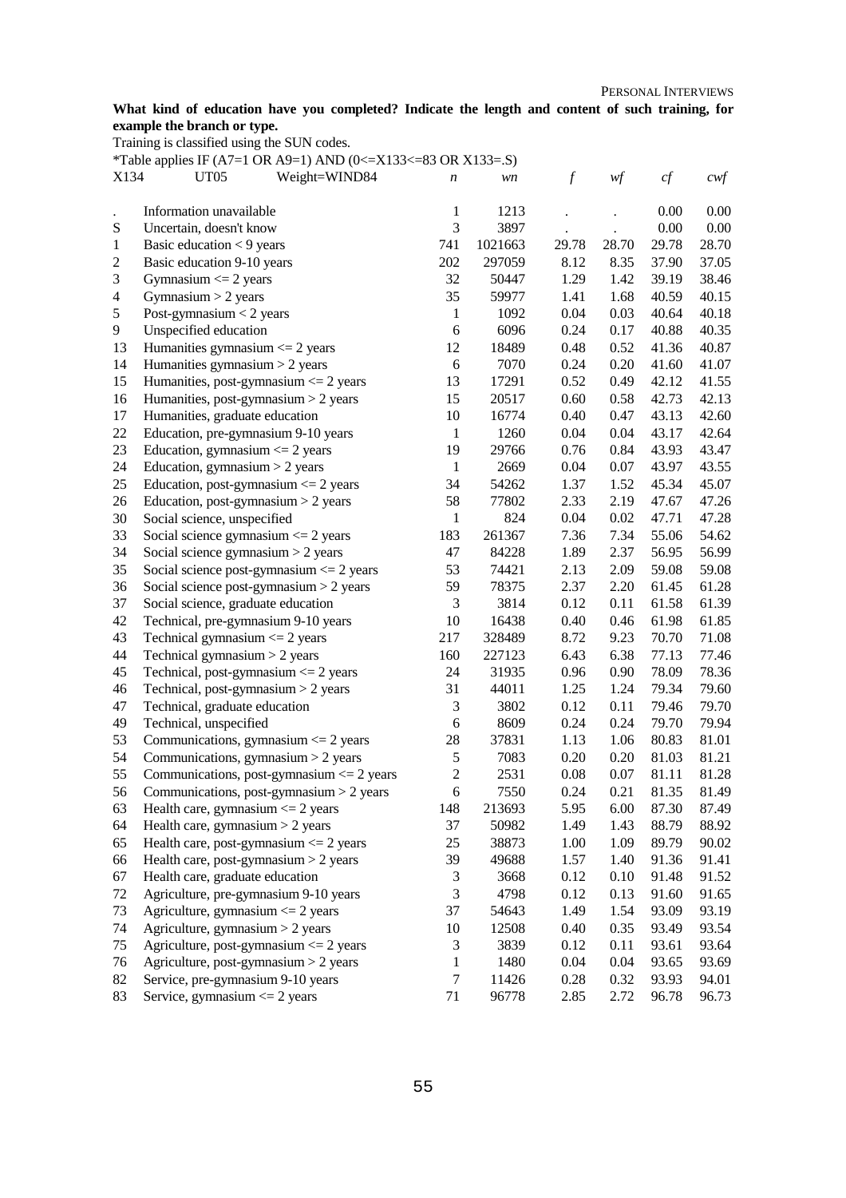**What kind of education have you completed? Indicate the length and content of such training, for example the branch or type.**

Training is classified using the SUN codes.

*Table applies IF (A7=1 OR A9=1) AND (0<=X133<=83 OR X133=.S)

| X134 | UT05 Weight=WIND84 | *n* | *wn* | *f* | *wf* | *cf* | *cwf* |
|---|---|---|---|---|---|---|---|
| . | Information unavailable | 1 | 1213 | . | . | 0.00 | 0.00 |
| S | Uncertain, doesn't know | 3 | 3897 | . | . | 0.00 | 0.00 |
| 1 | Basic education < 9 years | 741 | 1021663 | 29.78 | 28.70 | 29.78 | 28.70 |
| 2 | Basic education 9-10 years | 202 | 297059 | 8.12 | 8.35 | 37.90 | 37.05 |
| 3 | Gymnasium <= 2 years | 32 | 50447 | 1.29 | 1.42 | 39.19 | 38.46 |
| 4 | Gymnasium > 2 years | 35 | 59977 | 1.41 | 1.68 | 40.59 | 40.15 |
| 5 | Post-gymnasium < 2 years | 1 | 1092 | 0.04 | 0.03 | 40.64 | 40.18 |
| 9 | Unspecified education | 6 | 6096 | 0.24 | 0.17 | 40.88 | 40.35 |
| 13 | Humanities gymnasium <= 2 years | 12 | 18489 | 0.48 | 0.52 | 41.36 | 40.87 |
| 14 | Humanities gymnasium > 2 years | 6 | 7070 | 0.24 | 0.20 | 41.60 | 41.07 |
| 15 | Humanities, post-gymnasium <= 2 years | 13 | 17291 | 0.52 | 0.49 | 42.12 | 41.55 |
| 16 | Humanities, post-gymnasium > 2 years | 15 | 20517 | 0.60 | 0.58 | 42.73 | 42.13 |
| 17 | Humanities, graduate education | 10 | 16774 | 0.40 | 0.47 | 43.13 | 42.60 |
| 22 | Education, pre-gymnasium 9-10 years | 1 | 1260 | 0.04 | 0.04 | 43.17 | 42.64 |
| 23 | Education, gymnasium <= 2 years | 19 | 29766 | 0.76 | 0.84 | 43.93 | 43.47 |
| 24 | Education, gymnasium > 2 years | 1 | 2669 | 0.04 | 0.07 | 43.97 | 43.55 |
| 25 | Education, post-gymnasium <= 2 years | 34 | 54262 | 1.37 | 1.52 | 45.34 | 45.07 |
| 26 | Education, post-gymnasium > 2 years | 58 | 77802 | 2.33 | 2.19 | 47.67 | 47.26 |
| 30 | Social science, unspecified | 1 | 824 | 0.04 | 0.02 | 47.71 | 47.28 |
| 33 | Social science gymnasium <= 2 years | 183 | 261367 | 7.36 | 7.34 | 55.06 | 54.62 |
| 34 | Social science gymnasium > 2 years | 47 | 84228 | 1.89 | 2.37 | 56.95 | 56.99 |
| 35 | Social science post-gymnasium <= 2 years | 53 | 74421 | 2.13 | 2.09 | 59.08 | 59.08 |
| 36 | Social science post-gymnasium > 2 years | 59 | 78375 | 2.37 | 2.20 | 61.45 | 61.28 |
| 37 | Social science, graduate education | 3 | 3814 | 0.12 | 0.11 | 61.58 | 61.39 |
| 42 | Technical, pre-gymnasium 9-10 years | 10 | 16438 | 0.40 | 0.46 | 61.98 | 61.85 |
| 43 | Technical gymnasium <= 2 years | 217 | 328489 | 8.72 | 9.23 | 70.70 | 71.08 |
| 44 | Technical gymnasium > 2 years | 160 | 227123 | 6.43 | 6.38 | 77.13 | 77.46 |
| 45 | Technical, post-gymnasium <= 2 years | 24 | 31935 | 0.96 | 0.90 | 78.09 | 78.36 |
| 46 | Technical, post-gymnasium > 2 years | 31 | 44011 | 1.25 | 1.24 | 79.34 | 79.60 |
| 47 | Technical, graduate education | 3 | 3802 | 0.12 | 0.11 | 79.46 | 79.70 |
| 49 | Technical, unspecified | 6 | 8609 | 0.24 | 0.24 | 79.70 | 79.94 |
| 53 | Communications, gymnasium <= 2 years | 28 | 37831 | 1.13 | 1.06 | 80.83 | 81.01 |
| 54 | Communications, gymnasium > 2 years | 5 | 7083 | 0.20 | 0.20 | 81.03 | 81.21 |
| 55 | Communications, post-gymnasium <= 2 years | 2 | 2531 | 0.08 | 0.07 | 81.11 | 81.28 |
| 56 | Communications, post-gymnasium > 2 years | 6 | 7550 | 0.24 | 0.21 | 81.35 | 81.49 |
| 63 | Health care, gymnasium <= 2 years | 148 | 213693 | 5.95 | 6.00 | 87.30 | 87.49 |
| 64 | Health care, gymnasium > 2 years | 37 | 50982 | 1.49 | 1.43 | 88.79 | 88.92 |
| 65 | Health care, post-gymnasium <= 2 years | 25 | 38873 | 1.00 | 1.09 | 89.79 | 90.02 |
| 66 | Health care, post-gymnasium > 2 years | 39 | 49688 | 1.57 | 1.40 | 91.36 | 91.41 |
| 67 | Health care, graduate education | 3 | 3668 | 0.12 | 0.10 | 91.48 | 91.52 |
| 72 | Agriculture, pre-gymnasium 9-10 years | 3 | 4798 | 0.12 | 0.13 | 91.60 | 91.65 |
| 73 | Agriculture, gymnasium <= 2 years | 37 | 54643 | 1.49 | 1.54 | 93.09 | 93.19 |
| 74 | Agriculture, gymnasium > 2 years | 10 | 12508 | 0.40 | 0.35 | 93.49 | 93.54 |
| 75 | Agriculture, post-gymnasium <= 2 years | 3 | 3839 | 0.12 | 0.11 | 93.61 | 93.64 |
| 76 | Agriculture, post-gymnasium > 2 years | 1 | 1480 | 0.04 | 0.04 | 93.65 | 93.69 |
| 82 | Service, pre-gymnasium 9-10 years | 7 | 11426 | 0.28 | 0.32 | 93.93 | 94.01 |
| 83 | Service, gymnasium <= 2 years | 71 | 96778 | 2.85 | 2.72 | 96.78 | 96.73 |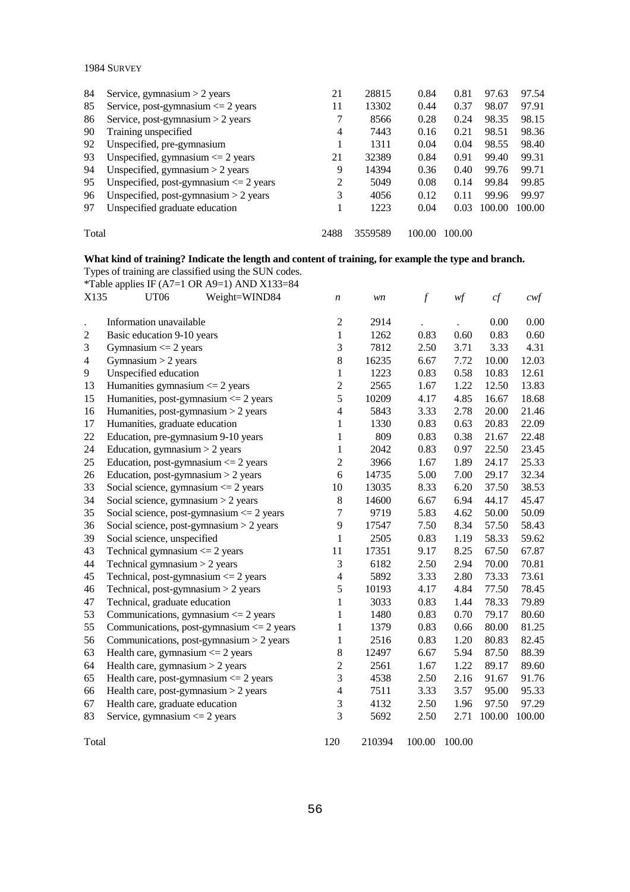| | | | | | | | |
|---|---|---|---|---|---|---|---|
| 84 | Service, gymnasium > 2 years | 21 | 28815 | 0.84 | 0.81 | 97.63 | 97.54 |
| 85 | Service, post-gymnasium <= 2 years | 11 | 13302 | 0.44 | 0.37 | 98.07 | 97.91 |
| 86 | Service, post-gymnasium > 2 years | 7 | 8566 | 0.28 | 0.24 | 98.35 | 98.15 |
| 90 | Training unspecified | 4 | 7443 | 0.16 | 0.21 | 98.51 | 98.36 |
| 92 | Unspecified, pre-gymnasium | 1 | 1311 | 0.04 | 0.04 | 98.55 | 98.40 |
| 93 | Unspecified, gymnasium <= 2 years | 21 | 32389 | 0.84 | 0.91 | 99.40 | 99.31 |
| 94 | Unspecified, gymnasium > 2 years | 9 | 14394 | 0.36 | 0.40 | 99.76 | 99.71 |
| 95 | Unspecified, post-gymnasium <= 2 years | 2 | 5049 | 0.08 | 0.14 | 99.84 | 99.85 |
| 96 | Unspecified, post-gymnasium > 2 years | 3 | 4056 | 0.12 | 0.11 | 99.96 | 99.97 |
| 97 | Unspecified graduate education | 1 | 1223 | 0.04 | 0.03 | 100.00 | 100.00 |
| Total | | 2488 | 3559589 | 100.00 | 100.00 | | |

**What kind of training? Indicate the length and content of training, for example the type and branch.**

Types of training are classified using the SUN codes.

*Table applies IF (A7=1 OR A9=1) AND X133=84

| X135 | UT06 Weight=WIND84 | *n* | *wn* | *f* | *wf* | *cf* | *cwf* |
|---|---|---|---|---|---|---|---|
| . | Information unavailable | 2 | 2914 | . | . | 0.00 | 0.00 |
| 2 | Basic education 9-10 years | 1 | 1262 | 0.83 | 0.60 | 0.83 | 0.60 |
| 3 | Gymnasium <= 2 years | 3 | 7812 | 2.50 | 3.71 | 3.33 | 4.31 |
| 4 | Gymnasium > 2 years | 8 | 16235 | 6.67 | 7.72 | 10.00 | 12.03 |
| 9 | Unspecified education | 1 | 1223 | 0.83 | 0.58 | 10.83 | 12.61 |
| 13 | Humanities gymnasium <= 2 years | 2 | 2565 | 1.67 | 1.22 | 12.50 | 13.83 |
| 15 | Humanities, post-gymnasium <= 2 years | 5 | 10209 | 4.17 | 4.85 | 16.67 | 18.68 |
| 16 | Humanities, post-gymnasium > 2 years | 4 | 5843 | 3.33 | 2.78 | 20.00 | 21.46 |
| 17 | Humanities, graduate education | 1 | 1330 | 0.83 | 0.63 | 20.83 | 22.09 |
| 22 | Education, pre-gymnasium 9-10 years | 1 | 809 | 0.83 | 0.38 | 21.67 | 22.48 |
| 24 | Education, gymnasium > 2 years | 1 | 2042 | 0.83 | 0.97 | 22.50 | 23.45 |
| 25 | Education, post-gymnasium <= 2 years | 2 | 3966 | 1.67 | 1.89 | 24.17 | 25.33 |
| 26 | Education, post-gymnasium > 2 years | 6 | 14735 | 5.00 | 7.00 | 29.17 | 32.34 |
| 33 | Social science, gymnasium <= 2 years | 10 | 13035 | 8.33 | 6.20 | 37.50 | 38.53 |
| 34 | Social science, gymnasium > 2 years | 8 | 14600 | 6.67 | 6.94 | 44.17 | 45.47 |
| 35 | Social science, post-gymnasium <= 2 years | 7 | 9719 | 5.83 | 4.62 | 50.00 | 50.09 |
| 36 | Social science, post-gymnasium > 2 years | 9 | 17547 | 7.50 | 8.34 | 57.50 | 58.43 |
| 39 | Social science, unspecified | 1 | 2505 | 0.83 | 1.19 | 58.33 | 59.62 |
| 43 | Technical gymnasium <= 2 years | 11 | 17351 | 9.17 | 8.25 | 67.50 | 67.87 |
| 44 | Technical gymnasium > 2 years | 3 | 6182 | 2.50 | 2.94 | 70.00 | 70.81 |
| 45 | Technical, post-gymnasium <= 2 years | 4 | 5892 | 3.33 | 2.80 | 73.33 | 73.61 |
| 46 | Technical, post-gymnasium > 2 years | 5 | 10193 | 4.17 | 4.84 | 77.50 | 78.45 |
| 47 | Technical, graduate education | 1 | 3033 | 0.83 | 1.44 | 78.33 | 79.89 |
| 53 | Communications, gymnasium <= 2 years | 1 | 1480 | 0.83 | 0.70 | 79.17 | 80.60 |
| 55 | Communications, post-gymnasium <= 2 years | 1 | 1379 | 0.83 | 0.66 | 80.00 | 81.25 |
| 56 | Communications, post-gymnasium > 2 years | 1 | 2516 | 0.83 | 1.20 | 80.83 | 82.45 |
| 63 | Health care, gymnasium <= 2 years | 8 | 12497 | 6.67 | 5.94 | 87.50 | 88.39 |
| 64 | Health care, gymnasium > 2 years | 2 | 2561 | 1.67 | 1.22 | 89.17 | 89.60 |
| 65 | Health care, post-gymnasium <= 2 years | 3 | 4538 | 2.50 | 2.16 | 91.67 | 91.76 |
| 66 | Health care, post-gymnasium > 2 years | 4 | 7511 | 3.33 | 3.57 | 95.00 | 95.33 |
| 67 | Health care, graduate education | 3 | 4132 | 2.50 | 1.96 | 97.50 | 97.29 |
| 83 | Service, gymnasium <= 2 years | 3 | 5692 | 2.50 | 2.71 | 100.00 | 100.00 |
| Total | | 120 | 210394 | 100.00 | 100.00 | | |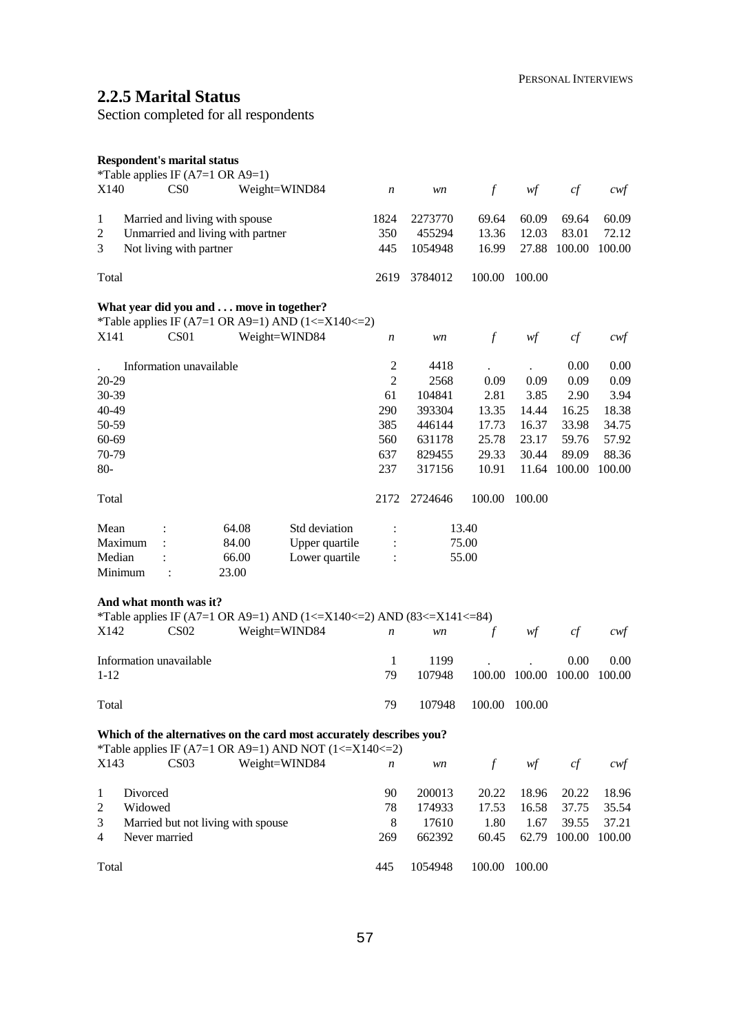## 2.2.5 Marital Status

Section completed for all respondents

**Respondent's marital status**

*Table applies IF (A7=1 OR A9=1)

| X140 | CS0 Weight=WIND84 | *n* | *wn* | *f* | *wf* | *cf* | *cwf* |
|---|---|---|---|---|---|---|---|
| 1 | Married and living with spouse | 1824 | 2273770 | 69.64 | 60.09 | 69.64 | 60.09 |
| 2 | Unmarried and living with partner | 350 | 455294 | 13.36 | 12.03 | 83.01 | 72.12 |
| 3 | Not living with partner | 445 | 1054948 | 16.99 | 27.88 | 100.00 | 100.00 |
| Total | | 2619 | 3784012 | 100.00 | 100.00 | | |

**What year did you and . . . move in together?**

*Table applies IF (A7=1 OR A9=1) AND (1<=X140<=2)

| X141 | CS01 Weight=WIND84 | *n* | *wn* | *f* | *wf* | *cf* | *cwf* |
|---|---|---|---|---|---|---|---|
| . | Information unavailable | 2 | 4418 | . | . | 0.00 | 0.00 |
| 20-29 | | 2 | 2568 | 0.09 | 0.09 | 0.09 | 0.09 |
| 30-39 | | 61 | 104841 | 2.81 | 3.85 | 2.90 | 3.94 |
| 40-49 | | 290 | 393304 | 13.35 | 14.44 | 16.25 | 18.38 |
| 50-59 | | 385 | 446144 | 17.73 | 16.37 | 33.98 | 34.75 |
| 60-69 | | 560 | 631178 | 25.78 | 23.17 | 59.76 | 57.92 |
| 70-79 | | 637 | 829455 | 29.33 | 30.44 | 89.09 | 88.36 |
| 80- | | 237 | 317156 | 10.91 | 11.64 | 100.00 | 100.00 |
| Total | | 2172 | 2724646 | 100.00 | 100.00 | | |

| | | | | |
|---|---|---|---|---|
| Mean : | 64.08 | Std deviation | : | 13.40 |
| Maximum : | 84.00 | Upper quartile | : | 75.00 |
| Median : | 66.00 | Lower quartile | : | 55.00 |
| Minimum : | 23.00 | | | |

**And what month was it?**

*Table applies IF (A7=1 OR A9=1) AND (1<=X140<=2) AND (83<=X141<=84)

| X142 | CS02 Weight=WIND84 | *n* | *wn* | *f* | *wf* | *cf* | *cwf* |
|---|---|---|---|---|---|---|---|
| Information unavailable | | 1 | 1199 | . | . | 0.00 | 0.00 |
| 1-12 | | 79 | 107948 | 100.00 | 100.00 | 100.00 | 100.00 |
| Total | | 79 | 107948 | 100.00 | 100.00 | | |

**Which of the alternatives on the card most accurately describes you?**

*Table applies IF (A7=1 OR A9=1) AND NOT (1<=X140<=2)

| X143 | CS03 Weight=WIND84 | *n* | *wn* | *f* | *wf* | *cf* | *cwf* |
|---|---|---|---|---|---|---|---|
| 1 | Divorced | 90 | 200013 | 20.22 | 18.96 | 20.22 | 18.96 |
| 2 | Widowed | 78 | 174933 | 17.53 | 16.58 | 37.75 | 35.54 |
| 3 | Married but not living with spouse | 8 | 17610 | 1.80 | 1.67 | 39.55 | 37.21 |
| 4 | Never married | 269 | 662392 | 60.45 | 62.79 | 100.00 | 100.00 |
| Total | | 445 | 1054948 | 100.00 | 100.00 | | |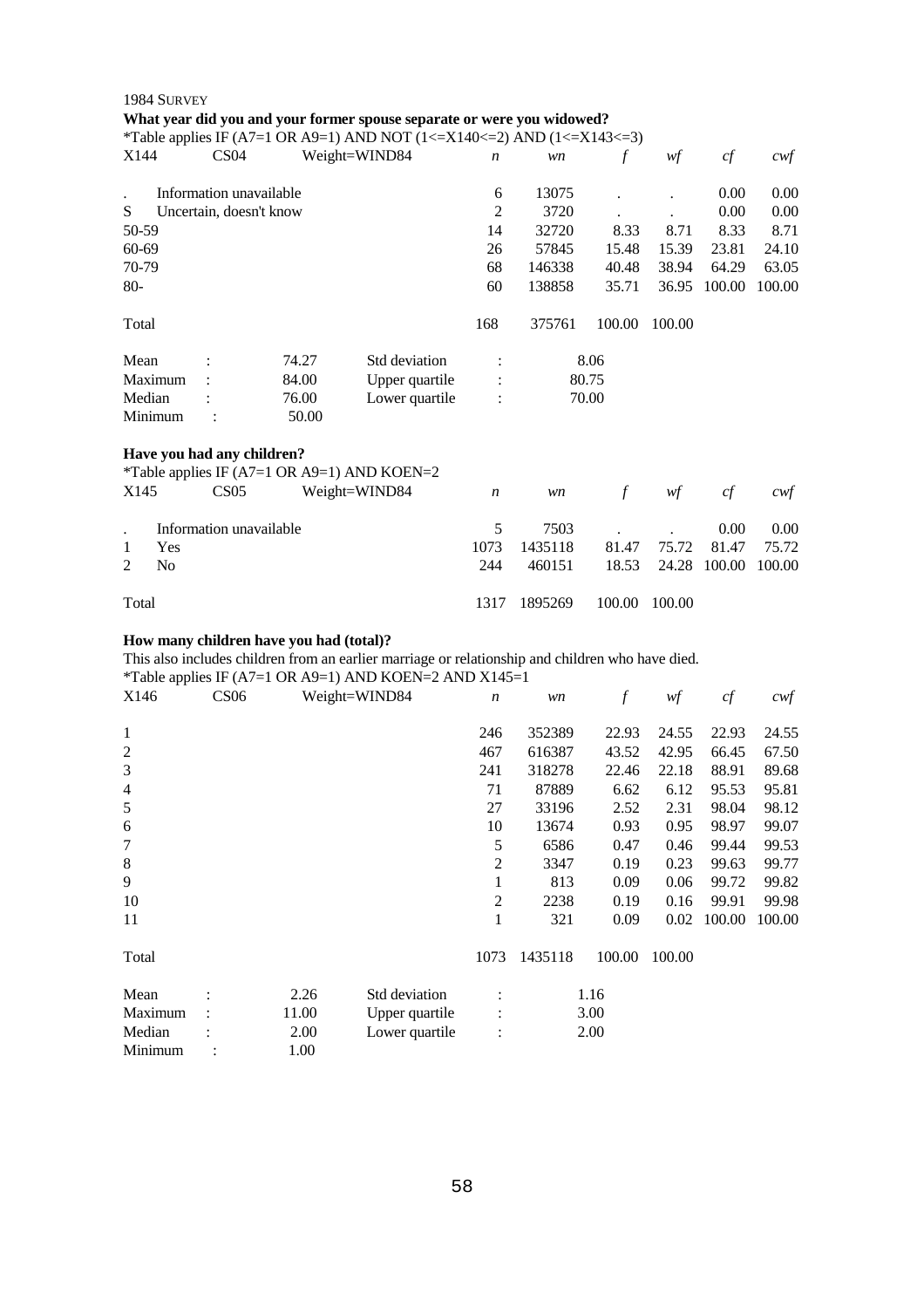1984 SURVEY

**What year did you and your former spouse separate or were you widowed?**

*Table applies IF (A7=1 OR A9=1) AND NOT (1<=X140<=2) AND (1<=X143<=3)

| X144 | CS04 | Weight=WIND84 | *n* | *wn* | *f* | *wf* | *cf* | *cwf* |
|---|---|---|---|---|---|---|---|---|
| . | Information unavailable | | 6 | 13075 | . | . | 0.00 | 0.00 |
| S | Uncertain, doesn't know | | 2 | 3720 | . | . | 0.00 | 0.00 |
| 50-59 | | | 14 | 32720 | 8.33 | 8.71 | 8.33 | 8.71 |
| 60-69 | | | 26 | 57845 | 15.48 | 15.39 | 23.81 | 24.10 |
| 70-79 | | | 68 | 146338 | 40.48 | 38.94 | 64.29 | 63.05 |
| 80- | | | 60 | 138858 | 35.71 | 36.95 | 100.00 | 100.00 |
| Total | | | 168 | 375761 | 100.00 | 100.00 | | |

| | | | | |
|---|---|---|---|---|
| Mean | : | 74.27 | Std deviation | : 8.06 |
| Maximum | : | 84.00 | Upper quartile | : 80.75 |
| Median | : | 76.00 | Lower quartile | : 70.00 |
| Minimum | : | 50.00 | | |

**Have you had any children?**

*Table applies IF (A7=1 OR A9=1) AND KOEN=2

| X145 | CS05 | Weight=WIND84 | *n* | *wn* | *f* | *wf* | *cf* | *cwf* |
|---|---|---|---|---|---|---|---|---|
| . | Information unavailable | | 5 | 7503 | . | . | 0.00 | 0.00 |
| 1 | Yes | | 1073 | 1435118 | 81.47 | 75.72 | 81.47 | 75.72 |
| 2 | No | | 244 | 460151 | 18.53 | 24.28 | 100.00 | 100.00 |
| Total | | | 1317 | 1895269 | 100.00 | 100.00 | | |

**How many children have you had (total)?**

This also includes children from an earlier marriage or relationship and children who have died.

*Table applies IF (A7=1 OR A9=1) AND KOEN=2 AND X145=1

| X146 | CS06 | Weight=WIND84 | *n* | *wn* | *f* | *wf* | *cf* | *cwf* |
|---|---|---|---|---|---|---|---|---|
| 1 | | | 246 | 352389 | 22.93 | 24.55 | 22.93 | 24.55 |
| 2 | | | 467 | 616387 | 43.52 | 42.95 | 66.45 | 67.50 |
| 3 | | | 241 | 318278 | 22.46 | 22.18 | 88.91 | 89.68 |
| 4 | | | 71 | 87889 | 6.62 | 6.12 | 95.53 | 95.81 |
| 5 | | | 27 | 33196 | 2.52 | 2.31 | 98.04 | 98.12 |
| 6 | | | 10 | 13674 | 0.93 | 0.95 | 98.97 | 99.07 |
| 7 | | | 5 | 6586 | 0.47 | 0.46 | 99.44 | 99.53 |
| 8 | | | 2 | 3347 | 0.19 | 0.23 | 99.63 | 99.77 |
| 9 | | | 1 | 813 | 0.09 | 0.06 | 99.72 | 99.82 |
| 10 | | | 2 | 2238 | 0.19 | 0.16 | 99.91 | 99.98 |
| 11 | | | 1 | 321 | 0.09 | 0.02 | 100.00 | 100.00 |
| Total | | | 1073 | 1435118 | 100.00 | 100.00 | | |

| | | | | |
|---|---|---|---|---|
| Mean | : | 2.26 | Std deviation | : 1.16 |
| Maximum | : | 11.00 | Upper quartile | : 3.00 |
| Median | : | 2.00 | Lower quartile | : 2.00 |
| Minimum | : | 1.00 | | |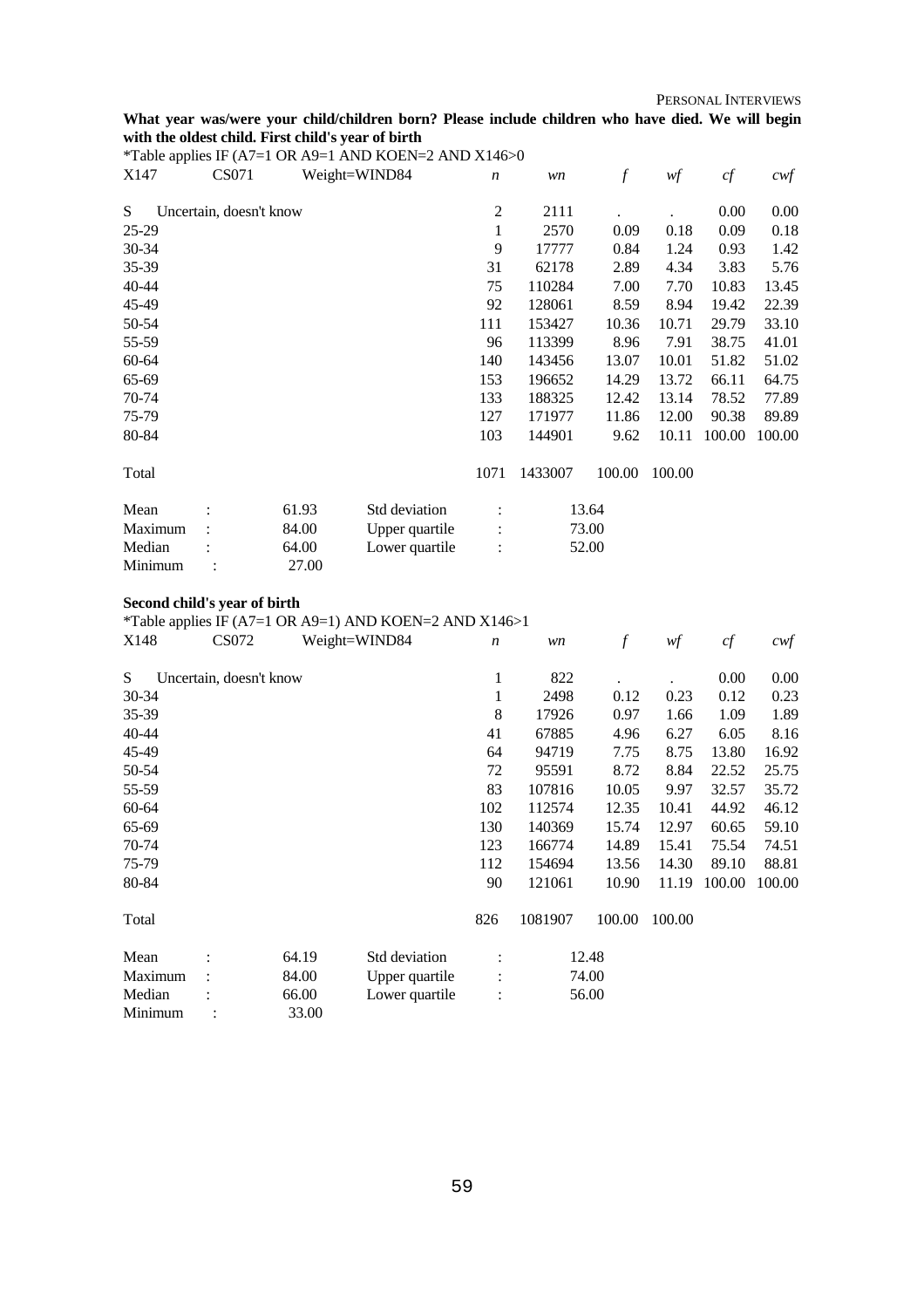**What year was/were your child/children born? Please include children who have died. We will begin with the oldest child. First child's year of birth**

*Table applies IF (A7=1 OR A9=1 AND KOEN=2 AND X146>0

| X147 | CS071 Weight=WIND84 | *n* | *wn* | *f* | *wf* | *cf* | *cwf* |
|---|---|---|---|---|---|---|---|
| S | Uncertain, doesn't know | 2 | 2111 | . | . | 0.00 | 0.00 |
| 25-29 | | 1 | 2570 | 0.09 | 0.18 | 0.09 | 0.18 |
| 30-34 | | 9 | 17777 | 0.84 | 1.24 | 0.93 | 1.42 |
| 35-39 | | 31 | 62178 | 2.89 | 4.34 | 3.83 | 5.76 |
| 40-44 | | 75 | 110284 | 7.00 | 7.70 | 10.83 | 13.45 |
| 45-49 | | 92 | 128061 | 8.59 | 8.94 | 19.42 | 22.39 |
| 50-54 | | 111 | 153427 | 10.36 | 10.71 | 29.79 | 33.10 |
| 55-59 | | 96 | 113399 | 8.96 | 7.91 | 38.75 | 41.01 |
| 60-64 | | 140 | 143456 | 13.07 | 10.01 | 51.82 | 51.02 |
| 65-69 | | 153 | 196652 | 14.29 | 13.72 | 66.11 | 64.75 |
| 70-74 | | 133 | 188325 | 12.42 | 13.14 | 78.52 | 77.89 |
| 75-79 | | 127 | 171977 | 11.86 | 12.00 | 90.38 | 89.89 |
| 80-84 | | 103 | 144901 | 9.62 | 10.11 | 100.00 | 100.00 |
| Total | | 1071 | 1433007 | 100.00 | 100.00 | | |

| | | | | |
|---|---|---|---|---|
| Mean | : 61.93 | Std deviation | : | 13.64 |
| Maximum | : 84.00 | Upper quartile | : | 73.00 |
| Median | : 64.00 | Lower quartile | : | 52.00 |
| Minimum | : 27.00 | | | |

**Second child's year of birth**

*Table applies IF (A7=1 OR A9=1) AND KOEN=2 AND X146>1

| X148 | CS072 Weight=WIND84 | *n* | *wn* | *f* | *wf* | *cf* | *cwf* |
|---|---|---|---|---|---|---|---|
| S | Uncertain, doesn't know | 1 | 822 | . | . | 0.00 | 0.00 |
| 30-34 | | 1 | 2498 | 0.12 | 0.23 | 0.12 | 0.23 |
| 35-39 | | 8 | 17926 | 0.97 | 1.66 | 1.09 | 1.89 |
| 40-44 | | 41 | 67885 | 4.96 | 6.27 | 6.05 | 8.16 |
| 45-49 | | 64 | 94719 | 7.75 | 8.75 | 13.80 | 16.92 |
| 50-54 | | 72 | 95591 | 8.72 | 8.84 | 22.52 | 25.75 |
| 55-59 | | 83 | 107816 | 10.05 | 9.97 | 32.57 | 35.72 |
| 60-64 | | 102 | 112574 | 12.35 | 10.41 | 44.92 | 46.12 |
| 65-69 | | 130 | 140369 | 15.74 | 12.97 | 60.65 | 59.10 |
| 70-74 | | 123 | 166774 | 14.89 | 15.41 | 75.54 | 74.51 |
| 75-79 | | 112 | 154694 | 13.56 | 14.30 | 89.10 | 88.81 |
| 80-84 | | 90 | 121061 | 10.90 | 11.19 | 100.00 | 100.00 |
| Total | | 826 | 1081907 | 100.00 | 100.00 | | |

| | | | | |
|---|---|---|---|---|
| Mean | : 64.19 | Std deviation | : | 12.48 |
| Maximum | : 84.00 | Upper quartile | : | 74.00 |
| Median | : 66.00 | Lower quartile | : | 56.00 |
| Minimum | : 33.00 | | | |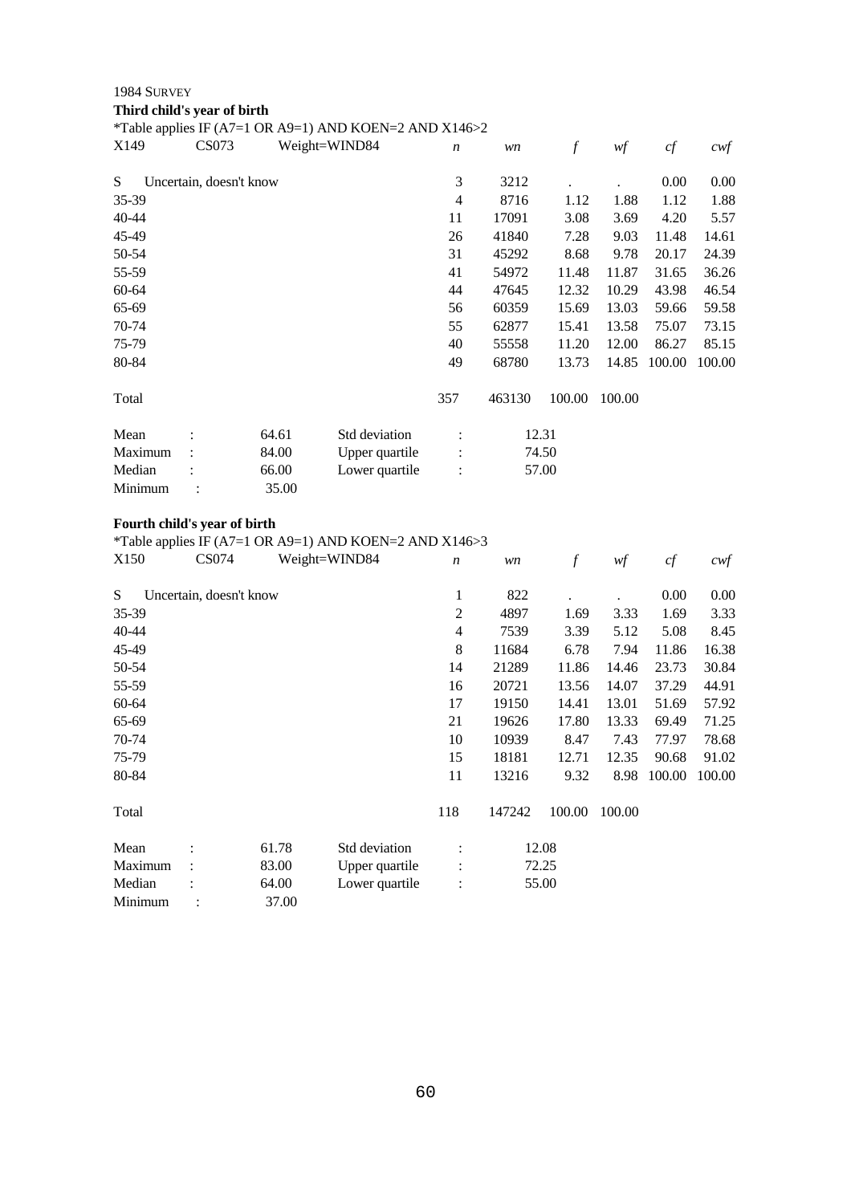1984 SURVEY

**Third child's year of birth**

*Table applies IF (A7=1 OR A9=1) AND KOEN=2 AND X146>2

| X149 | CS073 | Weight=WIND84 | *n* | *wn* | *f* | *wf* | *cf* | *cwf* |
|---|---|---|---|---|---|---|---|---|
| S | Uncertain, doesn't know | | 3 | 3212 | . | . | 0.00 | 0.00 |
| 35-39 | | | 4 | 8716 | 1.12 | 1.88 | 1.12 | 1.88 |
| 40-44 | | | 11 | 17091 | 3.08 | 3.69 | 4.20 | 5.57 |
| 45-49 | | | 26 | 41840 | 7.28 | 9.03 | 11.48 | 14.61 |
| 50-54 | | | 31 | 45292 | 8.68 | 9.78 | 20.17 | 24.39 |
| 55-59 | | | 41 | 54972 | 11.48 | 11.87 | 31.65 | 36.26 |
| 60-64 | | | 44 | 47645 | 12.32 | 10.29 | 43.98 | 46.54 |
| 65-69 | | | 56 | 60359 | 15.69 | 13.03 | 59.66 | 59.58 |
| 70-74 | | | 55 | 62877 | 15.41 | 13.58 | 75.07 | 73.15 |
| 75-79 | | | 40 | 55558 | 11.20 | 12.00 | 86.27 | 85.15 |
| 80-84 | | | 49 | 68780 | 13.73 | 14.85 | 100.00 | 100.00 |
| Total | | | 357 | 463130 | 100.00 | 100.00 | | |

| | | | | |
|---|---|---|---|---|
| Mean : | 64.61 | Std deviation | : | 12.31 |
| Maximum : | 84.00 | Upper quartile | : | 74.50 |
| Median : | 66.00 | Lower quartile | : | 57.00 |
| Minimum : | 35.00 | | | |

**Fourth child's year of birth**

*Table applies IF (A7=1 OR A9=1) AND KOEN=2 AND X146>3

| X150 | CS074 | Weight=WIND84 | *n* | *wn* | *f* | *wf* | *cf* | *cwf* |
|---|---|---|---|---|---|---|---|---|
| S | Uncertain, doesn't know | | 1 | 822 | . | . | 0.00 | 0.00 |
| 35-39 | | | 2 | 4897 | 1.69 | 3.33 | 1.69 | 3.33 |
| 40-44 | | | 4 | 7539 | 3.39 | 5.12 | 5.08 | 8.45 |
| 45-49 | | | 8 | 11684 | 6.78 | 7.94 | 11.86 | 16.38 |
| 50-54 | | | 14 | 21289 | 11.86 | 14.46 | 23.73 | 30.84 |
| 55-59 | | | 16 | 20721 | 13.56 | 14.07 | 37.29 | 44.91 |
| 60-64 | | | 17 | 19150 | 14.41 | 13.01 | 51.69 | 57.92 |
| 65-69 | | | 21 | 19626 | 17.80 | 13.33 | 69.49 | 71.25 |
| 70-74 | | | 10 | 10939 | 8.47 | 7.43 | 77.97 | 78.68 |
| 75-79 | | | 15 | 18181 | 12.71 | 12.35 | 90.68 | 91.02 |
| 80-84 | | | 11 | 13216 | 9.32 | 8.98 | 100.00 | 100.00 |
| Total | | | 118 | 147242 | 100.00 | 100.00 | | |

| | | | | |
|---|---|---|---|---|
| Mean : | 61.78 | Std deviation | : | 12.08 |
| Maximum : | 83.00 | Upper quartile | : | 72.25 |
| Median : | 64.00 | Lower quartile | : | 55.00 |
| Minimum : | 37.00 | | | |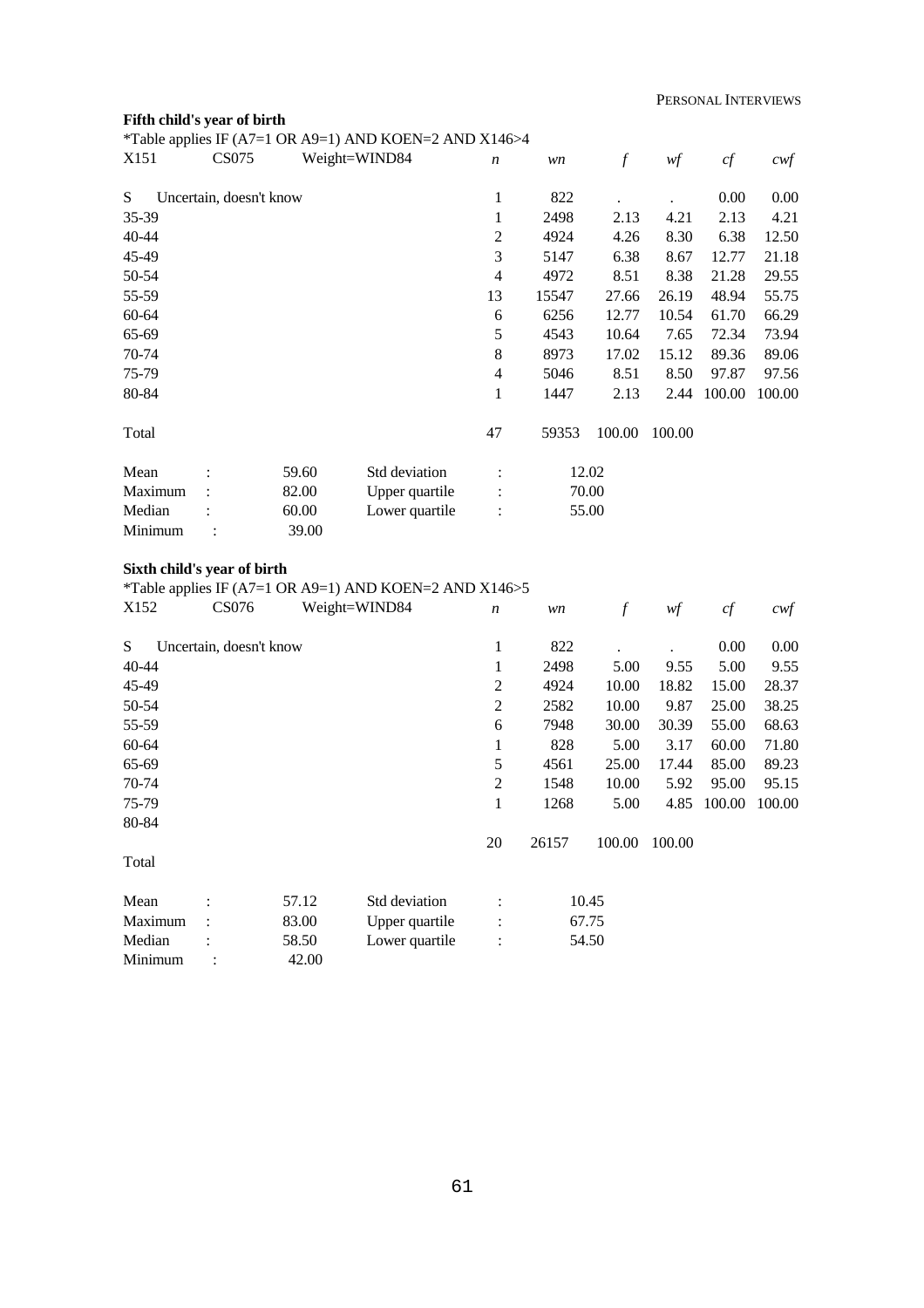**Fifth child's year of birth**

*Table applies IF (A7=1 OR A9=1) AND KOEN=2 AND X146>4

| X151 | CS075 | Weight=WIND84 | *n* | *wn* | *f* | *wf* | *cf* | *cwf* |
|---|---|---|---|---|---|---|---|---|
| S | Uncertain, doesn't know | | 1 | 822 | . | . | 0.00 | 0.00 |
| 35-39 | | | 1 | 2498 | 2.13 | 4.21 | 2.13 | 4.21 |
| 40-44 | | | 2 | 4924 | 4.26 | 8.30 | 6.38 | 12.50 |
| 45-49 | | | 3 | 5147 | 6.38 | 8.67 | 12.77 | 21.18 |
| 50-54 | | | 4 | 4972 | 8.51 | 8.38 | 21.28 | 29.55 |
| 55-59 | | | 13 | 15547 | 27.66 | 26.19 | 48.94 | 55.75 |
| 60-64 | | | 6 | 6256 | 12.77 | 10.54 | 61.70 | 66.29 |
| 65-69 | | | 5 | 4543 | 10.64 | 7.65 | 72.34 | 73.94 |
| 70-74 | | | 8 | 8973 | 17.02 | 15.12 | 89.36 | 89.06 |
| 75-79 | | | 4 | 5046 | 8.51 | 8.50 | 97.87 | 97.56 |
| 80-84 | | | 1 | 1447 | 2.13 | 2.44 | 100.00 | 100.00 |
| Total | | | 47 | 59353 | 100.00 | 100.00 | | |

| | | | | |
|---|---|---|---|---|
| Mean | : | 59.60 | Std deviation | : 12.02 |
| Maximum | : | 82.00 | Upper quartile | : 70.00 |
| Median | : | 60.00 | Lower quartile | : 55.00 |
| Minimum | : | 39.00 | | |

**Sixth child's year of birth**

*Table applies IF (A7=1 OR A9=1) AND KOEN=2 AND X146>5

| X152 | CS076 | Weight=WIND84 | *n* | *wn* | *f* | *wf* | *cf* | *cwf* |
|---|---|---|---|---|---|---|---|---|
| S | Uncertain, doesn't know | | 1 | 822 | . | . | 0.00 | 0.00 |
| 40-44 | | | 1 | 2498 | 5.00 | 9.55 | 5.00 | 9.55 |
| 45-49 | | | 2 | 4924 | 10.00 | 18.82 | 15.00 | 28.37 |
| 50-54 | | | 2 | 2582 | 10.00 | 9.87 | 25.00 | 38.25 |
| 55-59 | | | 6 | 7948 | 30.00 | 30.39 | 55.00 | 68.63 |
| 60-64 | | | 1 | 828 | 5.00 | 3.17 | 60.00 | 71.80 |
| 65-69 | | | 5 | 4561 | 25.00 | 17.44 | 85.00 | 89.23 |
| 70-74 | | | 2 | 1548 | 10.00 | 5.92 | 95.00 | 95.15 |
| 75-79 | | | 1 | 1268 | 5.00 | 4.85 | 100.00 | 100.00 |
| 80-84 | | | | | | | | |
| Total | | | 20 | 26157 | 100.00 | 100.00 | | |

| | | | | |
|---|---|---|---|---|
| Mean | : | 57.12 | Std deviation | : 10.45 |
| Maximum | : | 83.00 | Upper quartile | : 67.75 |
| Median | : | 58.50 | Lower quartile | : 54.50 |
| Minimum | : | 42.00 | | |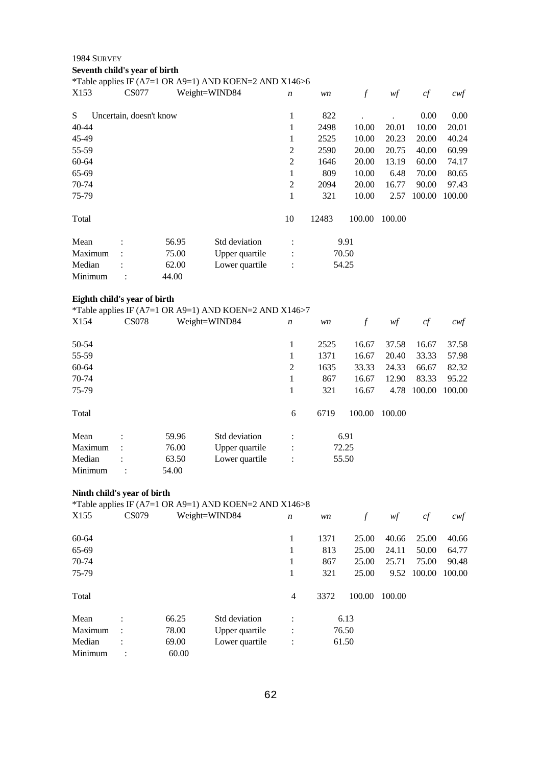1984 SURVEY

**Seventh child's year of birth**

*Table applies IF (A7=1 OR A9=1) AND KOEN=2 AND X146>6

| X153 | CS077 | Weight=WIND84 | *n* | *wn* | *f* | *wf* | *cf* | *cwf* |
|---|---|---|---|---|---|---|---|---|
| S | Uncertain, doesn't know | | 1 | 822 | . | . | 0.00 | 0.00 |
| 40-44 | | | 1 | 2498 | 10.00 | 20.01 | 10.00 | 20.01 |
| 45-49 | | | 1 | 2525 | 10.00 | 20.23 | 20.00 | 40.24 |
| 55-59 | | | 2 | 2590 | 20.00 | 20.75 | 40.00 | 60.99 |
| 60-64 | | | 2 | 1646 | 20.00 | 13.19 | 60.00 | 74.17 |
| 65-69 | | | 1 | 809 | 10.00 | 6.48 | 70.00 | 80.65 |
| 70-74 | | | 2 | 2094 | 20.00 | 16.77 | 90.00 | 97.43 |
| 75-79 | | | 1 | 321 | 10.00 | 2.57 | 100.00 | 100.00 |
| Total | | | 10 | 12483 | 100.00 | 100.00 | | |

| | | | | | |
|---|---|---|---|---|---|
| Mean | : | 56.95 | Std deviation | : | 9.91 |
| Maximum | : | 75.00 | Upper quartile | : | 70.50 |
| Median | : | 62.00 | Lower quartile | : | 54.25 |
| Minimum | : | 44.00 | | | |

**Eighth child's year of birth**

*Table applies IF (A7=1 OR A9=1) AND KOEN=2 AND X146>7

| X154 | CS078 | Weight=WIND84 | *n* | *wn* | *f* | *wf* | *cf* | *cwf* |
|---|---|---|---|---|---|---|---|---|
| 50-54 | | | 1 | 2525 | 16.67 | 37.58 | 16.67 | 37.58 |
| 55-59 | | | 1 | 1371 | 16.67 | 20.40 | 33.33 | 57.98 |
| 60-64 | | | 2 | 1635 | 33.33 | 24.33 | 66.67 | 82.32 |
| 70-74 | | | 1 | 867 | 16.67 | 12.90 | 83.33 | 95.22 |
| 75-79 | | | 1 | 321 | 16.67 | 4.78 | 100.00 | 100.00 |
| Total | | | 6 | 6719 | 100.00 | 100.00 | | |

| | | | | | |
|---|---|---|---|---|---|
| Mean | : | 59.96 | Std deviation | : | 6.91 |
| Maximum | : | 76.00 | Upper quartile | : | 72.25 |
| Median | : | 63.50 | Lower quartile | : | 55.50 |
| Minimum | : | 54.00 | | | |

**Ninth child's year of birth**

*Table applies IF (A7=1 OR A9=1) AND KOEN=2 AND X146>8

| X155 | CS079 | Weight=WIND84 | *n* | *wn* | *f* | *wf* | *cf* | *cwf* |
|---|---|---|---|---|---|---|---|---|
| 60-64 | | | 1 | 1371 | 25.00 | 40.66 | 25.00 | 40.66 |
| 65-69 | | | 1 | 813 | 25.00 | 24.11 | 50.00 | 64.77 |
| 70-74 | | | 1 | 867 | 25.00 | 25.71 | 75.00 | 90.48 |
| 75-79 | | | 1 | 321 | 25.00 | 9.52 | 100.00 | 100.00 |
| Total | | | 4 | 3372 | 100.00 | 100.00 | | |

| | | | | | |
|---|---|---|---|---|---|
| Mean | : | 66.25 | Std deviation | : | 6.13 |
| Maximum | : | 78.00 | Upper quartile | : | 76.50 |
| Median | : | 69.00 | Lower quartile | : | 61.50 |
| Minimum | : | 60.00 | | | |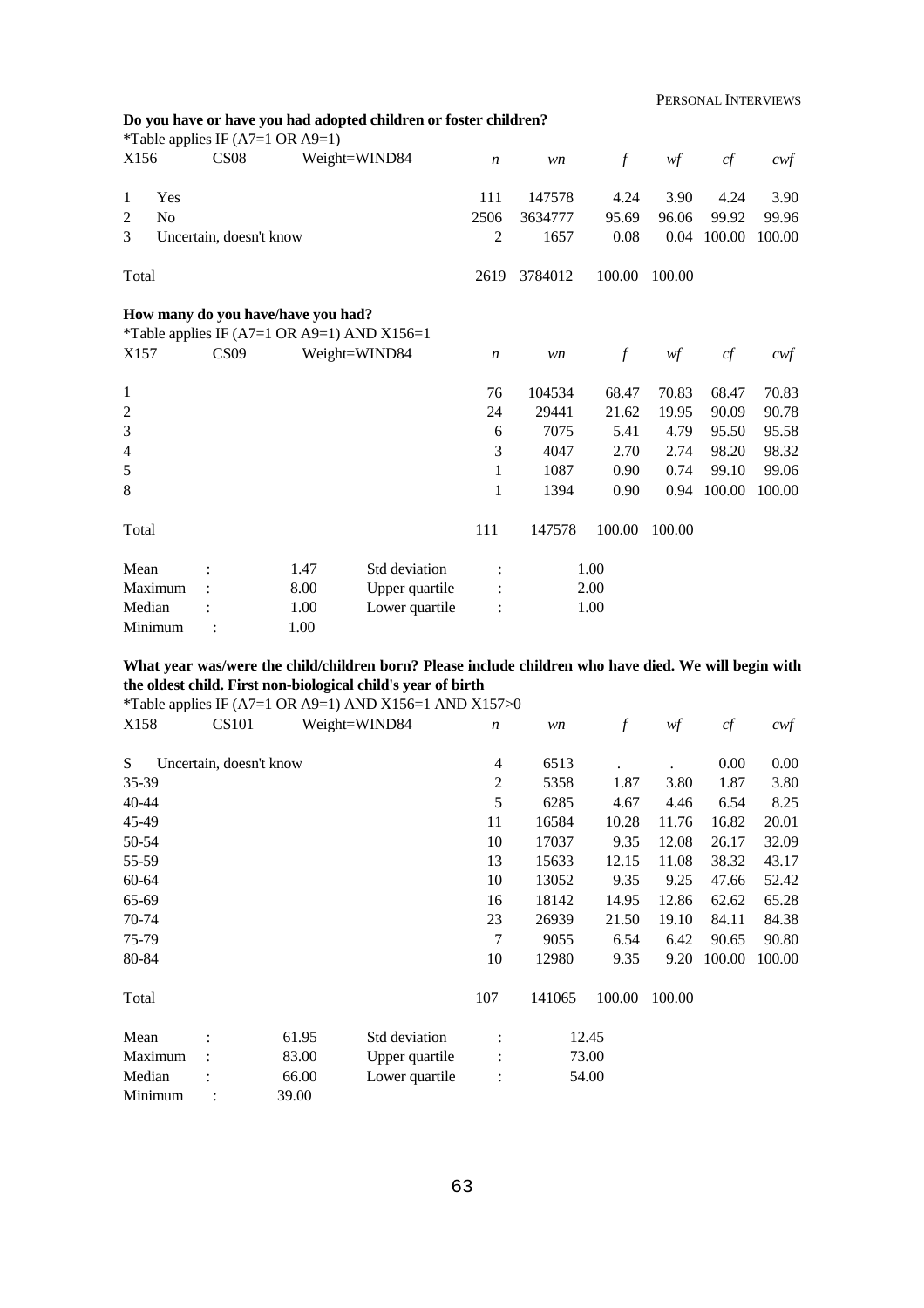**Do you have or have you had adopted children or foster children?**

*Table applies IF (A7=1 OR A9=1)

| X156 | CS08 | Weight=WIND84 | *n* | *wn* | *f* | *wf* | *cf* | *cwf* |
|---|---|---|---|---|---|---|---|---|
| 1 | Yes | | 111 | 147578 | 4.24 | 3.90 | 4.24 | 3.90 |
| 2 | No | | 2506 | 3634777 | 95.69 | 96.06 | 99.92 | 99.96 |
| 3 | Uncertain, doesn't know | | 2 | 1657 | 0.08 | 0.04 | 100.00 | 100.00 |
| Total | | | 2619 | 3784012 | 100.00 | 100.00 | | |

**How many do you have/have you had?**

*Table applies IF (A7=1 OR A9=1) AND X156=1

| X157 | CS09 | Weight=WIND84 | *n* | *wn* | *f* | *wf* | *cf* | *cwf* |
|---|---|---|---|---|---|---|---|---|
| 1 | | | 76 | 104534 | 68.47 | 70.83 | 68.47 | 70.83 |
| 2 | | | 24 | 29441 | 21.62 | 19.95 | 90.09 | 90.78 |
| 3 | | | 6 | 7075 | 5.41 | 4.79 | 95.50 | 95.58 |
| 4 | | | 3 | 4047 | 2.70 | 2.74 | 98.20 | 98.32 |
| 5 | | | 1 | 1087 | 0.90 | 0.74 | 99.10 | 99.06 |
| 8 | | | 1 | 1394 | 0.90 | 0.94 | 100.00 | 100.00 |
| Total | | | 111 | 147578 | 100.00 | 100.00 | | |

| | | | | |
|---|---|---|---|---|
| Mean | : | 1.47 | Std deviation | : 1.00 |
| Maximum | : | 8.00 | Upper quartile | : 2.00 |
| Median | : | 1.00 | Lower quartile | : 1.00 |
| Minimum | : | 1.00 | | |

**What year was/were the child/children born? Please include children who have died. We will begin with the oldest child. First non-biological child's year of birth**

*Table applies IF (A7=1 OR A9=1) AND X156=1 AND X157>0

| X158 | CS101 | Weight=WIND84 | *n* | *wn* | *f* | *wf* | *cf* | *cwf* |
|---|---|---|---|---|---|---|---|---|
| S | Uncertain, doesn't know | | 4 | 6513 | . | . | 0.00 | 0.00 |
| 35-39 | | | 2 | 5358 | 1.87 | 3.80 | 1.87 | 3.80 |
| 40-44 | | | 5 | 6285 | 4.67 | 4.46 | 6.54 | 8.25 |
| 45-49 | | | 11 | 16584 | 10.28 | 11.76 | 16.82 | 20.01 |
| 50-54 | | | 10 | 17037 | 9.35 | 12.08 | 26.17 | 32.09 |
| 55-59 | | | 13 | 15633 | 12.15 | 11.08 | 38.32 | 43.17 |
| 60-64 | | | 10 | 13052 | 9.35 | 9.25 | 47.66 | 52.42 |
| 65-69 | | | 16 | 18142 | 14.95 | 12.86 | 62.62 | 65.28 |
| 70-74 | | | 23 | 26939 | 21.50 | 19.10 | 84.11 | 84.38 |
| 75-79 | | | 7 | 9055 | 6.54 | 6.42 | 90.65 | 90.80 |
| 80-84 | | | 10 | 12980 | 9.35 | 9.20 | 100.00 | 100.00 |
| Total | | | 107 | 141065 | 100.00 | 100.00 | | |

| | | | | |
|---|---|---|---|---|
| Mean | : | 61.95 | Std deviation | : 12.45 |
| Maximum | : | 83.00 | Upper quartile | : 73.00 |
| Median | : | 66.00 | Lower quartile | : 54.00 |
| Minimum | : | 39.00 | | |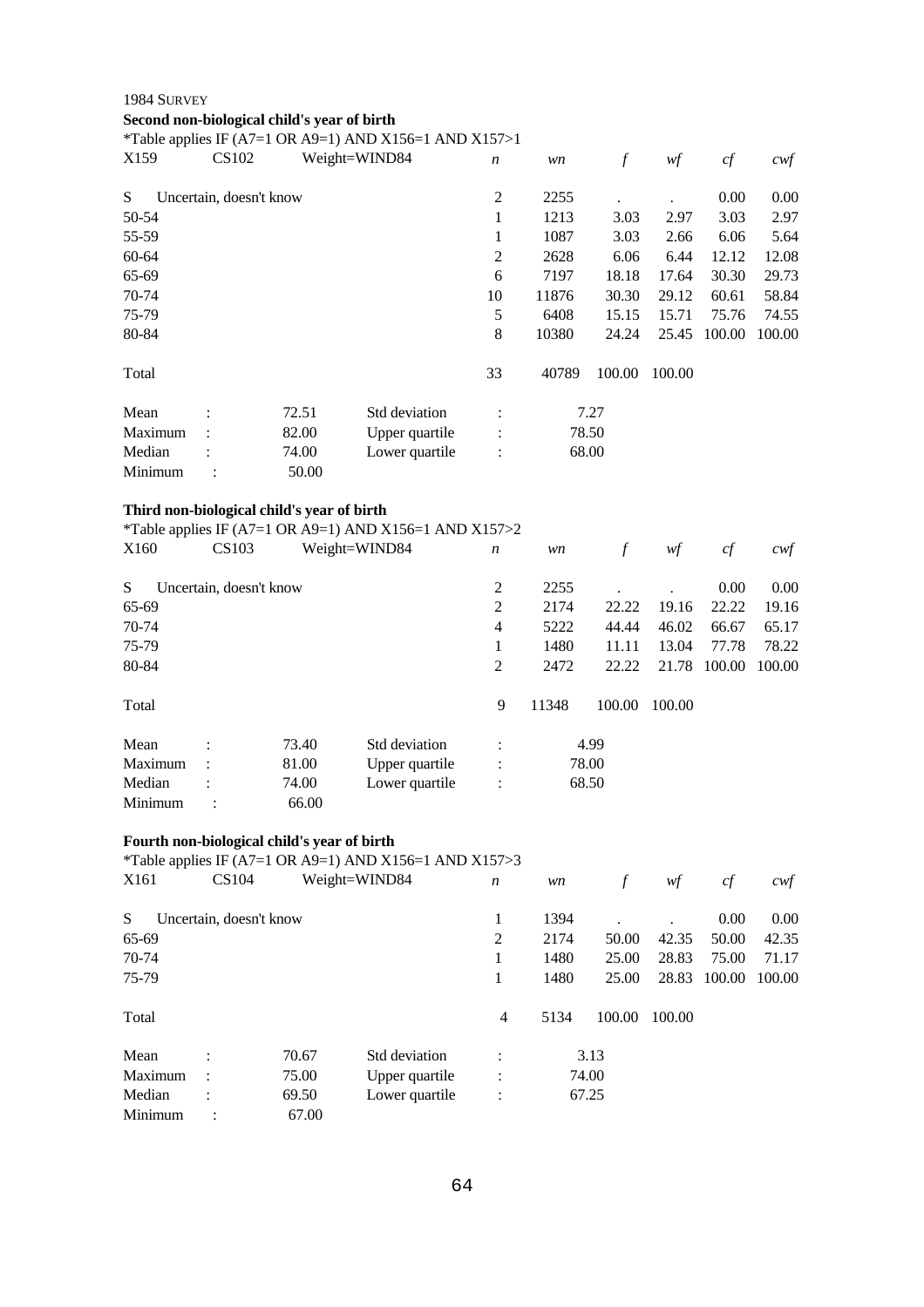1984 SURVEY

**Second non-biological child's year of birth**

*Table applies IF (A7=1 OR A9=1) AND X156=1 AND X157>1

| X159 | CS102 | Weight=WIND84 | *n* | *wn* | *f* | *wf* | *cf* | *cwf* |
|---|---|---|---|---|---|---|---|---|
| S | Uncertain, doesn't know | | 2 | 2255 | . | . | 0.00 | 0.00 |
| 50-54 | | | 1 | 1213 | 3.03 | 2.97 | 3.03 | 2.97 |
| 55-59 | | | 1 | 1087 | 3.03 | 2.66 | 6.06 | 5.64 |
| 60-64 | | | 2 | 2628 | 6.06 | 6.44 | 12.12 | 12.08 |
| 65-69 | | | 6 | 7197 | 18.18 | 17.64 | 30.30 | 29.73 |
| 70-74 | | | 10 | 11876 | 30.30 | 29.12 | 60.61 | 58.84 |
| 75-79 | | | 5 | 6408 | 15.15 | 15.71 | 75.76 | 74.55 |
| 80-84 | | | 8 | 10380 | 24.24 | 25.45 | 100.00 | 100.00 |
| Total | | | 33 | 40789 | 100.00 | 100.00 | | |

| | | | | |
|---|---|---|---|---|
| Mean : | 72.51 | Std deviation | : | 7.27 |
| Maximum : | 82.00 | Upper quartile | : | 78.50 |
| Median : | 74.00 | Lower quartile | : | 68.00 |
| Minimum : | 50.00 | | | |

**Third non-biological child's year of birth**

*Table applies IF (A7=1 OR A9=1) AND X156=1 AND X157>2

| X160 | CS103 | Weight=WIND84 | *n* | *wn* | *f* | *wf* | *cf* | *cwf* |
|---|---|---|---|---|---|---|---|---|
| S | Uncertain, doesn't know | | 2 | 2255 | . | . | 0.00 | 0.00 |
| 65-69 | | | 2 | 2174 | 22.22 | 19.16 | 22.22 | 19.16 |
| 70-74 | | | 4 | 5222 | 44.44 | 46.02 | 66.67 | 65.17 |
| 75-79 | | | 1 | 1480 | 11.11 | 13.04 | 77.78 | 78.22 |
| 80-84 | | | 2 | 2472 | 22.22 | 21.78 | 100.00 | 100.00 |
| Total | | | 9 | 11348 | 100.00 | 100.00 | | |

| | | | | |
|---|---|---|---|---|
| Mean : | 73.40 | Std deviation | : | 4.99 |
| Maximum : | 81.00 | Upper quartile | : | 78.00 |
| Median : | 74.00 | Lower quartile | : | 68.50 |
| Minimum : | 66.00 | | | |

**Fourth non-biological child's year of birth**

*Table applies IF (A7=1 OR A9=1) AND X156=1 AND X157>3

| X161 | CS104 | Weight=WIND84 | *n* | *wn* | *f* | *wf* | *cf* | *cwf* |
|---|---|---|---|---|---|---|---|---|
| S | Uncertain, doesn't know | | 1 | 1394 | . | . | 0.00 | 0.00 |
| 65-69 | | | 2 | 2174 | 50.00 | 42.35 | 50.00 | 42.35 |
| 70-74 | | | 1 | 1480 | 25.00 | 28.83 | 75.00 | 71.17 |
| 75-79 | | | 1 | 1480 | 25.00 | 28.83 | 100.00 | 100.00 |
| Total | | | 4 | 5134 | 100.00 | 100.00 | | |

| | | | | |
|---|---|---|---|---|
| Mean : | 70.67 | Std deviation | : | 3.13 |
| Maximum : | 75.00 | Upper quartile | : | 74.00 |
| Median : | 69.50 | Lower quartile | : | 67.25 |
| Minimum : | 67.00 | | | |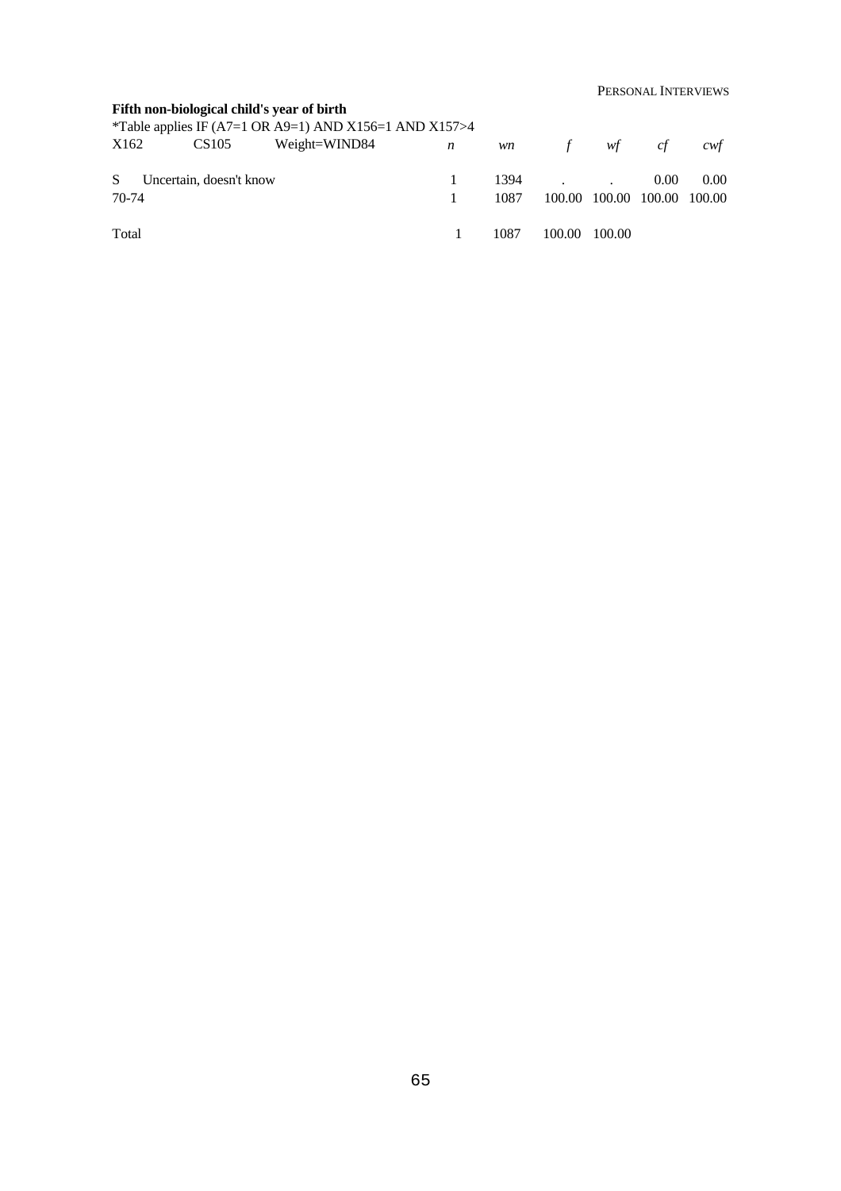**Fifth non-biological child's year of birth**

*Table applies IF (A7=1 OR A9=1) AND X156=1 AND X157>4

| X162 | CS105 | Weight=WIND84 | *n* | *wn* | *f* | *wf* | *cf* | *cwf* |
|---|---|---|---|---|---|---|---|---|
| S | Uncertain, doesn't know | | 1 | 1394 | . | . | 0.00 | 0.00 |
| 70-74 | | | 1 | 1087 | 100.00 | 100.00 | 100.00 | 100.00 |
| Total | | | 1 | 1087 | 100.00 | 100.00 | | |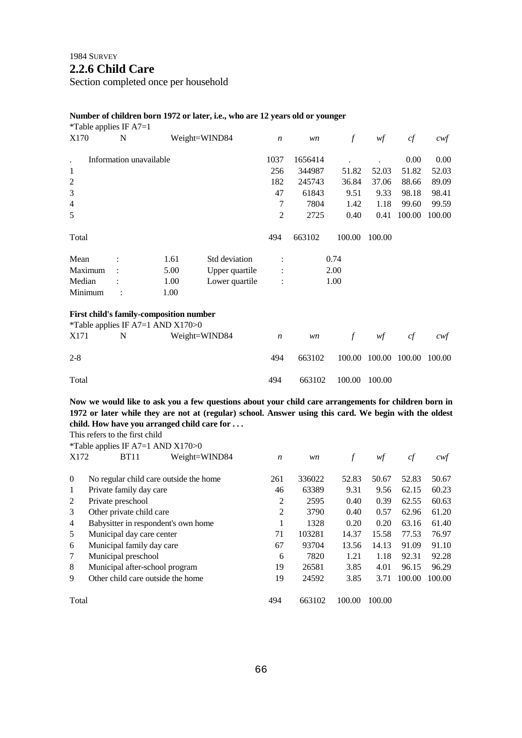1984 SURVEY

## 2.2.6 Child Care

Section completed once per household

**Number of children born 1972 or later, i.e., who are 12 years old or younger**

*Table applies IF A7=1

| X170 | N | Weight=WIND84 | *n* | *wn* | *f* | *wf* | *cf* | *cwf* |
|---|---|---|---|---|---|---|---|---|
| . | Information unavailable | | 1037 | 1656414 | . | . | 0.00 | 0.00 |
| 1 | | | 256 | 344987 | 51.82 | 52.03 | 51.82 | 52.03 |
| 2 | | | 182 | 245743 | 36.84 | 37.06 | 88.66 | 89.09 |
| 3 | | | 47 | 61843 | 9.51 | 9.33 | 98.18 | 98.41 |
| 4 | | | 7 | 7804 | 1.42 | 1.18 | 99.60 | 99.59 |
| 5 | | | 2 | 2725 | 0.40 | 0.41 | 100.00 | 100.00 |
| Total | | | 494 | 663102 | 100.00 | 100.00 | | |

| | | | | |
|---|---|---|---|---|
| Mean | : | 1.61 | Std deviation | : 0.74 |
| Maximum | : | 5.00 | Upper quartile | : 2.00 |
| Median | : | 1.00 | Lower quartile | : 1.00 |
| Minimum | : | 1.00 | | |

**First child's family-composition number**

*Table applies IF A7=1 AND X170>0

| X171 | N | Weight=WIND84 | *n* | *wn* | *f* | *wf* | *cf* | *cwf* |
|---|---|---|---|---|---|---|---|---|
| 2-8 | | | 494 | 663102 | 100.00 | 100.00 | 100.00 | 100.00 |
| Total | | | 494 | 663102 | 100.00 | 100.00 | | |

**Now we would like to ask you a few questions about your child care arrangements for children born in 1972 or later while they are not at (regular) school. Answer using this card. We begin with the oldest child. How have you arranged child care for . . .**

This refers to the first child

*Table applies IF A7=1 AND X170>0

| X172 | BT11 | Weight=WIND84 | *n* | *wn* | *f* | *wf* | *cf* | *cwf* |
|---|---|---|---|---|---|---|---|---|
| 0 | No regular child care outside the home | | 261 | 336022 | 52.83 | 50.67 | 52.83 | 50.67 |
| 1 | Private family day care | | 46 | 63389 | 9.31 | 9.56 | 62.15 | 60.23 |
| 2 | Private preschool | | 2 | 2595 | 0.40 | 0.39 | 62.55 | 60.63 |
| 3 | Other private child care | | 2 | 3790 | 0.40 | 0.57 | 62.96 | 61.20 |
| 4 | Babysitter in respondent's own home | | 1 | 1328 | 0.20 | 0.20 | 63.16 | 61.40 |
| 5 | Municipal day care center | | 71 | 103281 | 14.37 | 15.58 | 77.53 | 76.97 |
| 6 | Municipal family day care | | 67 | 93704 | 13.56 | 14.13 | 91.09 | 91.10 |
| 7 | Municipal preschool | | 6 | 7820 | 1.21 | 1.18 | 92.31 | 92.28 |
| 8 | Municipal after-school program | | 19 | 26581 | 3.85 | 4.01 | 96.15 | 96.29 |
| 9 | Other child care outside the home | | 19 | 24592 | 3.85 | 3.71 | 100.00 | 100.00 |
| Total | | | 494 | 663102 | 100.00 | 100.00 | | |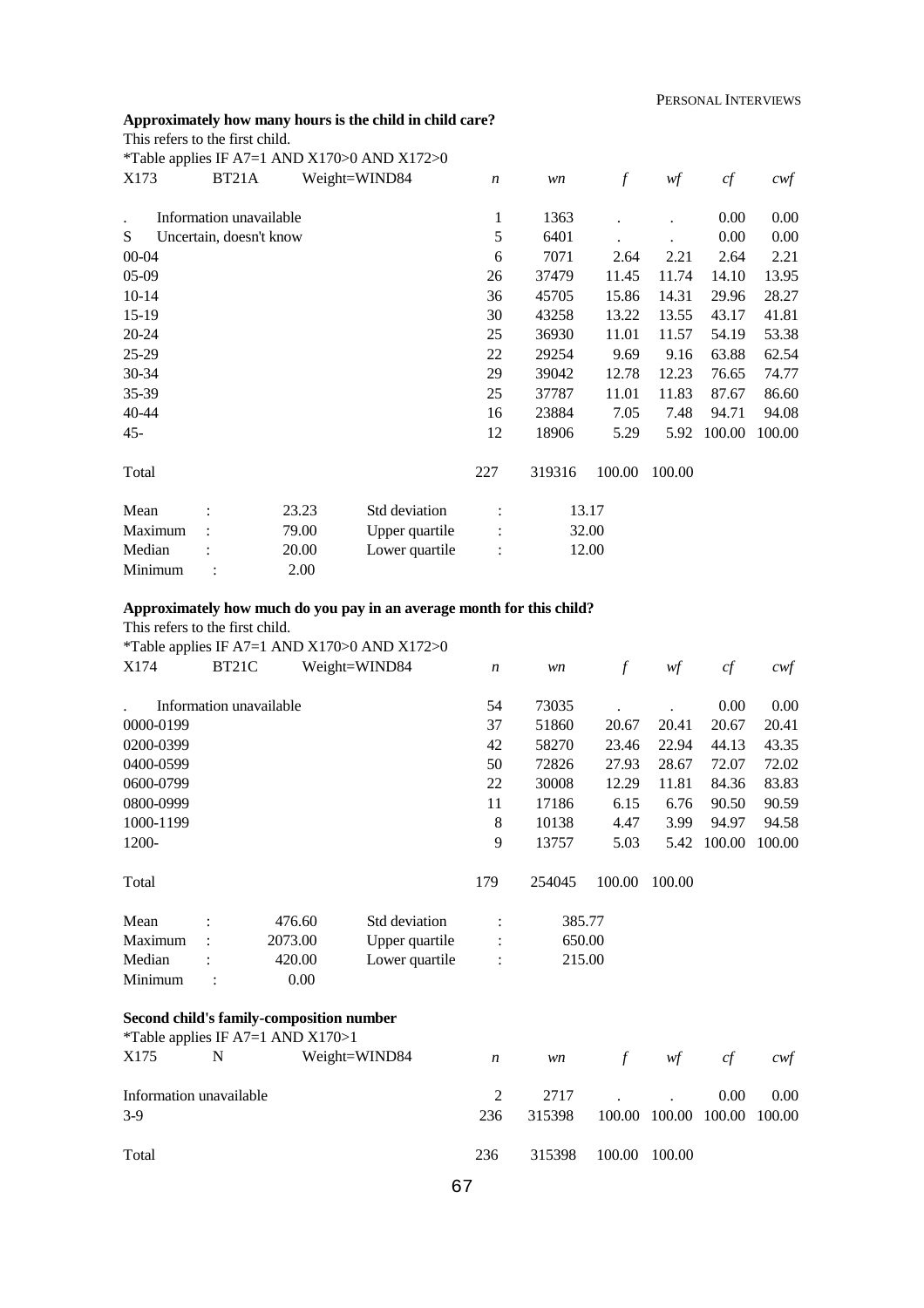### Approximately how many hours is the child in child care?

This refers to the first child.

*Table applies IF A7=1 AND X170>0 AND X172>0

| X173 | BT21A | Weight=WIND84 | *n* | *wn* | *f* | *wf* | *cf* | *cwf* |
|---|---|---|---|---|---|---|---|---|
| . | Information unavailable | | 1 | 1363 | . | . | 0.00 | 0.00 |
| S | Uncertain, doesn't know | | 5 | 6401 | . | . | 0.00 | 0.00 |
| 00-04 | | | 6 | 7071 | 2.64 | 2.21 | 2.64 | 2.21 |
| 05-09 | | | 26 | 37479 | 11.45 | 11.74 | 14.10 | 13.95 |
| 10-14 | | | 36 | 45705 | 15.86 | 14.31 | 29.96 | 28.27 |
| 15-19 | | | 30 | 43258 | 13.22 | 13.55 | 43.17 | 41.81 |
| 20-24 | | | 25 | 36930 | 11.01 | 11.57 | 54.19 | 53.38 |
| 25-29 | | | 22 | 29254 | 9.69 | 9.16 | 63.88 | 62.54 |
| 30-34 | | | 29 | 39042 | 12.78 | 12.23 | 76.65 | 74.77 |
| 35-39 | | | 25 | 37787 | 11.01 | 11.83 | 87.67 | 86.60 |
| 40-44 | | | 16 | 23884 | 7.05 | 7.48 | 94.71 | 94.08 |
| 45- | | | 12 | 18906 | 5.29 | 5.92 | 100.00 | 100.00 |
| Total | | | 227 | 319316 | 100.00 | 100.00 | | |

| | | | | |
|---|---|---|---|---|
| Mean | : | 23.23 | Std deviation | : 13.17 |
| Maximum | : | 79.00 | Upper quartile | : 32.00 |
| Median | : | 20.00 | Lower quartile | : 12.00 |
| Minimum | : | 2.00 | | |

### Approximately how much do you pay in an average month for this child?

This refers to the first child.

*Table applies IF A7=1 AND X170>0 AND X172>0

| X174 | BT21C | Weight=WIND84 | *n* | *wn* | *f* | *wf* | *cf* | *cwf* |
|---|---|---|---|---|---|---|---|---|
| . | Information unavailable | | 54 | 73035 | . | . | 0.00 | 0.00 |
| 0000-0199 | | | 37 | 51860 | 20.67 | 20.41 | 20.67 | 20.41 |
| 0200-0399 | | | 42 | 58270 | 23.46 | 22.94 | 44.13 | 43.35 |
| 0400-0599 | | | 50 | 72826 | 27.93 | 28.67 | 72.07 | 72.02 |
| 0600-0799 | | | 22 | 30008 | 12.29 | 11.81 | 84.36 | 83.83 |
| 0800-0999 | | | 11 | 17186 | 6.15 | 6.76 | 90.50 | 90.59 |
| 1000-1199 | | | 8 | 10138 | 4.47 | 3.99 | 94.97 | 94.58 |
| 1200- | | | 9 | 13757 | 5.03 | 5.42 | 100.00 | 100.00 |
| Total | | | 179 | 254045 | 100.00 | 100.00 | | |

| | | | | |
|---|---|---|---|---|
| Mean | : | 476.60 | Std deviation | : 385.77 |
| Maximum | : | 2073.00 | Upper quartile | : 650.00 |
| Median | : | 420.00 | Lower quartile | : 215.00 |
| Minimum | : | 0.00 | | |

### Second child's family-composition number

*Table applies IF A7=1 AND X170>1

| X175 | N | Weight=WIND84 | *n* | *wn* | *f* | *wf* | *cf* | *cwf* |
|---|---|---|---|---|---|---|---|---|
| Information unavailable | | | 2 | 2717 | . | . | 0.00 | 0.00 |
| 3-9 | | | 236 | 315398 | 100.00 | 100.00 | 100.00 | 100.00 |
| Total | | | 236 | 315398 | 100.00 | 100.00 | | |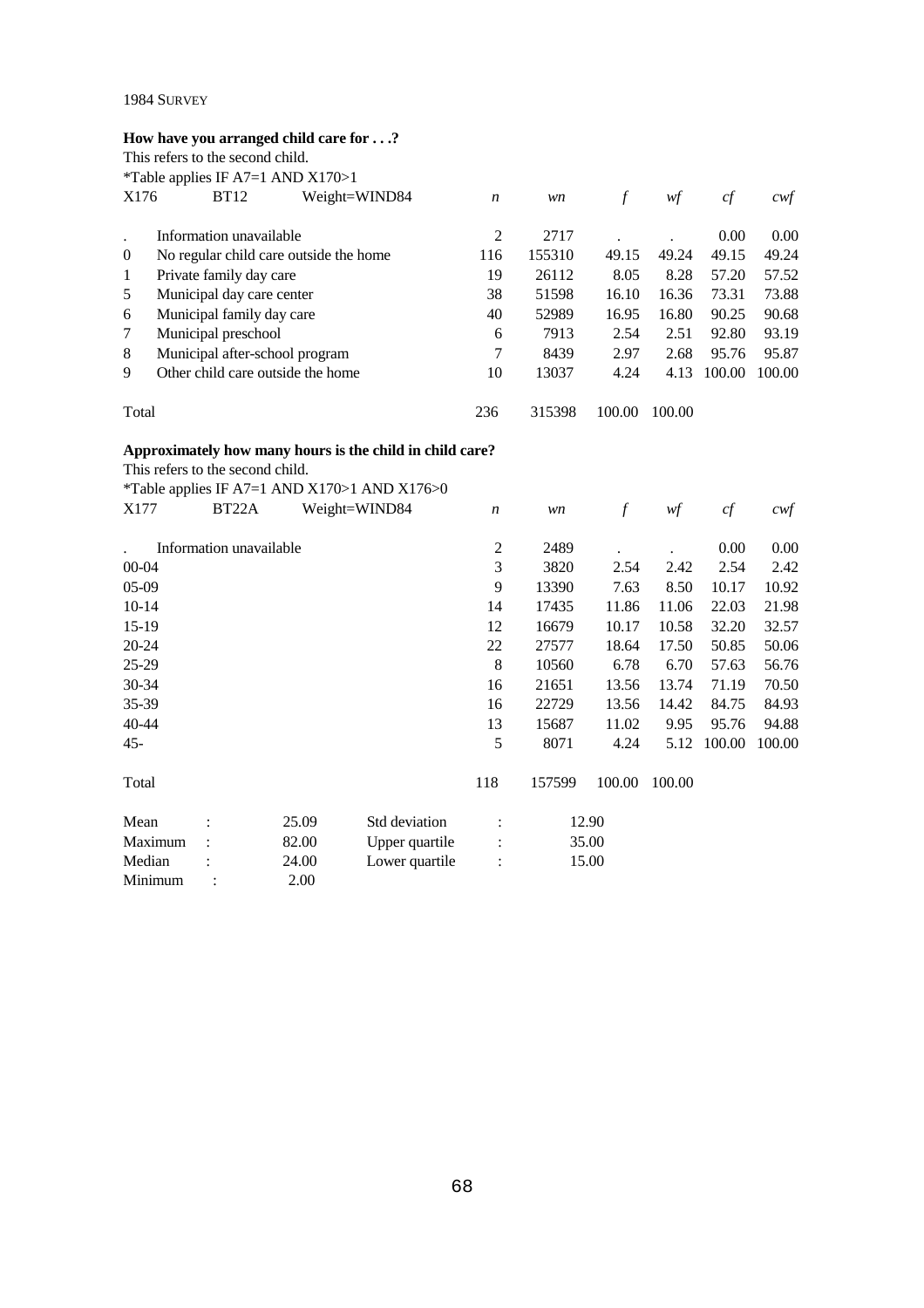1984 SURVEY

**How have you arranged child care for . . .?**

This refers to the second child.

*Table applies IF A7=1 AND X170>1

| X176 | BT12 Weight=WIND84 | *n* | *wn* | *f* | *wf* | *cf* | *cwf* |
|---|---|---|---|---|---|---|---|
| . | Information unavailable | 2 | 2717 | . | . | 0.00 | 0.00 |
| 0 | No regular child care outside the home | 116 | 155310 | 49.15 | 49.24 | 49.15 | 49.24 |
| 1 | Private family day care | 19 | 26112 | 8.05 | 8.28 | 57.20 | 57.52 |
| 5 | Municipal day care center | 38 | 51598 | 16.10 | 16.36 | 73.31 | 73.88 |
| 6 | Municipal family day care | 40 | 52989 | 16.95 | 16.80 | 90.25 | 90.68 |
| 7 | Municipal preschool | 6 | 7913 | 2.54 | 2.51 | 92.80 | 93.19 |
| 8 | Municipal after-school program | 7 | 8439 | 2.97 | 2.68 | 95.76 | 95.87 |
| 9 | Other child care outside the home | 10 | 13037 | 4.24 | 4.13 | 100.00 | 100.00 |
| Total | | 236 | 315398 | 100.00 | 100.00 | | |

**Approximately how many hours is the child in child care?**

This refers to the second child.

*Table applies IF A7=1 AND X170>1 AND X176>0

| X177 | BT22A Weight=WIND84 | *n* | *wn* | *f* | *wf* | *cf* | *cwf* |
|---|---|---|---|---|---|---|---|
| . | Information unavailable | 2 | 2489 | . | . | 0.00 | 0.00 |
| 00-04 | | 3 | 3820 | 2.54 | 2.42 | 2.54 | 2.42 |
| 05-09 | | 9 | 13390 | 7.63 | 8.50 | 10.17 | 10.92 |
| 10-14 | | 14 | 17435 | 11.86 | 11.06 | 22.03 | 21.98 |
| 15-19 | | 12 | 16679 | 10.17 | 10.58 | 32.20 | 32.57 |
| 20-24 | | 22 | 27577 | 18.64 | 17.50 | 50.85 | 50.06 |
| 25-29 | | 8 | 10560 | 6.78 | 6.70 | 57.63 | 56.76 |
| 30-34 | | 16 | 21651 | 13.56 | 13.74 | 71.19 | 70.50 |
| 35-39 | | 16 | 22729 | 13.56 | 14.42 | 84.75 | 84.93 |
| 40-44 | | 13 | 15687 | 11.02 | 9.95 | 95.76 | 94.88 |
| 45- | | 5 | 8071 | 4.24 | 5.12 | 100.00 | 100.00 |
| Total | | 118 | 157599 | 100.00 | 100.00 | | |

| | | | | |
|---|---|---|---|---|
| Mean | : | 25.09 | Std deviation | : 12.90 |
| Maximum | : | 82.00 | Upper quartile | : 35.00 |
| Median | : | 24.00 | Lower quartile | : 15.00 |
| Minimum | : | 2.00 | | |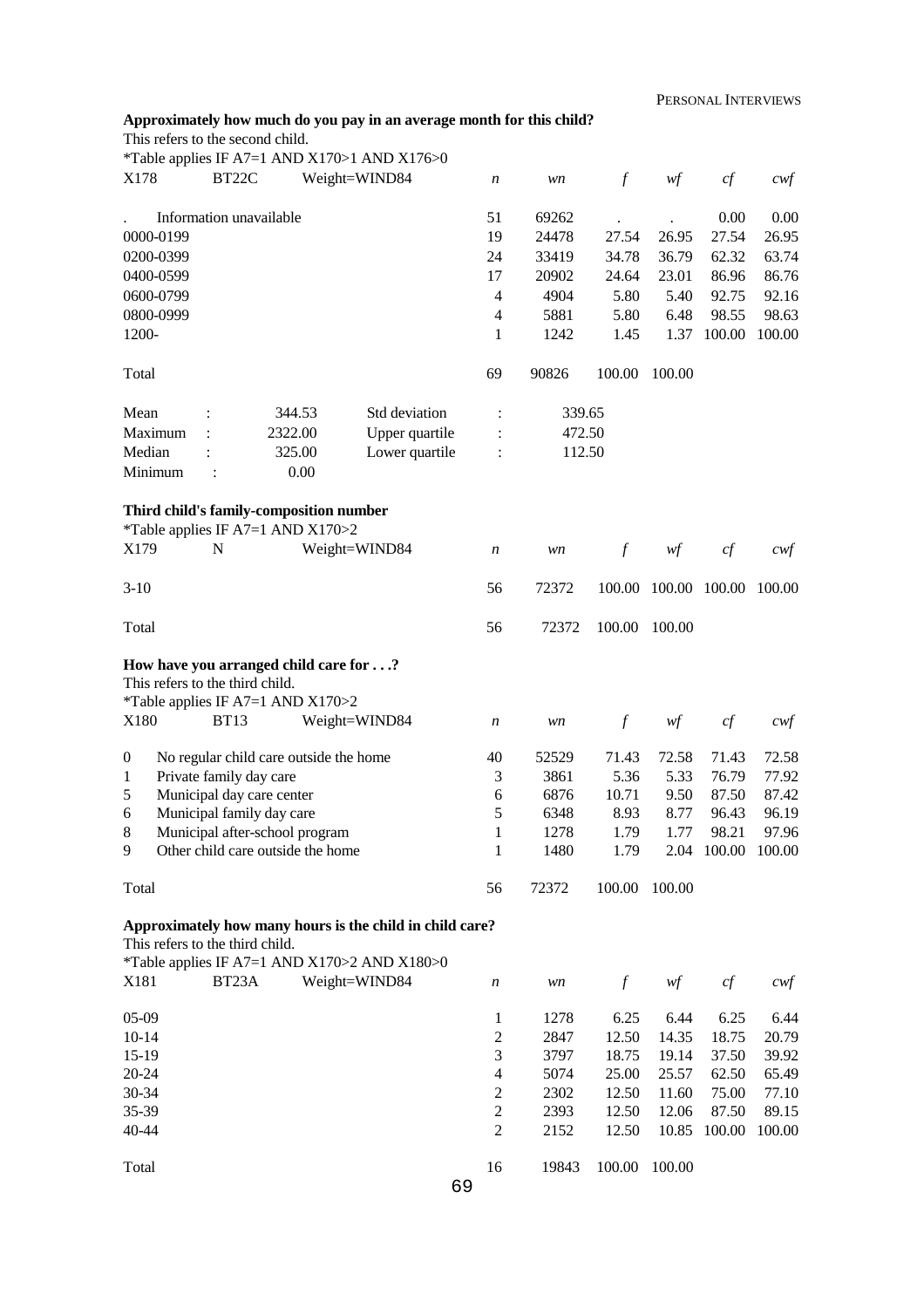**Approximately how much do you pay in an average month for this child?**

This refers to the second child.

*Table applies IF A7=1 AND X170>1 AND X176>0

| X178 | BT22C | Weight=WIND84 | *n* | *wn* | *f* | *wf* | *cf* | *cwf* |
|---|---|---|---|---|---|---|---|---|
| . | Information unavailable | | 51 | 69262 | . | . | 0.00 | 0.00 |
| 0000-0199 | | | 19 | 24478 | 27.54 | 26.95 | 27.54 | 26.95 |
| 0200-0399 | | | 24 | 33419 | 34.78 | 36.79 | 62.32 | 63.74 |
| 0400-0599 | | | 17 | 20902 | 24.64 | 23.01 | 86.96 | 86.76 |
| 0600-0799 | | | 4 | 4904 | 5.80 | 5.40 | 92.75 | 92.16 |
| 0800-0999 | | | 4 | 5881 | 5.80 | 6.48 | 98.55 | 98.63 |
| 1200- | | | 1 | 1242 | 1.45 | 1.37 | 100.00 | 100.00 |
| Total | | | 69 | 90826 | 100.00 | 100.00 | | |

| | | | | |
|---|---|---|---|---|
| Mean | : | 344.53 | Std deviation | : 339.65 |
| Maximum | : | 2322.00 | Upper quartile | : 472.50 |
| Median | : | 325.00 | Lower quartile | : 112.50 |
| Minimum | : | 0.00 | | |

**Third child's family-composition number**

*Table applies IF A7=1 AND X170>2

| X179 | N | Weight=WIND84 | *n* | *wn* | *f* | *wf* | *cf* | *cwf* |
|---|---|---|---|---|---|---|---|---|
| 3-10 | | | 56 | 72372 | 100.00 | 100.00 | 100.00 | 100.00 |
| Total | | | 56 | 72372 | 100.00 | 100.00 | | |

**How have you arranged child care for . . .?**

This refers to the third child.

*Table applies IF A7=1 AND X170>2

| X180 | BT13 | Weight=WIND84 | *n* | *wn* | *f* | *wf* | *cf* | *cwf* |
|---|---|---|---|---|---|---|---|---|
| 0 | No regular child care outside the home | | 40 | 52529 | 71.43 | 72.58 | 71.43 | 72.58 |
| 1 | Private family day care | | 3 | 3861 | 5.36 | 5.33 | 76.79 | 77.92 |
| 5 | Municipal day care center | | 6 | 6876 | 10.71 | 9.50 | 87.50 | 87.42 |
| 6 | Municipal family day care | | 5 | 6348 | 8.93 | 8.77 | 96.43 | 96.19 |
| 8 | Municipal after-school program | | 1 | 1278 | 1.79 | 1.77 | 98.21 | 97.96 |
| 9 | Other child care outside the home | | 1 | 1480 | 1.79 | 2.04 | 100.00 | 100.00 |
| Total | | | 56 | 72372 | 100.00 | 100.00 | | |

**Approximately how many hours is the child in child care?**

This refers to the third child.

*Table applies IF A7=1 AND X170>2 AND X180>0

| X181 | BT23A | Weight=WIND84 | *n* | *wn* | *f* | *wf* | *cf* | *cwf* |
|---|---|---|---|---|---|---|---|---|
| 05-09 | | | 1 | 1278 | 6.25 | 6.44 | 6.25 | 6.44 |
| 10-14 | | | 2 | 2847 | 12.50 | 14.35 | 18.75 | 20.79 |
| 15-19 | | | 3 | 3797 | 18.75 | 19.14 | 37.50 | 39.92 |
| 20-24 | | | 4 | 5074 | 25.00 | 25.57 | 62.50 | 65.49 |
| 30-34 | | | 2 | 2302 | 12.50 | 11.60 | 75.00 | 77.10 |
| 35-39 | | | 2 | 2393 | 12.50 | 12.06 | 87.50 | 89.15 |
| 40-44 | | | 2 | 2152 | 12.50 | 10.85 | 100.00 | 100.00 |
| Total | | | 16 | 19843 | 100.00 | 100.00 | | |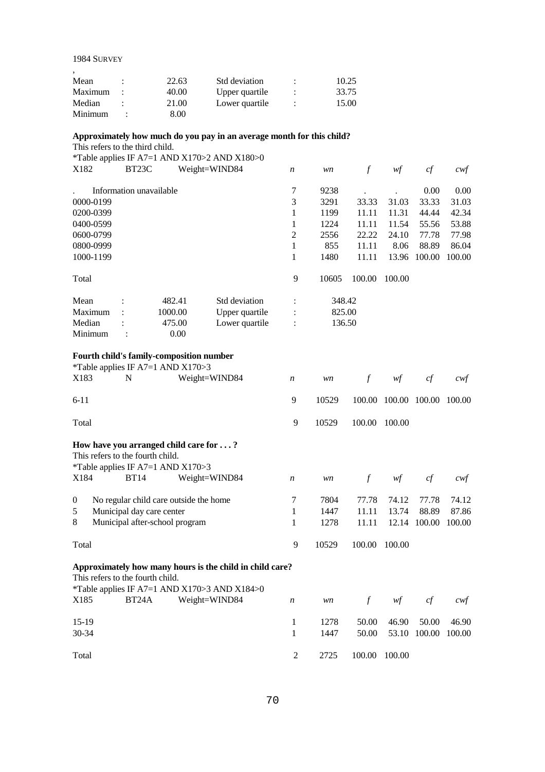1984 SURVEY

,

| | | | | |
|---|---|---|---|---|
| Mean | : 22.63 | Std deviation | : | 10.25 |
| Maximum | : 40.00 | Upper quartile | : | 33.75 |
| Median | : 21.00 | Lower quartile | : | 15.00 |
| Minimum | : 8.00 | | | |

**Approximately how much do you pay in an average month for this child?**

This refers to the third child.

*Table applies IF A7=1 AND X170>2 AND X180>0

| X182 | BT23C Weight=WIND84 | *n* | *wn* | *f* | *wf* | *cf* | *cwf* |
|---|---|---|---|---|---|---|---|
| . | Information unavailable | 7 | 9238 | . | . | 0.00 | 0.00 |
| 0000-0199 | | 3 | 3291 | 33.33 | 31.03 | 33.33 | 31.03 |
| 0200-0399 | | 1 | 1199 | 11.11 | 11.31 | 44.44 | 42.34 |
| 0400-0599 | | 1 | 1224 | 11.11 | 11.54 | 55.56 | 53.88 |
| 0600-0799 | | 2 | 2556 | 22.22 | 24.10 | 77.78 | 77.98 |
| 0800-0999 | | 1 | 855 | 11.11 | 8.06 | 88.89 | 86.04 |
| 1000-1199 | | 1 | 1480 | 11.11 | 13.96 | 100.00 | 100.00 |
| Total | | 9 | 10605 | 100.00 | 100.00 | | |

| | | | | |
|---|---|---|---|---|
| Mean | : 482.41 | Std deviation | : | 348.42 |
| Maximum | : 1000.00 | Upper quartile | : | 825.00 |
| Median | : 475.00 | Lower quartile | : | 136.50 |
| Minimum | : 0.00 | | | |

**Fourth child's family-composition number**

*Table applies IF A7=1 AND X170>3

| X183 | N Weight=WIND84 | *n* | *wn* | *f* | *wf* | *cf* | *cwf* |
|---|---|---|---|---|---|---|---|
| 6-11 | | 9 | 10529 | 100.00 | 100.00 | 100.00 | 100.00 |
| Total | | 9 | 10529 | 100.00 | 100.00 | | |

**How have you arranged child care for . . . ?**

This refers to the fourth child.

*Table applies IF A7=1 AND X170>3

| X184 | BT14 Weight=WIND84 | *n* | *wn* | *f* | *wf* | *cf* | *cwf* |
|---|---|---|---|---|---|---|---|
| 0 | No regular child care outside the home | 7 | 7804 | 77.78 | 74.12 | 77.78 | 74.12 |
| 5 | Municipal day care center | 1 | 1447 | 11.11 | 13.74 | 88.89 | 87.86 |
| 8 | Municipal after-school program | 1 | 1278 | 11.11 | 12.14 | 100.00 | 100.00 |
| Total | | 9 | 10529 | 100.00 | 100.00 | | |

**Approximately how many hours is the child in child care?**

This refers to the fourth child.

*Table applies IF A7=1 AND X170>3 AND X184>0

| X185 | BT24A Weight=WIND84 | *n* | *wn* | *f* | *wf* | *cf* | *cwf* |
|---|---|---|---|---|---|---|---|
| 15-19 | | 1 | 1278 | 50.00 | 46.90 | 50.00 | 46.90 |
| 30-34 | | 1 | 1447 | 50.00 | 53.10 | 100.00 | 100.00 |
| Total | | 2 | 2725 | 100.00 | 100.00 | | |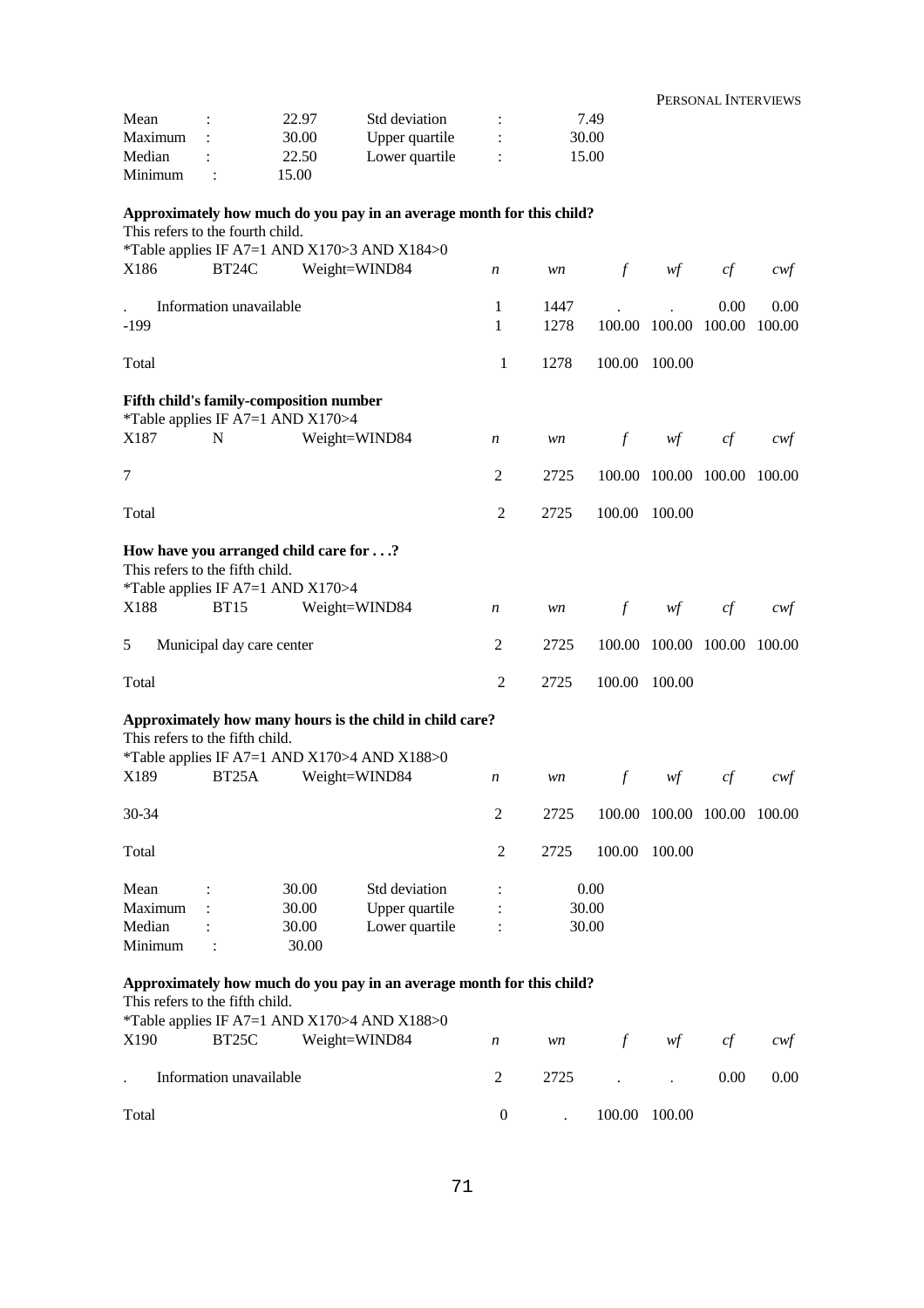| | | | | | |
|---|---|---|---|---|---|
| Mean | : | 22.97 | Std deviation | : | 7.49 |
| Maximum | : | 30.00 | Upper quartile | : | 30.00 |
| Median | : | 22.50 | Lower quartile | : | 15.00 |
| Minimum | : | 15.00 | | | |

**Approximately how much do you pay in an average month for this child?**
This refers to the fourth child.
*Table applies IF A7=1 AND X170>3 AND X184>0

| X186 | BT24C | Weight=WIND84 | *n* | *wn* | *f* | *wf* | *cf* | *cwf* |
|---|---|---|---|---|---|---|---|---|
| . | Information unavailable | | 1 | 1447 | . | . | 0.00 | 0.00 |
| -199 | | | 1 | 1278 | 100.00 | 100.00 | 100.00 | 100.00 |
| Total | | | 1 | 1278 | 100.00 | 100.00 | | |

**Fifth child's family-composition number**
*Table applies IF A7=1 AND X170>4

| X187 | N | Weight=WIND84 | *n* | *wn* | *f* | *wf* | *cf* | *cwf* |
|---|---|---|---|---|---|---|---|---|
| 7 | | | 2 | 2725 | 100.00 | 100.00 | 100.00 | 100.00 |
| Total | | | 2 | 2725 | 100.00 | 100.00 | | |

**How have you arranged child care for . . .?**
This refers to the fifth child.
*Table applies IF A7=1 AND X170>4

| X188 | BT15 | Weight=WIND84 | *n* | *wn* | *f* | *wf* | *cf* | *cwf* |
|---|---|---|---|---|---|---|---|---|
| 5 | Municipal day care center | | 2 | 2725 | 100.00 | 100.00 | 100.00 | 100.00 |
| Total | | | 2 | 2725 | 100.00 | 100.00 | | |

**Approximately how many hours is the child in child care?**
This refers to the fifth child.
*Table applies IF A7=1 AND X170>4 AND X188>0

| X189 | BT25A | Weight=WIND84 | *n* | *wn* | *f* | *wf* | *cf* | *cwf* |
|---|---|---|---|---|---|---|---|---|
| 30-34 | | | 2 | 2725 | 100.00 | 100.00 | 100.00 | 100.00 |
| Total | | | 2 | 2725 | 100.00 | 100.00 | | |

| | | | | | |
|---|---|---|---|---|---|
| Mean | : | 30.00 | Std deviation | : | 0.00 |
| Maximum | : | 30.00 | Upper quartile | : | 30.00 |
| Median | : | 30.00 | Lower quartile | : | 30.00 |
| Minimum | : | 30.00 | | | |

**Approximately how much do you pay in an average month for this child?**
This refers to the fifth child.
*Table applies IF A7=1 AND X170>4 AND X188>0

| X190 | BT25C | Weight=WIND84 | *n* | *wn* | *f* | *wf* | *cf* | *cwf* |
|---|---|---|---|---|---|---|---|---|
| . | Information unavailable | | 2 | 2725 | . | . | 0.00 | 0.00 |
| Total | | | 0 | . | 100.00 | 100.00 | | |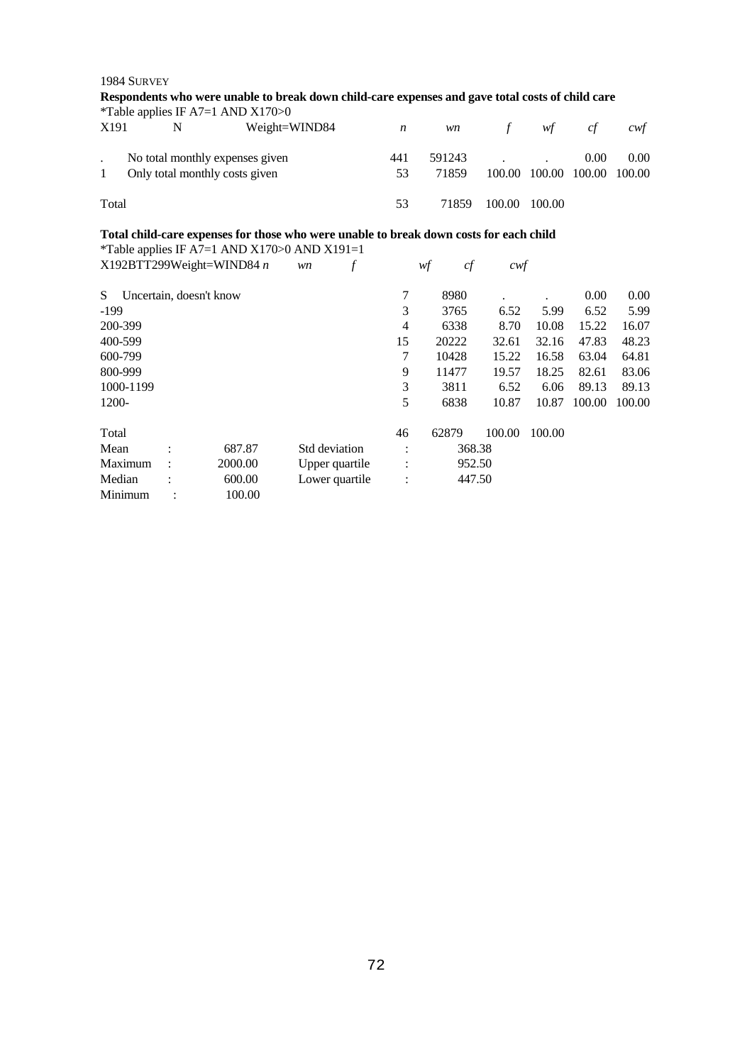1984 SURVEY

**Respondents who were unable to break down child-care expenses and gave total costs of child care**

*Table applies IF A7=1 AND X170>0

| X191 | N | Weight=WIND84 | *n* | *wn* | *f* | *wf* | *cf* | *cwf* |
|---|---|---|---|---|---|---|---|---|
| . | No total monthly expenses given | | 441 | 591243 | . | . | 0.00 | 0.00 |
| 1 | Only total monthly costs given | | 53 | 71859 | 100.00 | 100.00 | 100.00 | 100.00 |
| Total | | | 53 | 71859 | 100.00 | 100.00 | | |

**Total child-care expenses for those who were unable to break down costs for each child**

*Table applies IF A7=1 AND X170>0 AND X191=1

| X192BTT299 | Weight=WIND84 | *n* | *wn* | *f* | *wf* | *cf* | *cwf* |
|---|---|---|---|---|---|---|---|
| S | Uncertain, doesn't know | 7 | 8980 | . | . | 0.00 | 0.00 |
| -199 | | 3 | 3765 | 6.52 | 5.99 | 6.52 | 5.99 |
| 200-399 | | 4 | 6338 | 8.70 | 10.08 | 15.22 | 16.07 |
| 400-599 | | 15 | 20222 | 32.61 | 32.16 | 47.83 | 48.23 |
| 600-799 | | 7 | 10428 | 15.22 | 16.58 | 63.04 | 64.81 |
| 800-999 | | 9 | 11477 | 19.57 | 18.25 | 82.61 | 83.06 |
| 1000-1199 | | 3 | 3811 | 6.52 | 6.06 | 89.13 | 89.13 |
| 1200- | | 5 | 6838 | 10.87 | 10.87 | 100.00 | 100.00 |
| Total | | 46 | 62879 | 100.00 | 100.00 | | |

| | | | | | |
|---|---|---|---|---|---|
| Mean | : | 687.87 | Std deviation | : | 368.38 |
| Maximum | : | 2000.00 | Upper quartile | : | 952.50 |
| Median | : | 600.00 | Lower quartile | : | 447.50 |
| Minimum | : | 100.00 | | | |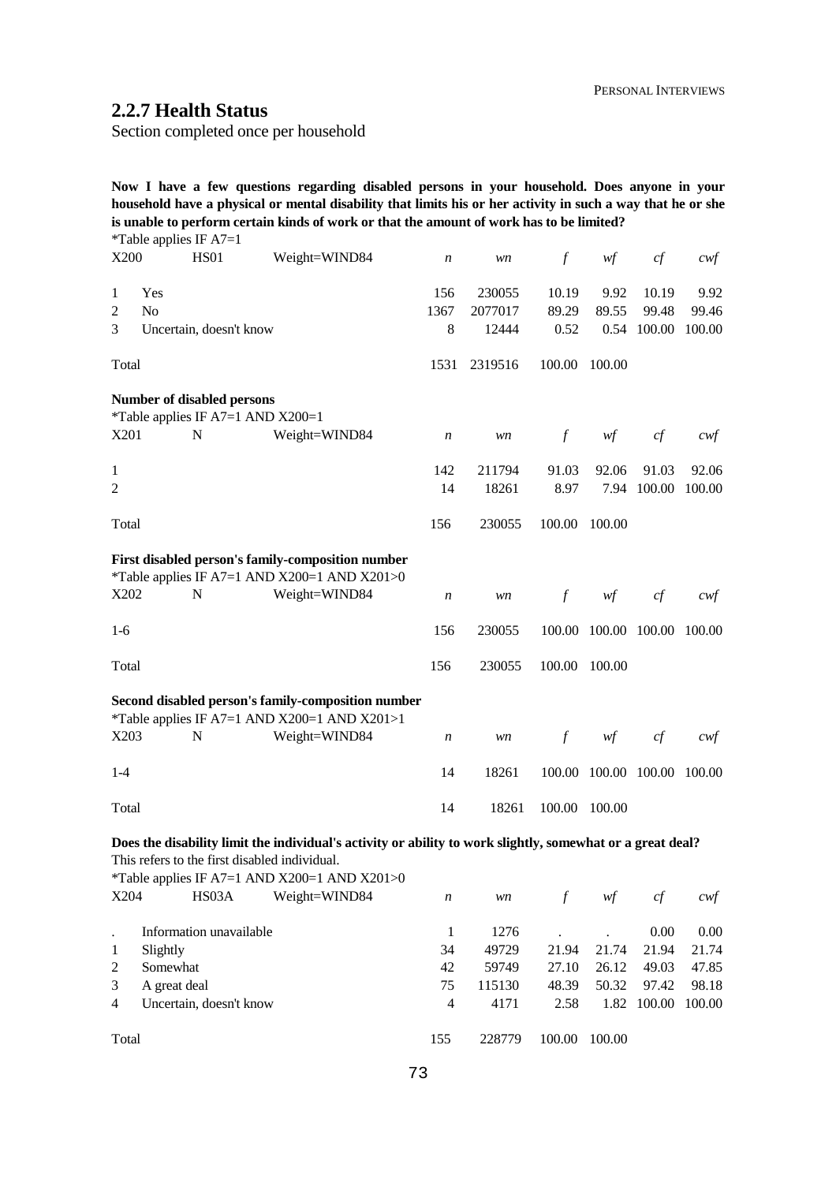## 2.2.7 Health Status

Section completed once per household

**Now I have a few questions regarding disabled persons in your household. Does anyone in your household have a physical or mental disability that limits his or her activity in such a way that he or she is unable to perform certain kinds of work or that the amount of work has to be limited?**

*Table applies IF A7=1

| X200 | HS01 | Weight=WIND84 | *n* | *wn* | *f* | *wf* | *cf* | *cwf* |
|---|---|---|---|---|---|---|---|---|
| 1 | Yes | | 156 | 230055 | 10.19 | 9.92 | 10.19 | 9.92 |
| 2 | No | | 1367 | 2077017 | 89.29 | 89.55 | 99.48 | 99.46 |
| 3 | Uncertain, doesn't know | | 8 | 12444 | 0.52 | 0.54 | 100.00 | 100.00 |
| Total | | | 1531 | 2319516 | 100.00 | 100.00 | | |

**Number of disabled persons**

*Table applies IF A7=1 AND X200=1

| X201 | N | Weight=WIND84 | *n* | *wn* | *f* | *wf* | *cf* | *cwf* |
|---|---|---|---|---|---|---|---|---|
| 1 | | | 142 | 211794 | 91.03 | 92.06 | 91.03 | 92.06 |
| 2 | | | 14 | 18261 | 8.97 | 7.94 | 100.00 | 100.00 |
| Total | | | 156 | 230055 | 100.00 | 100.00 | | |

**First disabled person's family-composition number**

*Table applies IF A7=1 AND X200=1 AND X201>0

| X202 | N | Weight=WIND84 | *n* | *wn* | *f* | *wf* | *cf* | *cwf* |
|---|---|---|---|---|---|---|---|---|
| 1-6 | | | 156 | 230055 | 100.00 | 100.00 | 100.00 | 100.00 |
| Total | | | 156 | 230055 | 100.00 | 100.00 | | |

**Second disabled person's family-composition number**

*Table applies IF A7=1 AND X200=1 AND X201>1

| X203 | N | Weight=WIND84 | *n* | *wn* | *f* | *wf* | *cf* | *cwf* |
|---|---|---|---|---|---|---|---|---|
| 1-4 | | | 14 | 18261 | 100.00 | 100.00 | 100.00 | 100.00 |
| Total | | | 14 | 18261 | 100.00 | 100.00 | | |

**Does the disability limit the individual's activity or ability to work slightly, somewhat or a great deal?**

This refers to the first disabled individual.

*Table applies IF A7=1 AND X200=1 AND X201>0

| X204 | HS03A | Weight=WIND84 | *n* | *wn* | *f* | *wf* | *cf* | *cwf* |
|---|---|---|---|---|---|---|---|---|
| . | Information unavailable | | 1 | 1276 | . | . | 0.00 | 0.00 |
| 1 | Slightly | | 34 | 49729 | 21.94 | 21.74 | 21.94 | 21.74 |
| 2 | Somewhat | | 42 | 59749 | 27.10 | 26.12 | 49.03 | 47.85 |
| 3 | A great deal | | 75 | 115130 | 48.39 | 50.32 | 97.42 | 98.18 |
| 4 | Uncertain, doesn't know | | 4 | 4171 | 2.58 | 1.82 | 100.00 | 100.00 |
| Total | | | 155 | 228779 | 100.00 | 100.00 | | |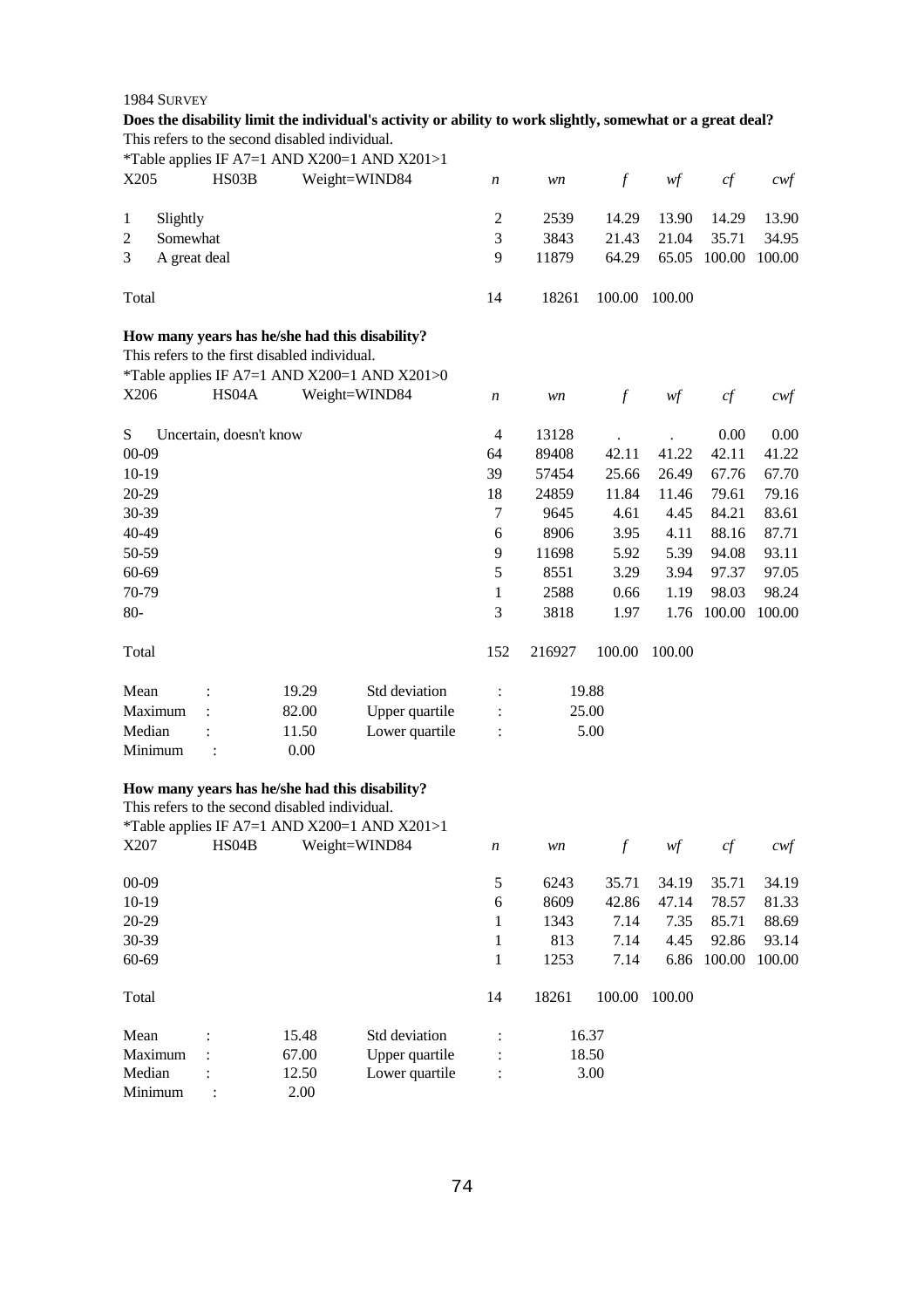1984 SURVEY

**Does the disability limit the individual's activity or ability to work slightly, somewhat or a great deal?**

This refers to the second disabled individual.

*Table applies IF A7=1 AND X200=1 AND X201>1

| X205 | HS03B | Weight=WIND84 | *n* | *wn* | *f* | *wf* | *cf* | *cwf* |
|---|---|---|---|---|---|---|---|---|
| 1 | Slightly | | 2 | 2539 | 14.29 | 13.90 | 14.29 | 13.90 |
| 2 | Somewhat | | 3 | 3843 | 21.43 | 21.04 | 35.71 | 34.95 |
| 3 | A great deal | | 9 | 11879 | 64.29 | 65.05 | 100.00 | 100.00 |
| Total | | | 14 | 18261 | 100.00 | 100.00 | | |

**How many years has he/she had this disability?**

This refers to the first disabled individual.

*Table applies IF A7=1 AND X200=1 AND X201>0

| X206 | HS04A | Weight=WIND84 | *n* | *wn* | *f* | *wf* | *cf* | *cwf* |
|---|---|---|---|---|---|---|---|---|
| S | Uncertain, doesn't know | | 4 | 13128 | . | . | 0.00 | 0.00 |
| 00-09 | | | 64 | 89408 | 42.11 | 41.22 | 42.11 | 41.22 |
| 10-19 | | | 39 | 57454 | 25.66 | 26.49 | 67.76 | 67.70 |
| 20-29 | | | 18 | 24859 | 11.84 | 11.46 | 79.61 | 79.16 |
| 30-39 | | | 7 | 9645 | 4.61 | 4.45 | 84.21 | 83.61 |
| 40-49 | | | 6 | 8906 | 3.95 | 4.11 | 88.16 | 87.71 |
| 50-59 | | | 9 | 11698 | 5.92 | 5.39 | 94.08 | 93.11 |
| 60-69 | | | 5 | 8551 | 3.29 | 3.94 | 97.37 | 97.05 |
| 70-79 | | | 1 | 2588 | 0.66 | 1.19 | 98.03 | 98.24 |
| 80- | | | 3 | 3818 | 1.97 | 1.76 | 100.00 | 100.00 |
| Total | | | 152 | 216927 | 100.00 | 100.00 | | |

| | | | | | |
|---|---|---|---|---|---|
| Mean | : | 19.29 | Std deviation | : | 19.88 |
| Maximum | : | 82.00 | Upper quartile | : | 25.00 |
| Median | : | 11.50 | Lower quartile | : | 5.00 |
| Minimum | : | 0.00 | | | |

**How many years has he/she had this disability?**

This refers to the second disabled individual.

*Table applies IF A7=1 AND X200=1 AND X201>1

| X207 | HS04B | Weight=WIND84 | *n* | *wn* | *f* | *wf* | *cf* | *cwf* |
|---|---|---|---|---|---|---|---|---|
| 00-09 | | | 5 | 6243 | 35.71 | 34.19 | 35.71 | 34.19 |
| 10-19 | | | 6 | 8609 | 42.86 | 47.14 | 78.57 | 81.33 |
| 20-29 | | | 1 | 1343 | 7.14 | 7.35 | 85.71 | 88.69 |
| 30-39 | | | 1 | 813 | 7.14 | 4.45 | 92.86 | 93.14 |
| 60-69 | | | 1 | 1253 | 7.14 | 6.86 | 100.00 | 100.00 |
| Total | | | 14 | 18261 | 100.00 | 100.00 | | |

| | | | | | |
|---|---|---|---|---|---|
| Mean | : | 15.48 | Std deviation | : | 16.37 |
| Maximum | : | 67.00 | Upper quartile | : | 18.50 |
| Median | : | 12.50 | Lower quartile | : | 3.00 |
| Minimum | : | 2.00 | | | |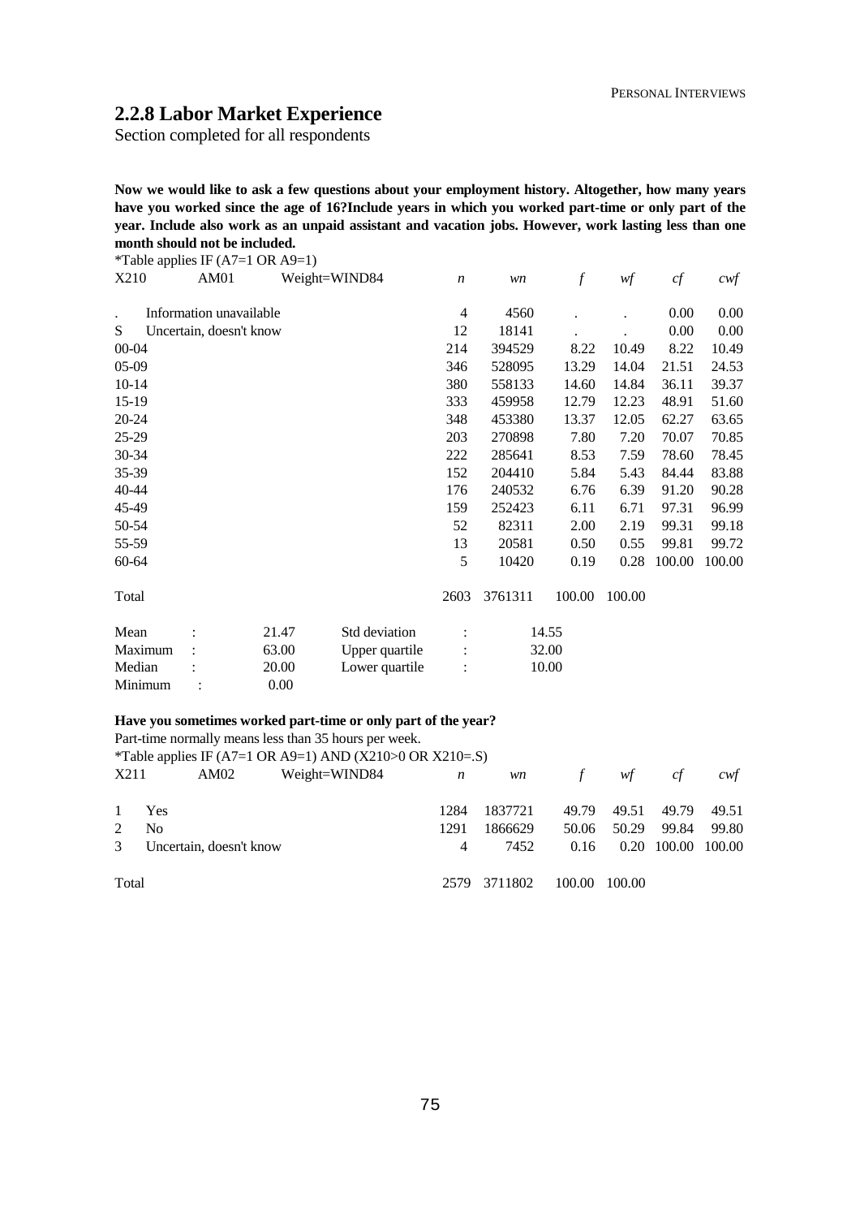## 2.2.8 Labor Market Experience

Section completed for all respondents

**Now we would like to ask a few questions about your employment history. Altogether, how many years have you worked since the age of 16?Include years in which you worked part-time or only part of the year. Include also work as an unpaid assistant and vacation jobs. However, work lasting less than one month should not be included.**

*Table applies IF (A7=1 OR A9=1)

| X210 | AM01 | Weight=WIND84 | *n* | *wn* | *f* | *wf* | *cf* | *cwf* |
|---|---|---|---|---|---|---|---|---|
| . | Information unavailable | | 4 | 4560 | . | . | 0.00 | 0.00 |
| S | Uncertain, doesn't know | | 12 | 18141 | . | . | 0.00 | 0.00 |
| 00-04 | | | 214 | 394529 | 8.22 | 10.49 | 8.22 | 10.49 |
| 05-09 | | | 346 | 528095 | 13.29 | 14.04 | 21.51 | 24.53 |
| 10-14 | | | 380 | 558133 | 14.60 | 14.84 | 36.11 | 39.37 |
| 15-19 | | | 333 | 459958 | 12.79 | 12.23 | 48.91 | 51.60 |
| 20-24 | | | 348 | 453380 | 13.37 | 12.05 | 62.27 | 63.65 |
| 25-29 | | | 203 | 270898 | 7.80 | 7.20 | 70.07 | 70.85 |
| 30-34 | | | 222 | 285641 | 8.53 | 7.59 | 78.60 | 78.45 |
| 35-39 | | | 152 | 204410 | 5.84 | 5.43 | 84.44 | 83.88 |
| 40-44 | | | 176 | 240532 | 6.76 | 6.39 | 91.20 | 90.28 |
| 45-49 | | | 159 | 252423 | 6.11 | 6.71 | 97.31 | 96.99 |
| 50-54 | | | 52 | 82311 | 2.00 | 2.19 | 99.31 | 99.18 |
| 55-59 | | | 13 | 20581 | 0.50 | 0.55 | 99.81 | 99.72 |
| 60-64 | | | 5 | 10420 | 0.19 | 0.28 | 100.00 | 100.00 |
| Total | | | 2603 | 3761311 | 100.00 | 100.00 | | |

| | | | | |
|---|---|---|---|---|
| Mean | : | 21.47 | Std deviation | : 14.55 |
| Maximum | : | 63.00 | Upper quartile | : 32.00 |
| Median | : | 20.00 | Lower quartile | : 10.00 |
| Minimum | : | 0.00 | | |

**Have you sometimes worked part-time or only part of the year?**

Part-time normally means less than 35 hours per week.

*Table applies IF (A7=1 OR A9=1) AND (X210>0 OR X210=.S)

| X211 | AM02 | Weight=WIND84 | *n* | *wn* | *f* | *wf* | *cf* | *cwf* |
|---|---|---|---|---|---|---|---|---|
| 1 | Yes | | 1284 | 1837721 | 49.79 | 49.51 | 49.79 | 49.51 |
| 2 | No | | 1291 | 1866629 | 50.06 | 50.29 | 99.84 | 99.80 |
| 3 | Uncertain, doesn't know | | 4 | 7452 | 0.16 | 0.20 | 100.00 | 100.00 |
| Total | | | 2579 | 3711802 | 100.00 | 100.00 | | |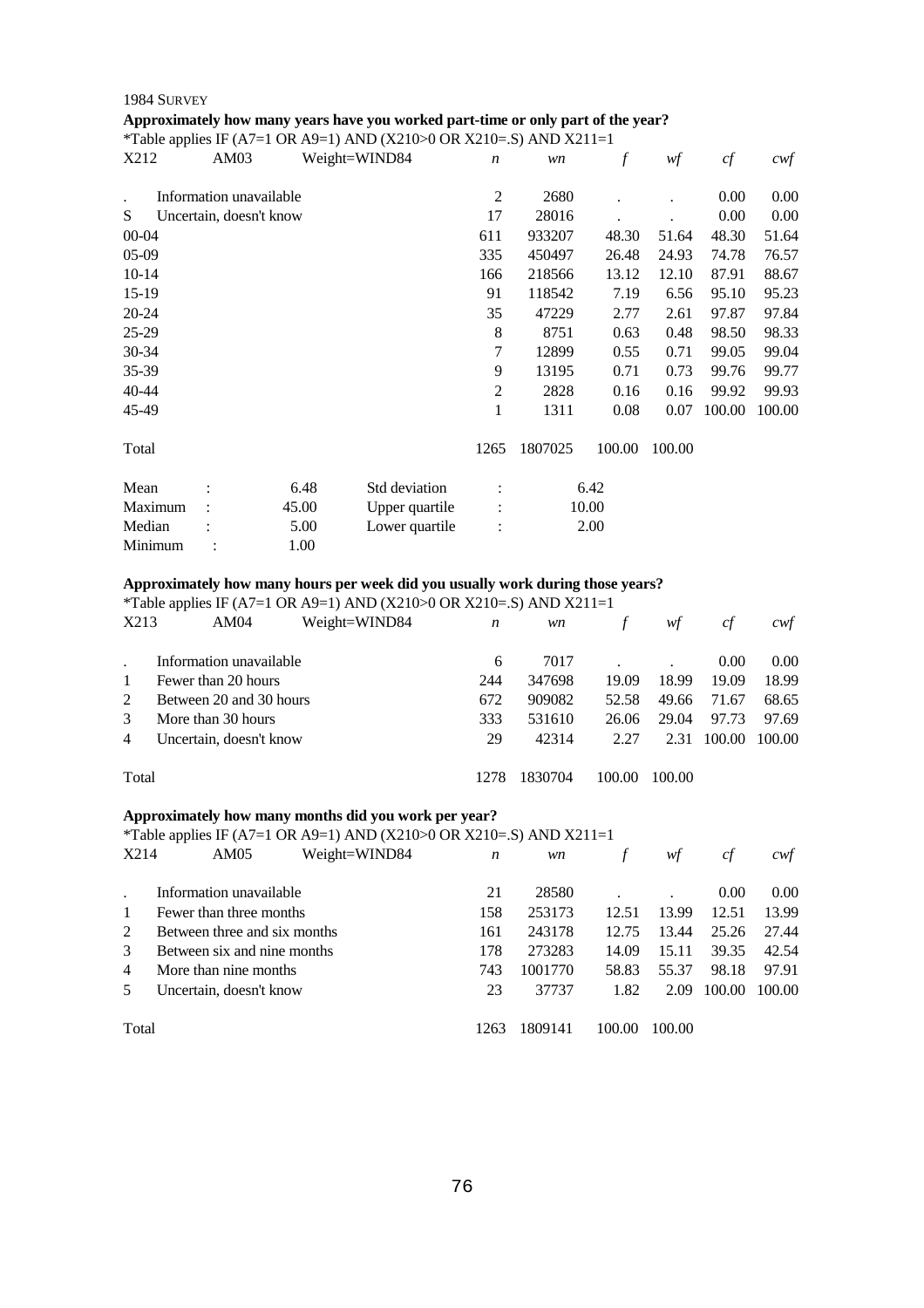1984 SURVEY

**Approximately how many years have you worked part-time or only part of the year?**

*Table applies IF (A7=1 OR A9=1) AND (X210>0 OR X210=.S) AND X211=1

| X212 | AM03 Weight=WIND84 | *n* | *wn* | *f* | *wf* | *cf* | *cwf* |
|---|---|---|---|---|---|---|---|
| . | Information unavailable | 2 | 2680 | . | . | 0.00 | 0.00 |
| S | Uncertain, doesn't know | 17 | 28016 | . | . | 0.00 | 0.00 |
| 00-04 | | 611 | 933207 | 48.30 | 51.64 | 48.30 | 51.64 |
| 05-09 | | 335 | 450497 | 26.48 | 24.93 | 74.78 | 76.57 |
| 10-14 | | 166 | 218566 | 13.12 | 12.10 | 87.91 | 88.67 |
| 15-19 | | 91 | 118542 | 7.19 | 6.56 | 95.10 | 95.23 |
| 20-24 | | 35 | 47229 | 2.77 | 2.61 | 97.87 | 97.84 |
| 25-29 | | 8 | 8751 | 0.63 | 0.48 | 98.50 | 98.33 |
| 30-34 | | 7 | 12899 | 0.55 | 0.71 | 99.05 | 99.04 |
| 35-39 | | 9 | 13195 | 0.71 | 0.73 | 99.76 | 99.77 |
| 40-44 | | 2 | 2828 | 0.16 | 0.16 | 99.92 | 99.93 |
| 45-49 | | 1 | 1311 | 0.08 | 0.07 | 100.00 | 100.00 |
| Total | | 1265 | 1807025 | 100.00 | 100.00 | | |

| | | | |
|---|---|---|---|
| Mean : | 6.48 | Std deviation : | 6.42 |
| Maximum : | 45.00 | Upper quartile : | 10.00 |
| Median : | 5.00 | Lower quartile : | 2.00 |
| Minimum : | 1.00 | | |

**Approximately how many hours per week did you usually work during those years?**

*Table applies IF (A7=1 OR A9=1) AND (X210>0 OR X210=.S) AND X211=1

| X213 | AM04 Weight=WIND84 | *n* | *wn* | *f* | *wf* | *cf* | *cwf* |
|---|---|---|---|---|---|---|---|
| . | Information unavailable | 6 | 7017 | . | . | 0.00 | 0.00 |
| 1 | Fewer than 20 hours | 244 | 347698 | 19.09 | 18.99 | 19.09 | 18.99 |
| 2 | Between 20 and 30 hours | 672 | 909082 | 52.58 | 49.66 | 71.67 | 68.65 |
| 3 | More than 30 hours | 333 | 531610 | 26.06 | 29.04 | 97.73 | 97.69 |
| 4 | Uncertain, doesn't know | 29 | 42314 | 2.27 | 2.31 | 100.00 | 100.00 |
| Total | | 1278 | 1830704 | 100.00 | 100.00 | | |

**Approximately how many months did you work per year?**

*Table applies IF (A7=1 OR A9=1) AND (X210>0 OR X210=.S) AND X211=1

| X214 | AM05 Weight=WIND84 | *n* | *wn* | *f* | *wf* | *cf* | *cwf* |
|---|---|---|---|---|---|---|---|
| . | Information unavailable | 21 | 28580 | . | . | 0.00 | 0.00 |
| 1 | Fewer than three months | 158 | 253173 | 12.51 | 13.99 | 12.51 | 13.99 |
| 2 | Between three and six months | 161 | 243178 | 12.75 | 13.44 | 25.26 | 27.44 |
| 3 | Between six and nine months | 178 | 273283 | 14.09 | 15.11 | 39.35 | 42.54 |
| 4 | More than nine months | 743 | 1001770 | 58.83 | 55.37 | 98.18 | 97.91 |
| 5 | Uncertain, doesn't know | 23 | 37737 | 1.82 | 2.09 | 100.00 | 100.00 |
| Total | | 1263 | 1809141 | 100.00 | 100.00 | | |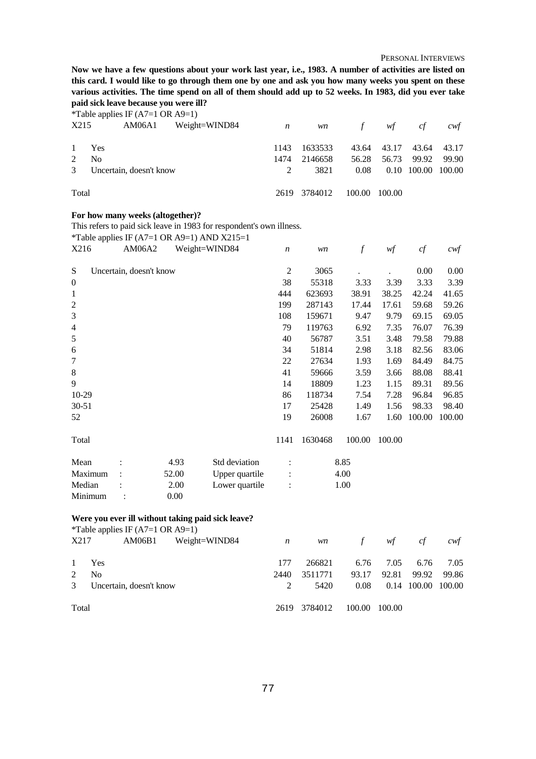**Now we have a few questions about your work last year, i.e., 1983. A number of activities are listed on this card. I would like to go through them one by one and ask you how many weeks you spent on these various activities. The time spend on all of them should add up to 52 weeks. In 1983, did you ever take paid sick leave because you were ill?**

*Table applies IF (A7=1 OR A9=1)

| X215 | AM06A1 | Weight=WIND84 | *n* | *wn* | *f* | *wf* | *cf* | *cwf* |
|---|---|---|---|---|---|---|---|---|
| 1 | Yes | | 1143 | 1633533 | 43.64 | 43.17 | 43.64 | 43.17 |
| 2 | No | | 1474 | 2146658 | 56.28 | 56.73 | 99.92 | 99.90 |
| 3 | Uncertain, doesn't know | | 2 | 3821 | 0.08 | 0.10 | 100.00 | 100.00 |
| Total | | | 2619 | 3784012 | 100.00 | 100.00 | | |

**For how many weeks (altogether)?**

This refers to paid sick leave in 1983 for respondent's own illness.

*Table applies IF (A7=1 OR A9=1) AND X215=1

| X216 | AM06A2 | Weight=WIND84 | *n* | *wn* | *f* | *wf* | *cf* | *cwf* |
|---|---|---|---|---|---|---|---|---|
| S | Uncertain, doesn't know | | 2 | 3065 | . | . | 0.00 | 0.00 |
| 0 | | | 38 | 55318 | 3.33 | 3.39 | 3.33 | 3.39 |
| 1 | | | 444 | 623693 | 38.91 | 38.25 | 42.24 | 41.65 |
| 2 | | | 199 | 287143 | 17.44 | 17.61 | 59.68 | 59.26 |
| 3 | | | 108 | 159671 | 9.47 | 9.79 | 69.15 | 69.05 |
| 4 | | | 79 | 119763 | 6.92 | 7.35 | 76.07 | 76.39 |
| 5 | | | 40 | 56787 | 3.51 | 3.48 | 79.58 | 79.88 |
| 6 | | | 34 | 51814 | 2.98 | 3.18 | 82.56 | 83.06 |
| 7 | | | 22 | 27634 | 1.93 | 1.69 | 84.49 | 84.75 |
| 8 | | | 41 | 59666 | 3.59 | 3.66 | 88.08 | 88.41 |
| 9 | | | 14 | 18809 | 1.23 | 1.15 | 89.31 | 89.56 |
| 10-29 | | | 86 | 118734 | 7.54 | 7.28 | 96.84 | 96.85 |
| 30-51 | | | 17 | 25428 | 1.49 | 1.56 | 98.33 | 98.40 |
| 52 | | | 19 | 26008 | 1.67 | 1.60 | 100.00 | 100.00 |
| Total | | | 1141 | 1630468 | 100.00 | 100.00 | | |

| | | | |
|---|---|---|---|
| Mean : | 4.93 | Std deviation : | 8.85 |
| Maximum : | 52.00 | Upper quartile : | 4.00 |
| Median : | 2.00 | Lower quartile : | 1.00 |
| Minimum : | 0.00 | | |

**Were you ever ill without taking paid sick leave?**

*Table applies IF (A7=1 OR A9=1)

| X217 | AM06B1 | Weight=WIND84 | *n* | *wn* | *f* | *wf* | *cf* | *cwf* |
|---|---|---|---|---|---|---|---|---|
| 1 | Yes | | 177 | 266821 | 6.76 | 7.05 | 6.76 | 7.05 |
| 2 | No | | 2440 | 3511771 | 93.17 | 92.81 | 99.92 | 99.86 |
| 3 | Uncertain, doesn't know | | 2 | 5420 | 0.08 | 0.14 | 100.00 | 100.00 |
| Total | | | 2619 | 3784012 | 100.00 | 100.00 | | |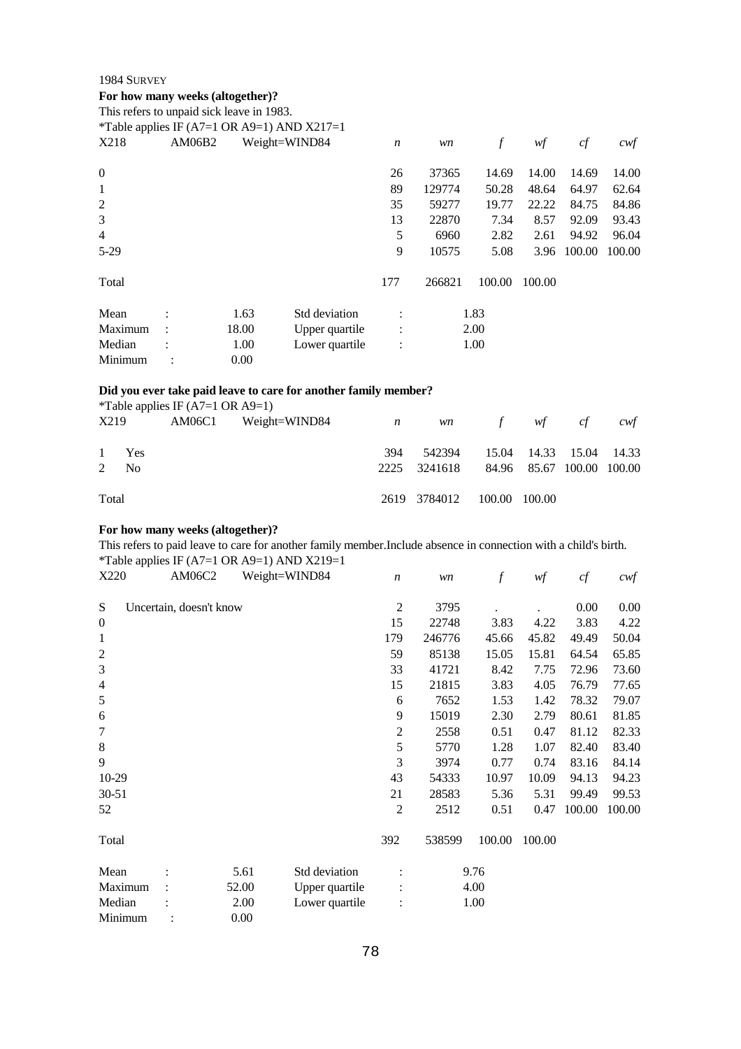1984 SURVEY

**For how many weeks (altogether)?**

This refers to unpaid sick leave in 1983.

*Table applies IF (A7=1 OR A9=1) AND X217=1

| X218 | AM06B2 | Weight=WIND84 | *n* | *wn* | *f* | *wf* | *cf* | *cwf* |
|---|---|---|---|---|---|---|---|---|
| 0 | | | 26 | 37365 | 14.69 | 14.00 | 14.69 | 14.00 |
| 1 | | | 89 | 129774 | 50.28 | 48.64 | 64.97 | 62.64 |
| 2 | | | 35 | 59277 | 19.77 | 22.22 | 84.75 | 84.86 |
| 3 | | | 13 | 22870 | 7.34 | 8.57 | 92.09 | 93.43 |
| 4 | | | 5 | 6960 | 2.82 | 2.61 | 94.92 | 96.04 |
| 5-29 | | | 9 | 10575 | 5.08 | 3.96 | 100.00 | 100.00 |
| Total | | | 177 | 266821 | 100.00 | 100.00 | | |

| | | | | | |
|---|---|---|---|---|---|
| Mean | : | 1.63 | Std deviation | : | 1.83 |
| Maximum | : | 18.00 | Upper quartile | : | 2.00 |
| Median | : | 1.00 | Lower quartile | : | 1.00 |
| Minimum | : | 0.00 | | | |

**Did you ever take paid leave to care for another family member?**

*Table applies IF (A7=1 OR A9=1)

| X219 | AM06C1 | Weight=WIND84 | *n* | *wn* | *f* | *wf* | *cf* | *cwf* |
|---|---|---|---|---|---|---|---|---|
| 1 | Yes | | 394 | 542394 | 15.04 | 14.33 | 15.04 | 14.33 |
| 2 | No | | 2225 | 3241618 | 84.96 | 85.67 | 100.00 | 100.00 |
| Total | | | 2619 | 3784012 | 100.00 | 100.00 | | |

**For how many weeks (altogether)?**

This refers to paid leave to care for another family member.Include absence in connection with a child's birth.

*Table applies IF (A7=1 OR A9=1) AND X219=1

| X220 | AM06C2 | Weight=WIND84 | *n* | *wn* | *f* | *wf* | *cf* | *cwf* |
|---|---|---|---|---|---|---|---|---|
| S | Uncertain, doesn't know | | 2 | 3795 | . | . | 0.00 | 0.00 |
| 0 | | | 15 | 22748 | 3.83 | 4.22 | 3.83 | 4.22 |
| 1 | | | 179 | 246776 | 45.66 | 45.82 | 49.49 | 50.04 |
| 2 | | | 59 | 85138 | 15.05 | 15.81 | 64.54 | 65.85 |
| 3 | | | 33 | 41721 | 8.42 | 7.75 | 72.96 | 73.60 |
| 4 | | | 15 | 21815 | 3.83 | 4.05 | 76.79 | 77.65 |
| 5 | | | 6 | 7652 | 1.53 | 1.42 | 78.32 | 79.07 |
| 6 | | | 9 | 15019 | 2.30 | 2.79 | 80.61 | 81.85 |
| 7 | | | 2 | 2558 | 0.51 | 0.47 | 81.12 | 82.33 |
| 8 | | | 5 | 5770 | 1.28 | 1.07 | 82.40 | 83.40 |
| 9 | | | 3 | 3974 | 0.77 | 0.74 | 83.16 | 84.14 |
| 10-29 | | | 43 | 54333 | 10.97 | 10.09 | 94.13 | 94.23 |
| 30-51 | | | 21 | 28583 | 5.36 | 5.31 | 99.49 | 99.53 |
| 52 | | | 2 | 2512 | 0.51 | 0.47 | 100.00 | 100.00 |
| Total | | | 392 | 538599 | 100.00 | 100.00 | | |

| | | | | | |
|---|---|---|---|---|---|
| Mean | : | 5.61 | Std deviation | : | 9.76 |
| Maximum | : | 52.00 | Upper quartile | : | 4.00 |
| Median | : | 2.00 | Lower quartile | : | 1.00 |
| Minimum | : | 0.00 | | | |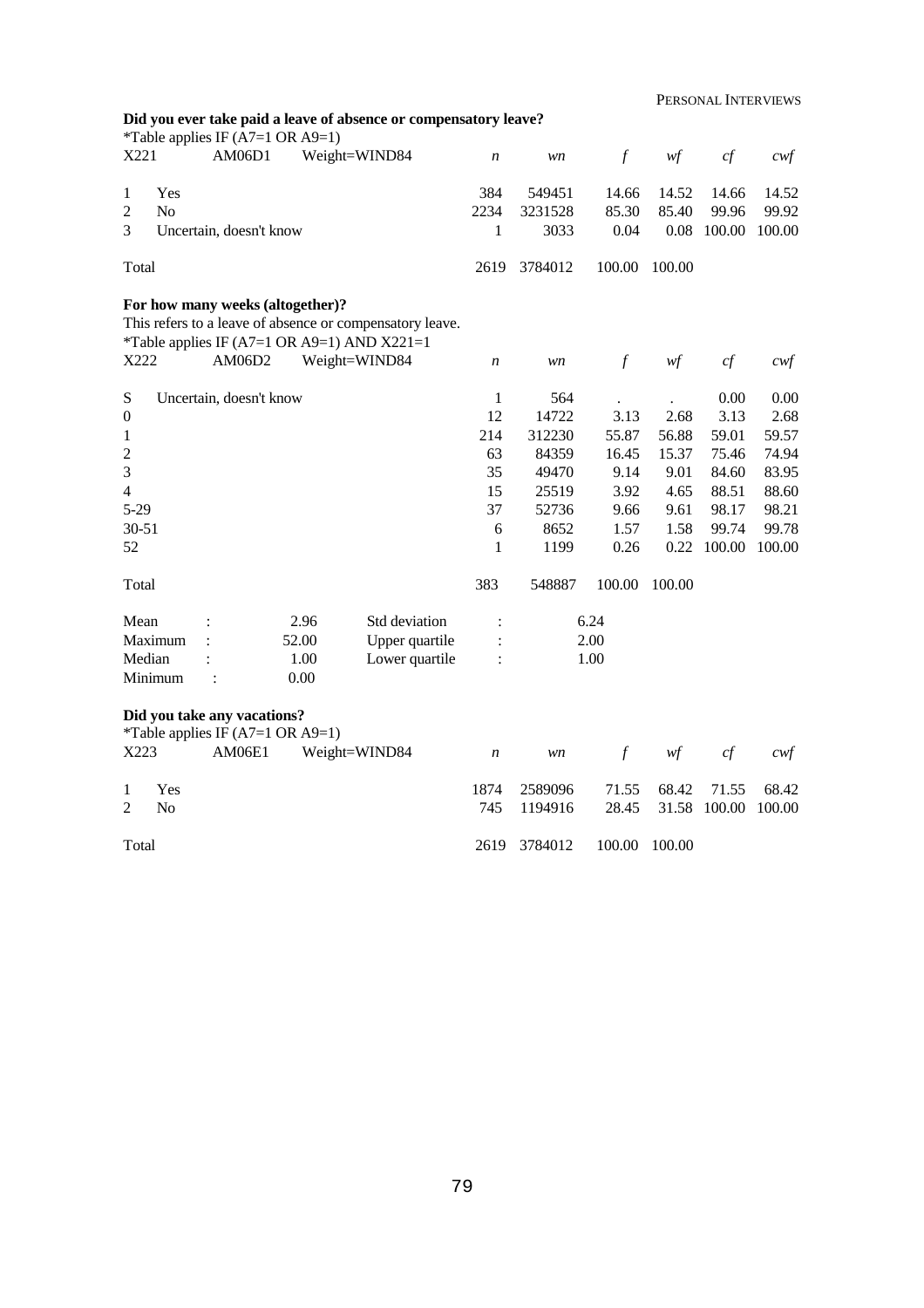**Did you ever take paid a leave of absence or compensatory leave?**

*Table applies IF (A7=1 OR A9=1)

| X221 | AM06D1 Weight=WIND84 | *n* | *wn* | *f* | *wf* | *cf* | *cwf* |
|---|---|---|---|---|---|---|---|
| 1 | Yes | 384 | 549451 | 14.66 | 14.52 | 14.66 | 14.52 |
| 2 | No | 2234 | 3231528 | 85.30 | 85.40 | 99.96 | 99.92 |
| 3 | Uncertain, doesn't know | 1 | 3033 | 0.04 | 0.08 | 100.00 | 100.00 |
| Total | | 2619 | 3784012 | 100.00 | 100.00 | | |

**For how many weeks (altogether)?**

This refers to a leave of absence or compensatory leave.

*Table applies IF (A7=1 OR A9=1) AND X221=1

| X222 | AM06D2 Weight=WIND84 | *n* | *wn* | *f* | *wf* | *cf* | *cwf* |
|---|---|---|---|---|---|---|---|
| S | Uncertain, doesn't know | 1 | 564 | . | . | 0.00 | 0.00 |
| 0 | | 12 | 14722 | 3.13 | 2.68 | 3.13 | 2.68 |
| 1 | | 214 | 312230 | 55.87 | 56.88 | 59.01 | 59.57 |
| 2 | | 63 | 84359 | 16.45 | 15.37 | 75.46 | 74.94 |
| 3 | | 35 | 49470 | 9.14 | 9.01 | 84.60 | 83.95 |
| 4 | | 15 | 25519 | 3.92 | 4.65 | 88.51 | 88.60 |
| 5-29 | | 37 | 52736 | 9.66 | 9.61 | 98.17 | 98.21 |
| 30-51 | | 6 | 8652 | 1.57 | 1.58 | 99.74 | 99.78 |
| 52 | | 1 | 1199 | 0.26 | 0.22 | 100.00 | 100.00 |
| Total | | 383 | 548887 | 100.00 | 100.00 | | |

| | | | |
|---|---|---|---|
| Mean : | 2.96 | Std deviation : | 6.24 |
| Maximum : | 52.00 | Upper quartile : | 2.00 |
| Median : | 1.00 | Lower quartile : | 1.00 |
| Minimum : | 0.00 | | |

**Did you take any vacations?**

*Table applies IF (A7=1 OR A9=1)

| X223 | AM06E1 Weight=WIND84 | *n* | *wn* | *f* | *wf* | *cf* | *cwf* |
|---|---|---|---|---|---|---|---|
| 1 | Yes | 1874 | 2589096 | 71.55 | 68.42 | 71.55 | 68.42 |
| 2 | No | 745 | 1194916 | 28.45 | 31.58 | 100.00 | 100.00 |
| Total | | 2619 | 3784012 | 100.00 | 100.00 | | |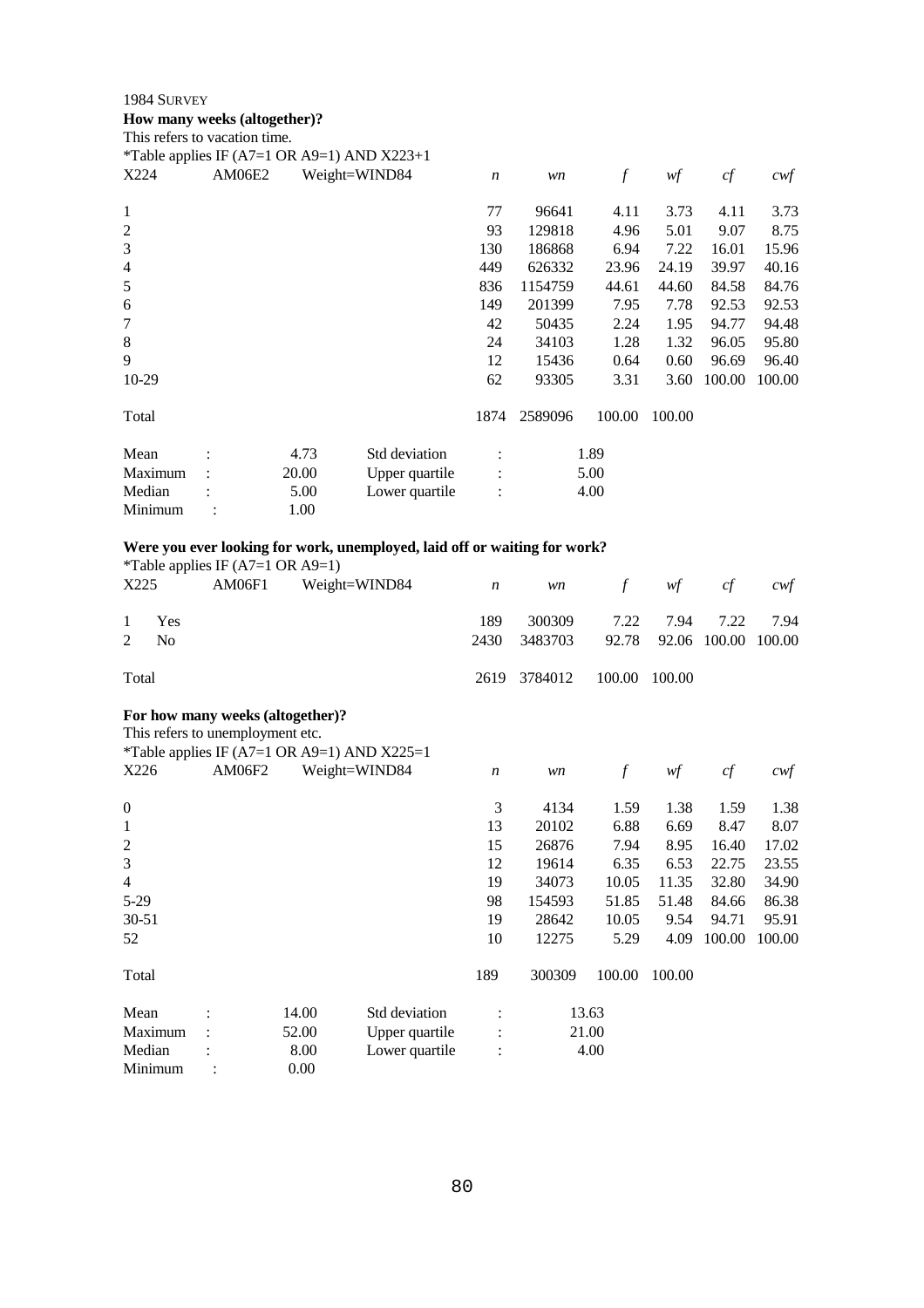1984 SURVEY

**How many weeks (altogether)?**

This refers to vacation time.

*Table applies IF (A7=1 OR A9=1) AND X223+1

| X224 | AM06E2 | Weight=WIND84 | *n* | *wn* | *f* | *wf* | *cf* | *cwf* |
|---|---|---|---|---|---|---|---|---|
| 1 | | | 77 | 96641 | 4.11 | 3.73 | 4.11 | 3.73 |
| 2 | | | 93 | 129818 | 4.96 | 5.01 | 9.07 | 8.75 |
| 3 | | | 130 | 186868 | 6.94 | 7.22 | 16.01 | 15.96 |
| 4 | | | 449 | 626332 | 23.96 | 24.19 | 39.97 | 40.16 |
| 5 | | | 836 | 1154759 | 44.61 | 44.60 | 84.58 | 84.76 |
| 6 | | | 149 | 201399 | 7.95 | 7.78 | 92.53 | 92.53 |
| 7 | | | 42 | 50435 | 2.24 | 1.95 | 94.77 | 94.48 |
| 8 | | | 24 | 34103 | 1.28 | 1.32 | 96.05 | 95.80 |
| 9 | | | 12 | 15436 | 0.64 | 0.60 | 96.69 | 96.40 |
| 10-29 | | | 62 | 93305 | 3.31 | 3.60 | 100.00 | 100.00 |
| Total | | | 1874 | 2589096 | 100.00 | 100.00 | | |

| | | | | |
|---|---|---|---|---|
| Mean | : 4.73 | Std deviation | : | 1.89 |
| Maximum | : 20.00 | Upper quartile | : | 5.00 |
| Median | : 5.00 | Lower quartile | : | 4.00 |
| Minimum | : 1.00 | | | |

**Were you ever looking for work, unemployed, laid off or waiting for work?**

*Table applies IF (A7=1 OR A9=1)

| X225 | AM06F1 | Weight=WIND84 | *n* | *wn* | *f* | *wf* | *cf* | *cwf* |
|---|---|---|---|---|---|---|---|---|
| 1 | Yes | | 189 | 300309 | 7.22 | 7.94 | 7.22 | 7.94 |
| 2 | No | | 2430 | 3483703 | 92.78 | 92.06 | 100.00 | 100.00 |
| Total | | | 2619 | 3784012 | 100.00 | 100.00 | | |

**For how many weeks (altogether)?**

This refers to unemployment etc.

*Table applies IF (A7=1 OR A9=1) AND X225=1

| X226 | AM06F2 | Weight=WIND84 | *n* | *wn* | *f* | *wf* | *cf* | *cwf* |
|---|---|---|---|---|---|---|---|---|
| 0 | | | 3 | 4134 | 1.59 | 1.38 | 1.59 | 1.38 |
| 1 | | | 13 | 20102 | 6.88 | 6.69 | 8.47 | 8.07 |
| 2 | | | 15 | 26876 | 7.94 | 8.95 | 16.40 | 17.02 |
| 3 | | | 12 | 19614 | 6.35 | 6.53 | 22.75 | 23.55 |
| 4 | | | 19 | 34073 | 10.05 | 11.35 | 32.80 | 34.90 |
| 5-29 | | | 98 | 154593 | 51.85 | 51.48 | 84.66 | 86.38 |
| 30-51 | | | 19 | 28642 | 10.05 | 9.54 | 94.71 | 95.91 |
| 52 | | | 10 | 12275 | 5.29 | 4.09 | 100.00 | 100.00 |
| Total | | | 189 | 300309 | 100.00 | 100.00 | | |

| | | | | |
|---|---|---|---|---|
| Mean | : 14.00 | Std deviation | : | 13.63 |
| Maximum | : 52.00 | Upper quartile | : | 21.00 |
| Median | : 8.00 | Lower quartile | : | 4.00 |
| Minimum | : 0.00 | | | |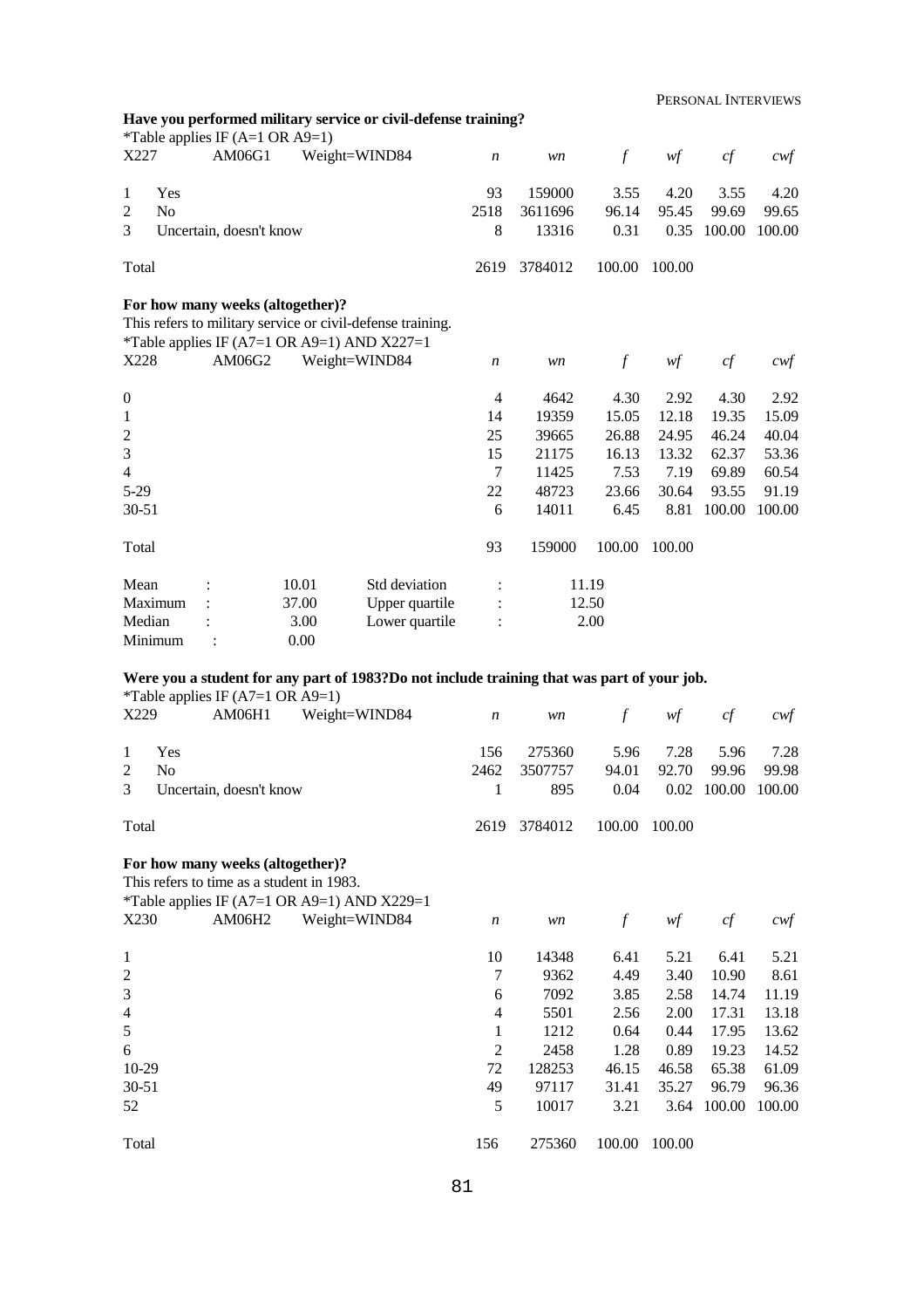**Have you performed military service or civil-defense training?**

*Table applies IF (A=1 OR A9=1)

| X227 | AM06G1 | Weight=WIND84 | *n* | *wn* | *f* | *wf* | *cf* | *cwf* |
|---|---|---|---|---|---|---|---|---|
| 1 | Yes | | 93 | 159000 | 3.55 | 4.20 | 3.55 | 4.20 |
| 2 | No | | 2518 | 3611696 | 96.14 | 95.45 | 99.69 | 99.65 |
| 3 | Uncertain, doesn't know | | 8 | 13316 | 0.31 | 0.35 | 100.00 | 100.00 |
| Total | | | 2619 | 3784012 | 100.00 | 100.00 | | |

**For how many weeks (altogether)?**

This refers to military service or civil-defense training.

*Table applies IF (A7=1 OR A9=1) AND X227=1

| X228 | AM06G2 | Weight=WIND84 | *n* | *wn* | *f* | *wf* | *cf* | *cwf* |
|---|---|---|---|---|---|---|---|---|
| 0 | | | 4 | 4642 | 4.30 | 2.92 | 4.30 | 2.92 |
| 1 | | | 14 | 19359 | 15.05 | 12.18 | 19.35 | 15.09 |
| 2 | | | 25 | 39665 | 26.88 | 24.95 | 46.24 | 40.04 |
| 3 | | | 15 | 21175 | 16.13 | 13.32 | 62.37 | 53.36 |
| 4 | | | 7 | 11425 | 7.53 | 7.19 | 69.89 | 60.54 |
| 5-29 | | | 22 | 48723 | 23.66 | 30.64 | 93.55 | 91.19 |
| 30-51 | | | 6 | 14011 | 6.45 | 8.81 | 100.00 | 100.00 |
| Total | | | 93 | 159000 | 100.00 | 100.00 | | |

| | | | | | |
|---|---|---|---|---|---|
| Mean | : | 10.01 | Std deviation | : | 11.19 |
| Maximum | : | 37.00 | Upper quartile | : | 12.50 |
| Median | : | 3.00 | Lower quartile | : | 2.00 |
| Minimum | : | 0.00 | | | |

**Were you a student for any part of 1983?Do not include training that was part of your job.**

*Table applies IF (A7=1 OR A9=1)

| X229 | AM06H1 | Weight=WIND84 | *n* | *wn* | *f* | *wf* | *cf* | *cwf* |
|---|---|---|---|---|---|---|---|---|
| 1 | Yes | | 156 | 275360 | 5.96 | 7.28 | 5.96 | 7.28 |
| 2 | No | | 2462 | 3507757 | 94.01 | 92.70 | 99.96 | 99.98 |
| 3 | Uncertain, doesn't know | | 1 | 895 | 0.04 | 0.02 | 100.00 | 100.00 |
| Total | | | 2619 | 3784012 | 100.00 | 100.00 | | |

**For how many weeks (altogether)?**

This refers to time as a student in 1983.

*Table applies IF (A7=1 OR A9=1) AND X229=1

| X230 | AM06H2 | Weight=WIND84 | *n* | *wn* | *f* | *wf* | *cf* | *cwf* |
|---|---|---|---|---|---|---|---|---|
| 1 | | | 10 | 14348 | 6.41 | 5.21 | 6.41 | 5.21 |
| 2 | | | 7 | 9362 | 4.49 | 3.40 | 10.90 | 8.61 |
| 3 | | | 6 | 7092 | 3.85 | 2.58 | 14.74 | 11.19 |
| 4 | | | 4 | 5501 | 2.56 | 2.00 | 17.31 | 13.18 |
| 5 | | | 1 | 1212 | 0.64 | 0.44 | 17.95 | 13.62 |
| 6 | | | 2 | 2458 | 1.28 | 0.89 | 19.23 | 14.52 |
| 10-29 | | | 72 | 128253 | 46.15 | 46.58 | 65.38 | 61.09 |
| 30-51 | | | 49 | 97117 | 31.41 | 35.27 | 96.79 | 96.36 |
| 52 | | | 5 | 10017 | 3.21 | 3.64 | 100.00 | 100.00 |
| Total | | | 156 | 275360 | 100.00 | 100.00 | | |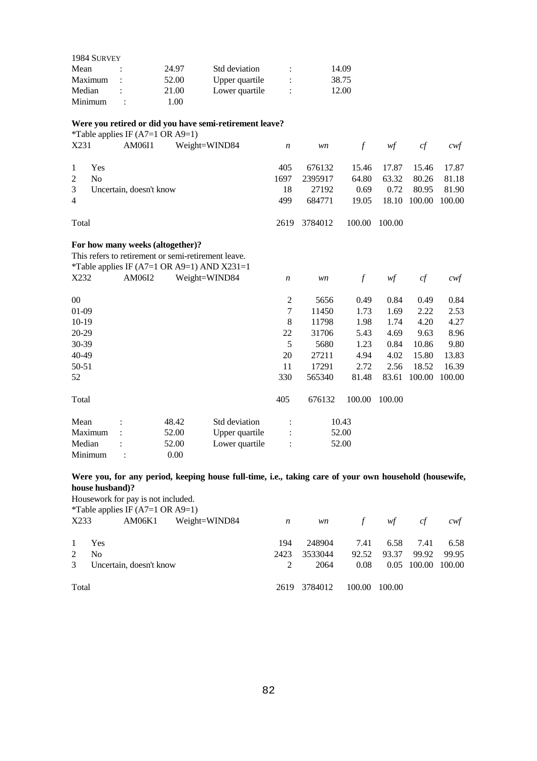1984 SURVEY

| | | | | |
|---|---|---|---|---|
| Mean : | 24.97 | Std deviation | : | 14.09 |
| Maximum : | 52.00 | Upper quartile | : | 38.75 |
| Median : | 21.00 | Lower quartile | : | 12.00 |
| Minimum : | 1.00 | | | |

**Were you retired or did you have semi-retirement leave?**

*Table applies IF (A7=1 OR A9=1)

| X231 AM06I1 Weight=WIND84 | *n* | *wn* | *f* | *wf* | *cf* | *cwf* |
|---|---|---|---|---|---|---|
| 1 Yes | 405 | 676132 | 15.46 | 17.87 | 15.46 | 17.87 |
| 2 No | 1697 | 2395917 | 64.80 | 63.32 | 80.26 | 81.18 |
| 3 Uncertain, doesn't know | 18 | 27192 | 0.69 | 0.72 | 80.95 | 81.90 |
| 4 | 499 | 684771 | 19.05 | 18.10 | 100.00 | 100.00 |
| Total | 2619 | 3784012 | 100.00 | 100.00 | | |

**For how many weeks (altogether)?**

This refers to retirement or semi-retirement leave.

*Table applies IF (A7=1 OR A9=1) AND X231=1

| X232 AM06I2 Weight=WIND84 | *n* | *wn* | *f* | *wf* | *cf* | *cwf* |
|---|---|---|---|---|---|---|
| 00 | 2 | 5656 | 0.49 | 0.84 | 0.49 | 0.84 |
| 01-09 | 7 | 11450 | 1.73 | 1.69 | 2.22 | 2.53 |
| 10-19 | 8 | 11798 | 1.98 | 1.74 | 4.20 | 4.27 |
| 20-29 | 22 | 31706 | 5.43 | 4.69 | 9.63 | 8.96 |
| 30-39 | 5 | 5680 | 1.23 | 0.84 | 10.86 | 9.80 |
| 40-49 | 20 | 27211 | 4.94 | 4.02 | 15.80 | 13.83 |
| 50-51 | 11 | 17291 | 2.72 | 2.56 | 18.52 | 16.39 |
| 52 | 330 | 565340 | 81.48 | 83.61 | 100.00 | 100.00 |
| Total | 405 | 676132 | 100.00 | 100.00 | | |

| | | | | |
|---|---|---|---|---|
| Mean : | 48.42 | Std deviation | : | 10.43 |
| Maximum : | 52.00 | Upper quartile | : | 52.00 |
| Median : | 52.00 | Lower quartile | : | 52.00 |
| Minimum : | 0.00 | | | |

**Were you, for any period, keeping house full-time, i.e., taking care of your own household (housewife, house husband)?**

Housework for pay is not included.

*Table applies IF (A7=1 OR A9=1)

| X233 AM06K1 Weight=WIND84 | *n* | *wn* | *f* | *wf* | *cf* | *cwf* |
|---|---|---|---|---|---|---|
| 1 Yes | 194 | 248904 | 7.41 | 6.58 | 7.41 | 6.58 |
| 2 No | 2423 | 3533044 | 92.52 | 93.37 | 99.92 | 99.95 |
| 3 Uncertain, doesn't know | 2 | 2064 | 0.08 | 0.05 | 100.00 | 100.00 |
| Total | 2619 | 3784012 | 100.00 | 100.00 | | |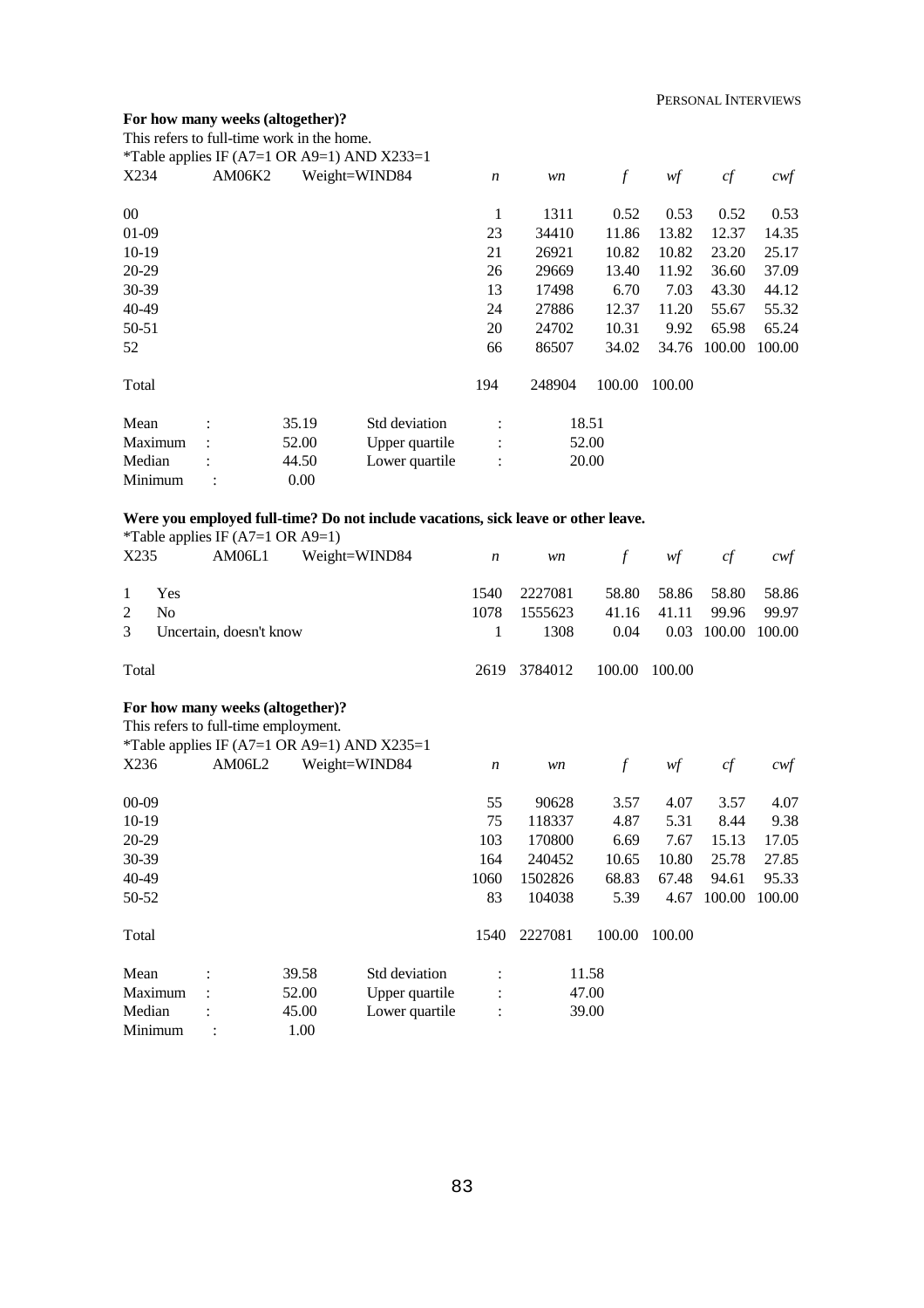**For how many weeks (altogether)?**

This refers to full-time work in the home.

*Table applies IF (A7=1 OR A9=1) AND X233=1

| X234 | AM06K2 | Weight=WIND84 | *n* | *wn* | *f* | *wf* | *cf* | *cwf* |
|---|---|---|---|---|---|---|---|---|
| 00 | | | 1 | 1311 | 0.52 | 0.53 | 0.52 | 0.53 |
| 01-09 | | | 23 | 34410 | 11.86 | 13.82 | 12.37 | 14.35 |
| 10-19 | | | 21 | 26921 | 10.82 | 10.82 | 23.20 | 25.17 |
| 20-29 | | | 26 | 29669 | 13.40 | 11.92 | 36.60 | 37.09 |
| 30-39 | | | 13 | 17498 | 6.70 | 7.03 | 43.30 | 44.12 |
| 40-49 | | | 24 | 27886 | 12.37 | 11.20 | 55.67 | 55.32 |
| 50-51 | | | 20 | 24702 | 10.31 | 9.92 | 65.98 | 65.24 |
| 52 | | | 66 | 86507 | 34.02 | 34.76 | 100.00 | 100.00 |
| Total | | | 194 | 248904 | 100.00 | 100.00 | | |

| | | | | |
|---|---|---|---|---|
| Mean | : | 35.19 | Std deviation | : 18.51 |
| Maximum | : | 52.00 | Upper quartile | : 52.00 |
| Median | : | 44.50 | Lower quartile | : 20.00 |
| Minimum | : | 0.00 | | |

**Were you employed full-time? Do not include vacations, sick leave or other leave.**

*Table applies IF (A7=1 OR A9=1)

| X235 | AM06L1 | Weight=WIND84 | *n* | *wn* | *f* | *wf* | *cf* | *cwf* |
|---|---|---|---|---|---|---|---|---|
| 1 | Yes | | 1540 | 2227081 | 58.80 | 58.86 | 58.80 | 58.86 |
| 2 | No | | 1078 | 1555623 | 41.16 | 41.11 | 99.96 | 99.97 |
| 3 | Uncertain, doesn't know | | 1 | 1308 | 0.04 | 0.03 | 100.00 | 100.00 |
| Total | | | 2619 | 3784012 | 100.00 | 100.00 | | |

**For how many weeks (altogether)?**

This refers to full-time employment.

*Table applies IF (A7=1 OR A9=1) AND X235=1

| X236 | AM06L2 | Weight=WIND84 | *n* | *wn* | *f* | *wf* | *cf* | *cwf* |
|---|---|---|---|---|---|---|---|---|
| 00-09 | | | 55 | 90628 | 3.57 | 4.07 | 3.57 | 4.07 |
| 10-19 | | | 75 | 118337 | 4.87 | 5.31 | 8.44 | 9.38 |
| 20-29 | | | 103 | 170800 | 6.69 | 7.67 | 15.13 | 17.05 |
| 30-39 | | | 164 | 240452 | 10.65 | 10.80 | 25.78 | 27.85 |
| 40-49 | | | 1060 | 1502826 | 68.83 | 67.48 | 94.61 | 95.33 |
| 50-52 | | | 83 | 104038 | 5.39 | 4.67 | 100.00 | 100.00 |
| Total | | | 1540 | 2227081 | 100.00 | 100.00 | | |

| | | | | |
|---|---|---|---|---|
| Mean | : | 39.58 | Std deviation | : 11.58 |
| Maximum | : | 52.00 | Upper quartile | : 47.00 |
| Median | : | 45.00 | Lower quartile | : 39.00 |
| Minimum | : | 1.00 | | |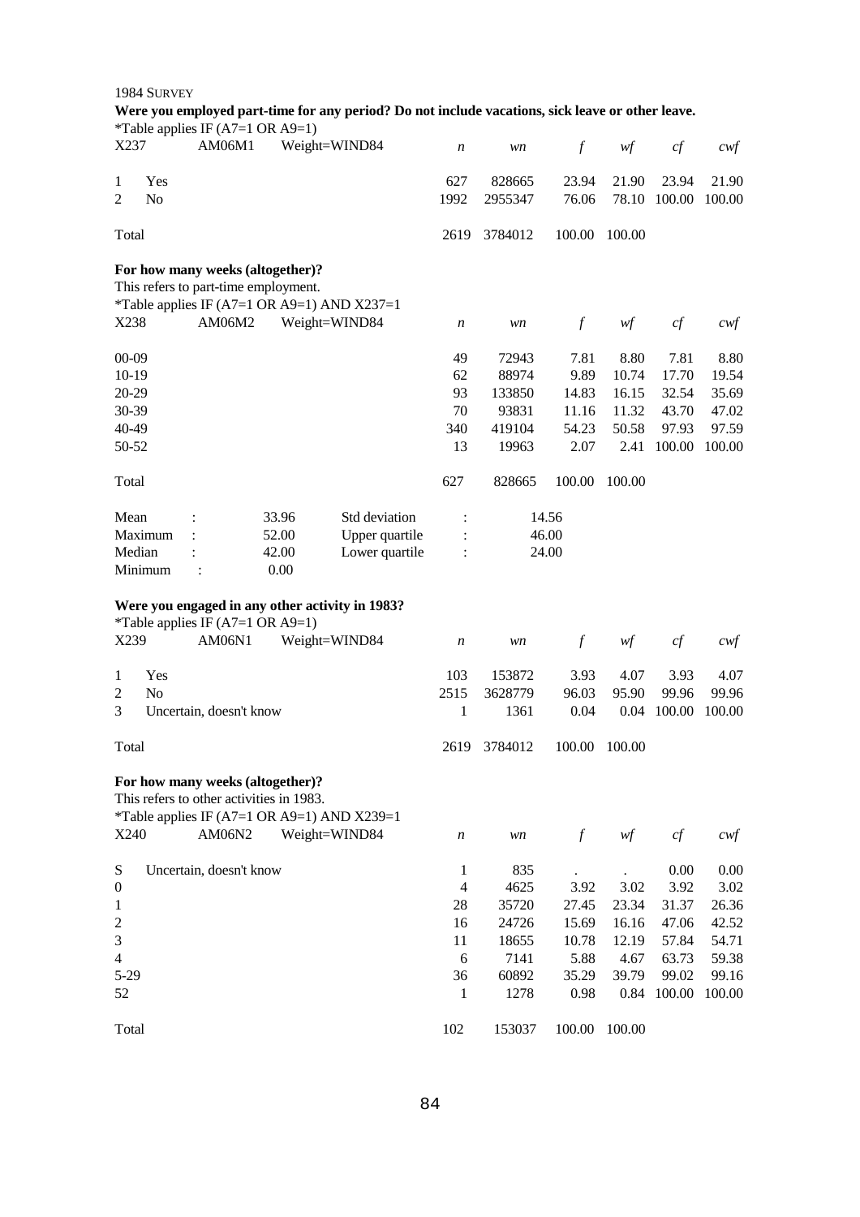1984 SURVEY

**Were you employed part-time for any period? Do not include vacations, sick leave or other leave.**

*Table applies IF (A7=1 OR A9=1)

| X237 | AM06M1 | Weight=WIND84 | *n* | *wn* | *f* | *wf* | *cf* | *cwf* |
|---|---|---|---|---|---|---|---|---|
| 1 | Yes | | 627 | 828665 | 23.94 | 21.90 | 23.94 | 21.90 |
| 2 | No | | 1992 | 2955347 | 76.06 | 78.10 | 100.00 | 100.00 |
| Total | | | 2619 | 3784012 | 100.00 | 100.00 | | |

**For how many weeks (altogether)?**

This refers to part-time employment.

*Table applies IF (A7=1 OR A9=1) AND X237=1

| X238 | AM06M2 | Weight=WIND84 | *n* | *wn* | *f* | *wf* | *cf* | *cwf* |
|---|---|---|---|---|---|---|---|---|
| 00-09 | | | 49 | 72943 | 7.81 | 8.80 | 7.81 | 8.80 |
| 10-19 | | | 62 | 88974 | 9.89 | 10.74 | 17.70 | 19.54 |
| 20-29 | | | 93 | 133850 | 14.83 | 16.15 | 32.54 | 35.69 |
| 30-39 | | | 70 | 93831 | 11.16 | 11.32 | 43.70 | 47.02 |
| 40-49 | | | 340 | 419104 | 54.23 | 50.58 | 97.93 | 97.59 |
| 50-52 | | | 13 | 19963 | 2.07 | 2.41 | 100.00 | 100.00 |
| Total | | | 627 | 828665 | 100.00 | 100.00 | | |

| | | | | |
|---|---|---|---|---|
| Mean | : | 33.96 | Std deviation | : 14.56 |
| Maximum | : | 52.00 | Upper quartile | : 46.00 |
| Median | : | 42.00 | Lower quartile | : 24.00 |
| Minimum | : | 0.00 | | |

**Were you engaged in any other activity in 1983?**

*Table applies IF (A7=1 OR A9=1)

| X239 | AM06N1 | Weight=WIND84 | *n* | *wn* | *f* | *wf* | *cf* | *cwf* |
|---|---|---|---|---|---|---|---|---|
| 1 | Yes | | 103 | 153872 | 3.93 | 4.07 | 3.93 | 4.07 |
| 2 | No | | 2515 | 3628779 | 96.03 | 95.90 | 99.96 | 99.96 |
| 3 | Uncertain, doesn't know | | 1 | 1361 | 0.04 | 0.04 | 100.00 | 100.00 |
| Total | | | 2619 | 3784012 | 100.00 | 100.00 | | |

**For how many weeks (altogether)?**

This refers to other activities in 1983.

*Table applies IF (A7=1 OR A9=1) AND X239=1

| X240 | AM06N2 | Weight=WIND84 | *n* | *wn* | *f* | *wf* | *cf* | *cwf* |
|---|---|---|---|---|---|---|---|---|
| S | Uncertain, doesn't know | | 1 | 835 | . | . | 0.00 | 0.00 |
| 0 | | | 4 | 4625 | 3.92 | 3.02 | 3.92 | 3.02 |
| 1 | | | 28 | 35720 | 27.45 | 23.34 | 31.37 | 26.36 |
| 2 | | | 16 | 24726 | 15.69 | 16.16 | 47.06 | 42.52 |
| 3 | | | 11 | 18655 | 10.78 | 12.19 | 57.84 | 54.71 |
| 4 | | | 6 | 7141 | 5.88 | 4.67 | 63.73 | 59.38 |
| 5-29 | | | 36 | 60892 | 35.29 | 39.79 | 99.02 | 99.16 |
| 52 | | | 1 | 1278 | 0.98 | 0.84 | 100.00 | 100.00 |
| Total | | | 102 | 153037 | 100.00 | 100.00 | | |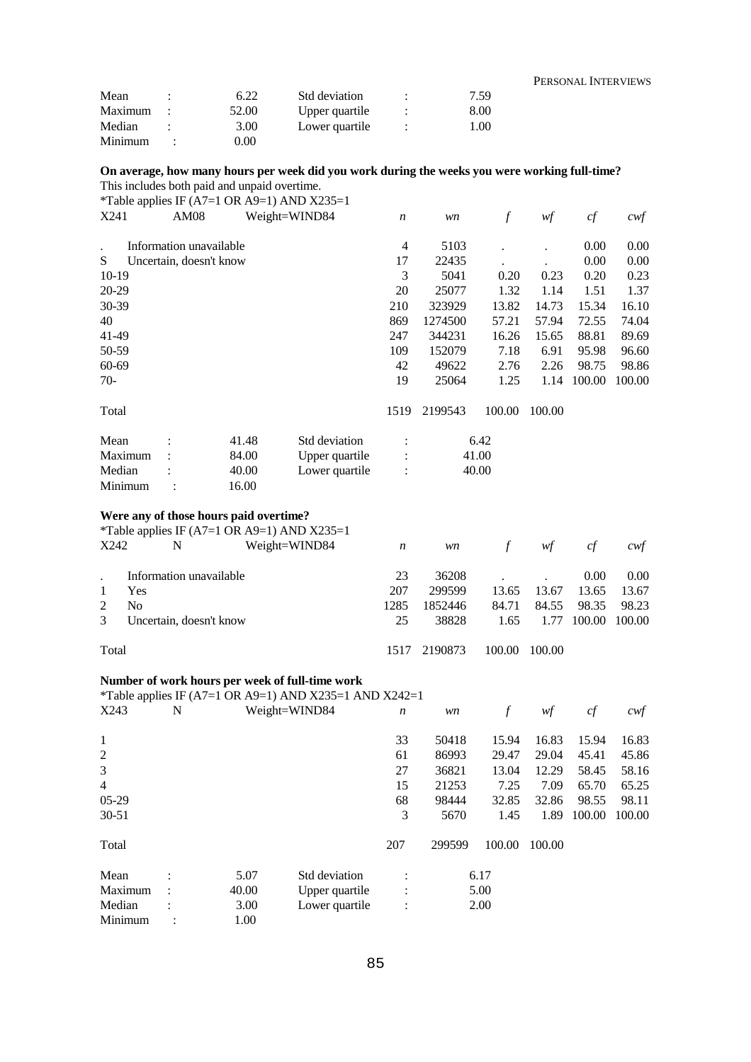| | | | | |
|---|---|---|---|---|
| Mean | : | 6.22 | Std deviation | : 7.59 |
| Maximum | : | 52.00 | Upper quartile | : 8.00 |
| Median | : | 3.00 | Lower quartile | : 1.00 |
| Minimum | : | 0.00 | | |

**On average, how many hours per week did you work during the weeks you were working full-time?**

This includes both paid and unpaid overtime.

*Table applies IF (A7=1 OR A9=1) AND X235=1

| X241 | AM08 | Weight=WIND84 | *n* | *wn* | *f* | *wf* | *cf* | *cwf* |
|---|---|---|---|---|---|---|---|---|
| . | Information unavailable | | 4 | 5103 | . | . | 0.00 | 0.00 |
| S | Uncertain, doesn't know | | 17 | 22435 | . | . | 0.00 | 0.00 |
| 10-19 | | | 3 | 5041 | 0.20 | 0.23 | 0.20 | 0.23 |
| 20-29 | | | 20 | 25077 | 1.32 | 1.14 | 1.51 | 1.37 |
| 30-39 | | | 210 | 323929 | 13.82 | 14.73 | 15.34 | 16.10 |
| 40 | | | 869 | 1274500 | 57.21 | 57.94 | 72.55 | 74.04 |
| 41-49 | | | 247 | 344231 | 16.26 | 15.65 | 88.81 | 89.69 |
| 50-59 | | | 109 | 152079 | 7.18 | 6.91 | 95.98 | 96.60 |
| 60-69 | | | 42 | 49622 | 2.76 | 2.26 | 98.75 | 98.86 |
| 70- | | | 19 | 25064 | 1.25 | 1.14 | 100.00 | 100.00 |
| Total | | | 1519 | 2199543 | 100.00 | 100.00 | | |

| | | | | |
|---|---|---|---|---|
| Mean | : | 41.48 | Std deviation | : 6.42 |
| Maximum | : | 84.00 | Upper quartile | : 41.00 |
| Median | : | 40.00 | Lower quartile | : 40.00 |
| Minimum | : | 16.00 | | |

**Were any of those hours paid overtime?**

*Table applies IF (A7=1 OR A9=1) AND X235=1

| X242 | N | Weight=WIND84 | *n* | *wn* | *f* | *wf* | *cf* | *cwf* |
|---|---|---|---|---|---|---|---|---|
| . | Information unavailable | | 23 | 36208 | . | . | 0.00 | 0.00 |
| 1 | Yes | | 207 | 299599 | 13.65 | 13.67 | 13.65 | 13.67 |
| 2 | No | | 1285 | 1852446 | 84.71 | 84.55 | 98.35 | 98.23 |
| 3 | Uncertain, doesn't know | | 25 | 38828 | 1.65 | 1.77 | 100.00 | 100.00 |
| Total | | | 1517 | 2190873 | 100.00 | 100.00 | | |

**Number of work hours per week of full-time work**

*Table applies IF (A7=1 OR A9=1) AND X235=1 AND X242=1

| X243 | N | Weight=WIND84 | *n* | *wn* | *f* | *wf* | *cf* | *cwf* |
|---|---|---|---|---|---|---|---|---|
| 1 | | | 33 | 50418 | 15.94 | 16.83 | 15.94 | 16.83 |
| 2 | | | 61 | 86993 | 29.47 | 29.04 | 45.41 | 45.86 |
| 3 | | | 27 | 36821 | 13.04 | 12.29 | 58.45 | 58.16 |
| 4 | | | 15 | 21253 | 7.25 | 7.09 | 65.70 | 65.25 |
| 05-29 | | | 68 | 98444 | 32.85 | 32.86 | 98.55 | 98.11 |
| 30-51 | | | 3 | 5670 | 1.45 | 1.89 | 100.00 | 100.00 |
| Total | | | 207 | 299599 | 100.00 | 100.00 | | |

| | | | | |
|---|---|---|---|---|
| Mean | : | 5.07 | Std deviation | : 6.17 |
| Maximum | : | 40.00 | Upper quartile | : 5.00 |
| Median | : | 3.00 | Lower quartile | : 2.00 |
| Minimum | : | 1.00 | | |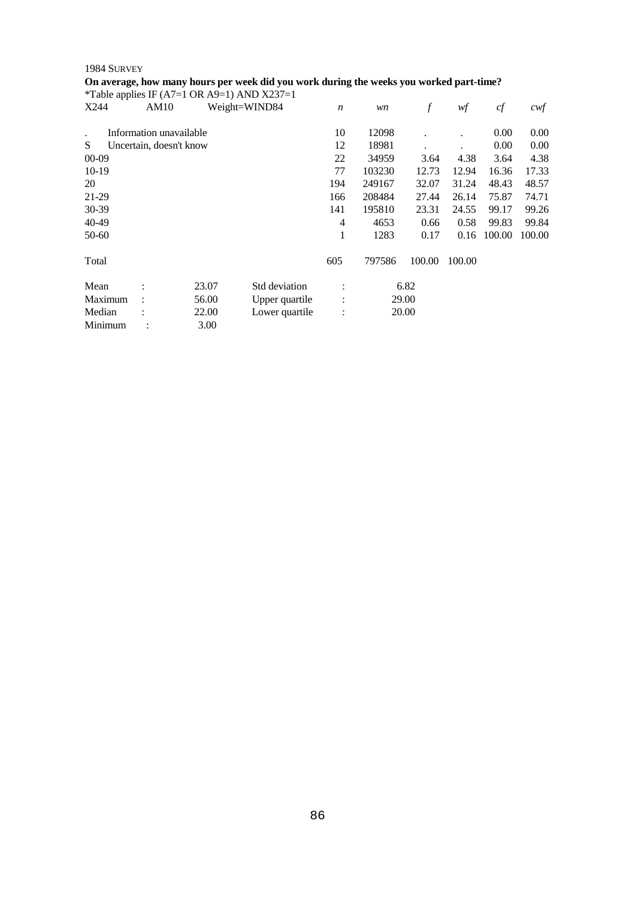1984 SURVEY

**On average, how many hours per week did you work during the weeks you worked part-time?**

*Table applies IF (A7=1 OR A9=1) AND X237=1

| X244 | AM10 | Weight=WIND84 | *n* | *wn* | *f* | *wf* | *cf* | *cwf* |
|---|---|---|---|---|---|---|---|---|
| . | Information unavailable | | 10 | 12098 | . | . | 0.00 | 0.00 |
| S | Uncertain, doesn't know | | 12 | 18981 | . | . | 0.00 | 0.00 |
| 00-09 | | | 22 | 34959 | 3.64 | 4.38 | 3.64 | 4.38 |
| 10-19 | | | 77 | 103230 | 12.73 | 12.94 | 16.36 | 17.33 |
| 20 | | | 194 | 249167 | 32.07 | 31.24 | 48.43 | 48.57 |
| 21-29 | | | 166 | 208484 | 27.44 | 26.14 | 75.87 | 74.71 |
| 30-39 | | | 141 | 195810 | 23.31 | 24.55 | 99.17 | 99.26 |
| 40-49 | | | 4 | 4653 | 0.66 | 0.58 | 99.83 | 99.84 |
| 50-60 | | | 1 | 1283 | 0.17 | 0.16 | 100.00 | 100.00 |
| Total | | | 605 | 797586 | 100.00 | 100.00 | | |

| | | | | | |
|---|---|---|---|---|---|
| Mean | : | 23.07 | Std deviation | : | 6.82 |
| Maximum | : | 56.00 | Upper quartile | : | 29.00 |
| Median | : | 22.00 | Lower quartile | : | 20.00 |
| Minimum | : | 3.00 | | | |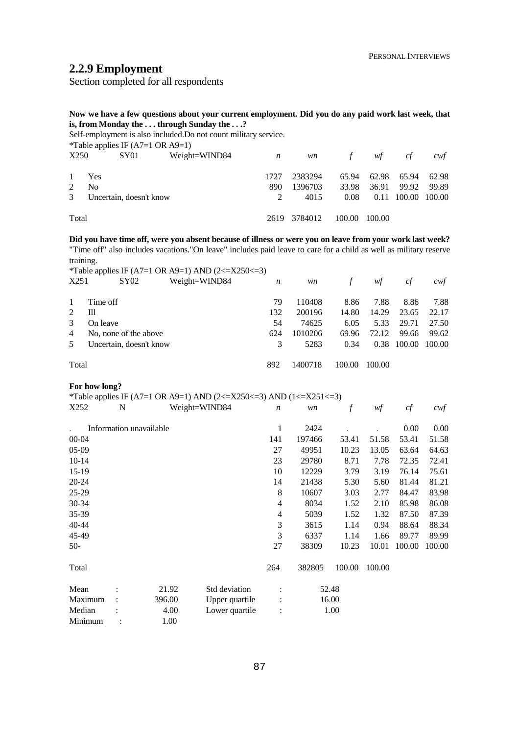## 2.2.9 Employment

Section completed for all respondents

**Now we have a few questions about your current employment. Did you do any paid work last week, that is, from Monday the . . . through Sunday the . . .?**

Self-employment is also included.Do not count military service.

*Table applies IF (A7=1 OR A9=1)

| X250 | SY01 | Weight=WIND84 | *n* | *wn* | *f* | *wf* | *cf* | *cwf* |
|---|---|---|---|---|---|---|---|---|
| 1 | Yes | | 1727 | 2383294 | 65.94 | 62.98 | 65.94 | 62.98 |
| 2 | No | | 890 | 1396703 | 33.98 | 36.91 | 99.92 | 99.89 |
| 3 | Uncertain, doesn't know | | 2 | 4015 | 0.08 | 0.11 | 100.00 | 100.00 |
| Total | | | 2619 | 3784012 | 100.00 | 100.00 | | |

**Did you have time off, were you absent because of illness or were you on leave from your work last week?**

"Time off" also includes vacations."On leave" includes paid leave to care for a child as well as military reserve training.

*Table applies IF (A7=1 OR A9=1) AND (2<=X250<=3)

| X251 | SY02 | Weight=WIND84 | *n* | *wn* | *f* | *wf* | *cf* | *cwf* |
|---|---|---|---|---|---|---|---|---|
| 1 | Time off | | 79 | 110408 | 8.86 | 7.88 | 8.86 | 7.88 |
| 2 | Ill | | 132 | 200196 | 14.80 | 14.29 | 23.65 | 22.17 |
| 3 | On leave | | 54 | 74625 | 6.05 | 5.33 | 29.71 | 27.50 |
| 4 | No, none of the above | | 624 | 1010206 | 69.96 | 72.12 | 99.66 | 99.62 |
| 5 | Uncertain, doesn't know | | 3 | 5283 | 0.34 | 0.38 | 100.00 | 100.00 |
| Total | | | 892 | 1400718 | 100.00 | 100.00 | | |

**For how long?**

*Table applies IF (A7=1 OR A9=1) AND (2<=X250<=3) AND (1<=X251<=3)

| X252 | N | Weight=WIND84 | *n* | *wn* | *f* | *wf* | *cf* | *cwf* |
|---|---|---|---|---|---|---|---|---|
| . | Information unavailable | | 1 | 2424 | . | . | 0.00 | 0.00 |
| 00-04 | | | 141 | 197466 | 53.41 | 51.58 | 53.41 | 51.58 |
| 05-09 | | | 27 | 49951 | 10.23 | 13.05 | 63.64 | 64.63 |
| 10-14 | | | 23 | 29780 | 8.71 | 7.78 | 72.35 | 72.41 |
| 15-19 | | | 10 | 12229 | 3.79 | 3.19 | 76.14 | 75.61 |
| 20-24 | | | 14 | 21438 | 5.30 | 5.60 | 81.44 | 81.21 |
| 25-29 | | | 8 | 10607 | 3.03 | 2.77 | 84.47 | 83.98 |
| 30-34 | | | 4 | 8034 | 1.52 | 2.10 | 85.98 | 86.08 |
| 35-39 | | | 4 | 5039 | 1.52 | 1.32 | 87.50 | 87.39 |
| 40-44 | | | 3 | 3615 | 1.14 | 0.94 | 88.64 | 88.34 |
| 45-49 | | | 3 | 6337 | 1.14 | 1.66 | 89.77 | 89.99 |
| 50- | | | 27 | 38309 | 10.23 | 10.01 | 100.00 | 100.00 |
| Total | | | 264 | 382805 | 100.00 | 100.00 | | |

| | | | | | |
|---|---|---|---|---|---|
| Mean | : | 21.92 | Std deviation | : | 52.48 |
| Maximum | : | 396.00 | Upper quartile | : | 16.00 |
| Median | : | 4.00 | Lower quartile | : | 1.00 |
| Minimum | : | 1.00 | | | |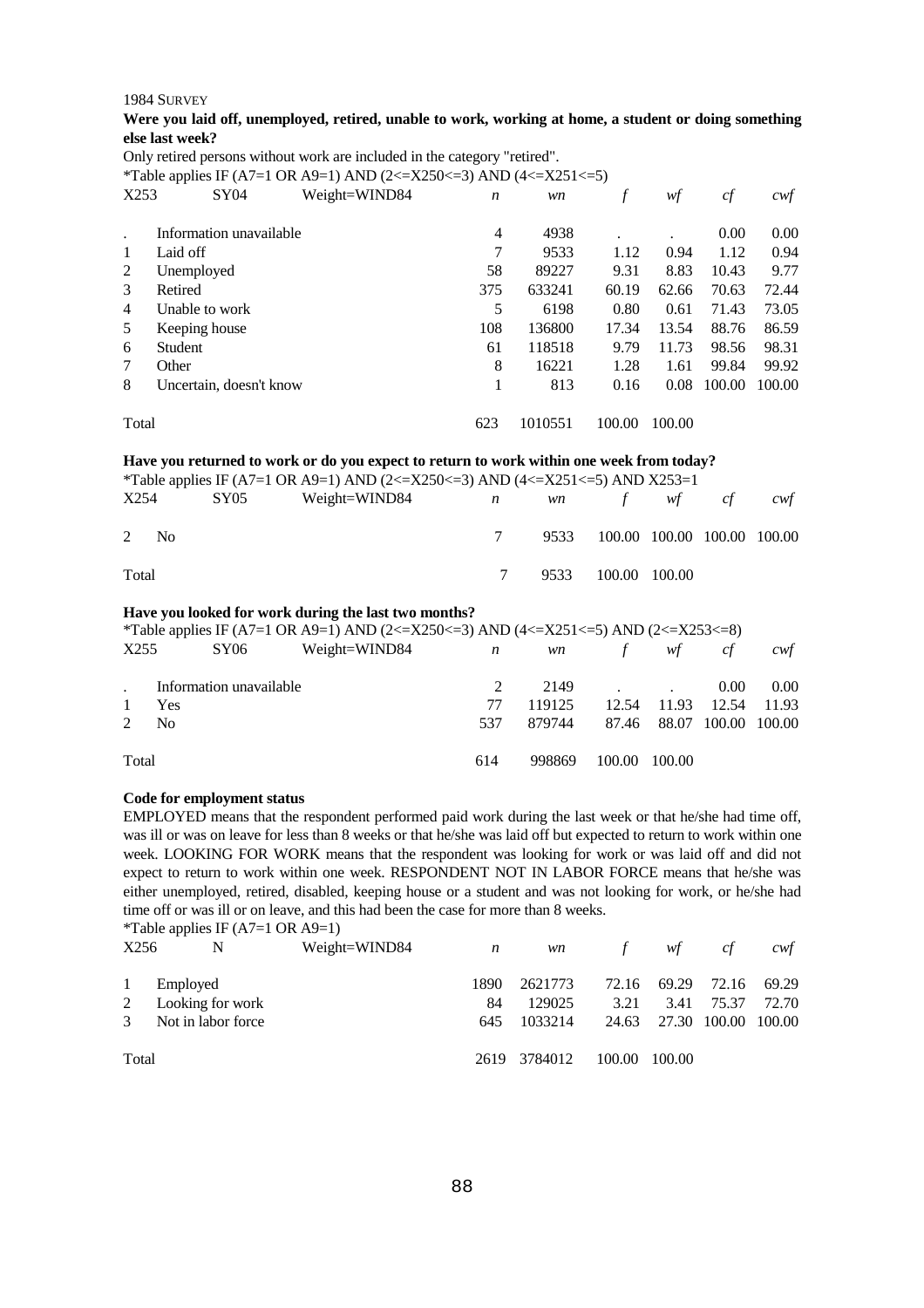1984 SURVEY

**Were you laid off, unemployed, retired, unable to work, working at home, a student or doing something else last week?**

Only retired persons without work are included in the category "retired".

*Table applies IF (A7=1 OR A9=1) AND (2<=X250<=3) AND (4<=X251<=5)

| X253 | SY04 | Weight=WIND84 | *n* | *wn* | *f* | *wf* | *cf* | *cwf* |
|---|---|---|---|---|---|---|---|---|
| . | Information unavailable | | 4 | 4938 | . | . | 0.00 | 0.00 |
| 1 | Laid off | | 7 | 9533 | 1.12 | 0.94 | 1.12 | 0.94 |
| 2 | Unemployed | | 58 | 89227 | 9.31 | 8.83 | 10.43 | 9.77 |
| 3 | Retired | | 375 | 633241 | 60.19 | 62.66 | 70.63 | 72.44 |
| 4 | Unable to work | | 5 | 6198 | 0.80 | 0.61 | 71.43 | 73.05 |
| 5 | Keeping house | | 108 | 136800 | 17.34 | 13.54 | 88.76 | 86.59 |
| 6 | Student | | 61 | 118518 | 9.79 | 11.73 | 98.56 | 98.31 |
| 7 | Other | | 8 | 16221 | 1.28 | 1.61 | 99.84 | 99.92 |
| 8 | Uncertain, doesn't know | | 1 | 813 | 0.16 | 0.08 | 100.00 | 100.00 |
| Total | | | 623 | 1010551 | 100.00 | 100.00 | | |

**Have you returned to work or do you expect to return to work within one week from today?**

*Table applies IF (A7=1 OR A9=1) AND (2<=X250<=3) AND (4<=X251<=5) AND X253=1

| X254 | SY05 | Weight=WIND84 | *n* | *wn* | *f* | *wf* | *cf* | *cwf* |
|---|---|---|---|---|---|---|---|---|
| 2 | No | | 7 | 9533 | 100.00 | 100.00 | 100.00 | 100.00 |
| Total | | | 7 | 9533 | 100.00 | 100.00 | | |

**Have you looked for work during the last two months?**

*Table applies IF (A7=1 OR A9=1) AND (2<=X250<=3) AND (4<=X251<=5) AND (2<=X253<=8)

| X255 | SY06 | Weight=WIND84 | *n* | *wn* | *f* | *wf* | *cf* | *cwf* |
|---|---|---|---|---|---|---|---|---|
| . | Information unavailable | | 2 | 2149 | . | . | 0.00 | 0.00 |
| 1 | Yes | | 77 | 119125 | 12.54 | 11.93 | 12.54 | 11.93 |
| 2 | No | | 537 | 879744 | 87.46 | 88.07 | 100.00 | 100.00 |
| Total | | | 614 | 998869 | 100.00 | 100.00 | | |

**Code for employment status**

EMPLOYED means that the respondent performed paid work during the last week or that he/she had time off, was ill or was on leave for less than 8 weeks or that he/she was laid off but expected to return to work within one week. LOOKING FOR WORK means that the respondent was looking for work or was laid off and did not expect to return to work within one week. RESPONDENT NOT IN LABOR FORCE means that he/she was either unemployed, retired, disabled, keeping house or a student and was not looking for work, or he/she had time off or was ill or on leave, and this had been the case for more than 8 weeks.

*Table applies IF (A7=1 OR A9=1)

| X256 | N | Weight=WIND84 | *n* | *wn* | *f* | *wf* | *cf* | *cwf* |
|---|---|---|---|---|---|---|---|---|
| 1 | Employed | | 1890 | 2621773 | 72.16 | 69.29 | 72.16 | 69.29 |
| 2 | Looking for work | | 84 | 129025 | 3.21 | 3.41 | 75.37 | 72.70 |
| 3 | Not in labor force | | 645 | 1033214 | 24.63 | 27.30 | 100.00 | 100.00 |
| Total | | | 2619 | 3784012 | 100.00 | 100.00 | | |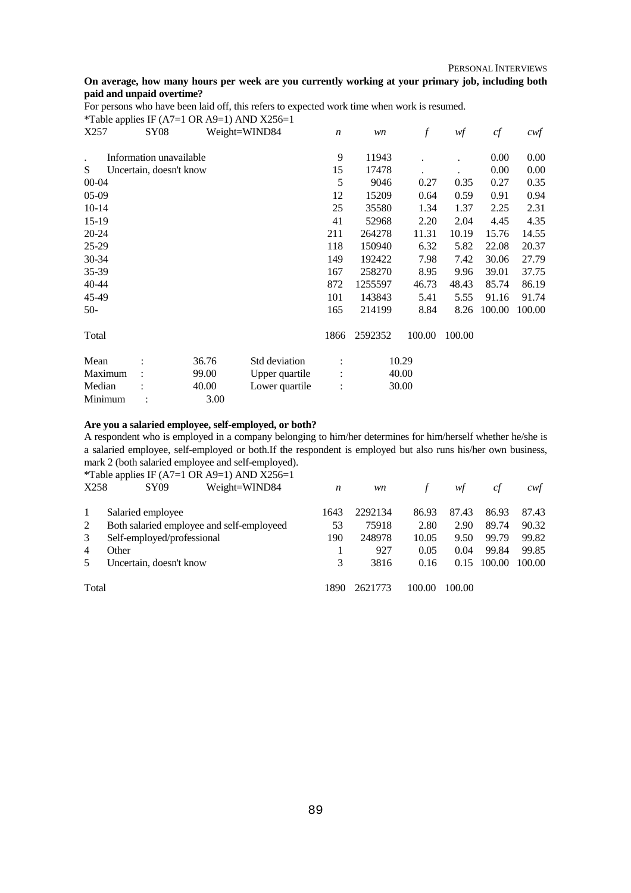**On average, how many hours per week are you currently working at your primary job, including both paid and unpaid overtime?**

For persons who have been laid off, this refers to expected work time when work is resumed.

*Table applies IF (A7=1 OR A9=1) AND X256=1

| X257 | SY08 | Weight=WIND84 | *n* | *wn* | *f* | *wf* | *cf* | *cwf* |
|---|---|---|---|---|---|---|---|---|
| . | Information unavailable | | 9 | 11943 | . | . | 0.00 | 0.00 |
| S | Uncertain, doesn't know | | 15 | 17478 | . | . | 0.00 | 0.00 |
| 00-04 | | | 5 | 9046 | 0.27 | 0.35 | 0.27 | 0.35 |
| 05-09 | | | 12 | 15209 | 0.64 | 0.59 | 0.91 | 0.94 |
| 10-14 | | | 25 | 35580 | 1.34 | 1.37 | 2.25 | 2.31 |
| 15-19 | | | 41 | 52968 | 2.20 | 2.04 | 4.45 | 4.35 |
| 20-24 | | | 211 | 264278 | 11.31 | 10.19 | 15.76 | 14.55 |
| 25-29 | | | 118 | 150940 | 6.32 | 5.82 | 22.08 | 20.37 |
| 30-34 | | | 149 | 192422 | 7.98 | 7.42 | 30.06 | 27.79 |
| 35-39 | | | 167 | 258270 | 8.95 | 9.96 | 39.01 | 37.75 |
| 40-44 | | | 872 | 1255597 | 46.73 | 48.43 | 85.74 | 86.19 |
| 45-49 | | | 101 | 143843 | 5.41 | 5.55 | 91.16 | 91.74 |
| 50- | | | 165 | 214199 | 8.84 | 8.26 | 100.00 | 100.00 |
| Total | | | 1866 | 2592352 | 100.00 | 100.00 | | |

| | | | | |
|---|---|---|---|---|
| Mean | : 36.76 | Std deviation | : | 10.29 |
| Maximum | : 99.00 | Upper quartile | : | 40.00 |
| Median | : 40.00 | Lower quartile | : | 30.00 |
| Minimum | : 3.00 | | | |

**Are you a salaried employee, self-employed, or both?**

A respondent who is employed in a company belonging to him/her determines for him/herself whether he/she is a salaried employee, self-employed or both.If the respondent is employed but also runs his/her own business, mark 2 (both salaried employee and self-employed).

*Table applies IF (A7=1 OR A9=1) AND X256=1

| X258 | SY09 Weight=WIND84 | *n* | *wn* | *f* | *wf* | *cf* | *cwf* |
|---|---|---|---|---|---|---|---|
| 1 | Salaried employee | 1643 | 2292134 | 86.93 | 87.43 | 86.93 | 87.43 |
| 2 | Both salaried employee and self-employeed | 53 | 75918 | 2.80 | 2.90 | 89.74 | 90.32 |
| 3 | Self-employed/professional | 190 | 248978 | 10.05 | 9.50 | 99.79 | 99.82 |
| 4 | Other | 1 | 927 | 0.05 | 0.04 | 99.84 | 99.85 |
| 5 | Uncertain, doesn't know | 3 | 3816 | 0.16 | 0.15 | 100.00 | 100.00 |
| Total | | 1890 | 2621773 | 100.00 | 100.00 | | |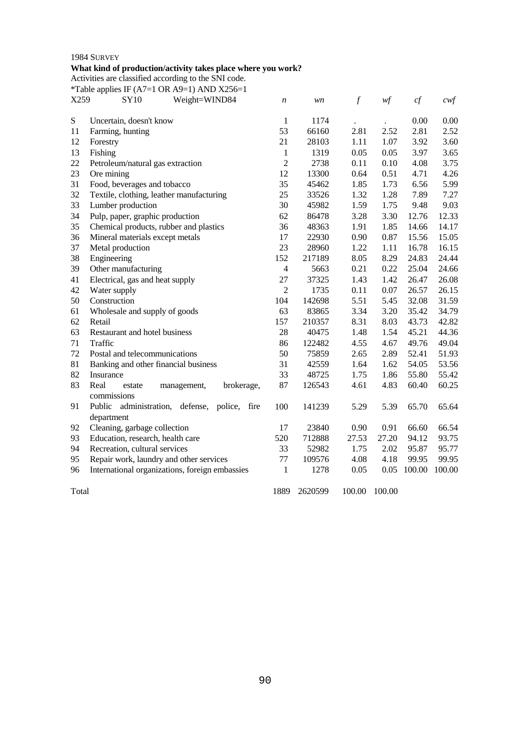1984 SURVEY

**What kind of production/activity takes place where you work?**

Activities are classified according to the SNI code.

*Table applies IF (A7=1 OR A9=1) AND X256=1

| X259 | SY10 Weight=WIND84 | *n* | *wn* | *f* | *wf* | *cf* | *cwf* |
|---|---|---|---|---|---|---|---|
| S | Uncertain, doesn't know | 1 | 1174 | . | . | 0.00 | 0.00 |
| 11 | Farming, hunting | 53 | 66160 | 2.81 | 2.52 | 2.81 | 2.52 |
| 12 | Forestry | 21 | 28103 | 1.11 | 1.07 | 3.92 | 3.60 |
| 13 | Fishing | 1 | 1319 | 0.05 | 0.05 | 3.97 | 3.65 |
| 22 | Petroleum/natural gas extraction | 2 | 2738 | 0.11 | 0.10 | 4.08 | 3.75 |
| 23 | Ore mining | 12 | 13300 | 0.64 | 0.51 | 4.71 | 4.26 |
| 31 | Food, beverages and tobacco | 35 | 45462 | 1.85 | 1.73 | 6.56 | 5.99 |
| 32 | Textile, clothing, leather manufacturing | 25 | 33526 | 1.32 | 1.28 | 7.89 | 7.27 |
| 33 | Lumber production | 30 | 45982 | 1.59 | 1.75 | 9.48 | 9.03 |
| 34 | Pulp, paper, graphic production | 62 | 86478 | 3.28 | 3.30 | 12.76 | 12.33 |
| 35 | Chemical products, rubber and plastics | 36 | 48363 | 1.91 | 1.85 | 14.66 | 14.17 |
| 36 | Mineral materials except metals | 17 | 22930 | 0.90 | 0.87 | 15.56 | 15.05 |
| 37 | Metal production | 23 | 28960 | 1.22 | 1.11 | 16.78 | 16.15 |
| 38 | Engineering | 152 | 217189 | 8.05 | 8.29 | 24.83 | 24.44 |
| 39 | Other manufacturing | 4 | 5663 | 0.21 | 0.22 | 25.04 | 24.66 |
| 41 | Electrical, gas and heat supply | 27 | 37325 | 1.43 | 1.42 | 26.47 | 26.08 |
| 42 | Water supply | 2 | 1735 | 0.11 | 0.07 | 26.57 | 26.15 |
| 50 | Construction | 104 | 142698 | 5.51 | 5.45 | 32.08 | 31.59 |
| 61 | Wholesale and supply of goods | 63 | 83865 | 3.34 | 3.20 | 35.42 | 34.79 |
| 62 | Retail | 157 | 210357 | 8.31 | 8.03 | 43.73 | 42.82 |
| 63 | Restaurant and hotel business | 28 | 40475 | 1.48 | 1.54 | 45.21 | 44.36 |
| 71 | Traffic | 86 | 122482 | 4.55 | 4.67 | 49.76 | 49.04 |
| 72 | Postal and telecommunications | 50 | 75859 | 2.65 | 2.89 | 52.41 | 51.93 |
| 81 | Banking and other financial business | 31 | 42559 | 1.64 | 1.62 | 54.05 | 53.56 |
| 82 | Insurance | 33 | 48725 | 1.75 | 1.86 | 55.80 | 55.42 |
| 83 | Real estate management, brokerage, commissions | 87 | 126543 | 4.61 | 4.83 | 60.40 | 60.25 |
| 91 | Public administration, defense, police, fire department | 100 | 141239 | 5.29 | 5.39 | 65.70 | 65.64 |
| 92 | Cleaning, garbage collection | 17 | 23840 | 0.90 | 0.91 | 66.60 | 66.54 |
| 93 | Education, research, health care | 520 | 712888 | 27.53 | 27.20 | 94.12 | 93.75 |
| 94 | Recreation, cultural services | 33 | 52982 | 1.75 | 2.02 | 95.87 | 95.77 |
| 95 | Repair work, laundry and other services | 77 | 109576 | 4.08 | 4.18 | 99.95 | 99.95 |
| 96 | International organizations, foreign embassies | 1 | 1278 | 0.05 | 0.05 | 100.00 | 100.00 |
| Total | | 1889 | 2620599 | 100.00 | 100.00 | | |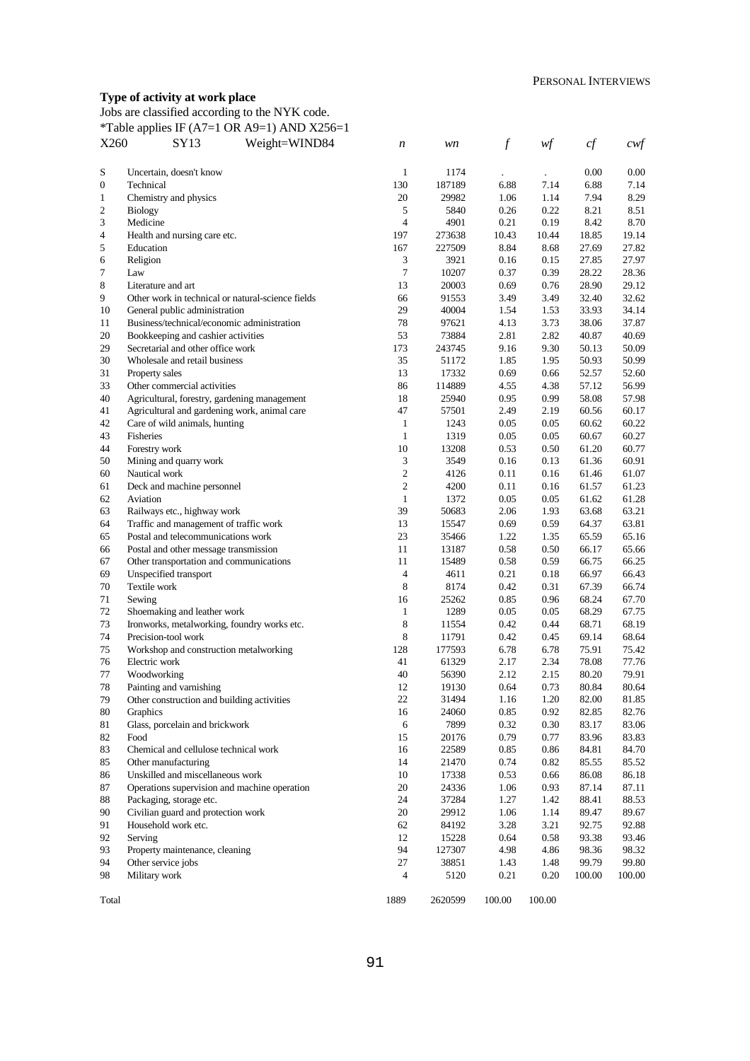**Type of activity at work place**

Jobs are classified according to the NYK code.

*Table applies IF (A7=1 OR A9=1) AND X256=1

| X260 | SY13 Weight=WIND84 | *n* | *wn* | *f* | *wf* | *cf* | *cwf* |
|---|---|---|---|---|---|---|---|
| S | Uncertain, doesn't know | 1 | 1174 | . | . | 0.00 | 0.00 |
| 0 | Technical | 130 | 187189 | 6.88 | 7.14 | 6.88 | 7.14 |
| 1 | Chemistry and physics | 20 | 29982 | 1.06 | 1.14 | 7.94 | 8.29 |
| 2 | Biology | 5 | 5840 | 0.26 | 0.22 | 8.21 | 8.51 |
| 3 | Medicine | 4 | 4901 | 0.21 | 0.19 | 8.42 | 8.70 |
| 4 | Health and nursing care etc. | 197 | 273638 | 10.43 | 10.44 | 18.85 | 19.14 |
| 5 | Education | 167 | 227509 | 8.84 | 8.68 | 27.69 | 27.82 |
| 6 | Religion | 3 | 3921 | 0.16 | 0.15 | 27.85 | 27.97 |
| 7 | Law | 7 | 10207 | 0.37 | 0.39 | 28.22 | 28.36 |
| 8 | Literature and art | 13 | 20003 | 0.69 | 0.76 | 28.90 | 29.12 |
| 9 | Other work in technical or natural-science fields | 66 | 91553 | 3.49 | 3.49 | 32.40 | 32.62 |
| 10 | General public administration | 29 | 40004 | 1.54 | 1.53 | 33.93 | 34.14 |
| 11 | Business/technical/economic administration | 78 | 97621 | 4.13 | 3.73 | 38.06 | 37.87 |
| 20 | Bookkeeping and cashier activities | 53 | 73884 | 2.81 | 2.82 | 40.87 | 40.69 |
| 29 | Secretarial and other office work | 173 | 243745 | 9.16 | 9.30 | 50.13 | 50.09 |
| 30 | Wholesale and retail business | 35 | 51172 | 1.85 | 1.95 | 50.93 | 50.99 |
| 31 | Property sales | 13 | 17332 | 0.69 | 0.66 | 52.57 | 52.60 |
| 33 | Other commercial activities | 86 | 114889 | 4.55 | 4.38 | 57.12 | 56.99 |
| 40 | Agricultural, forestry, gardening management | 18 | 25940 | 0.95 | 0.99 | 58.08 | 57.98 |
| 41 | Agricultural and gardening work, animal care | 47 | 57501 | 2.49 | 2.19 | 60.56 | 60.17 |
| 42 | Care of wild animals, hunting | 1 | 1243 | 0.05 | 0.05 | 60.62 | 60.22 |
| 43 | Fisheries | 1 | 1319 | 0.05 | 0.05 | 60.67 | 60.27 |
| 44 | Forestry work | 10 | 13208 | 0.53 | 0.50 | 61.20 | 60.77 |
| 50 | Mining and quarry work | 3 | 3549 | 0.16 | 0.13 | 61.36 | 60.91 |
| 60 | Nautical work | 2 | 4126 | 0.11 | 0.16 | 61.46 | 61.07 |
| 61 | Deck and machine personnel | 2 | 4200 | 0.11 | 0.16 | 61.57 | 61.23 |
| 62 | Aviation | 1 | 1372 | 0.05 | 0.05 | 61.62 | 61.28 |
| 63 | Railways etc., highway work | 39 | 50683 | 2.06 | 1.93 | 63.68 | 63.21 |
| 64 | Traffic and management of traffic work | 13 | 15547 | 0.69 | 0.59 | 64.37 | 63.81 |
| 65 | Postal and telecommunications work | 23 | 35466 | 1.22 | 1.35 | 65.59 | 65.16 |
| 66 | Postal and other message transmission | 11 | 13187 | 0.58 | 0.50 | 66.17 | 65.66 |
| 67 | Other transportation and communications | 11 | 15489 | 0.58 | 0.59 | 66.75 | 66.25 |
| 69 | Unspecified transport | 4 | 4611 | 0.21 | 0.18 | 66.97 | 66.43 |
| 70 | Textile work | 8 | 8174 | 0.42 | 0.31 | 67.39 | 66.74 |
| 71 | Sewing | 16 | 25262 | 0.85 | 0.96 | 68.24 | 67.70 |
| 72 | Shoemaking and leather work | 1 | 1289 | 0.05 | 0.05 | 68.29 | 67.75 |
| 73 | Ironworks, metalworking, foundry works etc. | 8 | 11554 | 0.42 | 0.44 | 68.71 | 68.19 |
| 74 | Precision-tool work | 8 | 11791 | 0.42 | 0.45 | 69.14 | 68.64 |
| 75 | Workshop and construction metalworking | 128 | 177593 | 6.78 | 6.78 | 75.91 | 75.42 |
| 76 | Electric work | 41 | 61329 | 2.17 | 2.34 | 78.08 | 77.76 |
| 77 | Woodworking | 40 | 56390 | 2.12 | 2.15 | 80.20 | 79.91 |
| 78 | Painting and varnishing | 12 | 19130 | 0.64 | 0.73 | 80.84 | 80.64 |
| 79 | Other construction and building activities | 22 | 31494 | 1.16 | 1.20 | 82.00 | 81.85 |
| 80 | Graphics | 16 | 24060 | 0.85 | 0.92 | 82.85 | 82.76 |
| 81 | Glass, porcelain and brickwork | 6 | 7899 | 0.32 | 0.30 | 83.17 | 83.06 |
| 82 | Food | 15 | 20176 | 0.79 | 0.77 | 83.96 | 83.83 |
| 83 | Chemical and cellulose technical work | 16 | 22589 | 0.85 | 0.86 | 84.81 | 84.70 |
| 85 | Other manufacturing | 14 | 21470 | 0.74 | 0.82 | 85.55 | 85.52 |
| 86 | Unskilled and miscellaneous work | 10 | 17338 | 0.53 | 0.66 | 86.08 | 86.18 |
| 87 | Operations supervision and machine operation | 20 | 24336 | 1.06 | 0.93 | 87.14 | 87.11 |
| 88 | Packaging, storage etc. | 24 | 37284 | 1.27 | 1.42 | 88.41 | 88.53 |
| 90 | Civilian guard and protection work | 20 | 29912 | 1.06 | 1.14 | 89.47 | 89.67 |
| 91 | Household work etc. | 62 | 84192 | 3.28 | 3.21 | 92.75 | 92.88 |
| 92 | Serving | 12 | 15228 | 0.64 | 0.58 | 93.38 | 93.46 |
| 93 | Property maintenance, cleaning | 94 | 127307 | 4.98 | 4.86 | 98.36 | 98.32 |
| 94 | Other service jobs | 27 | 38851 | 1.43 | 1.48 | 99.79 | 99.80 |
| 98 | Military work | 4 | 5120 | 0.21 | 0.20 | 100.00 | 100.00 |
| Total | | 1889 | 2620599 | 100.00 | 100.00 | | |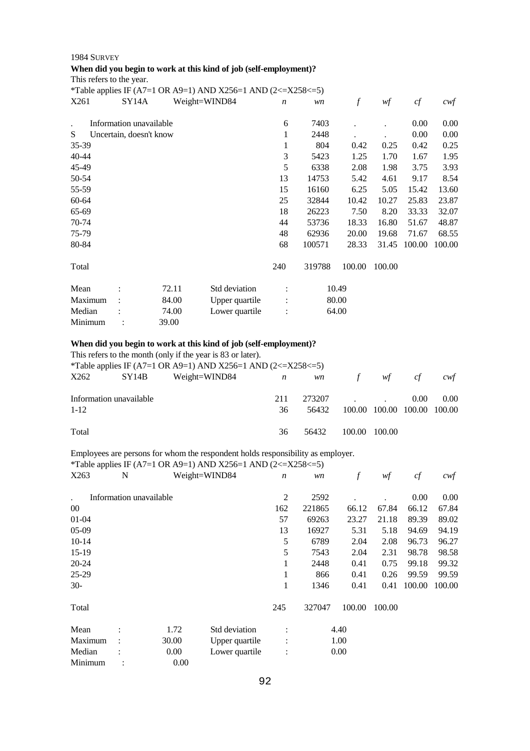1984 SURVEY

**When did you begin to work at this kind of job (self-employment)?**

This refers to the year.

*Table applies IF (A7=1 OR A9=1) AND X256=1 AND (2<=X258<=5)

| X261 | SY14A Weight=WIND84 | *n* | *wn* | *f* | *wf* | *cf* | *cwf* |
|---|---|---|---|---|---|---|---|
| . | Information unavailable | 6 | 7403 | . | . | 0.00 | 0.00 |
| S | Uncertain, doesn't know | 1 | 2448 | . | . | 0.00 | 0.00 |
| 35-39 | | 1 | 804 | 0.42 | 0.25 | 0.42 | 0.25 |
| 40-44 | | 3 | 5423 | 1.25 | 1.70 | 1.67 | 1.95 |
| 45-49 | | 5 | 6338 | 2.08 | 1.98 | 3.75 | 3.93 |
| 50-54 | | 13 | 14753 | 5.42 | 4.61 | 9.17 | 8.54 |
| 55-59 | | 15 | 16160 | 6.25 | 5.05 | 15.42 | 13.60 |
| 60-64 | | 25 | 32844 | 10.42 | 10.27 | 25.83 | 23.87 |
| 65-69 | | 18 | 26223 | 7.50 | 8.20 | 33.33 | 32.07 |
| 70-74 | | 44 | 53736 | 18.33 | 16.80 | 51.67 | 48.87 |
| 75-79 | | 48 | 62936 | 20.00 | 19.68 | 71.67 | 68.55 |
| 80-84 | | 68 | 100571 | 28.33 | 31.45 | 100.00 | 100.00 |
| Total | | 240 | 319788 | 100.00 | 100.00 | | |

| | | | | | |
|---|---|---|---|---|---|
| Mean | : | 72.11 | Std deviation | : | 10.49 |
| Maximum | : | 84.00 | Upper quartile | : | 80.00 |
| Median | : | 74.00 | Lower quartile | : | 64.00 |
| Minimum | : | 39.00 | | | |

**When did you begin to work at this kind of job (self-employment)?**

This refers to the month (only if the year is 83 or later).

*Table applies IF (A7=1 OR A9=1) AND X256=1 AND (2<=X258<=5)

| X262 | SY14B Weight=WIND84 | *n* | *wn* | *f* | *wf* | *cf* | *cwf* |
|---|---|---|---|---|---|---|---|
| Information unavailable | | 211 | 273207 | . | . | 0.00 | 0.00 |
| 1-12 | | 36 | 56432 | 100.00 | 100.00 | 100.00 | 100.00 |
| Total | | 36 | 56432 | 100.00 | 100.00 | | |

Employees are persons for whom the respondent holds responsibility as employer.

*Table applies IF (A7=1 OR A9=1) AND X256=1 AND (2<=X258<=5)

| X263 | N Weight=WIND84 | *n* | *wn* | *f* | *wf* | *cf* | *cwf* |
|---|---|---|---|---|---|---|---|
| . | Information unavailable | 2 | 2592 | . | . | 0.00 | 0.00 |
| 00 | | 162 | 221865 | 66.12 | 67.84 | 66.12 | 67.84 |
| 01-04 | | 57 | 69263 | 23.27 | 21.18 | 89.39 | 89.02 |
| 05-09 | | 13 | 16927 | 5.31 | 5.18 | 94.69 | 94.19 |
| 10-14 | | 5 | 6789 | 2.04 | 2.08 | 96.73 | 96.27 |
| 15-19 | | 5 | 7543 | 2.04 | 2.31 | 98.78 | 98.58 |
| 20-24 | | 1 | 2448 | 0.41 | 0.75 | 99.18 | 99.32 |
| 25-29 | | 1 | 866 | 0.41 | 0.26 | 99.59 | 99.59 |
| 30- | | 1 | 1346 | 0.41 | 0.41 | 100.00 | 100.00 |
| Total | | 245 | 327047 | 100.00 | 100.00 | | |

| | | | | | |
|---|---|---|---|---|---|
| Mean | : | 1.72 | Std deviation | : | 4.40 |
| Maximum | : | 30.00 | Upper quartile | : | 1.00 |
| Median | : | 0.00 | Lower quartile | : | 0.00 |
| Minimum | : | 0.00 | | | |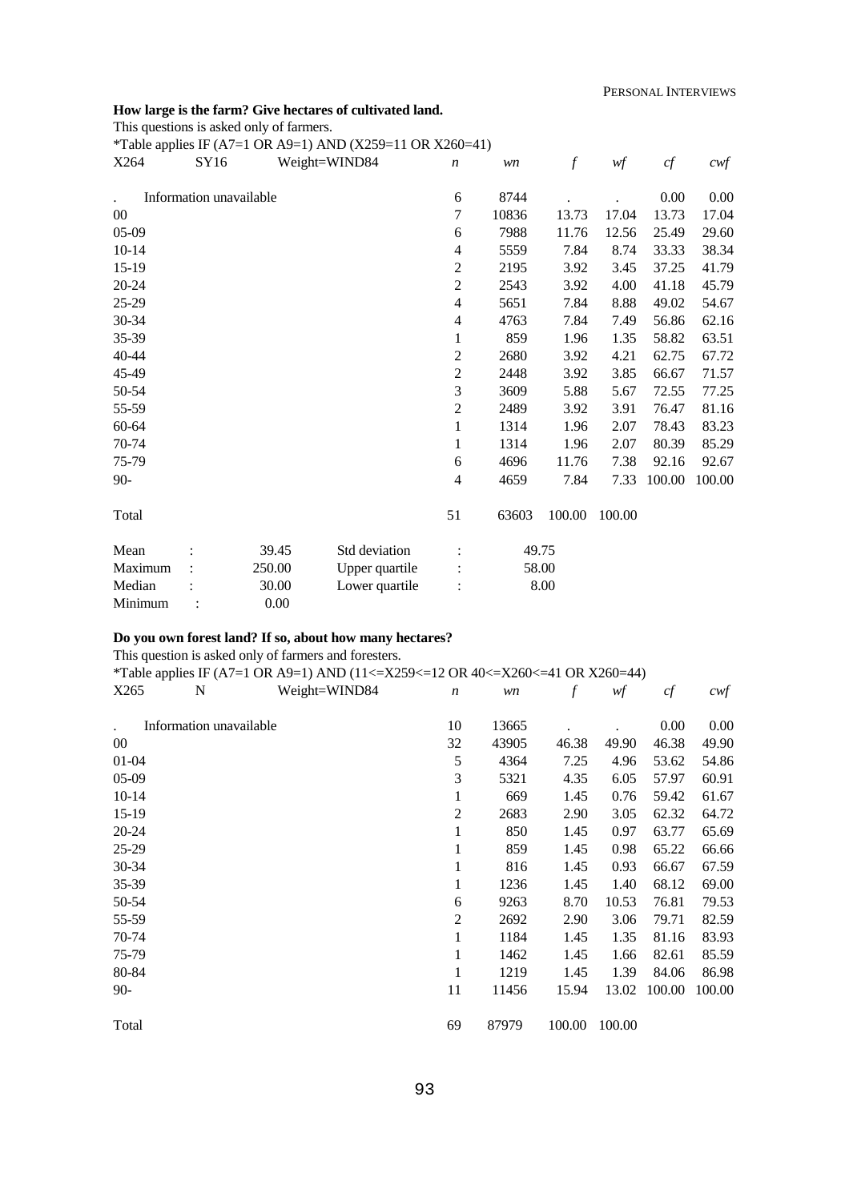**How large is the farm? Give hectares of cultivated land.**

This questions is asked only of farmers.

*Table applies IF (A7=1 OR A9=1) AND (X259=11 OR X260=41)

| X264 | SY16 Weight=WIND84 | *n* | *wn* | *f* | *wf* | *cf* | *cwf* |
|---|---|---|---|---|---|---|---|
| . | Information unavailable | 6 | 8744 | . | . | 0.00 | 0.00 |
| 00 | | 7 | 10836 | 13.73 | 17.04 | 13.73 | 17.04 |
| 05-09 | | 6 | 7988 | 11.76 | 12.56 | 25.49 | 29.60 |
| 10-14 | | 4 | 5559 | 7.84 | 8.74 | 33.33 | 38.34 |
| 15-19 | | 2 | 2195 | 3.92 | 3.45 | 37.25 | 41.79 |
| 20-24 | | 2 | 2543 | 3.92 | 4.00 | 41.18 | 45.79 |
| 25-29 | | 4 | 5651 | 7.84 | 8.88 | 49.02 | 54.67 |
| 30-34 | | 4 | 4763 | 7.84 | 7.49 | 56.86 | 62.16 |
| 35-39 | | 1 | 859 | 1.96 | 1.35 | 58.82 | 63.51 |
| 40-44 | | 2 | 2680 | 3.92 | 4.21 | 62.75 | 67.72 |
| 45-49 | | 2 | 2448 | 3.92 | 3.85 | 66.67 | 71.57 |
| 50-54 | | 3 | 3609 | 5.88 | 5.67 | 72.55 | 77.25 |
| 55-59 | | 2 | 2489 | 3.92 | 3.91 | 76.47 | 81.16 |
| 60-64 | | 1 | 1314 | 1.96 | 2.07 | 78.43 | 83.23 |
| 70-74 | | 1 | 1314 | 1.96 | 2.07 | 80.39 | 85.29 |
| 75-79 | | 6 | 4696 | 11.76 | 7.38 | 92.16 | 92.67 |
| 90- | | 4 | 4659 | 7.84 | 7.33 | 100.00 | 100.00 |
| Total | | 51 | 63603 | 100.00 | 100.00 | | |

| | | | | |
|---|---|---|---|---|
| Mean | : 39.45 | Std deviation | : | 49.75 |
| Maximum | : 250.00 | Upper quartile | : | 58.00 |
| Median | : 30.00 | Lower quartile | : | 8.00 |
| Minimum | : 0.00 | | | |

**Do you own forest land? If so, about how many hectares?**

This question is asked only of farmers and foresters.

*Table applies IF (A7=1 OR A9=1) AND (11<=X259<=12 OR 40<=X260<=41 OR X260=44)

| X265 | N Weight=WIND84 | *n* | *wn* | *f* | *wf* | *cf* | *cwf* |
|---|---|---|---|---|---|---|---|
| . | Information unavailable | 10 | 13665 | . | . | 0.00 | 0.00 |
| 00 | | 32 | 43905 | 46.38 | 49.90 | 46.38 | 49.90 |
| 01-04 | | 5 | 4364 | 7.25 | 4.96 | 53.62 | 54.86 |
| 05-09 | | 3 | 5321 | 4.35 | 6.05 | 57.97 | 60.91 |
| 10-14 | | 1 | 669 | 1.45 | 0.76 | 59.42 | 61.67 |
| 15-19 | | 2 | 2683 | 2.90 | 3.05 | 62.32 | 64.72 |
| 20-24 | | 1 | 850 | 1.45 | 0.97 | 63.77 | 65.69 |
| 25-29 | | 1 | 859 | 1.45 | 0.98 | 65.22 | 66.66 |
| 30-34 | | 1 | 816 | 1.45 | 0.93 | 66.67 | 67.59 |
| 35-39 | | 1 | 1236 | 1.45 | 1.40 | 68.12 | 69.00 |
| 50-54 | | 6 | 9263 | 8.70 | 10.53 | 76.81 | 79.53 |
| 55-59 | | 2 | 2692 | 2.90 | 3.06 | 79.71 | 82.59 |
| 70-74 | | 1 | 1184 | 1.45 | 1.35 | 81.16 | 83.93 |
| 75-79 | | 1 | 1462 | 1.45 | 1.66 | 82.61 | 85.59 |
| 80-84 | | 1 | 1219 | 1.45 | 1.39 | 84.06 | 86.98 |
| 90- | | 11 | 11456 | 15.94 | 13.02 | 100.00 | 100.00 |
| Total | | 69 | 87979 | 100.00 | 100.00 | | |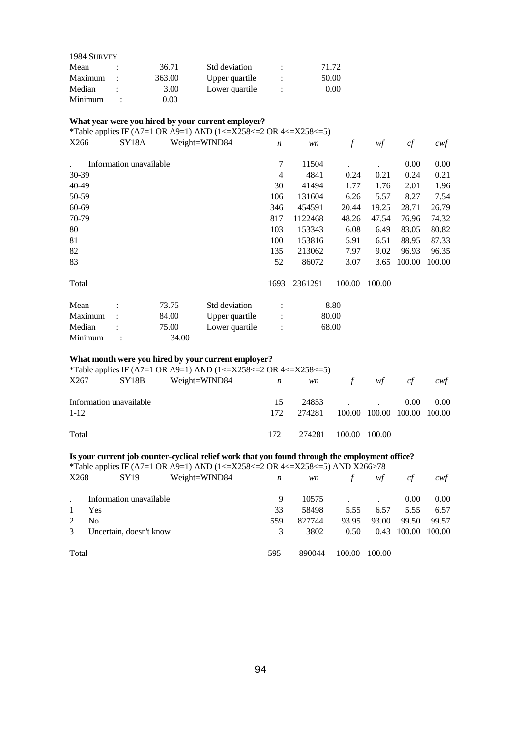1984 SURVEY

| | | | | |
|---|---|---|---|---|
| Mean | : 36.71 | Std deviation | : | 71.72 |
| Maximum | : 363.00 | Upper quartile | : | 50.00 |
| Median | : 3.00 | Lower quartile | : | 0.00 |
| Minimum | : 0.00 | | | |

**What year were you hired by your current employer?**

*Table applies IF (A7=1 OR A9=1) AND (1<=X258<=2 OR 4<=X258<=5)

| X266 | SY18A Weight=WIND84 | *n* | *wn* | *f* | *wf* | *cf* | *cwf* |
|---|---|---|---|---|---|---|---|
| . | Information unavailable | 7 | 11504 | . | . | 0.00 | 0.00 |
| 30-39 | | 4 | 4841 | 0.24 | 0.21 | 0.24 | 0.21 |
| 40-49 | | 30 | 41494 | 1.77 | 1.76 | 2.01 | 1.96 |
| 50-59 | | 106 | 131604 | 6.26 | 5.57 | 8.27 | 7.54 |
| 60-69 | | 346 | 454591 | 20.44 | 19.25 | 28.71 | 26.79 |
| 70-79 | | 817 | 1122468 | 48.26 | 47.54 | 76.96 | 74.32 |
| 80 | | 103 | 153343 | 6.08 | 6.49 | 83.05 | 80.82 |
| 81 | | 100 | 153816 | 5.91 | 6.51 | 88.95 | 87.33 |
| 82 | | 135 | 213062 | 7.97 | 9.02 | 96.93 | 96.35 |
| 83 | | 52 | 86072 | 3.07 | 3.65 | 100.00 | 100.00 |
| Total | | 1693 | 2361291 | 100.00 | 100.00 | | |

| | | | | |
|---|---|---|---|---|
| Mean | : 73.75 | Std deviation | : | 8.80 |
| Maximum | : 84.00 | Upper quartile | : | 80.00 |
| Median | : 75.00 | Lower quartile | : | 68.00 |
| Minimum | : 34.00 | | | |

**What month were you hired by your current employer?**

*Table applies IF (A7=1 OR A9=1) AND (1<=X258<=2 OR 4<=X258<=5)

| X267 | SY18B Weight=WIND84 | *n* | *wn* | *f* | *wf* | *cf* | *cwf* |
|---|---|---|---|---|---|---|---|
| Information unavailable | | 15 | 24853 | . | . | 0.00 | 0.00 |
| 1-12 | | 172 | 274281 | 100.00 | 100.00 | 100.00 | 100.00 |
| Total | | 172 | 274281 | 100.00 | 100.00 | | |

**Is your current job counter-cyclical relief work that you found through the employment office?**

*Table applies IF (A7=1 OR A9=1) AND (1<=X258<=2 OR 4<=X258<=5) AND X266>78

| X268 | SY19 Weight=WIND84 | *n* | *wn* | *f* | *wf* | *cf* | *cwf* |
|---|---|---|---|---|---|---|---|
| . | Information unavailable | 9 | 10575 | . | . | 0.00 | 0.00 |
| 1 | Yes | 33 | 58498 | 5.55 | 6.57 | 5.55 | 6.57 |
| 2 | No | 559 | 827744 | 93.95 | 93.00 | 99.50 | 99.57 |
| 3 | Uncertain, doesn't know | 3 | 3802 | 0.50 | 0.43 | 100.00 | 100.00 |
| Total | | 595 | 890044 | 100.00 | 100.00 | | |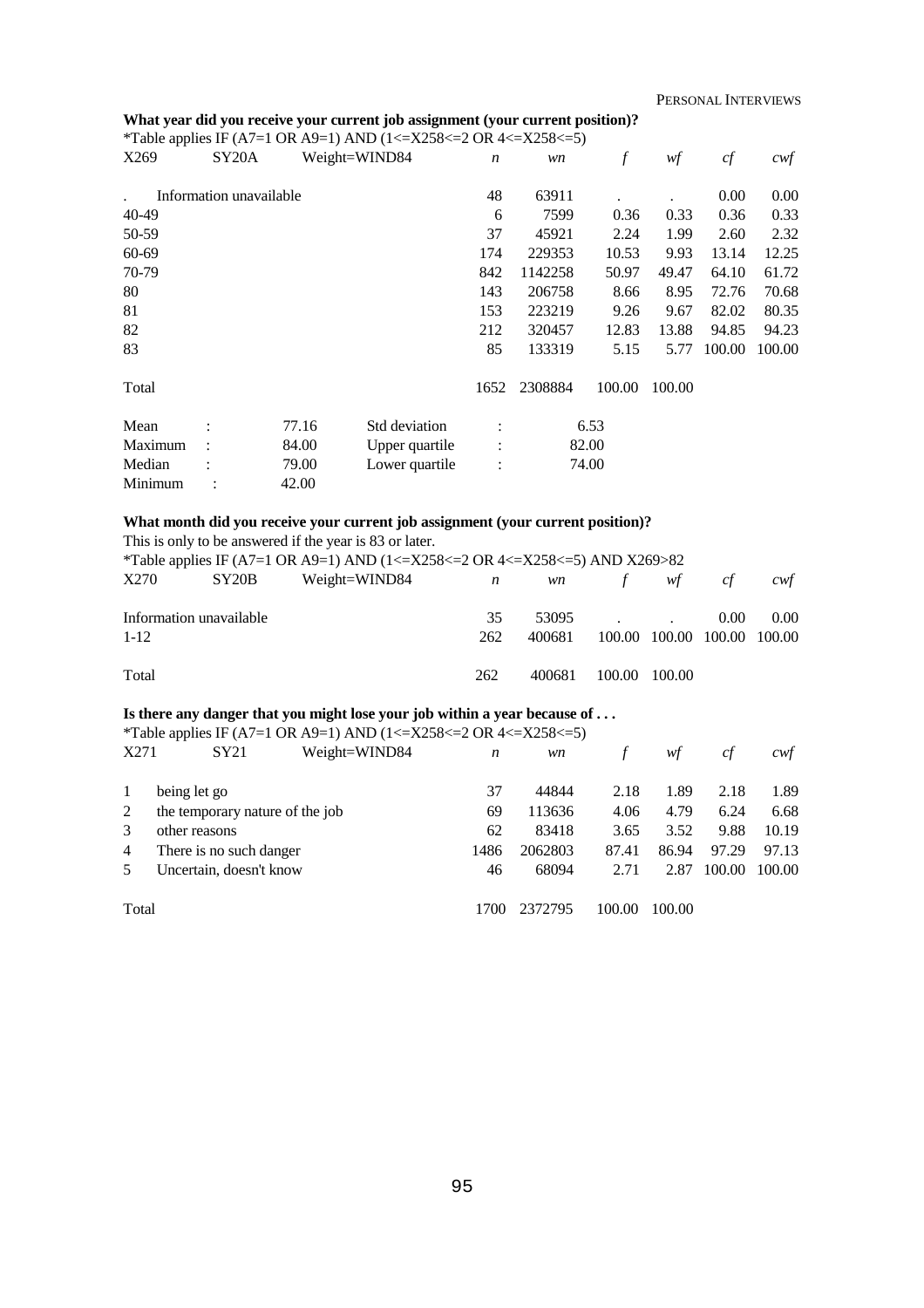**What year did you receive your current job assignment (your current position)?**

*Table applies IF (A7=1 OR A9=1) AND (1<=X258<=2 OR 4<=X258<=5)

| X269 | SY20A | Weight=WIND84 | *n* | *wn* | *f* | *wf* | *cf* | *cwf* |
|---|---|---|---|---|---|---|---|---|
| . | Information unavailable | | 48 | 63911 | . | . | 0.00 | 0.00 |
| 40-49 | | | 6 | 7599 | 0.36 | 0.33 | 0.36 | 0.33 |
| 50-59 | | | 37 | 45921 | 2.24 | 1.99 | 2.60 | 2.32 |
| 60-69 | | | 174 | 229353 | 10.53 | 9.93 | 13.14 | 12.25 |
| 70-79 | | | 842 | 1142258 | 50.97 | 49.47 | 64.10 | 61.72 |
| 80 | | | 143 | 206758 | 8.66 | 8.95 | 72.76 | 70.68 |
| 81 | | | 153 | 223219 | 9.26 | 9.67 | 82.02 | 80.35 |
| 82 | | | 212 | 320457 | 12.83 | 13.88 | 94.85 | 94.23 |
| 83 | | | 85 | 133319 | 5.15 | 5.77 | 100.00 | 100.00 |
| Total | | | 1652 | 2308884 | 100.00 | 100.00 | | |

| | | | | | |
|---|---|---|---|---|---|
| Mean | : | 77.16 | Std deviation | : | 6.53 |
| Maximum | : | 84.00 | Upper quartile | : | 82.00 |
| Median | : | 79.00 | Lower quartile | : | 74.00 |
| Minimum | : | 42.00 | | | |

**What month did you receive your current job assignment (your current position)?**

This is only to be answered if the year is 83 or later.

*Table applies IF (A7=1 OR A9=1) AND (1<=X258<=2 OR 4<=X258<=5) AND X269>82

| X270 | SY20B | Weight=WIND84 | *n* | *wn* | *f* | *wf* | *cf* | *cwf* |
|---|---|---|---|---|---|---|---|---|
| Information unavailable | | | 35 | 53095 | . | . | 0.00 | 0.00 |
| 1-12 | | | 262 | 400681 | 100.00 | 100.00 | 100.00 | 100.00 |
| Total | | | 262 | 400681 | 100.00 | 100.00 | | |

**Is there any danger that you might lose your job within a year because of . . .**

*Table applies IF (A7=1 OR A9=1) AND (1<=X258<=2 OR 4<=X258<=5)

| X271 | SY21 | Weight=WIND84 | *n* | *wn* | *f* | *wf* | *cf* | *cwf* |
|---|---|---|---|---|---|---|---|---|
| 1 | being let go | | 37 | 44844 | 2.18 | 1.89 | 2.18 | 1.89 |
| 2 | the temporary nature of the job | | 69 | 113636 | 4.06 | 4.79 | 6.24 | 6.68 |
| 3 | other reasons | | 62 | 83418 | 3.65 | 3.52 | 9.88 | 10.19 |
| 4 | There is no such danger | | 1486 | 2062803 | 87.41 | 86.94 | 97.29 | 97.13 |
| 5 | Uncertain, doesn't know | | 46 | 68094 | 2.71 | 2.87 | 100.00 | 100.00 |
| Total | | | 1700 | 2372795 | 100.00 | 100.00 | | |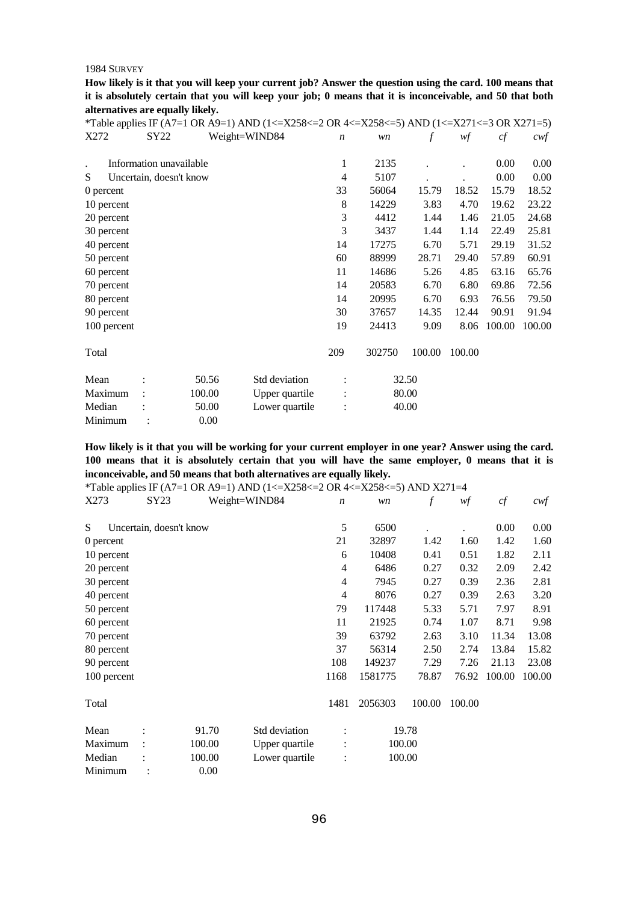1984 SURVEY

**How likely is it that you will keep your current job? Answer the question using the card. 100 means that it is absolutely certain that you will keep your job; 0 means that it is inconceivable, and 50 that both alternatives are equally likely.**

*Table applies IF (A7=1 OR A9=1) AND (1<=X258<=2 OR 4<=X258<=5) AND (1<=X271<=3 OR X271=5)

| X272 | SY22 | Weight=WIND84 | *n* | *wn* | *f* | *wf* | *cf* | *cwf* |
|---|---|---|---|---|---|---|---|---|
| . | Information unavailable | | 1 | 2135 | . | . | 0.00 | 0.00 |
| S | Uncertain, doesn't know | | 4 | 5107 | . | . | 0.00 | 0.00 |
| 0 percent | | | 33 | 56064 | 15.79 | 18.52 | 15.79 | 18.52 |
| 10 percent | | | 8 | 14229 | 3.83 | 4.70 | 19.62 | 23.22 |
| 20 percent | | | 3 | 4412 | 1.44 | 1.46 | 21.05 | 24.68 |
| 30 percent | | | 3 | 3437 | 1.44 | 1.14 | 22.49 | 25.81 |
| 40 percent | | | 14 | 17275 | 6.70 | 5.71 | 29.19 | 31.52 |
| 50 percent | | | 60 | 88999 | 28.71 | 29.40 | 57.89 | 60.91 |
| 60 percent | | | 11 | 14686 | 5.26 | 4.85 | 63.16 | 65.76 |
| 70 percent | | | 14 | 20583 | 6.70 | 6.80 | 69.86 | 72.56 |
| 80 percent | | | 14 | 20995 | 6.70 | 6.93 | 76.56 | 79.50 |
| 90 percent | | | 30 | 37657 | 14.35 | 12.44 | 90.91 | 91.94 |
| 100 percent | | | 19 | 24413 | 9.09 | 8.06 | 100.00 | 100.00 |
| Total | | | 209 | 302750 | 100.00 | 100.00 | | |

| | | | | | |
|---|---|---|---|---|---|
| Mean | : | 50.56 | Std deviation | : | 32.50 |
| Maximum | : | 100.00 | Upper quartile | : | 80.00 |
| Median | : | 50.00 | Lower quartile | : | 40.00 |
| Minimum | : | 0.00 | | | |

**How likely is it that you will be working for your current employer in one year? Answer using the card. 100 means that it is absolutely certain that you will have the same employer, 0 means that it is inconceivable, and 50 means that both alternatives are equally likely.**

*Table applies IF (A7=1 OR A9=1) AND (1<=X258<=2 OR 4<=X258<=5) AND X271=4

| X273 | SY23 | Weight=WIND84 | *n* | *wn* | *f* | *wf* | *cf* | *cwf* |
|---|---|---|---|---|---|---|---|---|
| S | Uncertain, doesn't know | | 5 | 6500 | . | . | 0.00 | 0.00 |
| 0 percent | | | 21 | 32897 | 1.42 | 1.60 | 1.42 | 1.60 |
| 10 percent | | | 6 | 10408 | 0.41 | 0.51 | 1.82 | 2.11 |
| 20 percent | | | 4 | 6486 | 0.27 | 0.32 | 2.09 | 2.42 |
| 30 percent | | | 4 | 7945 | 0.27 | 0.39 | 2.36 | 2.81 |
| 40 percent | | | 4 | 8076 | 0.27 | 0.39 | 2.63 | 3.20 |
| 50 percent | | | 79 | 117448 | 5.33 | 5.71 | 7.97 | 8.91 |
| 60 percent | | | 11 | 21925 | 0.74 | 1.07 | 8.71 | 9.98 |
| 70 percent | | | 39 | 63792 | 2.63 | 3.10 | 11.34 | 13.08 |
| 80 percent | | | 37 | 56314 | 2.50 | 2.74 | 13.84 | 15.82 |
| 90 percent | | | 108 | 149237 | 7.29 | 7.26 | 21.13 | 23.08 |
| 100 percent | | | 1168 | 1581775 | 78.87 | 76.92 | 100.00 | 100.00 |
| Total | | | 1481 | 2056303 | 100.00 | 100.00 | | |

| | | | | | |
|---|---|---|---|---|---|
| Mean | : | 91.70 | Std deviation | : | 19.78 |
| Maximum | : | 100.00 | Upper quartile | : | 100.00 |
| Median | : | 100.00 | Lower quartile | : | 100.00 |
| Minimum | : | 0.00 | | | |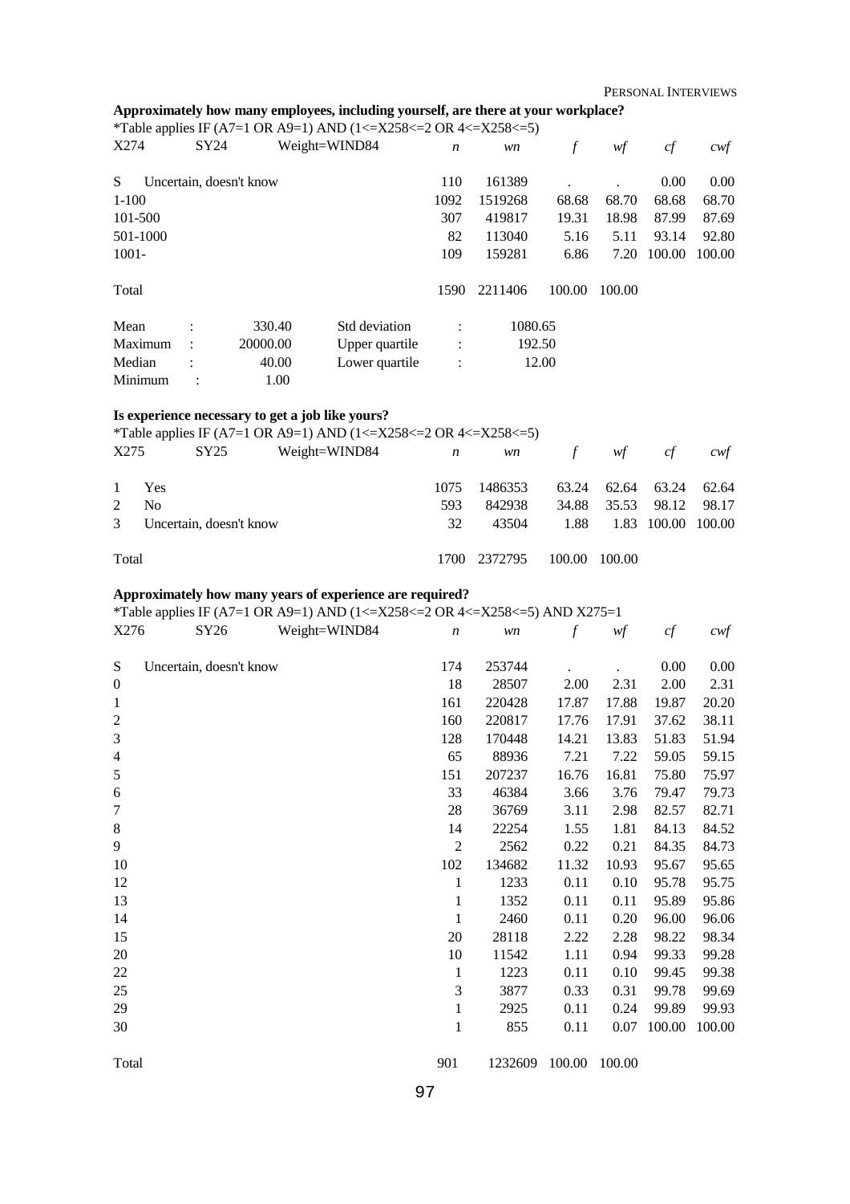**Approximately how many employees, including yourself, are there at your workplace?**

*Table applies IF (A7=1 OR A9=1) AND (1<=X258<=2 OR 4<=X258<=5)

| X274 SY24 Weight=WIND84 | *n* | *wn* | *f* | *wf* | *cf* | *cwf* |
|---|---|---|---|---|---|---|
| S Uncertain, doesn't know | 110 | 161389 | . | . | 0.00 | 0.00 |
| 1-100 | 1092 | 1519268 | 68.68 | 68.70 | 68.68 | 68.70 |
| 101-500 | 307 | 419817 | 19.31 | 18.98 | 87.99 | 87.69 |
| 501-1000 | 82 | 113040 | 5.16 | 5.11 | 93.14 | 92.80 |
| 1001- | 109 | 159281 | 6.86 | 7.20 | 100.00 | 100.00 |
| Total | 1590 | 2211406 | 100.00 | 100.00 | | |

| | | | |
|---|---|---|---|
| Mean : | 330.40 | Std deviation : | 1080.65 |
| Maximum : | 20000.00 | Upper quartile : | 192.50 |
| Median : | 40.00 | Lower quartile : | 12.00 |
| Minimum : | 1.00 | | |

**Is experience necessary to get a job like yours?**

*Table applies IF (A7=1 OR A9=1) AND (1<=X258<=2 OR 4<=X258<=5)

| X275 SY25 Weight=WIND84 | *n* | *wn* | *f* | *wf* | *cf* | *cwf* |
|---|---|---|---|---|---|---|
| 1 Yes | 1075 | 1486353 | 63.24 | 62.64 | 63.24 | 62.64 |
| 2 No | 593 | 842938 | 34.88 | 35.53 | 98.12 | 98.17 |
| 3 Uncertain, doesn't know | 32 | 43504 | 1.88 | 1.83 | 100.00 | 100.00 |
| Total | 1700 | 2372795 | 100.00 | 100.00 | | |

**Approximately how many years of experience are required?**

*Table applies IF (A7=1 OR A9=1) AND (1<=X258<=2 OR 4<=X258<=5) AND X275=1

| X276 SY26 Weight=WIND84 | *n* | *wn* | *f* | *wf* | *cf* | *cwf* |
|---|---|---|---|---|---|---|
| S Uncertain, doesn't know | 174 | 253744 | . | . | 0.00 | 0.00 |
| 0 | 18 | 28507 | 2.00 | 2.31 | 2.00 | 2.31 |
| 1 | 161 | 220428 | 17.87 | 17.88 | 19.87 | 20.20 |
| 2 | 160 | 220817 | 17.76 | 17.91 | 37.62 | 38.11 |
| 3 | 128 | 170448 | 14.21 | 13.83 | 51.83 | 51.94 |
| 4 | 65 | 88936 | 7.21 | 7.22 | 59.05 | 59.15 |
| 5 | 151 | 207237 | 16.76 | 16.81 | 75.80 | 75.97 |
| 6 | 33 | 46384 | 3.66 | 3.76 | 79.47 | 79.73 |
| 7 | 28 | 36769 | 3.11 | 2.98 | 82.57 | 82.71 |
| 8 | 14 | 22254 | 1.55 | 1.81 | 84.13 | 84.52 |
| 9 | 2 | 2562 | 0.22 | 0.21 | 84.35 | 84.73 |
| 10 | 102 | 134682 | 11.32 | 10.93 | 95.67 | 95.65 |
| 12 | 1 | 1233 | 0.11 | 0.10 | 95.78 | 95.75 |
| 13 | 1 | 1352 | 0.11 | 0.11 | 95.89 | 95.86 |
| 14 | 1 | 2460 | 0.11 | 0.20 | 96.00 | 96.06 |
| 15 | 20 | 28118 | 2.22 | 2.28 | 98.22 | 98.34 |
| 20 | 10 | 11542 | 1.11 | 0.94 | 99.33 | 99.28 |
| 22 | 1 | 1223 | 0.11 | 0.10 | 99.45 | 99.38 |
| 25 | 3 | 3877 | 0.33 | 0.31 | 99.78 | 99.69 |
| 29 | 1 | 2925 | 0.11 | 0.24 | 99.89 | 99.93 |
| 30 | 1 | 855 | 0.11 | 0.07 | 100.00 | 100.00 |
| Total | 901 | 1232609 | 100.00 | 100.00 | | |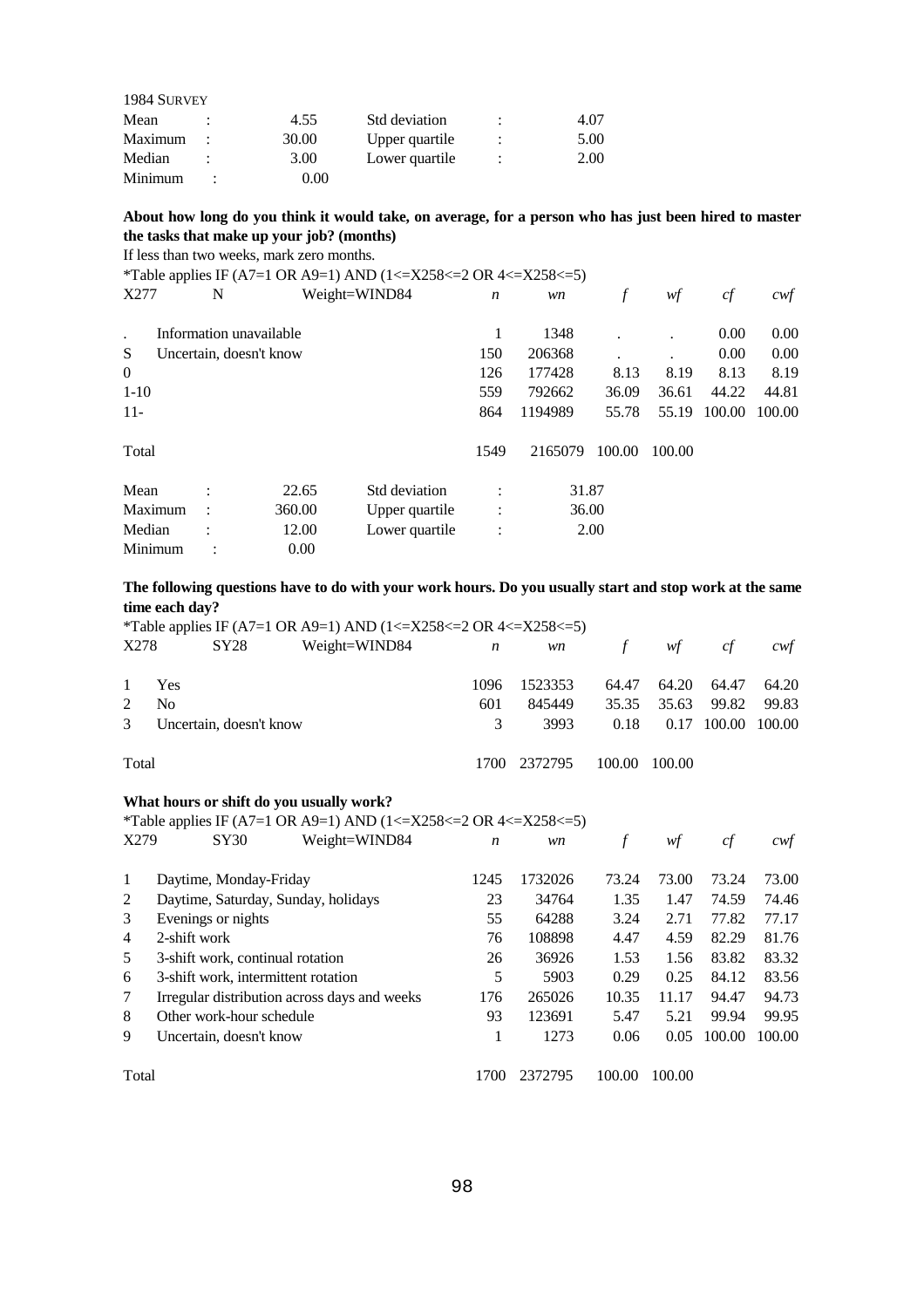1984 SURVEY

| | | | | | |
|---|---|---|---|---|---|
| Mean | : | 4.55 | Std deviation | : | 4.07 |
| Maximum | : | 30.00 | Upper quartile | : | 5.00 |
| Median | : | 3.00 | Lower quartile | : | 2.00 |
| Minimum | : | 0.00 | | | |

**About how long do you think it would take, on average, for a person who has just been hired to master the tasks that make up your job? (months)**

If less than two weeks, mark zero months.

*Table applies IF (A7=1 OR A9=1) AND (1<=X258<=2 OR 4<=X258<=5)

| X277 | N Weight=WIND84 | *n* | *wn* | *f* | *wf* | *cf* | *cwf* |
|---|---|---|---|---|---|---|---|
| . | Information unavailable | 1 | 1348 | . | . | 0.00 | 0.00 |
| S | Uncertain, doesn't know | 150 | 206368 | . | . | 0.00 | 0.00 |
| 0 | | 126 | 177428 | 8.13 | 8.19 | 8.13 | 8.19 |
| 1-10 | | 559 | 792662 | 36.09 | 36.61 | 44.22 | 44.81 |
| 11- | | 864 | 1194989 | 55.78 | 55.19 | 100.00 | 100.00 |
| Total | | 1549 | 2165079 | 100.00 | 100.00 | | |

| | | | | | |
|---|---|---|---|---|---|
| Mean | : | 22.65 | Std deviation | : | 31.87 |
| Maximum | : | 360.00 | Upper quartile | : | 36.00 |
| Median | : | 12.00 | Lower quartile | : | 2.00 |
| Minimum | : | 0.00 | | | |

**The following questions have to do with your work hours. Do you usually start and stop work at the same time each day?**

*Table applies IF (A7=1 OR A9=1) AND (1<=X258<=2 OR 4<=X258<=5)

| X278 | SY28 Weight=WIND84 | *n* | *wn* | *f* | *wf* | *cf* | *cwf* |
|---|---|---|---|---|---|---|---|
| 1 | Yes | 1096 | 1523353 | 64.47 | 64.20 | 64.47 | 64.20 |
| 2 | No | 601 | 845449 | 35.35 | 35.63 | 99.82 | 99.83 |
| 3 | Uncertain, doesn't know | 3 | 3993 | 0.18 | 0.17 | 100.00 | 100.00 |
| Total | | 1700 | 2372795 | 100.00 | 100.00 | | |

**What hours or shift do you usually work?**

*Table applies IF (A7=1 OR A9=1) AND (1<=X258<=2 OR 4<=X258<=5)

| X279 | SY30 Weight=WIND84 | *n* | *wn* | *f* | *wf* | *cf* | *cwf* |
|---|---|---|---|---|---|---|---|
| 1 | Daytime, Monday-Friday | 1245 | 1732026 | 73.24 | 73.00 | 73.24 | 73.00 |
| 2 | Daytime, Saturday, Sunday, holidays | 23 | 34764 | 1.35 | 1.47 | 74.59 | 74.46 |
| 3 | Evenings or nights | 55 | 64288 | 3.24 | 2.71 | 77.82 | 77.17 |
| 4 | 2-shift work | 76 | 108898 | 4.47 | 4.59 | 82.29 | 81.76 |
| 5 | 3-shift work, continual rotation | 26 | 36926 | 1.53 | 1.56 | 83.82 | 83.32 |
| 6 | 3-shift work, intermittent rotation | 5 | 5903 | 0.29 | 0.25 | 84.12 | 83.56 |
| 7 | Irregular distribution across days and weeks | 176 | 265026 | 10.35 | 11.17 | 94.47 | 94.73 |
| 8 | Other work-hour schedule | 93 | 123691 | 5.47 | 5.21 | 99.94 | 99.95 |
| 9 | Uncertain, doesn't know | 1 | 1273 | 0.06 | 0.05 | 100.00 | 100.00 |
| Total | | 1700 | 2372795 | 100.00 | 100.00 | | |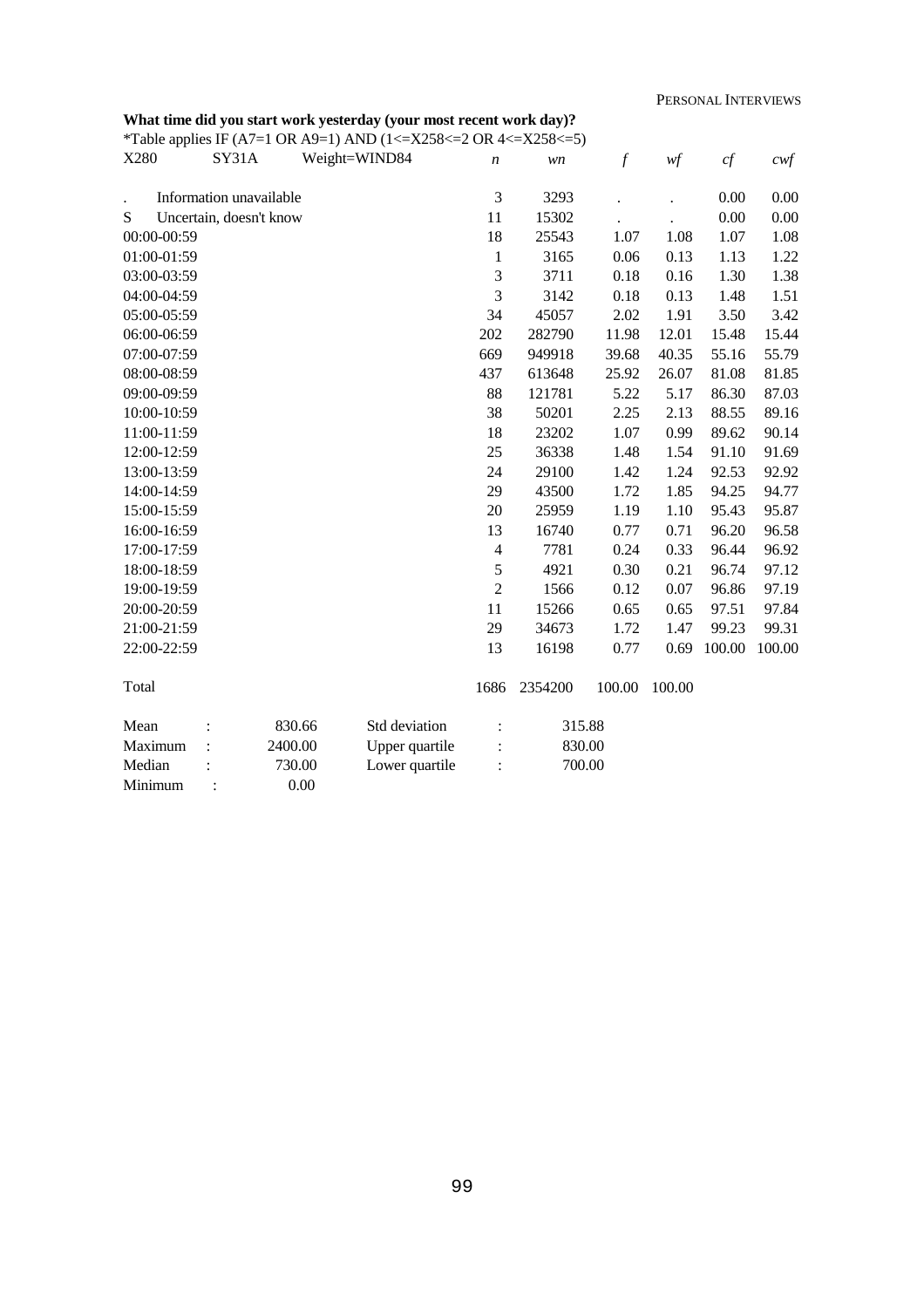**What time did you start work yesterday (your most recent work day)?**

*Table applies IF (A7=1 OR A9=1) AND (1<=X258<=2 OR 4<=X258<=5)

| X280 | SY31A | Weight=WIND84 | *n* | *wn* | *f* | *wf* | *cf* | *cwf* |
|---|---|---|---|---|---|---|---|---|
| . | Information unavailable | | 3 | 3293 | . | . | 0.00 | 0.00 |
| S | Uncertain, doesn't know | | 11 | 15302 | . | . | 0.00 | 0.00 |
| 00:00-00:59 | | | 18 | 25543 | 1.07 | 1.08 | 1.07 | 1.08 |
| 01:00-01:59 | | | 1 | 3165 | 0.06 | 0.13 | 1.13 | 1.22 |
| 03:00-03:59 | | | 3 | 3711 | 0.18 | 0.16 | 1.30 | 1.38 |
| 04:00-04:59 | | | 3 | 3142 | 0.18 | 0.13 | 1.48 | 1.51 |
| 05:00-05:59 | | | 34 | 45057 | 2.02 | 1.91 | 3.50 | 3.42 |
| 06:00-06:59 | | | 202 | 282790 | 11.98 | 12.01 | 15.48 | 15.44 |
| 07:00-07:59 | | | 669 | 949918 | 39.68 | 40.35 | 55.16 | 55.79 |
| 08:00-08:59 | | | 437 | 613648 | 25.92 | 26.07 | 81.08 | 81.85 |
| 09:00-09:59 | | | 88 | 121781 | 5.22 | 5.17 | 86.30 | 87.03 |
| 10:00-10:59 | | | 38 | 50201 | 2.25 | 2.13 | 88.55 | 89.16 |
| 11:00-11:59 | | | 18 | 23202 | 1.07 | 0.99 | 89.62 | 90.14 |
| 12:00-12:59 | | | 25 | 36338 | 1.48 | 1.54 | 91.10 | 91.69 |
| 13:00-13:59 | | | 24 | 29100 | 1.42 | 1.24 | 92.53 | 92.92 |
| 14:00-14:59 | | | 29 | 43500 | 1.72 | 1.85 | 94.25 | 94.77 |
| 15:00-15:59 | | | 20 | 25959 | 1.19 | 1.10 | 95.43 | 95.87 |
| 16:00-16:59 | | | 13 | 16740 | 0.77 | 0.71 | 96.20 | 96.58 |
| 17:00-17:59 | | | 4 | 7781 | 0.24 | 0.33 | 96.44 | 96.92 |
| 18:00-18:59 | | | 5 | 4921 | 0.30 | 0.21 | 96.74 | 97.12 |
| 19:00-19:59 | | | 2 | 1566 | 0.12 | 0.07 | 96.86 | 97.19 |
| 20:00-20:59 | | | 11 | 15266 | 0.65 | 0.65 | 97.51 | 97.84 |
| 21:00-21:59 | | | 29 | 34673 | 1.72 | 1.47 | 99.23 | 99.31 |
| 22:00-22:59 | | | 13 | 16198 | 0.77 | 0.69 | 100.00 | 100.00 |
| Total | | | 1686 | 2354200 | 100.00 | 100.00 | | |

| | | | | | |
|---|---|---|---|---|---|
| Mean | : | 830.66 | Std deviation | : | 315.88 |
| Maximum | : | 2400.00 | Upper quartile | : | 830.00 |
| Median | : | 730.00 | Lower quartile | : | 700.00 |
| Minimum | : | 0.00 | | | |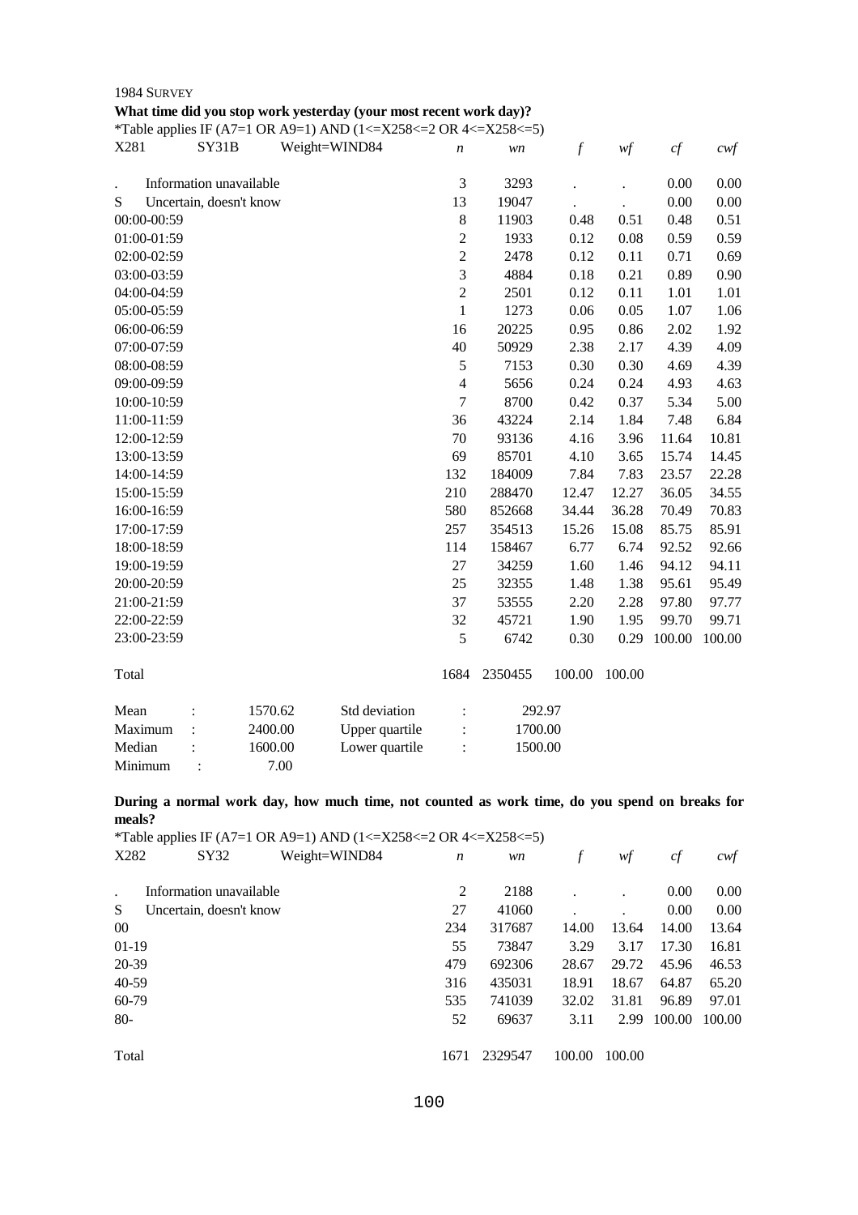1984 SURVEY

**What time did you stop work yesterday (your most recent work day)?**

*Table applies IF (A7=1 OR A9=1) AND (1<=X258<=2 OR 4<=X258<=5)

| X281 | SY31B | Weight=WIND84 | *n* | *wn* | *f* | *wf* | *cf* | *cwf* |
|---|---|---|---|---|---|---|---|---|
| . | Information unavailable | | 3 | 3293 | . | . | 0.00 | 0.00 |
| S | Uncertain, doesn't know | | 13 | 19047 | . | . | 0.00 | 0.00 |
| 00:00-00:59 | | | 8 | 11903 | 0.48 | 0.51 | 0.48 | 0.51 |
| 01:00-01:59 | | | 2 | 1933 | 0.12 | 0.08 | 0.59 | 0.59 |
| 02:00-02:59 | | | 2 | 2478 | 0.12 | 0.11 | 0.71 | 0.69 |
| 03:00-03:59 | | | 3 | 4884 | 0.18 | 0.21 | 0.89 | 0.90 |
| 04:00-04:59 | | | 2 | 2501 | 0.12 | 0.11 | 1.01 | 1.01 |
| 05:00-05:59 | | | 1 | 1273 | 0.06 | 0.05 | 1.07 | 1.06 |
| 06:00-06:59 | | | 16 | 20225 | 0.95 | 0.86 | 2.02 | 1.92 |
| 07:00-07:59 | | | 40 | 50929 | 2.38 | 2.17 | 4.39 | 4.09 |
| 08:00-08:59 | | | 5 | 7153 | 0.30 | 0.30 | 4.69 | 4.39 |
| 09:00-09:59 | | | 4 | 5656 | 0.24 | 0.24 | 4.93 | 4.63 |
| 10:00-10:59 | | | 7 | 8700 | 0.42 | 0.37 | 5.34 | 5.00 |
| 11:00-11:59 | | | 36 | 43224 | 2.14 | 1.84 | 7.48 | 6.84 |
| 12:00-12:59 | | | 70 | 93136 | 4.16 | 3.96 | 11.64 | 10.81 |
| 13:00-13:59 | | | 69 | 85701 | 4.10 | 3.65 | 15.74 | 14.45 |
| 14:00-14:59 | | | 132 | 184009 | 7.84 | 7.83 | 23.57 | 22.28 |
| 15:00-15:59 | | | 210 | 288470 | 12.47 | 12.27 | 36.05 | 34.55 |
| 16:00-16:59 | | | 580 | 852668 | 34.44 | 36.28 | 70.49 | 70.83 |
| 17:00-17:59 | | | 257 | 354513 | 15.26 | 15.08 | 85.75 | 85.91 |
| 18:00-18:59 | | | 114 | 158467 | 6.77 | 6.74 | 92.52 | 92.66 |
| 19:00-19:59 | | | 27 | 34259 | 1.60 | 1.46 | 94.12 | 94.11 |
| 20:00-20:59 | | | 25 | 32355 | 1.48 | 1.38 | 95.61 | 95.49 |
| 21:00-21:59 | | | 37 | 53555 | 2.20 | 2.28 | 97.80 | 97.77 |
| 22:00-22:59 | | | 32 | 45721 | 1.90 | 1.95 | 99.70 | 99.71 |
| 23:00-23:59 | | | 5 | 6742 | 0.30 | 0.29 | 100.00 | 100.00 |
| Total | | | 1684 | 2350455 | 100.00 | 100.00 | | |

| | | | | | |
|---|---|---|---|---|---|
| Mean | : | 1570.62 | Std deviation | : | 292.97 |
| Maximum | : | 2400.00 | Upper quartile | : | 1700.00 |
| Median | : | 1600.00 | Lower quartile | : | 1500.00 |
| Minimum | : | 7.00 | | | |

**During a normal work day, how much time, not counted as work time, do you spend on breaks for meals?**

*Table applies IF (A7=1 OR A9=1) AND (1<=X258<=2 OR 4<=X258<=5)

| X282 | SY32 | Weight=WIND84 | *n* | *wn* | *f* | *wf* | *cf* | *cwf* |
|---|---|---|---|---|---|---|---|---|
| . | Information unavailable | | 2 | 2188 | . | . | 0.00 | 0.00 |
| S | Uncertain, doesn't know | | 27 | 41060 | . | . | 0.00 | 0.00 |
| 00 | | | 234 | 317687 | 14.00 | 13.64 | 14.00 | 13.64 |
| 01-19 | | | 55 | 73847 | 3.29 | 3.17 | 17.30 | 16.81 |
| 20-39 | | | 479 | 692306 | 28.67 | 29.72 | 45.96 | 46.53 |
| 40-59 | | | 316 | 435031 | 18.91 | 18.67 | 64.87 | 65.20 |
| 60-79 | | | 535 | 741039 | 32.02 | 31.81 | 96.89 | 97.01 |
| 80- | | | 52 | 69637 | 3.11 | 2.99 | 100.00 | 100.00 |
| Total | | | 1671 | 2329547 | 100.00 | 100.00 | | |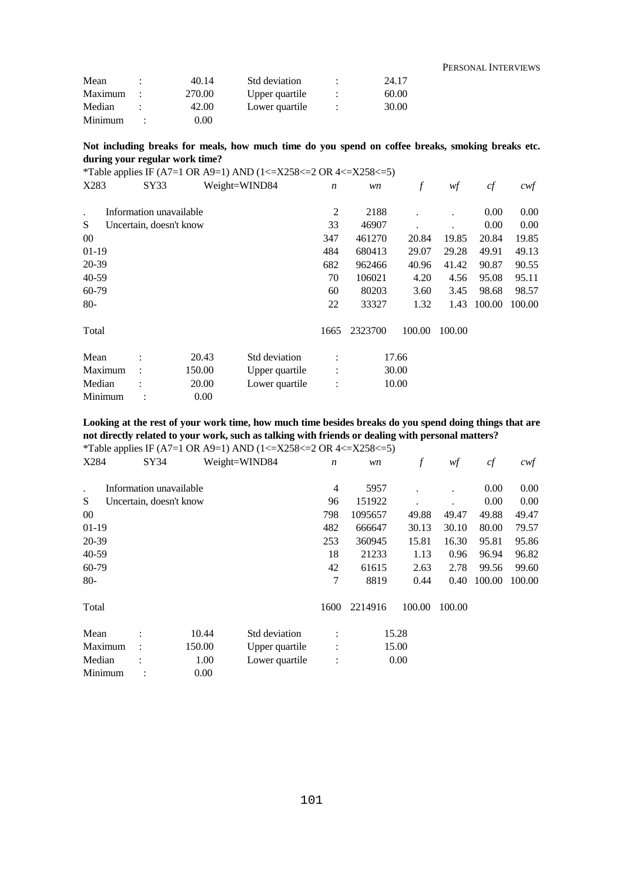| | | | | | |
|---|---|---|---|---|---|
| Mean | : | 40.14 | Std deviation | : | 24.17 |
| Maximum | : | 270.00 | Upper quartile | : | 60.00 |
| Median | : | 42.00 | Lower quartile | : | 30.00 |
| Minimum | : | 0.00 | | | |

**Not including breaks for meals, how much time do you spend on coffee breaks, smoking breaks etc. during your regular work time?**

*Table applies IF (A7=1 OR A9=1) AND (1<=X258<=2 OR 4<=X258<=5)

| X283 | SY33 | Weight=WIND84 | *n* | *wn* | *f* | *wf* | *cf* | *cwf* |
|---|---|---|---|---|---|---|---|---|
| . | Information unavailable | | 2 | 2188 | . | . | 0.00 | 0.00 |
| S | Uncertain, doesn't know | | 33 | 46907 | . | . | 0.00 | 0.00 |
| 00 | | | 347 | 461270 | 20.84 | 19.85 | 20.84 | 19.85 |
| 01-19 | | | 484 | 680413 | 29.07 | 29.28 | 49.91 | 49.13 |
| 20-39 | | | 682 | 962466 | 40.96 | 41.42 | 90.87 | 90.55 |
| 40-59 | | | 70 | 106021 | 4.20 | 4.56 | 95.08 | 95.11 |
| 60-79 | | | 60 | 80203 | 3.60 | 3.45 | 98.68 | 98.57 |
| 80- | | | 22 | 33327 | 1.32 | 1.43 | 100.00 | 100.00 |
| Total | | | 1665 | 2323700 | 100.00 | 100.00 | | |

| | | | | | |
|---|---|---|---|---|---|
| Mean | : | 20.43 | Std deviation | : | 17.66 |
| Maximum | : | 150.00 | Upper quartile | : | 30.00 |
| Median | : | 20.00 | Lower quartile | : | 10.00 |
| Minimum | : | 0.00 | | | |

**Looking at the rest of your work time, how much time besides breaks do you spend doing things that are not directly related to your work, such as talking with friends or dealing with personal matters?**

*Table applies IF (A7=1 OR A9=1) AND (1<=X258<=2 OR 4<=X258<=5)

| X284 | SY34 | Weight=WIND84 | *n* | *wn* | *f* | *wf* | *cf* | *cwf* |
|---|---|---|---|---|---|---|---|---|
| . | Information unavailable | | 4 | 5957 | . | . | 0.00 | 0.00 |
| S | Uncertain, doesn't know | | 96 | 151922 | . | . | 0.00 | 0.00 |
| 00 | | | 798 | 1095657 | 49.88 | 49.47 | 49.88 | 49.47 |
| 01-19 | | | 482 | 666647 | 30.13 | 30.10 | 80.00 | 79.57 |
| 20-39 | | | 253 | 360945 | 15.81 | 16.30 | 95.81 | 95.86 |
| 40-59 | | | 18 | 21233 | 1.13 | 0.96 | 96.94 | 96.82 |
| 60-79 | | | 42 | 61615 | 2.63 | 2.78 | 99.56 | 99.60 |
| 80- | | | 7 | 8819 | 0.44 | 0.40 | 100.00 | 100.00 |
| Total | | | 1600 | 2214916 | 100.00 | 100.00 | | |

| | | | | | |
|---|---|---|---|---|---|
| Mean | : | 10.44 | Std deviation | : | 15.28 |
| Maximum | : | 150.00 | Upper quartile | : | 15.00 |
| Median | : | 1.00 | Lower quartile | : | 0.00 |
| Minimum | : | 0.00 | | | |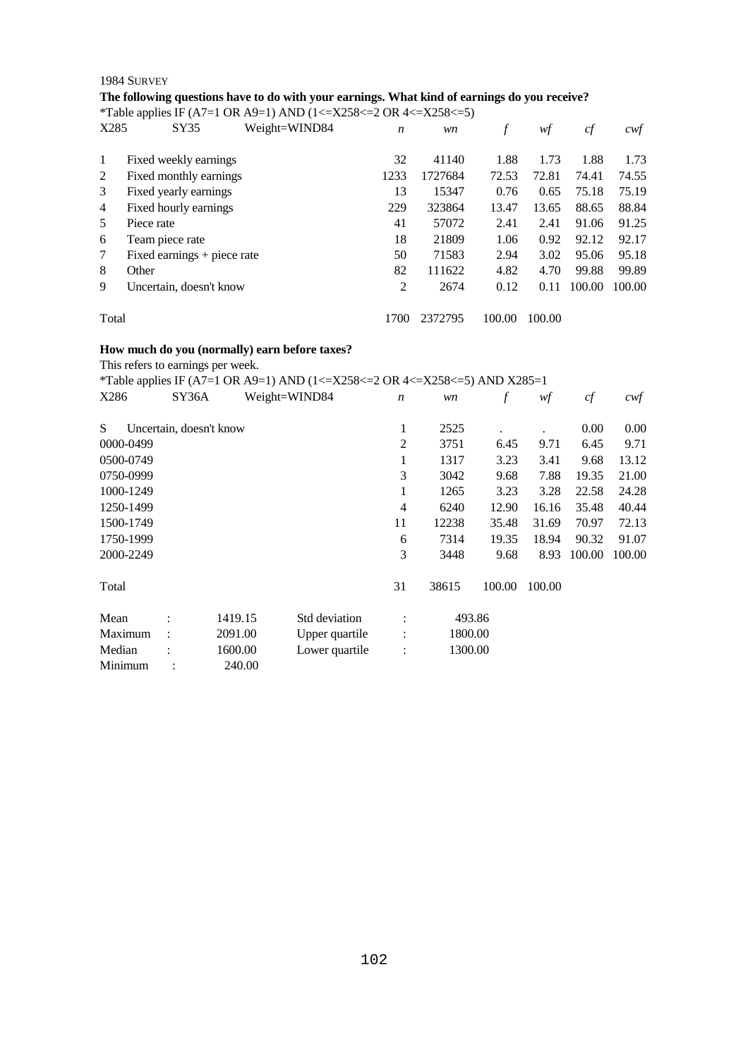1984 SURVEY

**The following questions have to do with your earnings. What kind of earnings do you receive?**

*Table applies IF (A7=1 OR A9=1) AND (1<=X258<=2 OR 4<=X258<=5)

| X285 | SY35 | Weight=WIND84 | *n* | *wn* | *f* | *wf* | *cf* | *cwf* |
|---|---|---|---|---|---|---|---|---|
| 1 | Fixed weekly earnings | | 32 | 41140 | 1.88 | 1.73 | 1.88 | 1.73 |
| 2 | Fixed monthly earnings | | 1233 | 1727684 | 72.53 | 72.81 | 74.41 | 74.55 |
| 3 | Fixed yearly earnings | | 13 | 15347 | 0.76 | 0.65 | 75.18 | 75.19 |
| 4 | Fixed hourly earnings | | 229 | 323864 | 13.47 | 13.65 | 88.65 | 88.84 |
| 5 | Piece rate | | 41 | 57072 | 2.41 | 2.41 | 91.06 | 91.25 |
| 6 | Team piece rate | | 18 | 21809 | 1.06 | 0.92 | 92.12 | 92.17 |
| 7 | Fixed earnings + piece rate | | 50 | 71583 | 2.94 | 3.02 | 95.06 | 95.18 |
| 8 | Other | | 82 | 111622 | 4.82 | 4.70 | 99.88 | 99.89 |
| 9 | Uncertain, doesn't know | | 2 | 2674 | 0.12 | 0.11 | 100.00 | 100.00 |
| Total | | | 1700 | 2372795 | 100.00 | 100.00 | | |

**How much do you (normally) earn before taxes?**

This refers to earnings per week.

*Table applies IF (A7=1 OR A9=1) AND (1<=X258<=2 OR 4<=X258<=5) AND X285=1

| X286 | SY36A | Weight=WIND84 | *n* | *wn* | *f* | *wf* | *cf* | *cwf* |
|---|---|---|---|---|---|---|---|---|
| S | Uncertain, doesn't know | | 1 | 2525 | . | . | 0.00 | 0.00 |
| 0000-0499 | | | 2 | 3751 | 6.45 | 9.71 | 6.45 | 9.71 |
| 0500-0749 | | | 1 | 1317 | 3.23 | 3.41 | 9.68 | 13.12 |
| 0750-0999 | | | 3 | 3042 | 9.68 | 7.88 | 19.35 | 21.00 |
| 1000-1249 | | | 1 | 1265 | 3.23 | 3.28 | 22.58 | 24.28 |
| 1250-1499 | | | 4 | 6240 | 12.90 | 16.16 | 35.48 | 40.44 |
| 1500-1749 | | | 11 | 12238 | 35.48 | 31.69 | 70.97 | 72.13 |
| 1750-1999 | | | 6 | 7314 | 19.35 | 18.94 | 90.32 | 91.07 |
| 2000-2249 | | | 3 | 3448 | 9.68 | 8.93 | 100.00 | 100.00 |
| Total | | | 31 | 38615 | 100.00 | 100.00 | | |

| | | | | | |
|---|---|---|---|---|---|
| Mean | : | 1419.15 | Std deviation | : | 493.86 |
| Maximum | : | 2091.00 | Upper quartile | : | 1800.00 |
| Median | : | 1600.00 | Lower quartile | : | 1300.00 |
| Minimum | : | 240.00 | | | |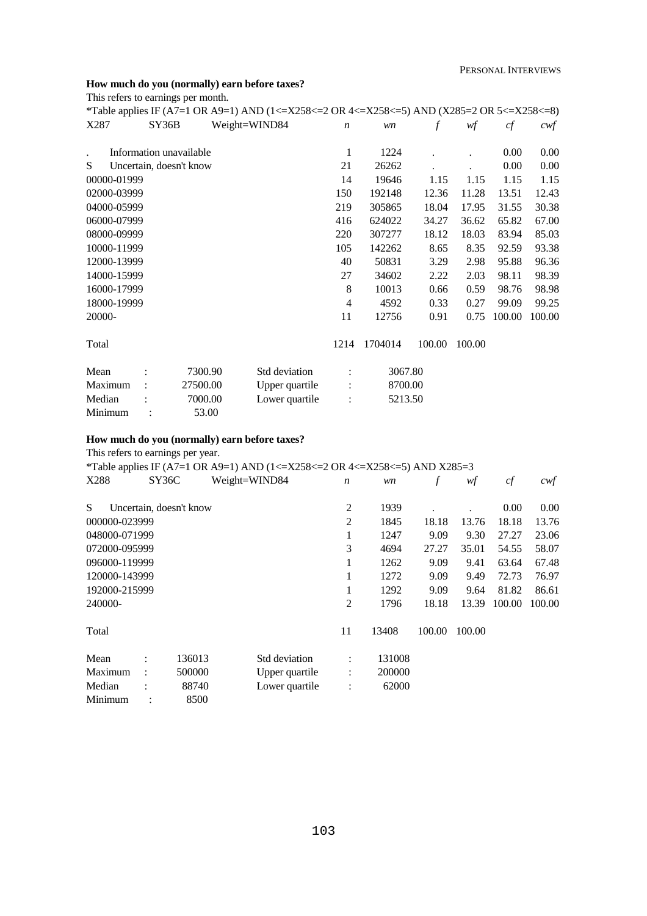**How much do you (normally) earn before taxes?**

This refers to earnings per month.

*Table applies IF (A7=1 OR A9=1) AND (1<=X258<=2 OR 4<=X258<=5) AND (X285=2 OR 5<=X258<=8)

| X287 | SY36B | Weight=WIND84 | *n* | *wn* | *f* | *wf* | *cf* | *cwf* |
|---|---|---|---|---|---|---|---|---|
| . | Information unavailable | | 1 | 1224 | . | . | 0.00 | 0.00 |
| S | Uncertain, doesn't know | | 21 | 26262 | . | . | 0.00 | 0.00 |
| 00000-01999 | | | 14 | 19646 | 1.15 | 1.15 | 1.15 | 1.15 |
| 02000-03999 | | | 150 | 192148 | 12.36 | 11.28 | 13.51 | 12.43 |
| 04000-05999 | | | 219 | 305865 | 18.04 | 17.95 | 31.55 | 30.38 |
| 06000-07999 | | | 416 | 624022 | 34.27 | 36.62 | 65.82 | 67.00 |
| 08000-09999 | | | 220 | 307277 | 18.12 | 18.03 | 83.94 | 85.03 |
| 10000-11999 | | | 105 | 142262 | 8.65 | 8.35 | 92.59 | 93.38 |
| 12000-13999 | | | 40 | 50831 | 3.29 | 2.98 | 95.88 | 96.36 |
| 14000-15999 | | | 27 | 34602 | 2.22 | 2.03 | 98.11 | 98.39 |
| 16000-17999 | | | 8 | 10013 | 0.66 | 0.59 | 98.76 | 98.98 |
| 18000-19999 | | | 4 | 4592 | 0.33 | 0.27 | 99.09 | 99.25 |
| 20000- | | | 11 | 12756 | 0.91 | 0.75 | 100.00 | 100.00 |
| Total | | | 1214 | 1704014 | 100.00 | 100.00 | | |

| | | | | | |
|---|---|---|---|---|---|
| Mean | : | 7300.90 | Std deviation | : | 3067.80 |
| Maximum | : | 27500.00 | Upper quartile | : | 8700.00 |
| Median | : | 7000.00 | Lower quartile | : | 5213.50 |
| Minimum | : | 53.00 | | | |

**How much do you (normally) earn before taxes?**

This refers to earnings per year.

*Table applies IF (A7=1 OR A9=1) AND (1<=X258<=2 OR 4<=X258<=5) AND X285=3

| X288 | SY36C | Weight=WIND84 | *n* | *wn* | *f* | *wf* | *cf* | *cwf* |
|---|---|---|---|---|---|---|---|---|
| S | Uncertain, doesn't know | | 2 | 1939 | . | . | 0.00 | 0.00 |
| 000000-023999 | | | 2 | 1845 | 18.18 | 13.76 | 18.18 | 13.76 |
| 048000-071999 | | | 1 | 1247 | 9.09 | 9.30 | 27.27 | 23.06 |
| 072000-095999 | | | 3 | 4694 | 27.27 | 35.01 | 54.55 | 58.07 |
| 096000-119999 | | | 1 | 1262 | 9.09 | 9.41 | 63.64 | 67.48 |
| 120000-143999 | | | 1 | 1272 | 9.09 | 9.49 | 72.73 | 76.97 |
| 192000-215999 | | | 1 | 1292 | 9.09 | 9.64 | 81.82 | 86.61 |
| 240000- | | | 2 | 1796 | 18.18 | 13.39 | 100.00 | 100.00 |
| Total | | | 11 | 13408 | 100.00 | 100.00 | | |

| | | | | | |
|---|---|---|---|---|---|
| Mean | : | 136013 | Std deviation | : | 131008 |
| Maximum | : | 500000 | Upper quartile | : | 200000 |
| Median | : | 88740 | Lower quartile | : | 62000 |
| Minimum | : | 8500 | | | |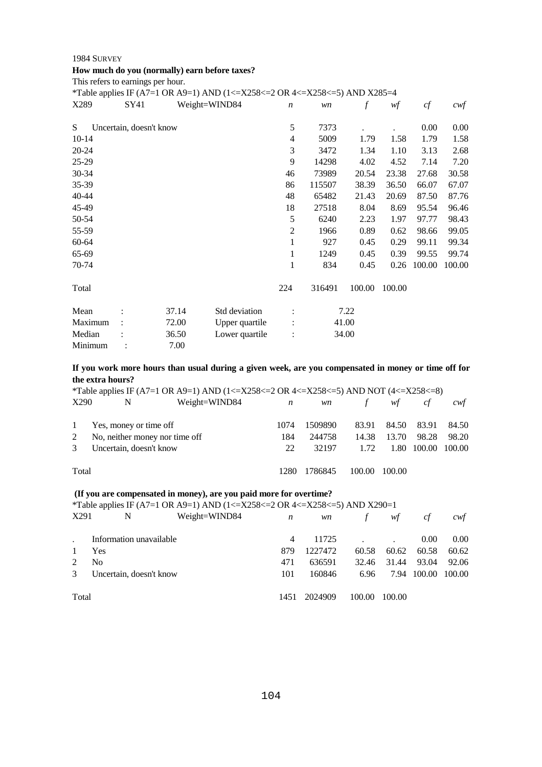1984 SURVEY

**How much do you (normally) earn before taxes?**

This refers to earnings per hour.

*Table applies IF (A7=1 OR A9=1) AND (1<=X258<=2 OR 4<=X258<=5) AND X285=4

| X289 | SY41 | Weight=WIND84 | *n* | *wn* | *f* | *wf* | *cf* | *cwf* |
|---|---|---|---|---|---|---|---|---|
| S | Uncertain, doesn't know | | 5 | 7373 | . | . | 0.00 | 0.00 |
| 10-14 | | | 4 | 5009 | 1.79 | 1.58 | 1.79 | 1.58 |
| 20-24 | | | 3 | 3472 | 1.34 | 1.10 | 3.13 | 2.68 |
| 25-29 | | | 9 | 14298 | 4.02 | 4.52 | 7.14 | 7.20 |
| 30-34 | | | 46 | 73989 | 20.54 | 23.38 | 27.68 | 30.58 |
| 35-39 | | | 86 | 115507 | 38.39 | 36.50 | 66.07 | 67.07 |
| 40-44 | | | 48 | 65482 | 21.43 | 20.69 | 87.50 | 87.76 |
| 45-49 | | | 18 | 27518 | 8.04 | 8.69 | 95.54 | 96.46 |
| 50-54 | | | 5 | 6240 | 2.23 | 1.97 | 97.77 | 98.43 |
| 55-59 | | | 2 | 1966 | 0.89 | 0.62 | 98.66 | 99.05 |
| 60-64 | | | 1 | 927 | 0.45 | 0.29 | 99.11 | 99.34 |
| 65-69 | | | 1 | 1249 | 0.45 | 0.39 | 99.55 | 99.74 |
| 70-74 | | | 1 | 834 | 0.45 | 0.26 | 100.00 | 100.00 |
| Total | | | 224 | 316491 | 100.00 | 100.00 | | |

| | | | | |
|---|---|---|---|---|
| Mean | : 37.14 | Std deviation | : | 7.22 |
| Maximum | : 72.00 | Upper quartile | : | 41.00 |
| Median | : 36.50 | Lower quartile | : | 34.00 |
| Minimum | : 7.00 | | | |

**If you work more hours than usual during a given week, are you compensated in money or time off for the extra hours?**

*Table applies IF (A7=1 OR A9=1) AND (1<=X258<=2 OR 4<=X258<=5) AND NOT (4<=X258<=8)

| X290 | N | Weight=WIND84 | *n* | *wn* | *f* | *wf* | *cf* | *cwf* |
|---|---|---|---|---|---|---|---|---|
| 1 | Yes, money or time off | | 1074 | 1509890 | 83.91 | 84.50 | 83.91 | 84.50 |
| 2 | No, neither money nor time off | | 184 | 244758 | 14.38 | 13.70 | 98.28 | 98.20 |
| 3 | Uncertain, doesn't know | | 22 | 32197 | 1.72 | 1.80 | 100.00 | 100.00 |
| Total | | | 1280 | 1786845 | 100.00 | 100.00 | | |

**(If you are compensated in money), are you paid more for overtime?**

*Table applies IF (A7=1 OR A9=1) AND (1<=X258<=2 OR 4<=X258<=5) AND X290=1

| X291 | N | Weight=WIND84 | *n* | *wn* | *f* | *wf* | *cf* | *cwf* |
|---|---|---|---|---|---|---|---|---|
| . | Information unavailable | | 4 | 11725 | . | . | 0.00 | 0.00 |
| 1 | Yes | | 879 | 1227472 | 60.58 | 60.62 | 60.58 | 60.62 |
| 2 | No | | 471 | 636591 | 32.46 | 31.44 | 93.04 | 92.06 |
| 3 | Uncertain, doesn't know | | 101 | 160846 | 6.96 | 7.94 | 100.00 | 100.00 |
| Total | | | 1451 | 2024909 | 100.00 | 100.00 | | |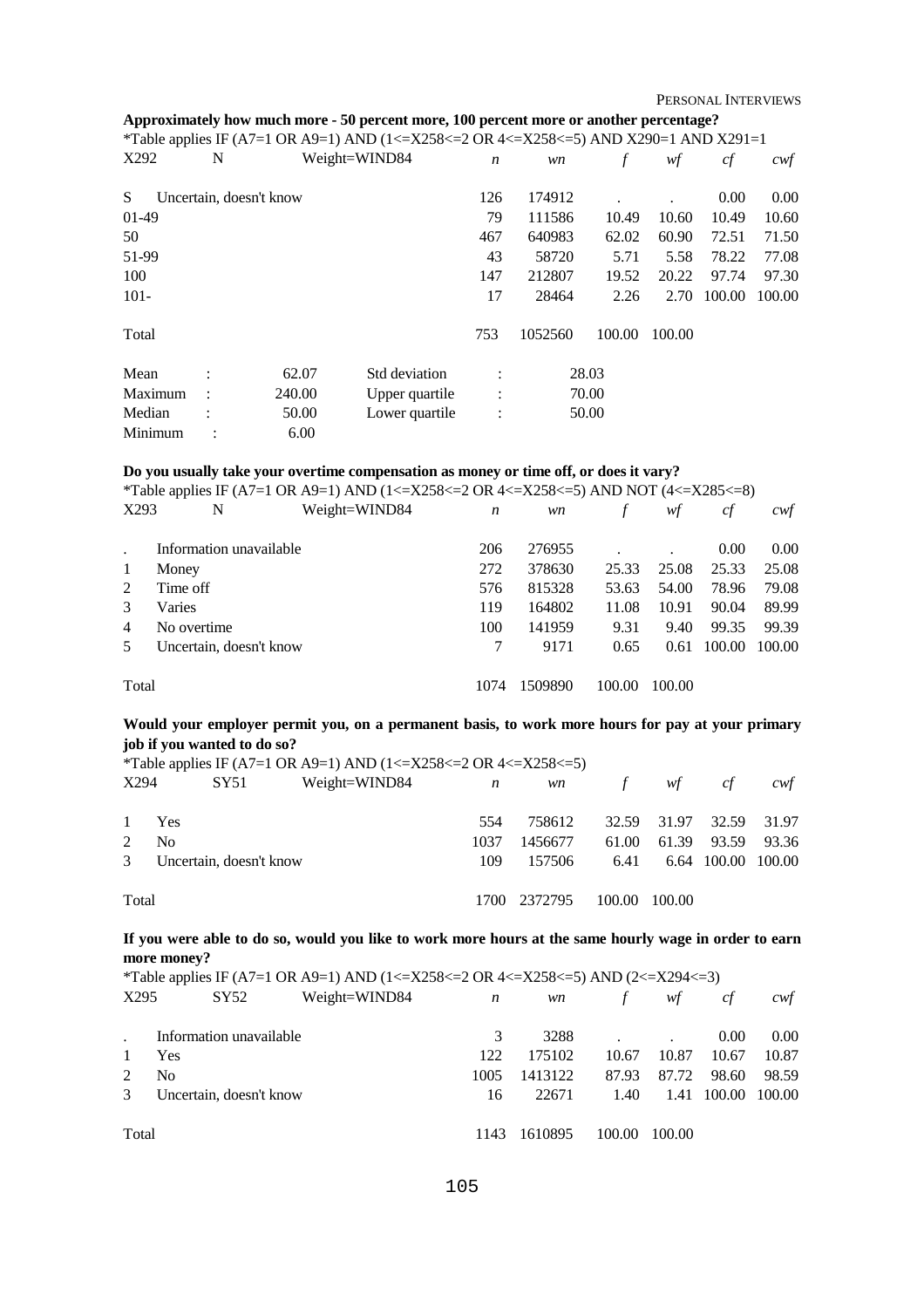**Approximately how much more - 50 percent more, 100 percent more or another percentage?**

*Table applies IF (A7=1 OR A9=1) AND (1<=X258<=2 OR 4<=X258<=5) AND X290=1 AND X291=1

| X292 | N | Weight=WIND84 | *n* | *wn* | *f* | *wf* | *cf* | *cwf* |
|---|---|---|---|---|---|---|---|---|
| S | Uncertain, doesn't know | | 126 | 174912 | . | . | 0.00 | 0.00 |
| 01-49 | | | 79 | 111586 | 10.49 | 10.60 | 10.49 | 10.60 |
| 50 | | | 467 | 640983 | 62.02 | 60.90 | 72.51 | 71.50 |
| 51-99 | | | 43 | 58720 | 5.71 | 5.58 | 78.22 | 77.08 |
| 100 | | | 147 | 212807 | 19.52 | 20.22 | 97.74 | 97.30 |
| 101- | | | 17 | 28464 | 2.26 | 2.70 | 100.00 | 100.00 |
| Total | | | 753 | 1052560 | 100.00 | 100.00 | | |

| | | | | | |
|---|---|---|---|---|---|
| Mean | : | 62.07 | Std deviation | : | 28.03 |
| Maximum | : | 240.00 | Upper quartile | : | 70.00 |
| Median | : | 50.00 | Lower quartile | : | 50.00 |
| Minimum | : | 6.00 | | | |

**Do you usually take your overtime compensation as money or time off, or does it vary?**

*Table applies IF (A7=1 OR A9=1) AND (1<=X258<=2 OR 4<=X258<=5) AND NOT (4<=X285<=8)

| X293 | N | Weight=WIND84 | *n* | *wn* | *f* | *wf* | *cf* | *cwf* |
|---|---|---|---|---|---|---|---|---|
| . | Information unavailable | | 206 | 276955 | . | . | 0.00 | 0.00 |
| 1 | Money | | 272 | 378630 | 25.33 | 25.08 | 25.33 | 25.08 |
| 2 | Time off | | 576 | 815328 | 53.63 | 54.00 | 78.96 | 79.08 |
| 3 | Varies | | 119 | 164802 | 11.08 | 10.91 | 90.04 | 89.99 |
| 4 | No overtime | | 100 | 141959 | 9.31 | 9.40 | 99.35 | 99.39 |
| 5 | Uncertain, doesn't know | | 7 | 9171 | 0.65 | 0.61 | 100.00 | 100.00 |
| Total | | | 1074 | 1509890 | 100.00 | 100.00 | | |

**Would your employer permit you, on a permanent basis, to work more hours for pay at your primary job if you wanted to do so?**

*Table applies IF (A7=1 OR A9=1) AND (1<=X258<=2 OR 4<=X258<=5)

| X294 | SY51 | Weight=WIND84 | *n* | *wn* | *f* | *wf* | *cf* | *cwf* |
|---|---|---|---|---|---|---|---|---|
| 1 | Yes | | 554 | 758612 | 32.59 | 31.97 | 32.59 | 31.97 |
| 2 | No | | 1037 | 1456677 | 61.00 | 61.39 | 93.59 | 93.36 |
| 3 | Uncertain, doesn't know | | 109 | 157506 | 6.41 | 6.64 | 100.00 | 100.00 |
| Total | | | 1700 | 2372795 | 100.00 | 100.00 | | |

**If you were able to do so, would you like to work more hours at the same hourly wage in order to earn more money?**

*Table applies IF (A7=1 OR A9=1) AND (1<=X258<=2 OR 4<=X258<=5) AND (2<=X294<=3)

| X295 | SY52 | Weight=WIND84 | *n* | *wn* | *f* | *wf* | *cf* | *cwf* |
|---|---|---|---|---|---|---|---|---|
| . | Information unavailable | | 3 | 3288 | . | . | 0.00 | 0.00 |
| 1 | Yes | | 122 | 175102 | 10.67 | 10.87 | 10.67 | 10.87 |
| 2 | No | | 1005 | 1413122 | 87.93 | 87.72 | 98.60 | 98.59 |
| 3 | Uncertain, doesn't know | | 16 | 22671 | 1.40 | 1.41 | 100.00 | 100.00 |
| Total | | | 1143 | 1610895 | 100.00 | 100.00 | | |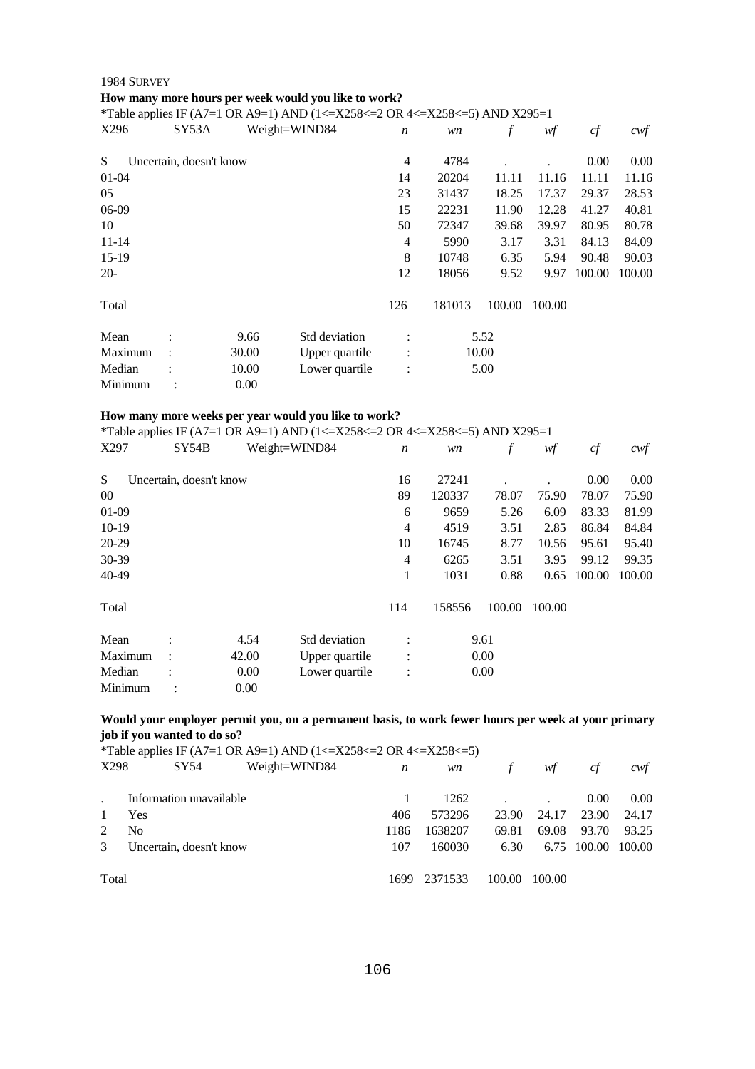1984 SURVEY

**How many more hours per week would you like to work?**

*Table applies IF (A7=1 OR A9=1) AND (1<=X258<=2 OR 4<=X258<=5) AND X295=1

| X296 | SY53A | Weight=WIND84 | *n* | *wn* | *f* | *wf* | *cf* | *cwf* |
|---|---|---|---|---|---|---|---|---|
| S | Uncertain, doesn't know | | 4 | 4784 | . | . | 0.00 | 0.00 |
| 01-04 | | | 14 | 20204 | 11.11 | 11.16 | 11.11 | 11.16 |
| 05 | | | 23 | 31437 | 18.25 | 17.37 | 29.37 | 28.53 |
| 06-09 | | | 15 | 22231 | 11.90 | 12.28 | 41.27 | 40.81 |
| 10 | | | 50 | 72347 | 39.68 | 39.97 | 80.95 | 80.78 |
| 11-14 | | | 4 | 5990 | 3.17 | 3.31 | 84.13 | 84.09 |
| 15-19 | | | 8 | 10748 | 6.35 | 5.94 | 90.48 | 90.03 |
| 20- | | | 12 | 18056 | 9.52 | 9.97 | 100.00 | 100.00 |
| Total | | | 126 | 181013 | 100.00 | 100.00 | | |

| | | | | |
|---|---|---|---|---|
| Mean | : 9.66 | Std deviation | : | 5.52 |
| Maximum | : 30.00 | Upper quartile | : | 10.00 |
| Median | : 10.00 | Lower quartile | : | 5.00 |
| Minimum | : 0.00 | | | |

**How many more weeks per year would you like to work?**

*Table applies IF (A7=1 OR A9=1) AND (1<=X258<=2 OR 4<=X258<=5) AND X295=1

| X297 | SY54B | Weight=WIND84 | *n* | *wn* | *f* | *wf* | *cf* | *cwf* |
|---|---|---|---|---|---|---|---|---|
| S | Uncertain, doesn't know | | 16 | 27241 | . | . | 0.00 | 0.00 |
| 00 | | | 89 | 120337 | 78.07 | 75.90 | 78.07 | 75.90 |
| 01-09 | | | 6 | 9659 | 5.26 | 6.09 | 83.33 | 81.99 |
| 10-19 | | | 4 | 4519 | 3.51 | 2.85 | 86.84 | 84.84 |
| 20-29 | | | 10 | 16745 | 8.77 | 10.56 | 95.61 | 95.40 |
| 30-39 | | | 4 | 6265 | 3.51 | 3.95 | 99.12 | 99.35 |
| 40-49 | | | 1 | 1031 | 0.88 | 0.65 | 100.00 | 100.00 |
| Total | | | 114 | 158556 | 100.00 | 100.00 | | |

| | | | | |
|---|---|---|---|---|
| Mean | : 4.54 | Std deviation | : | 9.61 |
| Maximum | : 42.00 | Upper quartile | : | 0.00 |
| Median | : 0.00 | Lower quartile | : | 0.00 |
| Minimum | : 0.00 | | | |

**Would your employer permit you, on a permanent basis, to work fewer hours per week at your primary job if you wanted to do so?**

*Table applies IF (A7=1 OR A9=1) AND (1<=X258<=2 OR 4<=X258<=5)

| X298 | SY54 | Weight=WIND84 | *n* | *wn* | *f* | *wf* | *cf* | *cwf* |
|---|---|---|---|---|---|---|---|---|
| . | Information unavailable | | 1 | 1262 | . | . | 0.00 | 0.00 |
| 1 | Yes | | 406 | 573296 | 23.90 | 24.17 | 23.90 | 24.17 |
| 2 | No | | 1186 | 1638207 | 69.81 | 69.08 | 93.70 | 93.25 |
| 3 | Uncertain, doesn't know | | 107 | 160030 | 6.30 | 6.75 | 100.00 | 100.00 |
| Total | | | 1699 | 2371533 | 100.00 | 100.00 | | |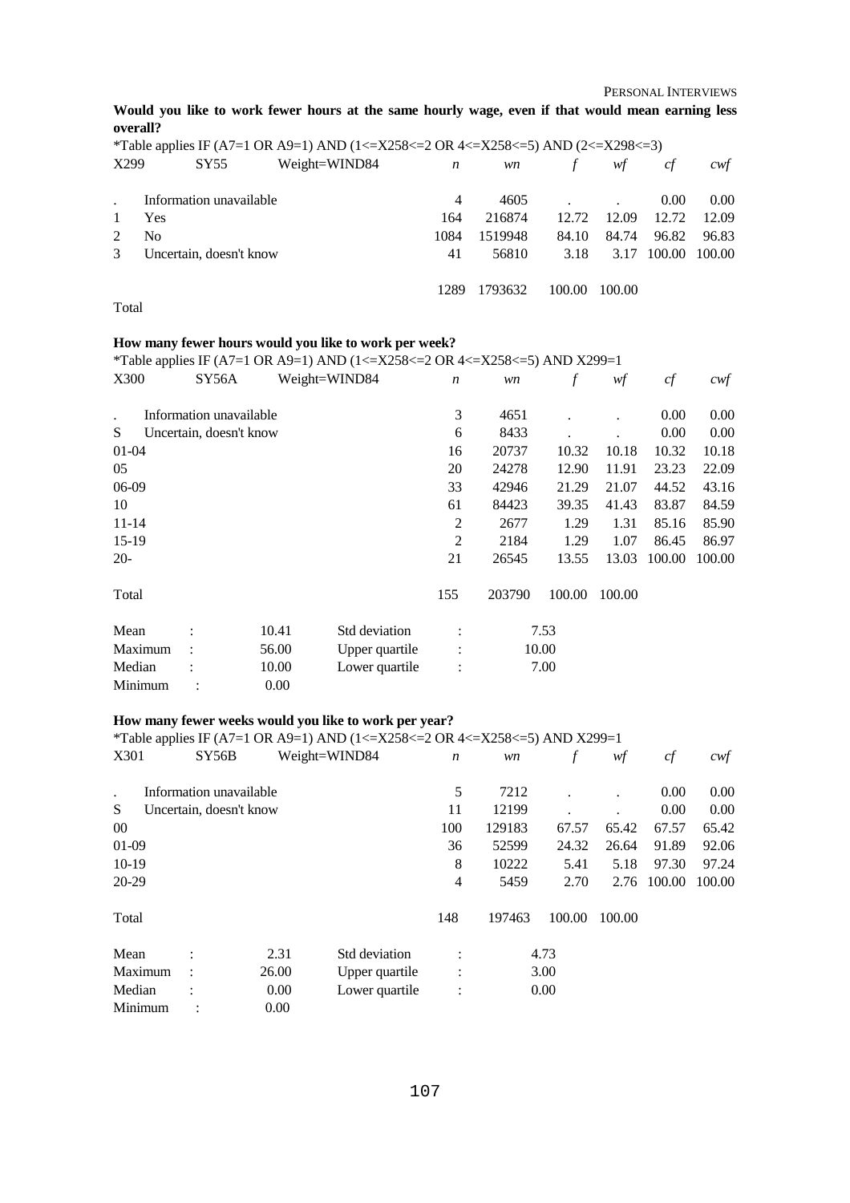**Would you like to work fewer hours at the same hourly wage, even if that would mean earning less overall?**

*Table applies IF (A7=1 OR A9=1) AND (1<=X258<=2 OR 4<=X258<=5) AND (2<=X298<=3)

| X299 | SY55 Weight=WIND84 | *n* | *wn* | *f* | *wf* | *cf* | *cwf* |
|---|---|---|---|---|---|---|---|
| . | Information unavailable | 4 | 4605 | . | . | 0.00 | 0.00 |
| 1 | Yes | 164 | 216874 | 12.72 | 12.09 | 12.72 | 12.09 |
| 2 | No | 1084 | 1519948 | 84.10 | 84.74 | 96.82 | 96.83 |
| 3 | Uncertain, doesn't know | 41 | 56810 | 3.18 | 3.17 | 100.00 | 100.00 |
| Total | | 1289 | 1793632 | 100.00 | 100.00 | | |

**How many fewer hours would you like to work per week?**

*Table applies IF (A7=1 OR A9=1) AND (1<=X258<=2 OR 4<=X258<=5) AND X299=1

| X300 | SY56A Weight=WIND84 | *n* | *wn* | *f* | *wf* | *cf* | *cwf* |
|---|---|---|---|---|---|---|---|
| . | Information unavailable | 3 | 4651 | . | . | 0.00 | 0.00 |
| S | Uncertain, doesn't know | 6 | 8433 | . | . | 0.00 | 0.00 |
| 01-04 | | 16 | 20737 | 10.32 | 10.18 | 10.32 | 10.18 |
| 05 | | 20 | 24278 | 12.90 | 11.91 | 23.23 | 22.09 |
| 06-09 | | 33 | 42946 | 21.29 | 21.07 | 44.52 | 43.16 |
| 10 | | 61 | 84423 | 39.35 | 41.43 | 83.87 | 84.59 |
| 11-14 | | 2 | 2677 | 1.29 | 1.31 | 85.16 | 85.90 |
| 15-19 | | 2 | 2184 | 1.29 | 1.07 | 86.45 | 86.97 |
| 20- | | 21 | 26545 | 13.55 | 13.03 | 100.00 | 100.00 |
| Total | | 155 | 203790 | 100.00 | 100.00 | | |

| | | | | | |
|---|---|---|---|---|---|
| Mean | : | 10.41 | Std deviation | : | 7.53 |
| Maximum | : | 56.00 | Upper quartile | : | 10.00 |
| Median | : | 10.00 | Lower quartile | : | 7.00 |
| Minimum | : | 0.00 | | | |

**How many fewer weeks would you like to work per year?**

*Table applies IF (A7=1 OR A9=1) AND (1<=X258<=2 OR 4<=X258<=5) AND X299=1

| X301 | SY56B Weight=WIND84 | *n* | *wn* | *f* | *wf* | *cf* | *cwf* |
|---|---|---|---|---|---|---|---|
| . | Information unavailable | 5 | 7212 | . | . | 0.00 | 0.00 |
| S | Uncertain, doesn't know | 11 | 12199 | . | . | 0.00 | 0.00 |
| 00 | | 100 | 129183 | 67.57 | 65.42 | 67.57 | 65.42 |
| 01-09 | | 36 | 52599 | 24.32 | 26.64 | 91.89 | 92.06 |
| 10-19 | | 8 | 10222 | 5.41 | 5.18 | 97.30 | 97.24 |
| 20-29 | | 4 | 5459 | 2.70 | 2.76 | 100.00 | 100.00 |
| Total | | 148 | 197463 | 100.00 | 100.00 | | |

| | | | | | |
|---|---|---|---|---|---|
| Mean | : | 2.31 | Std deviation | : | 4.73 |
| Maximum | : | 26.00 | Upper quartile | : | 3.00 |
| Median | : | 0.00 | Lower quartile | : | 0.00 |
| Minimum | : | 0.00 | | | |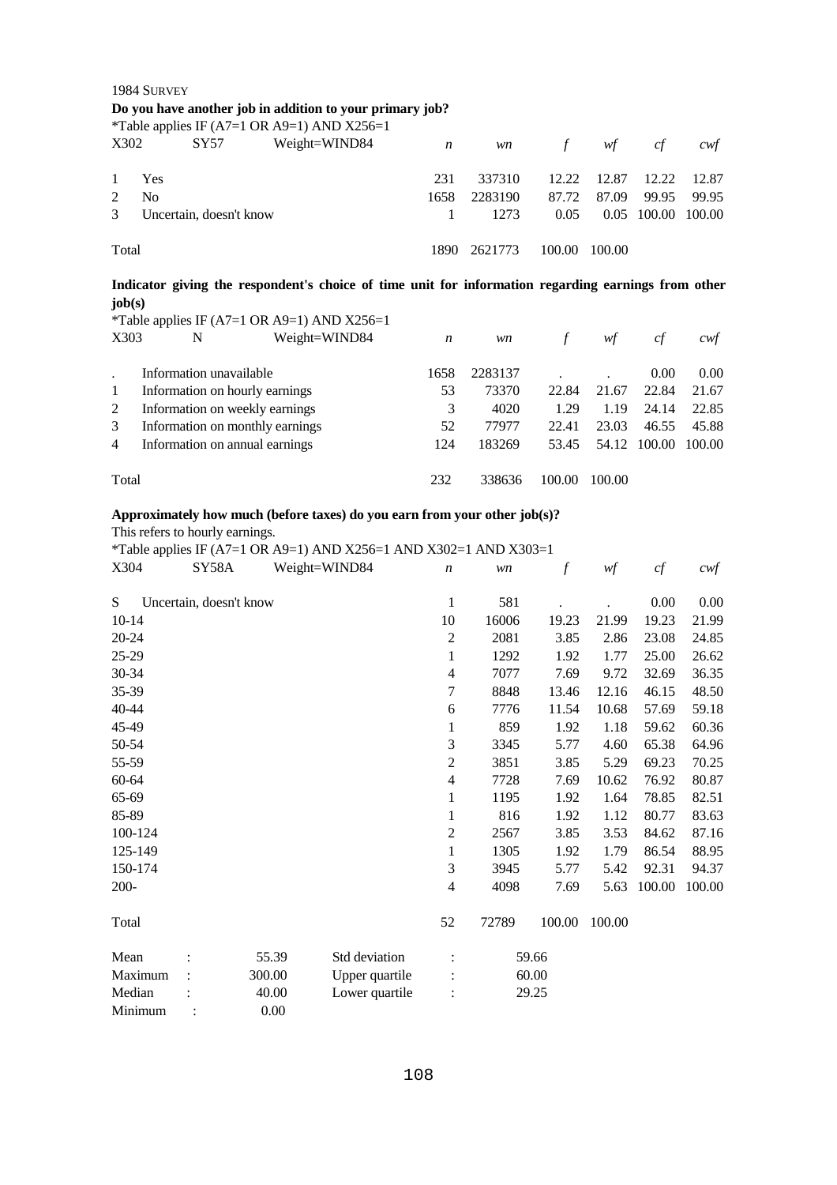1984 SURVEY

**Do you have another job in addition to your primary job?**

*Table applies IF (A7=1 OR A9=1) AND X256=1

| X302 | SY57 Weight=WIND84 | *n* | *wn* | *f* | *wf* | *cf* | *cwf* |
|---|---|---|---|---|---|---|---|
| 1 | Yes | 231 | 337310 | 12.22 | 12.87 | 12.22 | 12.87 |
| 2 | No | 1658 | 2283190 | 87.72 | 87.09 | 99.95 | 99.95 |
| 3 | Uncertain, doesn't know | 1 | 1273 | 0.05 | 0.05 | 100.00 | 100.00 |
| Total | | 1890 | 2621773 | 100.00 | 100.00 | | |

**Indicator giving the respondent's choice of time unit for information regarding earnings from other job(s)**

*Table applies IF (A7=1 OR A9=1) AND X256=1

| X303 | N Weight=WIND84 | *n* | *wn* | *f* | *wf* | *cf* | *cwf* |
|---|---|---|---|---|---|---|---|
| . | Information unavailable | 1658 | 2283137 | . | . | 0.00 | 0.00 |
| 1 | Information on hourly earnings | 53 | 73370 | 22.84 | 21.67 | 22.84 | 21.67 |
| 2 | Information on weekly earnings | 3 | 4020 | 1.29 | 1.19 | 24.14 | 22.85 |
| 3 | Information on monthly earnings | 52 | 77977 | 22.41 | 23.03 | 46.55 | 45.88 |
| 4 | Information on annual earnings | 124 | 183269 | 53.45 | 54.12 | 100.00 | 100.00 |
| Total | | 232 | 338636 | 100.00 | 100.00 | | |

**Approximately how much (before taxes) do you earn from your other job(s)?**

This refers to hourly earnings.

*Table applies IF (A7=1 OR A9=1) AND X256=1 AND X302=1 AND X303=1

| X304 | SY58A Weight=WIND84 | *n* | *wn* | *f* | *wf* | *cf* | *cwf* |
|---|---|---|---|---|---|---|---|
| S | Uncertain, doesn't know | 1 | 581 | . | . | 0.00 | 0.00 |
| 10-14 | | 10 | 16006 | 19.23 | 21.99 | 19.23 | 21.99 |
| 20-24 | | 2 | 2081 | 3.85 | 2.86 | 23.08 | 24.85 |
| 25-29 | | 1 | 1292 | 1.92 | 1.77 | 25.00 | 26.62 |
| 30-34 | | 4 | 7077 | 7.69 | 9.72 | 32.69 | 36.35 |
| 35-39 | | 7 | 8848 | 13.46 | 12.16 | 46.15 | 48.50 |
| 40-44 | | 6 | 7776 | 11.54 | 10.68 | 57.69 | 59.18 |
| 45-49 | | 1 | 859 | 1.92 | 1.18 | 59.62 | 60.36 |
| 50-54 | | 3 | 3345 | 5.77 | 4.60 | 65.38 | 64.96 |
| 55-59 | | 2 | 3851 | 3.85 | 5.29 | 69.23 | 70.25 |
| 60-64 | | 4 | 7728 | 7.69 | 10.62 | 76.92 | 80.87 |
| 65-69 | | 1 | 1195 | 1.92 | 1.64 | 78.85 | 82.51 |
| 85-89 | | 1 | 816 | 1.92 | 1.12 | 80.77 | 83.63 |
| 100-124 | | 2 | 2567 | 3.85 | 3.53 | 84.62 | 87.16 |
| 125-149 | | 1 | 1305 | 1.92 | 1.79 | 86.54 | 88.95 |
| 150-174 | | 3 | 3945 | 5.77 | 5.42 | 92.31 | 94.37 |
| 200- | | 4 | 4098 | 7.69 | 5.63 | 100.00 | 100.00 |
| Total | | 52 | 72789 | 100.00 | 100.00 | | |

| | | | | | |
|---|---|---|---|---|---|
| Mean | : | 55.39 | Std deviation | : | 59.66 |
| Maximum | : | 300.00 | Upper quartile | : | 60.00 |
| Median | : | 40.00 | Lower quartile | : | 29.25 |
| Minimum | : | 0.00 | | | |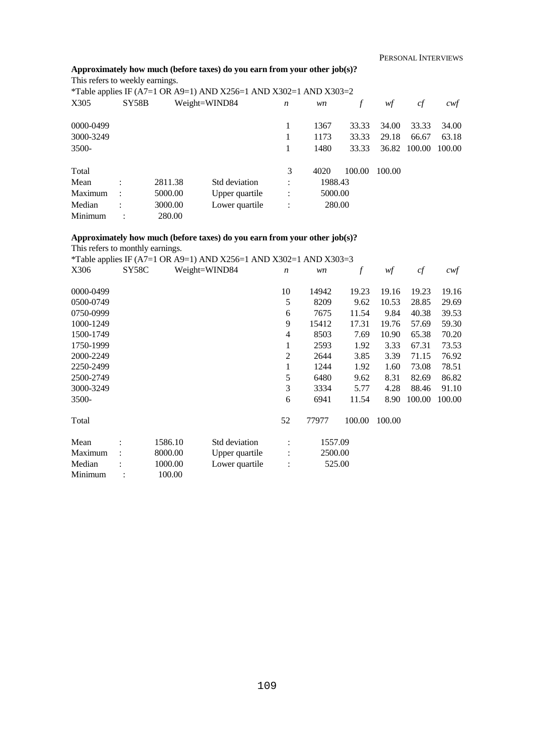**Approximately how much (before taxes) do you earn from your other job(s)?**

This refers to weekly earnings.

*Table applies IF (A7=1 OR A9=1) AND X256=1 AND X302=1 AND X303=2

| X305 | SY58B | Weight=WIND84 | *n* | *wn* | *f* | *wf* | *cf* | *cwf* |
|---|---|---|---|---|---|---|---|---|
| 0000-0499 | | | 1 | 1367 | 33.33 | 34.00 | 33.33 | 34.00 |
| 3000-3249 | | | 1 | 1173 | 33.33 | 29.18 | 66.67 | 63.18 |
| 3500- | | | 1 | 1480 | 33.33 | 36.82 | 100.00 | 100.00 |
| Total | | | 3 | 4020 | 100.00 | 100.00 | | |

| | | | | | |
|---|---|---|---|---|---|
| Mean | : | 2811.38 | Std deviation | : | 1988.43 |
| Maximum | : | 5000.00 | Upper quartile | : | 5000.00 |
| Median | : | 3000.00 | Lower quartile | : | 280.00 |
| Minimum | : | 280.00 | | | |

**Approximately how much (before taxes) do you earn from your other job(s)?**

This refers to monthly earnings.

*Table applies IF (A7=1 OR A9=1) AND X256=1 AND X302=1 AND X303=3

| X306 | SY58C | Weight=WIND84 | *n* | *wn* | *f* | *wf* | *cf* | *cwf* |
|---|---|---|---|---|---|---|---|---|
| 0000-0499 | | | 10 | 14942 | 19.23 | 19.16 | 19.23 | 19.16 |
| 0500-0749 | | | 5 | 8209 | 9.62 | 10.53 | 28.85 | 29.69 |
| 0750-0999 | | | 6 | 7675 | 11.54 | 9.84 | 40.38 | 39.53 |
| 1000-1249 | | | 9 | 15412 | 17.31 | 19.76 | 57.69 | 59.30 |
| 1500-1749 | | | 4 | 8503 | 7.69 | 10.90 | 65.38 | 70.20 |
| 1750-1999 | | | 1 | 2593 | 1.92 | 3.33 | 67.31 | 73.53 |
| 2000-2249 | | | 2 | 2644 | 3.85 | 3.39 | 71.15 | 76.92 |
| 2250-2499 | | | 1 | 1244 | 1.92 | 1.60 | 73.08 | 78.51 |
| 2500-2749 | | | 5 | 6480 | 9.62 | 8.31 | 82.69 | 86.82 |
| 3000-3249 | | | 3 | 3334 | 5.77 | 4.28 | 88.46 | 91.10 |
| 3500- | | | 6 | 6941 | 11.54 | 8.90 | 100.00 | 100.00 |
| Total | | | 52 | 77977 | 100.00 | 100.00 | | |

| | | | | | |
|---|---|---|---|---|---|
| Mean | : | 1586.10 | Std deviation | : | 1557.09 |
| Maximum | : | 8000.00 | Upper quartile | : | 2500.00 |
| Median | : | 1000.00 | Lower quartile | : | 525.00 |
| Minimum | : | 100.00 | | | |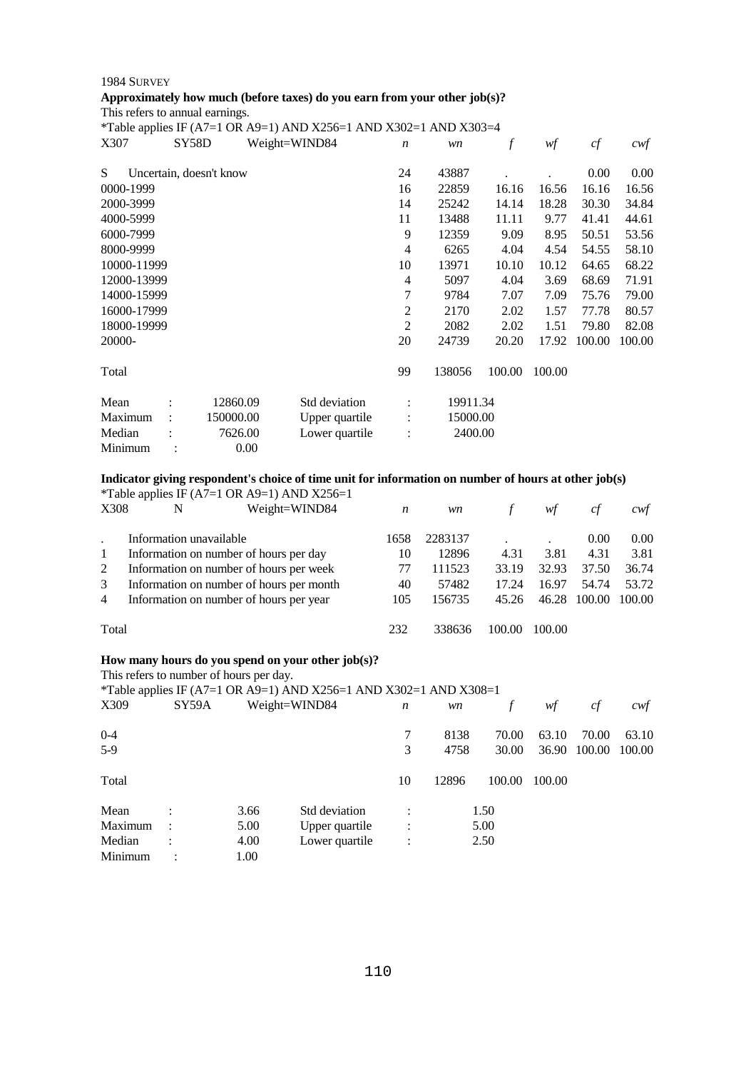1984 SURVEY

**Approximately how much (before taxes) do you earn from your other job(s)?**

This refers to annual earnings.

*Table applies IF (A7=1 OR A9=1) AND X256=1 AND X302=1 AND X303=4

| X307 | SY58D | Weight=WIND84 | *n* | *wn* | *f* | *wf* | *cf* | *cwf* |
|---|---|---|---|---|---|---|---|---|
| S | Uncertain, doesn't know | | 24 | 43887 | . | . | 0.00 | 0.00 |
| 0000-1999 | | | 16 | 22859 | 16.16 | 16.56 | 16.16 | 16.56 |
| 2000-3999 | | | 14 | 25242 | 14.14 | 18.28 | 30.30 | 34.84 |
| 4000-5999 | | | 11 | 13488 | 11.11 | 9.77 | 41.41 | 44.61 |
| 6000-7999 | | | 9 | 12359 | 9.09 | 8.95 | 50.51 | 53.56 |
| 8000-9999 | | | 4 | 6265 | 4.04 | 4.54 | 54.55 | 58.10 |
| 10000-11999 | | | 10 | 13971 | 10.10 | 10.12 | 64.65 | 68.22 |
| 12000-13999 | | | 4 | 5097 | 4.04 | 3.69 | 68.69 | 71.91 |
| 14000-15999 | | | 7 | 9784 | 7.07 | 7.09 | 75.76 | 79.00 |
| 16000-17999 | | | 2 | 2170 | 2.02 | 1.57 | 77.78 | 80.57 |
| 18000-19999 | | | 2 | 2082 | 2.02 | 1.51 | 79.80 | 82.08 |
| 20000- | | | 20 | 24739 | 20.20 | 17.92 | 100.00 | 100.00 |
| Total | | | 99 | 138056 | 100.00 | 100.00 | | |

| | | | | |
|---|---|---|---|---|
| Mean | : 12860.09 | Std deviation | : | 19911.34 |
| Maximum | : 150000.00 | Upper quartile | : | 15000.00 |
| Median | : 7626.00 | Lower quartile | : | 2400.00 |
| Minimum | : 0.00 | | | |

**Indicator giving respondent's choice of time unit for information on number of hours at other job(s)**

*Table applies IF (A7=1 OR A9=1) AND X256=1

| X308 | N | Weight=WIND84 | *n* | *wn* | *f* | *wf* | *cf* | *cwf* |
|---|---|---|---|---|---|---|---|---|
| . | Information unavailable | | 1658 | 2283137 | . | . | 0.00 | 0.00 |
| 1 | Information on number of hours per day | | 10 | 12896 | 4.31 | 3.81 | 4.31 | 3.81 |
| 2 | Information on number of hours per week | | 77 | 111523 | 33.19 | 32.93 | 37.50 | 36.74 |
| 3 | Information on number of hours per month | | 40 | 57482 | 17.24 | 16.97 | 54.74 | 53.72 |
| 4 | Information on number of hours per year | | 105 | 156735 | 45.26 | 46.28 | 100.00 | 100.00 |
| Total | | | 232 | 338636 | 100.00 | 100.00 | | |

**How many hours do you spend on your other job(s)?**

This refers to number of hours per day.

*Table applies IF (A7=1 OR A9=1) AND X256=1 AND X302=1 AND X308=1

| X309 | SY59A | Weight=WIND84 | *n* | *wn* | *f* | *wf* | *cf* | *cwf* |
|---|---|---|---|---|---|---|---|---|
| 0-4 | | | 7 | 8138 | 70.00 | 63.10 | 70.00 | 63.10 |
| 5-9 | | | 3 | 4758 | 30.00 | 36.90 | 100.00 | 100.00 |
| Total | | | 10 | 12896 | 100.00 | 100.00 | | |

| | | | | |
|---|---|---|---|---|
| Mean | : 3.66 | Std deviation | : | 1.50 |
| Maximum | : 5.00 | Upper quartile | : | 5.00 |
| Median | : 4.00 | Lower quartile | : | 2.50 |
| Minimum | : 1.00 | | | |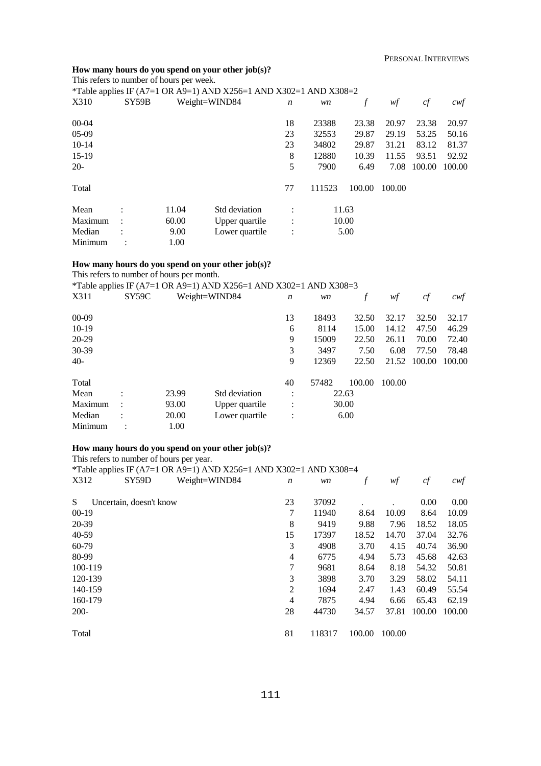**How many hours do you spend on your other job(s)?**

This refers to number of hours per week.

*Table applies IF (A7=1 OR A9=1) AND X256=1 AND X302=1 AND X308=2

| X310 | SY59B | Weight=WIND84 | *n* | *wn* | *f* | *wf* | *cf* | *cwf* |
|---|---|---|---|---|---|---|---|---|
| 00-04 | | | 18 | 23388 | 23.38 | 20.97 | 23.38 | 20.97 |
| 05-09 | | | 23 | 32553 | 29.87 | 29.19 | 53.25 | 50.16 |
| 10-14 | | | 23 | 34802 | 29.87 | 31.21 | 83.12 | 81.37 |
| 15-19 | | | 8 | 12880 | 10.39 | 11.55 | 93.51 | 92.92 |
| 20- | | | 5 | 7900 | 6.49 | 7.08 | 100.00 | 100.00 |
| Total | | | 77 | 111523 | 100.00 | 100.00 | | |

| | | | | | |
|---|---|---|---|---|---|
| Mean | : | 11.04 | Std deviation | : | 11.63 |
| Maximum | : | 60.00 | Upper quartile | : | 10.00 |
| Median | : | 9.00 | Lower quartile | : | 5.00 |
| Minimum | : | 1.00 | | | |

**How many hours do you spend on your other job(s)?**

This refers to number of hours per month.

*Table applies IF (A7=1 OR A9=1) AND X256=1 AND X302=1 AND X308=3

| X311 | SY59C | Weight=WIND84 | *n* | *wn* | *f* | *wf* | *cf* | *cwf* |
|---|---|---|---|---|---|---|---|---|
| 00-09 | | | 13 | 18493 | 32.50 | 32.17 | 32.50 | 32.17 |
| 10-19 | | | 6 | 8114 | 15.00 | 14.12 | 47.50 | 46.29 |
| 20-29 | | | 9 | 15009 | 22.50 | 26.11 | 70.00 | 72.40 |
| 30-39 | | | 3 | 3497 | 7.50 | 6.08 | 77.50 | 78.48 |
| 40- | | | 9 | 12369 | 22.50 | 21.52 | 100.00 | 100.00 |
| Total | | | 40 | 57482 | 100.00 | 100.00 | | |

| | | | | | |
|---|---|---|---|---|---|
| Mean | : | 23.99 | Std deviation | : | 22.63 |
| Maximum | : | 93.00 | Upper quartile | : | 30.00 |
| Median | : | 20.00 | Lower quartile | : | 6.00 |
| Minimum | : | 1.00 | | | |

**How many hours do you spend on your other job(s)?**

This refers to number of hours per year.

*Table applies IF (A7=1 OR A9=1) AND X256=1 AND X302=1 AND X308=4

| X312 | SY59D | Weight=WIND84 | *n* | *wn* | *f* | *wf* | *cf* | *cwf* |
|---|---|---|---|---|---|---|---|---|
| S | Uncertain, doesn't know | | 23 | 37092 | . | . | 0.00 | 0.00 |
| 00-19 | | | 7 | 11940 | 8.64 | 10.09 | 8.64 | 10.09 |
| 20-39 | | | 8 | 9419 | 9.88 | 7.96 | 18.52 | 18.05 |
| 40-59 | | | 15 | 17397 | 18.52 | 14.70 | 37.04 | 32.76 |
| 60-79 | | | 3 | 4908 | 3.70 | 4.15 | 40.74 | 36.90 |
| 80-99 | | | 4 | 6775 | 4.94 | 5.73 | 45.68 | 42.63 |
| 100-119 | | | 7 | 9681 | 8.64 | 8.18 | 54.32 | 50.81 |
| 120-139 | | | 3 | 3898 | 3.70 | 3.29 | 58.02 | 54.11 |
| 140-159 | | | 2 | 1694 | 2.47 | 1.43 | 60.49 | 55.54 |
| 160-179 | | | 4 | 7875 | 4.94 | 6.66 | 65.43 | 62.19 |
| 200- | | | 28 | 44730 | 34.57 | 37.81 | 100.00 | 100.00 |
| Total | | | 81 | 118317 | 100.00 | 100.00 | | |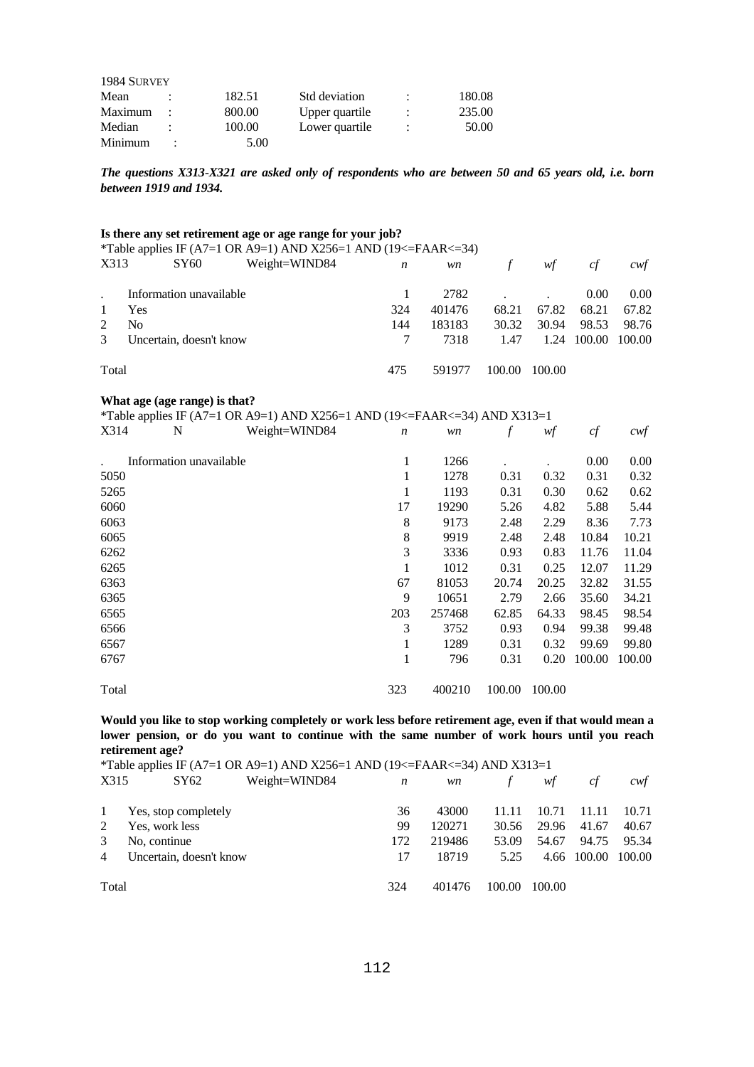1984 SURVEY

| | | | | | |
|---|---|---|---|---|---|
| Mean | : | 182.51 | Std deviation | : | 180.08 |
| Maximum | : | 800.00 | Upper quartile | : | 235.00 |
| Median | : | 100.00 | Lower quartile | : | 50.00 |
| Minimum | : | 5.00 | | | |

***The questions X313-X321 are asked only of respondents who are between 50 and 65 years old, i.e. born between 1919 and 1934.***

**Is there any set retirement age or age range for your job?**

*Table applies IF (A7=1 OR A9=1) AND X256=1 AND (19<=FAAR<=34)

| X313 | SY60 Weight=WIND84 | *n* | *wn* | *f* | *wf* | *cf* | *cwf* |
|---|---|---|---|---|---|---|---|
| . | Information unavailable | 1 | 2782 | . | . | 0.00 | 0.00 |
| 1 | Yes | 324 | 401476 | 68.21 | 67.82 | 68.21 | 67.82 |
| 2 | No | 144 | 183183 | 30.32 | 30.94 | 98.53 | 98.76 |
| 3 | Uncertain, doesn't know | 7 | 7318 | 1.47 | 1.24 | 100.00 | 100.00 |
| Total | | 475 | 591977 | 100.00 | 100.00 | | |

**What age (age range) is that?**

*Table applies IF (A7=1 OR A9=1) AND X256=1 AND (19<=FAAR<=34) AND X313=1

| X314 | N Weight=WIND84 | *n* | *wn* | *f* | *wf* | *cf* | *cwf* |
|---|---|---|---|---|---|---|---|
| . | Information unavailable | 1 | 1266 | . | . | 0.00 | 0.00 |
| 5050 | | 1 | 1278 | 0.31 | 0.32 | 0.31 | 0.32 |
| 5265 | | 1 | 1193 | 0.31 | 0.30 | 0.62 | 0.62 |
| 6060 | | 17 | 19290 | 5.26 | 4.82 | 5.88 | 5.44 |
| 6063 | | 8 | 9173 | 2.48 | 2.29 | 8.36 | 7.73 |
| 6065 | | 8 | 9919 | 2.48 | 2.48 | 10.84 | 10.21 |
| 6262 | | 3 | 3336 | 0.93 | 0.83 | 11.76 | 11.04 |
| 6265 | | 1 | 1012 | 0.31 | 0.25 | 12.07 | 11.29 |
| 6363 | | 67 | 81053 | 20.74 | 20.25 | 32.82 | 31.55 |
| 6365 | | 9 | 10651 | 2.79 | 2.66 | 35.60 | 34.21 |
| 6565 | | 203 | 257468 | 62.85 | 64.33 | 98.45 | 98.54 |
| 6566 | | 3 | 3752 | 0.93 | 0.94 | 99.38 | 99.48 |
| 6567 | | 1 | 1289 | 0.31 | 0.32 | 99.69 | 99.80 |
| 6767 | | 1 | 796 | 0.31 | 0.20 | 100.00 | 100.00 |
| Total | | 323 | 400210 | 100.00 | 100.00 | | |

**Would you like to stop working completely or work less before retirement age, even if that would mean a lower pension, or do you want to continue with the same number of work hours until you reach retirement age?**

*Table applies IF (A7=1 OR A9=1) AND X256=1 AND (19<=FAAR<=34) AND X313=1

| X315 | SY62 Weight=WIND84 | *n* | *wn* | *f* | *wf* | *cf* | *cwf* |
|---|---|---|---|---|---|---|---|
| 1 | Yes, stop completely | 36 | 43000 | 11.11 | 10.71 | 11.11 | 10.71 |
| 2 | Yes, work less | 99 | 120271 | 30.56 | 29.96 | 41.67 | 40.67 |
| 3 | No, continue | 172 | 219486 | 53.09 | 54.67 | 94.75 | 95.34 |
| 4 | Uncertain, doesn't know | 17 | 18719 | 5.25 | 4.66 | 100.00 | 100.00 |
| Total | | 324 | 401476 | 100.00 | 100.00 | | |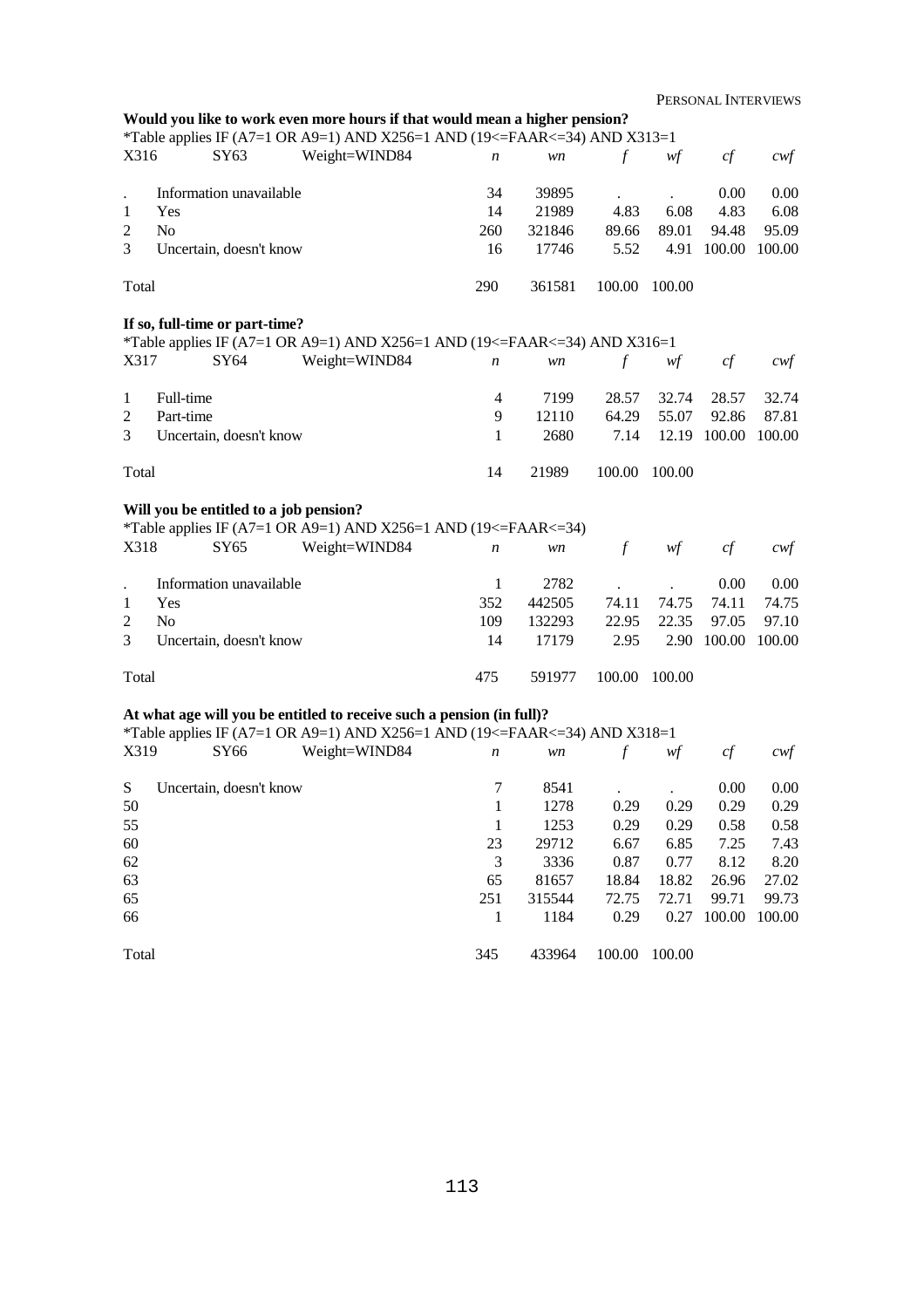**Would you like to work even more hours if that would mean a higher pension?**

*Table applies IF (A7=1 OR A9=1) AND X256=1 AND (19<=FAAR<=34) AND X313=1

| X316 | SY63 | Weight=WIND84 | *n* | *wn* | *f* | *wf* | *cf* | *cwf* |
|---|---|---|---|---|---|---|---|---|
| . | Information unavailable | | 34 | 39895 | . | . | 0.00 | 0.00 |
| 1 | Yes | | 14 | 21989 | 4.83 | 6.08 | 4.83 | 6.08 |
| 2 | No | | 260 | 321846 | 89.66 | 89.01 | 94.48 | 95.09 |
| 3 | Uncertain, doesn't know | | 16 | 17746 | 5.52 | 4.91 | 100.00 | 100.00 |
| Total | | | 290 | 361581 | 100.00 | 100.00 | | |

**If so, full-time or part-time?**

*Table applies IF (A7=1 OR A9=1) AND X256=1 AND (19<=FAAR<=34) AND X316=1

| X317 | SY64 | Weight=WIND84 | *n* | *wn* | *f* | *wf* | *cf* | *cwf* |
|---|---|---|---|---|---|---|---|---|
| 1 | Full-time | | 4 | 7199 | 28.57 | 32.74 | 28.57 | 32.74 |
| 2 | Part-time | | 9 | 12110 | 64.29 | 55.07 | 92.86 | 87.81 |
| 3 | Uncertain, doesn't know | | 1 | 2680 | 7.14 | 12.19 | 100.00 | 100.00 |
| Total | | | 14 | 21989 | 100.00 | 100.00 | | |

**Will you be entitled to a job pension?**

*Table applies IF (A7=1 OR A9=1) AND X256=1 AND (19<=FAAR<=34)

| X318 | SY65 | Weight=WIND84 | *n* | *wn* | *f* | *wf* | *cf* | *cwf* |
|---|---|---|---|---|---|---|---|---|
| . | Information unavailable | | 1 | 2782 | . | . | 0.00 | 0.00 |
| 1 | Yes | | 352 | 442505 | 74.11 | 74.75 | 74.11 | 74.75 |
| 2 | No | | 109 | 132293 | 22.95 | 22.35 | 97.05 | 97.10 |
| 3 | Uncertain, doesn't know | | 14 | 17179 | 2.95 | 2.90 | 100.00 | 100.00 |
| Total | | | 475 | 591977 | 100.00 | 100.00 | | |

**At what age will you be entitled to receive such a pension (in full)?**

*Table applies IF (A7=1 OR A9=1) AND X256=1 AND (19<=FAAR<=34) AND X318=1

| X319 | SY66 | Weight=WIND84 | *n* | *wn* | *f* | *wf* | *cf* | *cwf* |
|---|---|---|---|---|---|---|---|---|
| S | Uncertain, doesn't know | | 7 | 8541 | . | . | 0.00 | 0.00 |
| 50 | | | 1 | 1278 | 0.29 | 0.29 | 0.29 | 0.29 |
| 55 | | | 1 | 1253 | 0.29 | 0.29 | 0.58 | 0.58 |
| 60 | | | 23 | 29712 | 6.67 | 6.85 | 7.25 | 7.43 |
| 62 | | | 3 | 3336 | 0.87 | 0.77 | 8.12 | 8.20 |
| 63 | | | 65 | 81657 | 18.84 | 18.82 | 26.96 | 27.02 |
| 65 | | | 251 | 315544 | 72.75 | 72.71 | 99.71 | 99.73 |
| 66 | | | 1 | 1184 | 0.29 | 0.27 | 100.00 | 100.00 |
| Total | | | 345 | 433964 | 100.00 | 100.00 | | |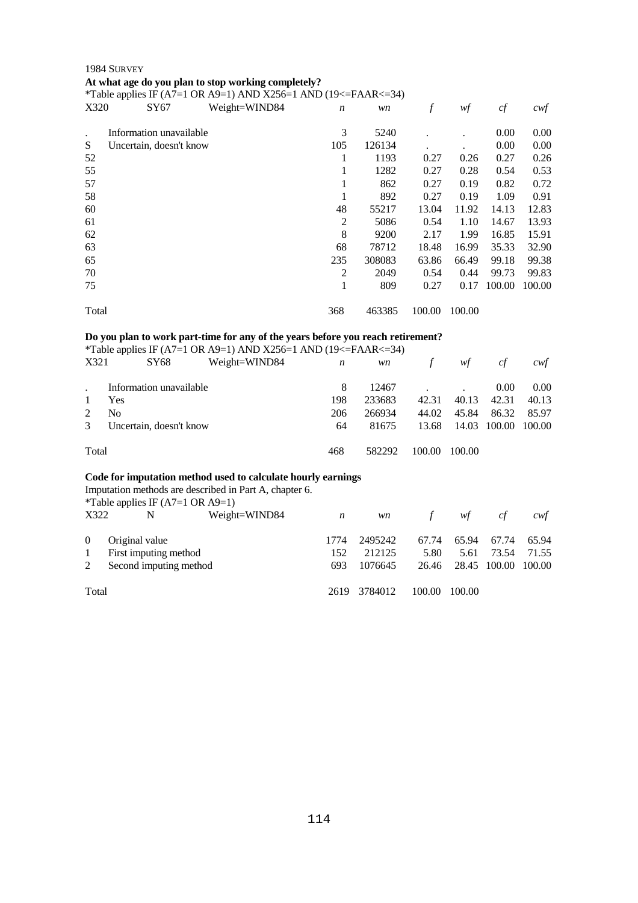1984 SURVEY

**At what age do you plan to stop working completely?**

*Table applies IF (A7=1 OR A9=1) AND X256=1 AND (19<=FAAR<=34)

| X320 | SY67 | Weight=WIND84 | *n* | *wn* | *f* | *wf* | *cf* | *cwf* |
|---|---|---|---|---|---|---|---|---|
| . | Information unavailable | | 3 | 5240 | . | . | 0.00 | 0.00 |
| S | Uncertain, doesn't know | | 105 | 126134 | . | . | 0.00 | 0.00 |
| 52 | | | 1 | 1193 | 0.27 | 0.26 | 0.27 | 0.26 |
| 55 | | | 1 | 1282 | 0.27 | 0.28 | 0.54 | 0.53 |
| 57 | | | 1 | 862 | 0.27 | 0.19 | 0.82 | 0.72 |
| 58 | | | 1 | 892 | 0.27 | 0.19 | 1.09 | 0.91 |
| 60 | | | 48 | 55217 | 13.04 | 11.92 | 14.13 | 12.83 |
| 61 | | | 2 | 5086 | 0.54 | 1.10 | 14.67 | 13.93 |
| 62 | | | 8 | 9200 | 2.17 | 1.99 | 16.85 | 15.91 |
| 63 | | | 68 | 78712 | 18.48 | 16.99 | 35.33 | 32.90 |
| 65 | | | 235 | 308083 | 63.86 | 66.49 | 99.18 | 99.38 |
| 70 | | | 2 | 2049 | 0.54 | 0.44 | 99.73 | 99.83 |
| 75 | | | 1 | 809 | 0.27 | 0.17 | 100.00 | 100.00 |
| Total | | | 368 | 463385 | 100.00 | 100.00 | | |

**Do you plan to work part-time for any of the years before you reach retirement?**

*Table applies IF (A7=1 OR A9=1) AND X256=1 AND (19<=FAAR<=34)

| X321 | SY68 | Weight=WIND84 | *n* | *wn* | *f* | *wf* | *cf* | *cwf* |
|---|---|---|---|---|---|---|---|---|
| . | Information unavailable | | 8 | 12467 | . | . | 0.00 | 0.00 |
| 1 | Yes | | 198 | 233683 | 42.31 | 40.13 | 42.31 | 40.13 |
| 2 | No | | 206 | 266934 | 44.02 | 45.84 | 86.32 | 85.97 |
| 3 | Uncertain, doesn't know | | 64 | 81675 | 13.68 | 14.03 | 100.00 | 100.00 |
| Total | | | 468 | 582292 | 100.00 | 100.00 | | |

**Code for imputation method used to calculate hourly earnings**

Imputation methods are described in Part A, chapter 6.

*Table applies IF (A7=1 OR A9=1)

| X322 | N | Weight=WIND84 | *n* | *wn* | *f* | *wf* | *cf* | *cwf* |
|---|---|---|---|---|---|---|---|---|
| 0 | Original value | | 1774 | 2495242 | 67.74 | 65.94 | 67.74 | 65.94 |
| 1 | First imputing method | | 152 | 212125 | 5.80 | 5.61 | 73.54 | 71.55 |
| 2 | Second imputing method | | 693 | 1076645 | 26.46 | 28.45 | 100.00 | 100.00 |
| Total | | | 2619 | 3784012 | 100.00 | 100.00 | | |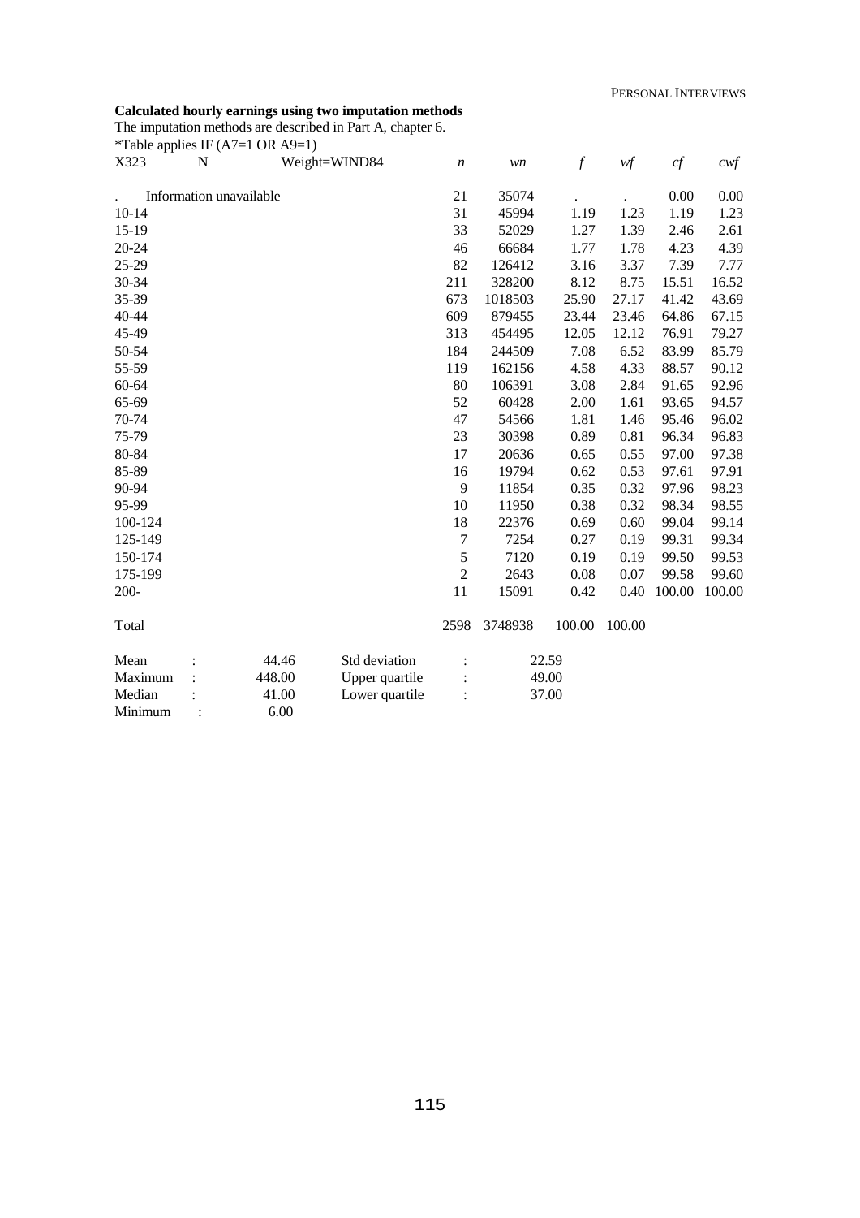**Calculated hourly earnings using two imputation methods**

The imputation methods are described in Part A, chapter 6.

*Table applies IF (A7=1 OR A9=1)

| X323 | N Weight=WIND84 | *n* | *wn* | *f* | *wf* | *cf* | *cwf* |
|---|---|---|---|---|---|---|---|
| . | Information unavailable | 21 | 35074 | . | . | 0.00 | 0.00 |
| 10-14 | | 31 | 45994 | 1.19 | 1.23 | 1.19 | 1.23 |
| 15-19 | | 33 | 52029 | 1.27 | 1.39 | 2.46 | 2.61 |
| 20-24 | | 46 | 66684 | 1.77 | 1.78 | 4.23 | 4.39 |
| 25-29 | | 82 | 126412 | 3.16 | 3.37 | 7.39 | 7.77 |
| 30-34 | | 211 | 328200 | 8.12 | 8.75 | 15.51 | 16.52 |
| 35-39 | | 673 | 1018503 | 25.90 | 27.17 | 41.42 | 43.69 |
| 40-44 | | 609 | 879455 | 23.44 | 23.46 | 64.86 | 67.15 |
| 45-49 | | 313 | 454495 | 12.05 | 12.12 | 76.91 | 79.27 |
| 50-54 | | 184 | 244509 | 7.08 | 6.52 | 83.99 | 85.79 |
| 55-59 | | 119 | 162156 | 4.58 | 4.33 | 88.57 | 90.12 |
| 60-64 | | 80 | 106391 | 3.08 | 2.84 | 91.65 | 92.96 |
| 65-69 | | 52 | 60428 | 2.00 | 1.61 | 93.65 | 94.57 |
| 70-74 | | 47 | 54566 | 1.81 | 1.46 | 95.46 | 96.02 |
| 75-79 | | 23 | 30398 | 0.89 | 0.81 | 96.34 | 96.83 |
| 80-84 | | 17 | 20636 | 0.65 | 0.55 | 97.00 | 97.38 |
| 85-89 | | 16 | 19794 | 0.62 | 0.53 | 97.61 | 97.91 |
| 90-94 | | 9 | 11854 | 0.35 | 0.32 | 97.96 | 98.23 |
| 95-99 | | 10 | 11950 | 0.38 | 0.32 | 98.34 | 98.55 |
| 100-124 | | 18 | 22376 | 0.69 | 0.60 | 99.04 | 99.14 |
| 125-149 | | 7 | 7254 | 0.27 | 0.19 | 99.31 | 99.34 |
| 150-174 | | 5 | 7120 | 0.19 | 0.19 | 99.50 | 99.53 |
| 175-199 | | 2 | 2643 | 0.08 | 0.07 | 99.58 | 99.60 |
| 200- | | 11 | 15091 | 0.42 | 0.40 | 100.00 | 100.00 |
| Total | | 2598 | 3748938 | 100.00 | 100.00 | | |

| | | | | |
|---|---|---|---|---|
| Mean | : 44.46 | Std deviation | : | 22.59 |
| Maximum | : 448.00 | Upper quartile | : | 49.00 |
| Median | : 41.00 | Lower quartile | : | 37.00 |
| Minimum | : 6.00 | | | |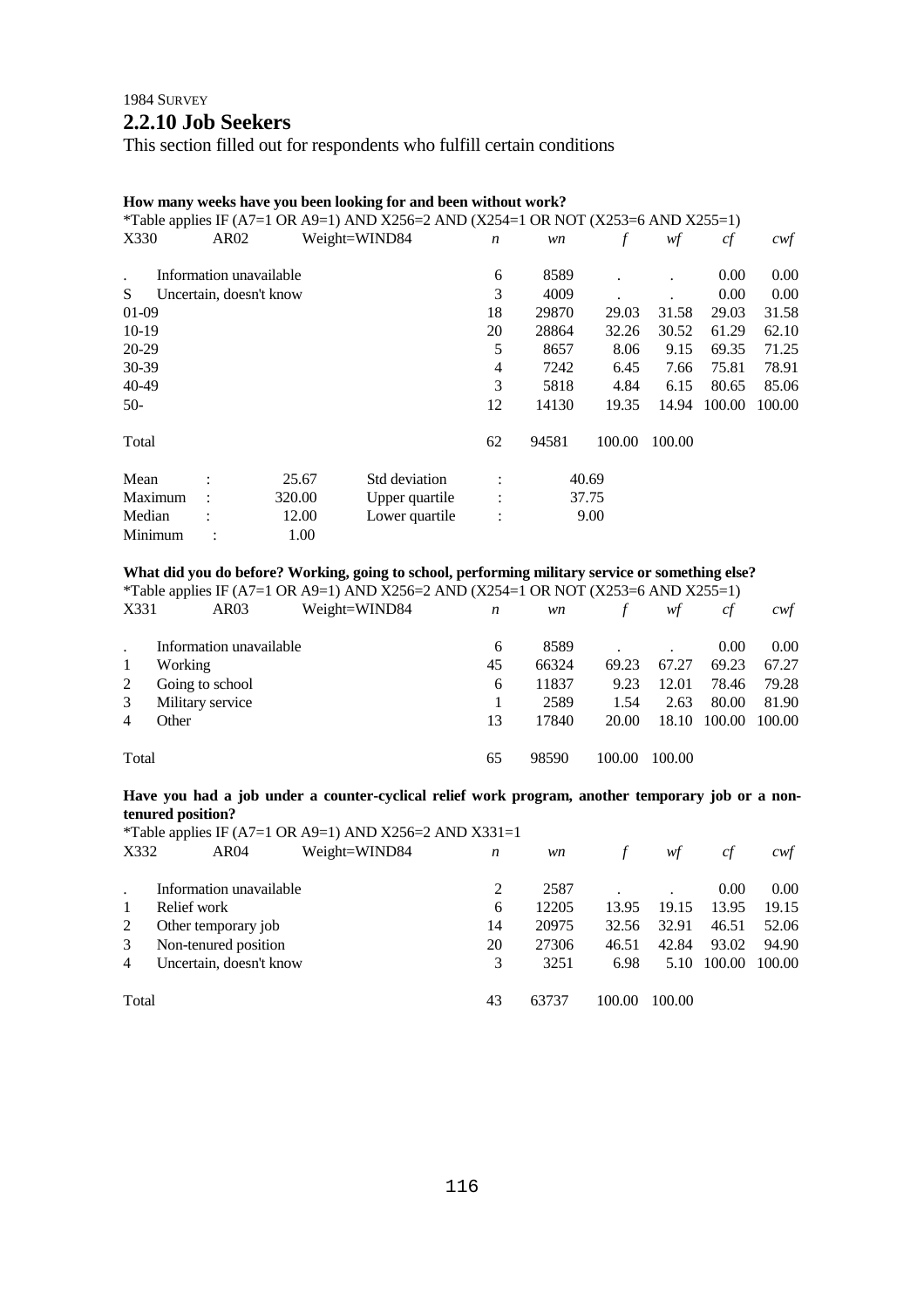1984 SURVEY

## 2.2.10 Job Seekers

This section filled out for respondents who fulfill certain conditions

**How many weeks have you been looking for and been without work?**

*Table applies IF (A7=1 OR A9=1) AND X256=2 AND (X254=1 OR NOT (X253=6 AND X255=1)

| X330 | AR02 | Weight=WIND84 | *n* | *wn* | *f* | *wf* | *cf* | *cwf* |
|---|---|---|---|---|---|---|---|---|
| . | Information unavailable | | 6 | 8589 | . | . | 0.00 | 0.00 |
| S | Uncertain, doesn't know | | 3 | 4009 | . | . | 0.00 | 0.00 |
| 01-09 | | | 18 | 29870 | 29.03 | 31.58 | 29.03 | 31.58 |
| 10-19 | | | 20 | 28864 | 32.26 | 30.52 | 61.29 | 62.10 |
| 20-29 | | | 5 | 8657 | 8.06 | 9.15 | 69.35 | 71.25 |
| 30-39 | | | 4 | 7242 | 6.45 | 7.66 | 75.81 | 78.91 |
| 40-49 | | | 3 | 5818 | 4.84 | 6.15 | 80.65 | 85.06 |
| 50- | | | 12 | 14130 | 19.35 | 14.94 | 100.00 | 100.00 |
| Total | | | 62 | 94581 | 100.00 | 100.00 | | |

| | | | | |
|---|---|---|---|---|
| Mean | : 25.67 | Std deviation | : | 40.69 |
| Maximum | : 320.00 | Upper quartile | : | 37.75 |
| Median | : 12.00 | Lower quartile | : | 9.00 |
| Minimum | : 1.00 | | | |

**What did you do before? Working, going to school, performing military service or something else?**

*Table applies IF (A7=1 OR A9=1) AND X256=2 AND (X254=1 OR NOT (X253=6 AND X255=1)

| X331 | AR03 | Weight=WIND84 | *n* | *wn* | *f* | *wf* | *cf* | *cwf* |
|---|---|---|---|---|---|---|---|---|
| . | Information unavailable | | 6 | 8589 | . | . | 0.00 | 0.00 |
| 1 | Working | | 45 | 66324 | 69.23 | 67.27 | 69.23 | 67.27 |
| 2 | Going to school | | 6 | 11837 | 9.23 | 12.01 | 78.46 | 79.28 |
| 3 | Military service | | 1 | 2589 | 1.54 | 2.63 | 80.00 | 81.90 |
| 4 | Other | | 13 | 17840 | 20.00 | 18.10 | 100.00 | 100.00 |
| Total | | | 65 | 98590 | 100.00 | 100.00 | | |

**Have you had a job under a counter-cyclical relief work program, another temporary job or a non-tenured position?**

*Table applies IF (A7=1 OR A9=1) AND X256=2 AND X331=1

| X332 | AR04 | Weight=WIND84 | *n* | *wn* | *f* | *wf* | *cf* | *cwf* |
|---|---|---|---|---|---|---|---|---|
| . | Information unavailable | | 2 | 2587 | . | . | 0.00 | 0.00 |
| 1 | Relief work | | 6 | 12205 | 13.95 | 19.15 | 13.95 | 19.15 |
| 2 | Other temporary job | | 14 | 20975 | 32.56 | 32.91 | 46.51 | 52.06 |
| 3 | Non-tenured position | | 20 | 27306 | 46.51 | 42.84 | 93.02 | 94.90 |
| 4 | Uncertain, doesn't know | | 3 | 3251 | 6.98 | 5.10 | 100.00 | 100.00 |
| Total | | | 43 | 63737 | 100.00 | 100.00 | | |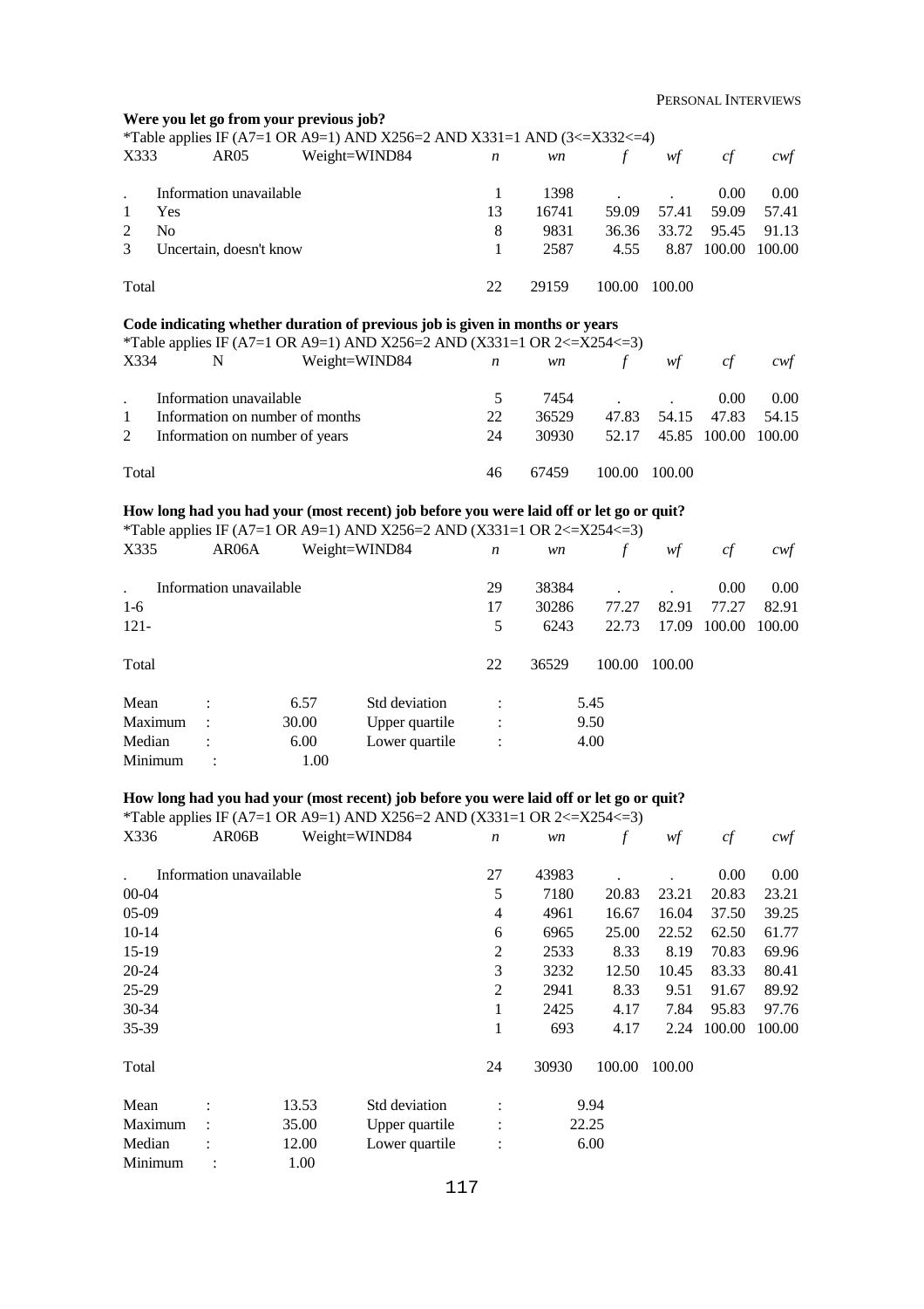**Were you let go from your previous job?**

*Table applies IF (A7=1 OR A9=1) AND X256=2 AND X331=1 AND (3<=X332<=4)

| X333 | AR05 | Weight=WIND84 | *n* | *wn* | *f* | *wf* | *cf* | *cwf* |
|---|---|---|---|---|---|---|---|---|
| . | Information unavailable | | 1 | 1398 | . | . | 0.00 | 0.00 |
| 1 | Yes | | 13 | 16741 | 59.09 | 57.41 | 59.09 | 57.41 |
| 2 | No | | 8 | 9831 | 36.36 | 33.72 | 95.45 | 91.13 |
| 3 | Uncertain, doesn't know | | 1 | 2587 | 4.55 | 8.87 | 100.00 | 100.00 |
| Total | | | 22 | 29159 | 100.00 | 100.00 | | |

**Code indicating whether duration of previous job is given in months or years**

*Table applies IF (A7=1 OR A9=1) AND X256=2 AND (X331=1 OR 2<=X254<=3)

| X334 | N | Weight=WIND84 | *n* | *wn* | *f* | *wf* | *cf* | *cwf* |
|---|---|---|---|---|---|---|---|---|
| . | Information unavailable | | 5 | 7454 | . | . | 0.00 | 0.00 |
| 1 | Information on number of months | | 22 | 36529 | 47.83 | 54.15 | 47.83 | 54.15 |
| 2 | Information on number of years | | 24 | 30930 | 52.17 | 45.85 | 100.00 | 100.00 |
| Total | | | 46 | 67459 | 100.00 | 100.00 | | |

**How long had you had your (most recent) job before you were laid off or let go or quit?**

*Table applies IF (A7=1 OR A9=1) AND X256=2 AND (X331=1 OR 2<=X254<=3)

| X335 | AR06A | Weight=WIND84 | *n* | *wn* | *f* | *wf* | *cf* | *cwf* |
|---|---|---|---|---|---|---|---|---|
| . | Information unavailable | | 29 | 38384 | . | . | 0.00 | 0.00 |
| 1-6 | | | 17 | 30286 | 77.27 | 82.91 | 77.27 | 82.91 |
| 121- | | | 5 | 6243 | 22.73 | 17.09 | 100.00 | 100.00 |
| Total | | | 22 | 36529 | 100.00 | 100.00 | | |

| | | | | | |
|---|---|---|---|---|---|
| Mean | : | 6.57 | Std deviation | : | 5.45 |
| Maximum | : | 30.00 | Upper quartile | : | 9.50 |
| Median | : | 6.00 | Lower quartile | : | 4.00 |
| Minimum | : | 1.00 | | | |

**How long had you had your (most recent) job before you were laid off or let go or quit?**

*Table applies IF (A7=1 OR A9=1) AND X256=2 AND (X331=1 OR 2<=X254<=3)

| X336 | AR06B | Weight=WIND84 | *n* | *wn* | *f* | *wf* | *cf* | *cwf* |
|---|---|---|---|---|---|---|---|---|
| . | Information unavailable | | 27 | 43983 | . | . | 0.00 | 0.00 |
| 00-04 | | | 5 | 7180 | 20.83 | 23.21 | 20.83 | 23.21 |
| 05-09 | | | 4 | 4961 | 16.67 | 16.04 | 37.50 | 39.25 |
| 10-14 | | | 6 | 6965 | 25.00 | 22.52 | 62.50 | 61.77 |
| 15-19 | | | 2 | 2533 | 8.33 | 8.19 | 70.83 | 69.96 |
| 20-24 | | | 3 | 3232 | 12.50 | 10.45 | 83.33 | 80.41 |
| 25-29 | | | 2 | 2941 | 8.33 | 9.51 | 91.67 | 89.92 |
| 30-34 | | | 1 | 2425 | 4.17 | 7.84 | 95.83 | 97.76 |
| 35-39 | | | 1 | 693 | 4.17 | 2.24 | 100.00 | 100.00 |
| Total | | | 24 | 30930 | 100.00 | 100.00 | | |

| | | | | | |
|---|---|---|---|---|---|
| Mean | : | 13.53 | Std deviation | : | 9.94 |
| Maximum | : | 35.00 | Upper quartile | : | 22.25 |
| Median | : | 12.00 | Lower quartile | : | 6.00 |
| Minimum | : | 1.00 | | | |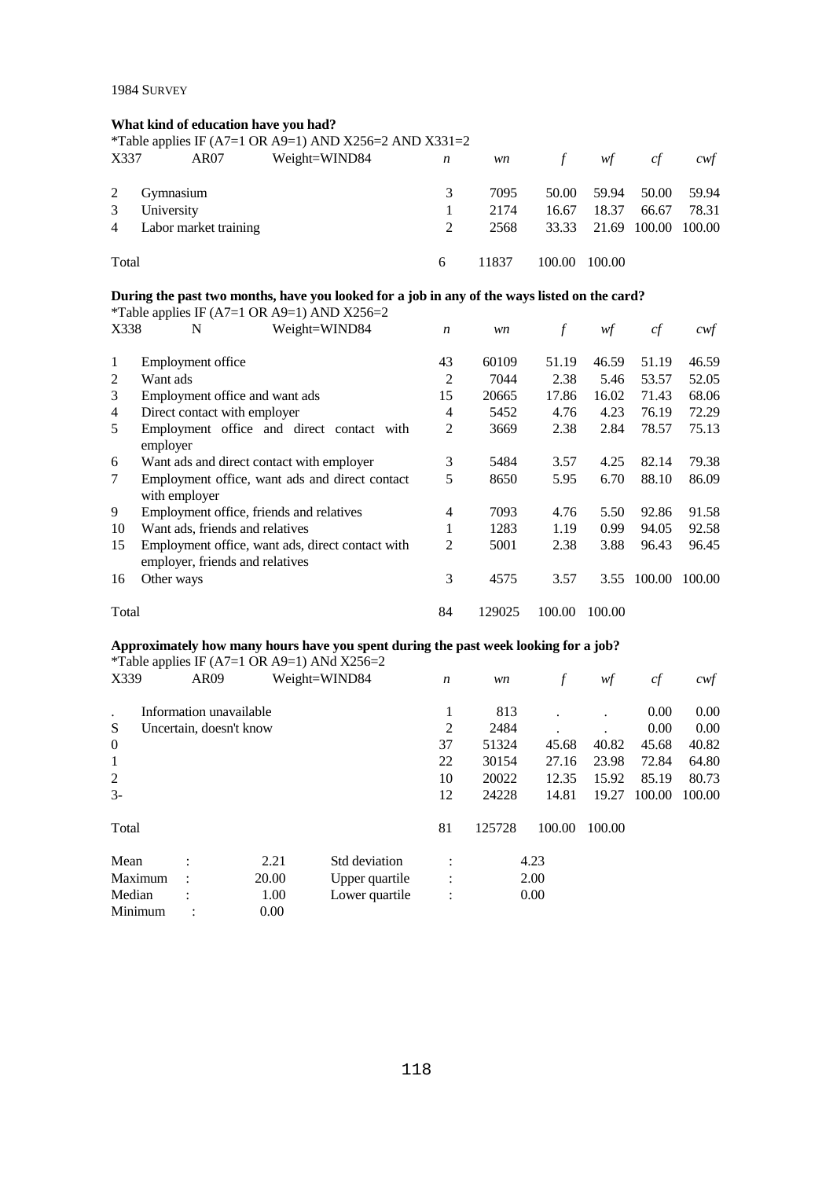1984 SURVEY

**What kind of education have you had?**

*Table applies IF (A7=1 OR A9=1) AND X256=2 AND X331=2

| X337 | AR07 Weight=WIND84 | *n* | *wn* | *f* | *wf* | *cf* | *cwf* |
|---|---|---|---|---|---|---|---|
| 2 | Gymnasium | 3 | 7095 | 50.00 | 59.94 | 50.00 | 59.94 |
| 3 | University | 1 | 2174 | 16.67 | 18.37 | 66.67 | 78.31 |
| 4 | Labor market training | 2 | 2568 | 33.33 | 21.69 | 100.00 | 100.00 |
| Total | | 6 | 11837 | 100.00 | 100.00 | | |

**During the past two months, have you looked for a job in any of the ways listed on the card?**

*Table applies IF (A7=1 OR A9=1) AND X256=2

| X338 | N Weight=WIND84 | *n* | *wn* | *f* | *wf* | *cf* | *cwf* |
|---|---|---|---|---|---|---|---|
| 1 | Employment office | 43 | 60109 | 51.19 | 46.59 | 51.19 | 46.59 |
| 2 | Want ads | 2 | 7044 | 2.38 | 5.46 | 53.57 | 52.05 |
| 3 | Employment office and want ads | 15 | 20665 | 17.86 | 16.02 | 71.43 | 68.06 |
| 4 | Direct contact with employer | 4 | 5452 | 4.76 | 4.23 | 76.19 | 72.29 |
| 5 | Employment office and direct contact with employer | 2 | 3669 | 2.38 | 2.84 | 78.57 | 75.13 |
| 6 | Want ads and direct contact with employer | 3 | 5484 | 3.57 | 4.25 | 82.14 | 79.38 |
| 7 | Employment office, want ads and direct contact with employer | 5 | 8650 | 5.95 | 6.70 | 88.10 | 86.09 |
| 9 | Employment office, friends and relatives | 4 | 7093 | 4.76 | 5.50 | 92.86 | 91.58 |
| 10 | Want ads, friends and relatives | 1 | 1283 | 1.19 | 0.99 | 94.05 | 92.58 |
| 15 | Employment office, want ads, direct contact with employer, friends and relatives | 2 | 5001 | 2.38 | 3.88 | 96.43 | 96.45 |
| 16 | Other ways | 3 | 4575 | 3.57 | 3.55 | 100.00 | 100.00 |
| Total | | 84 | 129025 | 100.00 | 100.00 | | |

**Approximately how many hours have you spent during the past week looking for a job?**

*Table applies IF (A7=1 OR A9=1) ANd X256=2

| X339 | AR09 Weight=WIND84 | *n* | *wn* | *f* | *wf* | *cf* | *cwf* |
|---|---|---|---|---|---|---|---|
| . | Information unavailable | 1 | 813 | . | . | 0.00 | 0.00 |
| S | Uncertain, doesn't know | 2 | 2484 | . | . | 0.00 | 0.00 |
| 0 | | 37 | 51324 | 45.68 | 40.82 | 45.68 | 40.82 |
| 1 | | 22 | 30154 | 27.16 | 23.98 | 72.84 | 64.80 |
| 2 | | 10 | 20022 | 12.35 | 15.92 | 85.19 | 80.73 |
| 3- | | 12 | 24228 | 14.81 | 19.27 | 100.00 | 100.00 |
| Total | | 81 | 125728 | 100.00 | 100.00 | | |

| | | | |
|---|---|---|---|
| Mean : | 2.21 | Std deviation : | 4.23 |
| Maximum : | 20.00 | Upper quartile : | 2.00 |
| Median : | 1.00 | Lower quartile : | 0.00 |
| Minimum : | 0.00 | | |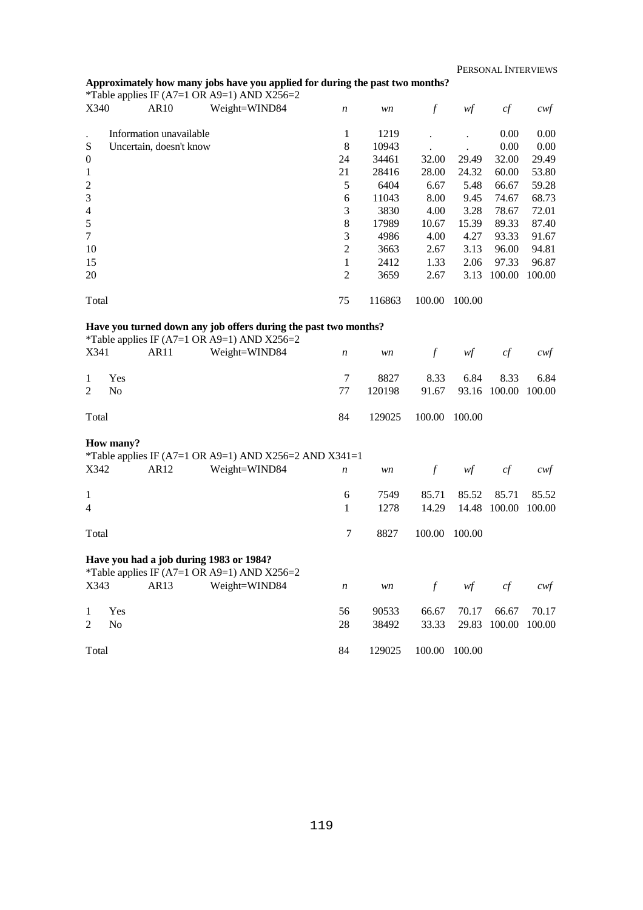**Approximately how many jobs have you applied for during the past two months?**

*Table applies IF (A7=1 OR A9=1) AND X256=2

| X340 | AR10 | Weight=WIND84 | *n* | *wn* | *f* | *wf* | *cf* | *cwf* |
|---|---|---|---|---|---|---|---|---|
| . | Information unavailable | | 1 | 1219 | . | . | 0.00 | 0.00 |
| S | Uncertain, doesn't know | | 8 | 10943 | . | . | 0.00 | 0.00 |
| 0 | | | 24 | 34461 | 32.00 | 29.49 | 32.00 | 29.49 |
| 1 | | | 21 | 28416 | 28.00 | 24.32 | 60.00 | 53.80 |
| 2 | | | 5 | 6404 | 6.67 | 5.48 | 66.67 | 59.28 |
| 3 | | | 6 | 11043 | 8.00 | 9.45 | 74.67 | 68.73 |
| 4 | | | 3 | 3830 | 4.00 | 3.28 | 78.67 | 72.01 |
| 5 | | | 8 | 17989 | 10.67 | 15.39 | 89.33 | 87.40 |
| 7 | | | 3 | 4986 | 4.00 | 4.27 | 93.33 | 91.67 |
| 10 | | | 2 | 3663 | 2.67 | 3.13 | 96.00 | 94.81 |
| 15 | | | 1 | 2412 | 1.33 | 2.06 | 97.33 | 96.87 |
| 20 | | | 2 | 3659 | 2.67 | 3.13 | 100.00 | 100.00 |
| Total | | | 75 | 116863 | 100.00 | 100.00 | | |

**Have you turned down any job offers during the past two months?**

*Table applies IF (A7=1 OR A9=1) AND X256=2

| X341 | AR11 | Weight=WIND84 | *n* | *wn* | *f* | *wf* | *cf* | *cwf* |
|---|---|---|---|---|---|---|---|---|
| 1 | Yes | | 7 | 8827 | 8.33 | 6.84 | 8.33 | 6.84 |
| 2 | No | | 77 | 120198 | 91.67 | 93.16 | 100.00 | 100.00 |
| Total | | | 84 | 129025 | 100.00 | 100.00 | | |

**How many?**

*Table applies IF (A7=1 OR A9=1) AND X256=2 AND X341=1

| X342 | AR12 | Weight=WIND84 | *n* | *wn* | *f* | *wf* | *cf* | *cwf* |
|---|---|---|---|---|---|---|---|---|
| 1 | | | 6 | 7549 | 85.71 | 85.52 | 85.71 | 85.52 |
| 4 | | | 1 | 1278 | 14.29 | 14.48 | 100.00 | 100.00 |
| Total | | | 7 | 8827 | 100.00 | 100.00 | | |

**Have you had a job during 1983 or 1984?**

*Table applies IF (A7=1 OR A9=1) AND X256=2

| X343 | AR13 | Weight=WIND84 | *n* | *wn* | *f* | *wf* | *cf* | *cwf* |
|---|---|---|---|---|---|---|---|---|
| 1 | Yes | | 56 | 90533 | 66.67 | 70.17 | 66.67 | 70.17 |
| 2 | No | | 28 | 38492 | 33.33 | 29.83 | 100.00 | 100.00 |
| Total | | | 84 | 129025 | 100.00 | 100.00 | | |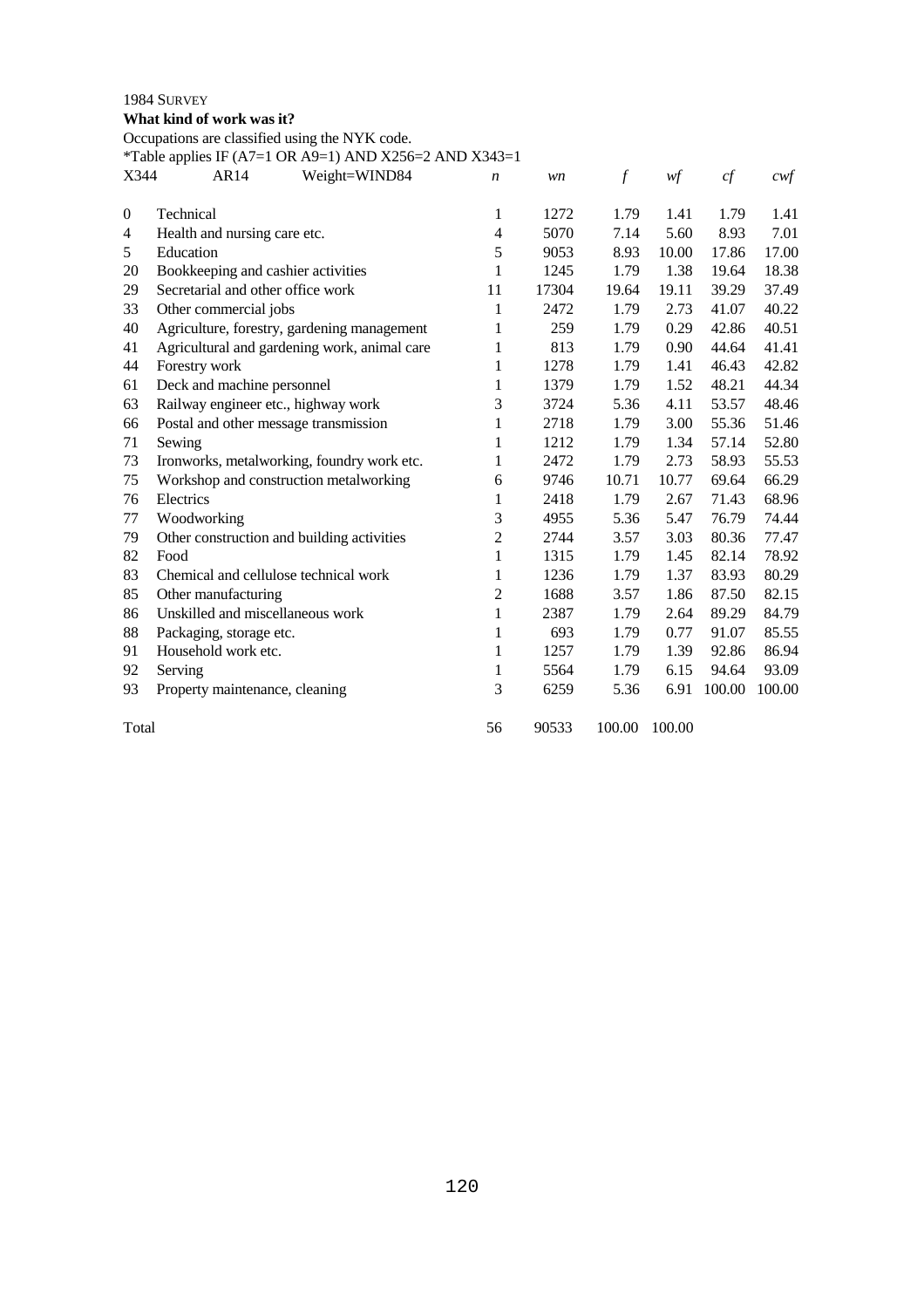1984 SURVEY

**What kind of work was it?**

Occupations are classified using the NYK code.

*Table applies IF (A7=1 OR A9=1) AND X256=2 AND X343=1

| X344 | AR14 Weight=WIND84 | *n* | *wn* | *f* | *wf* | *cf* | *cwf* |
|---|---|---|---|---|---|---|---|
| 0 | Technical | 1 | 1272 | 1.79 | 1.41 | 1.79 | 1.41 |
| 4 | Health and nursing care etc. | 4 | 5070 | 7.14 | 5.60 | 8.93 | 7.01 |
| 5 | Education | 5 | 9053 | 8.93 | 10.00 | 17.86 | 17.00 |
| 20 | Bookkeeping and cashier activities | 1 | 1245 | 1.79 | 1.38 | 19.64 | 18.38 |
| 29 | Secretarial and other office work | 11 | 17304 | 19.64 | 19.11 | 39.29 | 37.49 |
| 33 | Other commercial jobs | 1 | 2472 | 1.79 | 2.73 | 41.07 | 40.22 |
| 40 | Agriculture, forestry, gardening management | 1 | 259 | 1.79 | 0.29 | 42.86 | 40.51 |
| 41 | Agricultural and gardening work, animal care | 1 | 813 | 1.79 | 0.90 | 44.64 | 41.41 |
| 44 | Forestry work | 1 | 1278 | 1.79 | 1.41 | 46.43 | 42.82 |
| 61 | Deck and machine personnel | 1 | 1379 | 1.79 | 1.52 | 48.21 | 44.34 |
| 63 | Railway engineer etc., highway work | 3 | 3724 | 5.36 | 4.11 | 53.57 | 48.46 |
| 66 | Postal and other message transmission | 1 | 2718 | 1.79 | 3.00 | 55.36 | 51.46 |
| 71 | Sewing | 1 | 1212 | 1.79 | 1.34 | 57.14 | 52.80 |
| 73 | Ironworks, metalworking, foundry work etc. | 1 | 2472 | 1.79 | 2.73 | 58.93 | 55.53 |
| 75 | Workshop and construction metalworking | 6 | 9746 | 10.71 | 10.77 | 69.64 | 66.29 |
| 76 | Electrics | 1 | 2418 | 1.79 | 2.67 | 71.43 | 68.96 |
| 77 | Woodworking | 3 | 4955 | 5.36 | 5.47 | 76.79 | 74.44 |
| 79 | Other construction and building activities | 2 | 2744 | 3.57 | 3.03 | 80.36 | 77.47 |
| 82 | Food | 1 | 1315 | 1.79 | 1.45 | 82.14 | 78.92 |
| 83 | Chemical and cellulose technical work | 1 | 1236 | 1.79 | 1.37 | 83.93 | 80.29 |
| 85 | Other manufacturing | 2 | 1688 | 3.57 | 1.86 | 87.50 | 82.15 |
| 86 | Unskilled and miscellaneous work | 1 | 2387 | 1.79 | 2.64 | 89.29 | 84.79 |
| 88 | Packaging, storage etc. | 1 | 693 | 1.79 | 0.77 | 91.07 | 85.55 |
| 91 | Household work etc. | 1 | 1257 | 1.79 | 1.39 | 92.86 | 86.94 |
| 92 | Serving | 1 | 5564 | 1.79 | 6.15 | 94.64 | 93.09 |
| 93 | Property maintenance, cleaning | 3 | 6259 | 5.36 | 6.91 | 100.00 | 100.00 |
| Total | | 56 | 90533 | 100.00 | 100.00 | | |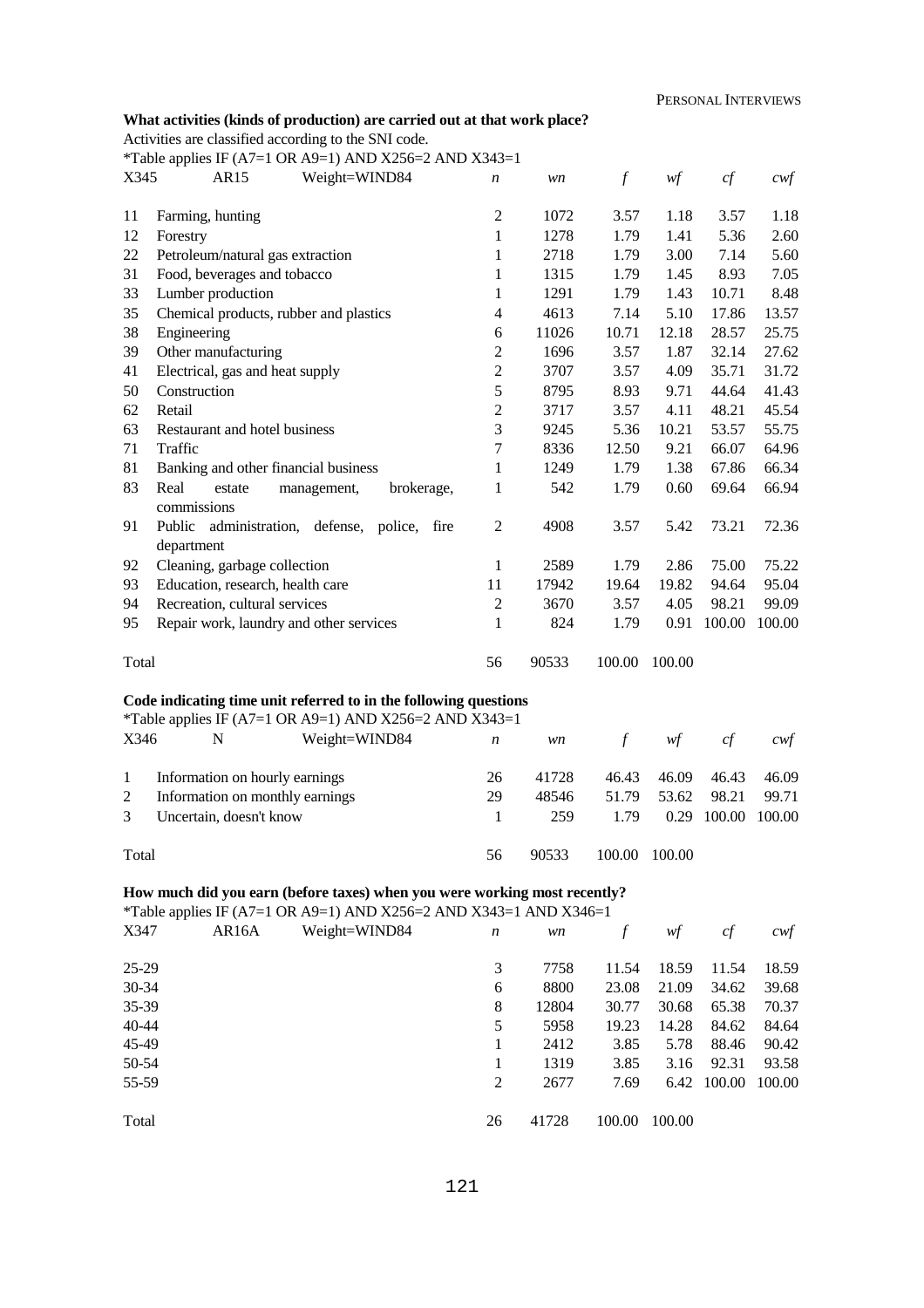**What activities (kinds of production) are carried out at that work place?**

Activities are classified according to the SNI code.

*Table applies IF (A7=1 OR A9=1) AND X256=2 AND X343=1

| X345 | AR15 Weight=WIND84 | *n* | *wn* | *f* | *wf* | *cf* | *cwf* |
|---|---|---|---|---|---|---|---|
| 11 | Farming, hunting | 2 | 1072 | 3.57 | 1.18 | 3.57 | 1.18 |
| 12 | Forestry | 1 | 1278 | 1.79 | 1.41 | 5.36 | 2.60 |
| 22 | Petroleum/natural gas extraction | 1 | 2718 | 1.79 | 3.00 | 7.14 | 5.60 |
| 31 | Food, beverages and tobacco | 1 | 1315 | 1.79 | 1.45 | 8.93 | 7.05 |
| 33 | Lumber production | 1 | 1291 | 1.79 | 1.43 | 10.71 | 8.48 |
| 35 | Chemical products, rubber and plastics | 4 | 4613 | 7.14 | 5.10 | 17.86 | 13.57 |
| 38 | Engineering | 6 | 11026 | 10.71 | 12.18 | 28.57 | 25.75 |
| 39 | Other manufacturing | 2 | 1696 | 3.57 | 1.87 | 32.14 | 27.62 |
| 41 | Electrical, gas and heat supply | 2 | 3707 | 3.57 | 4.09 | 35.71 | 31.72 |
| 50 | Construction | 5 | 8795 | 8.93 | 9.71 | 44.64 | 41.43 |
| 62 | Retail | 2 | 3717 | 3.57 | 4.11 | 48.21 | 45.54 |
| 63 | Restaurant and hotel business | 3 | 9245 | 5.36 | 10.21 | 53.57 | 55.75 |
| 71 | Traffic | 7 | 8336 | 12.50 | 9.21 | 66.07 | 64.96 |
| 81 | Banking and other financial business | 1 | 1249 | 1.79 | 1.38 | 67.86 | 66.34 |
| 83 | Real estate management, brokerage, commissions | 1 | 542 | 1.79 | 0.60 | 69.64 | 66.94 |
| 91 | Public administration, defense, police, fire department | 2 | 4908 | 3.57 | 5.42 | 73.21 | 72.36 |
| 92 | Cleaning, garbage collection | 1 | 2589 | 1.79 | 2.86 | 75.00 | 75.22 |
| 93 | Education, research, health care | 11 | 17942 | 19.64 | 19.82 | 94.64 | 95.04 |
| 94 | Recreation, cultural services | 2 | 3670 | 3.57 | 4.05 | 98.21 | 99.09 |
| 95 | Repair work, laundry and other services | 1 | 824 | 1.79 | 0.91 | 100.00 | 100.00 |
| Total | | 56 | 90533 | 100.00 | 100.00 | | |

**Code indicating time unit referred to in the following questions**

*Table applies IF (A7=1 OR A9=1) AND X256=2 AND X343=1

| X346 | N Weight=WIND84 | *n* | *wn* | *f* | *wf* | *cf* | *cwf* |
|---|---|---|---|---|---|---|---|
| 1 | Information on hourly earnings | 26 | 41728 | 46.43 | 46.09 | 46.43 | 46.09 |
| 2 | Information on monthly earnings | 29 | 48546 | 51.79 | 53.62 | 98.21 | 99.71 |
| 3 | Uncertain, doesn't know | 1 | 259 | 1.79 | 0.29 | 100.00 | 100.00 |
| Total | | 56 | 90533 | 100.00 | 100.00 | | |

**How much did you earn (before taxes) when you were working most recently?**

*Table applies IF (A7=1 OR A9=1) AND X256=2 AND X343=1 AND X346=1

| X347 | AR16A Weight=WIND84 | *n* | *wn* | *f* | *wf* | *cf* | *cwf* |
|---|---|---|---|---|---|---|---|
| 25-29 | | 3 | 7758 | 11.54 | 18.59 | 11.54 | 18.59 |
| 30-34 | | 6 | 8800 | 23.08 | 21.09 | 34.62 | 39.68 |
| 35-39 | | 8 | 12804 | 30.77 | 30.68 | 65.38 | 70.37 |
| 40-44 | | 5 | 5958 | 19.23 | 14.28 | 84.62 | 84.64 |
| 45-49 | | 1 | 2412 | 3.85 | 5.78 | 88.46 | 90.42 |
| 50-54 | | 1 | 1319 | 3.85 | 3.16 | 92.31 | 93.58 |
| 55-59 | | 2 | 2677 | 7.69 | 6.42 | 100.00 | 100.00 |
| Total | | 26 | 41728 | 100.00 | 100.00 | | |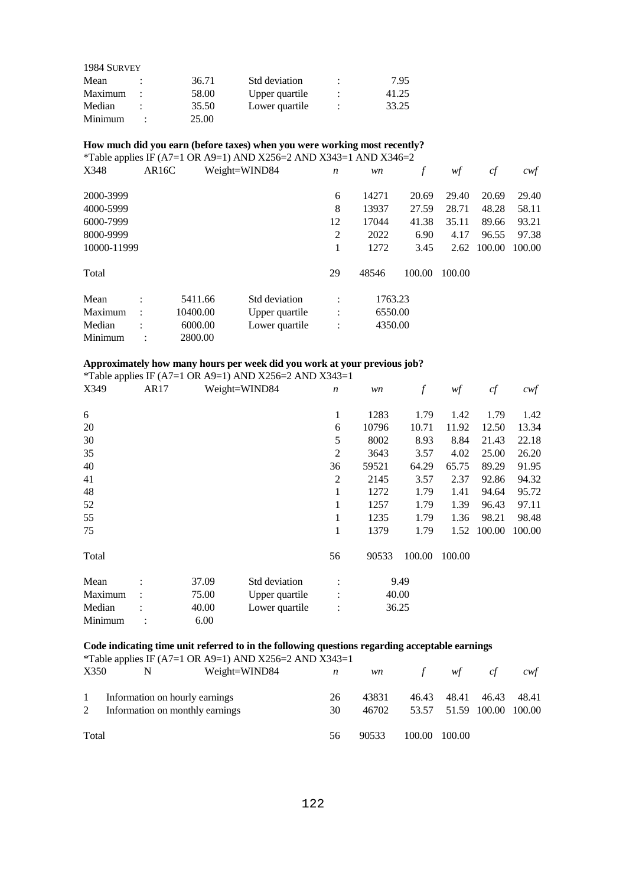1984 SURVEY

| | | | | | |
|---|---|---|---|---|---|
| Mean | : | 36.71 | Std deviation | : | 7.95 |
| Maximum | : | 58.00 | Upper quartile | : | 41.25 |
| Median | : | 35.50 | Lower quartile | : | 33.25 |
| Minimum | : | 25.00 | | | |

**How much did you earn (before taxes) when you were working most recently?**

*Table applies IF (A7=1 OR A9=1) AND X256=2 AND X343=1 AND X346=2

| X348 | AR16C | Weight=WIND84 | *n* | *wn* | *f* | *wf* | *cf* | *cwf* |
|---|---|---|---|---|---|---|---|---|
| 2000-3999 | | | 6 | 14271 | 20.69 | 29.40 | 20.69 | 29.40 |
| 4000-5999 | | | 8 | 13937 | 27.59 | 28.71 | 48.28 | 58.11 |
| 6000-7999 | | | 12 | 17044 | 41.38 | 35.11 | 89.66 | 93.21 |
| 8000-9999 | | | 2 | 2022 | 6.90 | 4.17 | 96.55 | 97.38 |
| 10000-11999 | | | 1 | 1272 | 3.45 | 2.62 | 100.00 | 100.00 |
| Total | | | 29 | 48546 | 100.00 | 100.00 | | |

| | | | | | |
|---|---|---|---|---|---|
| Mean | : | 5411.66 | Std deviation | : | 1763.23 |
| Maximum | : | 10400.00 | Upper quartile | : | 6550.00 |
| Median | : | 6000.00 | Lower quartile | : | 4350.00 |
| Minimum | : | 2800.00 | | | |

**Approximately how many hours per week did you work at your previous job?**

*Table applies IF (A7=1 OR A9=1) AND X256=2 AND X343=1

| X349 | AR17 | Weight=WIND84 | *n* | *wn* | *f* | *wf* | *cf* | *cwf* |
|---|---|---|---|---|---|---|---|---|
| 6 | | | 1 | 1283 | 1.79 | 1.42 | 1.79 | 1.42 |
| 20 | | | 6 | 10796 | 10.71 | 11.92 | 12.50 | 13.34 |
| 30 | | | 5 | 8002 | 8.93 | 8.84 | 21.43 | 22.18 |
| 35 | | | 2 | 3643 | 3.57 | 4.02 | 25.00 | 26.20 |
| 40 | | | 36 | 59521 | 64.29 | 65.75 | 89.29 | 91.95 |
| 41 | | | 2 | 2145 | 3.57 | 2.37 | 92.86 | 94.32 |
| 48 | | | 1 | 1272 | 1.79 | 1.41 | 94.64 | 95.72 |
| 52 | | | 1 | 1257 | 1.79 | 1.39 | 96.43 | 97.11 |
| 55 | | | 1 | 1235 | 1.79 | 1.36 | 98.21 | 98.48 |
| 75 | | | 1 | 1379 | 1.79 | 1.52 | 100.00 | 100.00 |
| Total | | | 56 | 90533 | 100.00 | 100.00 | | |

| | | | | | |
|---|---|---|---|---|---|
| Mean | : | 37.09 | Std deviation | : | 9.49 |
| Maximum | : | 75.00 | Upper quartile | : | 40.00 |
| Median | : | 40.00 | Lower quartile | : | 36.25 |
| Minimum | : | 6.00 | | | |

**Code indicating time unit referred to in the following questions regarding acceptable earnings**

*Table applies IF (A7=1 OR A9=1) AND X256=2 AND X343=1

| X350 | N | Weight=WIND84 | *n* | *wn* | *f* | *wf* | *cf* | *cwf* |
|---|---|---|---|---|---|---|---|---|
| 1 | Information on hourly earnings | | 26 | 43831 | 46.43 | 48.41 | 46.43 | 48.41 |
| 2 | Information on monthly earnings | | 30 | 46702 | 53.57 | 51.59 | 100.00 | 100.00 |
| Total | | | 56 | 90533 | 100.00 | 100.00 | | |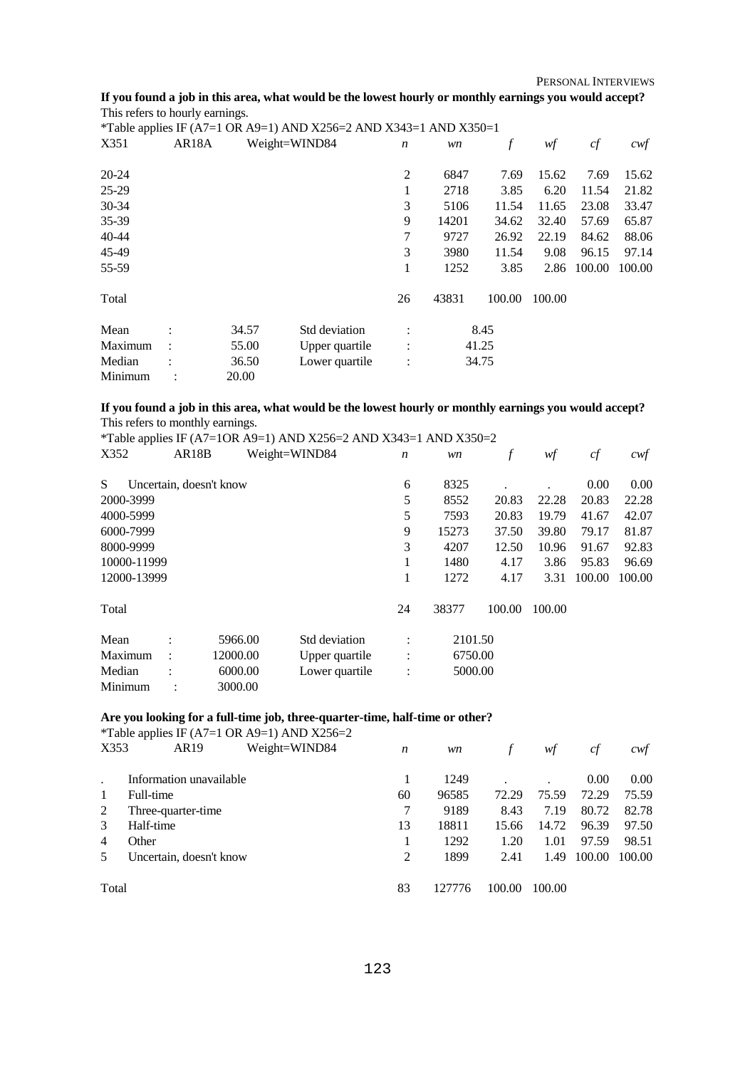**If you found a job in this area, what would be the lowest hourly or monthly earnings you would accept?**
This refers to hourly earnings.
*Table applies IF (A7=1 OR A9=1) AND X256=2 AND X343=1 AND X350=1

| X351 | AR18A | Weight=WIND84 | *n* | *wn* | *f* | *wf* | *cf* | *cwf* |
|---|---|---|---|---|---|---|---|---|
| 20-24 | | | 2 | 6847 | 7.69 | 15.62 | 7.69 | 15.62 |
| 25-29 | | | 1 | 2718 | 3.85 | 6.20 | 11.54 | 21.82 |
| 30-34 | | | 3 | 5106 | 11.54 | 11.65 | 23.08 | 33.47 |
| 35-39 | | | 9 | 14201 | 34.62 | 32.40 | 57.69 | 65.87 |
| 40-44 | | | 7 | 9727 | 26.92 | 22.19 | 84.62 | 88.06 |
| 45-49 | | | 3 | 3980 | 11.54 | 9.08 | 96.15 | 97.14 |
| 55-59 | | | 1 | 1252 | 3.85 | 2.86 | 100.00 | 100.00 |
| Total | | | 26 | 43831 | 100.00 | 100.00 | | |

| | | | | | |
|---|---|---|---|---|---|
| Mean | : | 34.57 | Std deviation | : | 8.45 |
| Maximum | : | 55.00 | Upper quartile | : | 41.25 |
| Median | : | 36.50 | Lower quartile | : | 34.75 |
| Minimum | : | 20.00 | | | |

**If you found a job in this area, what would be the lowest hourly or monthly earnings you would accept?**
This refers to monthly earnings.
*Table applies IF (A7=1OR A9=1) AND X256=2 AND X343=1 AND X350=2

| X352 | AR18B | Weight=WIND84 | *n* | *wn* | *f* | *wf* | *cf* | *cwf* |
|---|---|---|---|---|---|---|---|---|
| S | Uncertain, doesn't know | | 6 | 8325 | . | . | 0.00 | 0.00 |
| 2000-3999 | | | 5 | 8552 | 20.83 | 22.28 | 20.83 | 22.28 |
| 4000-5999 | | | 5 | 7593 | 20.83 | 19.79 | 41.67 | 42.07 |
| 6000-7999 | | | 9 | 15273 | 37.50 | 39.80 | 79.17 | 81.87 |
| 8000-9999 | | | 3 | 4207 | 12.50 | 10.96 | 91.67 | 92.83 |
| 10000-11999 | | | 1 | 1480 | 4.17 | 3.86 | 95.83 | 96.69 |
| 12000-13999 | | | 1 | 1272 | 4.17 | 3.31 | 100.00 | 100.00 |
| Total | | | 24 | 38377 | 100.00 | 100.00 | | |

| | | | | | |
|---|---|---|---|---|---|
| Mean | : | 5966.00 | Std deviation | : | 2101.50 |
| Maximum | : | 12000.00 | Upper quartile | : | 6750.00 |
| Median | : | 6000.00 | Lower quartile | : | 5000.00 |
| Minimum | : | 3000.00 | | | |

**Are you looking for a full-time job, three-quarter-time, half-time or other?**
*Table applies IF (A7=1 OR A9=1) AND X256=2

| X353 | AR19 | Weight=WIND84 | *n* | *wn* | *f* | *wf* | *cf* | *cwf* |
|---|---|---|---|---|---|---|---|---|
| . | Information unavailable | | 1 | 1249 | . | . | 0.00 | 0.00 |
| 1 | Full-time | | 60 | 96585 | 72.29 | 75.59 | 72.29 | 75.59 |
| 2 | Three-quarter-time | | 7 | 9189 | 8.43 | 7.19 | 80.72 | 82.78 |
| 3 | Half-time | | 13 | 18811 | 15.66 | 14.72 | 96.39 | 97.50 |
| 4 | Other | | 1 | 1292 | 1.20 | 1.01 | 97.59 | 98.51 |
| 5 | Uncertain, doesn't know | | 2 | 1899 | 2.41 | 1.49 | 100.00 | 100.00 |
| Total | | | 83 | 127776 | 100.00 | 100.00 | | |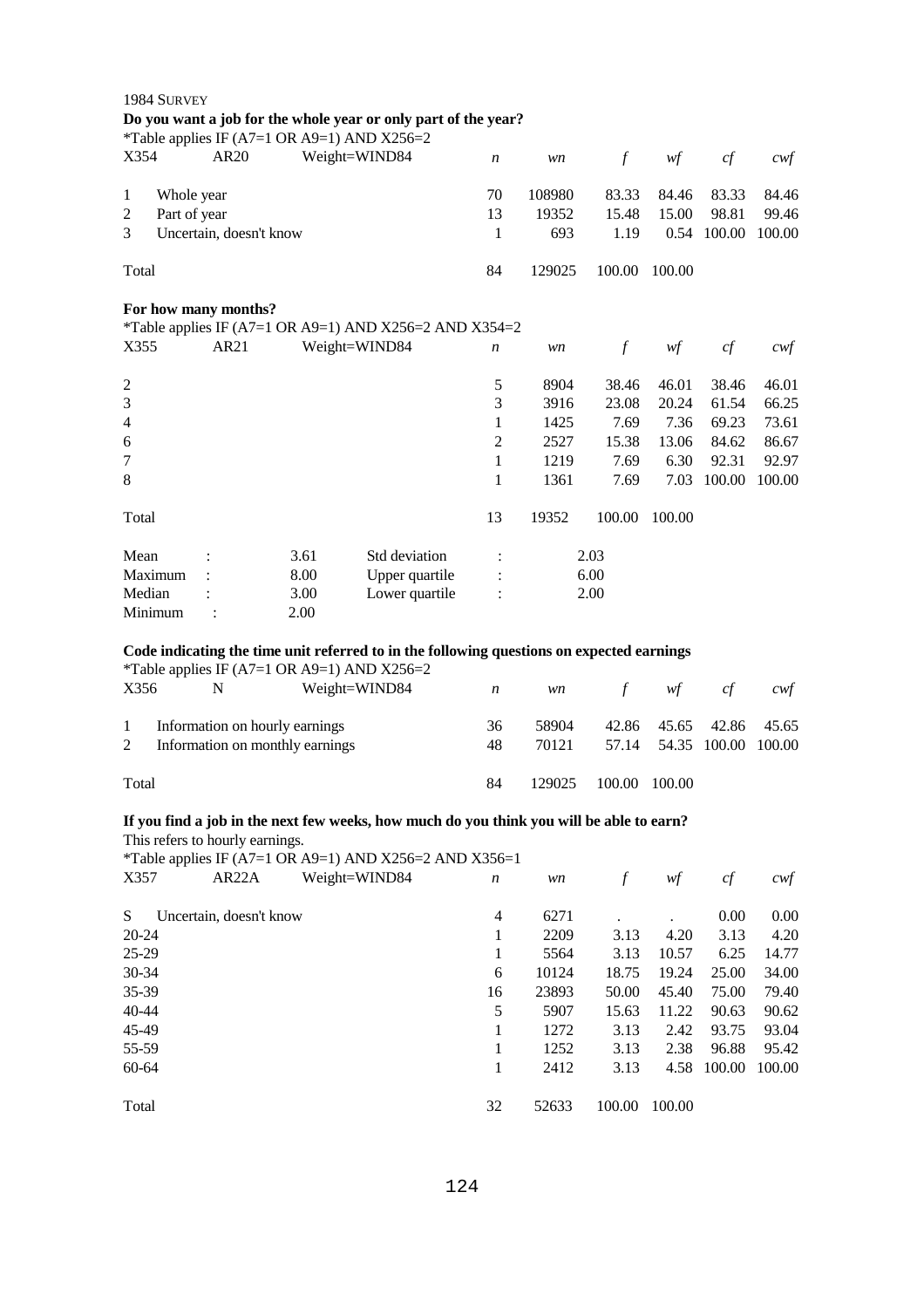1984 SURVEY

**Do you want a job for the whole year or only part of the year?**

*Table applies IF (A7=1 OR A9=1) AND X256=2

| X354 | AR20 | Weight=WIND84 | *n* | *wn* | *f* | *wf* | *cf* | *cwf* |
|---|---|---|---|---|---|---|---|---|
| 1 | Whole year | | 70 | 108980 | 83.33 | 84.46 | 83.33 | 84.46 |
| 2 | Part of year | | 13 | 19352 | 15.48 | 15.00 | 98.81 | 99.46 |
| 3 | Uncertain, doesn't know | | 1 | 693 | 1.19 | 0.54 | 100.00 | 100.00 |
| Total | | | 84 | 129025 | 100.00 | 100.00 | | |

**For how many months?**

*Table applies IF (A7=1 OR A9=1) AND X256=2 AND X354=2

| X355 | AR21 | Weight=WIND84 | *n* | *wn* | *f* | *wf* | *cf* | *cwf* |
|---|---|---|---|---|---|---|---|---|
| 2 | | | 5 | 8904 | 38.46 | 46.01 | 38.46 | 46.01 |
| 3 | | | 3 | 3916 | 23.08 | 20.24 | 61.54 | 66.25 |
| 4 | | | 1 | 1425 | 7.69 | 7.36 | 69.23 | 73.61 |
| 6 | | | 2 | 2527 | 15.38 | 13.06 | 84.62 | 86.67 |
| 7 | | | 1 | 1219 | 7.69 | 6.30 | 92.31 | 92.97 |
| 8 | | | 1 | 1361 | 7.69 | 7.03 | 100.00 | 100.00 |
| Total | | | 13 | 19352 | 100.00 | 100.00 | | |

| | | | | | |
|---|---|---|---|---|---|
| Mean | : | 3.61 | Std deviation | : | 2.03 |
| Maximum | : | 8.00 | Upper quartile | : | 6.00 |
| Median | : | 3.00 | Lower quartile | : | 2.00 |
| Minimum | : | 2.00 | | | |

**Code indicating the time unit referred to in the following questions on expected earnings**

*Table applies IF (A7=1 OR A9=1) AND X256=2

| X356 | N | Weight=WIND84 | *n* | *wn* | *f* | *wf* | *cf* | *cwf* |
|---|---|---|---|---|---|---|---|---|
| 1 | Information on hourly earnings | | 36 | 58904 | 42.86 | 45.65 | 42.86 | 45.65 |
| 2 | Information on monthly earnings | | 48 | 70121 | 57.14 | 54.35 | 100.00 | 100.00 |
| Total | | | 84 | 129025 | 100.00 | 100.00 | | |

**If you find a job in the next few weeks, how much do you think you will be able to earn?**

This refers to hourly earnings.

*Table applies IF (A7=1 OR A9=1) AND X256=2 AND X356=1

| X357 | AR22A | Weight=WIND84 | *n* | *wn* | *f* | *wf* | *cf* | *cwf* |
|---|---|---|---|---|---|---|---|---|
| S | Uncertain, doesn't know | | 4 | 6271 | . | . | 0.00 | 0.00 |
| 20-24 | | | 1 | 2209 | 3.13 | 4.20 | 3.13 | 4.20 |
| 25-29 | | | 1 | 5564 | 3.13 | 10.57 | 6.25 | 14.77 |
| 30-34 | | | 6 | 10124 | 18.75 | 19.24 | 25.00 | 34.00 |
| 35-39 | | | 16 | 23893 | 50.00 | 45.40 | 75.00 | 79.40 |
| 40-44 | | | 5 | 5907 | 15.63 | 11.22 | 90.63 | 90.62 |
| 45-49 | | | 1 | 1272 | 3.13 | 2.42 | 93.75 | 93.04 |
| 55-59 | | | 1 | 1252 | 3.13 | 2.38 | 96.88 | 95.42 |
| 60-64 | | | 1 | 2412 | 3.13 | 4.58 | 100.00 | 100.00 |
| Total | | | 32 | 52633 | 100.00 | 100.00 | | |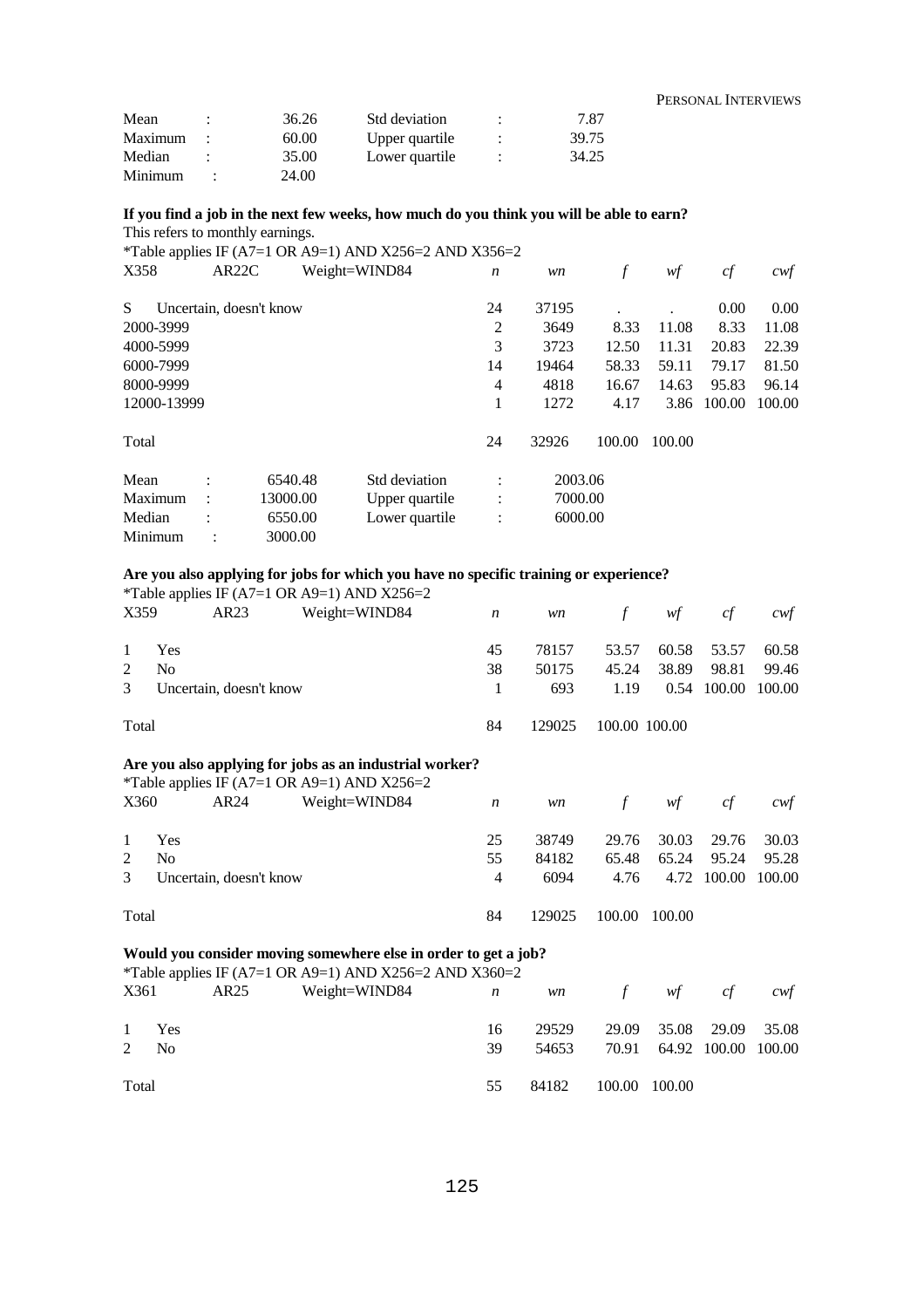| | | | | | |
|---|---|---|---|---|---|
| Mean | : | 36.26 | Std deviation | : | 7.87 |
| Maximum | : | 60.00 | Upper quartile | : | 39.75 |
| Median | : | 35.00 | Lower quartile | : | 34.25 |
| Minimum | : | 24.00 | | | |

**If you find a job in the next few weeks, how much do you think you will be able to earn?**

This refers to monthly earnings.

*Table applies IF (A7=1 OR A9=1) AND X256=2 AND X356=2

| X358 | AR22C | Weight=WIND84 | *n* | *wn* | *f* | *wf* | *cf* | *cwf* |
|---|---|---|---|---|---|---|---|---|
| S | Uncertain, doesn't know | | 24 | 37195 | . | . | 0.00 | 0.00 |
| 2000-3999 | | | 2 | 3649 | 8.33 | 11.08 | 8.33 | 11.08 |
| 4000-5999 | | | 3 | 3723 | 12.50 | 11.31 | 20.83 | 22.39 |
| 6000-7999 | | | 14 | 19464 | 58.33 | 59.11 | 79.17 | 81.50 |
| 8000-9999 | | | 4 | 4818 | 16.67 | 14.63 | 95.83 | 96.14 |
| 12000-13999 | | | 1 | 1272 | 4.17 | 3.86 | 100.00 | 100.00 |
| Total | | | 24 | 32926 | 100.00 | 100.00 | | |

| | | | | | |
|---|---|---|---|---|---|
| Mean | : | 6540.48 | Std deviation | : | 2003.06 |
| Maximum | : | 13000.00 | Upper quartile | : | 7000.00 |
| Median | : | 6550.00 | Lower quartile | : | 6000.00 |
| Minimum | : | 3000.00 | | | |

**Are you also applying for jobs for which you have no specific training or experience?**

*Table applies IF (A7=1 OR A9=1) AND X256=2

| X359 | AR23 | Weight=WIND84 | *n* | *wn* | *f* | *wf* | *cf* | *cwf* |
|---|---|---|---|---|---|---|---|---|
| 1 | Yes | | 45 | 78157 | 53.57 | 60.58 | 53.57 | 60.58 |
| 2 | No | | 38 | 50175 | 45.24 | 38.89 | 98.81 | 99.46 |
| 3 | Uncertain, doesn't know | | 1 | 693 | 1.19 | 0.54 | 100.00 | 100.00 |
| Total | | | 84 | 129025 | 100.00 | 100.00 | | |

**Are you also applying for jobs as an industrial worker?**

*Table applies IF (A7=1 OR A9=1) AND X256=2

| X360 | AR24 | Weight=WIND84 | *n* | *wn* | *f* | *wf* | *cf* | *cwf* |
|---|---|---|---|---|---|---|---|---|
| 1 | Yes | | 25 | 38749 | 29.76 | 30.03 | 29.76 | 30.03 |
| 2 | No | | 55 | 84182 | 65.48 | 65.24 | 95.24 | 95.28 |
| 3 | Uncertain, doesn't know | | 4 | 6094 | 4.76 | 4.72 | 100.00 | 100.00 |
| Total | | | 84 | 129025 | 100.00 | 100.00 | | |

**Would you consider moving somewhere else in order to get a job?**

*Table applies IF (A7=1 OR A9=1) AND X256=2 AND X360=2

| X361 | AR25 | Weight=WIND84 | *n* | *wn* | *f* | *wf* | *cf* | *cwf* |
|---|---|---|---|---|---|---|---|---|
| 1 | Yes | | 16 | 29529 | 29.09 | 35.08 | 29.09 | 35.08 |
| 2 | No | | 39 | 54653 | 70.91 | 64.92 | 100.00 | 100.00 |
| Total | | | 55 | 84182 | 100.00 | 100.00 | | |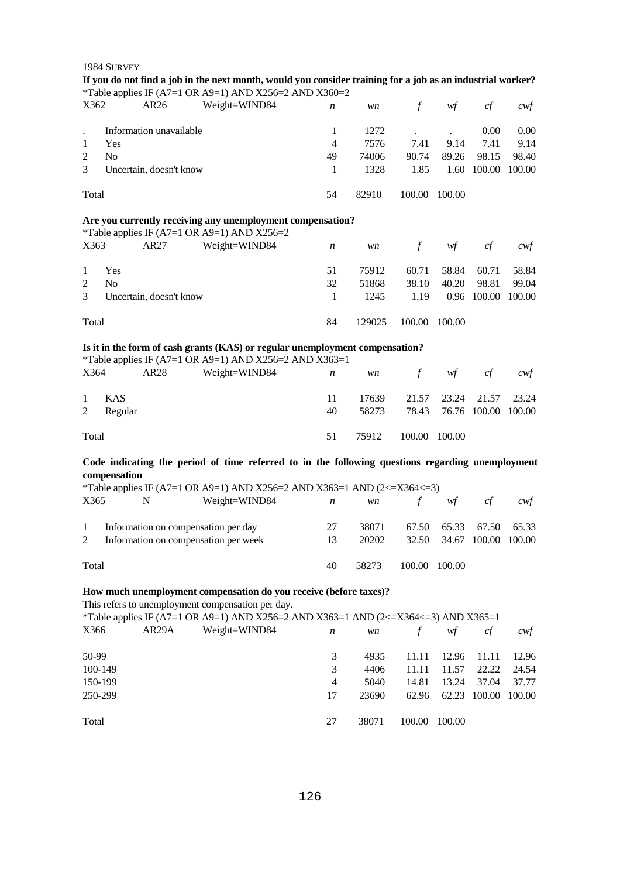1984 SURVEY

**If you do not find a job in the next month, would you consider training for a job as an industrial worker?**

*Table applies IF (A7=1 OR A9=1) AND X256=2 AND X360=2

| X362 | AR26 | Weight=WIND84 | *n* | *wn* | *f* | *wf* | *cf* | *cwf* |
|---|---|---|---|---|---|---|---|---|
| . | Information unavailable | | 1 | 1272 | . | . | 0.00 | 0.00 |
| 1 | Yes | | 4 | 7576 | 7.41 | 9.14 | 7.41 | 9.14 |
| 2 | No | | 49 | 74006 | 90.74 | 89.26 | 98.15 | 98.40 |
| 3 | Uncertain, doesn't know | | 1 | 1328 | 1.85 | 1.60 | 100.00 | 100.00 |
| Total | | | 54 | 82910 | 100.00 | 100.00 | | |

**Are you currently receiving any unemployment compensation?**

*Table applies IF (A7=1 OR A9=1) AND X256=2

| X363 | AR27 | Weight=WIND84 | *n* | *wn* | *f* | *wf* | *cf* | *cwf* |
|---|---|---|---|---|---|---|---|---|
| 1 | Yes | | 51 | 75912 | 60.71 | 58.84 | 60.71 | 58.84 |
| 2 | No | | 32 | 51868 | 38.10 | 40.20 | 98.81 | 99.04 |
| 3 | Uncertain, doesn't know | | 1 | 1245 | 1.19 | 0.96 | 100.00 | 100.00 |
| Total | | | 84 | 129025 | 100.00 | 100.00 | | |

**Is it in the form of cash grants (KAS) or regular unemployment compensation?**

*Table applies IF (A7=1 OR A9=1) AND X256=2 AND X363=1

| X364 | AR28 | Weight=WIND84 | *n* | *wn* | *f* | *wf* | *cf* | *cwf* |
|---|---|---|---|---|---|---|---|---|
| 1 | KAS | | 11 | 17639 | 21.57 | 23.24 | 21.57 | 23.24 |
| 2 | Regular | | 40 | 58273 | 78.43 | 76.76 | 100.00 | 100.00 |
| Total | | | 51 | 75912 | 100.00 | 100.00 | | |

**Code indicating the period of time referred to in the following questions regarding unemployment compensation**

*Table applies IF (A7=1 OR A9=1) AND X256=2 AND X363=1 AND (2<=X364<=3)

| X365 | N | Weight=WIND84 | *n* | *wn* | *f* | *wf* | *cf* | *cwf* |
|---|---|---|---|---|---|---|---|---|
| 1 | Information on compensation per day | | 27 | 38071 | 67.50 | 65.33 | 67.50 | 65.33 |
| 2 | Information on compensation per week | | 13 | 20202 | 32.50 | 34.67 | 100.00 | 100.00 |
| Total | | | 40 | 58273 | 100.00 | 100.00 | | |

**How much unemployment compensation do you receive (before taxes)?**

This refers to unemployment compensation per day.

*Table applies IF (A7=1 OR A9=1) AND X256=2 AND X363=1 AND (2<=X364<=3) AND X365=1

| X366 | AR29A | Weight=WIND84 | *n* | *wn* | *f* | *wf* | *cf* | *cwf* |
|---|---|---|---|---|---|---|---|---|
| 50-99 | | | 3 | 4935 | 11.11 | 12.96 | 11.11 | 12.96 |
| 100-149 | | | 3 | 4406 | 11.11 | 11.57 | 22.22 | 24.54 |
| 150-199 | | | 4 | 5040 | 14.81 | 13.24 | 37.04 | 37.77 |
| 250-299 | | | 17 | 23690 | 62.96 | 62.23 | 100.00 | 100.00 |
| Total | | | 27 | 38071 | 100.00 | 100.00 | | |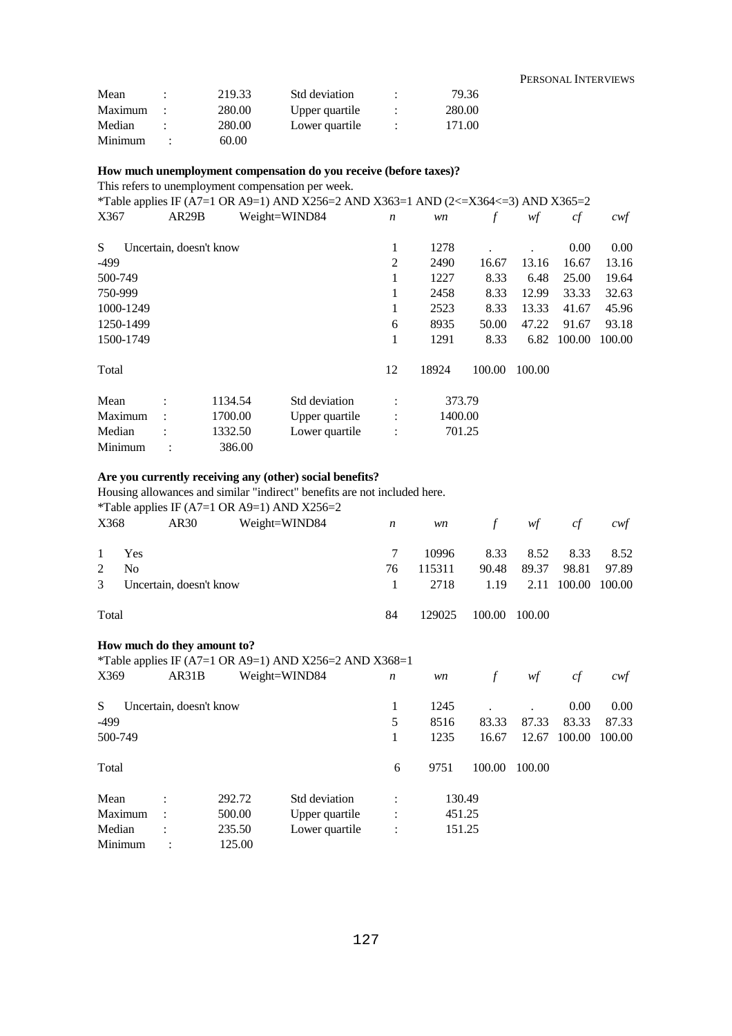| | | | | | |
|---|---|---|---|---|---|
| Mean | : | 219.33 | Std deviation | : | 79.36 |
| Maximum | : | 280.00 | Upper quartile | : | 280.00 |
| Median | : | 280.00 | Lower quartile | : | 171.00 |
| Minimum | : | 60.00 | | | |

**How much unemployment compensation do you receive (before taxes)?**

This refers to unemployment compensation per week.

*Table applies IF (A7=1 OR A9=1) AND X256=2 AND X363=1 AND (2<=X364<=3) AND X365=2

| X367 | AR29B | Weight=WIND84 | *n* | *wn* | *f* | *wf* | *cf* | *cwf* |
|---|---|---|---|---|---|---|---|---|
| S | Uncertain, doesn't know | | 1 | 1278 | . | . | 0.00 | 0.00 |
| -499 | | | 2 | 2490 | 16.67 | 13.16 | 16.67 | 13.16 |
| 500-749 | | | 1 | 1227 | 8.33 | 6.48 | 25.00 | 19.64 |
| 750-999 | | | 1 | 2458 | 8.33 | 12.99 | 33.33 | 32.63 |
| 1000-1249 | | | 1 | 2523 | 8.33 | 13.33 | 41.67 | 45.96 |
| 1250-1499 | | | 6 | 8935 | 50.00 | 47.22 | 91.67 | 93.18 |
| 1500-1749 | | | 1 | 1291 | 8.33 | 6.82 | 100.00 | 100.00 |
| Total | | | 12 | 18924 | 100.00 | 100.00 | | |

| | | | | | |
|---|---|---|---|---|---|
| Mean | : | 1134.54 | Std deviation | : | 373.79 |
| Maximum | : | 1700.00 | Upper quartile | : | 1400.00 |
| Median | : | 1332.50 | Lower quartile | : | 701.25 |
| Minimum | : | 386.00 | | | |

**Are you currently receiving any (other) social benefits?**

Housing allowances and similar "indirect" benefits are not included here.

*Table applies IF (A7=1 OR A9=1) AND X256=2

| X368 | AR30 | Weight=WIND84 | *n* | *wn* | *f* | *wf* | *cf* | *cwf* |
|---|---|---|---|---|---|---|---|---|
| 1 | Yes | | 7 | 10996 | 8.33 | 8.52 | 8.33 | 8.52 |
| 2 | No | | 76 | 115311 | 90.48 | 89.37 | 98.81 | 97.89 |
| 3 | Uncertain, doesn't know | | 1 | 2718 | 1.19 | 2.11 | 100.00 | 100.00 |
| Total | | | 84 | 129025 | 100.00 | 100.00 | | |

**How much do they amount to?**

*Table applies IF (A7=1 OR A9=1) AND X256=2 AND X368=1

| X369 | AR31B | Weight=WIND84 | *n* | *wn* | *f* | *wf* | *cf* | *cwf* |
|---|---|---|---|---|---|---|---|---|
| S | Uncertain, doesn't know | | 1 | 1245 | . | . | 0.00 | 0.00 |
| -499 | | | 5 | 8516 | 83.33 | 87.33 | 83.33 | 87.33 |
| 500-749 | | | 1 | 1235 | 16.67 | 12.67 | 100.00 | 100.00 |
| Total | | | 6 | 9751 | 100.00 | 100.00 | | |

| | | | | | |
|---|---|---|---|---|---|
| Mean | : | 292.72 | Std deviation | : | 130.49 |
| Maximum | : | 500.00 | Upper quartile | : | 451.25 |
| Median | : | 235.50 | Lower quartile | : | 151.25 |
| Minimum | : | 125.00 | | | |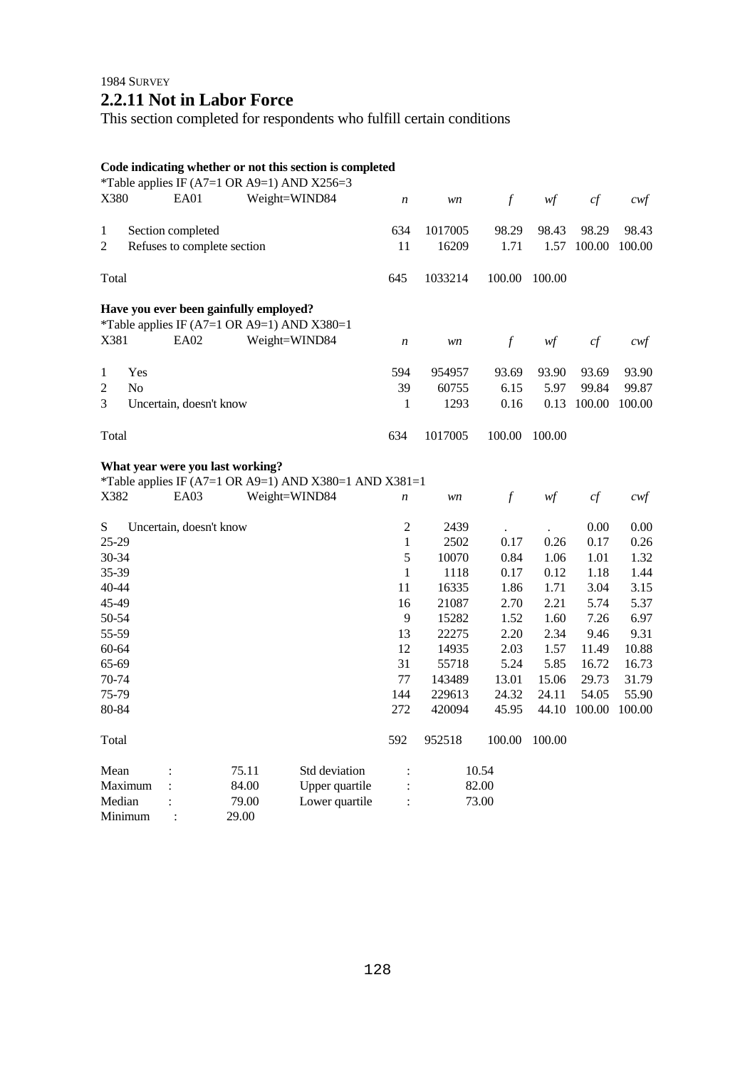1984 SURVEY

## 2.2.11 Not in Labor Force

This section completed for respondents who fulfill certain conditions

**Code indicating whether or not this section is completed**

*Table applies IF (A7=1 OR A9=1) AND X256=3

| X380 | EA01 | Weight=WIND84 | *n* | *wn* | *f* | *wf* | *cf* | *cwf* |
|---|---|---|---|---|---|---|---|---|
| 1 | Section completed | | 634 | 1017005 | 98.29 | 98.43 | 98.29 | 98.43 |
| 2 | Refuses to complete section | | 11 | 16209 | 1.71 | 1.57 | 100.00 | 100.00 |
| Total | | | 645 | 1033214 | 100.00 | 100.00 | | |

**Have you ever been gainfully employed?**

*Table applies IF (A7=1 OR A9=1) AND X380=1

| X381 | EA02 | Weight=WIND84 | *n* | *wn* | *f* | *wf* | *cf* | *cwf* |
|---|---|---|---|---|---|---|---|---|
| 1 | Yes | | 594 | 954957 | 93.69 | 93.90 | 93.69 | 93.90 |
| 2 | No | | 39 | 60755 | 6.15 | 5.97 | 99.84 | 99.87 |
| 3 | Uncertain, doesn't know | | 1 | 1293 | 0.16 | 0.13 | 100.00 | 100.00 |
| Total | | | 634 | 1017005 | 100.00 | 100.00 | | |

**What year were you last working?**

*Table applies IF (A7=1 OR A9=1) AND X380=1 AND X381=1

| X382 | EA03 | Weight=WIND84 | *n* | *wn* | *f* | *wf* | *cf* | *cwf* |
|---|---|---|---|---|---|---|---|---|
| S | Uncertain, doesn't know | | 2 | 2439 | . | . | 0.00 | 0.00 |
| 25-29 | | | 1 | 2502 | 0.17 | 0.26 | 0.17 | 0.26 |
| 30-34 | | | 5 | 10070 | 0.84 | 1.06 | 1.01 | 1.32 |
| 35-39 | | | 1 | 1118 | 0.17 | 0.12 | 1.18 | 1.44 |
| 40-44 | | | 11 | 16335 | 1.86 | 1.71 | 3.04 | 3.15 |
| 45-49 | | | 16 | 21087 | 2.70 | 2.21 | 5.74 | 5.37 |
| 50-54 | | | 9 | 15282 | 1.52 | 1.60 | 7.26 | 6.97 |
| 55-59 | | | 13 | 22275 | 2.20 | 2.34 | 9.46 | 9.31 |
| 60-64 | | | 12 | 14935 | 2.03 | 1.57 | 11.49 | 10.88 |
| 65-69 | | | 31 | 55718 | 5.24 | 5.85 | 16.72 | 16.73 |
| 70-74 | | | 77 | 143489 | 13.01 | 15.06 | 29.73 | 31.79 |
| 75-79 | | | 144 | 229613 | 24.32 | 24.11 | 54.05 | 55.90 |
| 80-84 | | | 272 | 420094 | 45.95 | 44.10 | 100.00 | 100.00 |
| Total | | | 592 | 952518 | 100.00 | 100.00 | | |

| | | | | |
|---|---|---|---|---|
| Mean | : 75.11 | Std deviation | : | 10.54 |
| Maximum | : 84.00 | Upper quartile | : | 82.00 |
| Median | : 79.00 | Lower quartile | : | 73.00 |
| Minimum | : 29.00 | | | |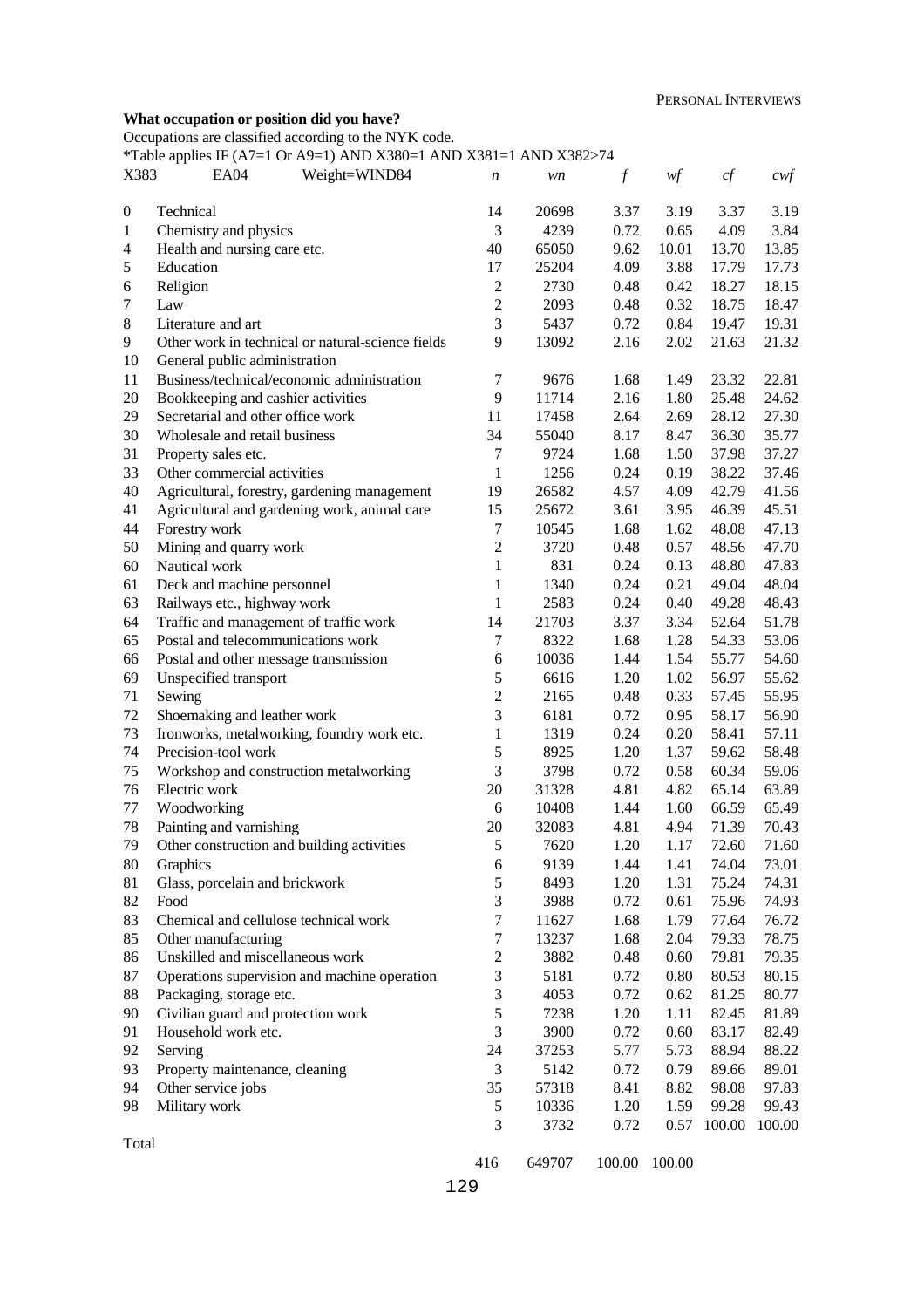**What occupation or position did you have?**

Occupations are classified according to the NYK code.

*Table applies IF (A7=1 Or A9=1) AND X380=1 AND X381=1 AND X382>74

| X383 | EA04 Weight=WIND84 | *n* | *wn* | *f* | *wf* | *cf* | *cwf* |
|---|---|---|---|---|---|---|---|
| 0 | Technical | 14 | 20698 | 3.37 | 3.19 | 3.37 | 3.19 |
| 1 | Chemistry and physics | 3 | 4239 | 0.72 | 0.65 | 4.09 | 3.84 |
| 4 | Health and nursing care etc. | 40 | 65050 | 9.62 | 10.01 | 13.70 | 13.85 |
| 5 | Education | 17 | 25204 | 4.09 | 3.88 | 17.79 | 17.73 |
| 6 | Religion | 2 | 2730 | 0.48 | 0.42 | 18.27 | 18.15 |
| 7 | Law | 2 | 2093 | 0.48 | 0.32 | 18.75 | 18.47 |
| 8 | Literature and art | 3 | 5437 | 0.72 | 0.84 | 19.47 | 19.31 |
| 9 | Other work in technical or natural-science fields | 9 | 13092 | 2.16 | 2.02 | 21.63 | 21.32 |
| 10 | General public administration | | | | | | |
| 11 | Business/technical/economic administration | 7 | 9676 | 1.68 | 1.49 | 23.32 | 22.81 |
| 20 | Bookkeeping and cashier activities | 9 | 11714 | 2.16 | 1.80 | 25.48 | 24.62 |
| 29 | Secretarial and other office work | 11 | 17458 | 2.64 | 2.69 | 28.12 | 27.30 |
| 30 | Wholesale and retail business | 34 | 55040 | 8.17 | 8.47 | 36.30 | 35.77 |
| 31 | Property sales etc. | 7 | 9724 | 1.68 | 1.50 | 37.98 | 37.27 |
| 33 | Other commercial activities | 1 | 1256 | 0.24 | 0.19 | 38.22 | 37.46 |
| 40 | Agricultural, forestry, gardening management | 19 | 26582 | 4.57 | 4.09 | 42.79 | 41.56 |
| 41 | Agricultural and gardening work, animal care | 15 | 25672 | 3.61 | 3.95 | 46.39 | 45.51 |
| 44 | Forestry work | 7 | 10545 | 1.68 | 1.62 | 48.08 | 47.13 |
| 50 | Mining and quarry work | 2 | 3720 | 0.48 | 0.57 | 48.56 | 47.70 |
| 60 | Nautical work | 1 | 831 | 0.24 | 0.13 | 48.80 | 47.83 |
| 61 | Deck and machine personnel | 1 | 1340 | 0.24 | 0.21 | 49.04 | 48.04 |
| 63 | Railways etc., highway work | 1 | 2583 | 0.24 | 0.40 | 49.28 | 48.43 |
| 64 | Traffic and management of traffic work | 14 | 21703 | 3.37 | 3.34 | 52.64 | 51.78 |
| 65 | Postal and telecommunications work | 7 | 8322 | 1.68 | 1.28 | 54.33 | 53.06 |
| 66 | Postal and other message transmission | 6 | 10036 | 1.44 | 1.54 | 55.77 | 54.60 |
| 69 | Unspecified transport | 5 | 6616 | 1.20 | 1.02 | 56.97 | 55.62 |
| 71 | Sewing | 2 | 2165 | 0.48 | 0.33 | 57.45 | 55.95 |
| 72 | Shoemaking and leather work | 3 | 6181 | 0.72 | 0.95 | 58.17 | 56.90 |
| 73 | Ironworks, metalworking, foundry work etc. | 1 | 1319 | 0.24 | 0.20 | 58.41 | 57.11 |
| 74 | Precision-tool work | 5 | 8925 | 1.20 | 1.37 | 59.62 | 58.48 |
| 75 | Workshop and construction metalworking | 3 | 3798 | 0.72 | 0.58 | 60.34 | 59.06 |
| 76 | Electric work | 20 | 31328 | 4.81 | 4.82 | 65.14 | 63.89 |
| 77 | Woodworking | 6 | 10408 | 1.44 | 1.60 | 66.59 | 65.49 |
| 78 | Painting and varnishing | 20 | 32083 | 4.81 | 4.94 | 71.39 | 70.43 |
| 79 | Other construction and building activities | 5 | 7620 | 1.20 | 1.17 | 72.60 | 71.60 |
| 80 | Graphics | 6 | 9139 | 1.44 | 1.41 | 74.04 | 73.01 |
| 81 | Glass, porcelain and brickwork | 5 | 8493 | 1.20 | 1.31 | 75.24 | 74.31 |
| 82 | Food | 3 | 3988 | 0.72 | 0.61 | 75.96 | 74.93 |
| 83 | Chemical and cellulose technical work | 7 | 11627 | 1.68 | 1.79 | 77.64 | 76.72 |
| 85 | Other manufacturing | 7 | 13237 | 1.68 | 2.04 | 79.33 | 78.75 |
| 86 | Unskilled and miscellaneous work | 2 | 3882 | 0.48 | 0.60 | 79.81 | 79.35 |
| 87 | Operations supervision and machine operation | 3 | 5181 | 0.72 | 0.80 | 80.53 | 80.15 |
| 88 | Packaging, storage etc. | 3 | 4053 | 0.72 | 0.62 | 81.25 | 80.77 |
| 90 | Civilian guard and protection work | 5 | 7238 | 1.20 | 1.11 | 82.45 | 81.89 |
| 91 | Household work etc. | 3 | 3900 | 0.72 | 0.60 | 83.17 | 82.49 |
| 92 | Serving | 24 | 37253 | 5.77 | 5.73 | 88.94 | 88.22 |
| 93 | Property maintenance, cleaning | 3 | 5142 | 0.72 | 0.79 | 89.66 | 89.01 |
| 94 | Other service jobs | 35 | 57318 | 8.41 | 8.82 | 98.08 | 97.83 |
| 98 | Military work | 5 | 10336 | 1.20 | 1.59 | 99.28 | 99.43 |
| | | 3 | 3732 | 0.72 | 0.57 | 100.00 | 100.00 |
| Total | | 416 | 649707 | 100.00 | 100.00 | | |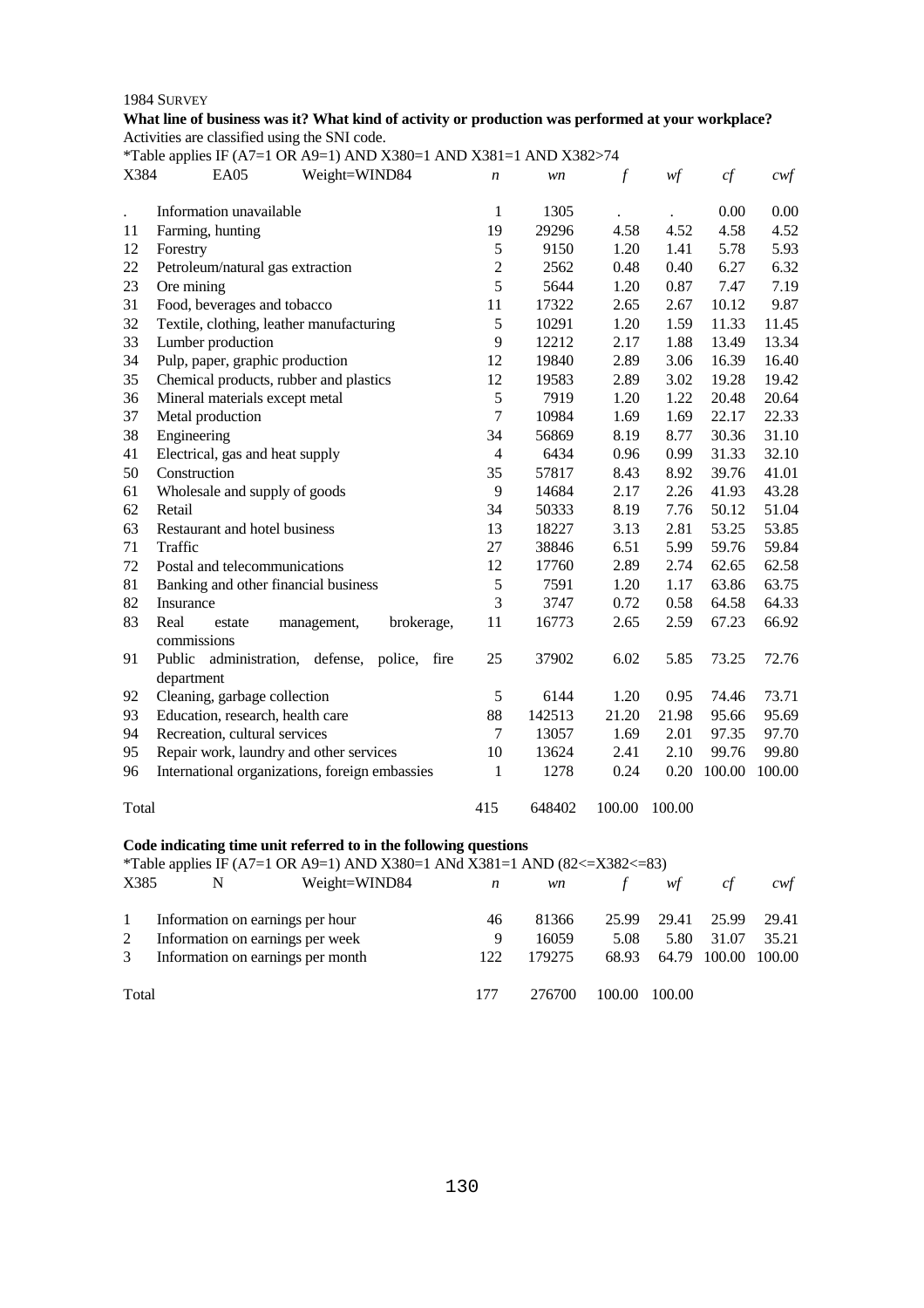1984 SURVEY

**What line of business was it? What kind of activity or production was performed at your workplace?**

Activities are classified using the SNI code.

*Table applies IF (A7=1 OR A9=1) AND X380=1 AND X381=1 AND X382>74

| X384 | EA05 Weight=WIND84 | *n* | *wn* | *f* | *wf* | *cf* | *cwf* |
|---|---|---|---|---|---|---|---|
| . | Information unavailable | 1 | 1305 | . | . | 0.00 | 0.00 |
| 11 | Farming, hunting | 19 | 29296 | 4.58 | 4.52 | 4.58 | 4.52 |
| 12 | Forestry | 5 | 9150 | 1.20 | 1.41 | 5.78 | 5.93 |
| 22 | Petroleum/natural gas extraction | 2 | 2562 | 0.48 | 0.40 | 6.27 | 6.32 |
| 23 | Ore mining | 5 | 5644 | 1.20 | 0.87 | 7.47 | 7.19 |
| 31 | Food, beverages and tobacco | 11 | 17322 | 2.65 | 2.67 | 10.12 | 9.87 |
| 32 | Textile, clothing, leather manufacturing | 5 | 10291 | 1.20 | 1.59 | 11.33 | 11.45 |
| 33 | Lumber production | 9 | 12212 | 2.17 | 1.88 | 13.49 | 13.34 |
| 34 | Pulp, paper, graphic production | 12 | 19840 | 2.89 | 3.06 | 16.39 | 16.40 |
| 35 | Chemical products, rubber and plastics | 12 | 19583 | 2.89 | 3.02 | 19.28 | 19.42 |
| 36 | Mineral materials except metal | 5 | 7919 | 1.20 | 1.22 | 20.48 | 20.64 |
| 37 | Metal production | 7 | 10984 | 1.69 | 1.69 | 22.17 | 22.33 |
| 38 | Engineering | 34 | 56869 | 8.19 | 8.77 | 30.36 | 31.10 |
| 41 | Electrical, gas and heat supply | 4 | 6434 | 0.96 | 0.99 | 31.33 | 32.10 |
| 50 | Construction | 35 | 57817 | 8.43 | 8.92 | 39.76 | 41.01 |
| 61 | Wholesale and supply of goods | 9 | 14684 | 2.17 | 2.26 | 41.93 | 43.28 |
| 62 | Retail | 34 | 50333 | 8.19 | 7.76 | 50.12 | 51.04 |
| 63 | Restaurant and hotel business | 13 | 18227 | 3.13 | 2.81 | 53.25 | 53.85 |
| 71 | Traffic | 27 | 38846 | 6.51 | 5.99 | 59.76 | 59.84 |
| 72 | Postal and telecommunications | 12 | 17760 | 2.89 | 2.74 | 62.65 | 62.58 |
| 81 | Banking and other financial business | 5 | 7591 | 1.20 | 1.17 | 63.86 | 63.75 |
| 82 | Insurance | 3 | 3747 | 0.72 | 0.58 | 64.58 | 64.33 |
| 83 | Real estate management, brokerage, commissions | 11 | 16773 | 2.65 | 2.59 | 67.23 | 66.92 |
| 91 | Public administration, defense, police, fire department | 25 | 37902 | 6.02 | 5.85 | 73.25 | 72.76 |
| 92 | Cleaning, garbage collection | 5 | 6144 | 1.20 | 0.95 | 74.46 | 73.71 |
| 93 | Education, research, health care | 88 | 142513 | 21.20 | 21.98 | 95.66 | 95.69 |
| 94 | Recreation, cultural services | 7 | 13057 | 1.69 | 2.01 | 97.35 | 97.70 |
| 95 | Repair work, laundry and other services | 10 | 13624 | 2.41 | 2.10 | 99.76 | 99.80 |
| 96 | International organizations, foreign embassies | 1 | 1278 | 0.24 | 0.20 | 100.00 | 100.00 |
| Total | | 415 | 648402 | 100.00 | 100.00 | | |

**Code indicating time unit referred to in the following questions**

*Table applies IF (A7=1 OR A9=1) AND X380=1 ANd X381=1 AND (82<=X382<=83)

| X385 | N Weight=WIND84 | *n* | *wn* | *f* | *wf* | *cf* | *cwf* |
|---|---|---|---|---|---|---|---|
| 1 | Information on earnings per hour | 46 | 81366 | 25.99 | 29.41 | 25.99 | 29.41 |
| 2 | Information on earnings per week | 9 | 16059 | 5.08 | 5.80 | 31.07 | 35.21 |
| 3 | Information on earnings per month | 122 | 179275 | 68.93 | 64.79 | 100.00 | 100.00 |
| Total | | 177 | 276700 | 100.00 | 100.00 | | |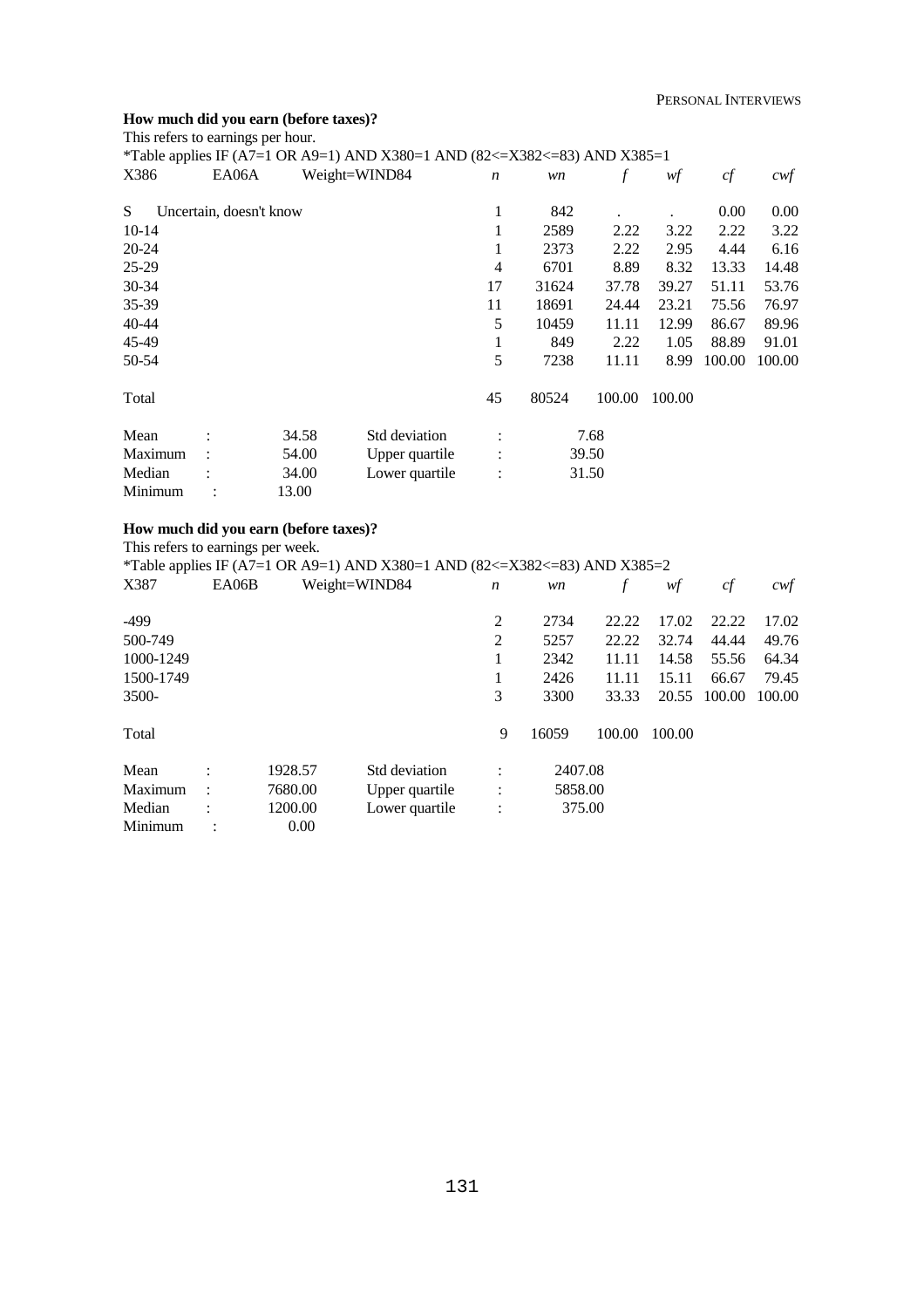**How much did you earn (before taxes)?**

This refers to earnings per hour.

*Table applies IF (A7=1 OR A9=1) AND X380=1 AND (82<=X382<=83) AND X385=1

| X386 | EA06A | Weight=WIND84 | *n* | *wn* | *f* | *wf* | *cf* | *cwf* |
|---|---|---|---|---|---|---|---|---|
| S | Uncertain, doesn't know | | 1 | 842 | . | . | 0.00 | 0.00 |
| 10-14 | | | 1 | 2589 | 2.22 | 3.22 | 2.22 | 3.22 |
| 20-24 | | | 1 | 2373 | 2.22 | 2.95 | 4.44 | 6.16 |
| 25-29 | | | 4 | 6701 | 8.89 | 8.32 | 13.33 | 14.48 |
| 30-34 | | | 17 | 31624 | 37.78 | 39.27 | 51.11 | 53.76 |
| 35-39 | | | 11 | 18691 | 24.44 | 23.21 | 75.56 | 76.97 |
| 40-44 | | | 5 | 10459 | 11.11 | 12.99 | 86.67 | 89.96 |
| 45-49 | | | 1 | 849 | 2.22 | 1.05 | 88.89 | 91.01 |
| 50-54 | | | 5 | 7238 | 11.11 | 8.99 | 100.00 | 100.00 |
| Total | | | 45 | 80524 | 100.00 | 100.00 | | |

| | | | | |
|---|---|---|---|---|
| Mean | : | 34.58 | Std deviation | : 7.68 |
| Maximum | : | 54.00 | Upper quartile | : 39.50 |
| Median | : | 34.00 | Lower quartile | : 31.50 |
| Minimum | : | 13.00 | | |

**How much did you earn (before taxes)?**

This refers to earnings per week.

*Table applies IF (A7=1 OR A9=1) AND X380=1 AND (82<=X382<=83) AND X385=2

| X387 | EA06B | Weight=WIND84 | *n* | *wn* | *f* | *wf* | *cf* | *cwf* |
|---|---|---|---|---|---|---|---|---|
| -499 | | | 2 | 2734 | 22.22 | 17.02 | 22.22 | 17.02 |
| 500-749 | | | 2 | 5257 | 22.22 | 32.74 | 44.44 | 49.76 |
| 1000-1249 | | | 1 | 2342 | 11.11 | 14.58 | 55.56 | 64.34 |
| 1500-1749 | | | 1 | 2426 | 11.11 | 15.11 | 66.67 | 79.45 |
| 3500- | | | 3 | 3300 | 33.33 | 20.55 | 100.00 | 100.00 |
| Total | | | 9 | 16059 | 100.00 | 100.00 | | |

| | | | | |
|---|---|---|---|---|
| Mean | : | 1928.57 | Std deviation | : 2407.08 |
| Maximum | : | 7680.00 | Upper quartile | : 5858.00 |
| Median | : | 1200.00 | Lower quartile | : 375.00 |
| Minimum | : | 0.00 | | |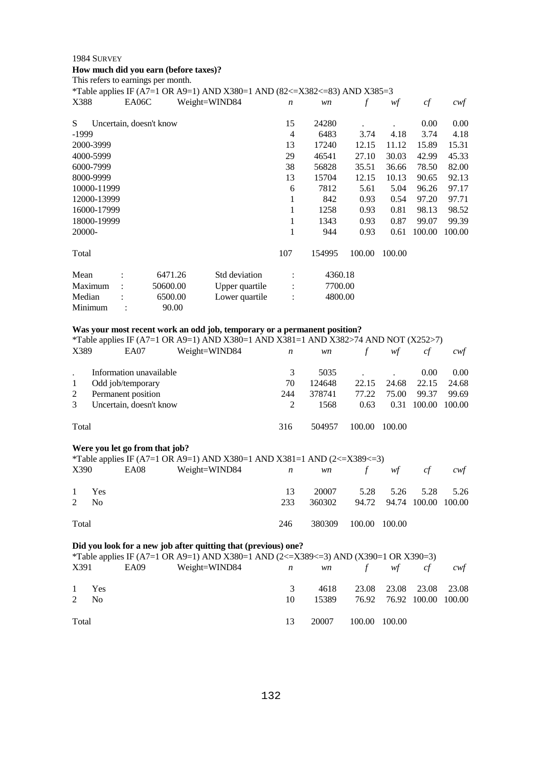1984 SURVEY

**How much did you earn (before taxes)?**

This refers to earnings per month.

*Table applies IF (A7=1 OR A9=1) AND X380=1 AND (82<=X382<=83) AND X385=3

| X388 | EA06C | Weight=WIND84 | *n* | *wn* | *f* | *wf* | *cf* | *cwf* |
|---|---|---|---|---|---|---|---|---|
| S | Uncertain, doesn't know | | 15 | 24280 | . | . | 0.00 | 0.00 |
| -1999 | | | 4 | 6483 | 3.74 | 4.18 | 3.74 | 4.18 |
| 2000-3999 | | | 13 | 17240 | 12.15 | 11.12 | 15.89 | 15.31 |
| 4000-5999 | | | 29 | 46541 | 27.10 | 30.03 | 42.99 | 45.33 |
| 6000-7999 | | | 38 | 56828 | 35.51 | 36.66 | 78.50 | 82.00 |
| 8000-9999 | | | 13 | 15704 | 12.15 | 10.13 | 90.65 | 92.13 |
| 10000-11999 | | | 6 | 7812 | 5.61 | 5.04 | 96.26 | 97.17 |
| 12000-13999 | | | 1 | 842 | 0.93 | 0.54 | 97.20 | 97.71 |
| 16000-17999 | | | 1 | 1258 | 0.93 | 0.81 | 98.13 | 98.52 |
| 18000-19999 | | | 1 | 1343 | 0.93 | 0.87 | 99.07 | 99.39 |
| 20000- | | | 1 | 944 | 0.93 | 0.61 | 100.00 | 100.00 |
| Total | | | 107 | 154995 | 100.00 | 100.00 | | |

| | | | | |
|---|---|---|---|---|
| Mean | : 6471.26 | Std deviation | : | 4360.18 |
| Maximum | : 50600.00 | Upper quartile | : | 7700.00 |
| Median | : 6500.00 | Lower quartile | : | 4800.00 |
| Minimum | : 90.00 | | | |

**Was your most recent work an odd job, temporary or a permanent position?**

*Table applies IF (A7=1 OR A9=1) AND X380=1 AND X381=1 AND X382>74 AND NOT (X252>7)

| X389 | EA07 | Weight=WIND84 | *n* | *wn* | *f* | *wf* | *cf* | *cwf* |
|---|---|---|---|---|---|---|---|---|
| . | Information unavailable | | 3 | 5035 | . | . | 0.00 | 0.00 |
| 1 | Odd job/temporary | | 70 | 124648 | 22.15 | 24.68 | 22.15 | 24.68 |
| 2 | Permanent position | | 244 | 378741 | 77.22 | 75.00 | 99.37 | 99.69 |
| 3 | Uncertain, doesn't know | | 2 | 1568 | 0.63 | 0.31 | 100.00 | 100.00 |
| Total | | | 316 | 504957 | 100.00 | 100.00 | | |

**Were you let go from that job?**

*Table applies IF (A7=1 OR A9=1) AND X380=1 AND X381=1 AND (2<=X389<=3)

| X390 | EA08 | Weight=WIND84 | *n* | *wn* | *f* | *wf* | *cf* | *cwf* |
|---|---|---|---|---|---|---|---|---|
| 1 | Yes | | 13 | 20007 | 5.28 | 5.26 | 5.28 | 5.26 |
| 2 | No | | 233 | 360302 | 94.72 | 94.74 | 100.00 | 100.00 |
| Total | | | 246 | 380309 | 100.00 | 100.00 | | |

**Did you look for a new job after quitting that (previous) one?**

*Table applies IF (A7=1 OR A9=1) AND X380=1 AND (2<=X389<=3) AND (X390=1 OR X390=3)

| X391 | EA09 | Weight=WIND84 | *n* | *wn* | *f* | *wf* | *cf* | *cwf* |
|---|---|---|---|---|---|---|---|---|
| 1 | Yes | | 3 | 4618 | 23.08 | 23.08 | 23.08 | 23.08 |
| 2 | No | | 10 | 15389 | 76.92 | 76.92 | 100.00 | 100.00 |
| Total | | | 13 | 20007 | 100.00 | 100.00 | | |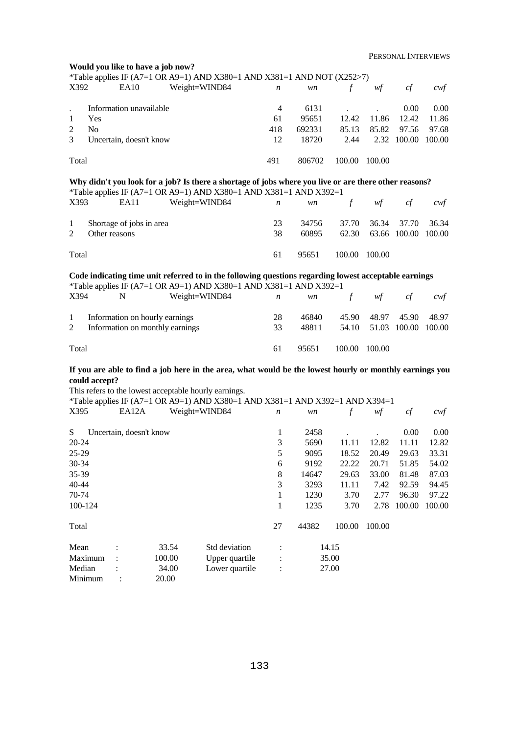**Would you like to have a job now?**

*Table applies IF (A7=1 OR A9=1) AND X380=1 AND X381=1 AND NOT (X252>7)

| X392 | EA10 | Weight=WIND84 | *n* | *wn* | *f* | *wf* | *cf* | *cwf* |
|---|---|---|---|---|---|---|---|---|
| . | Information unavailable | | 4 | 6131 | . | . | 0.00 | 0.00 |
| 1 | Yes | | 61 | 95651 | 12.42 | 11.86 | 12.42 | 11.86 |
| 2 | No | | 418 | 692331 | 85.13 | 85.82 | 97.56 | 97.68 |
| 3 | Uncertain, doesn't know | | 12 | 18720 | 2.44 | 2.32 | 100.00 | 100.00 |
| Total | | | 491 | 806702 | 100.00 | 100.00 | | |

**Why didn't you look for a job? Is there a shortage of jobs where you live or are there other reasons?**

*Table applies IF (A7=1 OR A9=1) AND X380=1 AND X381=1 AND X392=1

| X393 | EA11 | Weight=WIND84 | *n* | *wn* | *f* | *wf* | *cf* | *cwf* |
|---|---|---|---|---|---|---|---|---|
| 1 | Shortage of jobs in area | | 23 | 34756 | 37.70 | 36.34 | 37.70 | 36.34 |
| 2 | Other reasons | | 38 | 60895 | 62.30 | 63.66 | 100.00 | 100.00 |
| Total | | | 61 | 95651 | 100.00 | 100.00 | | |

**Code indicating time unit referred to in the following questions regarding lowest acceptable earnings**

*Table applies IF (A7=1 OR A9=1) AND X380=1 AND X381=1 AND X392=1

| X394 | N | Weight=WIND84 | *n* | *wn* | *f* | *wf* | *cf* | *cwf* |
|---|---|---|---|---|---|---|---|---|
| 1 | Information on hourly earnings | | 28 | 46840 | 45.90 | 48.97 | 45.90 | 48.97 |
| 2 | Information on monthly earnings | | 33 | 48811 | 54.10 | 51.03 | 100.00 | 100.00 |
| Total | | | 61 | 95651 | 100.00 | 100.00 | | |

**If you are able to find a job here in the area, what would be the lowest hourly or monthly earnings you could accept?**

This refers to the lowest acceptable hourly earnings.

*Table applies IF (A7=1 OR A9=1) AND X380=1 AND X381=1 AND X392=1 AND X394=1

| X395 | EA12A | Weight=WIND84 | *n* | *wn* | *f* | *wf* | *cf* | *cwf* |
|---|---|---|---|---|---|---|---|---|
| S | Uncertain, doesn't know | | 1 | 2458 | . | . | 0.00 | 0.00 |
| 20-24 | | | 3 | 5690 | 11.11 | 12.82 | 11.11 | 12.82 |
| 25-29 | | | 5 | 9095 | 18.52 | 20.49 | 29.63 | 33.31 |
| 30-34 | | | 6 | 9192 | 22.22 | 20.71 | 51.85 | 54.02 |
| 35-39 | | | 8 | 14647 | 29.63 | 33.00 | 81.48 | 87.03 |
| 40-44 | | | 3 | 3293 | 11.11 | 7.42 | 92.59 | 94.45 |
| 70-74 | | | 1 | 1230 | 3.70 | 2.77 | 96.30 | 97.22 |
| 100-124 | | | 1 | 1235 | 3.70 | 2.78 | 100.00 | 100.00 |
| Total | | | 27 | 44382 | 100.00 | 100.00 | | |

| | | | | | |
|---|---|---|---|---|---|
| Mean | : | 33.54 | Std deviation | : | 14.15 |
| Maximum | : | 100.00 | Upper quartile | : | 35.00 |
| Median | : | 34.00 | Lower quartile | : | 27.00 |
| Minimum | : | 20.00 | | | |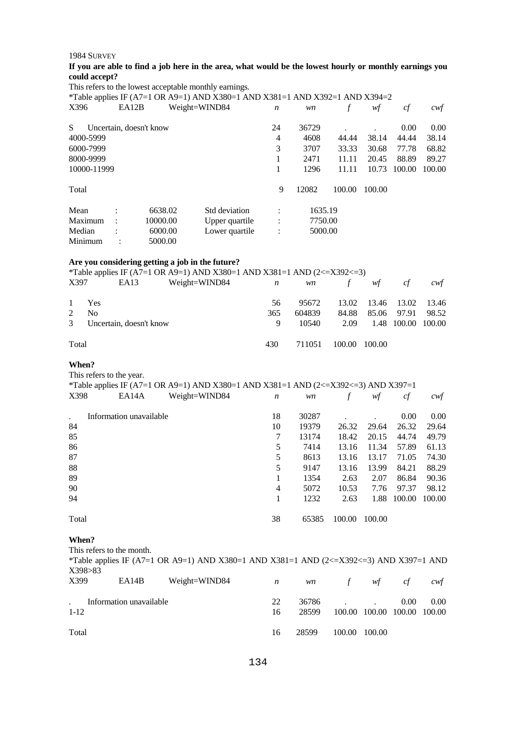1984 SURVEY

**If you are able to find a job here in the area, what would be the lowest hourly or monthly earnings you could accept?**

This refers to the lowest acceptable monthly earnings.

*Table applies IF (A7=1 OR A9=1) AND X380=1 AND X381=1 AND X392=1 AND X394=2

| X396 | EA12B | Weight=WIND84 | *n* | *wn* | *f* | *wf* | *cf* | *cwf* |
|---|---|---|---|---|---|---|---|---|
| S | Uncertain, doesn't know | | 24 | 36729 | . | . | 0.00 | 0.00 |
| 4000-5999 | | | 4 | 4608 | 44.44 | 38.14 | 44.44 | 38.14 |
| 6000-7999 | | | 3 | 3707 | 33.33 | 30.68 | 77.78 | 68.82 |
| 8000-9999 | | | 1 | 2471 | 11.11 | 20.45 | 88.89 | 89.27 |
| 10000-11999 | | | 1 | 1296 | 11.11 | 10.73 | 100.00 | 100.00 |
| Total | | | 9 | 12082 | 100.00 | 100.00 | | |

| | | | | | |
|---|---|---|---|---|---|
| Mean | : | 6638.02 | Std deviation | : | 1635.19 |
| Maximum | : | 10000.00 | Upper quartile | : | 7750.00 |
| Median | : | 6000.00 | Lower quartile | : | 5000.00 |
| Minimum | : | 5000.00 | | | |

**Are you considering getting a job in the future?**

*Table applies IF (A7=1 OR A9=1) AND X380=1 AND X381=1 AND (2<=X392<=3)

| X397 | EA13 | Weight=WIND84 | *n* | *wn* | *f* | *wf* | *cf* | *cwf* |
|---|---|---|---|---|---|---|---|---|
| 1 | Yes | | 56 | 95672 | 13.02 | 13.46 | 13.02 | 13.46 |
| 2 | No | | 365 | 604839 | 84.88 | 85.06 | 97.91 | 98.52 |
| 3 | Uncertain, doesn't know | | 9 | 10540 | 2.09 | 1.48 | 100.00 | 100.00 |
| Total | | | 430 | 711051 | 100.00 | 100.00 | | |

**When?**

This refers to the year.

*Table applies IF (A7=1 OR A9=1) AND X380=1 AND X381=1 AND (2<=X392<=3) AND X397=1

| X398 | EA14A | Weight=WIND84 | *n* | *wn* | *f* | *wf* | *cf* | *cwf* |
|---|---|---|---|---|---|---|---|---|
| . | Information unavailable | | 18 | 30287 | . | . | 0.00 | 0.00 |
| 84 | | | 10 | 19379 | 26.32 | 29.64 | 26.32 | 29.64 |
| 85 | | | 7 | 13174 | 18.42 | 20.15 | 44.74 | 49.79 |
| 86 | | | 5 | 7414 | 13.16 | 11.34 | 57.89 | 61.13 |
| 87 | | | 5 | 8613 | 13.16 | 13.17 | 71.05 | 74.30 |
| 88 | | | 5 | 9147 | 13.16 | 13.99 | 84.21 | 88.29 |
| 89 | | | 1 | 1354 | 2.63 | 2.07 | 86.84 | 90.36 |
| 90 | | | 4 | 5072 | 10.53 | 7.76 | 97.37 | 98.12 |
| 94 | | | 1 | 1232 | 2.63 | 1.88 | 100.00 | 100.00 |
| Total | | | 38 | 65385 | 100.00 | 100.00 | | |

**When?**

This refers to the month.

*Table applies IF (A7=1 OR A9=1) AND X380=1 AND X381=1 AND (2<=X392<=3) AND X397=1 AND X398>83

| X399 | EA14B | Weight=WIND84 | *n* | *wn* | *f* | *wf* | *cf* | *cwf* |
|---|---|---|---|---|---|---|---|---|
| . | Information unavailable | | 22 | 36786 | . | . | 0.00 | 0.00 |
| 1-12 | | | 16 | 28599 | 100.00 | 100.00 | 100.00 | 100.00 |
| Total | | | 16 | 28599 | 100.00 | 100.00 | | |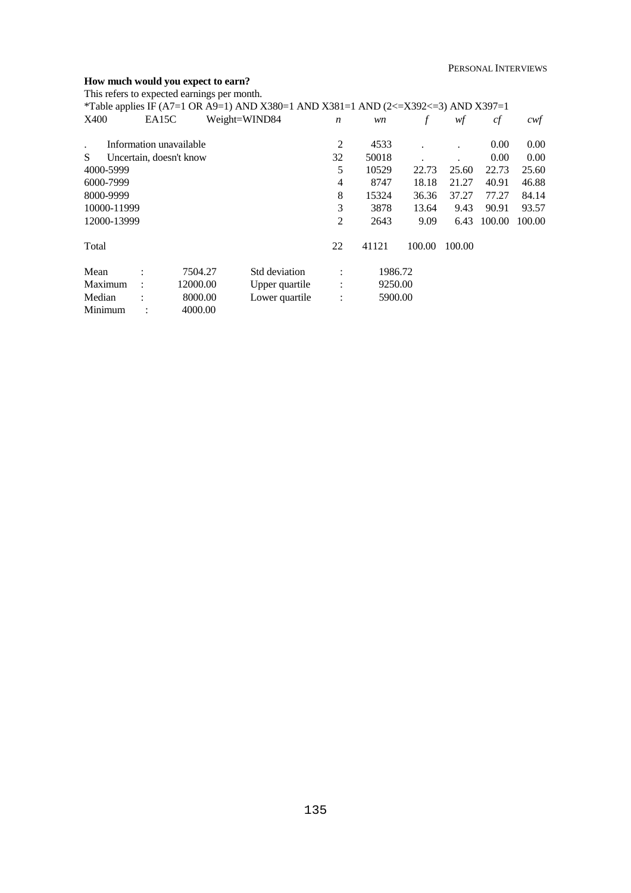**How much would you expect to earn?**

This refers to expected earnings per month.

*Table applies IF (A7=1 OR A9=1) AND X380=1 AND X381=1 AND (2<=X392<=3) AND X397=1

| X400 | EA15C | Weight=WIND84 | *n* | *wn* | *f* | *wf* | *cf* | *cwf* |
|---|---|---|---|---|---|---|---|---|
| . | Information unavailable | | 2 | 4533 | . | . | 0.00 | 0.00 |
| S | Uncertain, doesn't know | | 32 | 50018 | . | . | 0.00 | 0.00 |
| 4000-5999 | | | 5 | 10529 | 22.73 | 25.60 | 22.73 | 25.60 |
| 6000-7999 | | | 4 | 8747 | 18.18 | 21.27 | 40.91 | 46.88 |
| 8000-9999 | | | 8 | 15324 | 36.36 | 37.27 | 77.27 | 84.14 |
| 10000-11999 | | | 3 | 3878 | 13.64 | 9.43 | 90.91 | 93.57 |
| 12000-13999 | | | 2 | 2643 | 9.09 | 6.43 | 100.00 | 100.00 |
| Total | | | 22 | 41121 | 100.00 | 100.00 | | |

| | | | | | |
|---|---|---|---|---|---|
| Mean | : | 7504.27 | Std deviation | : | 1986.72 |
| Maximum | : | 12000.00 | Upper quartile | : | 9250.00 |
| Median | : | 8000.00 | Lower quartile | : | 5900.00 |
| Minimum | : | 4000.00 | | | |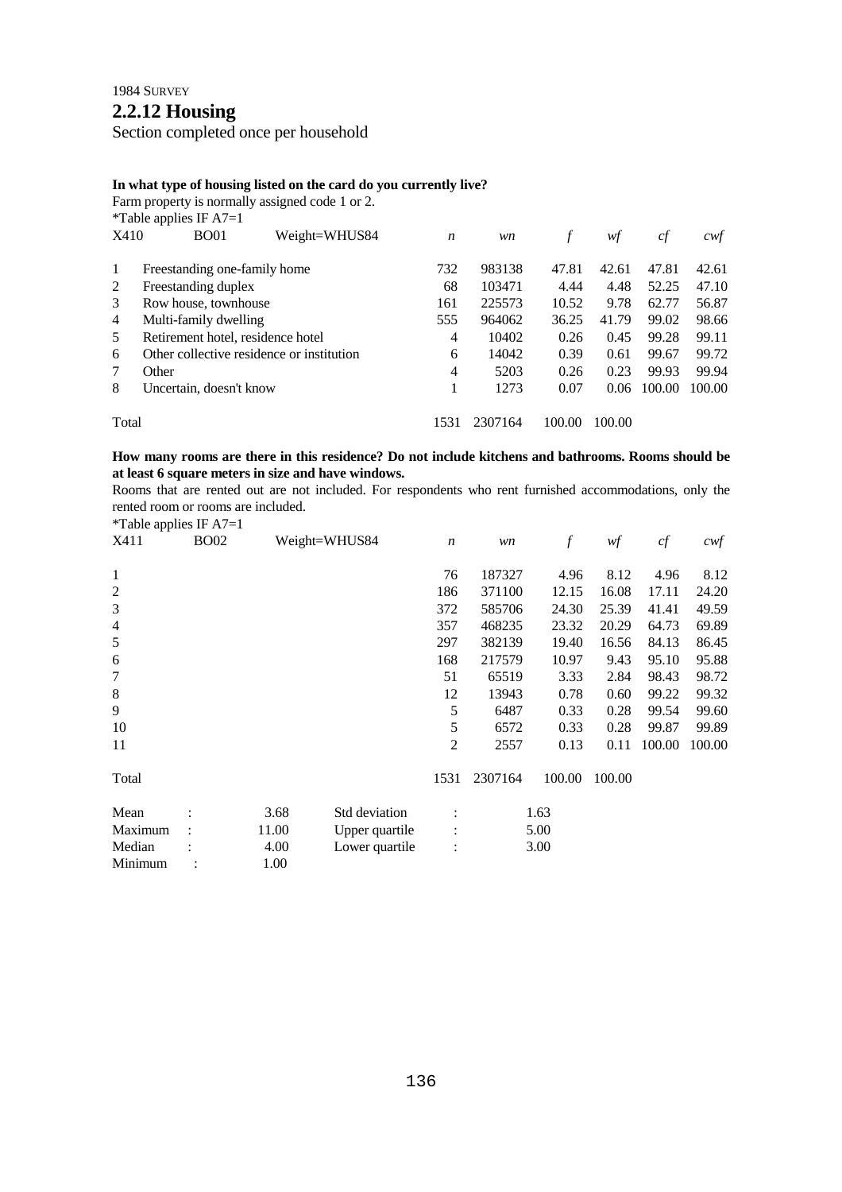1984 SURVEY

## 2.2.12 Housing

Section completed once per household

**In what type of housing listed on the card do you currently live?**

Farm property is normally assigned code 1 or 2.

*Table applies IF A7=1

| X410 | BO01 Weight=WHUS84 | *n* | *wn* | *f* | *wf* | *cf* | *cwf* |
|---|---|---|---|---|---|---|---|
| 1 | Freestanding one-family home | 732 | 983138 | 47.81 | 42.61 | 47.81 | 42.61 |
| 2 | Freestanding duplex | 68 | 103471 | 4.44 | 4.48 | 52.25 | 47.10 |
| 3 | Row house, townhouse | 161 | 225573 | 10.52 | 9.78 | 62.77 | 56.87 |
| 4 | Multi-family dwelling | 555 | 964062 | 36.25 | 41.79 | 99.02 | 98.66 |
| 5 | Retirement hotel, residence hotel | 4 | 10402 | 0.26 | 0.45 | 99.28 | 99.11 |
| 6 | Other collective residence or institution | 6 | 14042 | 0.39 | 0.61 | 99.67 | 99.72 |
| 7 | Other | 4 | 5203 | 0.26 | 0.23 | 99.93 | 99.94 |
| 8 | Uncertain, doesn't know | 1 | 1273 | 0.07 | 0.06 | 100.00 | 100.00 |
| Total | | 1531 | 2307164 | 100.00 | 100.00 | | |

**How many rooms are there in this residence? Do not include kitchens and bathrooms. Rooms should be at least 6 square meters in size and have windows.**

Rooms that are rented out are not included. For respondents who rent furnished accommodations, only the rented room or rooms are included.

*Table applies IF A7=1

| X411 | BO02 Weight=WHUS84 | *n* | *wn* | *f* | *wf* | *cf* | *cwf* |
|---|---|---|---|---|---|---|---|
| 1 | | 76 | 187327 | 4.96 | 8.12 | 4.96 | 8.12 |
| 2 | | 186 | 371100 | 12.15 | 16.08 | 17.11 | 24.20 |
| 3 | | 372 | 585706 | 24.30 | 25.39 | 41.41 | 49.59 |
| 4 | | 357 | 468235 | 23.32 | 20.29 | 64.73 | 69.89 |
| 5 | | 297 | 382139 | 19.40 | 16.56 | 84.13 | 86.45 |
| 6 | | 168 | 217579 | 10.97 | 9.43 | 95.10 | 95.88 |
| 7 | | 51 | 65519 | 3.33 | 2.84 | 98.43 | 98.72 |
| 8 | | 12 | 13943 | 0.78 | 0.60 | 99.22 | 99.32 |
| 9 | | 5 | 6487 | 0.33 | 0.28 | 99.54 | 99.60 |
| 10 | | 5 | 6572 | 0.33 | 0.28 | 99.87 | 99.89 |
| 11 | | 2 | 2557 | 0.13 | 0.11 | 100.00 | 100.00 |
| Total | | 1531 | 2307164 | 100.00 | 100.00 | | |

| | | | | |
|---|---|---|---|---|
| Mean | : 3.68 | Std deviation | : | 1.63 |
| Maximum | : 11.00 | Upper quartile | : | 5.00 |
| Median | : 4.00 | Lower quartile | : | 3.00 |
| Minimum | : 1.00 | | | |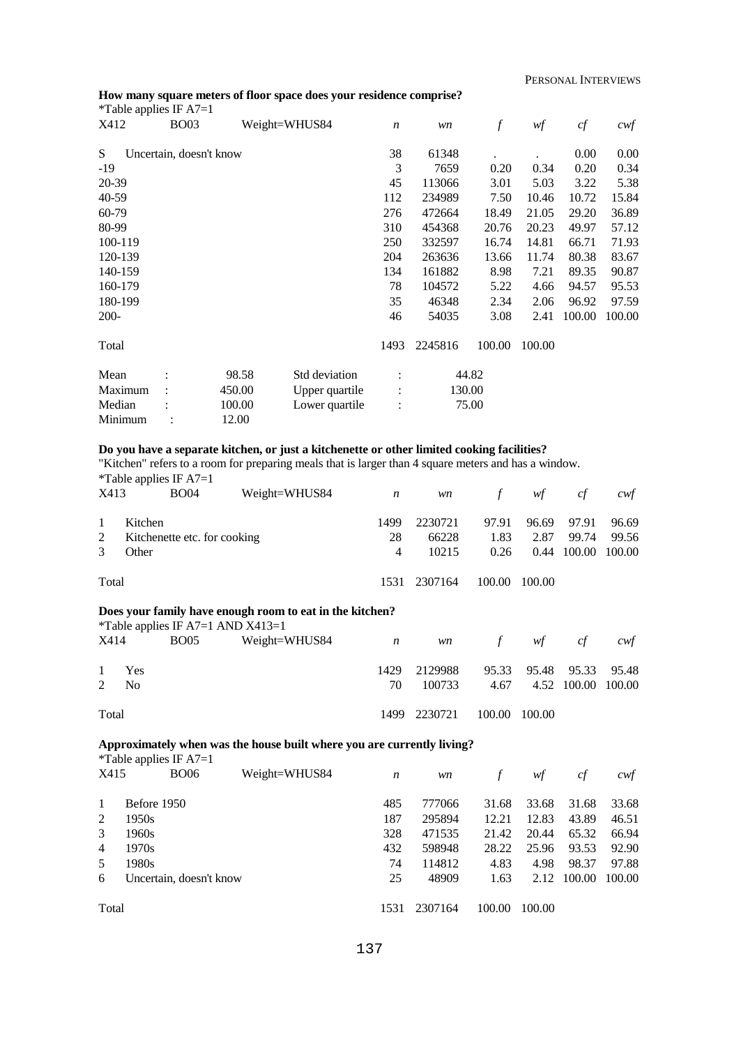**How many square meters of floor space does your residence comprise?**

*Table applies IF A7=1

| X412 | BO03 | Weight=WHUS84 | *n* | *wn* | *f* | *wf* | *cf* | *cwf* |
|---|---|---|---|---|---|---|---|---|
| S | Uncertain, doesn't know | | 38 | 61348 | . | . | 0.00 | 0.00 |
| -19 | | | 3 | 7659 | 0.20 | 0.34 | 0.20 | 0.34 |
| 20-39 | | | 45 | 113066 | 3.01 | 5.03 | 3.22 | 5.38 |
| 40-59 | | | 112 | 234989 | 7.50 | 10.46 | 10.72 | 15.84 |
| 60-79 | | | 276 | 472664 | 18.49 | 21.05 | 29.20 | 36.89 |
| 80-99 | | | 310 | 454368 | 20.76 | 20.23 | 49.97 | 57.12 |
| 100-119 | | | 250 | 332597 | 16.74 | 14.81 | 66.71 | 71.93 |
| 120-139 | | | 204 | 263636 | 13.66 | 11.74 | 80.38 | 83.67 |
| 140-159 | | | 134 | 161882 | 8.98 | 7.21 | 89.35 | 90.87 |
| 160-179 | | | 78 | 104572 | 5.22 | 4.66 | 94.57 | 95.53 |
| 180-199 | | | 35 | 46348 | 2.34 | 2.06 | 96.92 | 97.59 |
| 200- | | | 46 | 54035 | 3.08 | 2.41 | 100.00 | 100.00 |
| Total | | | 1493 | 2245816 | 100.00 | 100.00 | | |

| | | | | |
|---|---|---|---|---|
| Mean | : 98.58 | Std deviation | : | 44.82 |
| Maximum | : 450.00 | Upper quartile | : | 130.00 |
| Median | : 100.00 | Lower quartile | : | 75.00 |
| Minimum | : 12.00 | | | |

**Do you have a separate kitchen, or just a kitchenette or other limited cooking facilities?**

"Kitchen" refers to a room for preparing meals that is larger than 4 square meters and has a window.

*Table applies IF A7=1

| X413 | BO04 | Weight=WHUS84 | *n* | *wn* | *f* | *wf* | *cf* | *cwf* |
|---|---|---|---|---|---|---|---|---|
| 1 | Kitchen | | 1499 | 2230721 | 97.91 | 96.69 | 97.91 | 96.69 |
| 2 | Kitchenette etc. for cooking | | 28 | 66228 | 1.83 | 2.87 | 99.74 | 99.56 |
| 3 | Other | | 4 | 10215 | 0.26 | 0.44 | 100.00 | 100.00 |
| Total | | | 1531 | 2307164 | 100.00 | 100.00 | | |

**Does your family have enough room to eat in the kitchen?**

*Table applies IF A7=1 AND X413=1

| X414 | BO05 | Weight=WHUS84 | *n* | *wn* | *f* | *wf* | *cf* | *cwf* |
|---|---|---|---|---|---|---|---|---|
| 1 | Yes | | 1429 | 2129988 | 95.33 | 95.48 | 95.33 | 95.48 |
| 2 | No | | 70 | 100733 | 4.67 | 4.52 | 100.00 | 100.00 |
| Total | | | 1499 | 2230721 | 100.00 | 100.00 | | |

**Approximately when was the house built where you are currently living?**

*Table applies IF A7=1

| X415 | BO06 | Weight=WHUS84 | *n* | *wn* | *f* | *wf* | *cf* | *cwf* |
|---|---|---|---|---|---|---|---|---|
| 1 | Before 1950 | | 485 | 777066 | 31.68 | 33.68 | 31.68 | 33.68 |
| 2 | 1950s | | 187 | 295894 | 12.21 | 12.83 | 43.89 | 46.51 |
| 3 | 1960s | | 328 | 471535 | 21.42 | 20.44 | 65.32 | 66.94 |
| 4 | 1970s | | 432 | 598948 | 28.22 | 25.96 | 93.53 | 92.90 |
| 5 | 1980s | | 74 | 114812 | 4.83 | 4.98 | 98.37 | 97.88 |
| 6 | Uncertain, doesn't know | | 25 | 48909 | 1.63 | 2.12 | 100.00 | 100.00 |
| Total | | | 1531 | 2307164 | 100.00 | 100.00 | | |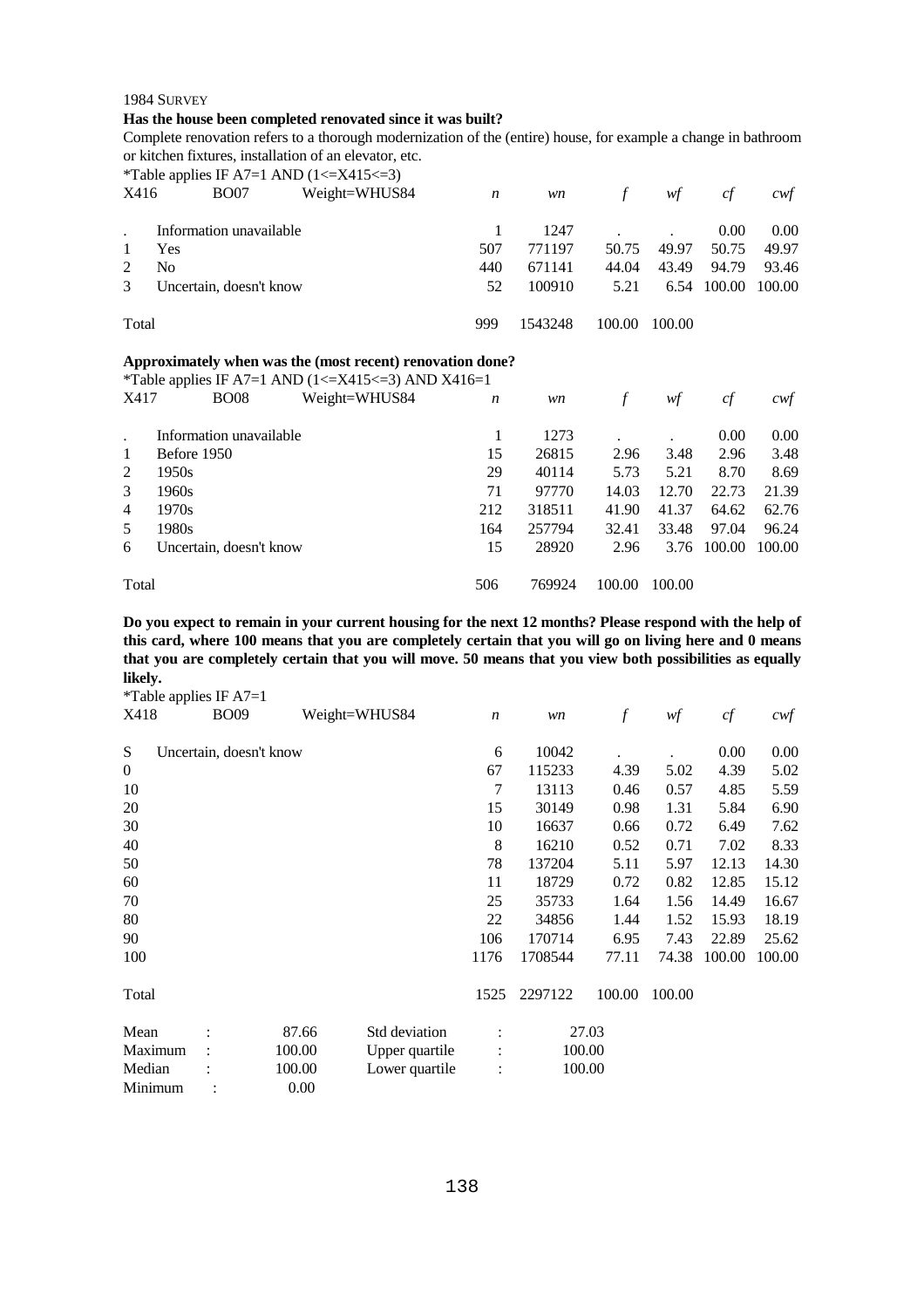1984 SURVEY

**Has the house been completed renovated since it was built?**

Complete renovation refers to a thorough modernization of the (entire) house, for example a change in bathroom or kitchen fixtures, installation of an elevator, etc.

*Table applies IF A7=1 AND (1<=X415<=3)

| X416 | BO07 Weight=WHUS84 | *n* | *wn* | *f* | *wf* | *cf* | *cwf* |
|---|---|---|---|---|---|---|---|
| . | Information unavailable | 1 | 1247 | . | . | 0.00 | 0.00 |
| 1 | Yes | 507 | 771197 | 50.75 | 49.97 | 50.75 | 49.97 |
| 2 | No | 440 | 671141 | 44.04 | 43.49 | 94.79 | 93.46 |
| 3 | Uncertain, doesn't know | 52 | 100910 | 5.21 | 6.54 | 100.00 | 100.00 |
| Total | | 999 | 1543248 | 100.00 | 100.00 | | |

**Approximately when was the (most recent) renovation done?**

*Table applies IF A7=1 AND (1<=X415<=3) AND X416=1

| X417 | BO08 Weight=WHUS84 | *n* | *wn* | *f* | *wf* | *cf* | *cwf* |
|---|---|---|---|---|---|---|---|
| . | Information unavailable | 1 | 1273 | . | . | 0.00 | 0.00 |
| 1 | Before 1950 | 15 | 26815 | 2.96 | 3.48 | 2.96 | 3.48 |
| 2 | 1950s | 29 | 40114 | 5.73 | 5.21 | 8.70 | 8.69 |
| 3 | 1960s | 71 | 97770 | 14.03 | 12.70 | 22.73 | 21.39 |
| 4 | 1970s | 212 | 318511 | 41.90 | 41.37 | 64.62 | 62.76 |
| 5 | 1980s | 164 | 257794 | 32.41 | 33.48 | 97.04 | 96.24 |
| 6 | Uncertain, doesn't know | 15 | 28920 | 2.96 | 3.76 | 100.00 | 100.00 |
| Total | | 506 | 769924 | 100.00 | 100.00 | | |

**Do you expect to remain in your current housing for the next 12 months? Please respond with the help of this card, where 100 means that you are completely certain that you will go on living here and 0 means that you are completely certain that you will move. 50 means that you view both possibilities as equally likely.**

*Table applies IF A7=1

| X418 | BO09 Weight=WHUS84 | *n* | *wn* | *f* | *wf* | *cf* | *cwf* |
|---|---|---|---|---|---|---|---|
| S | Uncertain, doesn't know | 6 | 10042 | . | . | 0.00 | 0.00 |
| 0 | | 67 | 115233 | 4.39 | 5.02 | 4.39 | 5.02 |
| 10 | | 7 | 13113 | 0.46 | 0.57 | 4.85 | 5.59 |
| 20 | | 15 | 30149 | 0.98 | 1.31 | 5.84 | 6.90 |
| 30 | | 10 | 16637 | 0.66 | 0.72 | 6.49 | 7.62 |
| 40 | | 8 | 16210 | 0.52 | 0.71 | 7.02 | 8.33 |
| 50 | | 78 | 137204 | 5.11 | 5.97 | 12.13 | 14.30 |
| 60 | | 11 | 18729 | 0.72 | 0.82 | 12.85 | 15.12 |
| 70 | | 25 | 35733 | 1.64 | 1.56 | 14.49 | 16.67 |
| 80 | | 22 | 34856 | 1.44 | 1.52 | 15.93 | 18.19 |
| 90 | | 106 | 170714 | 6.95 | 7.43 | 22.89 | 25.62 |
| 100 | | 1176 | 1708544 | 77.11 | 74.38 | 100.00 | 100.00 |
| Total | | 1525 | 2297122 | 100.00 | 100.00 | | |

| | | | |
|---|---|---|---|
| Mean : | 87.66 | Std deviation : | 27.03 |
| Maximum : | 100.00 | Upper quartile : | 100.00 |
| Median : | 100.00 | Lower quartile : | 100.00 |
| Minimum : | 0.00 | | |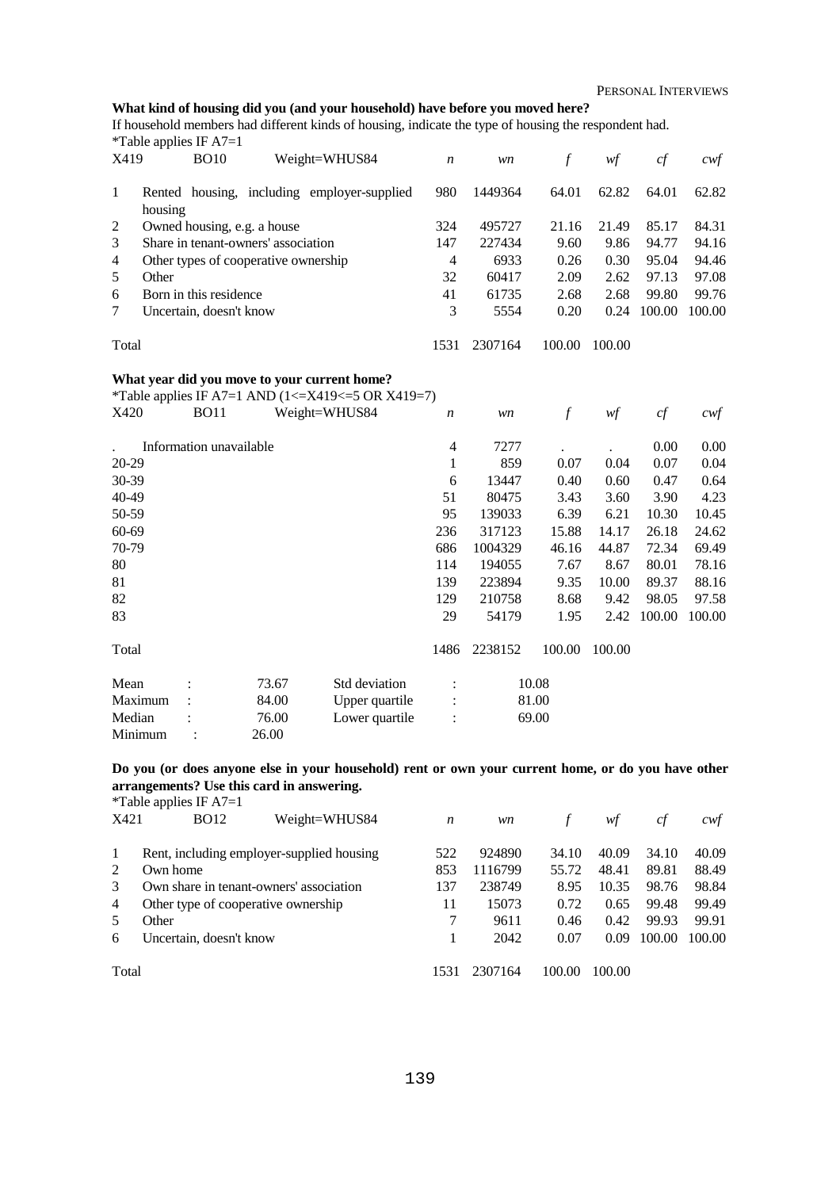**What kind of housing did you (and your household) have before you moved here?**

If household members had different kinds of housing, indicate the type of housing the respondent had.

*Table applies IF A7=1

| X419 | BO10 | Weight=WHUS84 | *n* | *wn* | *f* | *wf* | *cf* | *cwf* |
|---|---|---|---|---|---|---|---|---|
| 1 | Rented housing, including employer-supplied housing | | 980 | 1449364 | 64.01 | 62.82 | 64.01 | 62.82 |
| 2 | Owned housing, e.g. a house | | 324 | 495727 | 21.16 | 21.49 | 85.17 | 84.31 |
| 3 | Share in tenant-owners' association | | 147 | 227434 | 9.60 | 9.86 | 94.77 | 94.16 |
| 4 | Other types of cooperative ownership | | 4 | 6933 | 0.26 | 0.30 | 95.04 | 94.46 |
| 5 | Other | | 32 | 60417 | 2.09 | 2.62 | 97.13 | 97.08 |
| 6 | Born in this residence | | 41 | 61735 | 2.68 | 2.68 | 99.80 | 99.76 |
| 7 | Uncertain, doesn't know | | 3 | 5554 | 0.20 | 0.24 | 100.00 | 100.00 |
| Total | | | 1531 | 2307164 | 100.00 | 100.00 | | |

**What year did you move to your current home?**

*Table applies IF A7=1 AND (1<=X419<=5 OR X419=7)

| X420 | BO11 | Weight=WHUS84 | *n* | *wn* | *f* | *wf* | *cf* | *cwf* |
|---|---|---|---|---|---|---|---|---|
| . | Information unavailable | | 4 | 7277 | . | . | 0.00 | 0.00 |
| 20-29 | | | 1 | 859 | 0.07 | 0.04 | 0.07 | 0.04 |
| 30-39 | | | 6 | 13447 | 0.40 | 0.60 | 0.47 | 0.64 |
| 40-49 | | | 51 | 80475 | 3.43 | 3.60 | 3.90 | 4.23 |
| 50-59 | | | 95 | 139033 | 6.39 | 6.21 | 10.30 | 10.45 |
| 60-69 | | | 236 | 317123 | 15.88 | 14.17 | 26.18 | 24.62 |
| 70-79 | | | 686 | 1004329 | 46.16 | 44.87 | 72.34 | 69.49 |
| 80 | | | 114 | 194055 | 7.67 | 8.67 | 80.01 | 78.16 |
| 81 | | | 139 | 223894 | 9.35 | 10.00 | 89.37 | 88.16 |
| 82 | | | 129 | 210758 | 8.68 | 9.42 | 98.05 | 97.58 |
| 83 | | | 29 | 54179 | 1.95 | 2.42 | 100.00 | 100.00 |
| Total | | | 1486 | 2238152 | 100.00 | 100.00 | | |

| | | | | | |
|---|---|---|---|---|---|
| Mean | : | 73.67 | Std deviation | : | 10.08 |
| Maximum | : | 84.00 | Upper quartile | : | 81.00 |
| Median | : | 76.00 | Lower quartile | : | 69.00 |
| Minimum | : | 26.00 | | | |

**Do you (or does anyone else in your household) rent or own your current home, or do you have other arrangements? Use this card in answering.**

*Table applies IF A7=1

| X421 | BO12 | Weight=WHUS84 | *n* | *wn* | *f* | *wf* | *cf* | *cwf* |
|---|---|---|---|---|---|---|---|---|
| 1 | Rent, including employer-supplied housing | | 522 | 924890 | 34.10 | 40.09 | 34.10 | 40.09 |
| 2 | Own home | | 853 | 1116799 | 55.72 | 48.41 | 89.81 | 88.49 |
| 3 | Own share in tenant-owners' association | | 137 | 238749 | 8.95 | 10.35 | 98.76 | 98.84 |
| 4 | Other type of cooperative ownership | | 11 | 15073 | 0.72 | 0.65 | 99.48 | 99.49 |
| 5 | Other | | 7 | 9611 | 0.46 | 0.42 | 99.93 | 99.91 |
| 6 | Uncertain, doesn't know | | 1 | 2042 | 0.07 | 0.09 | 100.00 | 100.00 |
| Total | | | 1531 | 2307164 | 100.00 | 100.00 | | |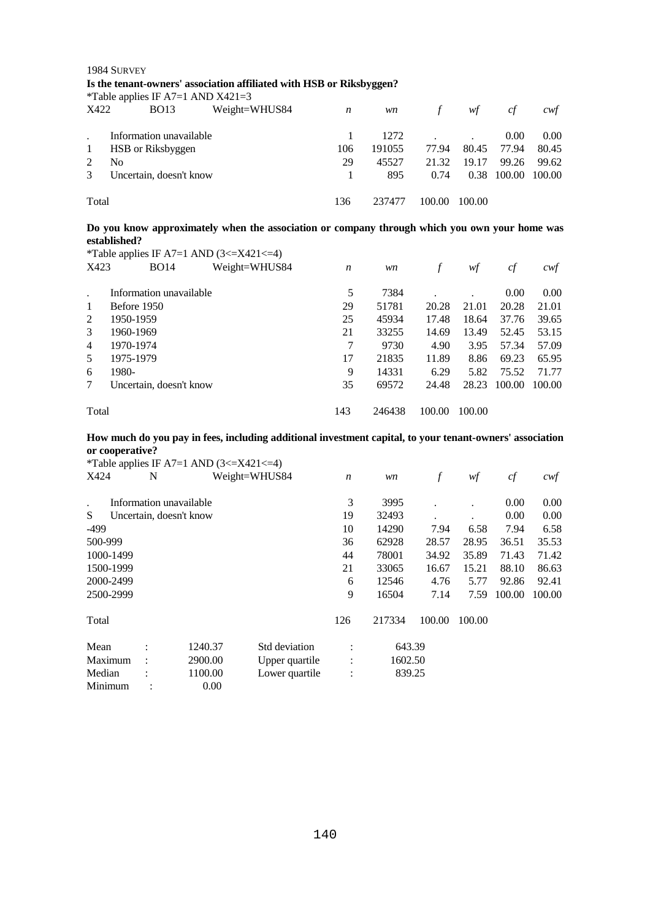1984 SURVEY

**Is the tenant-owners' association affiliated with HSB or Riksbyggen?**

*Table applies IF A7=1 AND X421=3

| X422 | BO13 Weight=WHUS84 | *n* | *wn* | *f* | *wf* | *cf* | *cwf* |
|---|---|---|---|---|---|---|---|
| . | Information unavailable | 1 | 1272 | . | . | 0.00 | 0.00 |
| 1 | HSB or Riksbyggen | 106 | 191055 | 77.94 | 80.45 | 77.94 | 80.45 |
| 2 | No | 29 | 45527 | 21.32 | 19.17 | 99.26 | 99.62 |
| 3 | Uncertain, doesn't know | 1 | 895 | 0.74 | 0.38 | 100.00 | 100.00 |
| Total | | 136 | 237477 | 100.00 | 100.00 | | |

**Do you know approximately when the association or company through which you own your home was established?**

*Table applies IF A7=1 AND (3<=X421<=4)

| X423 | BO14 Weight=WHUS84 | *n* | *wn* | *f* | *wf* | *cf* | *cwf* |
|---|---|---|---|---|---|---|---|
| . | Information unavailable | 5 | 7384 | . | . | 0.00 | 0.00 |
| 1 | Before 1950 | 29 | 51781 | 20.28 | 21.01 | 20.28 | 21.01 |
| 2 | 1950-1959 | 25 | 45934 | 17.48 | 18.64 | 37.76 | 39.65 |
| 3 | 1960-1969 | 21 | 33255 | 14.69 | 13.49 | 52.45 | 53.15 |
| 4 | 1970-1974 | 7 | 9730 | 4.90 | 3.95 | 57.34 | 57.09 |
| 5 | 1975-1979 | 17 | 21835 | 11.89 | 8.86 | 69.23 | 65.95 |
| 6 | 1980- | 9 | 14331 | 6.29 | 5.82 | 75.52 | 71.77 |
| 7 | Uncertain, doesn't know | 35 | 69572 | 24.48 | 28.23 | 100.00 | 100.00 |
| Total | | 143 | 246438 | 100.00 | 100.00 | | |

**How much do you pay in fees, including additional investment capital, to your tenant-owners' association or cooperative?**

*Table applies IF A7=1 AND (3<=X421<=4)

| X424 | N Weight=WHUS84 | *n* | *wn* | *f* | *wf* | *cf* | *cwf* |
|---|---|---|---|---|---|---|---|
| . | Information unavailable | 3 | 3995 | . | . | 0.00 | 0.00 |
| S | Uncertain, doesn't know | 19 | 32493 | . | . | 0.00 | 0.00 |
| -499 | | 10 | 14290 | 7.94 | 6.58 | 7.94 | 6.58 |
| 500-999 | | 36 | 62928 | 28.57 | 28.95 | 36.51 | 35.53 |
| 1000-1499 | | 44 | 78001 | 34.92 | 35.89 | 71.43 | 71.42 |
| 1500-1999 | | 21 | 33065 | 16.67 | 15.21 | 88.10 | 86.63 |
| 2000-2499 | | 6 | 12546 | 4.76 | 5.77 | 92.86 | 92.41 |
| 2500-2999 | | 9 | 16504 | 7.14 | 7.59 | 100.00 | 100.00 |
| Total | | 126 | 217334 | 100.00 | 100.00 | | |

| | | | |
|---|---|---|---|
| Mean : | 1240.37 | Std deviation : | 643.39 |
| Maximum : | 2900.00 | Upper quartile : | 1602.50 |
| Median : | 1100.00 | Lower quartile : | 839.25 |
| Minimum : | 0.00 | | |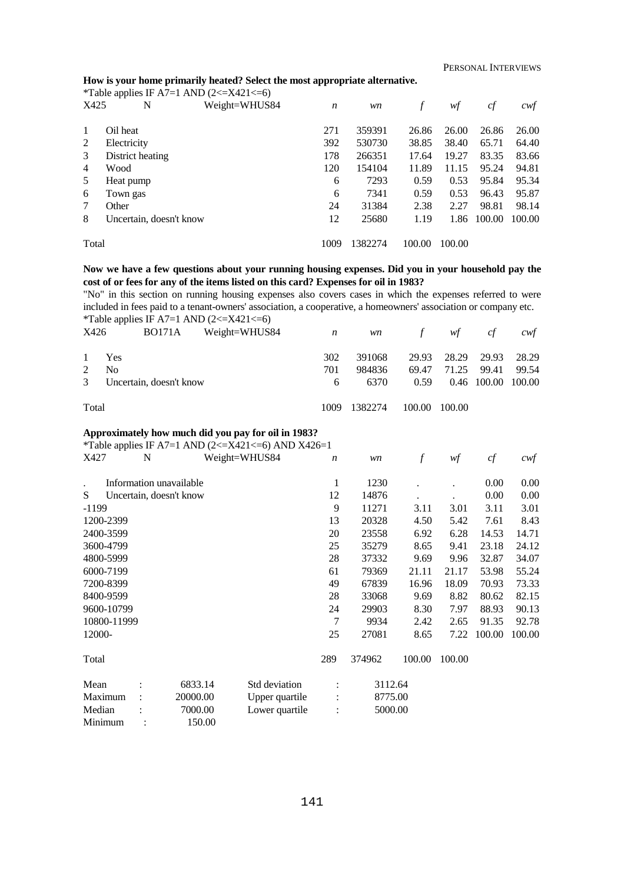**How is your home primarily heated? Select the most appropriate alternative.**

*Table applies IF A7=1 AND (2<=X421<=6)

| X425 | N | Weight=WHUS84 | *n* | *wn* | *f* | *wf* | *cf* | *cwf* |
|---|---|---|---|---|---|---|---|---|
| 1 | Oil heat | | 271 | 359391 | 26.86 | 26.00 | 26.86 | 26.00 |
| 2 | Electricity | | 392 | 530730 | 38.85 | 38.40 | 65.71 | 64.40 |
| 3 | District heating | | 178 | 266351 | 17.64 | 19.27 | 83.35 | 83.66 |
| 4 | Wood | | 120 | 154104 | 11.89 | 11.15 | 95.24 | 94.81 |
| 5 | Heat pump | | 6 | 7293 | 0.59 | 0.53 | 95.84 | 95.34 |
| 6 | Town gas | | 6 | 7341 | 0.59 | 0.53 | 96.43 | 95.87 |
| 7 | Other | | 24 | 31384 | 2.38 | 2.27 | 98.81 | 98.14 |
| 8 | Uncertain, doesn't know | | 12 | 25680 | 1.19 | 1.86 | 100.00 | 100.00 |
| Total | | | 1009 | 1382274 | 100.00 | 100.00 | | |

**Now we have a few questions about your running housing expenses. Did you in your household pay the cost of or fees for any of the items listed on this card? Expenses for oil in 1983?**

"No" in this section on running housing expenses also covers cases in which the expenses referred to were included in fees paid to a tenant-owners' association, a cooperative, a homeowners' association or company etc.

*Table applies IF A7=1 AND (2<=X421<=6)

| X426 | BO171A | Weight=WHUS84 | *n* | *wn* | *f* | *wf* | *cf* | *cwf* |
|---|---|---|---|---|---|---|---|---|
| 1 | Yes | | 302 | 391068 | 29.93 | 28.29 | 29.93 | 28.29 |
| 2 | No | | 701 | 984836 | 69.47 | 71.25 | 99.41 | 99.54 |
| 3 | Uncertain, doesn't know | | 6 | 6370 | 0.59 | 0.46 | 100.00 | 100.00 |
| Total | | | 1009 | 1382274 | 100.00 | 100.00 | | |

**Approximately how much did you pay for oil in 1983?**

*Table applies IF A7=1 AND (2<=X421<=6) AND X426=1

| X427 | N | Weight=WHUS84 | *n* | *wn* | *f* | *wf* | *cf* | *cwf* |
|---|---|---|---|---|---|---|---|---|
| . | Information unavailable | | 1 | 1230 | . | . | 0.00 | 0.00 |
| S | Uncertain, doesn't know | | 12 | 14876 | . | . | 0.00 | 0.00 |
| -1199 | | | 9 | 11271 | 3.11 | 3.01 | 3.11 | 3.01 |
| 1200-2399 | | | 13 | 20328 | 4.50 | 5.42 | 7.61 | 8.43 |
| 2400-3599 | | | 20 | 23558 | 6.92 | 6.28 | 14.53 | 14.71 |
| 3600-4799 | | | 25 | 35279 | 8.65 | 9.41 | 23.18 | 24.12 |
| 4800-5999 | | | 28 | 37332 | 9.69 | 9.96 | 32.87 | 34.07 |
| 6000-7199 | | | 61 | 79369 | 21.11 | 21.17 | 53.98 | 55.24 |
| 7200-8399 | | | 49 | 67839 | 16.96 | 18.09 | 70.93 | 73.33 |
| 8400-9599 | | | 28 | 33068 | 9.69 | 8.82 | 80.62 | 82.15 |
| 9600-10799 | | | 24 | 29903 | 8.30 | 7.97 | 88.93 | 90.13 |
| 10800-11999 | | | 7 | 9934 | 2.42 | 2.65 | 91.35 | 92.78 |
| 12000- | | | 25 | 27081 | 8.65 | 7.22 | 100.00 | 100.00 |
| Total | | | 289 | 374962 | 100.00 | 100.00 | | |

| | | | | | |
|---|---|---|---|---|---|
| Mean | : | 6833.14 | Std deviation | : | 3112.64 |
| Maximum | : | 20000.00 | Upper quartile | : | 8775.00 |
| Median | : | 7000.00 | Lower quartile | : | 5000.00 |
| Minimum | : | 150.00 | | | |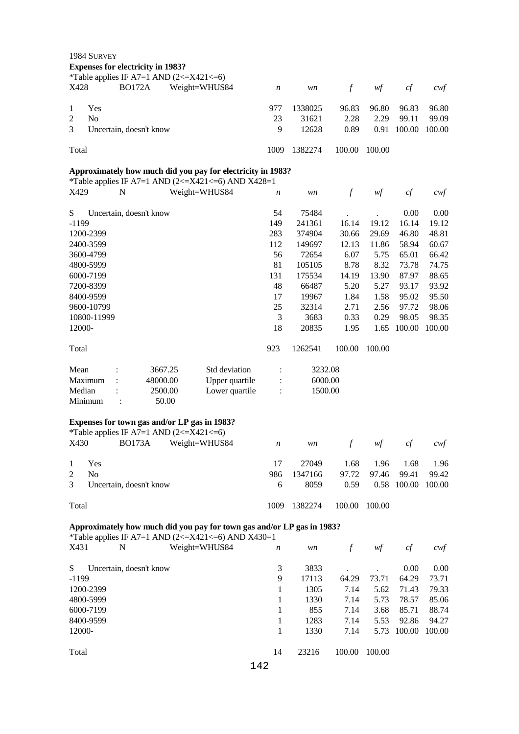1984 SURVEY

**Expenses for electricity in 1983?**

*Table applies IF A7=1 AND (2<=X421<=6)

| X428 | BO172A | Weight=WHUS84 | *n* | *wn* | *f* | *wf* | *cf* | *cwf* |
|---|---|---|---|---|---|---|---|---|
| 1 | Yes | | 977 | 1338025 | 96.83 | 96.80 | 96.83 | 96.80 |
| 2 | No | | 23 | 31621 | 2.28 | 2.29 | 99.11 | 99.09 |
| 3 | Uncertain, doesn't know | | 9 | 12628 | 0.89 | 0.91 | 100.00 | 100.00 |
| Total | | | 1009 | 1382274 | 100.00 | 100.00 | | |

**Approximately how much did you pay for electricity in 1983?**

*Table applies IF A7=1 AND (2<=X421<=6) AND X428=1

| X429 | N | Weight=WHUS84 | *n* | *wn* | *f* | *wf* | *cf* | *cwf* |
|---|---|---|---|---|---|---|---|---|
| S | Uncertain, doesn't know | | 54 | 75484 | . | . | 0.00 | 0.00 |
| -1199 | | | 149 | 241361 | 16.14 | 19.12 | 16.14 | 19.12 |
| 1200-2399 | | | 283 | 374904 | 30.66 | 29.69 | 46.80 | 48.81 |
| 2400-3599 | | | 112 | 149697 | 12.13 | 11.86 | 58.94 | 60.67 |
| 3600-4799 | | | 56 | 72654 | 6.07 | 5.75 | 65.01 | 66.42 |
| 4800-5999 | | | 81 | 105105 | 8.78 | 8.32 | 73.78 | 74.75 |
| 6000-7199 | | | 131 | 175534 | 14.19 | 13.90 | 87.97 | 88.65 |
| 7200-8399 | | | 48 | 66487 | 5.20 | 5.27 | 93.17 | 93.92 |
| 8400-9599 | | | 17 | 19967 | 1.84 | 1.58 | 95.02 | 95.50 |
| 9600-10799 | | | 25 | 32314 | 2.71 | 2.56 | 97.72 | 98.06 |
| 10800-11999 | | | 3 | 3683 | 0.33 | 0.29 | 98.05 | 98.35 |
| 12000- | | | 18 | 20835 | 1.95 | 1.65 | 100.00 | 100.00 |
| Total | | | 923 | 1262541 | 100.00 | 100.00 | | |

| | | | | |
|---|---|---|---|---|
| Mean | : 3667.25 | Std deviation | : | 3232.08 |
| Maximum | : 48000.00 | Upper quartile | : | 6000.00 |
| Median | : 2500.00 | Lower quartile | : | 1500.00 |
| Minimum | : 50.00 | | | |

**Expenses for town gas and/or LP gas in 1983?**

*Table applies IF A7=1 AND (2<=X421<=6)

| X430 | BO173A | Weight=WHUS84 | *n* | *wn* | *f* | *wf* | *cf* | *cwf* |
|---|---|---|---|---|---|---|---|---|
| 1 | Yes | | 17 | 27049 | 1.68 | 1.96 | 1.68 | 1.96 |
| 2 | No | | 986 | 1347166 | 97.72 | 97.46 | 99.41 | 99.42 |
| 3 | Uncertain, doesn't know | | 6 | 8059 | 0.59 | 0.58 | 100.00 | 100.00 |
| Total | | | 1009 | 1382274 | 100.00 | 100.00 | | |

**Approximately how much did you pay for town gas and/or LP gas in 1983?**

*Table applies IF A7=1 AND (2<=X421<=6) AND X430=1

| X431 | N | Weight=WHUS84 | *n* | *wn* | *f* | *wf* | *cf* | *cwf* |
|---|---|---|---|---|---|---|---|---|
| S | Uncertain, doesn't know | | 3 | 3833 | . | . | 0.00 | 0.00 |
| -1199 | | | 9 | 17113 | 64.29 | 73.71 | 64.29 | 73.71 |
| 1200-2399 | | | 1 | 1305 | 7.14 | 5.62 | 71.43 | 79.33 |
| 4800-5999 | | | 1 | 1330 | 7.14 | 5.73 | 78.57 | 85.06 |
| 6000-7199 | | | 1 | 855 | 7.14 | 3.68 | 85.71 | 88.74 |
| 8400-9599 | | | 1 | 1283 | 7.14 | 5.53 | 92.86 | 94.27 |
| 12000- | | | 1 | 1330 | 7.14 | 5.73 | 100.00 | 100.00 |
| Total | | | 14 | 23216 | 100.00 | 100.00 | | |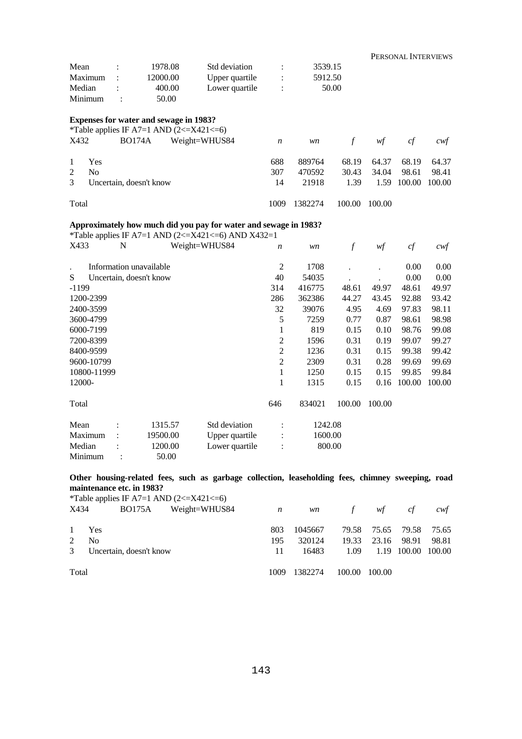| | | | | | |
|---|---|---|---|---|---|
| Mean | : | 1978.08 | Std deviation | : | 3539.15 |
| Maximum | : | 12000.00 | Upper quartile | : | 5912.50 |
| Median | : | 400.00 | Lower quartile | : | 50.00 |
| Minimum | : | 50.00 | | | |

**Expenses for water and sewage in 1983?**

*Table applies IF A7=1 AND (2<=X421<=6)

| X432 | BO174A Weight=WHUS84 | *n* | *wn* | *f* | *wf* | *cf* | *cwf* |
|---|---|---|---|---|---|---|---|
| 1 | Yes | 688 | 889764 | 68.19 | 64.37 | 68.19 | 64.37 |
| 2 | No | 307 | 470592 | 30.43 | 34.04 | 98.61 | 98.41 |
| 3 | Uncertain, doesn't know | 14 | 21918 | 1.39 | 1.59 | 100.00 | 100.00 |
| Total | | 1009 | 1382274 | 100.00 | 100.00 | | |

**Approximately how much did you pay for water and sewage in 1983?**

*Table applies IF A7=1 AND (2<=X421<=6) AND X432=1

| X433 | N Weight=WHUS84 | *n* | *wn* | *f* | *wf* | *cf* | *cwf* |
|---|---|---|---|---|---|---|---|
| . | Information unavailable | 2 | 1708 | . | . | 0.00 | 0.00 |
| S | Uncertain, doesn't know | 40 | 54035 | . | . | 0.00 | 0.00 |
| -1199 | | 314 | 416775 | 48.61 | 49.97 | 48.61 | 49.97 |
| 1200-2399 | | 286 | 362386 | 44.27 | 43.45 | 92.88 | 93.42 |
| 2400-3599 | | 32 | 39076 | 4.95 | 4.69 | 97.83 | 98.11 |
| 3600-4799 | | 5 | 7259 | 0.77 | 0.87 | 98.61 | 98.98 |
| 6000-7199 | | 1 | 819 | 0.15 | 0.10 | 98.76 | 99.08 |
| 7200-8399 | | 2 | 1596 | 0.31 | 0.19 | 99.07 | 99.27 |
| 8400-9599 | | 2 | 1236 | 0.31 | 0.15 | 99.38 | 99.42 |
| 9600-10799 | | 2 | 2309 | 0.31 | 0.28 | 99.69 | 99.69 |
| 10800-11999 | | 1 | 1250 | 0.15 | 0.15 | 99.85 | 99.84 |
| 12000- | | 1 | 1315 | 0.15 | 0.16 | 100.00 | 100.00 |
| Total | | 646 | 834021 | 100.00 | 100.00 | | |

| | | | | | |
|---|---|---|---|---|---|
| Mean | : | 1315.57 | Std deviation | : | 1242.08 |
| Maximum | : | 19500.00 | Upper quartile | : | 1600.00 |
| Median | : | 1200.00 | Lower quartile | : | 800.00 |
| Minimum | : | 50.00 | | | |

**Other housing-related fees, such as garbage collection, leaseholding fees, chimney sweeping, road maintenance etc. in 1983?**

*Table applies IF A7=1 AND (2<=X421<=6)

| X434 | BO175A Weight=WHUS84 | *n* | *wn* | *f* | *wf* | *cf* | *cwf* |
|---|---|---|---|---|---|---|---|
| 1 | Yes | 803 | 1045667 | 79.58 | 75.65 | 79.58 | 75.65 |
| 2 | No | 195 | 320124 | 19.33 | 23.16 | 98.91 | 98.81 |
| 3 | Uncertain, doesn't know | 11 | 16483 | 1.09 | 1.19 | 100.00 | 100.00 |
| Total | | 1009 | 1382274 | 100.00 | 100.00 | | |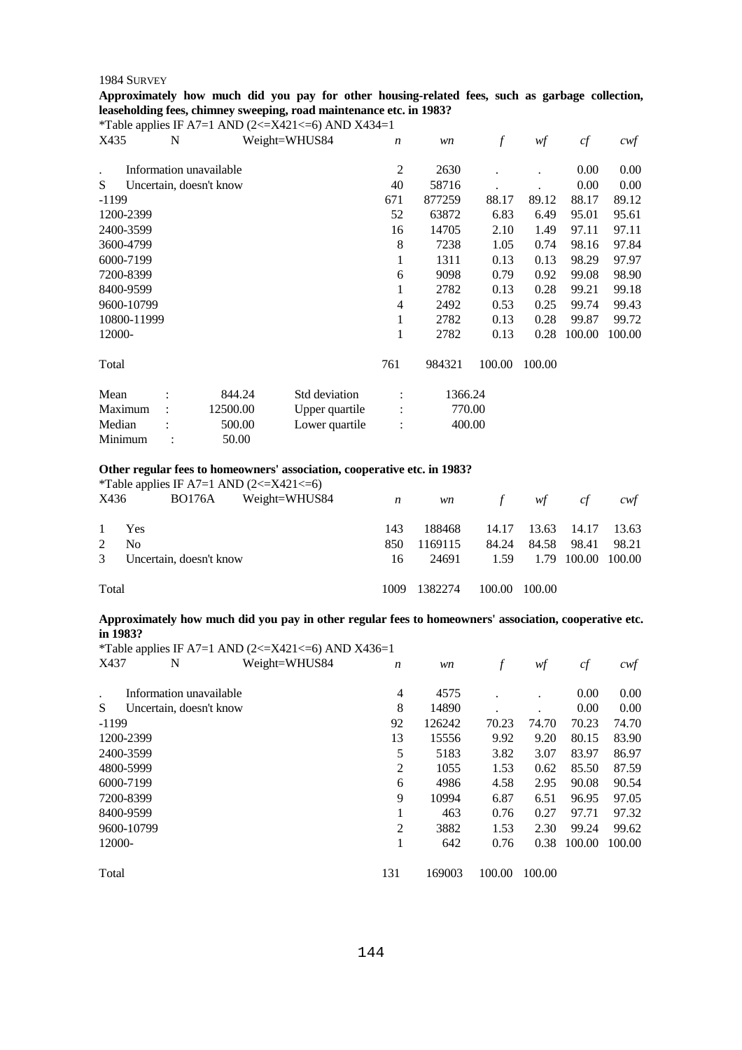1984 SURVEY

**Approximately how much did you pay for other housing-related fees, such as garbage collection, leaseholding fees, chimney sweeping, road maintenance etc. in 1983?**

*Table applies IF A7=1 AND (2<=X421<=6) AND X434=1

| X435 | N | Weight=WHUS84 | *n* | *wn* | *f* | *wf* | *cf* | *cwf* |
|---|---|---|---|---|---|---|---|---|
| . | Information unavailable | | 2 | 2630 | . | . | 0.00 | 0.00 |
| S | Uncertain, doesn't know | | 40 | 58716 | . | . | 0.00 | 0.00 |
| -1199 | | | 671 | 877259 | 88.17 | 89.12 | 88.17 | 89.12 |
| 1200-2399 | | | 52 | 63872 | 6.83 | 6.49 | 95.01 | 95.61 |
| 2400-3599 | | | 16 | 14705 | 2.10 | 1.49 | 97.11 | 97.11 |
| 3600-4799 | | | 8 | 7238 | 1.05 | 0.74 | 98.16 | 97.84 |
| 6000-7199 | | | 1 | 1311 | 0.13 | 0.13 | 98.29 | 97.97 |
| 7200-8399 | | | 6 | 9098 | 0.79 | 0.92 | 99.08 | 98.90 |
| 8400-9599 | | | 1 | 2782 | 0.13 | 0.28 | 99.21 | 99.18 |
| 9600-10799 | | | 4 | 2492 | 0.53 | 0.25 | 99.74 | 99.43 |
| 10800-11999 | | | 1 | 2782 | 0.13 | 0.28 | 99.87 | 99.72 |
| 12000- | | | 1 | 2782 | 0.13 | 0.28 | 100.00 | 100.00 |
| Total | | | 761 | 984321 | 100.00 | 100.00 | | |

| | | | | |
|---|---|---|---|---|
| Mean | : 844.24 | Std deviation | : | 1366.24 |
| Maximum | : 12500.00 | Upper quartile | : | 770.00 |
| Median | : 500.00 | Lower quartile | : | 400.00 |
| Minimum | : 50.00 | | | |

**Other regular fees to homeowners' association, cooperative etc. in 1983?**

*Table applies IF A7=1 AND (2<=X421<=6)

| X436 | BO176A | Weight=WHUS84 | *n* | *wn* | *f* | *wf* | *cf* | *cwf* |
|---|---|---|---|---|---|---|---|---|
| 1 | Yes | | 143 | 188468 | 14.17 | 13.63 | 14.17 | 13.63 |
| 2 | No | | 850 | 1169115 | 84.24 | 84.58 | 98.41 | 98.21 |
| 3 | Uncertain, doesn't know | | 16 | 24691 | 1.59 | 1.79 | 100.00 | 100.00 |
| Total | | | 1009 | 1382274 | 100.00 | 100.00 | | |

**Approximately how much did you pay in other regular fees to homeowners' association, cooperative etc. in 1983?**

*Table applies IF A7=1 AND (2<=X421<=6) AND X436=1

| X437 | N | Weight=WHUS84 | *n* | *wn* | *f* | *wf* | *cf* | *cwf* |
|---|---|---|---|---|---|---|---|---|
| . | Information unavailable | | 4 | 4575 | . | . | 0.00 | 0.00 |
| S | Uncertain, doesn't know | | 8 | 14890 | . | . | 0.00 | 0.00 |
| -1199 | | | 92 | 126242 | 70.23 | 74.70 | 70.23 | 74.70 |
| 1200-2399 | | | 13 | 15556 | 9.92 | 9.20 | 80.15 | 83.90 |
| 2400-3599 | | | 5 | 5183 | 3.82 | 3.07 | 83.97 | 86.97 |
| 4800-5999 | | | 2 | 1055 | 1.53 | 0.62 | 85.50 | 87.59 |
| 6000-7199 | | | 6 | 4986 | 4.58 | 2.95 | 90.08 | 90.54 |
| 7200-8399 | | | 9 | 10994 | 6.87 | 6.51 | 96.95 | 97.05 |
| 8400-9599 | | | 1 | 463 | 0.76 | 0.27 | 97.71 | 97.32 |
| 9600-10799 | | | 2 | 3882 | 1.53 | 2.30 | 99.24 | 99.62 |
| 12000- | | | 1 | 642 | 0.76 | 0.38 | 100.00 | 100.00 |
| Total | | | 131 | 169003 | 100.00 | 100.00 | | |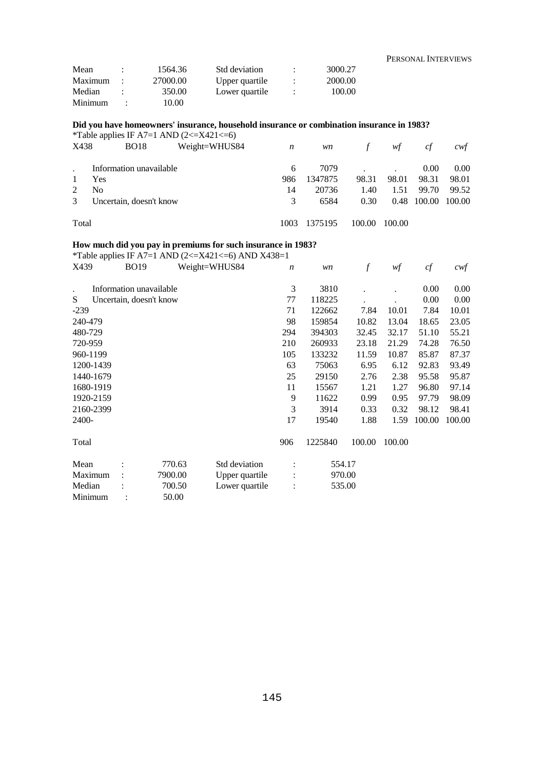| Mean | : | 1564.36 | Std deviation | : | 3000.27 |
|---|---|---|---|---|---|
| Maximum | : | 27000.00 | Upper quartile | : | 2000.00 |
| Median | : | 350.00 | Lower quartile | : | 100.00 |
| Minimum | : | 10.00 | | | |

**Did you have homeowners' insurance, household insurance or combination insurance in 1983?**

*Table applies IF A7=1 AND (2<=X421<=6)

| X438 | BO18 | Weight=WHUS84 | *n* | *wn* | *f* | *wf* | *cf* | *cwf* |
|---|---|---|---|---|---|---|---|---|
| . | Information unavailable | | 6 | 7079 | . | . | 0.00 | 0.00 |
| 1 | Yes | | 986 | 1347875 | 98.31 | 98.01 | 98.31 | 98.01 |
| 2 | No | | 14 | 20736 | 1.40 | 1.51 | 99.70 | 99.52 |
| 3 | Uncertain, doesn't know | | 3 | 6584 | 0.30 | 0.48 | 100.00 | 100.00 |
| Total | | | 1003 | 1375195 | 100.00 | 100.00 | | |

**How much did you pay in premiums for such insurance in 1983?**

*Table applies IF A7=1 AND (2<=X421<=6) AND X438=1

| X439 | BO19 | Weight=WHUS84 | *n* | *wn* | *f* | *wf* | *cf* | *cwf* |
|---|---|---|---|---|---|---|---|---|
| . | Information unavailable | | 3 | 3810 | . | . | 0.00 | 0.00 |
| S | Uncertain, doesn't know | | 77 | 118225 | . | . | 0.00 | 0.00 |
| -239 | | | 71 | 122662 | 7.84 | 10.01 | 7.84 | 10.01 |
| 240-479 | | | 98 | 159854 | 10.82 | 13.04 | 18.65 | 23.05 |
| 480-729 | | | 294 | 394303 | 32.45 | 32.17 | 51.10 | 55.21 |
| 720-959 | | | 210 | 260933 | 23.18 | 21.29 | 74.28 | 76.50 |
| 960-1199 | | | 105 | 133232 | 11.59 | 10.87 | 85.87 | 87.37 |
| 1200-1439 | | | 63 | 75063 | 6.95 | 6.12 | 92.83 | 93.49 |
| 1440-1679 | | | 25 | 29150 | 2.76 | 2.38 | 95.58 | 95.87 |
| 1680-1919 | | | 11 | 15567 | 1.21 | 1.27 | 96.80 | 97.14 |
| 1920-2159 | | | 9 | 11622 | 0.99 | 0.95 | 97.79 | 98.09 |
| 2160-2399 | | | 3 | 3914 | 0.33 | 0.32 | 98.12 | 98.41 |
| 2400- | | | 17 | 19540 | 1.88 | 1.59 | 100.00 | 100.00 |
| Total | | | 906 | 1225840 | 100.00 | 100.00 | | |

| Mean | : | 770.63 | Std deviation | : | 554.17 |
|---|---|---|---|---|---|
| Maximum | : | 7900.00 | Upper quartile | : | 970.00 |
| Median | : | 700.50 | Lower quartile | : | 535.00 |
| Minimum | : | 50.00 | | | |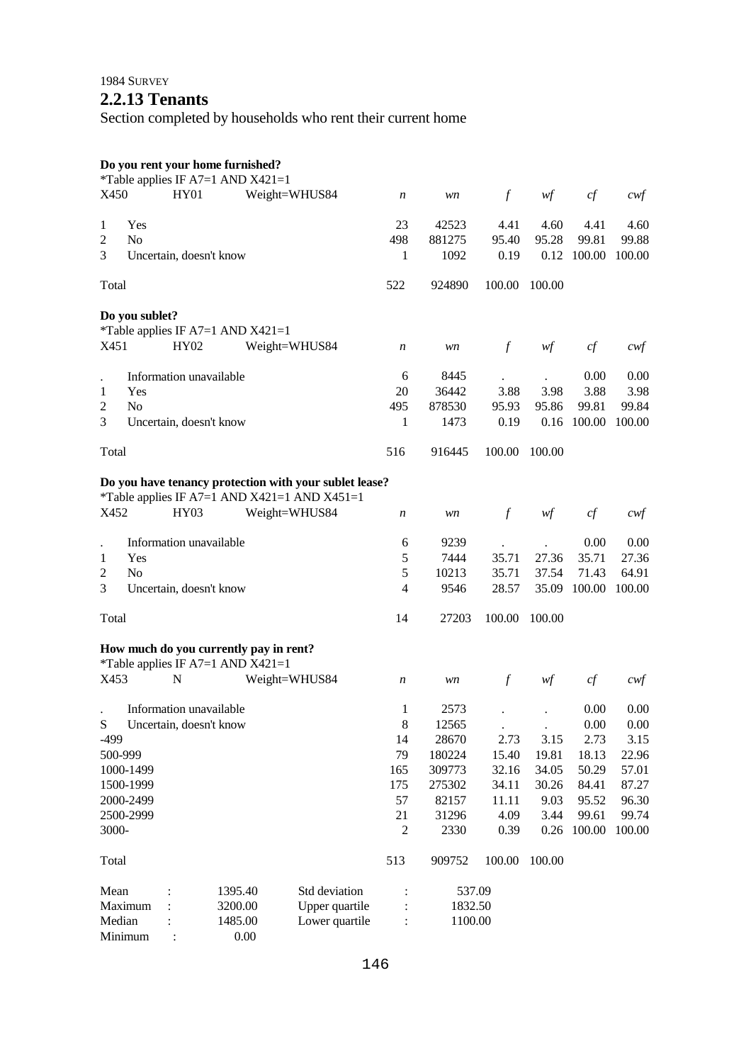1984 SURVEY

## 2.2.13 Tenants

Section completed by households who rent their current home

**Do you rent your home furnished?**

*Table applies IF A7=1 AND X421=1

| X450 | HY01 | Weight=WHUS84 | *n* | *wn* | *f* | *wf* | *cf* | *cwf* |
|---|---|---|---|---|---|---|---|---|
| 1 | Yes | | 23 | 42523 | 4.41 | 4.60 | 4.41 | 4.60 |
| 2 | No | | 498 | 881275 | 95.40 | 95.28 | 99.81 | 99.88 |
| 3 | Uncertain, doesn't know | | 1 | 1092 | 0.19 | 0.12 | 100.00 | 100.00 |
| Total | | | 522 | 924890 | 100.00 | 100.00 | | |

**Do you sublet?**

*Table applies IF A7=1 AND X421=1

| X451 | HY02 | Weight=WHUS84 | *n* | *wn* | *f* | *wf* | *cf* | *cwf* |
|---|---|---|---|---|---|---|---|---|
| . | Information unavailable | | 6 | 8445 | . | . | 0.00 | 0.00 |
| 1 | Yes | | 20 | 36442 | 3.88 | 3.98 | 3.88 | 3.98 |
| 2 | No | | 495 | 878530 | 95.93 | 95.86 | 99.81 | 99.84 |
| 3 | Uncertain, doesn't know | | 1 | 1473 | 0.19 | 0.16 | 100.00 | 100.00 |
| Total | | | 516 | 916445 | 100.00 | 100.00 | | |

**Do you have tenancy protection with your sublet lease?**

*Table applies IF A7=1 AND X421=1 AND X451=1

| X452 | HY03 | Weight=WHUS84 | *n* | *wn* | *f* | *wf* | *cf* | *cwf* |
|---|---|---|---|---|---|---|---|---|
| . | Information unavailable | | 6 | 9239 | . | . | 0.00 | 0.00 |
| 1 | Yes | | 5 | 7444 | 35.71 | 27.36 | 35.71 | 27.36 |
| 2 | No | | 5 | 10213 | 35.71 | 37.54 | 71.43 | 64.91 |
| 3 | Uncertain, doesn't know | | 4 | 9546 | 28.57 | 35.09 | 100.00 | 100.00 |
| Total | | | 14 | 27203 | 100.00 | 100.00 | | |

**How much do you currently pay in rent?**

*Table applies IF A7=1 AND X421=1

| X453 | N | Weight=WHUS84 | *n* | *wn* | *f* | *wf* | *cf* | *cwf* |
|---|---|---|---|---|---|---|---|---|
| . | Information unavailable | | 1 | 2573 | . | . | 0.00 | 0.00 |
| S | Uncertain, doesn't know | | 8 | 12565 | . | . | 0.00 | 0.00 |
| -499 | | | 14 | 28670 | 2.73 | 3.15 | 2.73 | 3.15 |
| 500-999 | | | 79 | 180224 | 15.40 | 19.81 | 18.13 | 22.96 |
| 1000-1499 | | | 165 | 309773 | 32.16 | 34.05 | 50.29 | 57.01 |
| 1500-1999 | | | 175 | 275302 | 34.11 | 30.26 | 84.41 | 87.27 |
| 2000-2499 | | | 57 | 82157 | 11.11 | 9.03 | 95.52 | 96.30 |
| 2500-2999 | | | 21 | 31296 | 4.09 | 3.44 | 99.61 | 99.74 |
| 3000- | | | 2 | 2330 | 0.39 | 0.26 | 100.00 | 100.00 |
| Total | | | 513 | 909752 | 100.00 | 100.00 | | |

| | | | | |
|---|---|---|---|---|
| Mean | : | 1395.40 | Std deviation | : 537.09 |
| Maximum | : | 3200.00 | Upper quartile | : 1832.50 |
| Median | : | 1485.00 | Lower quartile | : 1100.00 |
| Minimum | : | 0.00 | | |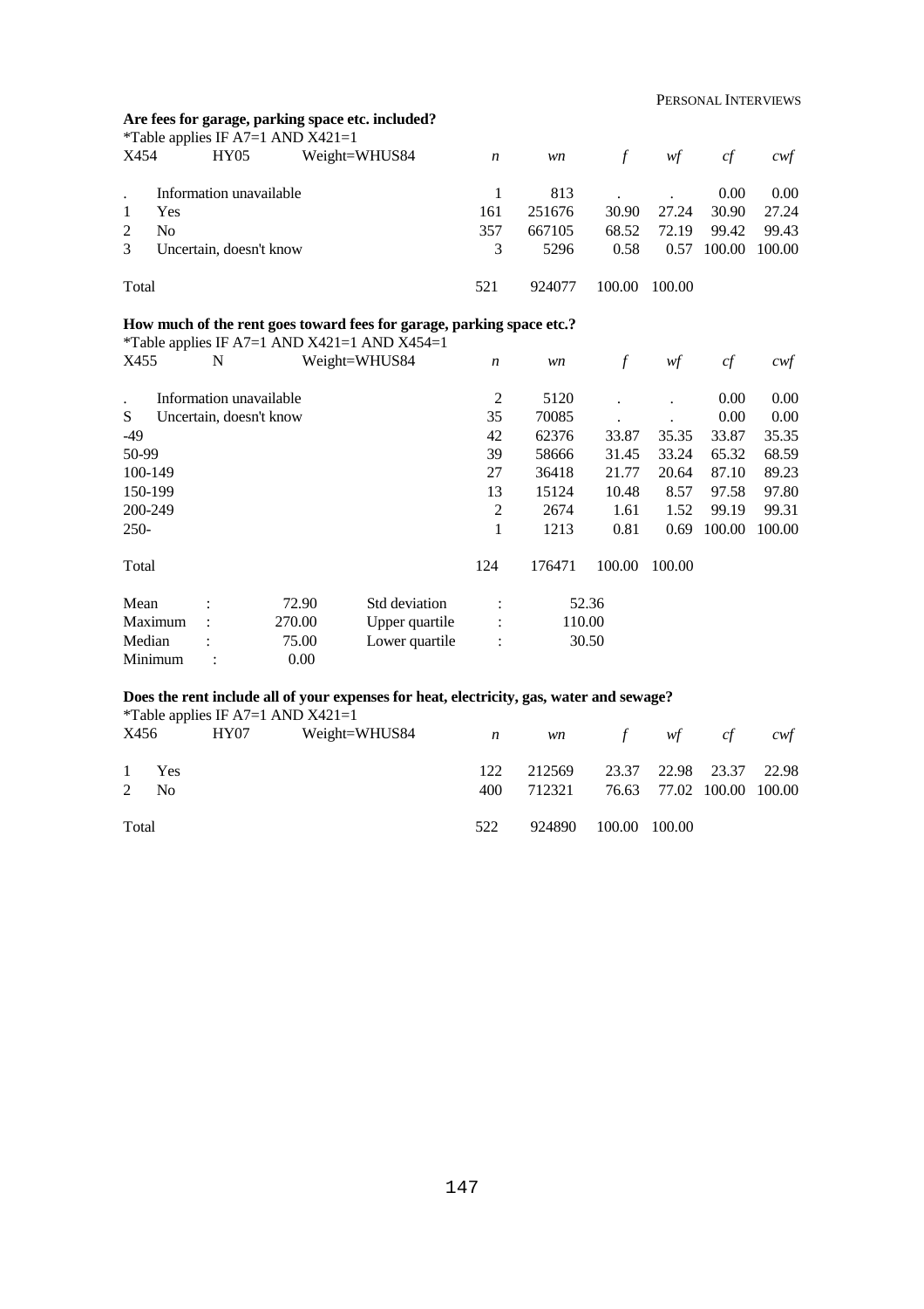**Are fees for garage, parking space etc. included?**

*Table applies IF A7=1 AND X421=1

| X454 | HY05 | Weight=WHUS84 | *n* | *wn* | *f* | *wf* | *cf* | *cwf* |
|---|---|---|---|---|---|---|---|---|
| . | Information unavailable | | 1 | 813 | . | . | 0.00 | 0.00 |
| 1 | Yes | | 161 | 251676 | 30.90 | 27.24 | 30.90 | 27.24 |
| 2 | No | | 357 | 667105 | 68.52 | 72.19 | 99.42 | 99.43 |
| 3 | Uncertain, doesn't know | | 3 | 5296 | 0.58 | 0.57 | 100.00 | 100.00 |
| Total | | | 521 | 924077 | 100.00 | 100.00 | | |

**How much of the rent goes toward fees for garage, parking space etc.?**

*Table applies IF A7=1 AND X421=1 AND X454=1

| X455 | N | Weight=WHUS84 | *n* | *wn* | *f* | *wf* | *cf* | *cwf* |
|---|---|---|---|---|---|---|---|---|
| . | Information unavailable | | 2 | 5120 | . | . | 0.00 | 0.00 |
| S | Uncertain, doesn't know | | 35 | 70085 | . | . | 0.00 | 0.00 |
| -49 | | | 42 | 62376 | 33.87 | 35.35 | 33.87 | 35.35 |
| 50-99 | | | 39 | 58666 | 31.45 | 33.24 | 65.32 | 68.59 |
| 100-149 | | | 27 | 36418 | 21.77 | 20.64 | 87.10 | 89.23 |
| 150-199 | | | 13 | 15124 | 10.48 | 8.57 | 97.58 | 97.80 |
| 200-249 | | | 2 | 2674 | 1.61 | 1.52 | 99.19 | 99.31 |
| 250- | | | 1 | 1213 | 0.81 | 0.69 | 100.00 | 100.00 |
| Total | | | 124 | 176471 | 100.00 | 100.00 | | |

| | | | | |
|---|---|---|---|---|
| Mean | : | 72.90 | Std deviation | : 52.36 |
| Maximum | : | 270.00 | Upper quartile | : 110.00 |
| Median | : | 75.00 | Lower quartile | : 30.50 |
| Minimum | : | 0.00 | | |

**Does the rent include all of your expenses for heat, electricity, gas, water and sewage?**

*Table applies IF A7=1 AND X421=1

| X456 | HY07 | Weight=WHUS84 | *n* | *wn* | *f* | *wf* | *cf* | *cwf* |
|---|---|---|---|---|---|---|---|---|
| 1 | Yes | | 122 | 212569 | 23.37 | 22.98 | 23.37 | 22.98 |
| 2 | No | | 400 | 712321 | 76.63 | 77.02 | 100.00 | 100.00 |
| Total | | | 522 | 924890 | 100.00 | 100.00 | | |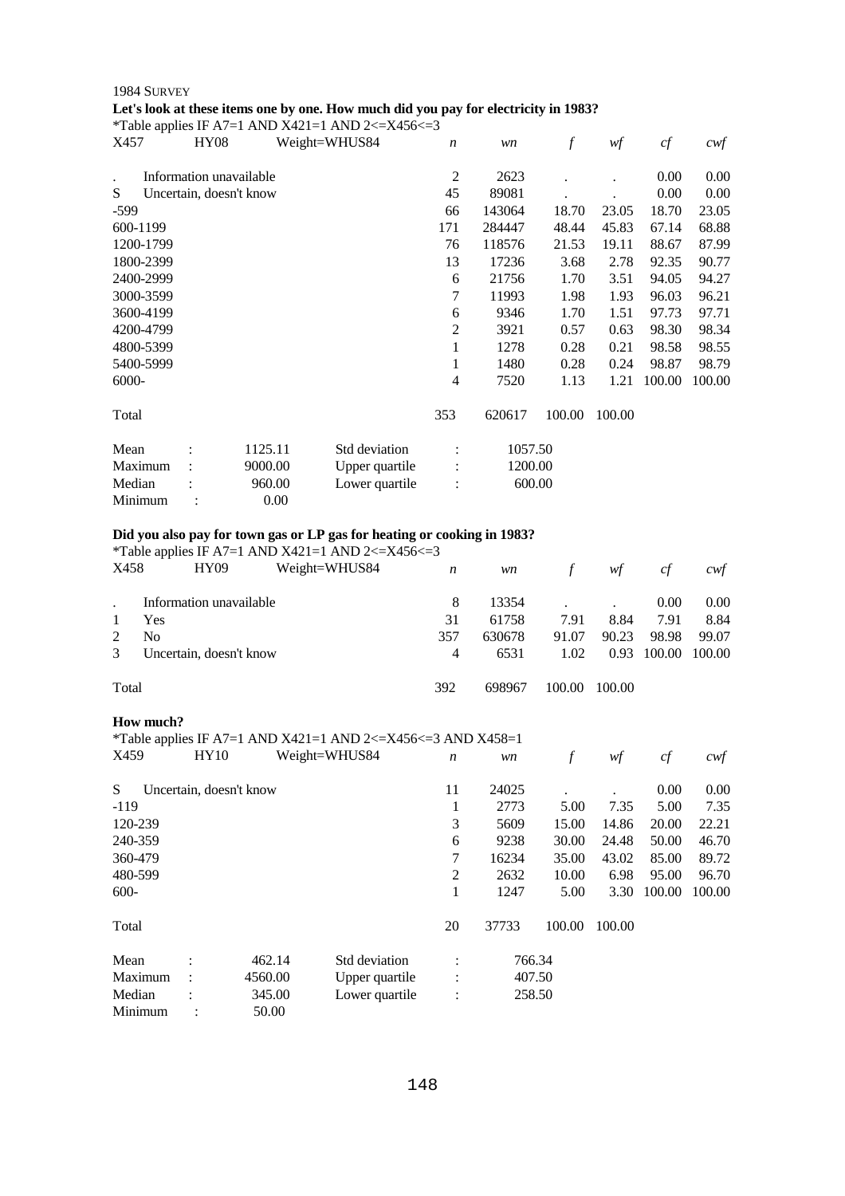1984 SURVEY

**Let's look at these items one by one. How much did you pay for electricity in 1983?**

*Table applies IF A7=1 AND X421=1 AND 2<=X456<=3

| X457 | HY08 | Weight=WHUS84 | *n* | *wn* | *f* | *wf* | *cf* | *cwf* |
|---|---|---|---|---|---|---|---|---|
| . | Information unavailable | | 2 | 2623 | . | . | 0.00 | 0.00 |
| S | Uncertain, doesn't know | | 45 | 89081 | . | . | 0.00 | 0.00 |
| -599 | | | 66 | 143064 | 18.70 | 23.05 | 18.70 | 23.05 |
| 600-1199 | | | 171 | 284447 | 48.44 | 45.83 | 67.14 | 68.88 |
| 1200-1799 | | | 76 | 118576 | 21.53 | 19.11 | 88.67 | 87.99 |
| 1800-2399 | | | 13 | 17236 | 3.68 | 2.78 | 92.35 | 90.77 |
| 2400-2999 | | | 6 | 21756 | 1.70 | 3.51 | 94.05 | 94.27 |
| 3000-3599 | | | 7 | 11993 | 1.98 | 1.93 | 96.03 | 96.21 |
| 3600-4199 | | | 6 | 9346 | 1.70 | 1.51 | 97.73 | 97.71 |
| 4200-4799 | | | 2 | 3921 | 0.57 | 0.63 | 98.30 | 98.34 |
| 4800-5399 | | | 1 | 1278 | 0.28 | 0.21 | 98.58 | 98.55 |
| 5400-5999 | | | 1 | 1480 | 0.28 | 0.24 | 98.87 | 98.79 |
| 6000- | | | 4 | 7520 | 1.13 | 1.21 | 100.00 | 100.00 |
| Total | | | 353 | 620617 | 100.00 | 100.00 | | |

| | | | | |
|---|---|---|---|---|
| Mean | : 1125.11 | Std deviation | : | 1057.50 |
| Maximum | : 9000.00 | Upper quartile | : | 1200.00 |
| Median | : 960.00 | Lower quartile | : | 600.00 |
| Minimum | : 0.00 | | | |

**Did you also pay for town gas or LP gas for heating or cooking in 1983?**

*Table applies IF A7=1 AND X421=1 AND 2<=X456<=3

| X458 | HY09 | Weight=WHUS84 | *n* | *wn* | *f* | *wf* | *cf* | *cwf* |
|---|---|---|---|---|---|---|---|---|
| . | Information unavailable | | 8 | 13354 | . | . | 0.00 | 0.00 |
| 1 | Yes | | 31 | 61758 | 7.91 | 8.84 | 7.91 | 8.84 |
| 2 | No | | 357 | 630678 | 91.07 | 90.23 | 98.98 | 99.07 |
| 3 | Uncertain, doesn't know | | 4 | 6531 | 1.02 | 0.93 | 100.00 | 100.00 |
| Total | | | 392 | 698967 | 100.00 | 100.00 | | |

**How much?**

*Table applies IF A7=1 AND X421=1 AND 2<=X456<=3 AND X458=1

| X459 | HY10 | Weight=WHUS84 | *n* | *wn* | *f* | *wf* | *cf* | *cwf* |
|---|---|---|---|---|---|---|---|---|
| S | Uncertain, doesn't know | | 11 | 24025 | . | . | 0.00 | 0.00 |
| -119 | | | 1 | 2773 | 5.00 | 7.35 | 5.00 | 7.35 |
| 120-239 | | | 3 | 5609 | 15.00 | 14.86 | 20.00 | 22.21 |
| 240-359 | | | 6 | 9238 | 30.00 | 24.48 | 50.00 | 46.70 |
| 360-479 | | | 7 | 16234 | 35.00 | 43.02 | 85.00 | 89.72 |
| 480-599 | | | 2 | 2632 | 10.00 | 6.98 | 95.00 | 96.70 |
| 600- | | | 1 | 1247 | 5.00 | 3.30 | 100.00 | 100.00 |
| Total | | | 20 | 37733 | 100.00 | 100.00 | | |

| | | | | |
|---|---|---|---|---|
| Mean | : 462.14 | Std deviation | : | 766.34 |
| Maximum | : 4560.00 | Upper quartile | : | 407.50 |
| Median | : 345.00 | Lower quartile | : | 258.50 |
| Minimum | : 50.00 | | | |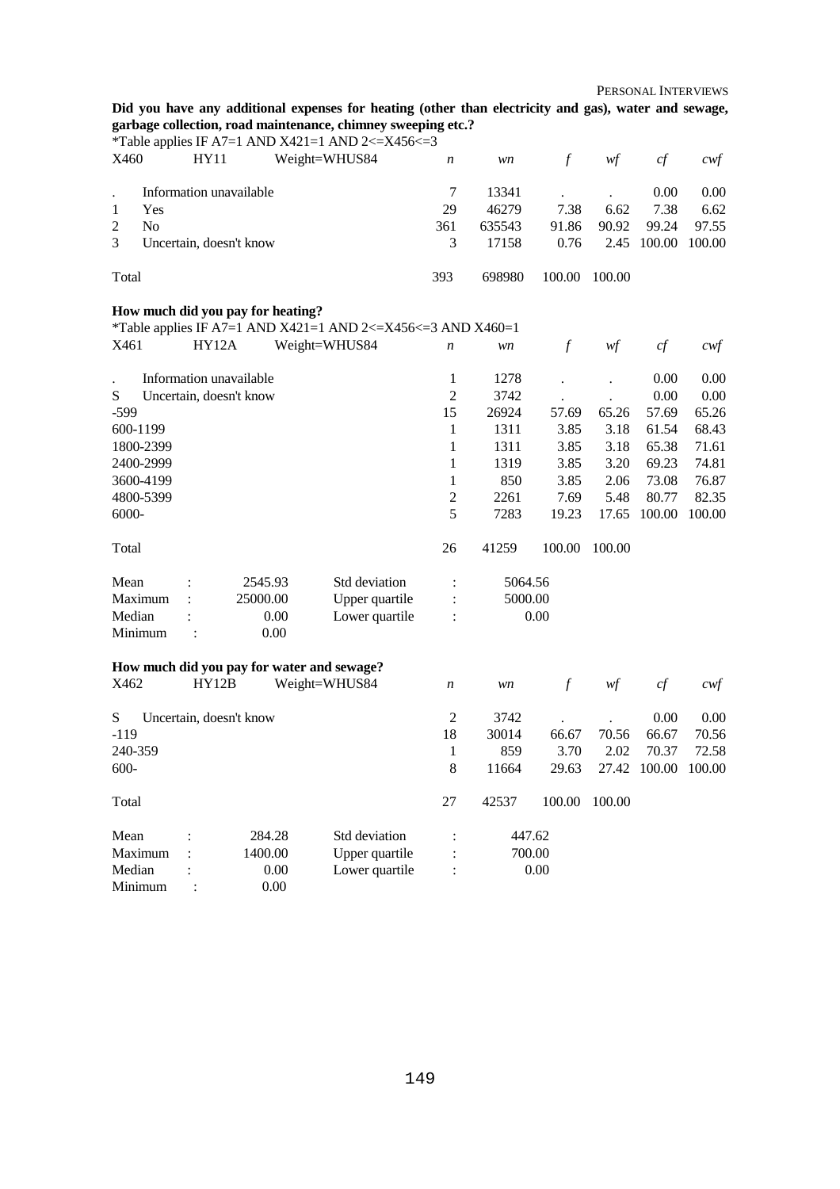**Did you have any additional expenses for heating (other than electricity and gas), water and sewage, garbage collection, road maintenance, chimney sweeping etc.?**

*Table applies IF A7=1 AND X421=1 AND 2<=X456<=3

| X460 | HY11 Weight=WHUS84 | *n* | *wn* | *f* | *wf* | *cf* | *cwf* |
|---|---|---|---|---|---|---|---|
| . | Information unavailable | 7 | 13341 | . | . | 0.00 | 0.00 |
| 1 | Yes | 29 | 46279 | 7.38 | 6.62 | 7.38 | 6.62 |
| 2 | No | 361 | 635543 | 91.86 | 90.92 | 99.24 | 97.55 |
| 3 | Uncertain, doesn't know | 3 | 17158 | 0.76 | 2.45 | 100.00 | 100.00 |
| Total | | 393 | 698980 | 100.00 | 100.00 | | |

**How much did you pay for heating?**

*Table applies IF A7=1 AND X421=1 AND 2<=X456<=3 AND X460=1

| X461 | HY12A Weight=WHUS84 | *n* | *wn* | *f* | *wf* | *cf* | *cwf* |
|---|---|---|---|---|---|---|---|
| . | Information unavailable | 1 | 1278 | . | . | 0.00 | 0.00 |
| S | Uncertain, doesn't know | 2 | 3742 | . | . | 0.00 | 0.00 |
| -599 | | 15 | 26924 | 57.69 | 65.26 | 57.69 | 65.26 |
| 600-1199 | | 1 | 1311 | 3.85 | 3.18 | 61.54 | 68.43 |
| 1800-2399 | | 1 | 1311 | 3.85 | 3.18 | 65.38 | 71.61 |
| 2400-2999 | | 1 | 1319 | 3.85 | 3.20 | 69.23 | 74.81 |
| 3600-4199 | | 1 | 850 | 3.85 | 2.06 | 73.08 | 76.87 |
| 4800-5399 | | 2 | 2261 | 7.69 | 5.48 | 80.77 | 82.35 |
| 6000- | | 5 | 7283 | 19.23 | 17.65 | 100.00 | 100.00 |
| Total | | 26 | 41259 | 100.00 | 100.00 | | |

| | | | | |
|---|---|---|---|---|
| Mean | : 2545.93 | Std deviation | : | 5064.56 |
| Maximum | : 25000.00 | Upper quartile | : | 5000.00 |
| Median | : 0.00 | Lower quartile | : | 0.00 |
| Minimum | : 0.00 | | | |

**How much did you pay for water and sewage?**

| X462 | HY12B Weight=WHUS84 | *n* | *wn* | *f* | *wf* | *cf* | *cwf* |
|---|---|---|---|---|---|---|---|
| S | Uncertain, doesn't know | 2 | 3742 | . | . | 0.00 | 0.00 |
| -119 | | 18 | 30014 | 66.67 | 70.56 | 66.67 | 70.56 |
| 240-359 | | 1 | 859 | 3.70 | 2.02 | 70.37 | 72.58 |
| 600- | | 8 | 11664 | 29.63 | 27.42 | 100.00 | 100.00 |
| Total | | 27 | 42537 | 100.00 | 100.00 | | |

| | | | | |
|---|---|---|---|---|
| Mean | : 284.28 | Std deviation | : | 447.62 |
| Maximum | : 1400.00 | Upper quartile | : | 700.00 |
| Median | : 0.00 | Lower quartile | : | 0.00 |
| Minimum | : 0.00 | | | |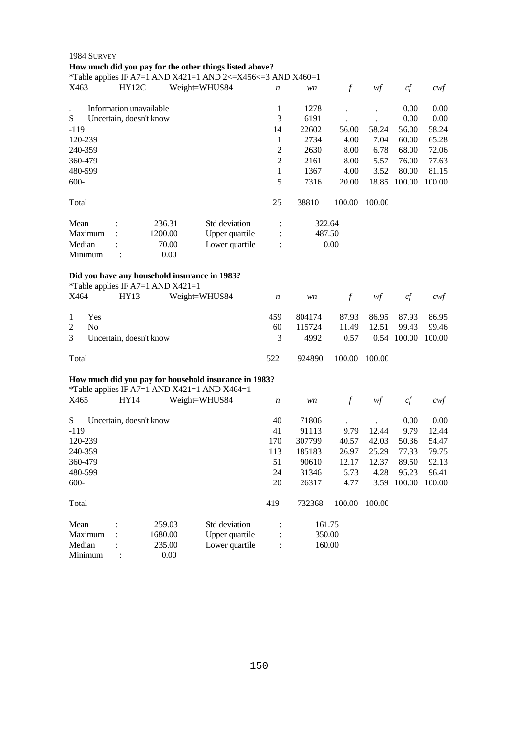1984 SURVEY

**How much did you pay for the other things listed above?**

*Table applies IF A7=1 AND X421=1 AND 2<=X456<=3 AND X460=1

| X463 | HY12C | Weight=WHUS84 | *n* | *wn* | *f* | *wf* | *cf* | *cwf* |
|---|---|---|---|---|---|---|---|---|
| . | Information unavailable | | 1 | 1278 | . | . | 0.00 | 0.00 |
| S | Uncertain, doesn't know | | 3 | 6191 | . | . | 0.00 | 0.00 |
| -119 | | | 14 | 22602 | 56.00 | 58.24 | 56.00 | 58.24 |
| 120-239 | | | 1 | 2734 | 4.00 | 7.04 | 60.00 | 65.28 |
| 240-359 | | | 2 | 2630 | 8.00 | 6.78 | 68.00 | 72.06 |
| 360-479 | | | 2 | 2161 | 8.00 | 5.57 | 76.00 | 77.63 |
| 480-599 | | | 1 | 1367 | 4.00 | 3.52 | 80.00 | 81.15 |
| 600- | | | 5 | 7316 | 20.00 | 18.85 | 100.00 | 100.00 |
| Total | | | 25 | 38810 | 100.00 | 100.00 | | |

| | | | | |
|---|---|---|---|---|
| Mean | : 236.31 | Std deviation | : | 322.64 |
| Maximum | : 1200.00 | Upper quartile | : | 487.50 |
| Median | : 70.00 | Lower quartile | : | 0.00 |
| Minimum | : 0.00 | | | |

**Did you have any household insurance in 1983?**

*Table applies IF A7=1 AND X421=1

| X464 | HY13 | Weight=WHUS84 | *n* | *wn* | *f* | *wf* | *cf* | *cwf* |
|---|---|---|---|---|---|---|---|---|
| 1 | Yes | | 459 | 804174 | 87.93 | 86.95 | 87.93 | 86.95 |
| 2 | No | | 60 | 115724 | 11.49 | 12.51 | 99.43 | 99.46 |
| 3 | Uncertain, doesn't know | | 3 | 4992 | 0.57 | 0.54 | 100.00 | 100.00 |
| Total | | | 522 | 924890 | 100.00 | 100.00 | | |

**How much did you pay for household insurance in 1983?**

*Table applies IF A7=1 AND X421=1 AND X464=1

| X465 | HY14 | Weight=WHUS84 | *n* | *wn* | *f* | *wf* | *cf* | *cwf* |
|---|---|---|---|---|---|---|---|---|
| S | Uncertain, doesn't know | | 40 | 71806 | . | . | 0.00 | 0.00 |
| -119 | | | 41 | 91113 | 9.79 | 12.44 | 9.79 | 12.44 |
| 120-239 | | | 170 | 307799 | 40.57 | 42.03 | 50.36 | 54.47 |
| 240-359 | | | 113 | 185183 | 26.97 | 25.29 | 77.33 | 79.75 |
| 360-479 | | | 51 | 90610 | 12.17 | 12.37 | 89.50 | 92.13 |
| 480-599 | | | 24 | 31346 | 5.73 | 4.28 | 95.23 | 96.41 |
| 600- | | | 20 | 26317 | 4.77 | 3.59 | 100.00 | 100.00 |
| Total | | | 419 | 732368 | 100.00 | 100.00 | | |

| | | | | |
|---|---|---|---|---|
| Mean | : 259.03 | Std deviation | : | 161.75 |
| Maximum | : 1680.00 | Upper quartile | : | 350.00 |
| Median | : 235.00 | Lower quartile | : | 160.00 |
| Minimum | : 0.00 | | | |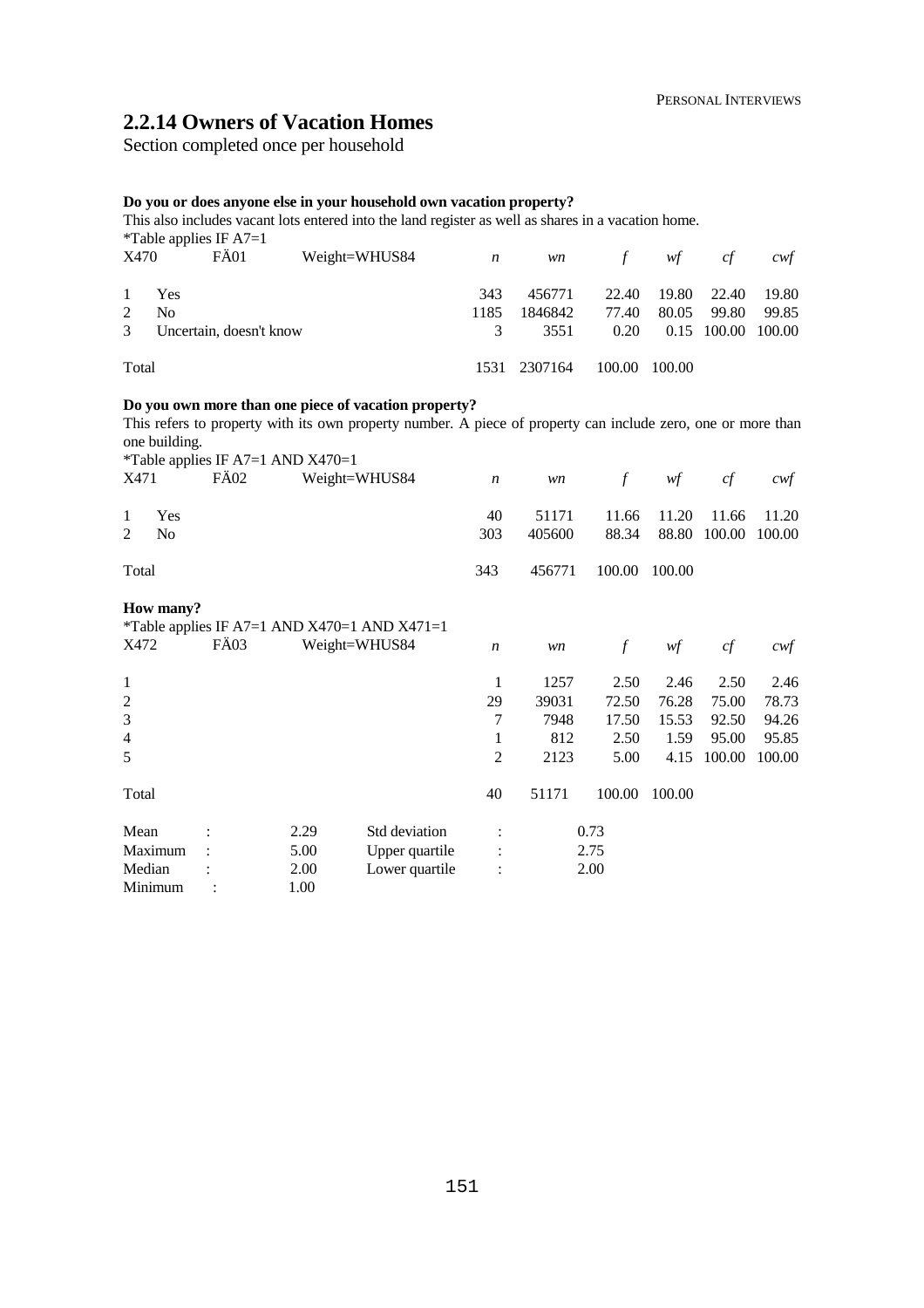## 2.2.14 Owners of Vacation Homes

Section completed once per household

**Do you or does anyone else in your household own vacation property?**

This also includes vacant lots entered into the land register as well as shares in a vacation home.

*Table applies IF A7=1

| X470 | FÄ01 | Weight=WHUS84 | *n* | *wn* | *f* | *wf* | *cf* | *cwf* |
|---|---|---|---|---|---|---|---|---|
| 1 | Yes | | 343 | 456771 | 22.40 | 19.80 | 22.40 | 19.80 |
| 2 | No | | 1185 | 1846842 | 77.40 | 80.05 | 99.80 | 99.85 |
| 3 | Uncertain, doesn't know | | 3 | 3551 | 0.20 | 0.15 | 100.00 | 100.00 |
| Total | | | 1531 | 2307164 | 100.00 | 100.00 | | |

**Do you own more than one piece of vacation property?**

This refers to property with its own property number. A piece of property can include zero, one or more than one building.

*Table applies IF A7=1 AND X470=1

| X471 | FÄ02 | Weight=WHUS84 | *n* | *wn* | *f* | *wf* | *cf* | *cwf* |
|---|---|---|---|---|---|---|---|---|
| 1 | Yes | | 40 | 51171 | 11.66 | 11.20 | 11.66 | 11.20 |
| 2 | No | | 303 | 405600 | 88.34 | 88.80 | 100.00 | 100.00 |
| Total | | | 343 | 456771 | 100.00 | 100.00 | | |

**How many?**

*Table applies IF A7=1 AND X470=1 AND X471=1

| X472 | FÄ03 | Weight=WHUS84 | *n* | *wn* | *f* | *wf* | *cf* | *cwf* |
|---|---|---|---|---|---|---|---|---|
| 1 | | | 1 | 1257 | 2.50 | 2.46 | 2.50 | 2.46 |
| 2 | | | 29 | 39031 | 72.50 | 76.28 | 75.00 | 78.73 |
| 3 | | | 7 | 7948 | 17.50 | 15.53 | 92.50 | 94.26 |
| 4 | | | 1 | 812 | 2.50 | 1.59 | 95.00 | 95.85 |
| 5 | | | 2 | 2123 | 5.00 | 4.15 | 100.00 | 100.00 |
| Total | | | 40 | 51171 | 100.00 | 100.00 | | |

| | | | | | |
|---|---|---|---|---|---|
| Mean | : | 2.29 | Std deviation | : | 0.73 |
| Maximum | : | 5.00 | Upper quartile | : | 2.75 |
| Median | : | 2.00 | Lower quartile | : | 2.00 |
| Minimum | : | 1.00 | | | |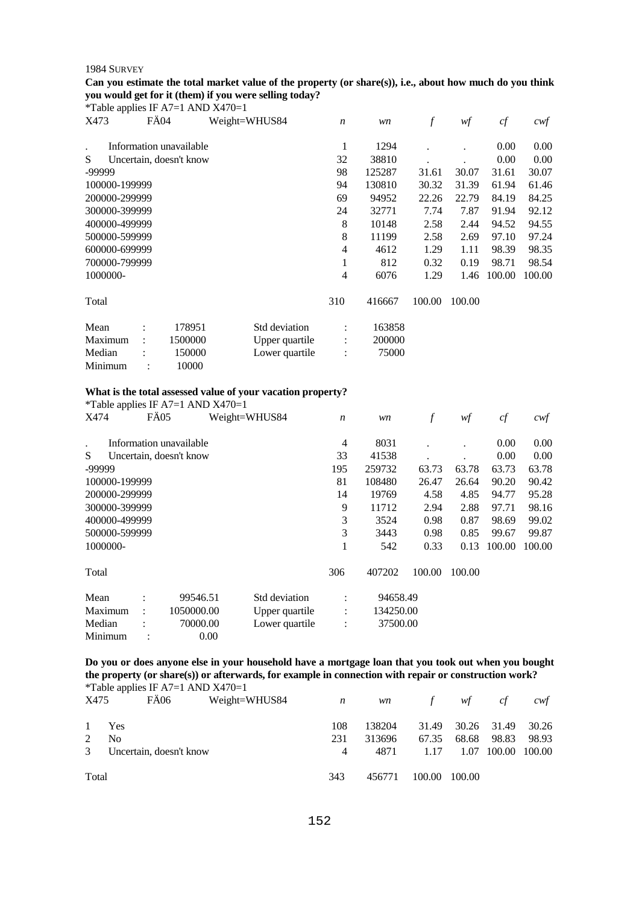1984 SURVEY

**Can you estimate the total market value of the property (or share(s)), i.e., about how much do you think you would get for it (them) if you were selling today?**

*Table applies IF A7=1 AND X470=1

| X473 | FÄ04 | Weight=WHUS84 | *n* | *wn* | *f* | *wf* | *cf* | *cwf* |
|---|---|---|---|---|---|---|---|---|
| . | Information unavailable | | 1 | 1294 | . | . | 0.00 | 0.00 |
| S | Uncertain, doesn't know | | 32 | 38810 | . | . | 0.00 | 0.00 |
| -99999 | | | 98 | 125287 | 31.61 | 30.07 | 31.61 | 30.07 |
| 100000-199999 | | | 94 | 130810 | 30.32 | 31.39 | 61.94 | 61.46 |
| 200000-299999 | | | 69 | 94952 | 22.26 | 22.79 | 84.19 | 84.25 |
| 300000-399999 | | | 24 | 32771 | 7.74 | 7.87 | 91.94 | 92.12 |
| 400000-499999 | | | 8 | 10148 | 2.58 | 2.44 | 94.52 | 94.55 |
| 500000-599999 | | | 8 | 11199 | 2.58 | 2.69 | 97.10 | 97.24 |
| 600000-699999 | | | 4 | 4612 | 1.29 | 1.11 | 98.39 | 98.35 |
| 700000-799999 | | | 1 | 812 | 0.32 | 0.19 | 98.71 | 98.54 |
| 1000000- | | | 4 | 6076 | 1.29 | 1.46 | 100.00 | 100.00 |
| Total | | | 310 | 416667 | 100.00 | 100.00 | | |

| | | | | |
|---|---|---|---|---|
| Mean | : 178951 | Std deviation | : | 163858 |
| Maximum | : 1500000 | Upper quartile | : | 200000 |
| Median | : 150000 | Lower quartile | : | 75000 |
| Minimum | : 10000 | | | |

**What is the total assessed value of your vacation property?**

*Table applies IF A7=1 AND X470=1

| X474 | FÄ05 | Weight=WHUS84 | *n* | *wn* | *f* | *wf* | *cf* | *cwf* |
|---|---|---|---|---|---|---|---|---|
| . | Information unavailable | | 4 | 8031 | . | . | 0.00 | 0.00 |
| S | Uncertain, doesn't know | | 33 | 41538 | . | . | 0.00 | 0.00 |
| -99999 | | | 195 | 259732 | 63.73 | 63.78 | 63.73 | 63.78 |
| 100000-199999 | | | 81 | 108480 | 26.47 | 26.64 | 90.20 | 90.42 |
| 200000-299999 | | | 14 | 19769 | 4.58 | 4.85 | 94.77 | 95.28 |
| 300000-399999 | | | 9 | 11712 | 2.94 | 2.88 | 97.71 | 98.16 |
| 400000-499999 | | | 3 | 3524 | 0.98 | 0.87 | 98.69 | 99.02 |
| 500000-599999 | | | 3 | 3443 | 0.98 | 0.85 | 99.67 | 99.87 |
| 1000000- | | | 1 | 542 | 0.33 | 0.13 | 100.00 | 100.00 |
| Total | | | 306 | 407202 | 100.00 | 100.00 | | |

| | | | | |
|---|---|---|---|---|
| Mean | : 99546.51 | Std deviation | : | 94658.49 |
| Maximum | : 1050000.00 | Upper quartile | : | 134250.00 |
| Median | : 70000.00 | Lower quartile | : | 37500.00 |
| Minimum | : 0.00 | | | |

**Do you or does anyone else in your household have a mortgage loan that you took out when you bought the property (or share(s)) or afterwards, for example in connection with repair or construction work?**

*Table applies IF A7=1 AND X470=1

| X475 | FÄ06 | Weight=WHUS84 | *n* | *wn* | *f* | *wf* | *cf* | *cwf* |
|---|---|---|---|---|---|---|---|---|
| 1 | Yes | | 108 | 138204 | 31.49 | 30.26 | 31.49 | 30.26 |
| 2 | No | | 231 | 313696 | 67.35 | 68.68 | 98.83 | 98.93 |
| 3 | Uncertain, doesn't know | | 4 | 4871 | 1.17 | 1.07 | 100.00 | 100.00 |
| Total | | | 343 | 456771 | 100.00 | 100.00 | | |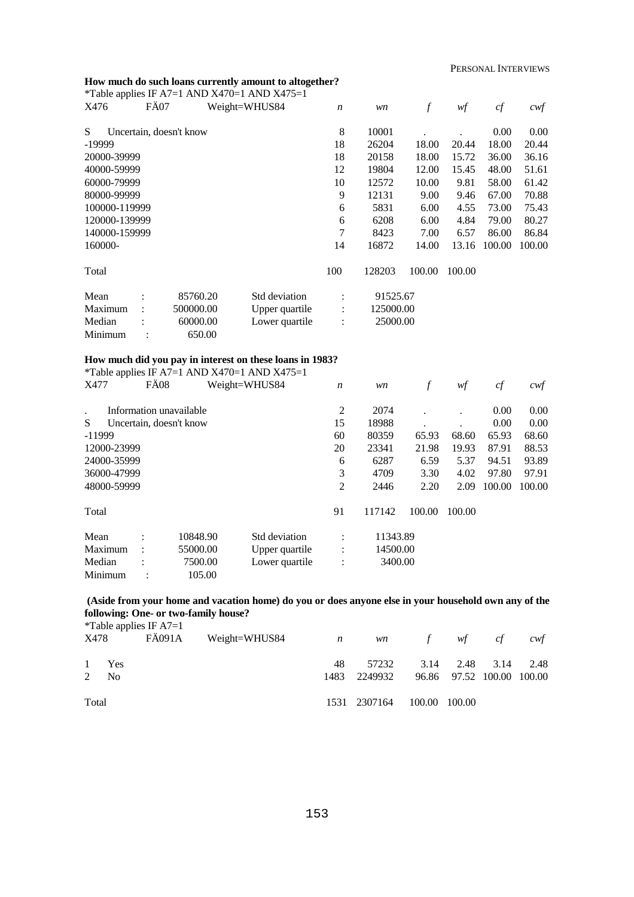**How much do such loans currently amount to altogether?**

*Table applies IF A7=1 AND X470=1 AND X475=1

| X476 | FÄ07 | Weight=WHUS84 | *n* | *wn* | *f* | *wf* | *cf* | *cwf* |
|---|---|---|---|---|---|---|---|---|
| S | Uncertain, doesn't know | | 8 | 10001 | . | . | 0.00 | 0.00 |
| -19999 | | | 18 | 26204 | 18.00 | 20.44 | 18.00 | 20.44 |
| 20000-39999 | | | 18 | 20158 | 18.00 | 15.72 | 36.00 | 36.16 |
| 40000-59999 | | | 12 | 19804 | 12.00 | 15.45 | 48.00 | 51.61 |
| 60000-79999 | | | 10 | 12572 | 10.00 | 9.81 | 58.00 | 61.42 |
| 80000-99999 | | | 9 | 12131 | 9.00 | 9.46 | 67.00 | 70.88 |
| 100000-119999 | | | 6 | 5831 | 6.00 | 4.55 | 73.00 | 75.43 |
| 120000-139999 | | | 6 | 6208 | 6.00 | 4.84 | 79.00 | 80.27 |
| 140000-159999 | | | 7 | 8423 | 7.00 | 6.57 | 86.00 | 86.84 |
| 160000- | | | 14 | 16872 | 14.00 | 13.16 | 100.00 | 100.00 |
| Total | | | 100 | 128203 | 100.00 | 100.00 | | |

| | | | | |
|---|---|---|---|---|
| Mean : | 85760.20 | Std deviation | : | 91525.67 |
| Maximum : | 500000.00 | Upper quartile | : | 125000.00 |
| Median : | 60000.00 | Lower quartile | : | 25000.00 |
| Minimum : | 650.00 | | | |

**How much did you pay in interest on these loans in 1983?**

*Table applies IF A7=1 AND X470=1 AND X475=1

| X477 | FÄ08 | Weight=WHUS84 | *n* | *wn* | *f* | *wf* | *cf* | *cwf* |
|---|---|---|---|---|---|---|---|---|
| . | Information unavailable | | 2 | 2074 | . | . | 0.00 | 0.00 |
| S | Uncertain, doesn't know | | 15 | 18988 | . | . | 0.00 | 0.00 |
| -11999 | | | 60 | 80359 | 65.93 | 68.60 | 65.93 | 68.60 |
| 12000-23999 | | | 20 | 23341 | 21.98 | 19.93 | 87.91 | 88.53 |
| 24000-35999 | | | 6 | 6287 | 6.59 | 5.37 | 94.51 | 93.89 |
| 36000-47999 | | | 3 | 4709 | 3.30 | 4.02 | 97.80 | 97.91 |
| 48000-59999 | | | 2 | 2446 | 2.20 | 2.09 | 100.00 | 100.00 |
| Total | | | 91 | 117142 | 100.00 | 100.00 | | |

| | | | | |
|---|---|---|---|---|
| Mean : | 10848.90 | Std deviation | : | 11343.89 |
| Maximum : | 55000.00 | Upper quartile | : | 14500.00 |
| Median : | 7500.00 | Lower quartile | : | 3400.00 |
| Minimum : | 105.00 | | | |

**(Aside from your home and vacation home) do you or does anyone else in your household own any of the following: One- or two-family house?**

*Table applies IF A7=1

| X478 | FÄ091A | Weight=WHUS84 | *n* | *wn* | *f* | *wf* | *cf* | *cwf* |
|---|---|---|---|---|---|---|---|---|
| 1 | Yes | | 48 | 57232 | 3.14 | 2.48 | 3.14 | 2.48 |
| 2 | No | | 1483 | 2249932 | 96.86 | 97.52 | 100.00 | 100.00 |
| Total | | | 1531 | 2307164 | 100.00 | 100.00 | | |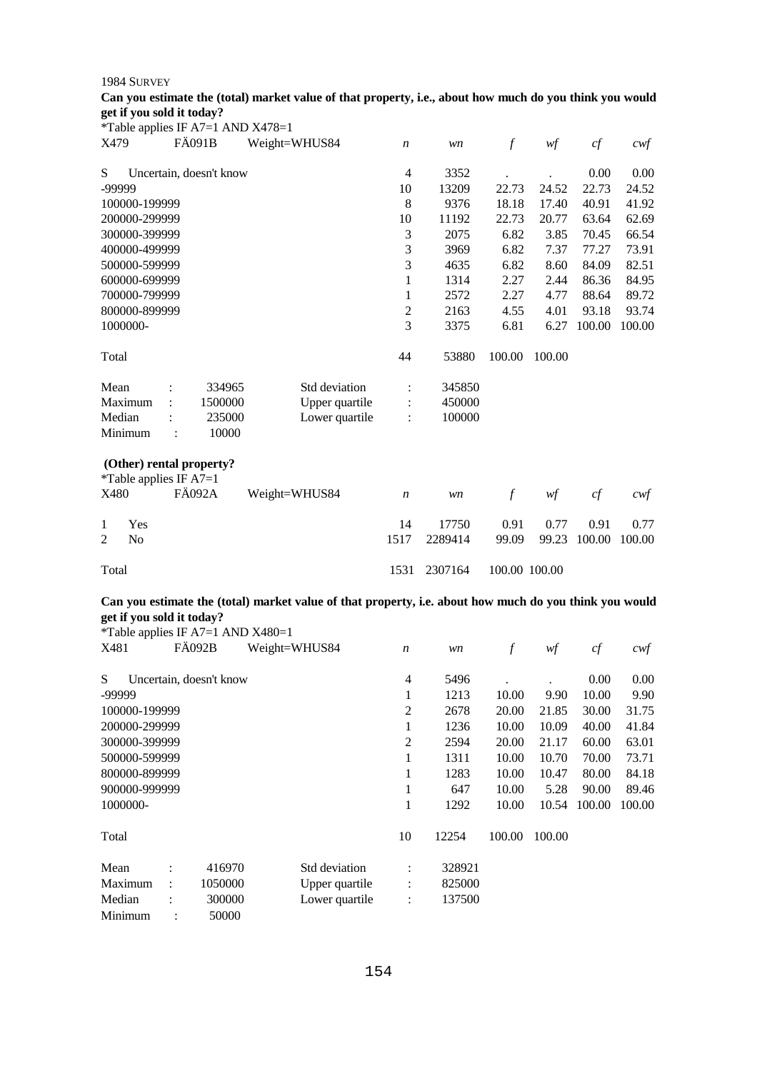1984 SURVEY

**Can you estimate the (total) market value of that property, i.e., about how much do you think you would get if you sold it today?**

*Table applies IF A7=1 AND X478=1

| X479 | FÄ091B | Weight=WHUS84 | *n* | *wn* | *f* | *wf* | *cf* | *cwf* |
|---|---|---|---|---|---|---|---|---|
| S | Uncertain, doesn't know | | 4 | 3352 | . | . | 0.00 | 0.00 |
| -99999 | | | 10 | 13209 | 22.73 | 24.52 | 22.73 | 24.52 |
| 100000-199999 | | | 8 | 9376 | 18.18 | 17.40 | 40.91 | 41.92 |
| 200000-299999 | | | 10 | 11192 | 22.73 | 20.77 | 63.64 | 62.69 |
| 300000-399999 | | | 3 | 2075 | 6.82 | 3.85 | 70.45 | 66.54 |
| 400000-499999 | | | 3 | 3969 | 6.82 | 7.37 | 77.27 | 73.91 |
| 500000-599999 | | | 3 | 4635 | 6.82 | 8.60 | 84.09 | 82.51 |
| 600000-699999 | | | 1 | 1314 | 2.27 | 2.44 | 86.36 | 84.95 |
| 700000-799999 | | | 1 | 2572 | 2.27 | 4.77 | 88.64 | 89.72 |
| 800000-899999 | | | 2 | 2163 | 4.55 | 4.01 | 93.18 | 93.74 |
| 1000000- | | | 3 | 3375 | 6.81 | 6.27 | 100.00 | 100.00 |
| Total | | | 44 | 53880 | 100.00 | 100.00 | | |

| | | | | |
|---|---|---|---|---|
| Mean | : 334965 | Std deviation | : | 345850 |
| Maximum | : 1500000 | Upper quartile | : | 450000 |
| Median | : 235000 | Lower quartile | : | 100000 |
| Minimum | : 10000 | | | |

**(Other) rental property?**

*Table applies IF A7=1

| X480 | FÄ092A | Weight=WHUS84 | *n* | *wn* | *f* | *wf* | *cf* | *cwf* |
|---|---|---|---|---|---|---|---|---|
| 1 | Yes | | 14 | 17750 | 0.91 | 0.77 | 0.91 | 0.77 |
| 2 | No | | 1517 | 2289414 | 99.09 | 99.23 | 100.00 | 100.00 |
| Total | | | 1531 | 2307164 | 100.00 | 100.00 | | |

**Can you estimate the (total) market value of that property, i.e. about how much do you think you would get if you sold it today?**

*Table applies IF A7=1 AND X480=1

| X481 | FÄ092B | Weight=WHUS84 | *n* | *wn* | *f* | *wf* | *cf* | *cwf* |
|---|---|---|---|---|---|---|---|---|
| S | Uncertain, doesn't know | | 4 | 5496 | . | . | 0.00 | 0.00 |
| -99999 | | | 1 | 1213 | 10.00 | 9.90 | 10.00 | 9.90 |
| 100000-199999 | | | 2 | 2678 | 20.00 | 21.85 | 30.00 | 31.75 |
| 200000-299999 | | | 1 | 1236 | 10.00 | 10.09 | 40.00 | 41.84 |
| 300000-399999 | | | 2 | 2594 | 20.00 | 21.17 | 60.00 | 63.01 |
| 500000-599999 | | | 1 | 1311 | 10.00 | 10.70 | 70.00 | 73.71 |
| 800000-899999 | | | 1 | 1283 | 10.00 | 10.47 | 80.00 | 84.18 |
| 900000-999999 | | | 1 | 647 | 10.00 | 5.28 | 90.00 | 89.46 |
| 1000000- | | | 1 | 1292 | 10.00 | 10.54 | 100.00 | 100.00 |
| Total | | | 10 | 12254 | 100.00 | 100.00 | | |

| | | | | |
|---|---|---|---|---|
| Mean | : 416970 | Std deviation | : | 328921 |
| Maximum | : 1050000 | Upper quartile | : | 825000 |
| Median | : 300000 | Lower quartile | : | 137500 |
| Minimum | : 50000 | | | |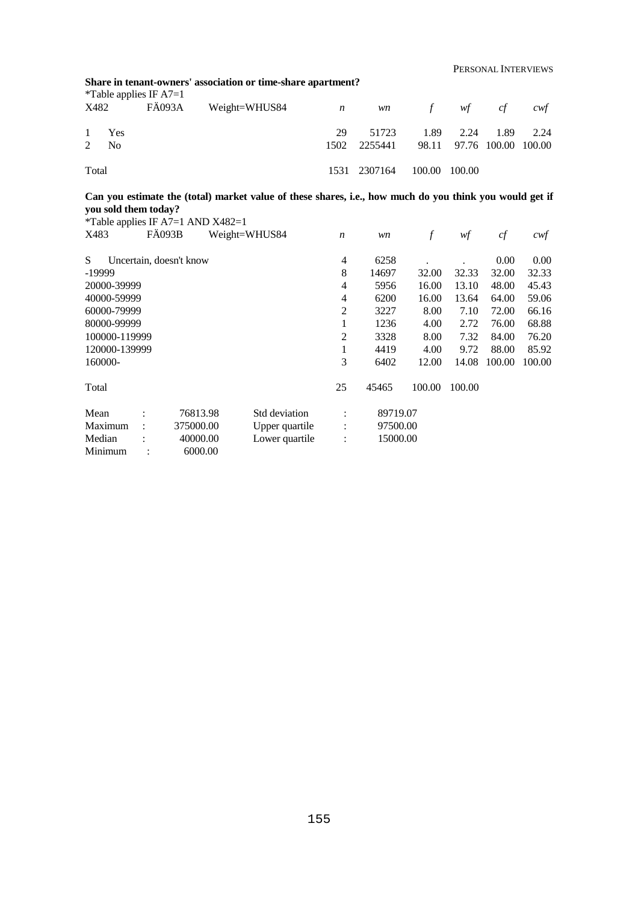**Share in tenant-owners' association or time-share apartment?**

*Table applies IF A7=1

| X482 | FÄ093A | Weight=WHUS84 | *n* | *wn* | *f* | *wf* | *cf* | *cwf* |
|---|---|---|---|---|---|---|---|---|
| 1 | Yes | | 29 | 51723 | 1.89 | 2.24 | 1.89 | 2.24 |
| 2 | No | | 1502 | 2255441 | 98.11 | 97.76 | 100.00 | 100.00 |
| Total | | | 1531 | 2307164 | 100.00 | 100.00 | | |

**Can you estimate the (total) market value of these shares, i.e., how much do you think you would get if you sold them today?**

*Table applies IF A7=1 AND X482=1

| X483 | FÄ093B | Weight=WHUS84 | *n* | *wn* | *f* | *wf* | *cf* | *cwf* |
|---|---|---|---|---|---|---|---|---|
| S | Uncertain, doesn't know | | 4 | 6258 | . | . | 0.00 | 0.00 |
| -19999 | | | 8 | 14697 | 32.00 | 32.33 | 32.00 | 32.33 |
| 20000-39999 | | | 4 | 5956 | 16.00 | 13.10 | 48.00 | 45.43 |
| 40000-59999 | | | 4 | 6200 | 16.00 | 13.64 | 64.00 | 59.06 |
| 60000-79999 | | | 2 | 3227 | 8.00 | 7.10 | 72.00 | 66.16 |
| 80000-99999 | | | 1 | 1236 | 4.00 | 2.72 | 76.00 | 68.88 |
| 100000-119999 | | | 2 | 3328 | 8.00 | 7.32 | 84.00 | 76.20 |
| 120000-139999 | | | 1 | 4419 | 4.00 | 9.72 | 88.00 | 85.92 |
| 160000- | | | 3 | 6402 | 12.00 | 14.08 | 100.00 | 100.00 |
| Total | | | 25 | 45465 | 100.00 | 100.00 | | |

| | | | | | |
|---|---|---|---|---|---|
| Mean | : | 76813.98 | Std deviation | : | 89719.07 |
| Maximum | : | 375000.00 | Upper quartile | : | 97500.00 |
| Median | : | 40000.00 | Lower quartile | : | 15000.00 |
| Minimum | : | 6000.00 | | | |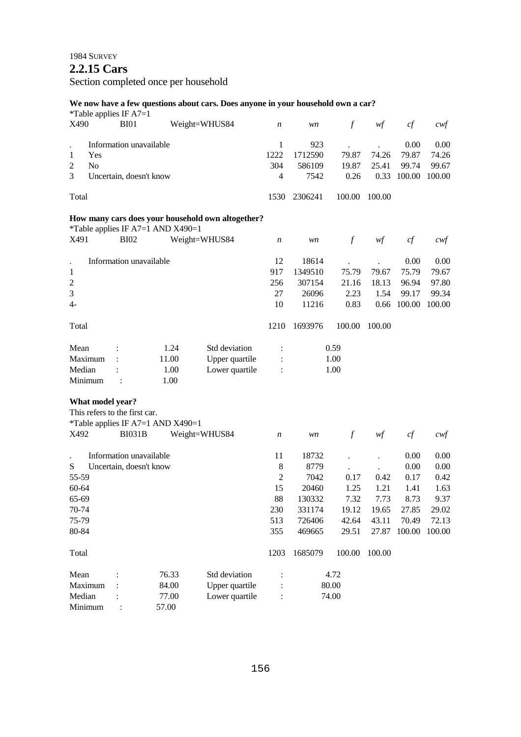1984 SURVEY

## 2.2.15 Cars

Section completed once per household

**We now have a few questions about cars. Does anyone in your household own a car?**

*Table applies IF A7=1

| X490 | BI01 | Weight=WHUS84 | *n* | *wn* | *f* | *wf* | *cf* | *cwf* |
|---|---|---|---|---|---|---|---|---|
| . | Information unavailable | | 1 | 923 | . | . | 0.00 | 0.00 |
| 1 | Yes | | 1222 | 1712590 | 79.87 | 74.26 | 79.87 | 74.26 |
| 2 | No | | 304 | 586109 | 19.87 | 25.41 | 99.74 | 99.67 |
| 3 | Uncertain, doesn't know | | 4 | 7542 | 0.26 | 0.33 | 100.00 | 100.00 |
| Total | | | 1530 | 2306241 | 100.00 | 100.00 | | |

**How many cars does your household own altogether?**

*Table applies IF A7=1 AND X490=1

| X491 | BI02 | Weight=WHUS84 | *n* | *wn* | *f* | *wf* | *cf* | *cwf* |
|---|---|---|---|---|---|---|---|---|
| . | Information unavailable | | 12 | 18614 | . | . | 0.00 | 0.00 |
| 1 | | | 917 | 1349510 | 75.79 | 79.67 | 75.79 | 79.67 |
| 2 | | | 256 | 307154 | 21.16 | 18.13 | 96.94 | 97.80 |
| 3 | | | 27 | 26096 | 2.23 | 1.54 | 99.17 | 99.34 |
| 4- | | | 10 | 11216 | 0.83 | 0.66 | 100.00 | 100.00 |
| Total | | | 1210 | 1693976 | 100.00 | 100.00 | | |

| | | | | | |
|---|---|---|---|---|---|
| Mean | : | 1.24 | Std deviation | : | 0.59 |
| Maximum | : | 11.00 | Upper quartile | : | 1.00 |
| Median | : | 1.00 | Lower quartile | : | 1.00 |
| Minimum | : | 1.00 | | | |

**What model year?**

This refers to the first car.

*Table applies IF A7=1 AND X490=1

| X492 | BI031B | Weight=WHUS84 | *n* | *wn* | *f* | *wf* | *cf* | *cwf* |
|---|---|---|---|---|---|---|---|---|
| . | Information unavailable | | 11 | 18732 | . | . | 0.00 | 0.00 |
| S | Uncertain, doesn't know | | 8 | 8779 | . | . | 0.00 | 0.00 |
| 55-59 | | | 2 | 7042 | 0.17 | 0.42 | 0.17 | 0.42 |
| 60-64 | | | 15 | 20460 | 1.25 | 1.21 | 1.41 | 1.63 |
| 65-69 | | | 88 | 130332 | 7.32 | 7.73 | 8.73 | 9.37 |
| 70-74 | | | 230 | 331174 | 19.12 | 19.65 | 27.85 | 29.02 |
| 75-79 | | | 513 | 726406 | 42.64 | 43.11 | 70.49 | 72.13 |
| 80-84 | | | 355 | 469665 | 29.51 | 27.87 | 100.00 | 100.00 |
| Total | | | 1203 | 1685079 | 100.00 | 100.00 | | |

| | | | | | |
|---|---|---|---|---|---|
| Mean | : | 76.33 | Std deviation | : | 4.72 |
| Maximum | : | 84.00 | Upper quartile | : | 80.00 |
| Median | : | 77.00 | Lower quartile | : | 74.00 |
| Minimum | : | 57.00 | | | |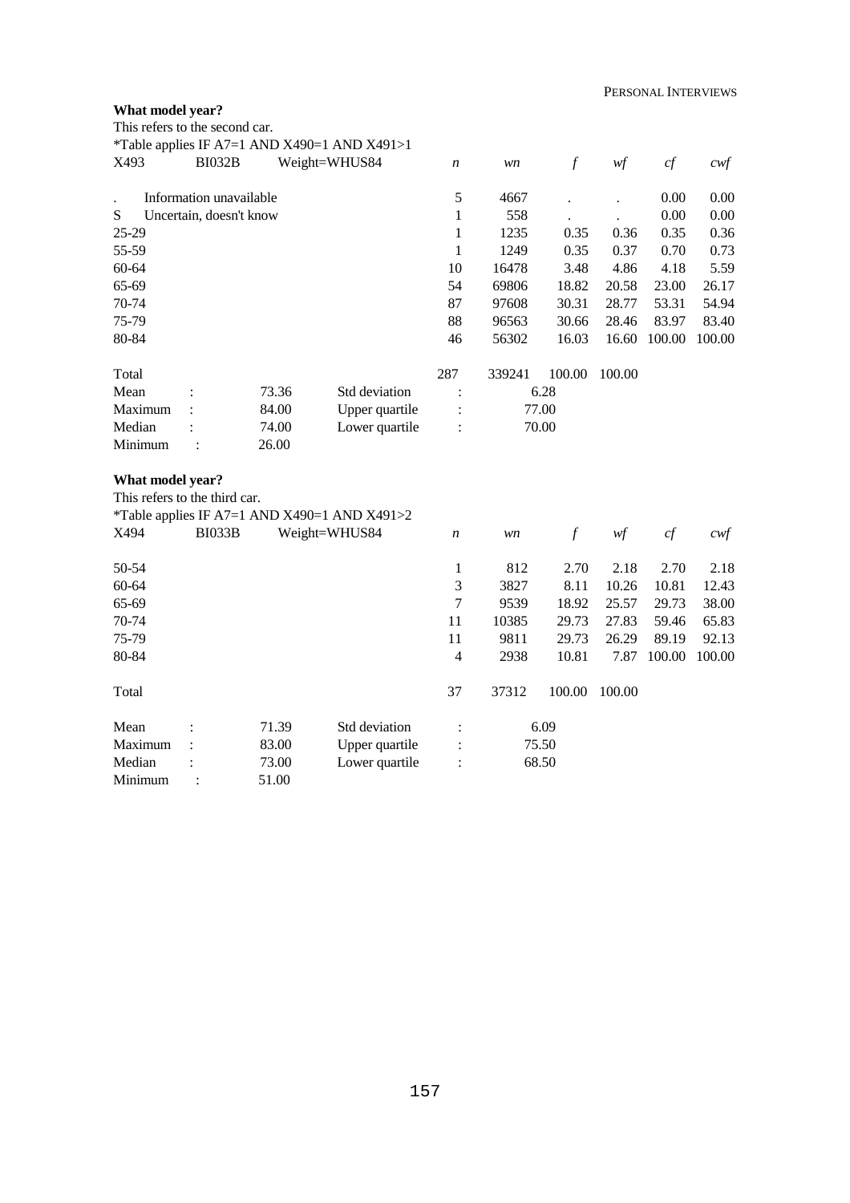**What model year?**

This refers to the second car.

*Table applies IF A7=1 AND X490=1 AND X491>1

| X493 | BI032B | Weight=WHUS84 | *n* | *wn* | *f* | *wf* | *cf* | *cwf* |
|---|---|---|---|---|---|---|---|---|
| . | Information unavailable | | 5 | 4667 | . | . | 0.00 | 0.00 |
| S | Uncertain, doesn't know | | 1 | 558 | . | . | 0.00 | 0.00 |
| 25-29 | | | 1 | 1235 | 0.35 | 0.36 | 0.35 | 0.36 |
| 55-59 | | | 1 | 1249 | 0.35 | 0.37 | 0.70 | 0.73 |
| 60-64 | | | 10 | 16478 | 3.48 | 4.86 | 4.18 | 5.59 |
| 65-69 | | | 54 | 69806 | 18.82 | 20.58 | 23.00 | 26.17 |
| 70-74 | | | 87 | 97608 | 30.31 | 28.77 | 53.31 | 54.94 |
| 75-79 | | | 88 | 96563 | 30.66 | 28.46 | 83.97 | 83.40 |
| 80-84 | | | 46 | 56302 | 16.03 | 16.60 | 100.00 | 100.00 |
| Total | | | 287 | 339241 | 100.00 | 100.00 | | |

| | | | |
|---|---|---|---|
| Mean : | 73.36 | Std deviation : | 6.28 |
| Maximum : | 84.00 | Upper quartile : | 77.00 |
| Median : | 74.00 | Lower quartile : | 70.00 |
| Minimum : | 26.00 | | |

**What model year?**

This refers to the third car.

*Table applies IF A7=1 AND X490=1 AND X491>2

| X494 | BI033B | Weight=WHUS84 | *n* | *wn* | *f* | *wf* | *cf* | *cwf* |
|---|---|---|---|---|---|---|---|---|
| 50-54 | | | 1 | 812 | 2.70 | 2.18 | 2.70 | 2.18 |
| 60-64 | | | 3 | 3827 | 8.11 | 10.26 | 10.81 | 12.43 |
| 65-69 | | | 7 | 9539 | 18.92 | 25.57 | 29.73 | 38.00 |
| 70-74 | | | 11 | 10385 | 29.73 | 27.83 | 59.46 | 65.83 |
| 75-79 | | | 11 | 9811 | 29.73 | 26.29 | 89.19 | 92.13 |
| 80-84 | | | 4 | 2938 | 10.81 | 7.87 | 100.00 | 100.00 |
| Total | | | 37 | 37312 | 100.00 | 100.00 | | |

| | | | |
|---|---|---|---|
| Mean : | 71.39 | Std deviation : | 6.09 |
| Maximum : | 83.00 | Upper quartile : | 75.50 |
| Median : | 73.00 | Lower quartile : | 68.50 |
| Minimum : | 51.00 | | |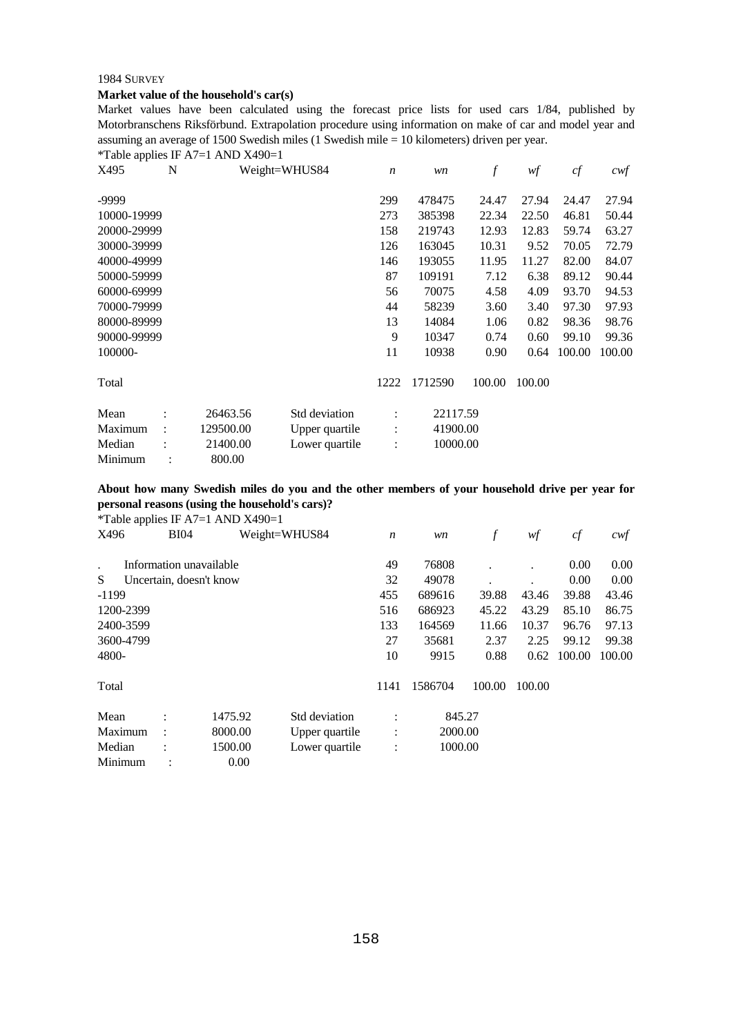1984 SURVEY

**Market value of the household's car(s)**

Market values have been calculated using the forecast price lists for used cars 1/84, published by Motorbranschens Riksförbund. Extrapolation procedure using information on make of car and model year and assuming an average of 1500 Swedish miles (1 Swedish mile = 10 kilometers) driven per year.

*Table applies IF A7=1 AND X490=1

| X495 | N | Weight=WHUS84 | *n* | *wn* | *f* | *wf* | *cf* | *cwf* |
|---|---|---|---|---|---|---|---|---|
| -9999 | | | 299 | 478475 | 24.47 | 27.94 | 24.47 | 27.94 |
| 10000-19999 | | | 273 | 385398 | 22.34 | 22.50 | 46.81 | 50.44 |
| 20000-29999 | | | 158 | 219743 | 12.93 | 12.83 | 59.74 | 63.27 |
| 30000-39999 | | | 126 | 163045 | 10.31 | 9.52 | 70.05 | 72.79 |
| 40000-49999 | | | 146 | 193055 | 11.95 | 11.27 | 82.00 | 84.07 |
| 50000-59999 | | | 87 | 109191 | 7.12 | 6.38 | 89.12 | 90.44 |
| 60000-69999 | | | 56 | 70075 | 4.58 | 4.09 | 93.70 | 94.53 |
| 70000-79999 | | | 44 | 58239 | 3.60 | 3.40 | 97.30 | 97.93 |
| 80000-89999 | | | 13 | 14084 | 1.06 | 0.82 | 98.36 | 98.76 |
| 90000-99999 | | | 9 | 10347 | 0.74 | 0.60 | 99.10 | 99.36 |
| 100000- | | | 11 | 10938 | 0.90 | 0.64 | 100.00 | 100.00 |
| Total | | | 1222 | 1712590 | 100.00 | 100.00 | | |

| | | | | |
|---|---|---|---|---|
| Mean | : 26463.56 | Std deviation | : | 22117.59 |
| Maximum | : 129500.00 | Upper quartile | : | 41900.00 |
| Median | : 21400.00 | Lower quartile | : | 10000.00 |
| Minimum | : 800.00 | | | |

**About how many Swedish miles do you and the other members of your household drive per year for personal reasons (using the household's cars)?**

*Table applies IF A7=1 AND X490=1

| X496 | BI04 | Weight=WHUS84 | *n* | *wn* | *f* | *wf* | *cf* | *cwf* |
|---|---|---|---|---|---|---|---|---|
| . | Information unavailable | | 49 | 76808 | . | . | 0.00 | 0.00 |
| S | Uncertain, doesn't know | | 32 | 49078 | . | . | 0.00 | 0.00 |
| -1199 | | | 455 | 689616 | 39.88 | 43.46 | 39.88 | 43.46 |
| 1200-2399 | | | 516 | 686923 | 45.22 | 43.29 | 85.10 | 86.75 |
| 2400-3599 | | | 133 | 164569 | 11.66 | 10.37 | 96.76 | 97.13 |
| 3600-4799 | | | 27 | 35681 | 2.37 | 2.25 | 99.12 | 99.38 |
| 4800- | | | 10 | 9915 | 0.88 | 0.62 | 100.00 | 100.00 |
| Total | | | 1141 | 1586704 | 100.00 | 100.00 | | |

| | | | | |
|---|---|---|---|---|
| Mean | : 1475.92 | Std deviation | : | 845.27 |
| Maximum | : 8000.00 | Upper quartile | : | 2000.00 |
| Median | : 1500.00 | Lower quartile | : | 1000.00 |
| Minimum | : 0.00 | | | |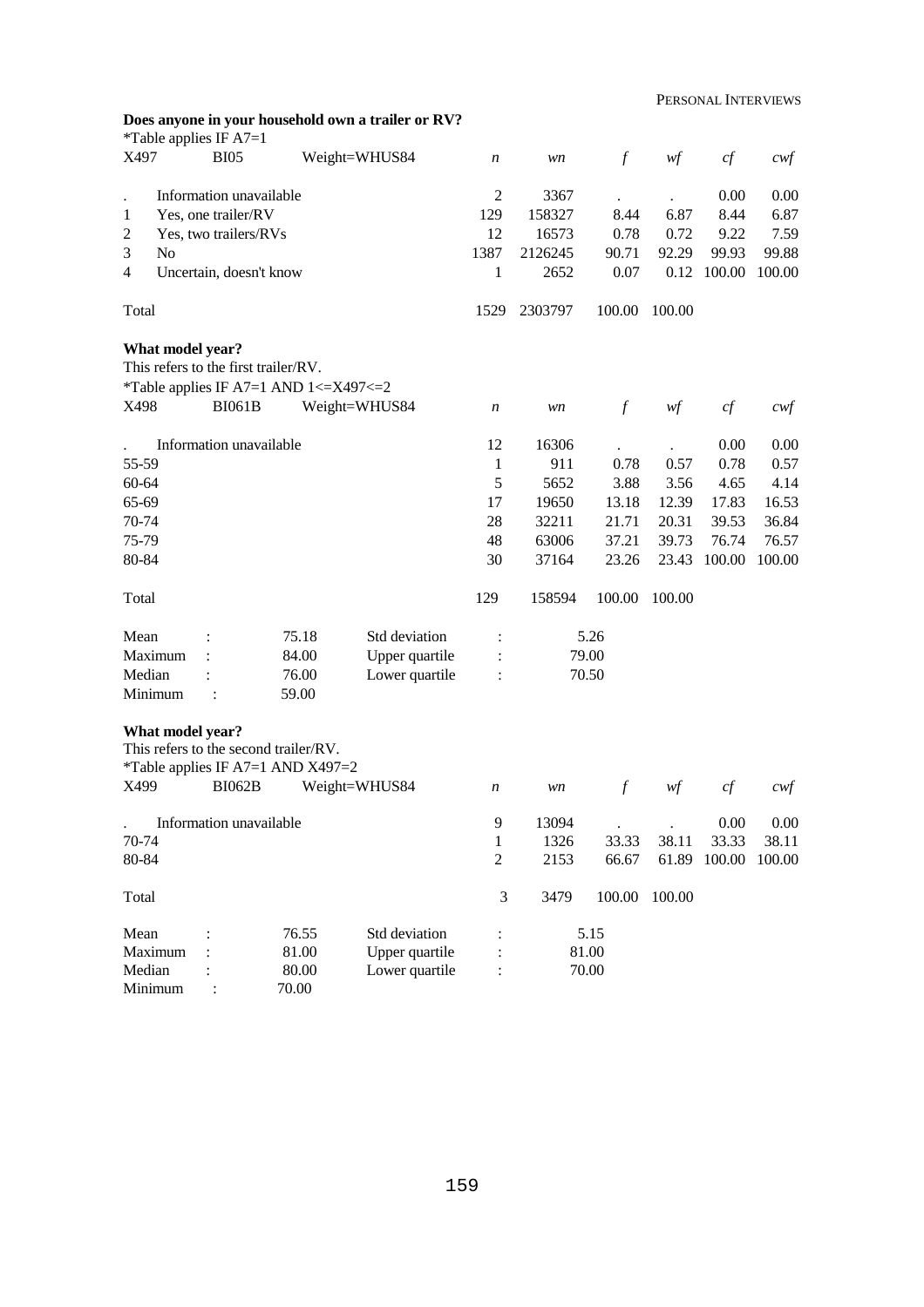**Does anyone in your household own a trailer or RV?**

*Table applies IF A7=1

| X497 | BI05 | Weight=WHUS84 | *n* | *wn* | *f* | *wf* | *cf* | *cwf* |
|---|---|---|---|---|---|---|---|---|
| . | Information unavailable | | 2 | 3367 | . | . | 0.00 | 0.00 |
| 1 | Yes, one trailer/RV | | 129 | 158327 | 8.44 | 6.87 | 8.44 | 6.87 |
| 2 | Yes, two trailers/RVs | | 12 | 16573 | 0.78 | 0.72 | 9.22 | 7.59 |
| 3 | No | | 1387 | 2126245 | 90.71 | 92.29 | 99.93 | 99.88 |
| 4 | Uncertain, doesn't know | | 1 | 2652 | 0.07 | 0.12 | 100.00 | 100.00 |
| Total | | | 1529 | 2303797 | 100.00 | 100.00 | | |

**What model year?**

This refers to the first trailer/RV.

*Table applies IF A7=1 AND 1<=X497<=2

| X498 | BI061B | Weight=WHUS84 | *n* | *wn* | *f* | *wf* | *cf* | *cwf* |
|---|---|---|---|---|---|---|---|---|
| . | Information unavailable | | 12 | 16306 | . | . | 0.00 | 0.00 |
| 55-59 | | | 1 | 911 | 0.78 | 0.57 | 0.78 | 0.57 |
| 60-64 | | | 5 | 5652 | 3.88 | 3.56 | 4.65 | 4.14 |
| 65-69 | | | 17 | 19650 | 13.18 | 12.39 | 17.83 | 16.53 |
| 70-74 | | | 28 | 32211 | 21.71 | 20.31 | 39.53 | 36.84 |
| 75-79 | | | 48 | 63006 | 37.21 | 39.73 | 76.74 | 76.57 |
| 80-84 | | | 30 | 37164 | 23.26 | 23.43 | 100.00 | 100.00 |
| Total | | | 129 | 158594 | 100.00 | 100.00 | | |

| | | | | |
|---|---|---|---|---|
| Mean | : 75.18 | Std deviation | : | 5.26 |
| Maximum | : 84.00 | Upper quartile | : | 79.00 |
| Median | : 76.00 | Lower quartile | : | 70.50 |
| Minimum | : 59.00 | | | |

**What model year?**

This refers to the second trailer/RV.

*Table applies IF A7=1 AND X497=2

| X499 | BI062B | Weight=WHUS84 | *n* | *wn* | *f* | *wf* | *cf* | *cwf* |
|---|---|---|---|---|---|---|---|---|
| . | Information unavailable | | 9 | 13094 | . | . | 0.00 | 0.00 |
| 70-74 | | | 1 | 1326 | 33.33 | 38.11 | 33.33 | 38.11 |
| 80-84 | | | 2 | 2153 | 66.67 | 61.89 | 100.00 | 100.00 |
| Total | | | 3 | 3479 | 100.00 | 100.00 | | |

| | | | | |
|---|---|---|---|---|
| Mean | : 76.55 | Std deviation | : | 5.15 |
| Maximum | : 81.00 | Upper quartile | : | 81.00 |
| Median | : 80.00 | Lower quartile | : | 70.00 |
| Minimum | : 70.00 | | | |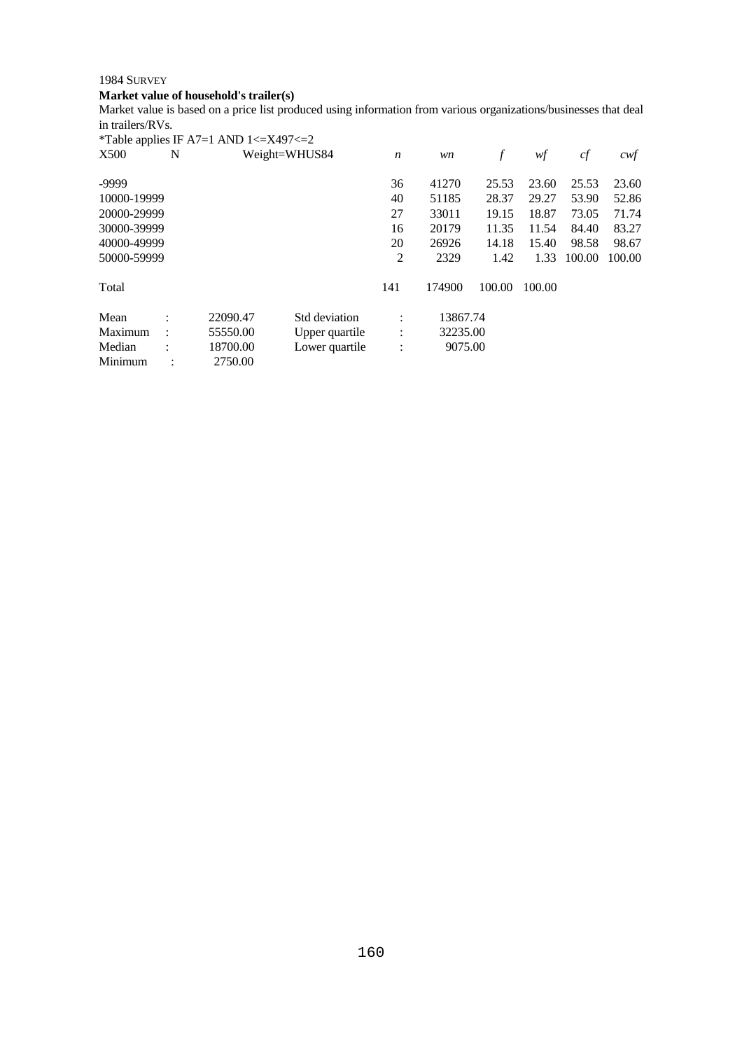1984 SURVEY

**Market value of household's trailer(s)**

Market value is based on a price list produced using information from various organizations/businesses that deal in trailers/RVs.

*Table applies IF A7=1 AND 1<=X497<=2

| X500 | N | Weight=WHUS84 | *n* | *wn* | *f* | *wf* | *cf* | *cwf* |
|---|---|---|---|---|---|---|---|---|
| -9999 | | | 36 | 41270 | 25.53 | 23.60 | 25.53 | 23.60 |
| 10000-19999 | | | 40 | 51185 | 28.37 | 29.27 | 53.90 | 52.86 |
| 20000-29999 | | | 27 | 33011 | 19.15 | 18.87 | 73.05 | 71.74 |
| 30000-39999 | | | 16 | 20179 | 11.35 | 11.54 | 84.40 | 83.27 |
| 40000-49999 | | | 20 | 26926 | 14.18 | 15.40 | 98.58 | 98.67 |
| 50000-59999 | | | 2 | 2329 | 1.42 | 1.33 | 100.00 | 100.00 |
| Total | | | 141 | 174900 | 100.00 | 100.00 | | |

| | | | | |
|---|---|---|---|---|
| Mean | : | 22090.47 | Std deviation | : 13867.74 |
| Maximum | : | 55550.00 | Upper quartile | : 32235.00 |
| Median | : | 18700.00 | Lower quartile | : 9075.00 |
| Minimum | : | 2750.00 | | |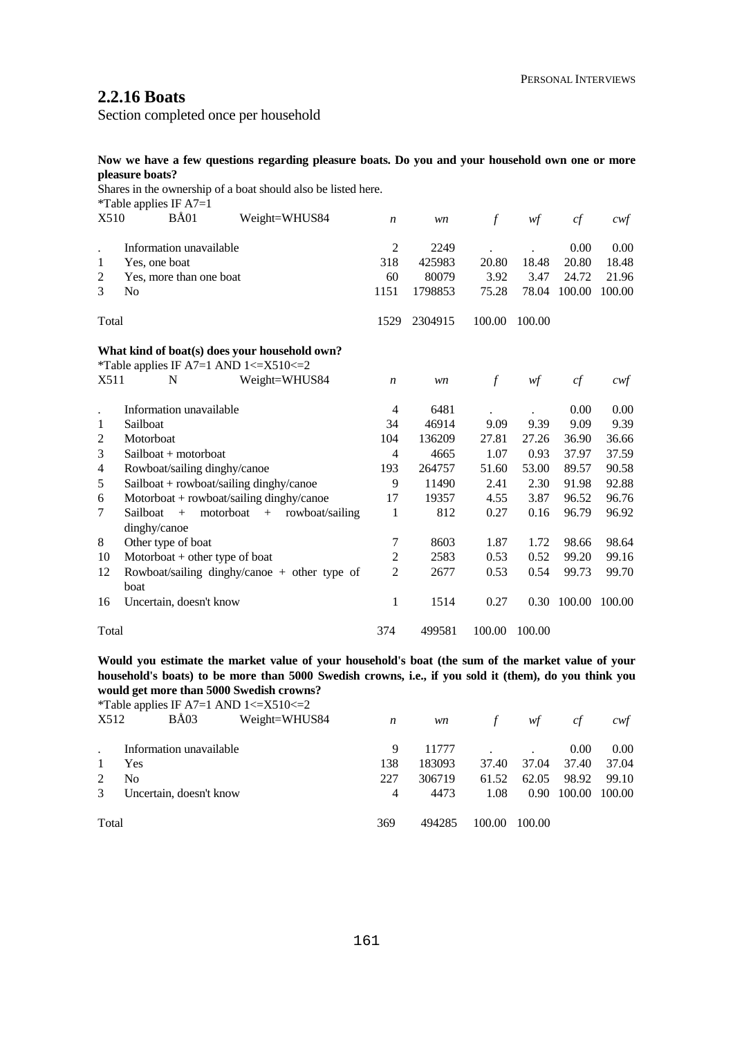## 2.2.16 Boats

Section completed once per household

**Now we have a few questions regarding pleasure boats. Do you and your household own one or more pleasure boats?**

Shares in the ownership of a boat should also be listed here.

*Table applies IF A7=1

| X510 | BÅ01 Weight=WHUS84 | *n* | *wn* | *f* | *wf* | *cf* | *cwf* |
|---|---|---|---|---|---|---|---|
| . | Information unavailable | 2 | 2249 | . | . | 0.00 | 0.00 |
| 1 | Yes, one boat | 318 | 425983 | 20.80 | 18.48 | 20.80 | 18.48 |
| 2 | Yes, more than one boat | 60 | 80079 | 3.92 | 3.47 | 24.72 | 21.96 |
| 3 | No | 1151 | 1798853 | 75.28 | 78.04 | 100.00 | 100.00 |
| Total | | 1529 | 2304915 | 100.00 | 100.00 | | |

**What kind of boat(s) does your household own?**

*Table applies IF A7=1 AND 1<=X510<=2

| X511 | N Weight=WHUS84 | *n* | *wn* | *f* | *wf* | *cf* | *cwf* |
|---|---|---|---|---|---|---|---|
| . | Information unavailable | 4 | 6481 | . | . | 0.00 | 0.00 |
| 1 | Sailboat | 34 | 46914 | 9.09 | 9.39 | 9.09 | 9.39 |
| 2 | Motorboat | 104 | 136209 | 27.81 | 27.26 | 36.90 | 36.66 |
| 3 | Sailboat + motorboat | 4 | 4665 | 1.07 | 0.93 | 37.97 | 37.59 |
| 4 | Rowboat/sailing dinghy/canoe | 193 | 264757 | 51.60 | 53.00 | 89.57 | 90.58 |
| 5 | Sailboat + rowboat/sailing dinghy/canoe | 9 | 11490 | 2.41 | 2.30 | 91.98 | 92.88 |
| 6 | Motorboat + rowboat/sailing dinghy/canoe | 17 | 19357 | 4.55 | 3.87 | 96.52 | 96.76 |
| 7 | Sailboat + motorboat + rowboat/sailing dinghy/canoe | 1 | 812 | 0.27 | 0.16 | 96.79 | 96.92 |
| 8 | Other type of boat | 7 | 8603 | 1.87 | 1.72 | 98.66 | 98.64 |
| 10 | Motorboat + other type of boat | 2 | 2583 | 0.53 | 0.52 | 99.20 | 99.16 |
| 12 | Rowboat/sailing dinghy/canoe + other type of boat | 2 | 2677 | 0.53 | 0.54 | 99.73 | 99.70 |
| 16 | Uncertain, doesn't know | 1 | 1514 | 0.27 | 0.30 | 100.00 | 100.00 |
| Total | | 374 | 499581 | 100.00 | 100.00 | | |

**Would you estimate the market value of your household's boat (the sum of the market value of your household's boats) to be more than 5000 Swedish crowns, i.e., if you sold it (them), do you think you would get more than 5000 Swedish crowns?**

*Table applies IF A7=1 AND 1<=X510<=2

| X512 | BÅ03 Weight=WHUS84 | *n* | *wn* | *f* | *wf* | *cf* | *cwf* |
|---|---|---|---|---|---|---|---|
| . | Information unavailable | 9 | 11777 | . | . | 0.00 | 0.00 |
| 1 | Yes | 138 | 183093 | 37.40 | 37.04 | 37.40 | 37.04 |
| 2 | No | 227 | 306719 | 61.52 | 62.05 | 98.92 | 99.10 |
| 3 | Uncertain, doesn't know | 4 | 4473 | 1.08 | 0.90 | 100.00 | 100.00 |
| Total | | 369 | 494285 | 100.00 | 100.00 | | |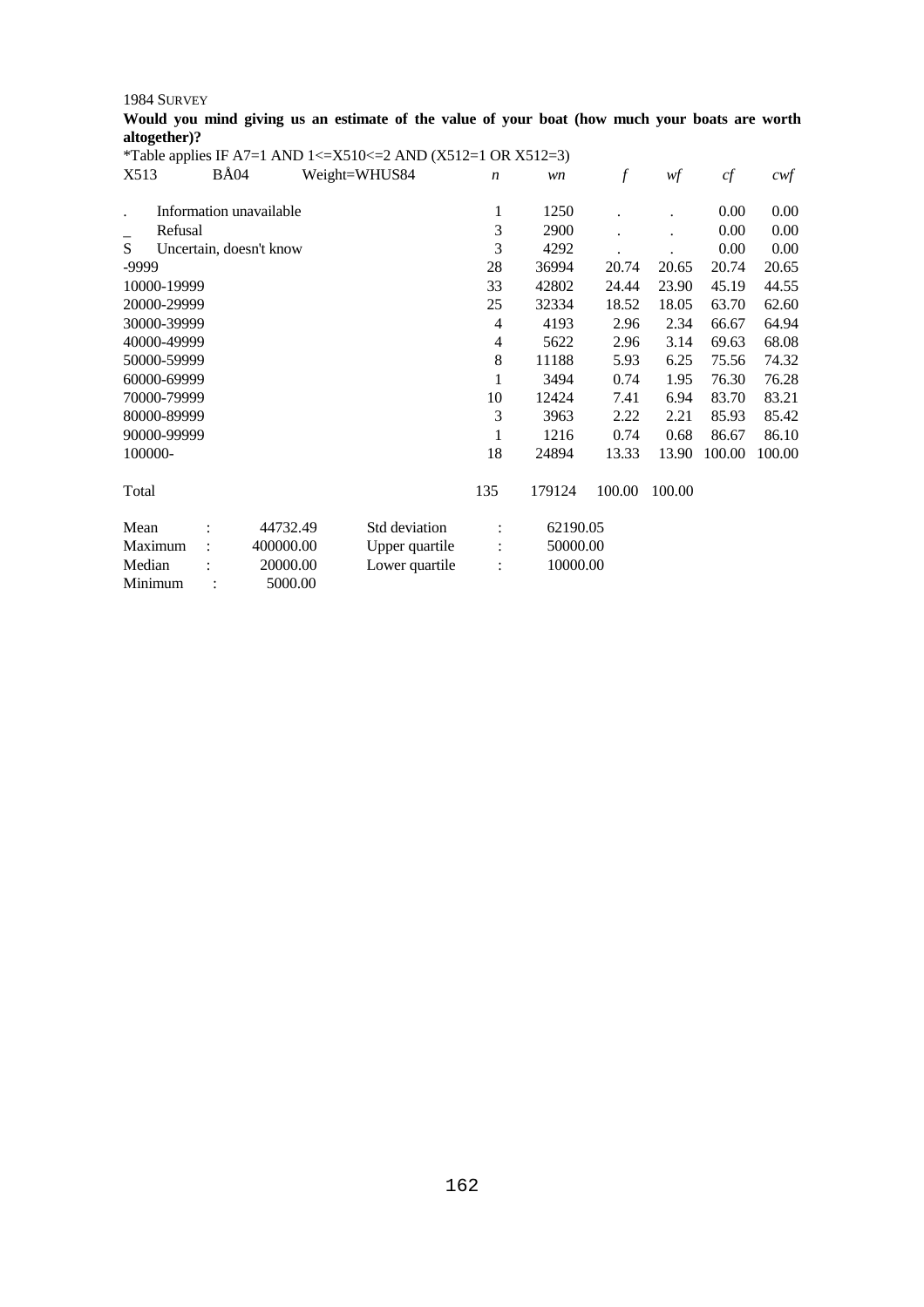1984 SURVEY

**Would you mind giving us an estimate of the value of your boat (how much your boats are worth altogether)?**

*Table applies IF A7=1 AND 1<=X510<=2 AND (X512=1 OR X512=3)

| X513 BÅ04 Weight=WHUS84 | *n* | *wn* | *f* | *wf* | *cf* | *cwf* |
|---|---|---|---|---|---|---|
| . Information unavailable | 1 | 1250 | . | . | 0.00 | 0.00 |
| _ Refusal | 3 | 2900 | . | . | 0.00 | 0.00 |
| S Uncertain, doesn't know | 3 | 4292 | . | . | 0.00 | 0.00 |
| -9999 | 28 | 36994 | 20.74 | 20.65 | 20.74 | 20.65 |
| 10000-19999 | 33 | 42802 | 24.44 | 23.90 | 45.19 | 44.55 |
| 20000-29999 | 25 | 32334 | 18.52 | 18.05 | 63.70 | 62.60 |
| 30000-39999 | 4 | 4193 | 2.96 | 2.34 | 66.67 | 64.94 |
| 40000-49999 | 4 | 5622 | 2.96 | 3.14 | 69.63 | 68.08 |
| 50000-59999 | 8 | 11188 | 5.93 | 6.25 | 75.56 | 74.32 |
| 60000-69999 | 1 | 3494 | 0.74 | 1.95 | 76.30 | 76.28 |
| 70000-79999 | 10 | 12424 | 7.41 | 6.94 | 83.70 | 83.21 |
| 80000-89999 | 3 | 3963 | 2.22 | 2.21 | 85.93 | 85.42 |
| 90000-99999 | 1 | 1216 | 0.74 | 0.68 | 86.67 | 86.10 |
| 100000- | 18 | 24894 | 13.33 | 13.90 | 100.00 | 100.00 |
| Total | 135 | 179124 | 100.00 | 100.00 | | |

| | | | |
|---|---|---|---|
| Mean : | 44732.49 | Std deviation : | 62190.05 |
| Maximum : | 400000.00 | Upper quartile : | 50000.00 |
| Median : | 20000.00 | Lower quartile : | 10000.00 |
| Minimum : | 5000.00 | | |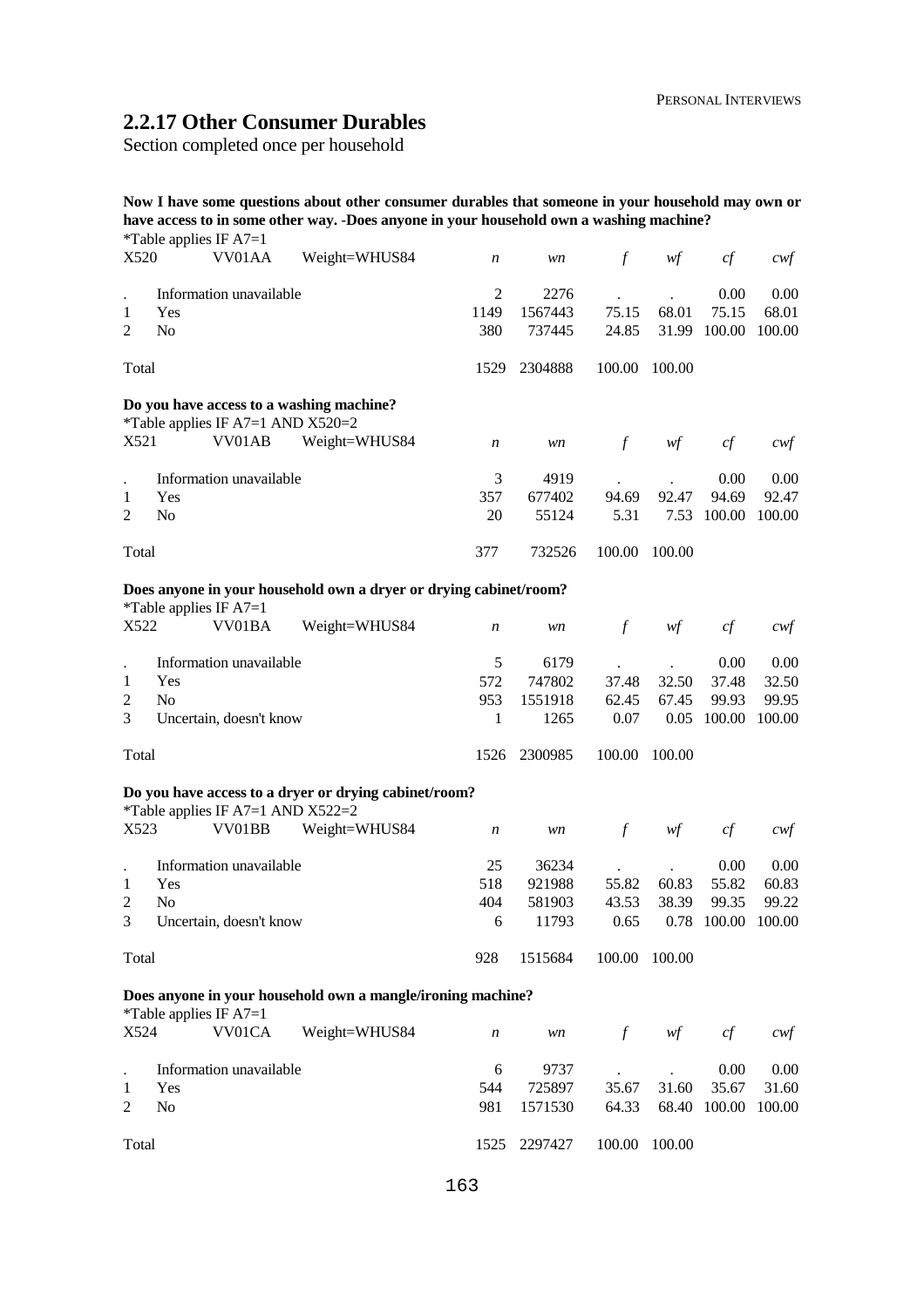## 2.2.17 Other Consumer Durables

Section completed once per household

**Now I have some questions about other consumer durables that someone in your household may own or have access to in some other way. -Does anyone in your household own a washing machine?**

*Table applies IF A7=1

| X520 | VV01AA | Weight=WHUS84 | *n* | *wn* | *f* | *wf* | *cf* | *cwf* |
|---|---|---|---|---|---|---|---|---|
| . | Information unavailable | | 2 | 2276 | . | . | 0.00 | 0.00 |
| 1 | Yes | | 1149 | 1567443 | 75.15 | 68.01 | 75.15 | 68.01 |
| 2 | No | | 380 | 737445 | 24.85 | 31.99 | 100.00 | 100.00 |
| Total | | | 1529 | 2304888 | 100.00 | 100.00 | | |

**Do you have access to a washing machine?**

*Table applies IF A7=1 AND X520=2

| X521 | VV01AB | Weight=WHUS84 | *n* | *wn* | *f* | *wf* | *cf* | *cwf* |
|---|---|---|---|---|---|---|---|---|
| . | Information unavailable | | 3 | 4919 | . | . | 0.00 | 0.00 |
| 1 | Yes | | 357 | 677402 | 94.69 | 92.47 | 94.69 | 92.47 |
| 2 | No | | 20 | 55124 | 5.31 | 7.53 | 100.00 | 100.00 |
| Total | | | 377 | 732526 | 100.00 | 100.00 | | |

**Does anyone in your household own a dryer or drying cabinet/room?**

*Table applies IF A7=1

| X522 | VV01BA | Weight=WHUS84 | *n* | *wn* | *f* | *wf* | *cf* | *cwf* |
|---|---|---|---|---|---|---|---|---|
| . | Information unavailable | | 5 | 6179 | . | . | 0.00 | 0.00 |
| 1 | Yes | | 572 | 747802 | 37.48 | 32.50 | 37.48 | 32.50 |
| 2 | No | | 953 | 1551918 | 62.45 | 67.45 | 99.93 | 99.95 |
| 3 | Uncertain, doesn't know | | 1 | 1265 | 0.07 | 0.05 | 100.00 | 100.00 |
| Total | | | 1526 | 2300985 | 100.00 | 100.00 | | |

**Do you have access to a dryer or drying cabinet/room?**

*Table applies IF A7=1 AND X522=2

| X523 | VV01BB | Weight=WHUS84 | *n* | *wn* | *f* | *wf* | *cf* | *cwf* |
|---|---|---|---|---|---|---|---|---|
| . | Information unavailable | | 25 | 36234 | . | . | 0.00 | 0.00 |
| 1 | Yes | | 518 | 921988 | 55.82 | 60.83 | 55.82 | 60.83 |
| 2 | No | | 404 | 581903 | 43.53 | 38.39 | 99.35 | 99.22 |
| 3 | Uncertain, doesn't know | | 6 | 11793 | 0.65 | 0.78 | 100.00 | 100.00 |
| Total | | | 928 | 1515684 | 100.00 | 100.00 | | |

**Does anyone in your household own a mangle/ironing machine?**

*Table applies IF A7=1

| X524 | VV01CA | Weight=WHUS84 | *n* | *wn* | *f* | *wf* | *cf* | *cwf* |
|---|---|---|---|---|---|---|---|---|
| . | Information unavailable | | 6 | 9737 | . | . | 0.00 | 0.00 |
| 1 | Yes | | 544 | 725897 | 35.67 | 31.60 | 35.67 | 31.60 |
| 2 | No | | 981 | 1571530 | 64.33 | 68.40 | 100.00 | 100.00 |
| Total | | | 1525 | 2297427 | 100.00 | 100.00 | | |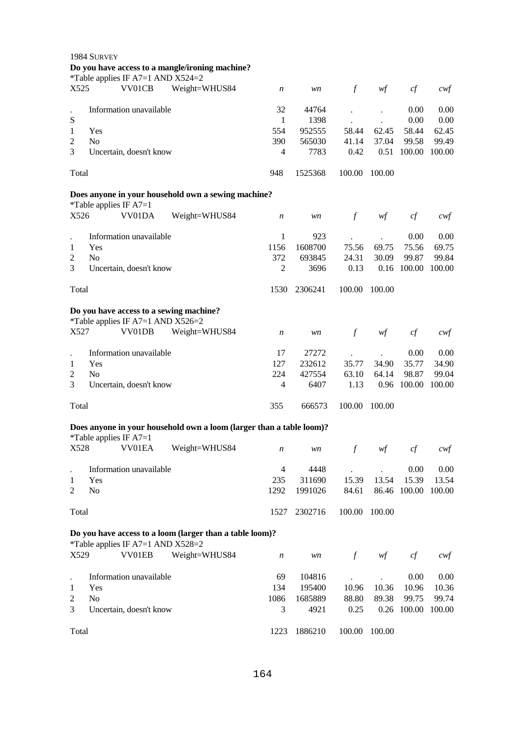1984 SURVEY

**Do you have access to a mangle/ironing machine?**

*Table applies IF A7=1 AND X524=2

| X525 | VV01CB | Weight=WHUS84 | *n* | *wn* | *f* | *wf* | *cf* | *cwf* |
|---|---|---|---|---|---|---|---|---|
| . | Information unavailable | | 32 | 44764 | . | . | 0.00 | 0.00 |
| S | | | 1 | 1398 | . | . | 0.00 | 0.00 |
| 1 | Yes | | 554 | 952555 | 58.44 | 62.45 | 58.44 | 62.45 |
| 2 | No | | 390 | 565030 | 41.14 | 37.04 | 99.58 | 99.49 |
| 3 | Uncertain, doesn't know | | 4 | 7783 | 0.42 | 0.51 | 100.00 | 100.00 |
| Total | | | 948 | 1525368 | 100.00 | 100.00 | | |

**Does anyone in your household own a sewing machine?**

*Table applies IF A7=1

| X526 | VV01DA | Weight=WHUS84 | *n* | *wn* | *f* | *wf* | *cf* | *cwf* |
|---|---|---|---|---|---|---|---|---|
| . | Information unavailable | | 1 | 923 | . | . | 0.00 | 0.00 |
| 1 | Yes | | 1156 | 1608700 | 75.56 | 69.75 | 75.56 | 69.75 |
| 2 | No | | 372 | 693845 | 24.31 | 30.09 | 99.87 | 99.84 |
| 3 | Uncertain, doesn't know | | 2 | 3696 | 0.13 | 0.16 | 100.00 | 100.00 |
| Total | | | 1530 | 2306241 | 100.00 | 100.00 | | |

**Do you have access to a sewing machine?**

*Table applies IF A7=1 AND X526=2

| X527 | VV01DB | Weight=WHUS84 | *n* | *wn* | *f* | *wf* | *cf* | *cwf* |
|---|---|---|---|---|---|---|---|---|
| . | Information unavailable | | 17 | 27272 | . | . | 0.00 | 0.00 |
| 1 | Yes | | 127 | 232612 | 35.77 | 34.90 | 35.77 | 34.90 |
| 2 | No | | 224 | 427554 | 63.10 | 64.14 | 98.87 | 99.04 |
| 3 | Uncertain, doesn't know | | 4 | 6407 | 1.13 | 0.96 | 100.00 | 100.00 |
| Total | | | 355 | 666573 | 100.00 | 100.00 | | |

**Does anyone in your household own a loom (larger than a table loom)?**

*Table applies IF A7=1

| X528 | VV01EA | Weight=WHUS84 | *n* | *wn* | *f* | *wf* | *cf* | *cwf* |
|---|---|---|---|---|---|---|---|---|
| . | Information unavailable | | 4 | 4448 | . | . | 0.00 | 0.00 |
| 1 | Yes | | 235 | 311690 | 15.39 | 13.54 | 15.39 | 13.54 |
| 2 | No | | 1292 | 1991026 | 84.61 | 86.46 | 100.00 | 100.00 |
| Total | | | 1527 | 2302716 | 100.00 | 100.00 | | |

**Do you have access to a loom (larger than a table loom)?**

*Table applies IF A7=1 AND X528=2

| X529 | VV01EB | Weight=WHUS84 | *n* | *wn* | *f* | *wf* | *cf* | *cwf* |
|---|---|---|---|---|---|---|---|---|
| . | Information unavailable | | 69 | 104816 | . | . | 0.00 | 0.00 |
| 1 | Yes | | 134 | 195400 | 10.96 | 10.36 | 10.96 | 10.36 |
| 2 | No | | 1086 | 1685889 | 88.80 | 89.38 | 99.75 | 99.74 |
| 3 | Uncertain, doesn't know | | 3 | 4921 | 0.25 | 0.26 | 100.00 | 100.00 |
| Total | | | 1223 | 1886210 | 100.00 | 100.00 | | |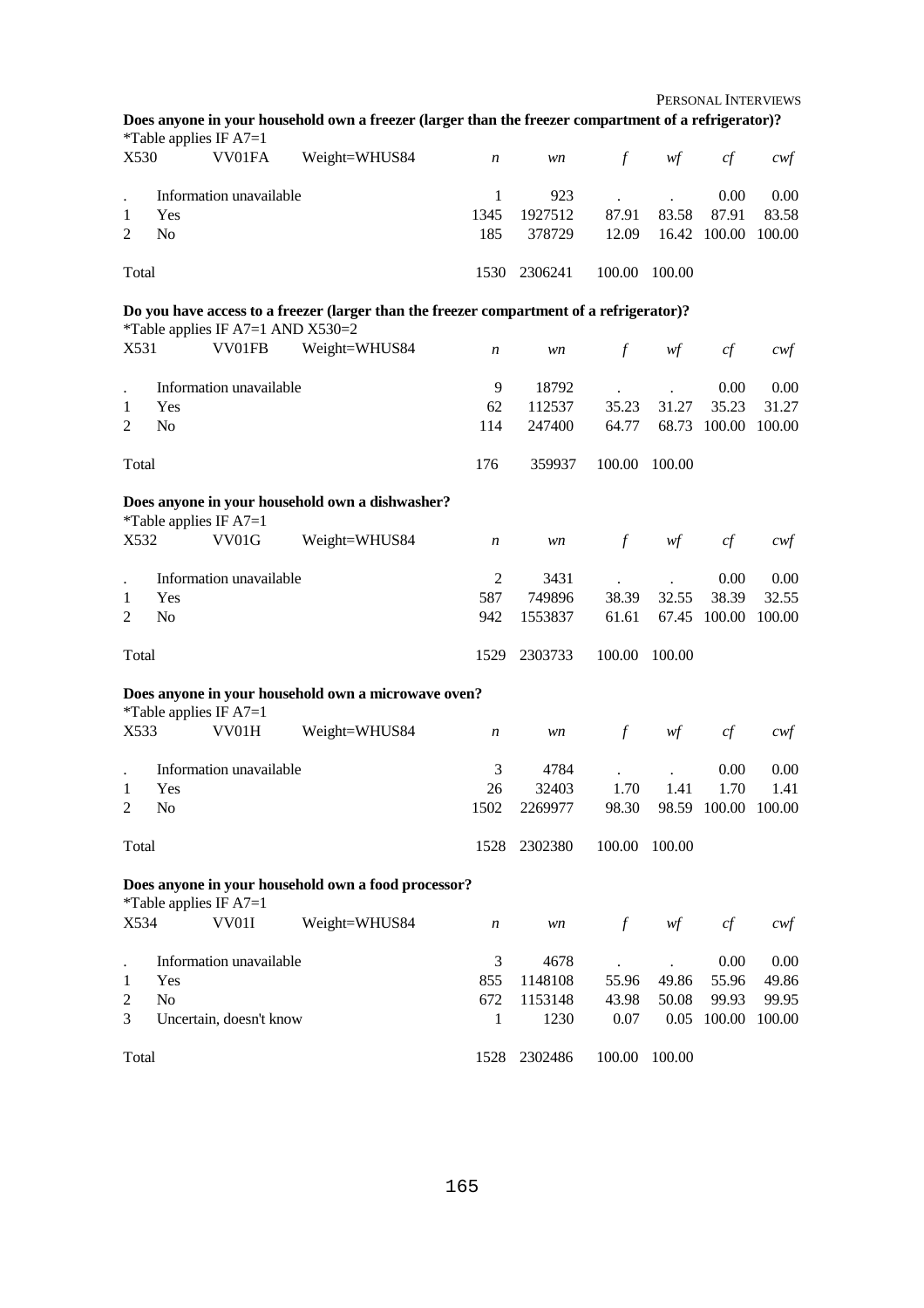**Does anyone in your household own a freezer (larger than the freezer compartment of a refrigerator)?**

*Table applies IF A7=1

| X530 | VV01FA | Weight=WHUS84 | *n* | *wn* | *f* | *wf* | *cf* | *cwf* |
|---|---|---|---|---|---|---|---|---|
| . | Information unavailable | | 1 | 923 | . | . | 0.00 | 0.00 |
| 1 | Yes | | 1345 | 1927512 | 87.91 | 83.58 | 87.91 | 83.58 |
| 2 | No | | 185 | 378729 | 12.09 | 16.42 | 100.00 | 100.00 |
| Total | | | 1530 | 2306241 | 100.00 | 100.00 | | |

**Do you have access to a freezer (larger than the freezer compartment of a refrigerator)?**

*Table applies IF A7=1 AND X530=2

| X531 | VV01FB | Weight=WHUS84 | *n* | *wn* | *f* | *wf* | *cf* | *cwf* |
|---|---|---|---|---|---|---|---|---|
| . | Information unavailable | | 9 | 18792 | . | . | 0.00 | 0.00 |
| 1 | Yes | | 62 | 112537 | 35.23 | 31.27 | 35.23 | 31.27 |
| 2 | No | | 114 | 247400 | 64.77 | 68.73 | 100.00 | 100.00 |
| Total | | | 176 | 359937 | 100.00 | 100.00 | | |

**Does anyone in your household own a dishwasher?**

*Table applies IF A7=1

| X532 | VV01G | Weight=WHUS84 | *n* | *wn* | *f* | *wf* | *cf* | *cwf* |
|---|---|---|---|---|---|---|---|---|
| . | Information unavailable | | 2 | 3431 | . | . | 0.00 | 0.00 |
| 1 | Yes | | 587 | 749896 | 38.39 | 32.55 | 38.39 | 32.55 |
| 2 | No | | 942 | 1553837 | 61.61 | 67.45 | 100.00 | 100.00 |
| Total | | | 1529 | 2303733 | 100.00 | 100.00 | | |

**Does anyone in your household own a microwave oven?**

*Table applies IF A7=1

| X533 | VV01H | Weight=WHUS84 | *n* | *wn* | *f* | *wf* | *cf* | *cwf* |
|---|---|---|---|---|---|---|---|---|
| . | Information unavailable | | 3 | 4784 | . | . | 0.00 | 0.00 |
| 1 | Yes | | 26 | 32403 | 1.70 | 1.41 | 1.70 | 1.41 |
| 2 | No | | 1502 | 2269977 | 98.30 | 98.59 | 100.00 | 100.00 |
| Total | | | 1528 | 2302380 | 100.00 | 100.00 | | |

**Does anyone in your household own a food processor?**

*Table applies IF A7=1

| X534 | VV01I | Weight=WHUS84 | *n* | *wn* | *f* | *wf* | *cf* | *cwf* |
|---|---|---|---|---|---|---|---|---|
| . | Information unavailable | | 3 | 4678 | . | . | 0.00 | 0.00 |
| 1 | Yes | | 855 | 1148108 | 55.96 | 49.86 | 55.96 | 49.86 |
| 2 | No | | 672 | 1153148 | 43.98 | 50.08 | 99.93 | 99.95 |
| 3 | Uncertain, doesn't know | | 1 | 1230 | 0.07 | 0.05 | 100.00 | 100.00 |
| Total | | | 1528 | 2302486 | 100.00 | 100.00 | | |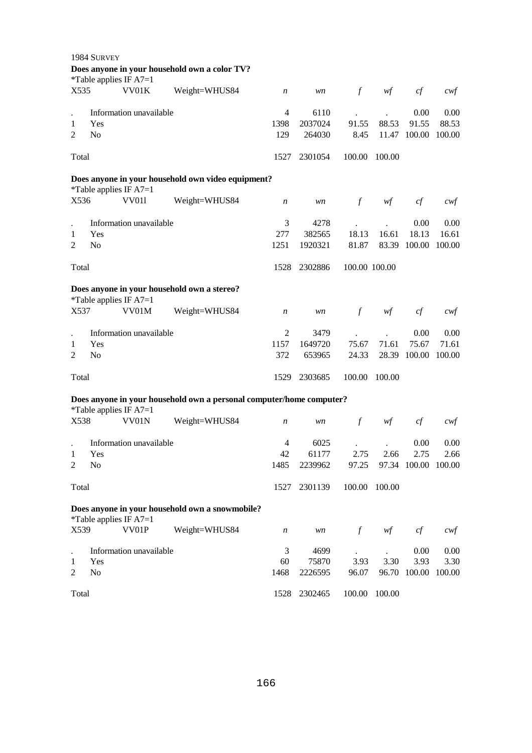1984 SURVEY

**Does anyone in your household own a color TV?**

*Table applies IF A7=1

| X535 | VV01K | Weight=WHUS84 | *n* | *wn* | *f* | *wf* | *cf* | *cwf* |
|---|---|---|---|---|---|---|---|---|
| . | Information unavailable | | 4 | 6110 | . | . | 0.00 | 0.00 |
| 1 | Yes | | 1398 | 2037024 | 91.55 | 88.53 | 91.55 | 88.53 |
| 2 | No | | 129 | 264030 | 8.45 | 11.47 | 100.00 | 100.00 |
| Total | | | 1527 | 2301054 | 100.00 | 100.00 | | |

**Does anyone in your household own video equipment?**

*Table applies IF A7=1

| X536 | VV01l | Weight=WHUS84 | *n* | *wn* | *f* | *wf* | *cf* | *cwf* |
|---|---|---|---|---|---|---|---|---|
| . | Information unavailable | | 3 | 4278 | . | . | 0.00 | 0.00 |
| 1 | Yes | | 277 | 382565 | 18.13 | 16.61 | 18.13 | 16.61 |
| 2 | No | | 1251 | 1920321 | 81.87 | 83.39 | 100.00 | 100.00 |
| Total | | | 1528 | 2302886 | 100.00 | 100.00 | | |

**Does anyone in your household own a stereo?**

*Table applies IF A7=1

| X537 | VV01M | Weight=WHUS84 | *n* | *wn* | *f* | *wf* | *cf* | *cwf* |
|---|---|---|---|---|---|---|---|---|
| . | Information unavailable | | 2 | 3479 | . | . | 0.00 | 0.00 |
| 1 | Yes | | 1157 | 1649720 | 75.67 | 71.61 | 75.67 | 71.61 |
| 2 | No | | 372 | 653965 | 24.33 | 28.39 | 100.00 | 100.00 |
| Total | | | 1529 | 2303685 | 100.00 | 100.00 | | |

**Does anyone in your household own a personal computer/home computer?**

*Table applies IF A7=1

| X538 | VV01N | Weight=WHUS84 | *n* | *wn* | *f* | *wf* | *cf* | *cwf* |
|---|---|---|---|---|---|---|---|---|
| . | Information unavailable | | 4 | 6025 | . | . | 0.00 | 0.00 |
| 1 | Yes | | 42 | 61177 | 2.75 | 2.66 | 2.75 | 2.66 |
| 2 | No | | 1485 | 2239962 | 97.25 | 97.34 | 100.00 | 100.00 |
| Total | | | 1527 | 2301139 | 100.00 | 100.00 | | |

**Does anyone in your household own a snowmobile?**

*Table applies IF A7=1

| X539 | VV01P | Weight=WHUS84 | *n* | *wn* | *f* | *wf* | *cf* | *cwf* |
|---|---|---|---|---|---|---|---|---|
| . | Information unavailable | | 3 | 4699 | . | . | 0.00 | 0.00 |
| 1 | Yes | | 60 | 75870 | 3.93 | 3.30 | 3.93 | 3.30 |
| 2 | No | | 1468 | 2226595 | 96.07 | 96.70 | 100.00 | 100.00 |
| Total | | | 1528 | 2302465 | 100.00 | 100.00 | | |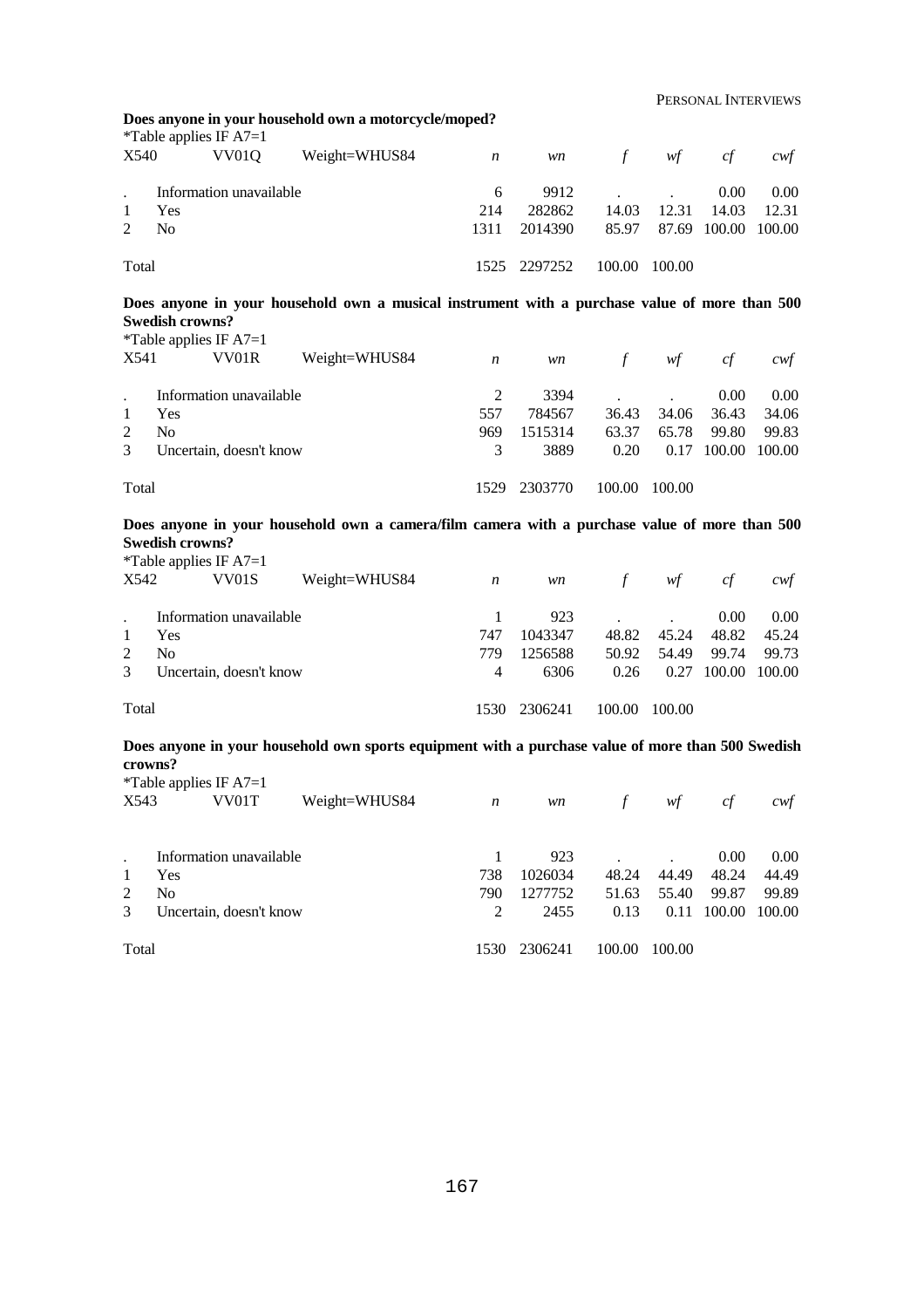**Does anyone in your household own a motorcycle/moped?**

*Table applies IF A7=1

| X540 | VV01Q | Weight=WHUS84 | *n* | *wn* | *f* | *wf* | *cf* | *cwf* |
|---|---|---|---|---|---|---|---|---|
| . | Information unavailable | | 6 | 9912 | . | . | 0.00 | 0.00 |
| 1 | Yes | | 214 | 282862 | 14.03 | 12.31 | 14.03 | 12.31 |
| 2 | No | | 1311 | 2014390 | 85.97 | 87.69 | 100.00 | 100.00 |
| Total | | | 1525 | 2297252 | 100.00 | 100.00 | | |

**Does anyone in your household own a musical instrument with a purchase value of more than 500 Swedish crowns?**

*Table applies IF A7=1

| X541 | VV01R | Weight=WHUS84 | *n* | *wn* | *f* | *wf* | *cf* | *cwf* |
|---|---|---|---|---|---|---|---|---|
| . | Information unavailable | | 2 | 3394 | . | . | 0.00 | 0.00 |
| 1 | Yes | | 557 | 784567 | 36.43 | 34.06 | 36.43 | 34.06 |
| 2 | No | | 969 | 1515314 | 63.37 | 65.78 | 99.80 | 99.83 |
| 3 | Uncertain, doesn't know | | 3 | 3889 | 0.20 | 0.17 | 100.00 | 100.00 |
| Total | | | 1529 | 2303770 | 100.00 | 100.00 | | |

**Does anyone in your household own a camera/film camera with a purchase value of more than 500 Swedish crowns?**

*Table applies IF A7=1

| X542 | VV01S | Weight=WHUS84 | *n* | *wn* | *f* | *wf* | *cf* | *cwf* |
|---|---|---|---|---|---|---|---|---|
| . | Information unavailable | | 1 | 923 | . | . | 0.00 | 0.00 |
| 1 | Yes | | 747 | 1043347 | 48.82 | 45.24 | 48.82 | 45.24 |
| 2 | No | | 779 | 1256588 | 50.92 | 54.49 | 99.74 | 99.73 |
| 3 | Uncertain, doesn't know | | 4 | 6306 | 0.26 | 0.27 | 100.00 | 100.00 |
| Total | | | 1530 | 2306241 | 100.00 | 100.00 | | |

**Does anyone in your household own sports equipment with a purchase value of more than 500 Swedish crowns?**

*Table applies IF A7=1

| X543 | VV01T | Weight=WHUS84 | *n* | *wn* | *f* | *wf* | *cf* | *cwf* |
|---|---|---|---|---|---|---|---|---|
| . | Information unavailable | | 1 | 923 | . | . | 0.00 | 0.00 |
| 1 | Yes | | 738 | 1026034 | 48.24 | 44.49 | 48.24 | 44.49 |
| 2 | No | | 790 | 1277752 | 51.63 | 55.40 | 99.87 | 99.89 |
| 3 | Uncertain, doesn't know | | 2 | 2455 | 0.13 | 0.11 | 100.00 | 100.00 |
| Total | | | 1530 | 2306241 | 100.00 | 100.00 | | |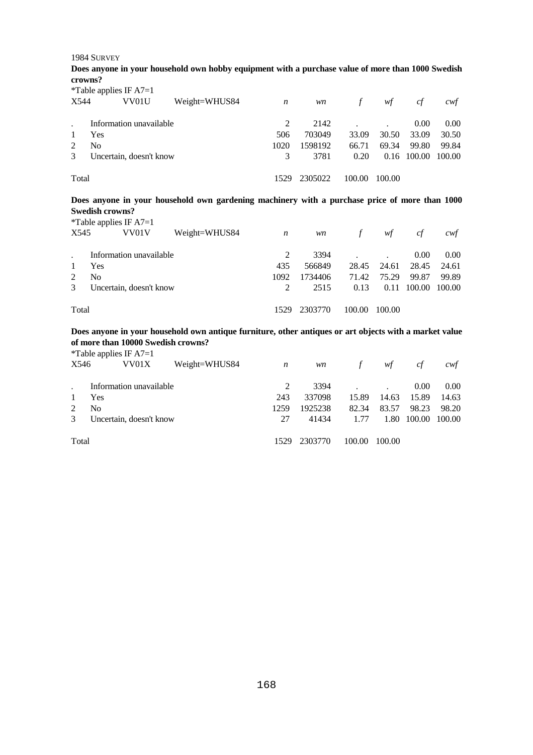1984 SURVEY

**Does anyone in your household own hobby equipment with a purchase value of more than 1000 Swedish crowns?**

*Table applies IF A7=1

| X544 | VV01U | Weight=WHUS84 | *n* | *wn* | *f* | *wf* | *cf* | *cwf* |
|---|---|---|---|---|---|---|---|---|
| . | Information unavailable | | 2 | 2142 | . | . | 0.00 | 0.00 |
| 1 | Yes | | 506 | 703049 | 33.09 | 30.50 | 33.09 | 30.50 |
| 2 | No | | 1020 | 1598192 | 66.71 | 69.34 | 99.80 | 99.84 |
| 3 | Uncertain, doesn't know | | 3 | 3781 | 0.20 | 0.16 | 100.00 | 100.00 |
| Total | | | 1529 | 2305022 | 100.00 | 100.00 | | |

**Does anyone in your household own gardening machinery with a purchase price of more than 1000 Swedish crowns?**

*Table applies IF A7=1

| X545 | VV01V | Weight=WHUS84 | *n* | *wn* | *f* | *wf* | *cf* | *cwf* |
|---|---|---|---|---|---|---|---|---|
| . | Information unavailable | | 2 | 3394 | . | . | 0.00 | 0.00 |
| 1 | Yes | | 435 | 566849 | 28.45 | 24.61 | 28.45 | 24.61 |
| 2 | No | | 1092 | 1734406 | 71.42 | 75.29 | 99.87 | 99.89 |
| 3 | Uncertain, doesn't know | | 2 | 2515 | 0.13 | 0.11 | 100.00 | 100.00 |
| Total | | | 1529 | 2303770 | 100.00 | 100.00 | | |

**Does anyone in your household own antique furniture, other antiques or art objects with a market value of more than 10000 Swedish crowns?**

*Table applies IF A7=1

| X546 | VV01X | Weight=WHUS84 | *n* | *wn* | *f* | *wf* | *cf* | *cwf* |
|---|---|---|---|---|---|---|---|---|
| . | Information unavailable | | 2 | 3394 | . | . | 0.00 | 0.00 |
| 1 | Yes | | 243 | 337098 | 15.89 | 14.63 | 15.89 | 14.63 |
| 2 | No | | 1259 | 1925238 | 82.34 | 83.57 | 98.23 | 98.20 |
| 3 | Uncertain, doesn't know | | 27 | 41434 | 1.77 | 1.80 | 100.00 | 100.00 |
| Total | | | 1529 | 2303770 | 100.00 | 100.00 | | |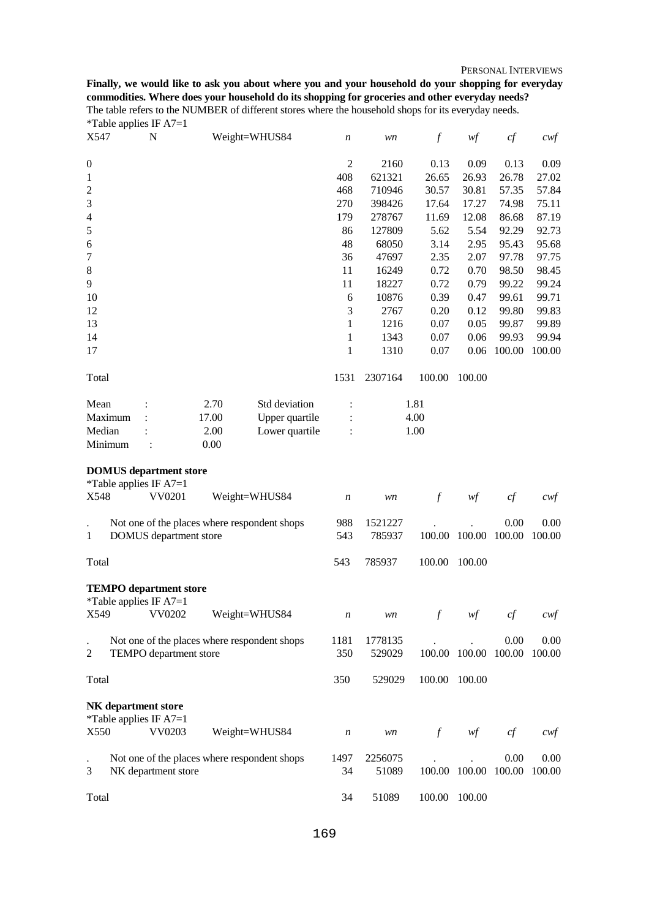**Finally, we would like to ask you about where you and your household do your shopping for everyday commodities. Where does your household do its shopping for groceries and other everyday needs?**

The table refers to the NUMBER of different stores where the household shops for its everyday needs.

*Table applies IF A7=1

| X547 | N | Weight=WHUS84 | *n* | *wn* | *f* | *wf* | *cf* | *cwf* |
|---|---|---|---|---|---|---|---|---|
| 0 | | | 2 | 2160 | 0.13 | 0.09 | 0.13 | 0.09 |
| 1 | | | 408 | 621321 | 26.65 | 26.93 | 26.78 | 27.02 |
| 2 | | | 468 | 710946 | 30.57 | 30.81 | 57.35 | 57.84 |
| 3 | | | 270 | 398426 | 17.64 | 17.27 | 74.98 | 75.11 |
| 4 | | | 179 | 278767 | 11.69 | 12.08 | 86.68 | 87.19 |
| 5 | | | 86 | 127809 | 5.62 | 5.54 | 92.29 | 92.73 |
| 6 | | | 48 | 68050 | 3.14 | 2.95 | 95.43 | 95.68 |
| 7 | | | 36 | 47697 | 2.35 | 2.07 | 97.78 | 97.75 |
| 8 | | | 11 | 16249 | 0.72 | 0.70 | 98.50 | 98.45 |
| 9 | | | 11 | 18227 | 0.72 | 0.79 | 99.22 | 99.24 |
| 10 | | | 6 | 10876 | 0.39 | 0.47 | 99.61 | 99.71 |
| 12 | | | 3 | 2767 | 0.20 | 0.12 | 99.80 | 99.83 |
| 13 | | | 1 | 1216 | 0.07 | 0.05 | 99.87 | 99.89 |
| 14 | | | 1 | 1343 | 0.07 | 0.06 | 99.93 | 99.94 |
| 17 | | | 1 | 1310 | 0.07 | 0.06 | 100.00 | 100.00 |
| Total | | | 1531 | 2307164 | 100.00 | 100.00 | | |

| | | | | |
|---|---|---|---|---|
| Mean : | 2.70 | Std deviation | : | 1.81 |
| Maximum : | 17.00 | Upper quartile | : | 4.00 |
| Median : | 2.00 | Lower quartile | : | 1.00 |
| Minimum : | 0.00 | | | |

**DOMUS department store**

*Table applies IF A7=1

| X548 | VV0201 | Weight=WHUS84 | *n* | *wn* | *f* | *wf* | *cf* | *cwf* |
|---|---|---|---|---|---|---|---|---|
| . | Not one of the places where respondent shops | | 988 | 1521227 | . | . | 0.00 | 0.00 |
| 1 | DOMUS department store | | 543 | 785937 | 100.00 | 100.00 | 100.00 | 100.00 |
| Total | | | 543 | 785937 | 100.00 | 100.00 | | |

**TEMPO department store**

*Table applies IF A7=1

| X549 | VV0202 | Weight=WHUS84 | *n* | *wn* | *f* | *wf* | *cf* | *cwf* |
|---|---|---|---|---|---|---|---|---|
| . | Not one of the places where respondent shops | | 1181 | 1778135 | . | . | 0.00 | 0.00 |
| 2 | TEMPO department store | | 350 | 529029 | 100.00 | 100.00 | 100.00 | 100.00 |
| Total | | | 350 | 529029 | 100.00 | 100.00 | | |

**NK department store**

*Table applies IF A7=1

| X550 | VV0203 | Weight=WHUS84 | *n* | *wn* | *f* | *wf* | *cf* | *cwf* |
|---|---|---|---|---|---|---|---|---|
| . | Not one of the places where respondent shops | | 1497 | 2256075 | . | . | 0.00 | 0.00 |
| 3 | NK department store | | 34 | 51089 | 100.00 | 100.00 | 100.00 | 100.00 |
| Total | | | 34 | 51089 | 100.00 | 100.00 | | |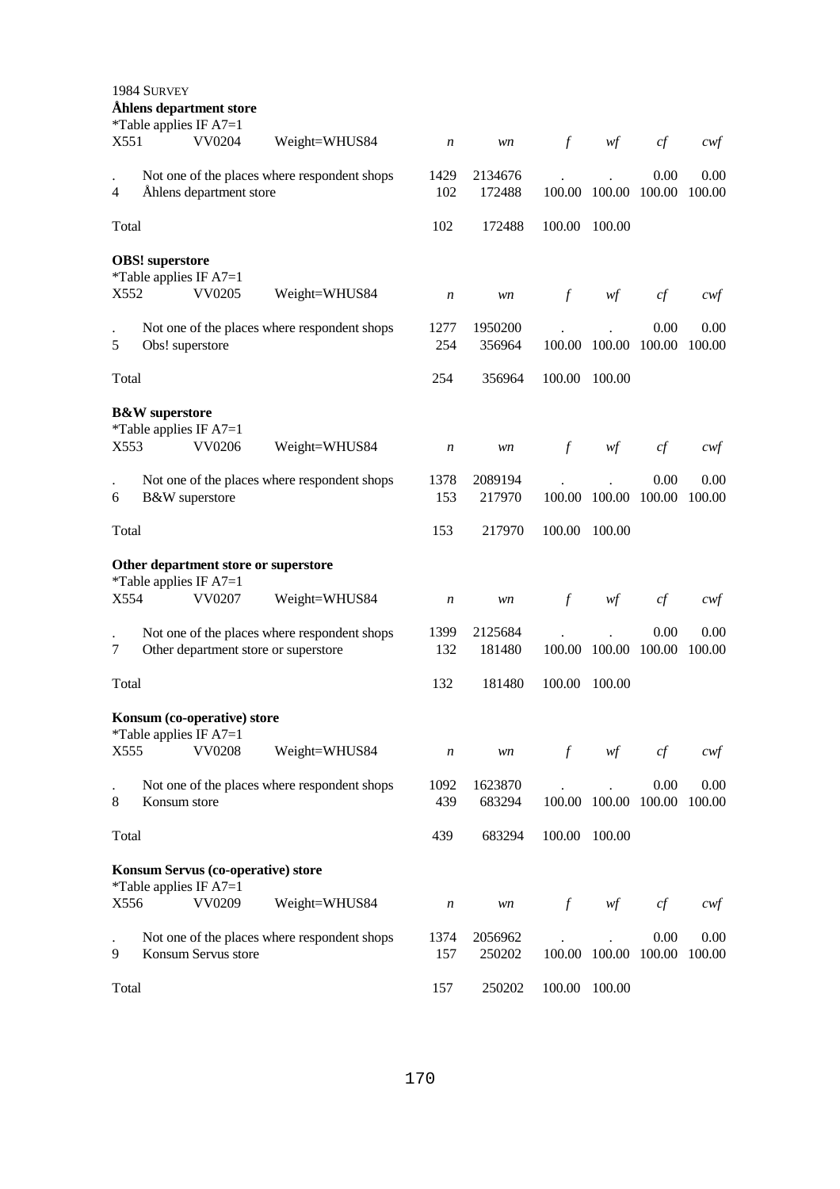1984 SURVEY

**Åhlens department store**

*Table applies IF A7=1

| X551 | VV0204 | Weight=WHUS84 | *n* | *wn* | *f* | *wf* | *cf* | *cwf* |
|---|---|---|---|---|---|---|---|---|
| . | Not one of the places where respondent shops | | 1429 | 2134676 | . | . | 0.00 | 0.00 |
| 4 | Åhlens department store | | 102 | 172488 | 100.00 | 100.00 | 100.00 | 100.00 |
| Total | | | 102 | 172488 | 100.00 | 100.00 | | |

**OBS! superstore**

*Table applies IF A7=1

| X552 | VV0205 | Weight=WHUS84 | *n* | *wn* | *f* | *wf* | *cf* | *cwf* |
|---|---|---|---|---|---|---|---|---|
| . | Not one of the places where respondent shops | | 1277 | 1950200 | . | . | 0.00 | 0.00 |
| 5 | Obs! superstore | | 254 | 356964 | 100.00 | 100.00 | 100.00 | 100.00 |
| Total | | | 254 | 356964 | 100.00 | 100.00 | | |

**B&W superstore**

*Table applies IF A7=1

| X553 | VV0206 | Weight=WHUS84 | *n* | *wn* | *f* | *wf* | *cf* | *cwf* |
|---|---|---|---|---|---|---|---|---|
| . | Not one of the places where respondent shops | | 1378 | 2089194 | . | . | 0.00 | 0.00 |
| 6 | B&W superstore | | 153 | 217970 | 100.00 | 100.00 | 100.00 | 100.00 |
| Total | | | 153 | 217970 | 100.00 | 100.00 | | |

**Other department store or superstore**

*Table applies IF A7=1

| X554 | VV0207 | Weight=WHUS84 | *n* | *wn* | *f* | *wf* | *cf* | *cwf* |
|---|---|---|---|---|---|---|---|---|
| . | Not one of the places where respondent shops | | 1399 | 2125684 | . | . | 0.00 | 0.00 |
| 7 | Other department store or superstore | | 132 | 181480 | 100.00 | 100.00 | 100.00 | 100.00 |
| Total | | | 132 | 181480 | 100.00 | 100.00 | | |

**Konsum (co-operative) store**

*Table applies IF A7=1

| X555 | VV0208 | Weight=WHUS84 | *n* | *wn* | *f* | *wf* | *cf* | *cwf* |
|---|---|---|---|---|---|---|---|---|
| . | Not one of the places where respondent shops | | 1092 | 1623870 | . | . | 0.00 | 0.00 |
| 8 | Konsum store | | 439 | 683294 | 100.00 | 100.00 | 100.00 | 100.00 |
| Total | | | 439 | 683294 | 100.00 | 100.00 | | |

**Konsum Servus (co-operative) store**

*Table applies IF A7=1

| X556 | VV0209 | Weight=WHUS84 | *n* | *wn* | *f* | *wf* | *cf* | *cwf* |
|---|---|---|---|---|---|---|---|---|
| . | Not one of the places where respondent shops | | 1374 | 2056962 | . | . | 0.00 | 0.00 |
| 9 | Konsum Servus store | | 157 | 250202 | 100.00 | 100.00 | 100.00 | 100.00 |
| Total | | | 157 | 250202 | 100.00 | 100.00 | | |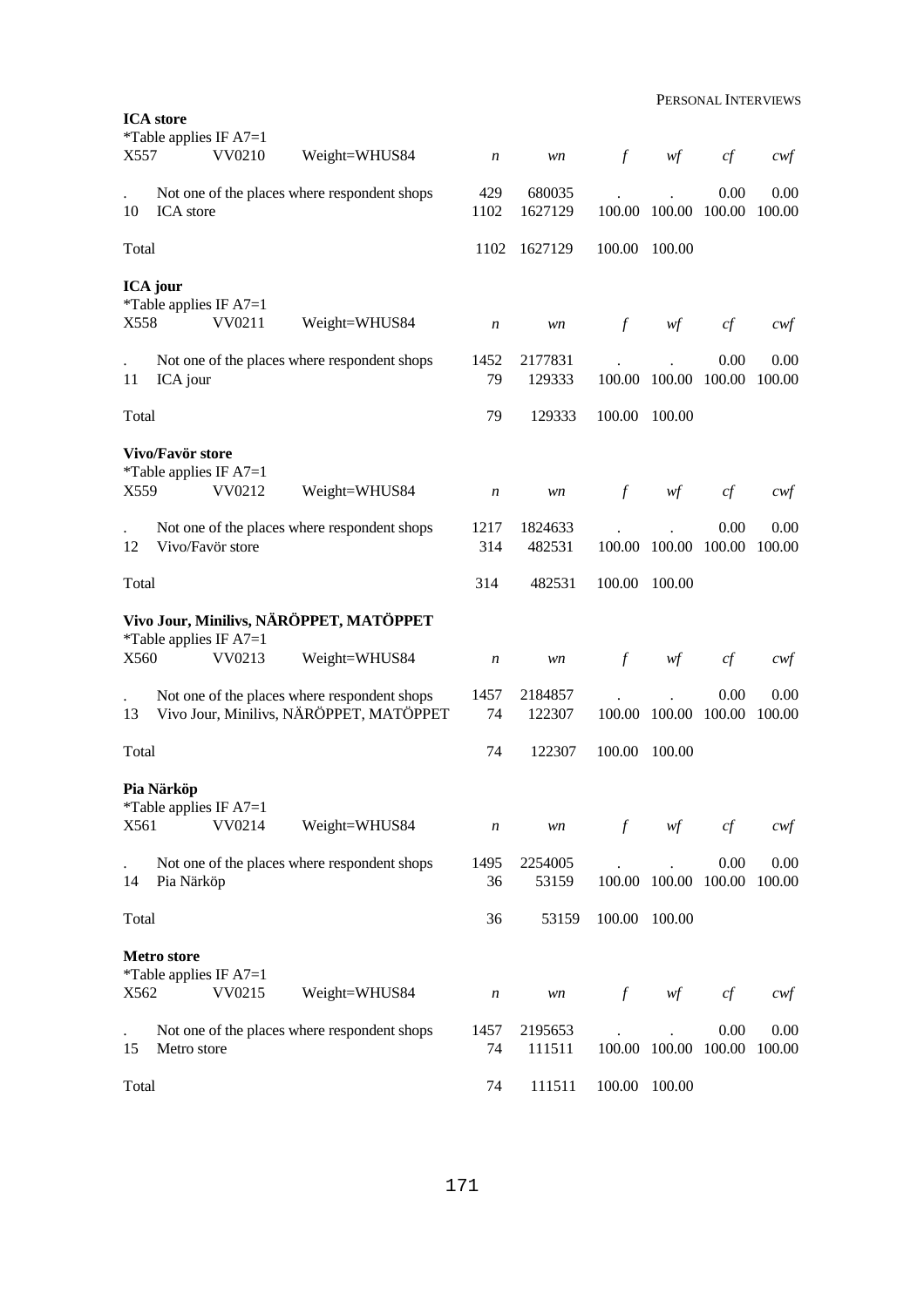**ICA store**

*Table applies IF A7=1

| X557 | VV0210 | Weight=WHUS84 | *n* | *wn* | *f* | *wf* | *cf* | *cwf* |
|---|---|---|---|---|---|---|---|---|
| . | Not one of the places where respondent shops | | 429 | 680035 | . | . | 0.00 | 0.00 |
| 10 | ICA store | | 1102 | 1627129 | 100.00 | 100.00 | 100.00 | 100.00 |
| Total | | | 1102 | 1627129 | 100.00 | 100.00 | | |

**ICA jour**

*Table applies IF A7=1

| X558 | VV0211 | Weight=WHUS84 | *n* | *wn* | *f* | *wf* | *cf* | *cwf* |
|---|---|---|---|---|---|---|---|---|
| . | Not one of the places where respondent shops | | 1452 | 2177831 | . | . | 0.00 | 0.00 |
| 11 | ICA jour | | 79 | 129333 | 100.00 | 100.00 | 100.00 | 100.00 |
| Total | | | 79 | 129333 | 100.00 | 100.00 | | |

**Vivo/Favör store**

*Table applies IF A7=1

| X559 | VV0212 | Weight=WHUS84 | *n* | *wn* | *f* | *wf* | *cf* | *cwf* |
|---|---|---|---|---|---|---|---|---|
| . | Not one of the places where respondent shops | | 1217 | 1824633 | . | . | 0.00 | 0.00 |
| 12 | Vivo/Favör store | | 314 | 482531 | 100.00 | 100.00 | 100.00 | 100.00 |
| Total | | | 314 | 482531 | 100.00 | 100.00 | | |

**Vivo Jour, Minilivs, NÄRÖPPET, MATÖPPET**

*Table applies IF A7=1

| X560 | VV0213 | Weight=WHUS84 | *n* | *wn* | *f* | *wf* | *cf* | *cwf* |
|---|---|---|---|---|---|---|---|---|
| . | Not one of the places where respondent shops | | 1457 | 2184857 | . | . | 0.00 | 0.00 |
| 13 | Vivo Jour, Minilivs, NÄRÖPPET, MATÖPPET | | 74 | 122307 | 100.00 | 100.00 | 100.00 | 100.00 |
| Total | | | 74 | 122307 | 100.00 | 100.00 | | |

**Pia Närköp**

*Table applies IF A7=1

| X561 | VV0214 | Weight=WHUS84 | *n* | *wn* | *f* | *wf* | *cf* | *cwf* |
|---|---|---|---|---|---|---|---|---|
| . | Not one of the places where respondent shops | | 1495 | 2254005 | . | . | 0.00 | 0.00 |
| 14 | Pia Närköp | | 36 | 53159 | 100.00 | 100.00 | 100.00 | 100.00 |
| Total | | | 36 | 53159 | 100.00 | 100.00 | | |

**Metro store**

*Table applies IF A7=1

| X562 | VV0215 | Weight=WHUS84 | *n* | *wn* | *f* | *wf* | *cf* | *cwf* |
|---|---|---|---|---|---|---|---|---|
| . | Not one of the places where respondent shops | | 1457 | 2195653 | . | . | 0.00 | 0.00 |
| 15 | Metro store | | 74 | 111511 | 100.00 | 100.00 | 100.00 | 100.00 |
| Total | | | 74 | 111511 | 100.00 | 100.00 | | |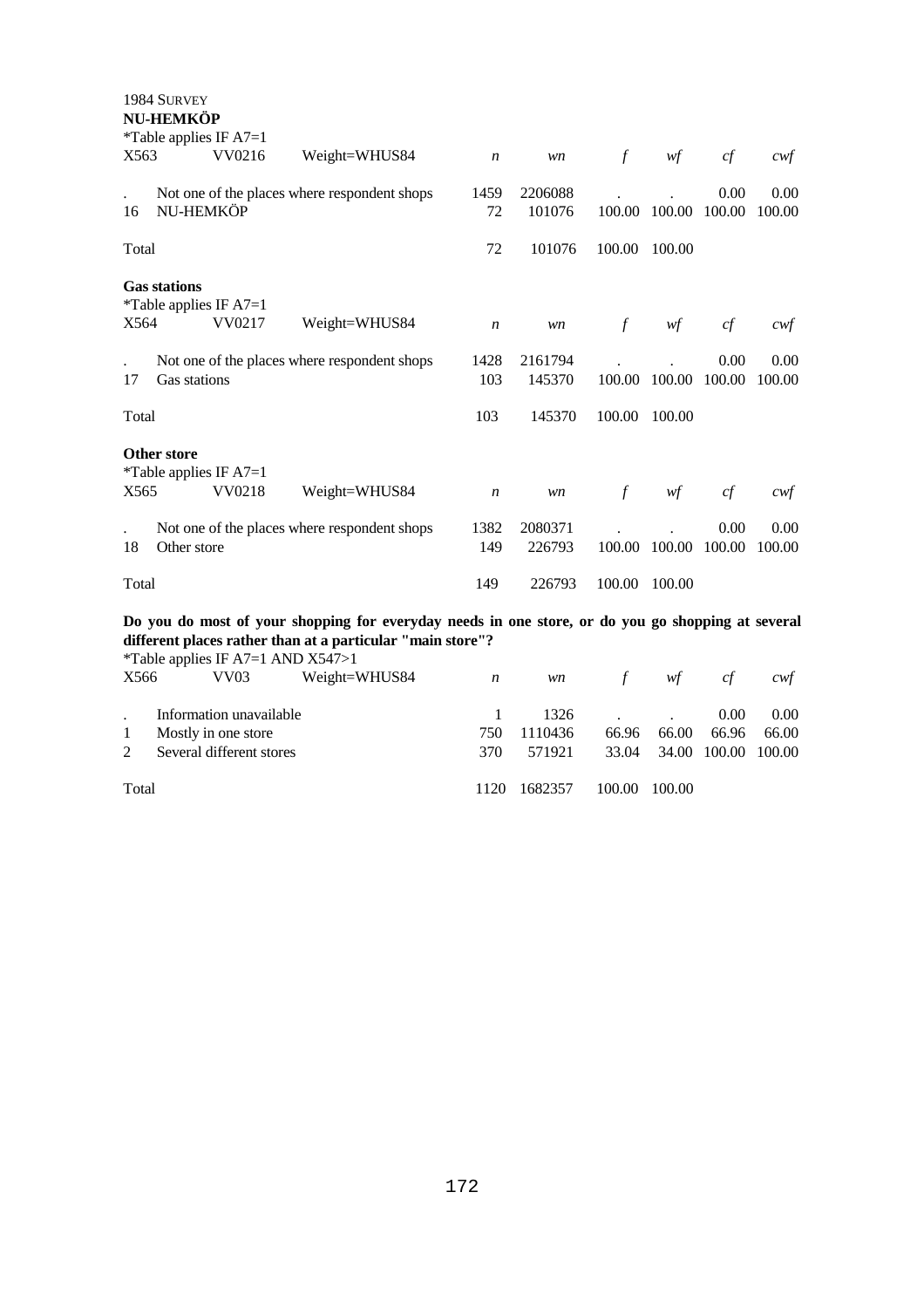1984 SURVEY

**NU-HEMKÖP**

*Table applies IF A7=1

| X563 | VV0216 | Weight=WHUS84 | *n* | *wn* | *f* | *wf* | *cf* | *cwf* |
|---|---|---|---|---|---|---|---|---|
| . | Not one of the places where respondent shops | | 1459 | 2206088 | . | . | 0.00 | 0.00 |
| 16 | NU-HEMKÖP | | 72 | 101076 | 100.00 | 100.00 | 100.00 | 100.00 |
| Total | | | 72 | 101076 | 100.00 | 100.00 | | |

**Gas stations**

*Table applies IF A7=1

| X564 | VV0217 | Weight=WHUS84 | *n* | *wn* | *f* | *wf* | *cf* | *cwf* |
|---|---|---|---|---|---|---|---|---|
| . | Not one of the places where respondent shops | | 1428 | 2161794 | . | . | 0.00 | 0.00 |
| 17 | Gas stations | | 103 | 145370 | 100.00 | 100.00 | 100.00 | 100.00 |
| Total | | | 103 | 145370 | 100.00 | 100.00 | | |

**Other store**

*Table applies IF A7=1

| X565 | VV0218 | Weight=WHUS84 | *n* | *wn* | *f* | *wf* | *cf* | *cwf* |
|---|---|---|---|---|---|---|---|---|
| . | Not one of the places where respondent shops | | 1382 | 2080371 | . | . | 0.00 | 0.00 |
| 18 | Other store | | 149 | 226793 | 100.00 | 100.00 | 100.00 | 100.00 |
| Total | | | 149 | 226793 | 100.00 | 100.00 | | |

**Do you do most of your shopping for everyday needs in one store, or do you go shopping at several different places rather than at a particular "main store"?**

*Table applies IF A7=1 AND X547>1

| X566 | VV03 | Weight=WHUS84 | *n* | *wn* | *f* | *wf* | *cf* | *cwf* |
|---|---|---|---|---|---|---|---|---|
| . | Information unavailable | | 1 | 1326 | . | . | 0.00 | 0.00 |
| 1 | Mostly in one store | | 750 | 1110436 | 66.96 | 66.00 | 66.96 | 66.00 |
| 2 | Several different stores | | 370 | 571921 | 33.04 | 34.00 | 100.00 | 100.00 |
| Total | | | 1120 | 1682357 | 100.00 | 100.00 | | |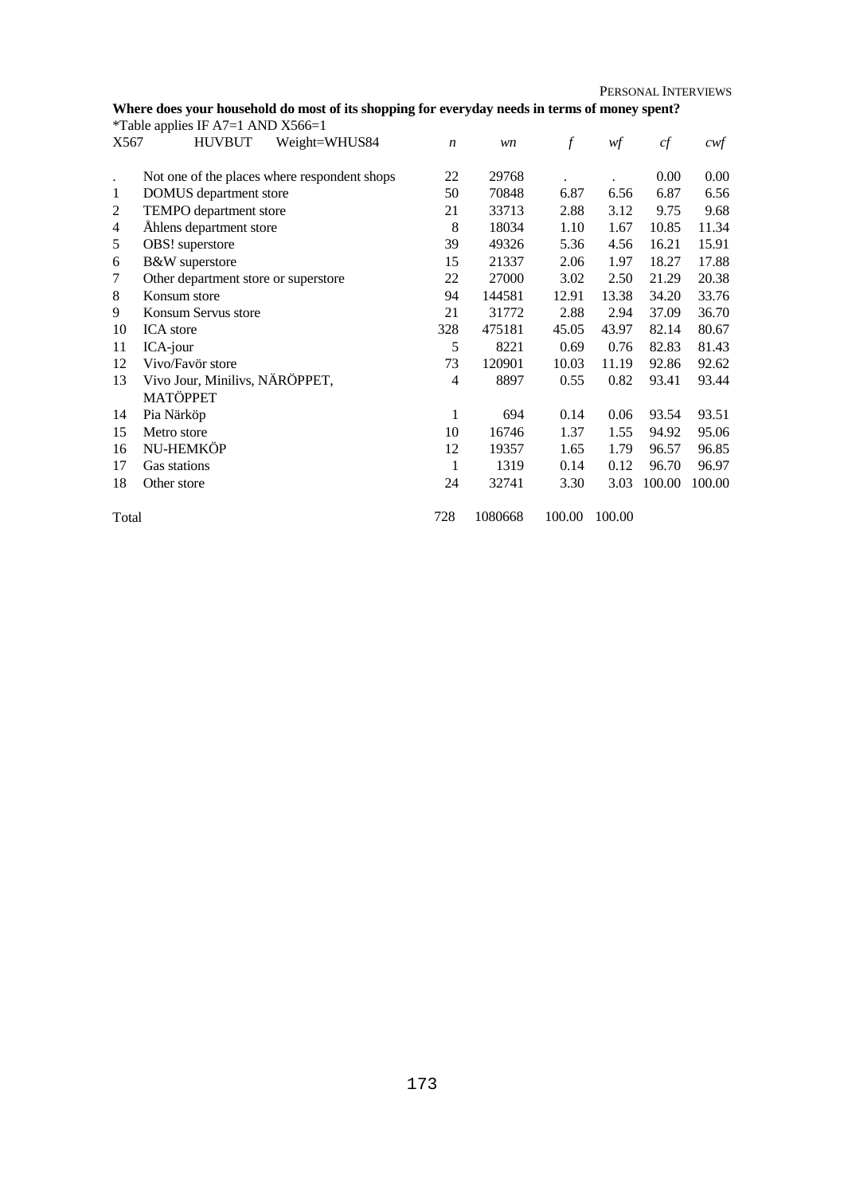**Where does your household do most of its shopping for everyday needs in terms of money spent?**

*Table applies IF A7=1 AND X566=1

| X567 | HUVBUT Weight=WHUS84 | *n* | *wn* | *f* | *wf* | *cf* | *cwf* |
|---|---|---|---|---|---|---|---|
| . | Not one of the places where respondent shops | 22 | 29768 | . | . | 0.00 | 0.00 |
| 1 | DOMUS department store | 50 | 70848 | 6.87 | 6.56 | 6.87 | 6.56 |
| 2 | TEMPO department store | 21 | 33713 | 2.88 | 3.12 | 9.75 | 9.68 |
| 4 | Åhlens department store | 8 | 18034 | 1.10 | 1.67 | 10.85 | 11.34 |
| 5 | OBS! superstore | 39 | 49326 | 5.36 | 4.56 | 16.21 | 15.91 |
| 6 | B&W superstore | 15 | 21337 | 2.06 | 1.97 | 18.27 | 17.88 |
| 7 | Other department store or superstore | 22 | 27000 | 3.02 | 2.50 | 21.29 | 20.38 |
| 8 | Konsum store | 94 | 144581 | 12.91 | 13.38 | 34.20 | 33.76 |
| 9 | Konsum Servus store | 21 | 31772 | 2.88 | 2.94 | 37.09 | 36.70 |
| 10 | ICA store | 328 | 475181 | 45.05 | 43.97 | 82.14 | 80.67 |
| 11 | ICA-jour | 5 | 8221 | 0.69 | 0.76 | 82.83 | 81.43 |
| 12 | Vivo/Favör store | 73 | 120901 | 10.03 | 11.19 | 92.86 | 92.62 |
| 13 | Vivo Jour, Minilivs, NÄRÖPPET, MATÖPPET | 4 | 8897 | 0.55 | 0.82 | 93.41 | 93.44 |
| 14 | Pia Närköp | 1 | 694 | 0.14 | 0.06 | 93.54 | 93.51 |
| 15 | Metro store | 10 | 16746 | 1.37 | 1.55 | 94.92 | 95.06 |
| 16 | NU-HEMKÖP | 12 | 19357 | 1.65 | 1.79 | 96.57 | 96.85 |
| 17 | Gas stations | 1 | 1319 | 0.14 | 0.12 | 96.70 | 96.97 |
| 18 | Other store | 24 | 32741 | 3.30 | 3.03 | 100.00 | 100.00 |
| Total | | 728 | 1080668 | 100.00 | 100.00 | | |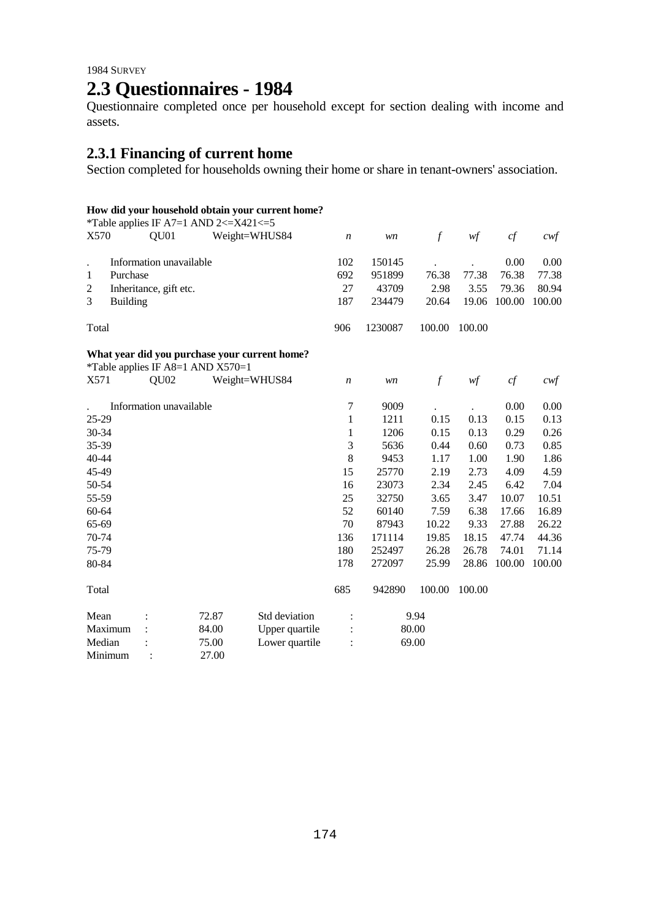## 2.3 Questionnaires - 1984

Questionnaire completed once per household except for section dealing with income and assets.

### 2.3.1 Financing of current home

Section completed for households owning their home or share in tenant-owners' association.

**How did your household obtain your current home?**

*Table applies IF A7=1 AND 2<=X421<=5

| X570 | QU01 Weight=WHUS84 | *n* | *wn* | *f* | *wf* | *cf* | *cwf* |
|---|---|---|---|---|---|---|---|
| . | Information unavailable | 102 | 150145 | . | . | 0.00 | 0.00 |
| 1 | Purchase | 692 | 951899 | 76.38 | 77.38 | 76.38 | 77.38 |
| 2 | Inheritance, gift etc. | 27 | 43709 | 2.98 | 3.55 | 79.36 | 80.94 |
| 3 | Building | 187 | 234479 | 20.64 | 19.06 | 100.00 | 100.00 |
| Total | | 906 | 1230087 | 100.00 | 100.00 | | |

**What year did you purchase your current home?**

*Table applies IF A8=1 AND X570=1

| X571 | QU02 Weight=WHUS84 | *n* | *wn* | *f* | *wf* | *cf* | *cwf* |
|---|---|---|---|---|---|---|---|
| . | Information unavailable | 7 | 9009 | . | . | 0.00 | 0.00 |
| 25-29 | | 1 | 1211 | 0.15 | 0.13 | 0.15 | 0.13 |
| 30-34 | | 1 | 1206 | 0.15 | 0.13 | 0.29 | 0.26 |
| 35-39 | | 3 | 5636 | 0.44 | 0.60 | 0.73 | 0.85 |
| 40-44 | | 8 | 9453 | 1.17 | 1.00 | 1.90 | 1.86 |
| 45-49 | | 15 | 25770 | 2.19 | 2.73 | 4.09 | 4.59 |
| 50-54 | | 16 | 23073 | 2.34 | 2.45 | 6.42 | 7.04 |
| 55-59 | | 25 | 32750 | 3.65 | 3.47 | 10.07 | 10.51 |
| 60-64 | | 52 | 60140 | 7.59 | 6.38 | 17.66 | 16.89 |
| 65-69 | | 70 | 87943 | 10.22 | 9.33 | 27.88 | 26.22 |
| 70-74 | | 136 | 171114 | 19.85 | 18.15 | 47.74 | 44.36 |
| 75-79 | | 180 | 252497 | 26.28 | 26.78 | 74.01 | 71.14 |
| 80-84 | | 178 | 272097 | 25.99 | 28.86 | 100.00 | 100.00 |
| Total | | 685 | 942890 | 100.00 | 100.00 | | |

| | | | | | |
|---|---|---|---|---|---|
| Mean | : | 72.87 | Std deviation | : | 9.94 |
| Maximum | : | 84.00 | Upper quartile | : | 80.00 |
| Median | : | 75.00 | Lower quartile | : | 69.00 |
| Minimum | : | 27.00 | | | |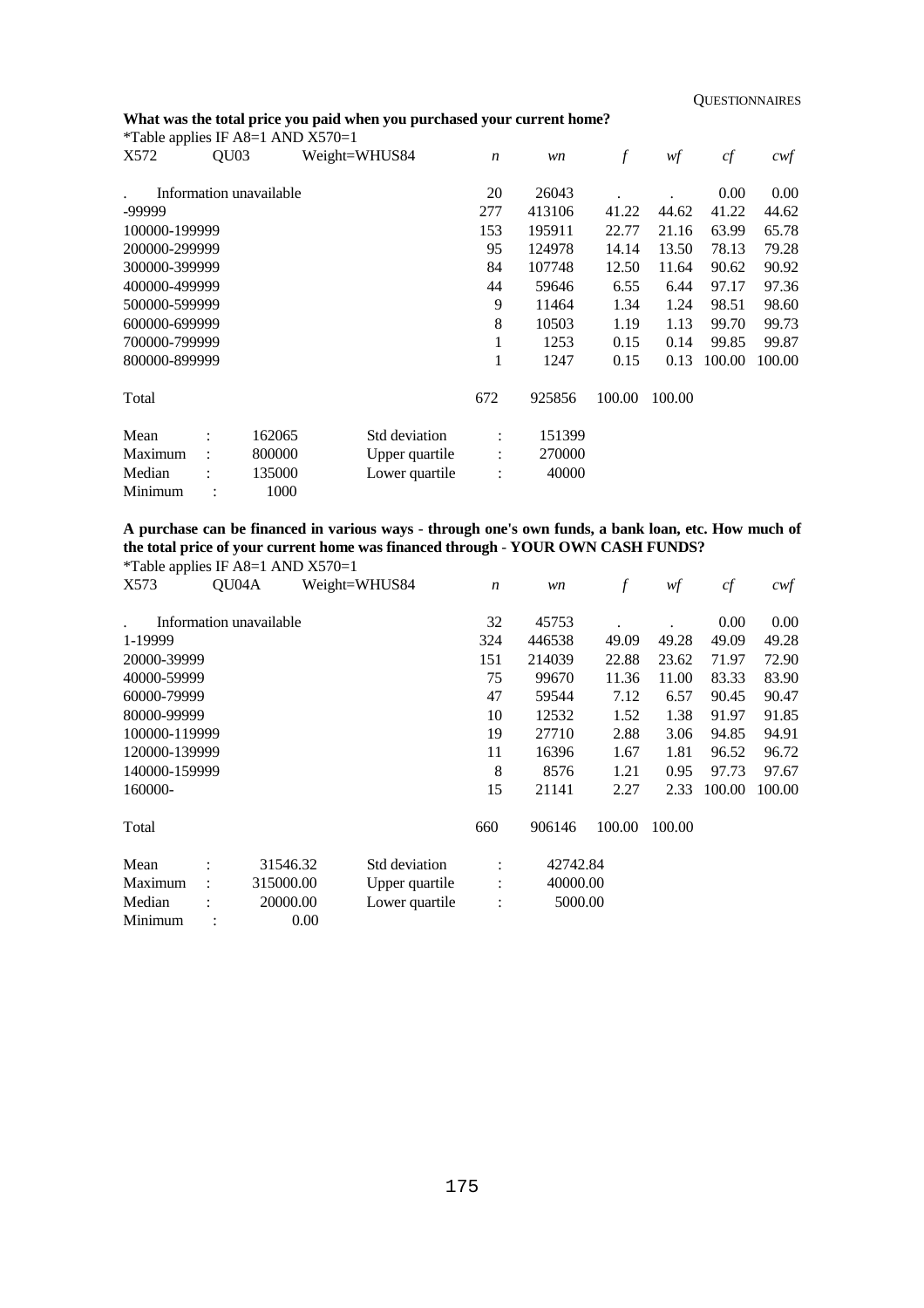**What was the total price you paid when you purchased your current home?**

*Table applies IF A8=1 AND X570=1

| X572 | QU03 | Weight=WHUS84 | *n* | *wn* | *f* | *wf* | *cf* | *cwf* |
|---|---|---|---|---|---|---|---|---|
| . | Information unavailable | | 20 | 26043 | . | . | 0.00 | 0.00 |
| -99999 | | | 277 | 413106 | 41.22 | 44.62 | 41.22 | 44.62 |
| 100000-199999 | | | 153 | 195911 | 22.77 | 21.16 | 63.99 | 65.78 |
| 200000-299999 | | | 95 | 124978 | 14.14 | 13.50 | 78.13 | 79.28 |
| 300000-399999 | | | 84 | 107748 | 12.50 | 11.64 | 90.62 | 90.92 |
| 400000-499999 | | | 44 | 59646 | 6.55 | 6.44 | 97.17 | 97.36 |
| 500000-599999 | | | 9 | 11464 | 1.34 | 1.24 | 98.51 | 98.60 |
| 600000-699999 | | | 8 | 10503 | 1.19 | 1.13 | 99.70 | 99.73 |
| 700000-799999 | | | 1 | 1253 | 0.15 | 0.14 | 99.85 | 99.87 |
| 800000-899999 | | | 1 | 1247 | 0.15 | 0.13 | 100.00 | 100.00 |
| Total | | | 672 | 925856 | 100.00 | 100.00 | | |

| | | | | |
|---|---|---|---|---|
| Mean | : 162065 | Std deviation | : | 151399 |
| Maximum | : 800000 | Upper quartile | : | 270000 |
| Median | : 135000 | Lower quartile | : | 40000 |
| Minimum | : 1000 | | | |

**A purchase can be financed in various ways - through one's own funds, a bank loan, etc. How much of the total price of your current home was financed through - YOUR OWN CASH FUNDS?**

*Table applies IF A8=1 AND X570=1

| X573 | QU04A | Weight=WHUS84 | *n* | *wn* | *f* | *wf* | *cf* | *cwf* |
|---|---|---|---|---|---|---|---|---|
| . | Information unavailable | | 32 | 45753 | . | . | 0.00 | 0.00 |
| 1-19999 | | | 324 | 446538 | 49.09 | 49.28 | 49.09 | 49.28 |
| 20000-39999 | | | 151 | 214039 | 22.88 | 23.62 | 71.97 | 72.90 |
| 40000-59999 | | | 75 | 99670 | 11.36 | 11.00 | 83.33 | 83.90 |
| 60000-79999 | | | 47 | 59544 | 7.12 | 6.57 | 90.45 | 90.47 |
| 80000-99999 | | | 10 | 12532 | 1.52 | 1.38 | 91.97 | 91.85 |
| 100000-119999 | | | 19 | 27710 | 2.88 | 3.06 | 94.85 | 94.91 |
| 120000-139999 | | | 11 | 16396 | 1.67 | 1.81 | 96.52 | 96.72 |
| 140000-159999 | | | 8 | 8576 | 1.21 | 0.95 | 97.73 | 97.67 |
| 160000- | | | 15 | 21141 | 2.27 | 2.33 | 100.00 | 100.00 |
| Total | | | 660 | 906146 | 100.00 | 100.00 | | |

| | | | | |
|---|---|---|---|---|
| Mean | : 31546.32 | Std deviation | : | 42742.84 |
| Maximum | : 315000.00 | Upper quartile | : | 40000.00 |
| Median | : 20000.00 | Lower quartile | : | 5000.00 |
| Minimum | : 0.00 | | | |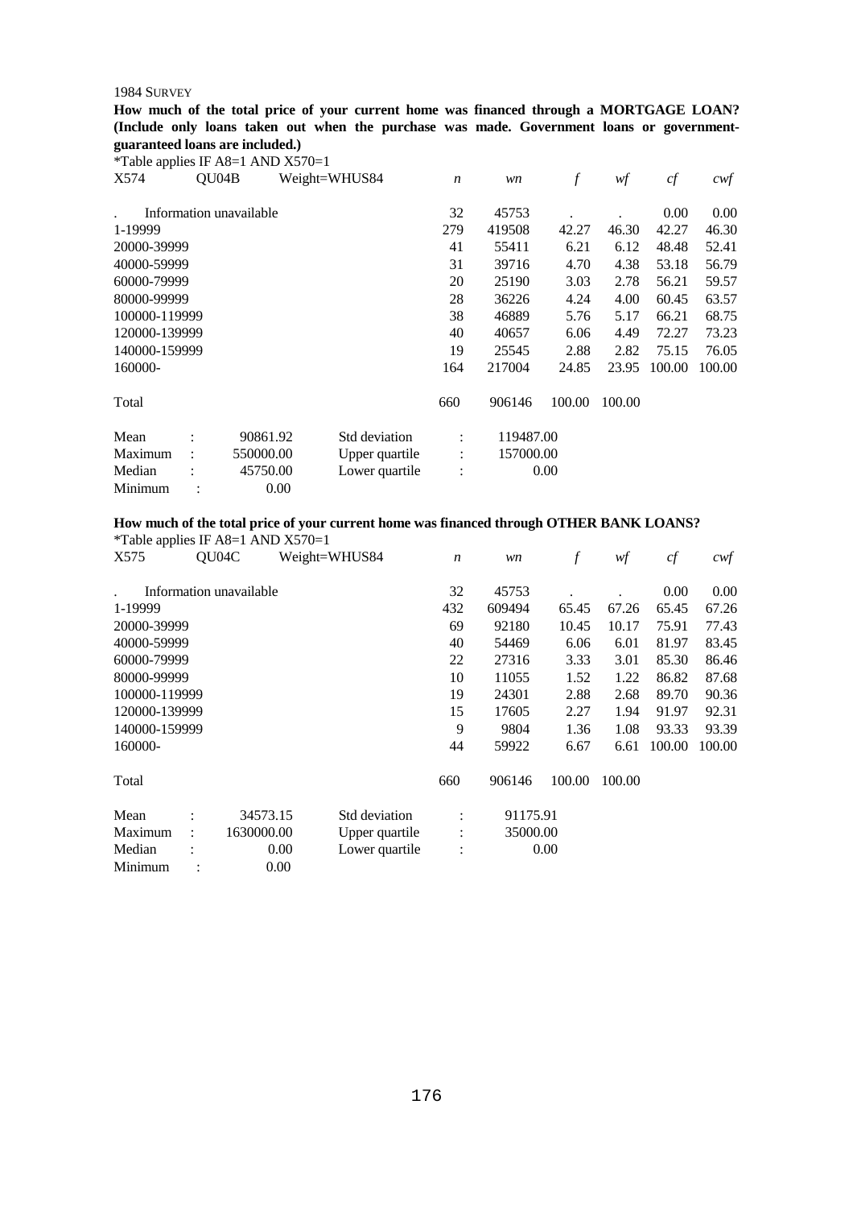1984 SURVEY

**How much of the total price of your current home was financed through a MORTGAGE LOAN? (Include only loans taken out when the purchase was made. Government loans or government-guaranteed loans are included.)**

*Table applies IF A8=1 AND X570=1

| X574 | QU04B | Weight=WHUS84 | *n* | *wn* | *f* | *wf* | *cf* | *cwf* |
|---|---|---|---|---|---|---|---|---|
| . | Information unavailable | | 32 | 45753 | . | . | 0.00 | 0.00 |
| 1-19999 | | | 279 | 419508 | 42.27 | 46.30 | 42.27 | 46.30 |
| 20000-39999 | | | 41 | 55411 | 6.21 | 6.12 | 48.48 | 52.41 |
| 40000-59999 | | | 31 | 39716 | 4.70 | 4.38 | 53.18 | 56.79 |
| 60000-79999 | | | 20 | 25190 | 3.03 | 2.78 | 56.21 | 59.57 |
| 80000-99999 | | | 28 | 36226 | 4.24 | 4.00 | 60.45 | 63.57 |
| 100000-119999 | | | 38 | 46889 | 5.76 | 5.17 | 66.21 | 68.75 |
| 120000-139999 | | | 40 | 40657 | 6.06 | 4.49 | 72.27 | 73.23 |
| 140000-159999 | | | 19 | 25545 | 2.88 | 2.82 | 75.15 | 76.05 |
| 160000- | | | 164 | 217004 | 24.85 | 23.95 | 100.00 | 100.00 |
| Total | | | 660 | 906146 | 100.00 | 100.00 | | |

| | | | | |
|---|---|---|---|---|
| Mean | : 90861.92 | Std deviation | : | 119487.00 |
| Maximum | : 550000.00 | Upper quartile | : | 157000.00 |
| Median | : 45750.00 | Lower quartile | : | 0.00 |
| Minimum | : 0.00 | | | |

**How much of the total price of your current home was financed through OTHER BANK LOANS?**

*Table applies IF A8=1 AND X570=1

| X575 | QU04C | Weight=WHUS84 | *n* | *wn* | *f* | *wf* | *cf* | *cwf* |
|---|---|---|---|---|---|---|---|---|
| . | Information unavailable | | 32 | 45753 | . | . | 0.00 | 0.00 |
| 1-19999 | | | 432 | 609494 | 65.45 | 67.26 | 65.45 | 67.26 |
| 20000-39999 | | | 69 | 92180 | 10.45 | 10.17 | 75.91 | 77.43 |
| 40000-59999 | | | 40 | 54469 | 6.06 | 6.01 | 81.97 | 83.45 |
| 60000-79999 | | | 22 | 27316 | 3.33 | 3.01 | 85.30 | 86.46 |
| 80000-99999 | | | 10 | 11055 | 1.52 | 1.22 | 86.82 | 87.68 |
| 100000-119999 | | | 19 | 24301 | 2.88 | 2.68 | 89.70 | 90.36 |
| 120000-139999 | | | 15 | 17605 | 2.27 | 1.94 | 91.97 | 92.31 |
| 140000-159999 | | | 9 | 9804 | 1.36 | 1.08 | 93.33 | 93.39 |
| 160000- | | | 44 | 59922 | 6.67 | 6.61 | 100.00 | 100.00 |
| Total | | | 660 | 906146 | 100.00 | 100.00 | | |

| | | | | |
|---|---|---|---|---|
| Mean | : 34573.15 | Std deviation | : | 91175.91 |
| Maximum | : 1630000.00 | Upper quartile | : | 35000.00 |
| Median | : 0.00 | Lower quartile | : | 0.00 |
| Minimum | : 0.00 | | | |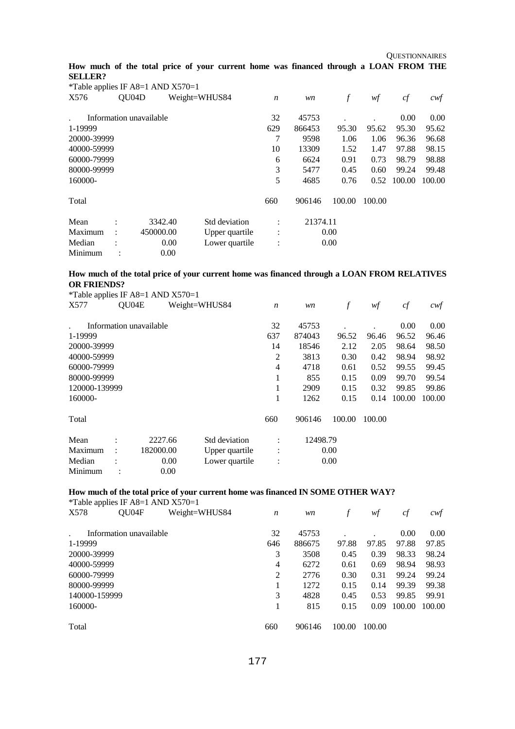**How much of the total price of your current home was financed through a LOAN FROM THE SELLER?**

*Table applies IF A8=1 AND X570=1

| X576 | QU04D | Weight=WHUS84 | *n* | *wn* | *f* | *wf* | *cf* | *cwf* |
|---|---|---|---|---|---|---|---|---|
| . | Information unavailable | | 32 | 45753 | . | . | 0.00 | 0.00 |
| 1-19999 | | | 629 | 866453 | 95.30 | 95.62 | 95.30 | 95.62 |
| 20000-39999 | | | 7 | 9598 | 1.06 | 1.06 | 96.36 | 96.68 |
| 40000-59999 | | | 10 | 13309 | 1.52 | 1.47 | 97.88 | 98.15 |
| 60000-79999 | | | 6 | 6624 | 0.91 | 0.73 | 98.79 | 98.88 |
| 80000-99999 | | | 3 | 5477 | 0.45 | 0.60 | 99.24 | 99.48 |
| 160000- | | | 5 | 4685 | 0.76 | 0.52 | 100.00 | 100.00 |
| Total | | | 660 | 906146 | 100.00 | 100.00 | | |

| | | | | |
|---|---|---|---|---|
| Mean | : 3342.40 | Std deviation | : | 21374.11 |
| Maximum | : 450000.00 | Upper quartile | : | 0.00 |
| Median | : 0.00 | Lower quartile | : | 0.00 |
| Minimum | : 0.00 | | | |

**How much of the total price of your current home was financed through a LOAN FROM RELATIVES OR FRIENDS?**

*Table applies IF A8=1 AND X570=1

| X577 | QU04E | Weight=WHUS84 | *n* | *wn* | *f* | *wf* | *cf* | *cwf* |
|---|---|---|---|---|---|---|---|---|
| . | Information unavailable | | 32 | 45753 | . | . | 0.00 | 0.00 |
| 1-19999 | | | 637 | 874043 | 96.52 | 96.46 | 96.52 | 96.46 |
| 20000-39999 | | | 14 | 18546 | 2.12 | 2.05 | 98.64 | 98.50 |
| 40000-59999 | | | 2 | 3813 | 0.30 | 0.42 | 98.94 | 98.92 |
| 60000-79999 | | | 4 | 4718 | 0.61 | 0.52 | 99.55 | 99.45 |
| 80000-99999 | | | 1 | 855 | 0.15 | 0.09 | 99.70 | 99.54 |
| 120000-139999 | | | 1 | 2909 | 0.15 | 0.32 | 99.85 | 99.86 |
| 160000- | | | 1 | 1262 | 0.15 | 0.14 | 100.00 | 100.00 |
| Total | | | 660 | 906146 | 100.00 | 100.00 | | |

| | | | | |
|---|---|---|---|---|
| Mean | : 2227.66 | Std deviation | : | 12498.79 |
| Maximum | : 182000.00 | Upper quartile | : | 0.00 |
| Median | : 0.00 | Lower quartile | : | 0.00 |
| Minimum | : 0.00 | | | |

**How much of the total price of your current home was financed IN SOME OTHER WAY?**

*Table applies IF A8=1 AND X570=1

| X578 | QU04F | Weight=WHUS84 | *n* | *wn* | *f* | *wf* | *cf* | *cwf* |
|---|---|---|---|---|---|---|---|---|
| . | Information unavailable | | 32 | 45753 | . | . | 0.00 | 0.00 |
| 1-19999 | | | 646 | 886675 | 97.88 | 97.85 | 97.88 | 97.85 |
| 20000-39999 | | | 3 | 3508 | 0.45 | 0.39 | 98.33 | 98.24 |
| 40000-59999 | | | 4 | 6272 | 0.61 | 0.69 | 98.94 | 98.93 |
| 60000-79999 | | | 2 | 2776 | 0.30 | 0.31 | 99.24 | 99.24 |
| 80000-99999 | | | 1 | 1272 | 0.15 | 0.14 | 99.39 | 99.38 |
| 140000-159999 | | | 3 | 4828 | 0.45 | 0.53 | 99.85 | 99.91 |
| 160000- | | | 1 | 815 | 0.15 | 0.09 | 100.00 | 100.00 |
| Total | | | 660 | 906146 | 100.00 | 100.00 | | |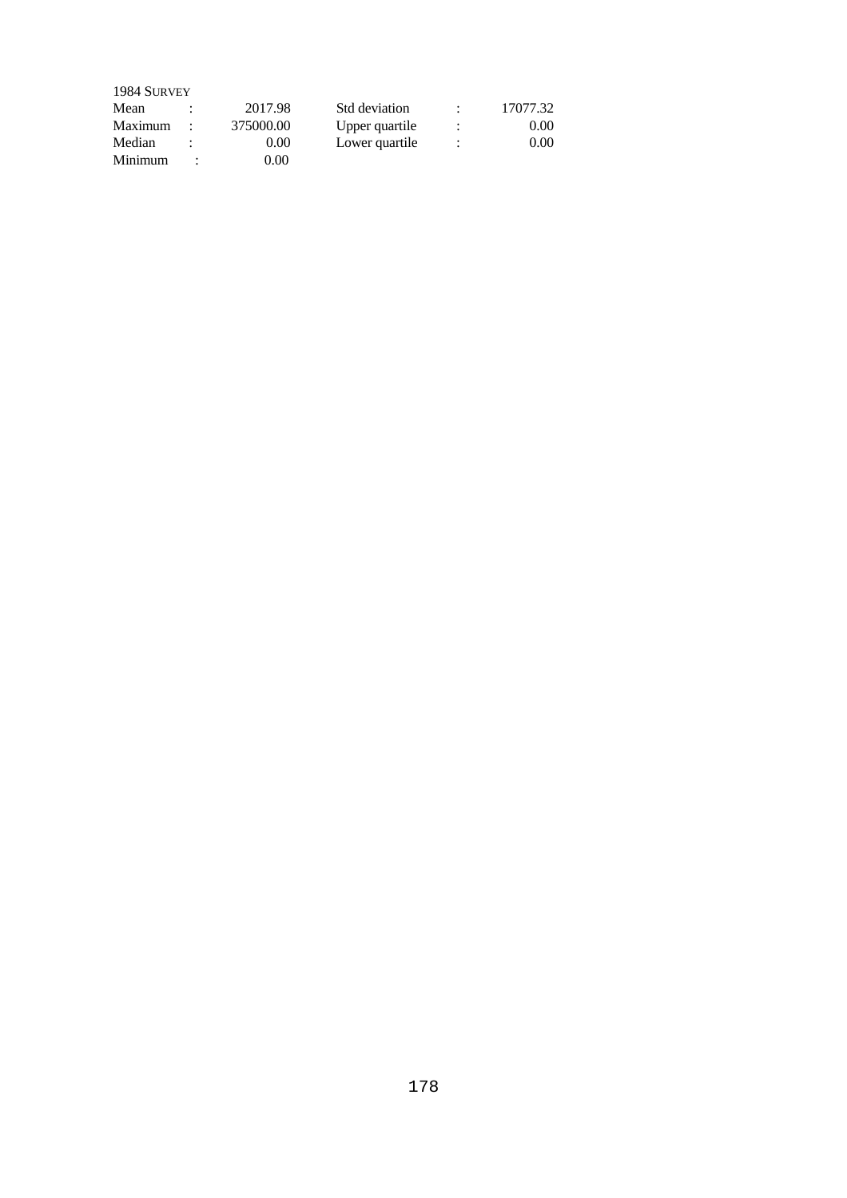1984 SURVEY

| | | | | | |
|---|---|---|---|---|---|
| Mean | : | 2017.98 | Std deviation | : | 17077.32 |
| Maximum | : | 375000.00 | Upper quartile | : | 0.00 |
| Median | : | 0.00 | Lower quartile | : | 0.00 |
| Minimum | : | 0.00 | | | |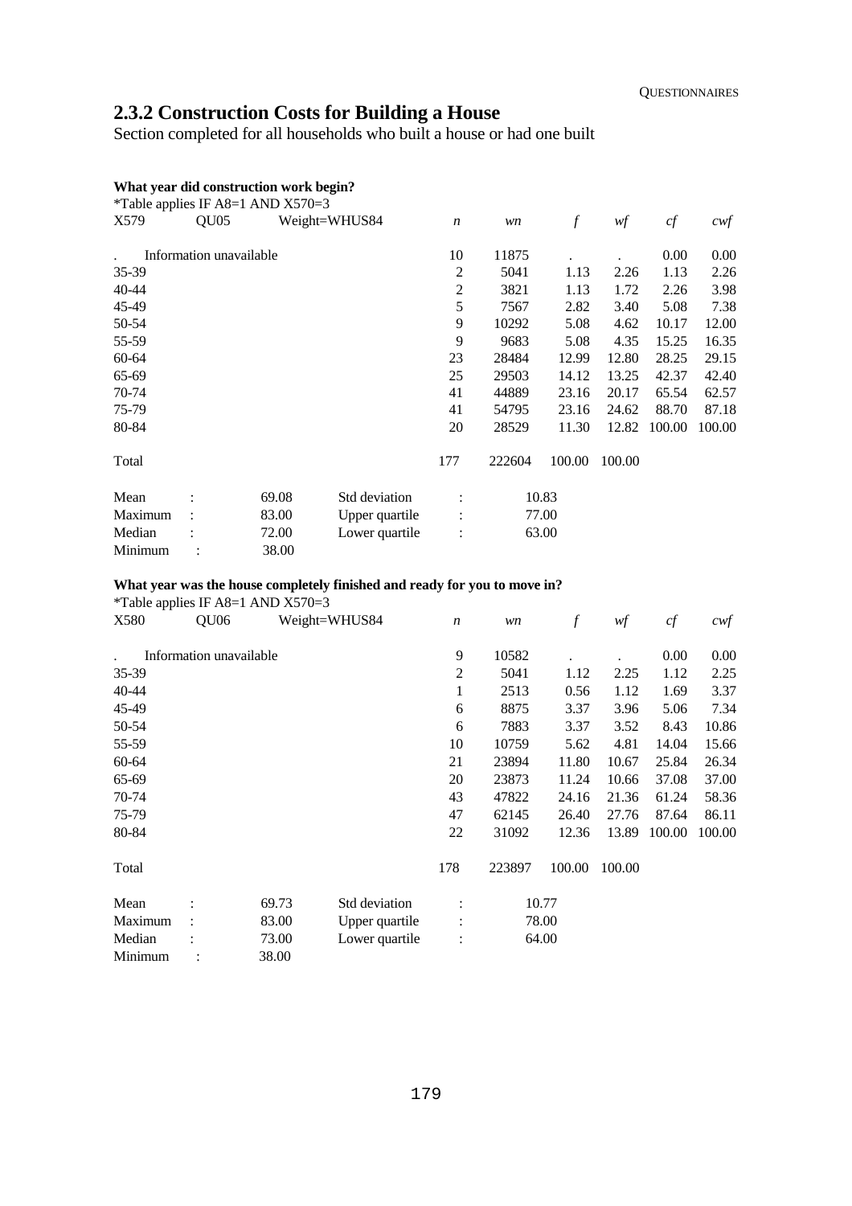## 2.3.2 Construction Costs for Building a House

Section completed for all households who built a house or had one built

**What year did construction work begin?**

*Table applies IF A8=1 AND X570=3

| X579 | QU05 | Weight=WHUS84 | *n* | *wn* | *f* | *wf* | *cf* | *cwf* |
|---|---|---|---|---|---|---|---|---|
| . | Information unavailable | | 10 | 11875 | . | . | 0.00 | 0.00 |
| 35-39 | | | 2 | 5041 | 1.13 | 2.26 | 1.13 | 2.26 |
| 40-44 | | | 2 | 3821 | 1.13 | 1.72 | 2.26 | 3.98 |
| 45-49 | | | 5 | 7567 | 2.82 | 3.40 | 5.08 | 7.38 |
| 50-54 | | | 9 | 10292 | 5.08 | 4.62 | 10.17 | 12.00 |
| 55-59 | | | 9 | 9683 | 5.08 | 4.35 | 15.25 | 16.35 |
| 60-64 | | | 23 | 28484 | 12.99 | 12.80 | 28.25 | 29.15 |
| 65-69 | | | 25 | 29503 | 14.12 | 13.25 | 42.37 | 42.40 |
| 70-74 | | | 41 | 44889 | 23.16 | 20.17 | 65.54 | 62.57 |
| 75-79 | | | 41 | 54795 | 23.16 | 24.62 | 88.70 | 87.18 |
| 80-84 | | | 20 | 28529 | 11.30 | 12.82 | 100.00 | 100.00 |
| Total | | | 177 | 222604 | 100.00 | 100.00 | | |

| | | | | | |
|---|---|---|---|---|---|
| Mean | : | 69.08 | Std deviation | : | 10.83 |
| Maximum | : | 83.00 | Upper quartile | : | 77.00 |
| Median | : | 72.00 | Lower quartile | : | 63.00 |
| Minimum | : | 38.00 | | | |

**What year was the house completely finished and ready for you to move in?**

*Table applies IF A8=1 AND X570=3

| X580 | QU06 | Weight=WHUS84 | *n* | *wn* | *f* | *wf* | *cf* | *cwf* |
|---|---|---|---|---|---|---|---|---|
| . | Information unavailable | | 9 | 10582 | . | . | 0.00 | 0.00 |
| 35-39 | | | 2 | 5041 | 1.12 | 2.25 | 1.12 | 2.25 |
| 40-44 | | | 1 | 2513 | 0.56 | 1.12 | 1.69 | 3.37 |
| 45-49 | | | 6 | 8875 | 3.37 | 3.96 | 5.06 | 7.34 |
| 50-54 | | | 6 | 7883 | 3.37 | 3.52 | 8.43 | 10.86 |
| 55-59 | | | 10 | 10759 | 5.62 | 4.81 | 14.04 | 15.66 |
| 60-64 | | | 21 | 23894 | 11.80 | 10.67 | 25.84 | 26.34 |
| 65-69 | | | 20 | 23873 | 11.24 | 10.66 | 37.08 | 37.00 |
| 70-74 | | | 43 | 47822 | 24.16 | 21.36 | 61.24 | 58.36 |
| 75-79 | | | 47 | 62145 | 26.40 | 27.76 | 87.64 | 86.11 |
| 80-84 | | | 22 | 31092 | 12.36 | 13.89 | 100.00 | 100.00 |
| Total | | | 178 | 223897 | 100.00 | 100.00 | | |

| | | | | | |
|---|---|---|---|---|---|
| Mean | : | 69.73 | Std deviation | : | 10.77 |
| Maximum | : | 83.00 | Upper quartile | : | 78.00 |
| Median | : | 73.00 | Lower quartile | : | 64.00 |
| Minimum | : | 38.00 | | | |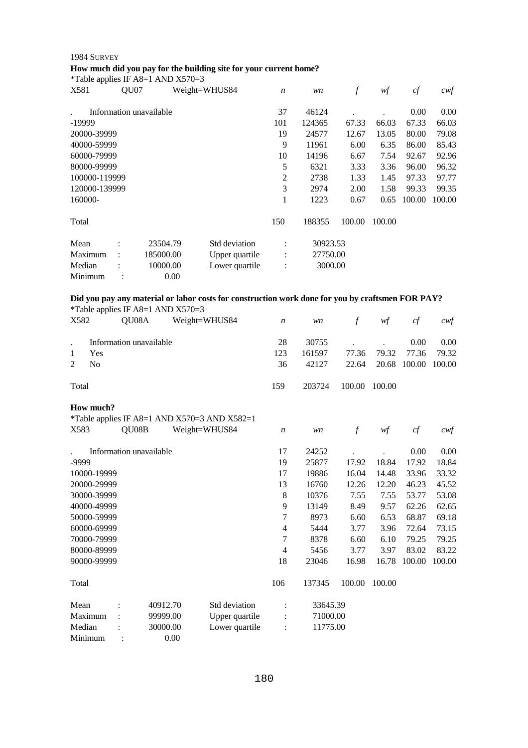1984 SURVEY

**How much did you pay for the building site for your current home?**

*Table applies IF A8=1 AND X570=3

| X581 | QU07 | Weight=WHUS84 | *n* | *wn* | *f* | *wf* | *cf* | *cwf* |
|---|---|---|---|---|---|---|---|---|
| . | Information unavailable | | 37 | 46124 | . | . | 0.00 | 0.00 |
| -19999 | | | 101 | 124365 | 67.33 | 66.03 | 67.33 | 66.03 |
| 20000-39999 | | | 19 | 24577 | 12.67 | 13.05 | 80.00 | 79.08 |
| 40000-59999 | | | 9 | 11961 | 6.00 | 6.35 | 86.00 | 85.43 |
| 60000-79999 | | | 10 | 14196 | 6.67 | 7.54 | 92.67 | 92.96 |
| 80000-99999 | | | 5 | 6321 | 3.33 | 3.36 | 96.00 | 96.32 |
| 100000-119999 | | | 2 | 2738 | 1.33 | 1.45 | 97.33 | 97.77 |
| 120000-139999 | | | 3 | 2974 | 2.00 | 1.58 | 99.33 | 99.35 |
| 160000- | | | 1 | 1223 | 0.67 | 0.65 | 100.00 | 100.00 |
| Total | | | 150 | 188355 | 100.00 | 100.00 | | |

| | | | | |
|---|---|---|---|---|
| Mean | : 23504.79 | Std deviation | : | 30923.53 |
| Maximum | : 185000.00 | Upper quartile | : | 27750.00 |
| Median | : 10000.00 | Lower quartile | : | 3000.00 |
| Minimum | : 0.00 | | | |

**Did you pay any material or labor costs for construction work done for you by craftsmen FOR PAY?**

*Table applies IF A8=1 AND X570=3

| X582 | QU08A | Weight=WHUS84 | *n* | *wn* | *f* | *wf* | *cf* | *cwf* |
|---|---|---|---|---|---|---|---|---|
| . | Information unavailable | | 28 | 30755 | . | . | 0.00 | 0.00 |
| 1 | Yes | | 123 | 161597 | 77.36 | 79.32 | 77.36 | 79.32 |
| 2 | No | | 36 | 42127 | 22.64 | 20.68 | 100.00 | 100.00 |
| Total | | | 159 | 203724 | 100.00 | 100.00 | | |

**How much?**

*Table applies IF A8=1 AND X570=3 AND X582=1

| X583 | QU08B | Weight=WHUS84 | *n* | *wn* | *f* | *wf* | *cf* | *cwf* |
|---|---|---|---|---|---|---|---|---|
| . | Information unavailable | | 17 | 24252 | . | . | 0.00 | 0.00 |
| -9999 | | | 19 | 25877 | 17.92 | 18.84 | 17.92 | 18.84 |
| 10000-19999 | | | 17 | 19886 | 16.04 | 14.48 | 33.96 | 33.32 |
| 20000-29999 | | | 13 | 16760 | 12.26 | 12.20 | 46.23 | 45.52 |
| 30000-39999 | | | 8 | 10376 | 7.55 | 7.55 | 53.77 | 53.08 |
| 40000-49999 | | | 9 | 13149 | 8.49 | 9.57 | 62.26 | 62.65 |
| 50000-59999 | | | 7 | 8973 | 6.60 | 6.53 | 68.87 | 69.18 |
| 60000-69999 | | | 4 | 5444 | 3.77 | 3.96 | 72.64 | 73.15 |
| 70000-79999 | | | 7 | 8378 | 6.60 | 6.10 | 79.25 | 79.25 |
| 80000-89999 | | | 4 | 5456 | 3.77 | 3.97 | 83.02 | 83.22 |
| 90000-99999 | | | 18 | 23046 | 16.98 | 16.78 | 100.00 | 100.00 |
| Total | | | 106 | 137345 | 100.00 | 100.00 | | |

| | | | | |
|---|---|---|---|---|
| Mean | : 40912.70 | Std deviation | : | 33645.39 |
| Maximum | : 99999.00 | Upper quartile | : | 71000.00 |
| Median | : 30000.00 | Lower quartile | : | 11775.00 |
| Minimum | : 0.00 | | | |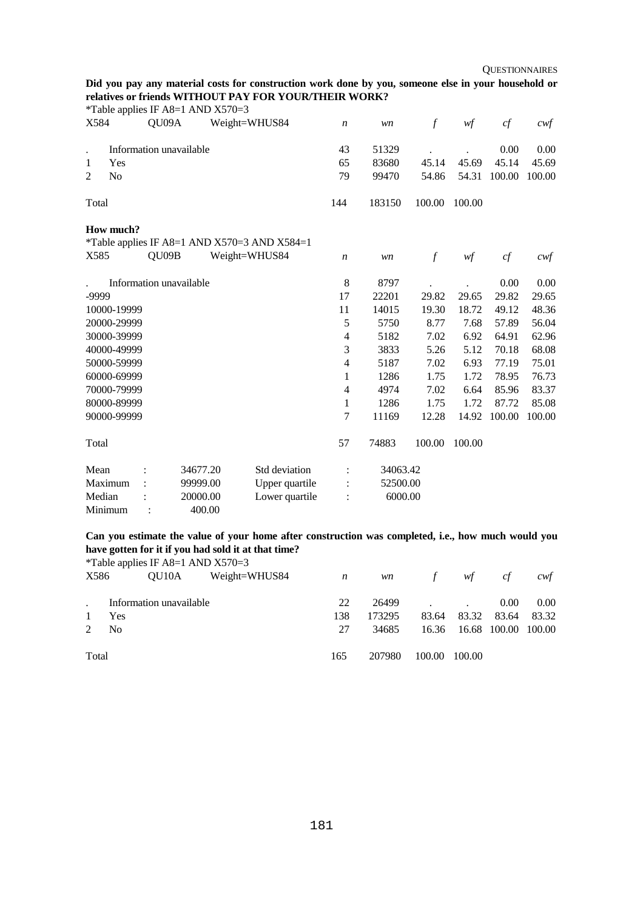**Did you pay any material costs for construction work done by you, someone else in your household or relatives or friends WITHOUT PAY FOR YOUR/THEIR WORK?**

*Table applies IF A8=1 AND X570=3

| X584 | QU09A Weight=WHUS84 | *n* | *wn* | *f* | *wf* | *cf* | *cwf* |
|---|---|---|---|---|---|---|---|
| . | Information unavailable | 43 | 51329 | . | . | 0.00 | 0.00 |
| 1 | Yes | 65 | 83680 | 45.14 | 45.69 | 45.14 | 45.69 |
| 2 | No | 79 | 99470 | 54.86 | 54.31 | 100.00 | 100.00 |
| Total | | 144 | 183150 | 100.00 | 100.00 | | |

**How much?**

*Table applies IF A8=1 AND X570=3 AND X584=1

| X585 | QU09B Weight=WHUS84 | *n* | *wn* | *f* | *wf* | *cf* | *cwf* |
|---|---|---|---|---|---|---|---|
| . | Information unavailable | 8 | 8797 | . | . | 0.00 | 0.00 |
| -9999 | | 17 | 22201 | 29.82 | 29.65 | 29.82 | 29.65 |
| 10000-19999 | | 11 | 14015 | 19.30 | 18.72 | 49.12 | 48.36 |
| 20000-29999 | | 5 | 5750 | 8.77 | 7.68 | 57.89 | 56.04 |
| 30000-39999 | | 4 | 5182 | 7.02 | 6.92 | 64.91 | 62.96 |
| 40000-49999 | | 3 | 3833 | 5.26 | 5.12 | 70.18 | 68.08 |
| 50000-59999 | | 4 | 5187 | 7.02 | 6.93 | 77.19 | 75.01 |
| 60000-69999 | | 1 | 1286 | 1.75 | 1.72 | 78.95 | 76.73 |
| 70000-79999 | | 4 | 4974 | 7.02 | 6.64 | 85.96 | 83.37 |
| 80000-89999 | | 1 | 1286 | 1.75 | 1.72 | 87.72 | 85.08 |
| 90000-99999 | | 7 | 11169 | 12.28 | 14.92 | 100.00 | 100.00 |
| Total | | 57 | 74883 | 100.00 | 100.00 | | |

| | | | |
|---|---|---|---|
| Mean : | 34677.20 | Std deviation : | 34063.42 |
| Maximum : | 99999.00 | Upper quartile : | 52500.00 |
| Median : | 20000.00 | Lower quartile : | 6000.00 |
| Minimum : | 400.00 | | |

**Can you estimate the value of your home after construction was completed, i.e., how much would you have gotten for it if you had sold it at that time?**

*Table applies IF A8=1 AND X570=3

| X586 | QU10A Weight=WHUS84 | *n* | *wn* | *f* | *wf* | *cf* | *cwf* |
|---|---|---|---|---|---|---|---|
| . | Information unavailable | 22 | 26499 | . | . | 0.00 | 0.00 |
| 1 | Yes | 138 | 173295 | 83.64 | 83.32 | 83.64 | 83.32 |
| 2 | No | 27 | 34685 | 16.36 | 16.68 | 100.00 | 100.00 |
| Total | | 165 | 207980 | 100.00 | 100.00 | | |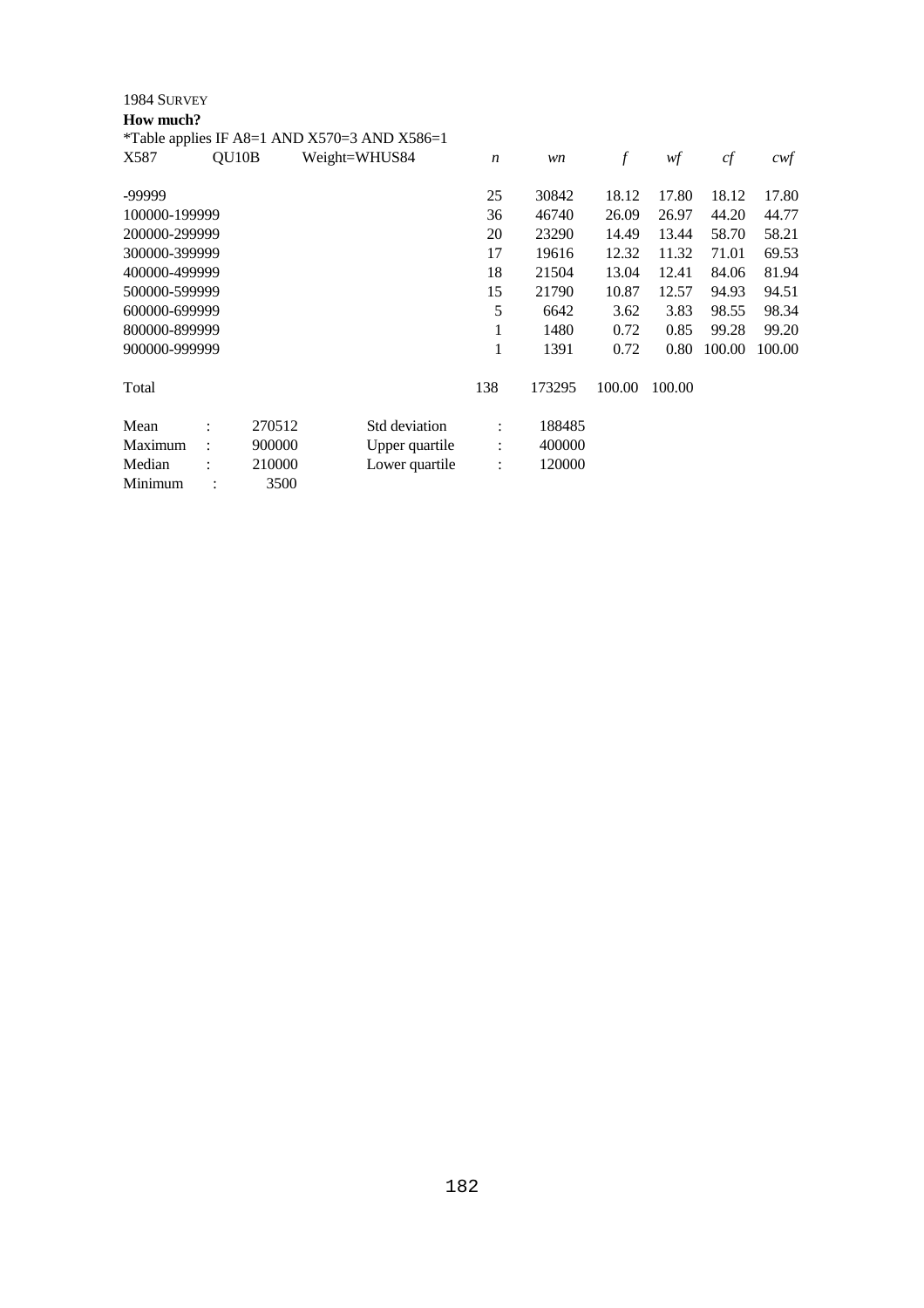1984 SURVEY

**How much?**

*Table applies IF A8=1 AND X570=3 AND X586=1

| X587 | QU10B | Weight=WHUS84 | *n* | *wn* | *f* | *wf* | *cf* | *cwf* |
|---|---|---|---|---|---|---|---|---|
| -99999 | | | 25 | 30842 | 18.12 | 17.80 | 18.12 | 17.80 |
| 100000-199999 | | | 36 | 46740 | 26.09 | 26.97 | 44.20 | 44.77 |
| 200000-299999 | | | 20 | 23290 | 14.49 | 13.44 | 58.70 | 58.21 |
| 300000-399999 | | | 17 | 19616 | 12.32 | 11.32 | 71.01 | 69.53 |
| 400000-499999 | | | 18 | 21504 | 13.04 | 12.41 | 84.06 | 81.94 |
| 500000-599999 | | | 15 | 21790 | 10.87 | 12.57 | 94.93 | 94.51 |
| 600000-699999 | | | 5 | 6642 | 3.62 | 3.83 | 98.55 | 98.34 |
| 800000-899999 | | | 1 | 1480 | 0.72 | 0.85 | 99.28 | 99.20 |
| 900000-999999 | | | 1 | 1391 | 0.72 | 0.80 | 100.00 | 100.00 |
| Total | | | 138 | 173295 | 100.00 | 100.00 | | |

| | | | | | |
|---|---|---|---|---|---|
| Mean | : | 270512 | Std deviation | : | 188485 |
| Maximum | : | 900000 | Upper quartile | : | 400000 |
| Median | : | 210000 | Lower quartile | : | 120000 |
| Minimum | : | 3500 | | | |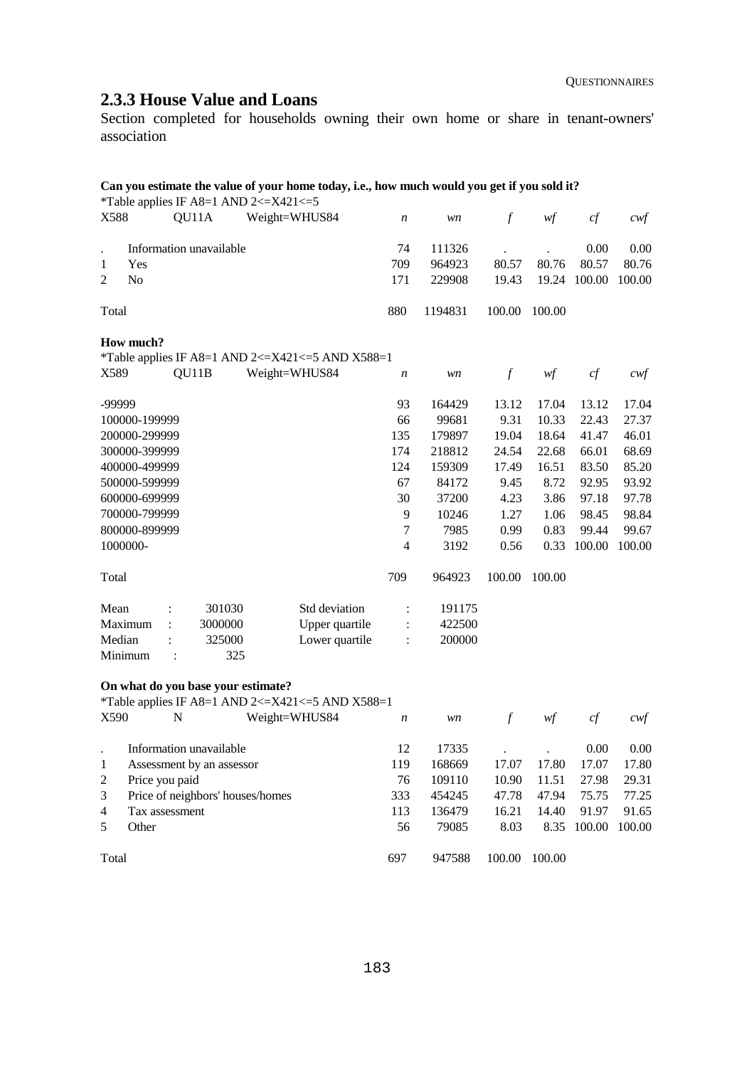### 2.3.3 House Value and Loans

Section completed for households owning their own home or share in tenant-owners' association

**Can you estimate the value of your home today, i.e., how much would you get if you sold it?**

*Table applies IF A8=1 AND 2<=X421<=5

| X588 | QU11A | Weight=WHUS84 | *n* | *wn* | *f* | *wf* | *cf* | *cwf* |
|---|---|---|---|---|---|---|---|---|
| . | Information unavailable | | 74 | 111326 | . | . | 0.00 | 0.00 |
| 1 | Yes | | 709 | 964923 | 80.57 | 80.76 | 80.57 | 80.76 |
| 2 | No | | 171 | 229908 | 19.43 | 19.24 | 100.00 | 100.00 |
| Total | | | 880 | 1194831 | 100.00 | 100.00 | | |

**How much?**

*Table applies IF A8=1 AND 2<=X421<=5 AND X588=1

| X589 | QU11B | Weight=WHUS84 | *n* | *wn* | *f* | *wf* | *cf* | *cwf* |
|---|---|---|---|---|---|---|---|---|
| -99999 | | | 93 | 164429 | 13.12 | 17.04 | 13.12 | 17.04 |
| 100000-199999 | | | 66 | 99681 | 9.31 | 10.33 | 22.43 | 27.37 |
| 200000-299999 | | | 135 | 179897 | 19.04 | 18.64 | 41.47 | 46.01 |
| 300000-399999 | | | 174 | 218812 | 24.54 | 22.68 | 66.01 | 68.69 |
| 400000-499999 | | | 124 | 159309 | 17.49 | 16.51 | 83.50 | 85.20 |
| 500000-599999 | | | 67 | 84172 | 9.45 | 8.72 | 92.95 | 93.92 |
| 600000-699999 | | | 30 | 37200 | 4.23 | 3.86 | 97.18 | 97.78 |
| 700000-799999 | | | 9 | 10246 | 1.27 | 1.06 | 98.45 | 98.84 |
| 800000-899999 | | | 7 | 7985 | 0.99 | 0.83 | 99.44 | 99.67 |
| 1000000- | | | 4 | 3192 | 0.56 | 0.33 | 100.00 | 100.00 |
| Total | | | 709 | 964923 | 100.00 | 100.00 | | |

| | | | | | |
|---|---|---|---|---|---|
| Mean | : | 301030 | Std deviation | : | 191175 |
| Maximum | : | 3000000 | Upper quartile | : | 422500 |
| Median | : | 325000 | Lower quartile | : | 200000 |
| Minimum | : | 325 | | | |

**On what do you base your estimate?**

*Table applies IF A8=1 AND 2<=X421<=5 AND X588=1

| X590 | N | Weight=WHUS84 | *n* | *wn* | *f* | *wf* | *cf* | *cwf* |
|---|---|---|---|---|---|---|---|---|
| . | Information unavailable | | 12 | 17335 | . | . | 0.00 | 0.00 |
| 1 | Assessment by an assessor | | 119 | 168669 | 17.07 | 17.80 | 17.07 | 17.80 |
| 2 | Price you paid | | 76 | 109110 | 10.90 | 11.51 | 27.98 | 29.31 |
| 3 | Price of neighbors' houses/homes | | 333 | 454245 | 47.78 | 47.94 | 75.75 | 77.25 |
| 4 | Tax assessment | | 113 | 136479 | 16.21 | 14.40 | 91.97 | 91.65 |
| 5 | Other | | 56 | 79085 | 8.03 | 8.35 | 100.00 | 100.00 |
| Total | | | 697 | 947588 | 100.00 | 100.00 | | |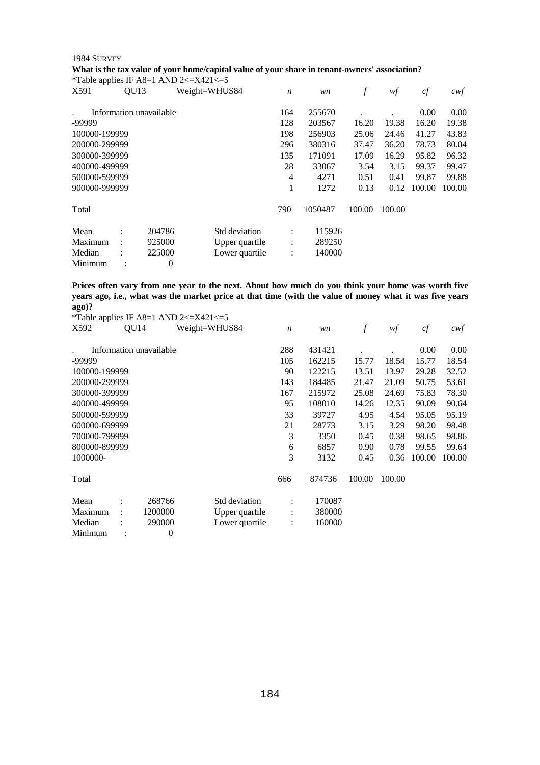1984 SURVEY

**What is the tax value of your home/capital value of your share in tenant-owners' association?**

*Table applies IF A8=1 AND 2<=X421<=5

| X591 | QU13 | Weight=WHUS84 | *n* | *wn* | *f* | *wf* | *cf* | *cwf* |
|---|---|---|---|---|---|---|---|---|
| . | Information unavailable | | 164 | 255670 | . | . | 0.00 | 0.00 |
| -99999 | | | 128 | 203567 | 16.20 | 19.38 | 16.20 | 19.38 |
| 100000-199999 | | | 198 | 256903 | 25.06 | 24.46 | 41.27 | 43.83 |
| 200000-299999 | | | 296 | 380316 | 37.47 | 36.20 | 78.73 | 80.04 |
| 300000-399999 | | | 135 | 171091 | 17.09 | 16.29 | 95.82 | 96.32 |
| 400000-499999 | | | 28 | 33067 | 3.54 | 3.15 | 99.37 | 99.47 |
| 500000-599999 | | | 4 | 4271 | 0.51 | 0.41 | 99.87 | 99.88 |
| 900000-999999 | | | 1 | 1272 | 0.13 | 0.12 | 100.00 | 100.00 |
| Total | | | 790 | 1050487 | 100.00 | 100.00 | | |

| | | | | |
|---|---|---|---|---|
| Mean | : 204786 | Std deviation | : | 115926 |
| Maximum | : 925000 | Upper quartile | : | 289250 |
| Median | : 225000 | Lower quartile | : | 140000 |
| Minimum | : 0 | | | |

**Prices often vary from one year to the next. About how much do you think your home was worth five years ago, i.e., what was the market price at that time (with the value of money what it was five years ago)?**

*Table applies IF A8=1 AND 2<=X421<=5

| X592 | QU14 | Weight=WHUS84 | *n* | *wn* | *f* | *wf* | *cf* | *cwf* |
|---|---|---|---|---|---|---|---|---|
| . | Information unavailable | | 288 | 431421 | . | . | 0.00 | 0.00 |
| -99999 | | | 105 | 162215 | 15.77 | 18.54 | 15.77 | 18.54 |
| 100000-199999 | | | 90 | 122215 | 13.51 | 13.97 | 29.28 | 32.52 |
| 200000-299999 | | | 143 | 184485 | 21.47 | 21.09 | 50.75 | 53.61 |
| 300000-399999 | | | 167 | 215972 | 25.08 | 24.69 | 75.83 | 78.30 |
| 400000-499999 | | | 95 | 108010 | 14.26 | 12.35 | 90.09 | 90.64 |
| 500000-599999 | | | 33 | 39727 | 4.95 | 4.54 | 95.05 | 95.19 |
| 600000-699999 | | | 21 | 28773 | 3.15 | 3.29 | 98.20 | 98.48 |
| 700000-799999 | | | 3 | 3350 | 0.45 | 0.38 | 98.65 | 98.86 |
| 800000-899999 | | | 6 | 6857 | 0.90 | 0.78 | 99.55 | 99.64 |
| 1000000- | | | 3 | 3132 | 0.45 | 0.36 | 100.00 | 100.00 |
| Total | | | 666 | 874736 | 100.00 | 100.00 | | |

| | | | | |
|---|---|---|---|---|
| Mean | : 268766 | Std deviation | : | 170087 |
| Maximum | : 1200000 | Upper quartile | : | 380000 |
| Median | : 290000 | Lower quartile | : | 160000 |
| Minimum | : 0 | | | |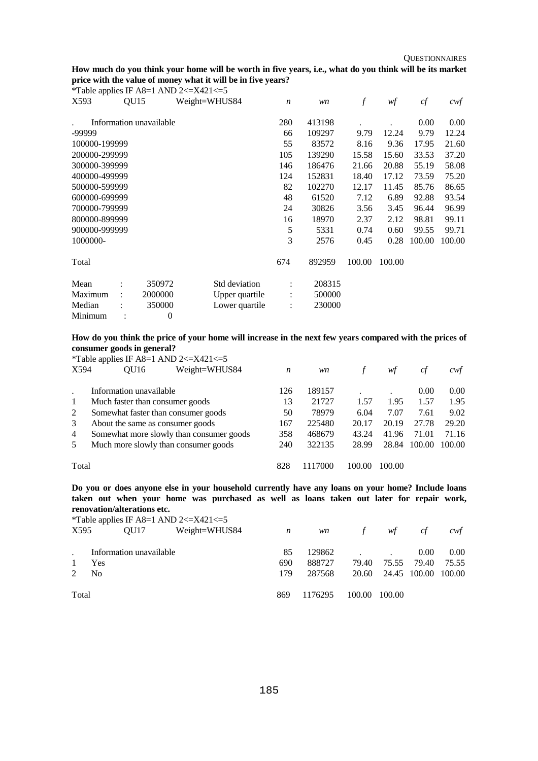**How much do you think your home will be worth in five years, i.e., what do you think will be its market price with the value of money what it will be in five years?**

*Table applies IF A8=1 AND 2<=X421<=5

| X593 | QU15 | Weight=WHUS84 | *n* | *wn* | *f* | *wf* | *cf* | *cwf* |
|---|---|---|---|---|---|---|---|---|
| . | Information unavailable | | 280 | 413198 | . | . | 0.00 | 0.00 |
| -99999 | | | 66 | 109297 | 9.79 | 12.24 | 9.79 | 12.24 |
| 100000-199999 | | | 55 | 83572 | 8.16 | 9.36 | 17.95 | 21.60 |
| 200000-299999 | | | 105 | 139290 | 15.58 | 15.60 | 33.53 | 37.20 |
| 300000-399999 | | | 146 | 186476 | 21.66 | 20.88 | 55.19 | 58.08 |
| 400000-499999 | | | 124 | 152831 | 18.40 | 17.12 | 73.59 | 75.20 |
| 500000-599999 | | | 82 | 102270 | 12.17 | 11.45 | 85.76 | 86.65 |
| 600000-699999 | | | 48 | 61520 | 7.12 | 6.89 | 92.88 | 93.54 |
| 700000-799999 | | | 24 | 30826 | 3.56 | 3.45 | 96.44 | 96.99 |
| 800000-899999 | | | 16 | 18970 | 2.37 | 2.12 | 98.81 | 99.11 |
| 900000-999999 | | | 5 | 5331 | 0.74 | 0.60 | 99.55 | 99.71 |
| 1000000- | | | 3 | 2576 | 0.45 | 0.28 | 100.00 | 100.00 |
| Total | | | 674 | 892959 | 100.00 | 100.00 | | |

| | | | | | |
|---|---|---|---|---|---|
| Mean | : | 350972 | Std deviation | : | 208315 |
| Maximum | : | 2000000 | Upper quartile | : | 500000 |
| Median | : | 350000 | Lower quartile | : | 230000 |
| Minimum | : | 0 | | | |

**How do you think the price of your home will increase in the next few years compared with the prices of consumer goods in general?**

*Table applies IF A8=1 AND 2<=X421<=5

| X594 | QU16 | Weight=WHUS84 | *n* | *wn* | *f* | *wf* | *cf* | *cwf* |
|---|---|---|---|---|---|---|---|---|
| . | Information unavailable | | 126 | 189157 | . | . | 0.00 | 0.00 |
| 1 | Much faster than consumer goods | | 13 | 21727 | 1.57 | 1.95 | 1.57 | 1.95 |
| 2 | Somewhat faster than consumer goods | | 50 | 78979 | 6.04 | 7.07 | 7.61 | 9.02 |
| 3 | About the same as consumer goods | | 167 | 225480 | 20.17 | 20.19 | 27.78 | 29.20 |
| 4 | Somewhat more slowly than consumer goods | | 358 | 468679 | 43.24 | 41.96 | 71.01 | 71.16 |
| 5 | Much more slowly than consumer goods | | 240 | 322135 | 28.99 | 28.84 | 100.00 | 100.00 |
| Total | | | 828 | 1117000 | 100.00 | 100.00 | | |

**Do you or does anyone else in your household currently have any loans on your home? Include loans taken out when your home was purchased as well as loans taken out later for repair work, renovation/alterations etc.**

*Table applies IF A8=1 AND 2<=X421<=5

| X595 | QU17 | Weight=WHUS84 | *n* | *wn* | *f* | *wf* | *cf* | *cwf* |
|---|---|---|---|---|---|---|---|---|
| . | Information unavailable | | 85 | 129862 | . | . | 0.00 | 0.00 |
| 1 | Yes | | 690 | 888727 | 79.40 | 75.55 | 79.40 | 75.55 |
| 2 | No | | 179 | 287568 | 20.60 | 24.45 | 100.00 | 100.00 |
| Total | | | 869 | 1176295 | 100.00 | 100.00 | | |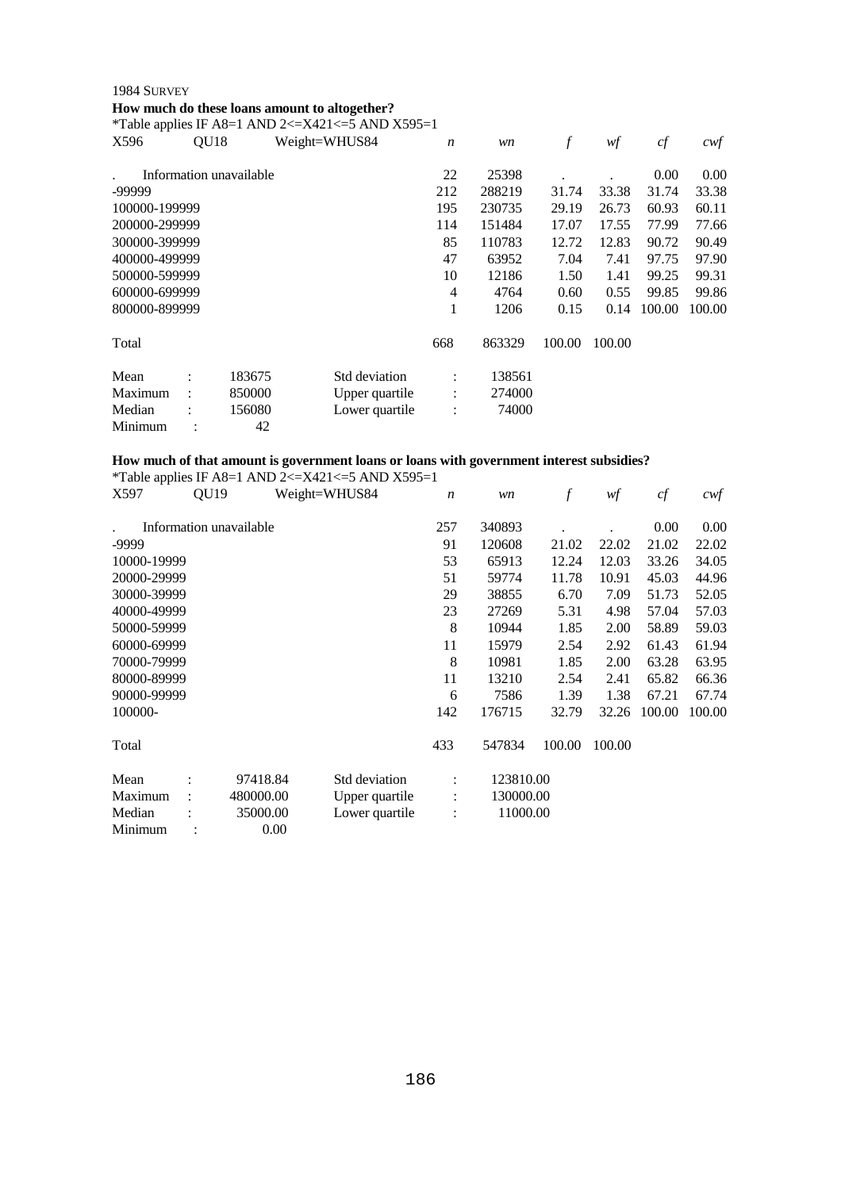1984 SURVEY

**How much do these loans amount to altogether?**

*Table applies IF A8=1 AND 2<=X421<=5 AND X595=1

| X596 | QU18 | Weight=WHUS84 | *n* | *wn* | *f* | *wf* | *cf* | *cwf* |
|---|---|---|---|---|---|---|---|---|
| . | Information unavailable | | 22 | 25398 | . | . | 0.00 | 0.00 |
| -99999 | | | 212 | 288219 | 31.74 | 33.38 | 31.74 | 33.38 |
| 100000-199999 | | | 195 | 230735 | 29.19 | 26.73 | 60.93 | 60.11 |
| 200000-299999 | | | 114 | 151484 | 17.07 | 17.55 | 77.99 | 77.66 |
| 300000-399999 | | | 85 | 110783 | 12.72 | 12.83 | 90.72 | 90.49 |
| 400000-499999 | | | 47 | 63952 | 7.04 | 7.41 | 97.75 | 97.90 |
| 500000-599999 | | | 10 | 12186 | 1.50 | 1.41 | 99.25 | 99.31 |
| 600000-699999 | | | 4 | 4764 | 0.60 | 0.55 | 99.85 | 99.86 |
| 800000-899999 | | | 1 | 1206 | 0.15 | 0.14 | 100.00 | 100.00 |
| Total | | | 668 | 863329 | 100.00 | 100.00 | | |

| | | | | |
|---|---|---|---|---|
| Mean | : 183675 | Std deviation | : | 138561 |
| Maximum | : 850000 | Upper quartile | : | 274000 |
| Median | : 156080 | Lower quartile | : | 74000 |
| Minimum | : 42 | | | |

**How much of that amount is government loans or loans with government interest subsidies?**

*Table applies IF A8=1 AND 2<=X421<=5 AND X595=1

| X597 | QU19 | Weight=WHUS84 | *n* | *wn* | *f* | *wf* | *cf* | *cwf* |
|---|---|---|---|---|---|---|---|---|
| . | Information unavailable | | 257 | 340893 | . | . | 0.00 | 0.00 |
| -9999 | | | 91 | 120608 | 21.02 | 22.02 | 21.02 | 22.02 |
| 10000-19999 | | | 53 | 65913 | 12.24 | 12.03 | 33.26 | 34.05 |
| 20000-29999 | | | 51 | 59774 | 11.78 | 10.91 | 45.03 | 44.96 |
| 30000-39999 | | | 29 | 38855 | 6.70 | 7.09 | 51.73 | 52.05 |
| 40000-49999 | | | 23 | 27269 | 5.31 | 4.98 | 57.04 | 57.03 |
| 50000-59999 | | | 8 | 10944 | 1.85 | 2.00 | 58.89 | 59.03 |
| 60000-69999 | | | 11 | 15979 | 2.54 | 2.92 | 61.43 | 61.94 |
| 70000-79999 | | | 8 | 10981 | 1.85 | 2.00 | 63.28 | 63.95 |
| 80000-89999 | | | 11 | 13210 | 2.54 | 2.41 | 65.82 | 66.36 |
| 90000-99999 | | | 6 | 7586 | 1.39 | 1.38 | 67.21 | 67.74 |
| 100000- | | | 142 | 176715 | 32.79 | 32.26 | 100.00 | 100.00 |
| Total | | | 433 | 547834 | 100.00 | 100.00 | | |

| | | | | |
|---|---|---|---|---|
| Mean | : 97418.84 | Std deviation | : | 123810.00 |
| Maximum | : 480000.00 | Upper quartile | : | 130000.00 |
| Median | : 35000.00 | Lower quartile | : | 11000.00 |
| Minimum | : 0.00 | | | |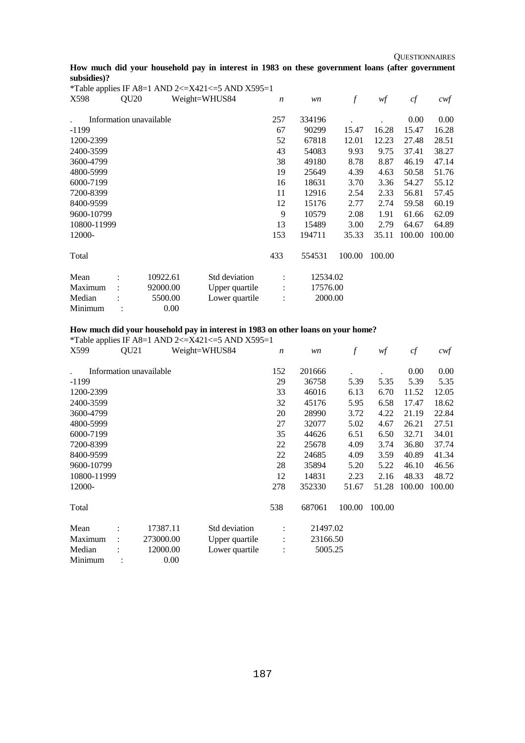**How much did your household pay in interest in 1983 on these government loans (after government subsidies)?**

*Table applies IF A8=1 AND 2<=X421<=5 AND X595=1

| X598 | QU20 | Weight=WHUS84 | *n* | *wn* | *f* | *wf* | *cf* | *cwf* |
|---|---|---|---|---|---|---|---|---|
| . | Information unavailable | | 257 | 334196 | . | . | 0.00 | 0.00 |
| -1199 | | | 67 | 90299 | 15.47 | 16.28 | 15.47 | 16.28 |
| 1200-2399 | | | 52 | 67818 | 12.01 | 12.23 | 27.48 | 28.51 |
| 2400-3599 | | | 43 | 54083 | 9.93 | 9.75 | 37.41 | 38.27 |
| 3600-4799 | | | 38 | 49180 | 8.78 | 8.87 | 46.19 | 47.14 |
| 4800-5999 | | | 19 | 25649 | 4.39 | 4.63 | 50.58 | 51.76 |
| 6000-7199 | | | 16 | 18631 | 3.70 | 3.36 | 54.27 | 55.12 |
| 7200-8399 | | | 11 | 12916 | 2.54 | 2.33 | 56.81 | 57.45 |
| 8400-9599 | | | 12 | 15176 | 2.77 | 2.74 | 59.58 | 60.19 |
| 9600-10799 | | | 9 | 10579 | 2.08 | 1.91 | 61.66 | 62.09 |
| 10800-11999 | | | 13 | 15489 | 3.00 | 2.79 | 64.67 | 64.89 |
| 12000- | | | 153 | 194711 | 35.33 | 35.11 | 100.00 | 100.00 |
| Total | | | 433 | 554531 | 100.00 | 100.00 | | |

| | | | | | |
|---|---|---|---|---|---|
| Mean | : | 10922.61 | Std deviation | : | 12534.02 |
| Maximum | : | 92000.00 | Upper quartile | : | 17576.00 |
| Median | : | 5500.00 | Lower quartile | : | 2000.00 |
| Minimum | : | 0.00 | | | |

**How much did your household pay in interest in 1983 on other loans on your home?**

*Table applies IF A8=1 AND 2<=X421<=5 AND X595=1

| X599 | QU21 | Weight=WHUS84 | *n* | *wn* | *f* | *wf* | *cf* | *cwf* |
|---|---|---|---|---|---|---|---|---|
| . | Information unavailable | | 152 | 201666 | . | . | 0.00 | 0.00 |
| -1199 | | | 29 | 36758 | 5.39 | 5.35 | 5.39 | 5.35 |
| 1200-2399 | | | 33 | 46016 | 6.13 | 6.70 | 11.52 | 12.05 |
| 2400-3599 | | | 32 | 45176 | 5.95 | 6.58 | 17.47 | 18.62 |
| 3600-4799 | | | 20 | 28990 | 3.72 | 4.22 | 21.19 | 22.84 |
| 4800-5999 | | | 27 | 32077 | 5.02 | 4.67 | 26.21 | 27.51 |
| 6000-7199 | | | 35 | 44626 | 6.51 | 6.50 | 32.71 | 34.01 |
| 7200-8399 | | | 22 | 25678 | 4.09 | 3.74 | 36.80 | 37.74 |
| 8400-9599 | | | 22 | 24685 | 4.09 | 3.59 | 40.89 | 41.34 |
| 9600-10799 | | | 28 | 35894 | 5.20 | 5.22 | 46.10 | 46.56 |
| 10800-11999 | | | 12 | 14831 | 2.23 | 2.16 | 48.33 | 48.72 |
| 12000- | | | 278 | 352330 | 51.67 | 51.28 | 100.00 | 100.00 |
| Total | | | 538 | 687061 | 100.00 | 100.00 | | |

| | | | | | |
|---|---|---|---|---|---|
| Mean | : | 17387.11 | Std deviation | : | 21497.02 |
| Maximum | : | 273000.00 | Upper quartile | : | 23166.50 |
| Median | : | 12000.00 | Lower quartile | : | 5005.25 |
| Minimum | : | 0.00 | | | |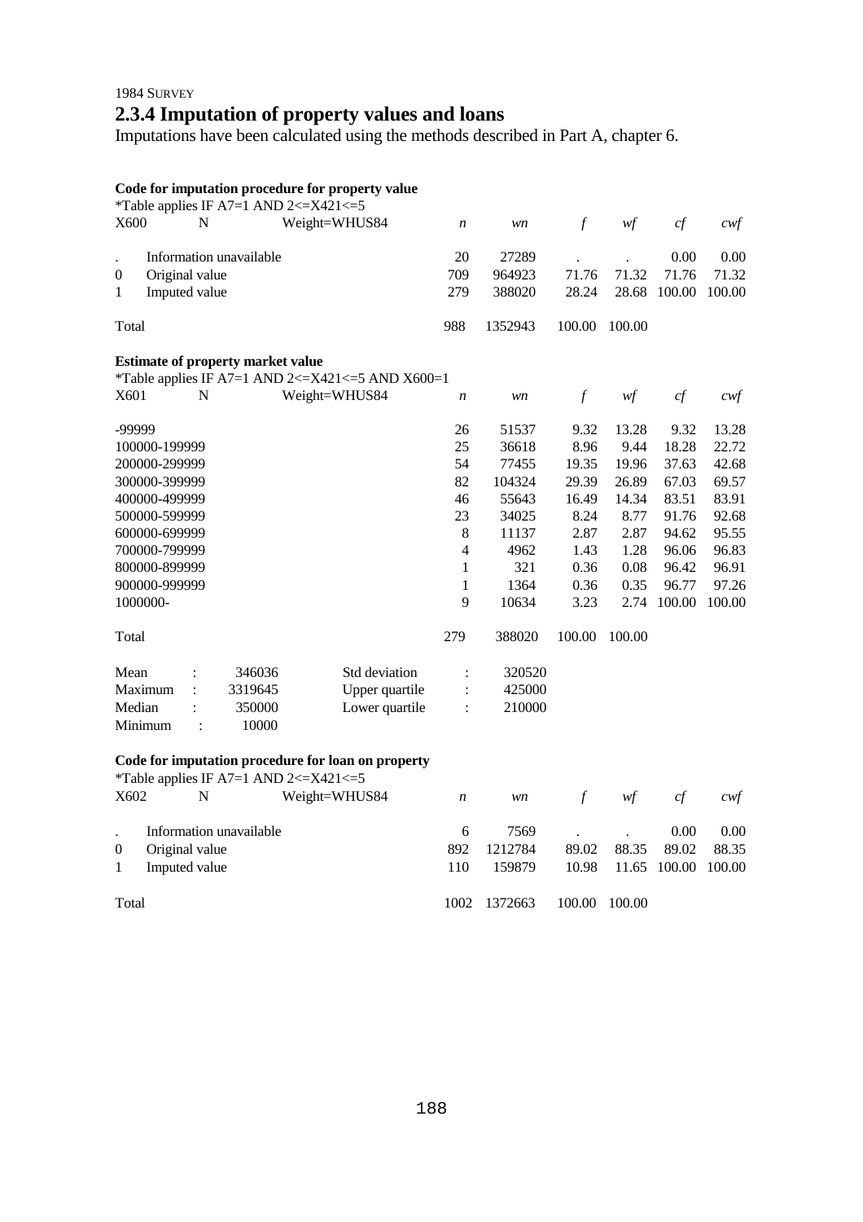1984 SURVEY

## 2.3.4 Imputation of property values and loans

Imputations have been calculated using the methods described in Part A, chapter 6.

**Code for imputation procedure for property value**

*Table applies IF A7=1 AND 2<=X421<=5

| X600 | N | Weight=WHUS84 | *n* | *wn* | *f* | *wf* | *cf* | *cwf* |
|---|---|---|---|---|---|---|---|---|
| . | Information unavailable | | 20 | 27289 | . | . | 0.00 | 0.00 |
| 0 | Original value | | 709 | 964923 | 71.76 | 71.32 | 71.76 | 71.32 |
| 1 | Imputed value | | 279 | 388020 | 28.24 | 28.68 | 100.00 | 100.00 |
| Total | | | 988 | 1352943 | 100.00 | 100.00 | | |

**Estimate of property market value**

*Table applies IF A7=1 AND 2<=X421<=5 AND X600=1

| X601 | N | Weight=WHUS84 | *n* | *wn* | *f* | *wf* | *cf* | *cwf* |
|---|---|---|---|---|---|---|---|---|
| -99999 | | | 26 | 51537 | 9.32 | 13.28 | 9.32 | 13.28 |
| 100000-199999 | | | 25 | 36618 | 8.96 | 9.44 | 18.28 | 22.72 |
| 200000-299999 | | | 54 | 77455 | 19.35 | 19.96 | 37.63 | 42.68 |
| 300000-399999 | | | 82 | 104324 | 29.39 | 26.89 | 67.03 | 69.57 |
| 400000-499999 | | | 46 | 55643 | 16.49 | 14.34 | 83.51 | 83.91 |
| 500000-599999 | | | 23 | 34025 | 8.24 | 8.77 | 91.76 | 92.68 |
| 600000-699999 | | | 8 | 11137 | 2.87 | 2.87 | 94.62 | 95.55 |
| 700000-799999 | | | 4 | 4962 | 1.43 | 1.28 | 96.06 | 96.83 |
| 800000-899999 | | | 1 | 321 | 0.36 | 0.08 | 96.42 | 96.91 |
| 900000-999999 | | | 1 | 1364 | 0.36 | 0.35 | 96.77 | 97.26 |
| 1000000- | | | 9 | 10634 | 3.23 | 2.74 | 100.00 | 100.00 |
| Total | | | 279 | 388020 | 100.00 | 100.00 | | |

| | | | | |
|---|---|---|---|---|
| Mean | : 346036 | Std deviation | : | 320520 |
| Maximum | : 3319645 | Upper quartile | : | 425000 |
| Median | : 350000 | Lower quartile | : | 210000 |
| Minimum | : 10000 | | | |

**Code for imputation procedure for loan on property**

*Table applies IF A7=1 AND 2<=X421<=5

| X602 | N | Weight=WHUS84 | *n* | *wn* | *f* | *wf* | *cf* | *cwf* |
|---|---|---|---|---|---|---|---|---|
| . | Information unavailable | | 6 | 7569 | . | . | 0.00 | 0.00 |
| 0 | Original value | | 892 | 1212784 | 89.02 | 88.35 | 89.02 | 88.35 |
| 1 | Imputed value | | 110 | 159879 | 10.98 | 11.65 | 100.00 | 100.00 |
| Total | | | 1002 | 1372663 | 100.00 | 100.00 | | |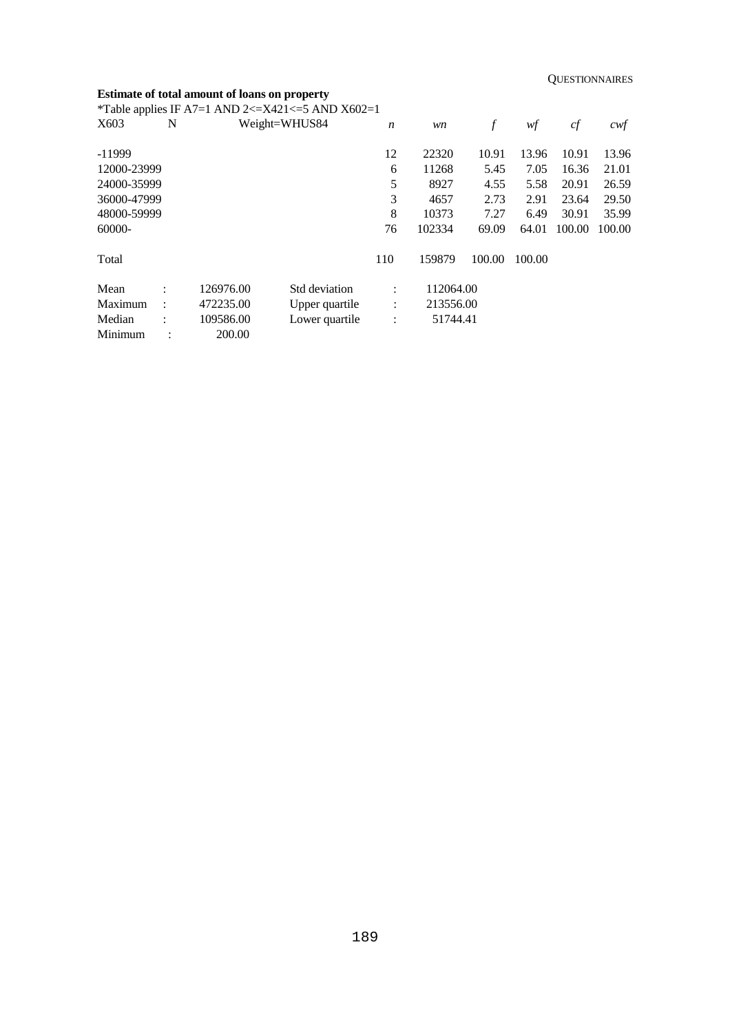**Estimate of total amount of loans on property**

*Table applies IF A7=1 AND 2<=X421<=5 AND X602=1

| X603 | N | Weight=WHUS84 | *n* | *wn* | *f* | *wf* | *cf* | *cwf* |
|---|---|---|---|---|---|---|---|---|
| -11999 | | | 12 | 22320 | 10.91 | 13.96 | 10.91 | 13.96 |
| 12000-23999 | | | 6 | 11268 | 5.45 | 7.05 | 16.36 | 21.01 |
| 24000-35999 | | | 5 | 8927 | 4.55 | 5.58 | 20.91 | 26.59 |
| 36000-47999 | | | 3 | 4657 | 2.73 | 2.91 | 23.64 | 29.50 |
| 48000-59999 | | | 8 | 10373 | 7.27 | 6.49 | 30.91 | 35.99 |
| 60000- | | | 76 | 102334 | 69.09 | 64.01 | 100.00 | 100.00 |
| Total | | | 110 | 159879 | 100.00 | 100.00 | | |

| | | | | |
|---|---|---|---|---|
| Mean | : | 126976.00 | Std deviation | : 112064.00 |
| Maximum | : | 472235.00 | Upper quartile | : 213556.00 |
| Median | : | 109586.00 | Lower quartile | : 51744.41 |
| Minimum | : | 200.00 | | |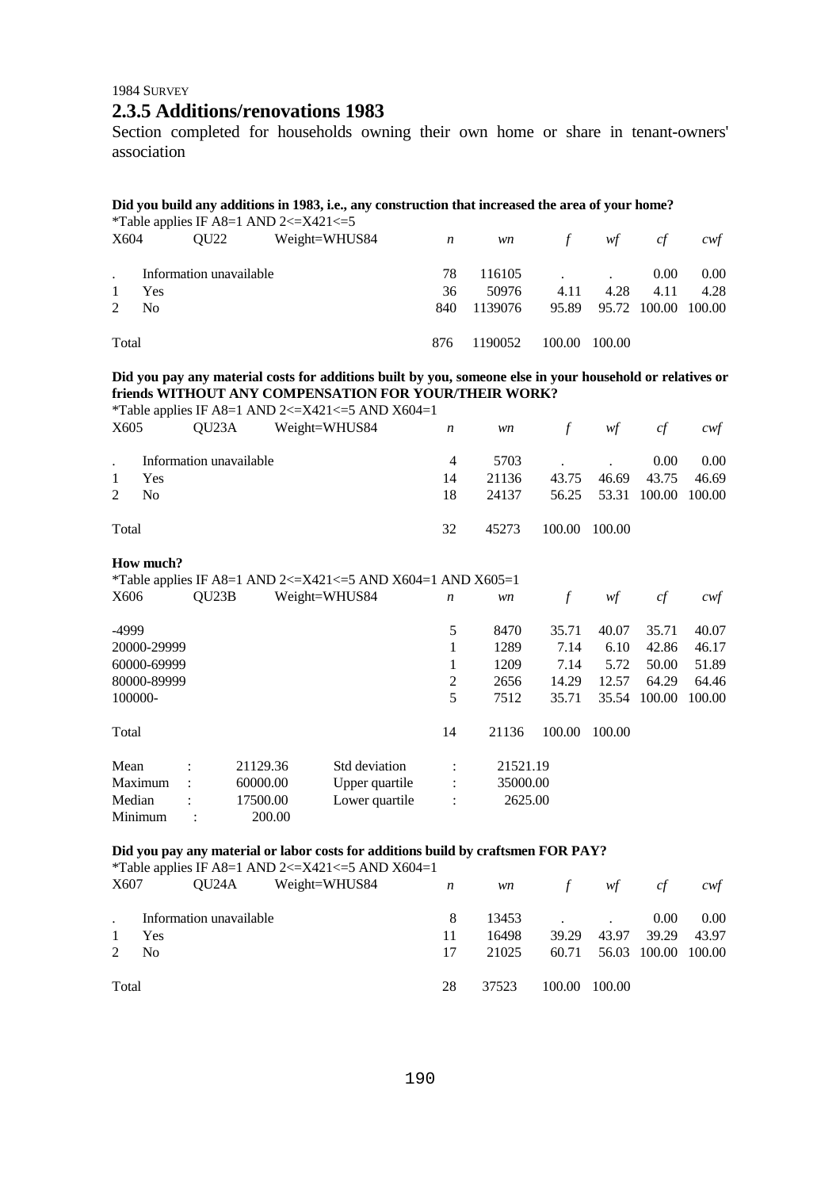1984 SURVEY

## 2.3.5 Additions/renovations 1983

Section completed for households owning their own home or share in tenant-owners' association

**Did you build any additions in 1983, i.e., any construction that increased the area of your home?**

*Table applies IF A8=1 AND 2<=X421<=5

| X604 | QU22 Weight=WHUS84 | *n* | *wn* | *f* | *wf* | *cf* | *cwf* |
|---|---|---|---|---|---|---|---|
| . | Information unavailable | 78 | 116105 | . | . | 0.00 | 0.00 |
| 1 | Yes | 36 | 50976 | 4.11 | 4.28 | 4.11 | 4.28 |
| 2 | No | 840 | 1139076 | 95.89 | 95.72 | 100.00 | 100.00 |
| Total | | 876 | 1190052 | 100.00 | 100.00 | | |

**Did you pay any material costs for additions built by you, someone else in your household or relatives or friends WITHOUT ANY COMPENSATION FOR YOUR/THEIR WORK?**

*Table applies IF A8=1 AND 2<=X421<=5 AND X604=1

| X605 | QU23A Weight=WHUS84 | *n* | *wn* | *f* | *wf* | *cf* | *cwf* |
|---|---|---|---|---|---|---|---|
| . | Information unavailable | 4 | 5703 | . | . | 0.00 | 0.00 |
| 1 | Yes | 14 | 21136 | 43.75 | 46.69 | 43.75 | 46.69 |
| 2 | No | 18 | 24137 | 56.25 | 53.31 | 100.00 | 100.00 |
| Total | | 32 | 45273 | 100.00 | 100.00 | | |

**How much?**

*Table applies IF A8=1 AND 2<=X421<=5 AND X604=1 AND X605=1

| X606 QU23B Weight=WHUS84 | *n* | *wn* | *f* | *wf* | *cf* | *cwf* |
|---|---|---|---|---|---|---|
| -4999 | 5 | 8470 | 35.71 | 40.07 | 35.71 | 40.07 |
| 20000-29999 | 1 | 1289 | 7.14 | 6.10 | 42.86 | 46.17 |
| 60000-69999 | 1 | 1209 | 7.14 | 5.72 | 50.00 | 51.89 |
| 80000-89999 | 2 | 2656 | 14.29 | 12.57 | 64.29 | 64.46 |
| 100000- | 5 | 7512 | 35.71 | 35.54 | 100.00 | 100.00 |
| Total | 14 | 21136 | 100.00 | 100.00 | | |

| | | | | |
|---|---|---|---|---|
| Mean | : 21129.36 | Std deviation | : | 21521.19 |
| Maximum | : 60000.00 | Upper quartile | : | 35000.00 |
| Median | : 17500.00 | Lower quartile | : | 2625.00 |
| Minimum | : 200.00 | | | |

**Did you pay any material or labor costs for additions build by craftsmen FOR PAY?**

*Table applies IF A8=1 AND 2<=X421<=5 AND X604=1

| X607 | QU24A Weight=WHUS84 | *n* | *wn* | *f* | *wf* | *cf* | *cwf* |
|---|---|---|---|---|---|---|---|
| . | Information unavailable | 8 | 13453 | . | . | 0.00 | 0.00 |
| 1 | Yes | 11 | 16498 | 39.29 | 43.97 | 39.29 | 43.97 |
| 2 | No | 17 | 21025 | 60.71 | 56.03 | 100.00 | 100.00 |
| Total | | 28 | 37523 | 100.00 | 100.00 | | |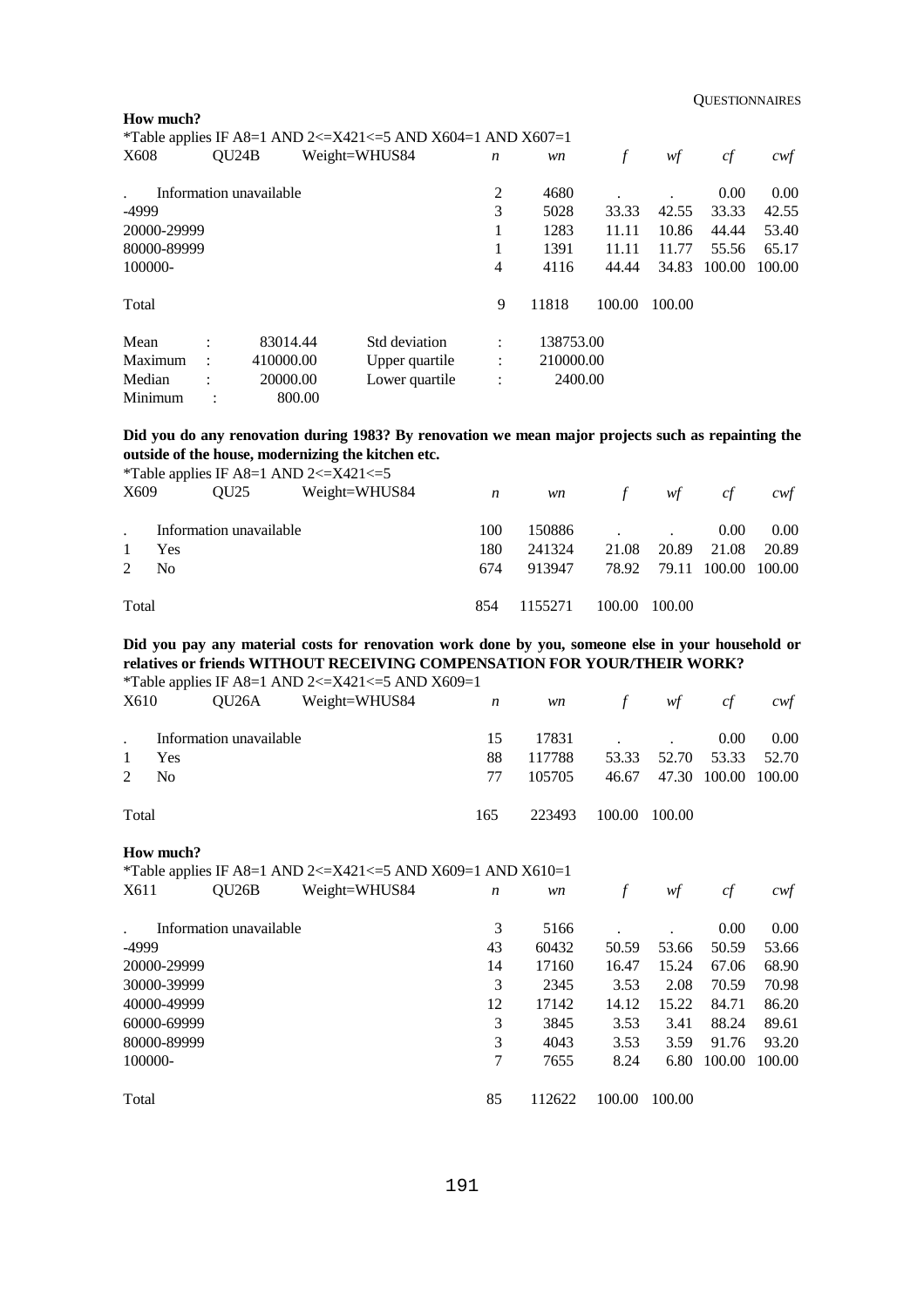**How much?**

*Table applies IF A8=1 AND 2<=X421<=5 AND X604=1 AND X607=1

| X608 | QU24B | Weight=WHUS84 | *n* | *wn* | *f* | *wf* | *cf* | *cwf* |
|---|---|---|---|---|---|---|---|---|
| . | Information unavailable | | 2 | 4680 | . | . | 0.00 | 0.00 |
| -4999 | | | 3 | 5028 | 33.33 | 42.55 | 33.33 | 42.55 |
| 20000-29999 | | | 1 | 1283 | 11.11 | 10.86 | 44.44 | 53.40 |
| 80000-89999 | | | 1 | 1391 | 11.11 | 11.77 | 55.56 | 65.17 |
| 100000- | | | 4 | 4116 | 44.44 | 34.83 | 100.00 | 100.00 |
| Total | | | 9 | 11818 | 100.00 | 100.00 | | |

| | | | | | |
|---|---|---|---|---|---|
| Mean | : | 83014.44 | Std deviation | : | 138753.00 |
| Maximum | : | 410000.00 | Upper quartile | : | 210000.00 |
| Median | : | 20000.00 | Lower quartile | : | 2400.00 |
| Minimum | : | 800.00 | | | |

**Did you do any renovation during 1983? By renovation we mean major projects such as repainting the outside of the house, modernizing the kitchen etc.**

*Table applies IF A8=1 AND 2<=X421<=5

| X609 | QU25 | Weight=WHUS84 | *n* | *wn* | *f* | *wf* | *cf* | *cwf* |
|---|---|---|---|---|---|---|---|---|
| . | Information unavailable | | 100 | 150886 | . | . | 0.00 | 0.00 |
| 1 | Yes | | 180 | 241324 | 21.08 | 20.89 | 21.08 | 20.89 |
| 2 | No | | 674 | 913947 | 78.92 | 79.11 | 100.00 | 100.00 |
| Total | | | 854 | 1155271 | 100.00 | 100.00 | | |

**Did you pay any material costs for renovation work done by you, someone else in your household or relatives or friends WITHOUT RECEIVING COMPENSATION FOR YOUR/THEIR WORK?**

*Table applies IF A8=1 AND 2<=X421<=5 AND X609=1

| X610 | QU26A | Weight=WHUS84 | *n* | *wn* | *f* | *wf* | *cf* | *cwf* |
|---|---|---|---|---|---|---|---|---|
| . | Information unavailable | | 15 | 17831 | . | . | 0.00 | 0.00 |
| 1 | Yes | | 88 | 117788 | 53.33 | 52.70 | 53.33 | 52.70 |
| 2 | No | | 77 | 105705 | 46.67 | 47.30 | 100.00 | 100.00 |
| Total | | | 165 | 223493 | 100.00 | 100.00 | | |

**How much?**

*Table applies IF A8=1 AND 2<=X421<=5 AND X609=1 AND X610=1

| X611 | QU26B | Weight=WHUS84 | *n* | *wn* | *f* | *wf* | *cf* | *cwf* |
|---|---|---|---|---|---|---|---|---|
| . | Information unavailable | | 3 | 5166 | . | . | 0.00 | 0.00 |
| -4999 | | | 43 | 60432 | 50.59 | 53.66 | 50.59 | 53.66 |
| 20000-29999 | | | 14 | 17160 | 16.47 | 15.24 | 67.06 | 68.90 |
| 30000-39999 | | | 3 | 2345 | 3.53 | 2.08 | 70.59 | 70.98 |
| 40000-49999 | | | 12 | 17142 | 14.12 | 15.22 | 84.71 | 86.20 |
| 60000-69999 | | | 3 | 3845 | 3.53 | 3.41 | 88.24 | 89.61 |
| 80000-89999 | | | 3 | 4043 | 3.53 | 3.59 | 91.76 | 93.20 |
| 100000- | | | 7 | 7655 | 8.24 | 6.80 | 100.00 | 100.00 |
| Total | | | 85 | 112622 | 100.00 | 100.00 | | |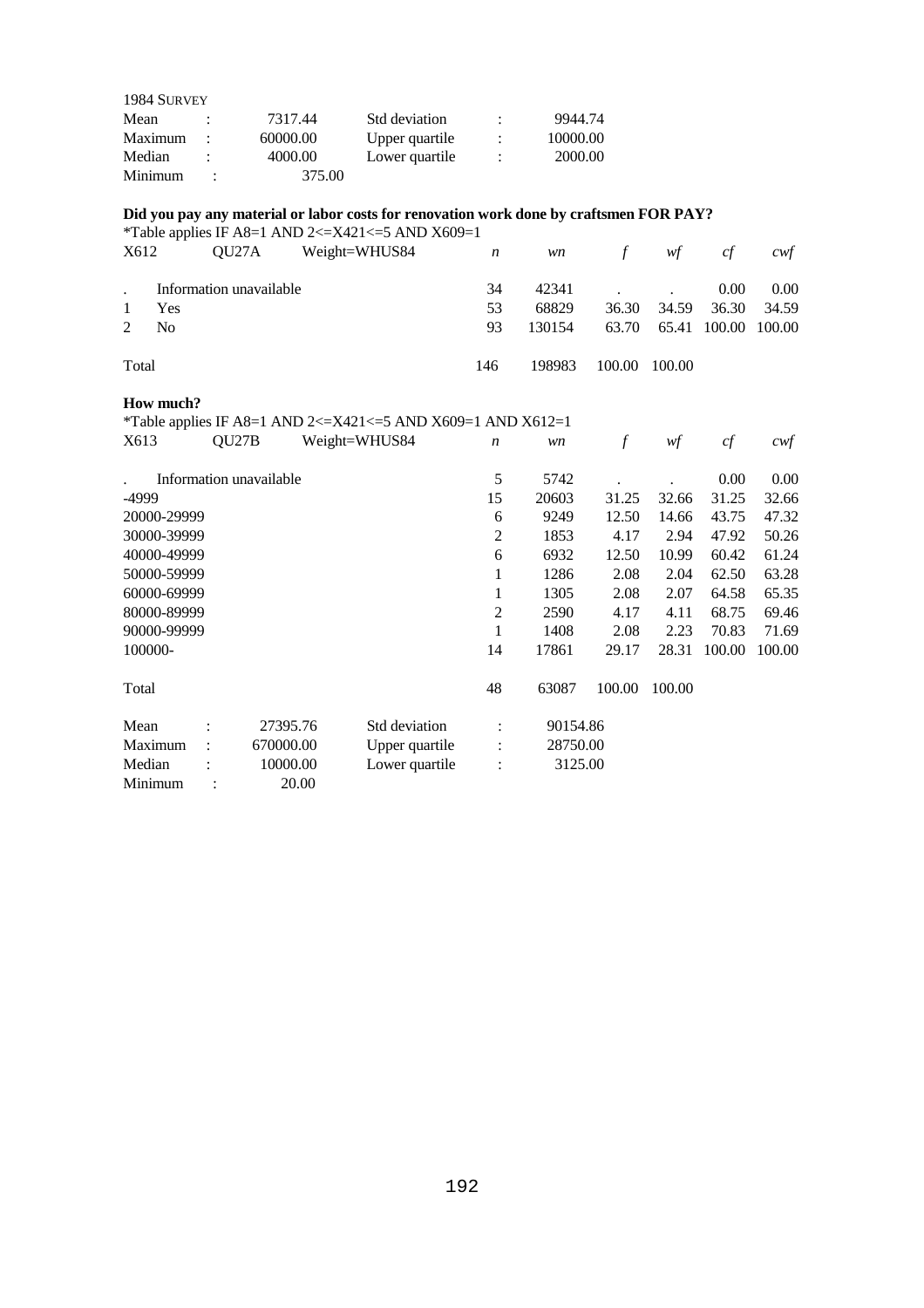1984 SURVEY

| | | | | |
|---|---|---|---|---|
| Mean | : 7317.44 | Std deviation | : | 9944.74 |
| Maximum | : 60000.00 | Upper quartile | : | 10000.00 |
| Median | : 4000.00 | Lower quartile | : | 2000.00 |
| Minimum | : 375.00 | | | |

**Did you pay any material or labor costs for renovation work done by craftsmen FOR PAY?**

*Table applies IF A8=1 AND 2<=X421<=5 AND X609=1

| X612 | QU27A Weight=WHUS84 | *n* | *wn* | *f* | *wf* | *cf* | *cwf* |
|---|---|---|---|---|---|---|---|
| . | Information unavailable | 34 | 42341 | . | . | 0.00 | 0.00 |
| 1 | Yes | 53 | 68829 | 36.30 | 34.59 | 36.30 | 34.59 |
| 2 | No | 93 | 130154 | 63.70 | 65.41 | 100.00 | 100.00 |
| Total | | 146 | 198983 | 100.00 | 100.00 | | |

**How much?**

*Table applies IF A8=1 AND 2<=X421<=5 AND X609=1 AND X612=1

| X613 | QU27B Weight=WHUS84 | *n* | *wn* | *f* | *wf* | *cf* | *cwf* |
|---|---|---|---|---|---|---|---|
| . | Information unavailable | 5 | 5742 | . | . | 0.00 | 0.00 |
| -4999 | | 15 | 20603 | 31.25 | 32.66 | 31.25 | 32.66 |
| 20000-29999 | | 6 | 9249 | 12.50 | 14.66 | 43.75 | 47.32 |
| 30000-39999 | | 2 | 1853 | 4.17 | 2.94 | 47.92 | 50.26 |
| 40000-49999 | | 6 | 6932 | 12.50 | 10.99 | 60.42 | 61.24 |
| 50000-59999 | | 1 | 1286 | 2.08 | 2.04 | 62.50 | 63.28 |
| 60000-69999 | | 1 | 1305 | 2.08 | 2.07 | 64.58 | 65.35 |
| 80000-89999 | | 2 | 2590 | 4.17 | 4.11 | 68.75 | 69.46 |
| 90000-99999 | | 1 | 1408 | 2.08 | 2.23 | 70.83 | 71.69 |
| 100000- | | 14 | 17861 | 29.17 | 28.31 | 100.00 | 100.00 |
| Total | | 48 | 63087 | 100.00 | 100.00 | | |

| | | | | |
|---|---|---|---|---|
| Mean | : 27395.76 | Std deviation | : | 90154.86 |
| Maximum | : 670000.00 | Upper quartile | : | 28750.00 |
| Median | : 10000.00 | Lower quartile | : | 3125.00 |
| Minimum | : 20.00 | | | |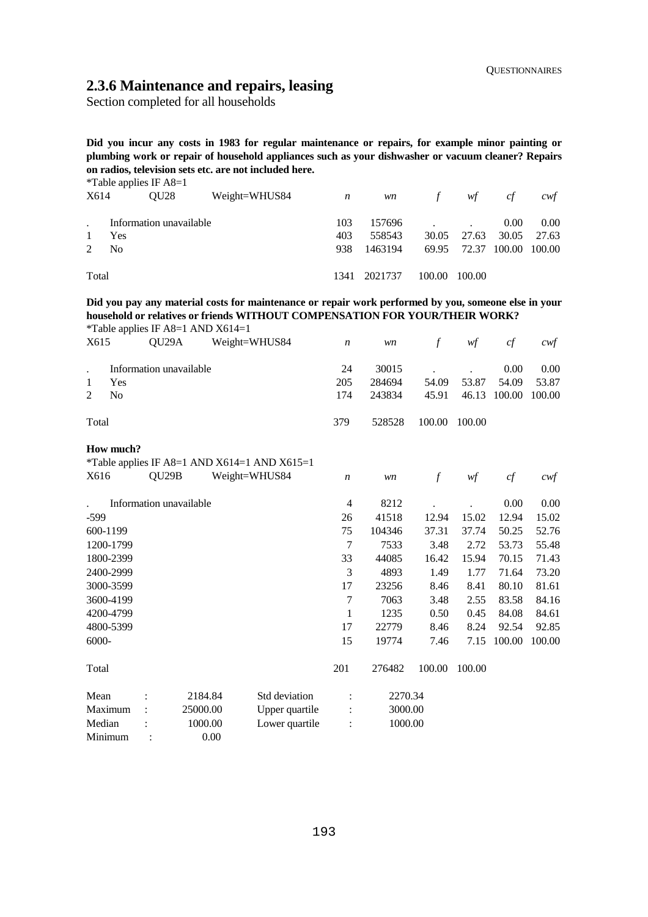## 2.3.6 Maintenance and repairs, leasing

Section completed for all households

**Did you incur any costs in 1983 for regular maintenance or repairs, for example minor painting or plumbing work or repair of household appliances such as your dishwasher or vacuum cleaner? Repairs on radios, television sets etc. are not included here.**

*Table applies IF A8=1

| X614 | QU28 | Weight=WHUS84 | *n* | *wn* | *f* | *wf* | *cf* | *cwf* |
|---|---|---|---|---|---|---|---|---|
| . | Information unavailable | | 103 | 157696 | . | . | 0.00 | 0.00 |
| 1 | Yes | | 403 | 558543 | 30.05 | 27.63 | 30.05 | 27.63 |
| 2 | No | | 938 | 1463194 | 69.95 | 72.37 | 100.00 | 100.00 |
| Total | | | 1341 | 2021737 | 100.00 | 100.00 | | |

**Did you pay any material costs for maintenance or repair work performed by you, someone else in your household or relatives or friends WITHOUT COMPENSATION FOR YOUR/THEIR WORK?**

*Table applies IF A8=1 AND X614=1

| X615 | QU29A | Weight=WHUS84 | *n* | *wn* | *f* | *wf* | *cf* | *cwf* |
|---|---|---|---|---|---|---|---|---|
| . | Information unavailable | | 24 | 30015 | . | . | 0.00 | 0.00 |
| 1 | Yes | | 205 | 284694 | 54.09 | 53.87 | 54.09 | 53.87 |
| 2 | No | | 174 | 243834 | 45.91 | 46.13 | 100.00 | 100.00 |
| Total | | | 379 | 528528 | 100.00 | 100.00 | | |

**How much?**

*Table applies IF A8=1 AND X614=1 AND X615=1

| X616 | QU29B | Weight=WHUS84 | *n* | *wn* | *f* | *wf* | *cf* | *cwf* |
|---|---|---|---|---|---|---|---|---|
| . | Information unavailable | | 4 | 8212 | . | . | 0.00 | 0.00 |
| -599 | | | 26 | 41518 | 12.94 | 15.02 | 12.94 | 15.02 |
| 600-1199 | | | 75 | 104346 | 37.31 | 37.74 | 50.25 | 52.76 |
| 1200-1799 | | | 7 | 7533 | 3.48 | 2.72 | 53.73 | 55.48 |
| 1800-2399 | | | 33 | 44085 | 16.42 | 15.94 | 70.15 | 71.43 |
| 2400-2999 | | | 3 | 4893 | 1.49 | 1.77 | 71.64 | 73.20 |
| 3000-3599 | | | 17 | 23256 | 8.46 | 8.41 | 80.10 | 81.61 |
| 3600-4199 | | | 7 | 7063 | 3.48 | 2.55 | 83.58 | 84.16 |
| 4200-4799 | | | 1 | 1235 | 0.50 | 0.45 | 84.08 | 84.61 |
| 4800-5399 | | | 17 | 22779 | 8.46 | 8.24 | 92.54 | 92.85 |
| 6000- | | | 15 | 19774 | 7.46 | 7.15 | 100.00 | 100.00 |
| Total | | | 201 | 276482 | 100.00 | 100.00 | | |

| | | | | | |
|---|---|---|---|---|---|
| Mean | : | 2184.84 | Std deviation | : | 2270.34 |
| Maximum | : | 25000.00 | Upper quartile | : | 3000.00 |
| Median | : | 1000.00 | Lower quartile | : | 1000.00 |
| Minimum | : | 0.00 | | | |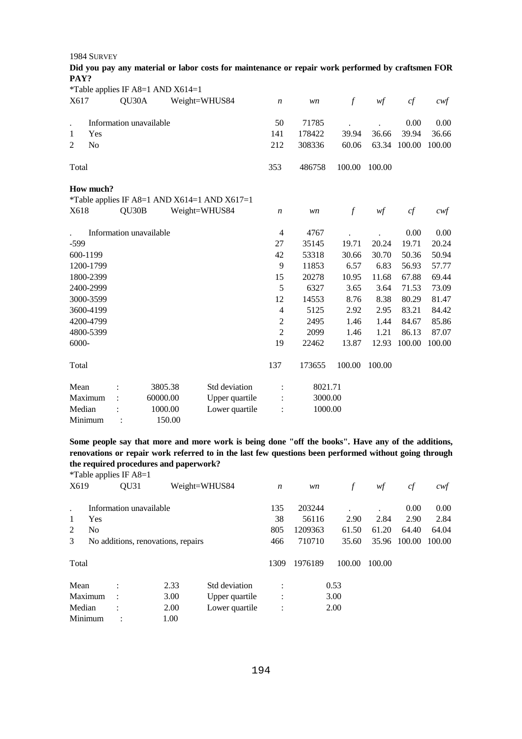1984 SURVEY

**Did you pay any material or labor costs for maintenance or repair work performed by craftsmen FOR PAY?**

*Table applies IF A8=1 AND X614=1

| X617 | QU30A | Weight=WHUS84 | *n* | *wn* | *f* | *wf* | *cf* | *cwf* |
|---|---|---|---|---|---|---|---|---|
| . | Information unavailable | | 50 | 71785 | . | . | 0.00 | 0.00 |
| 1 | Yes | | 141 | 178422 | 39.94 | 36.66 | 39.94 | 36.66 |
| 2 | No | | 212 | 308336 | 60.06 | 63.34 | 100.00 | 100.00 |
| Total | | | 353 | 486758 | 100.00 | 100.00 | | |

**How much?**

*Table applies IF A8=1 AND X614=1 AND X617=1

| X618 | QU30B | Weight=WHUS84 | *n* | *wn* | *f* | *wf* | *cf* | *cwf* |
|---|---|---|---|---|---|---|---|---|
| . | Information unavailable | | 4 | 4767 | . | . | 0.00 | 0.00 |
| -599 | | | 27 | 35145 | 19.71 | 20.24 | 19.71 | 20.24 |
| 600-1199 | | | 42 | 53318 | 30.66 | 30.70 | 50.36 | 50.94 |
| 1200-1799 | | | 9 | 11853 | 6.57 | 6.83 | 56.93 | 57.77 |
| 1800-2399 | | | 15 | 20278 | 10.95 | 11.68 | 67.88 | 69.44 |
| 2400-2999 | | | 5 | 6327 | 3.65 | 3.64 | 71.53 | 73.09 |
| 3000-3599 | | | 12 | 14553 | 8.76 | 8.38 | 80.29 | 81.47 |
| 3600-4199 | | | 4 | 5125 | 2.92 | 2.95 | 83.21 | 84.42 |
| 4200-4799 | | | 2 | 2495 | 1.46 | 1.44 | 84.67 | 85.86 |
| 4800-5399 | | | 2 | 2099 | 1.46 | 1.21 | 86.13 | 87.07 |
| 6000- | | | 19 | 22462 | 13.87 | 12.93 | 100.00 | 100.00 |
| Total | | | 137 | 173655 | 100.00 | 100.00 | | |

| | | | | | |
|---|---|---|---|---|---|
| Mean | : | 3805.38 | Std deviation | : | 8021.71 |
| Maximum | : | 60000.00 | Upper quartile | : | 3000.00 |
| Median | : | 1000.00 | Lower quartile | : | 1000.00 |
| Minimum | : | 150.00 | | | |

**Some people say that more and more work is being done "off the books". Have any of the additions, renovations or repair work referred to in the last few questions been performed without going through the required procedures and paperwork?**

*Table applies IF A8=1

| X619 | QU31 | Weight=WHUS84 | *n* | *wn* | *f* | *wf* | *cf* | *cwf* |
|---|---|---|---|---|---|---|---|---|
| . | Information unavailable | | 135 | 203244 | . | . | 0.00 | 0.00 |
| 1 | Yes | | 38 | 56116 | 2.90 | 2.84 | 2.90 | 2.84 |
| 2 | No | | 805 | 1209363 | 61.50 | 61.20 | 64.40 | 64.04 |
| 3 | No additions, renovations, repairs | | 466 | 710710 | 35.60 | 35.96 | 100.00 | 100.00 |
| Total | | | 1309 | 1976189 | 100.00 | 100.00 | | |

| | | | | | |
|---|---|---|---|---|---|
| Mean | : | 2.33 | Std deviation | : | 0.53 |
| Maximum | : | 3.00 | Upper quartile | : | 3.00 |
| Median | : | 2.00 | Lower quartile | : | 2.00 |
| Minimum | : | 1.00 | | | |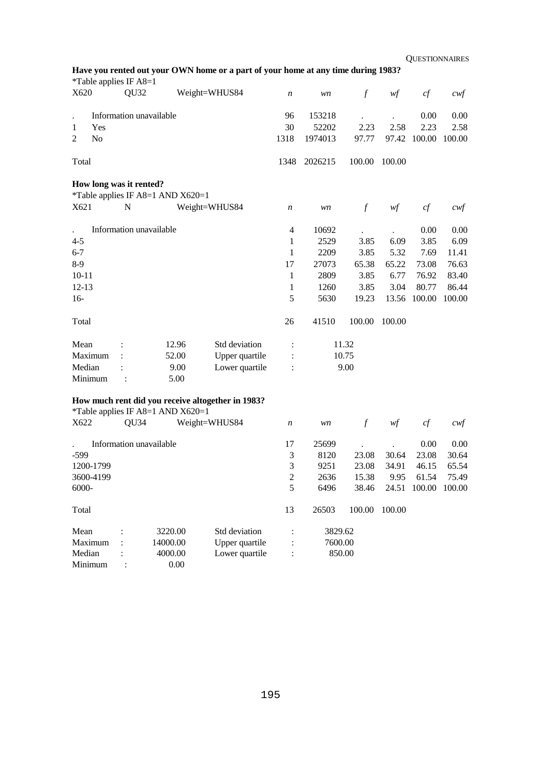**Have you rented out your OWN home or a part of your home at any time during 1983?**

*Table applies IF A8=1

| X620 | QU32 | Weight=WHUS84 | *n* | *wn* | *f* | *wf* | *cf* | *cwf* |
|---|---|---|---|---|---|---|---|---|
| . | Information unavailable | | 96 | 153218 | . | . | 0.00 | 0.00 |
| 1 | Yes | | 30 | 52202 | 2.23 | 2.58 | 2.23 | 2.58 |
| 2 | No | | 1318 | 1974013 | 97.77 | 97.42 | 100.00 | 100.00 |
| Total | | | 1348 | 2026215 | 100.00 | 100.00 | | |

**How long was it rented?**

*Table applies IF A8=1 AND X620=1

| X621 | N | Weight=WHUS84 | *n* | *wn* | *f* | *wf* | *cf* | *cwf* |
|---|---|---|---|---|---|---|---|---|
| . | Information unavailable | | 4 | 10692 | . | . | 0.00 | 0.00 |
| 4-5 | | | 1 | 2529 | 3.85 | 6.09 | 3.85 | 6.09 |
| 6-7 | | | 1 | 2209 | 3.85 | 5.32 | 7.69 | 11.41 |
| 8-9 | | | 17 | 27073 | 65.38 | 65.22 | 73.08 | 76.63 |
| 10-11 | | | 1 | 2809 | 3.85 | 6.77 | 76.92 | 83.40 |
| 12-13 | | | 1 | 1260 | 3.85 | 3.04 | 80.77 | 86.44 |
| 16- | | | 5 | 5630 | 19.23 | 13.56 | 100.00 | 100.00 |
| Total | | | 26 | 41510 | 100.00 | 100.00 | | |

| | | | | |
|---|---|---|---|---|
| Mean | : | 12.96 | Std deviation | : 11.32 |
| Maximum | : | 52.00 | Upper quartile | : 10.75 |
| Median | : | 9.00 | Lower quartile | : 9.00 |
| Minimum | : | 5.00 | | |

**How much rent did you receive altogether in 1983?**

*Table applies IF A8=1 AND X620=1

| X622 | QU34 | Weight=WHUS84 | *n* | *wn* | *f* | *wf* | *cf* | *cwf* |
|---|---|---|---|---|---|---|---|---|
| . | Information unavailable | | 17 | 25699 | . | . | 0.00 | 0.00 |
| -599 | | | 3 | 8120 | 23.08 | 30.64 | 23.08 | 30.64 |
| 1200-1799 | | | 3 | 9251 | 23.08 | 34.91 | 46.15 | 65.54 |
| 3600-4199 | | | 2 | 2636 | 15.38 | 9.95 | 61.54 | 75.49 |
| 6000- | | | 5 | 6496 | 38.46 | 24.51 | 100.00 | 100.00 |
| Total | | | 13 | 26503 | 100.00 | 100.00 | | |

| | | | | |
|---|---|---|---|---|
| Mean | : | 3220.00 | Std deviation | : 3829.62 |
| Maximum | : | 14000.00 | Upper quartile | : 7600.00 |
| Median | : | 4000.00 | Lower quartile | : 850.00 |
| Minimum | : | 0.00 | | |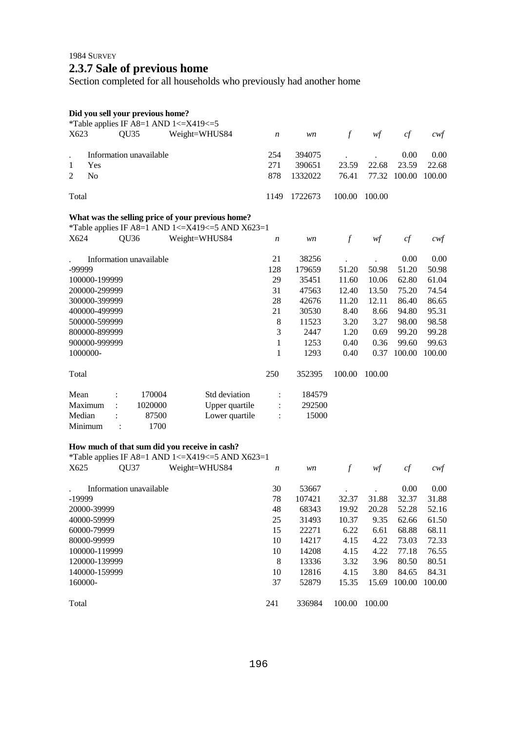1984 SURVEY

## 2.3.7 Sale of previous home

Section completed for all households who previously had another home

**Did you sell your previous home?**

*Table applies IF A8=1 AND 1<=X419<=5

| X623 | QU35 | Weight=WHUS84 | *n* | *wn* | *f* | *wf* | *cf* | *cwf* |
|---|---|---|---|---|---|---|---|---|
| . | Information unavailable | | 254 | 394075 | . | . | 0.00 | 0.00 |
| 1 | Yes | | 271 | 390651 | 23.59 | 22.68 | 23.59 | 22.68 |
| 2 | No | | 878 | 1332022 | 76.41 | 77.32 | 100.00 | 100.00 |
| Total | | | 1149 | 1722673 | 100.00 | 100.00 | | |

**What was the selling price of your previous home?**

*Table applies IF A8=1 AND 1<=X419<=5 AND X623=1

| X624 | QU36 | Weight=WHUS84 | *n* | *wn* | *f* | *wf* | *cf* | *cwf* |
|---|---|---|---|---|---|---|---|---|
| . | Information unavailable | | 21 | 38256 | . | . | 0.00 | 0.00 |
| -99999 | | | 128 | 179659 | 51.20 | 50.98 | 51.20 | 50.98 |
| 100000-199999 | | | 29 | 35451 | 11.60 | 10.06 | 62.80 | 61.04 |
| 200000-299999 | | | 31 | 47563 | 12.40 | 13.50 | 75.20 | 74.54 |
| 300000-399999 | | | 28 | 42676 | 11.20 | 12.11 | 86.40 | 86.65 |
| 400000-499999 | | | 21 | 30530 | 8.40 | 8.66 | 94.80 | 95.31 |
| 500000-599999 | | | 8 | 11523 | 3.20 | 3.27 | 98.00 | 98.58 |
| 800000-899999 | | | 3 | 2447 | 1.20 | 0.69 | 99.20 | 99.28 |
| 900000-999999 | | | 1 | 1253 | 0.40 | 0.36 | 99.60 | 99.63 |
| 1000000- | | | 1 | 1293 | 0.40 | 0.37 | 100.00 | 100.00 |
| Total | | | 250 | 352395 | 100.00 | 100.00 | | |

| | | | | |
|---|---|---|---|---|
| Mean | : 170004 | Std deviation | : | 184579 |
| Maximum | : 1020000 | Upper quartile | : | 292500 |
| Median | : 87500 | Lower quartile | : | 15000 |
| Minimum | : 1700 | | | |

**How much of that sum did you receive in cash?**

*Table applies IF A8=1 AND 1<=X419<=5 AND X623=1

| X625 | QU37 | Weight=WHUS84 | *n* | *wn* | *f* | *wf* | *cf* | *cwf* |
|---|---|---|---|---|---|---|---|---|
| . | Information unavailable | | 30 | 53667 | . | . | 0.00 | 0.00 |
| -19999 | | | 78 | 107421 | 32.37 | 31.88 | 32.37 | 31.88 |
| 20000-39999 | | | 48 | 68343 | 19.92 | 20.28 | 52.28 | 52.16 |
| 40000-59999 | | | 25 | 31493 | 10.37 | 9.35 | 62.66 | 61.50 |
| 60000-79999 | | | 15 | 22271 | 6.22 | 6.61 | 68.88 | 68.11 |
| 80000-99999 | | | 10 | 14217 | 4.15 | 4.22 | 73.03 | 72.33 |
| 100000-119999 | | | 10 | 14208 | 4.15 | 4.22 | 77.18 | 76.55 |
| 120000-139999 | | | 8 | 13336 | 3.32 | 3.96 | 80.50 | 80.51 |
| 140000-159999 | | | 10 | 12816 | 4.15 | 3.80 | 84.65 | 84.31 |
| 160000- | | | 37 | 52879 | 15.35 | 15.69 | 100.00 | 100.00 |
| Total | | | 241 | 336984 | 100.00 | 100.00 | | |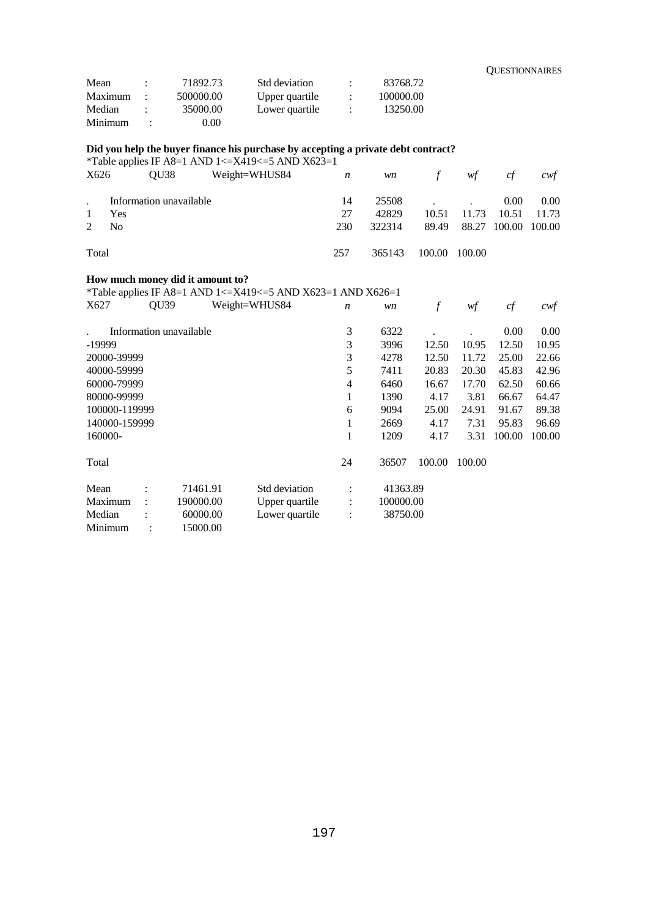| | | | | | |
|---|---|---|---|---|---|
| Mean | : | 71892.73 | Std deviation | : | 83768.72 |
| Maximum | : | 500000.00 | Upper quartile | : | 100000.00 |
| Median | : | 35000.00 | Lower quartile | : | 13250.00 |
| Minimum | : | 0.00 | | | |

**Did you help the buyer finance his purchase by accepting a private debt contract?**

*Table applies IF A8=1 AND 1<=X419<=5 AND X623=1

| X626 | QU38 | Weight=WHUS84 | *n* | *wn* | *f* | *wf* | *cf* | *cwf* |
|---|---|---|---|---|---|---|---|---|
| . | Information unavailable | | 14 | 25508 | . | . | 0.00 | 0.00 |
| 1 | Yes | | 27 | 42829 | 10.51 | 11.73 | 10.51 | 11.73 |
| 2 | No | | 230 | 322314 | 89.49 | 88.27 | 100.00 | 100.00 |
| Total | | | 257 | 365143 | 100.00 | 100.00 | | |

**How much money did it amount to?**

*Table applies IF A8=1 AND 1<=X419<=5 AND X623=1 AND X626=1

| X627 | QU39 | Weight=WHUS84 | *n* | *wn* | *f* | *wf* | *cf* | *cwf* |
|---|---|---|---|---|---|---|---|---|
| . | Information unavailable | | 3 | 6322 | . | . | 0.00 | 0.00 |
| -19999 | | | 3 | 3996 | 12.50 | 10.95 | 12.50 | 10.95 |
| 20000-39999 | | | 3 | 4278 | 12.50 | 11.72 | 25.00 | 22.66 |
| 40000-59999 | | | 5 | 7411 | 20.83 | 20.30 | 45.83 | 42.96 |
| 60000-79999 | | | 4 | 6460 | 16.67 | 17.70 | 62.50 | 60.66 |
| 80000-99999 | | | 1 | 1390 | 4.17 | 3.81 | 66.67 | 64.47 |
| 100000-119999 | | | 6 | 9094 | 25.00 | 24.91 | 91.67 | 89.38 |
| 140000-159999 | | | 1 | 2669 | 4.17 | 7.31 | 95.83 | 96.69 |
| 160000- | | | 1 | 1209 | 4.17 | 3.31 | 100.00 | 100.00 |
| Total | | | 24 | 36507 | 100.00 | 100.00 | | |

| | | | | | |
|---|---|---|---|---|---|
| Mean | : | 71461.91 | Std deviation | : | 41363.89 |
| Maximum | : | 190000.00 | Upper quartile | : | 100000.00 |
| Median | : | 60000.00 | Lower quartile | : | 38750.00 |
| Minimum | : | 15000.00 | | | |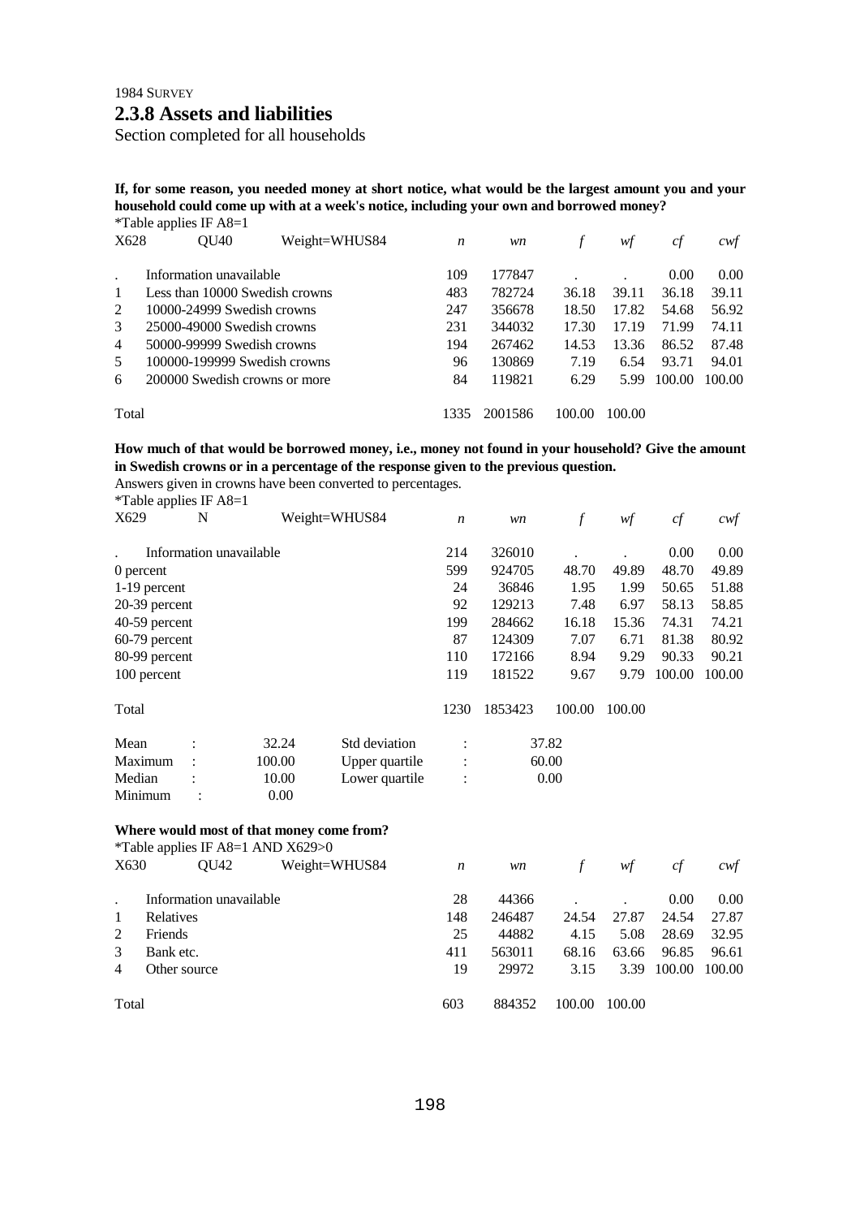1984 SURVEY

## 2.3.8 Assets and liabilities

Section completed for all households

**If, for some reason, you needed money at short notice, what would be the largest amount you and your household could come up with at a week's notice, including your own and borrowed money?**

*Table applies IF A8=1

| X628 | QU40 Weight=WHUS84 | *n* | *wn* | *f* | *wf* | *cf* | *cwf* |
|---|---|---|---|---|---|---|---|
| . | Information unavailable | 109 | 177847 | . | . | 0.00 | 0.00 |
| 1 | Less than 10000 Swedish crowns | 483 | 782724 | 36.18 | 39.11 | 36.18 | 39.11 |
| 2 | 10000-24999 Swedish crowns | 247 | 356678 | 18.50 | 17.82 | 54.68 | 56.92 |
| 3 | 25000-49000 Swedish crowns | 231 | 344032 | 17.30 | 17.19 | 71.99 | 74.11 |
| 4 | 50000-99999 Swedish crowns | 194 | 267462 | 14.53 | 13.36 | 86.52 | 87.48 |
| 5 | 100000-199999 Swedish crowns | 96 | 130869 | 7.19 | 6.54 | 93.71 | 94.01 |
| 6 | 200000 Swedish crowns or more | 84 | 119821 | 6.29 | 5.99 | 100.00 | 100.00 |
| Total | | 1335 | 2001586 | 100.00 | 100.00 | | |

**How much of that would be borrowed money, i.e., money not found in your household? Give the amount in Swedish crowns or in a percentage of the response given to the previous question.**

Answers given in crowns have been converted to percentages.

*Table applies IF A8=1

| X629 | N Weight=WHUS84 | *n* | *wn* | *f* | *wf* | *cf* | *cwf* |
|---|---|---|---|---|---|---|---|
| . | Information unavailable | 214 | 326010 | . | . | 0.00 | 0.00 |
| 0 percent | | 599 | 924705 | 48.70 | 49.89 | 48.70 | 49.89 |
| 1-19 percent | | 24 | 36846 | 1.95 | 1.99 | 50.65 | 51.88 |
| 20-39 percent | | 92 | 129213 | 7.48 | 6.97 | 58.13 | 58.85 |
| 40-59 percent | | 199 | 284662 | 16.18 | 15.36 | 74.31 | 74.21 |
| 60-79 percent | | 87 | 124309 | 7.07 | 6.71 | 81.38 | 80.92 |
| 80-99 percent | | 110 | 172166 | 8.94 | 9.29 | 90.33 | 90.21 |
| 100 percent | | 119 | 181522 | 9.67 | 9.79 | 100.00 | 100.00 |
| Total | | 1230 | 1853423 | 100.00 | 100.00 | | |

| | | | | |
|---|---|---|---|---|
| Mean | : 32.24 | Std deviation | : | 37.82 |
| Maximum | : 100.00 | Upper quartile | : | 60.00 |
| Median | : 10.00 | Lower quartile | : | 0.00 |
| Minimum | : 0.00 | | | |

**Where would most of that money come from?**

*Table applies IF A8=1 AND X629>0

| X630 | QU42 Weight=WHUS84 | *n* | *wn* | *f* | *wf* | *cf* | *cwf* |
|---|---|---|---|---|---|---|---|
| . | Information unavailable | 28 | 44366 | . | . | 0.00 | 0.00 |
| 1 | Relatives | 148 | 246487 | 24.54 | 27.87 | 24.54 | 27.87 |
| 2 | Friends | 25 | 44882 | 4.15 | 5.08 | 28.69 | 32.95 |
| 3 | Bank etc. | 411 | 563011 | 68.16 | 63.66 | 96.85 | 96.61 |
| 4 | Other source | 19 | 29972 | 3.15 | 3.39 | 100.00 | 100.00 |
| Total | | 603 | 884352 | 100.00 | 100.00 | | |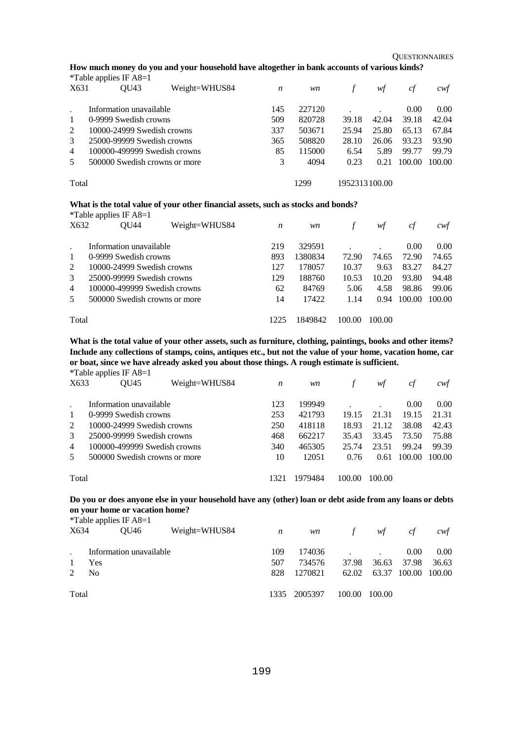**How much money do you and your household have altogether in bank accounts of various kinds?**

*Table applies IF A8=1

| X631 | QU43 | Weight=WHUS84 | *n* | *wn* | *f* | *wf* | *cf* | *cwf* |
|---|---|---|---|---|---|---|---|---|
| . | Information unavailable | | 145 | 227120 | . | . | 0.00 | 0.00 |
| 1 | 0-9999 Swedish crowns | | 509 | 820728 | 39.18 | 42.04 | 39.18 | 42.04 |
| 2 | 10000-24999 Swedish crowns | | 337 | 503671 | 25.94 | 25.80 | 65.13 | 67.84 |
| 3 | 25000-99999 Swedish crowns | | 365 | 508820 | 28.10 | 26.06 | 93.23 | 93.90 |
| 4 | 100000-499999 Swedish crowns | | 85 | 115000 | 6.54 | 5.89 | 99.77 | 99.79 |
| 5 | 500000 Swedish crowns or more | | 3 | 4094 | 0.23 | 0.21 | 100.00 | 100.00 |
| Total | | | | 1299 | 1952313100.00 | | | |

**What is the total value of your other financial assets, such as stocks and bonds?**

*Table applies IF A8=1

| X632 | QU44 | Weight=WHUS84 | *n* | *wn* | *f* | *wf* | *cf* | *cwf* |
|---|---|---|---|---|---|---|---|---|
| . | Information unavailable | | 219 | 329591 | . | . | 0.00 | 0.00 |
| 1 | 0-9999 Swedish crowns | | 893 | 1380834 | 72.90 | 74.65 | 72.90 | 74.65 |
| 2 | 10000-24999 Swedish crowns | | 127 | 178057 | 10.37 | 9.63 | 83.27 | 84.27 |
| 3 | 25000-99999 Swedish crowns | | 129 | 188760 | 10.53 | 10.20 | 93.80 | 94.48 |
| 4 | 100000-499999 Swedish crowns | | 62 | 84769 | 5.06 | 4.58 | 98.86 | 99.06 |
| 5 | 500000 Swedish crowns or more | | 14 | 17422 | 1.14 | 0.94 | 100.00 | 100.00 |
| Total | | | 1225 | 1849842 | 100.00 | 100.00 | | |

**What is the total value of your other assets, such as furniture, clothing, paintings, books and other items? Include any collections of stamps, coins, antiques etc., but not the value of your home, vacation home, car or boat, since we have already asked you about those things. A rough estimate is sufficient.**

*Table applies IF A8=1

| X633 | QU45 | Weight=WHUS84 | *n* | *wn* | *f* | *wf* | *cf* | *cwf* |
|---|---|---|---|---|---|---|---|---|
| . | Information unavailable | | 123 | 199949 | . | . | 0.00 | 0.00 |
| 1 | 0-9999 Swedish crowns | | 253 | 421793 | 19.15 | 21.31 | 19.15 | 21.31 |
| 2 | 10000-24999 Swedish crowns | | 250 | 418118 | 18.93 | 21.12 | 38.08 | 42.43 |
| 3 | 25000-99999 Swedish crowns | | 468 | 662217 | 35.43 | 33.45 | 73.50 | 75.88 |
| 4 | 100000-499999 Swedish crowns | | 340 | 465305 | 25.74 | 23.51 | 99.24 | 99.39 |
| 5 | 500000 Swedish crowns or more | | 10 | 12051 | 0.76 | 0.61 | 100.00 | 100.00 |
| Total | | | 1321 | 1979484 | 100.00 | 100.00 | | |

**Do you or does anyone else in your household have any (other) loan or debt aside from any loans or debts on your home or vacation home?**

*Table applies IF A8=1

| X634 | QU46 | Weight=WHUS84 | *n* | *wn* | *f* | *wf* | *cf* | *cwf* |
|---|---|---|---|---|---|---|---|---|
| . | Information unavailable | | 109 | 174036 | . | . | 0.00 | 0.00 |
| 1 | Yes | | 507 | 734576 | 37.98 | 36.63 | 37.98 | 36.63 |
| 2 | No | | 828 | 1270821 | 62.02 | 63.37 | 100.00 | 100.00 |
| Total | | | 1335 | 2005397 | 100.00 | 100.00 | | |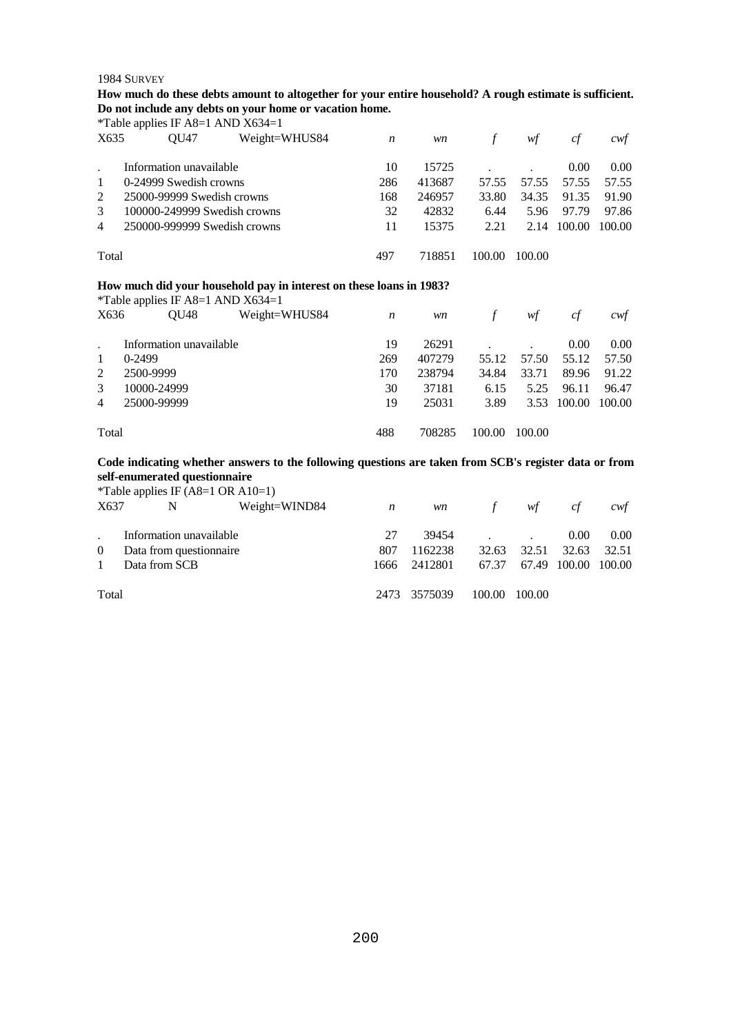1984 SURVEY

**How much do these debts amount to altogether for your entire household? A rough estimate is sufficient. Do not include any debts on your home or vacation home.**

*Table applies IF A8=1 AND X634=1

| X635 | QU47 | Weight=WHUS84 | *n* | *wn* | *f* | *wf* | *cf* | *cwf* |
|---|---|---|---|---|---|---|---|---|
| . | Information unavailable | | 10 | 15725 | . | . | 0.00 | 0.00 |
| 1 | 0-24999 Swedish crowns | | 286 | 413687 | 57.55 | 57.55 | 57.55 | 57.55 |
| 2 | 25000-99999 Swedish crowns | | 168 | 246957 | 33.80 | 34.35 | 91.35 | 91.90 |
| 3 | 100000-249999 Swedish crowns | | 32 | 42832 | 6.44 | 5.96 | 97.79 | 97.86 |
| 4 | 250000-999999 Swedish crowns | | 11 | 15375 | 2.21 | 2.14 | 100.00 | 100.00 |
| Total | | | 497 | 718851 | 100.00 | 100.00 | | |

**How much did your household pay in interest on these loans in 1983?**

*Table applies IF A8=1 AND X634=1

| X636 | QU48 | Weight=WHUS84 | *n* | *wn* | *f* | *wf* | *cf* | *cwf* |
|---|---|---|---|---|---|---|---|---|
| . | Information unavailable | | 19 | 26291 | . | . | 0.00 | 0.00 |
| 1 | 0-2499 | | 269 | 407279 | 55.12 | 57.50 | 55.12 | 57.50 |
| 2 | 2500-9999 | | 170 | 238794 | 34.84 | 33.71 | 89.96 | 91.22 |
| 3 | 10000-24999 | | 30 | 37181 | 6.15 | 5.25 | 96.11 | 96.47 |
| 4 | 25000-99999 | | 19 | 25031 | 3.89 | 3.53 | 100.00 | 100.00 |
| Total | | | 488 | 708285 | 100.00 | 100.00 | | |

**Code indicating whether answers to the following questions are taken from SCB's register data or from self-enumerated questionnaire**

*Table applies IF (A8=1 OR A10=1)

| X637 | N | Weight=WIND84 | *n* | *wn* | *f* | *wf* | *cf* | *cwf* |
|---|---|---|---|---|---|---|---|---|
| . | Information unavailable | | 27 | 39454 | . | . | 0.00 | 0.00 |
| 0 | Data from questionnaire | | 807 | 1162238 | 32.63 | 32.51 | 32.63 | 32.51 |
| 1 | Data from SCB | | 1666 | 2412801 | 67.37 | 67.49 | 100.00 | 100.00 |
| Total | | | 2473 | 3575039 | 100.00 | 100.00 | | |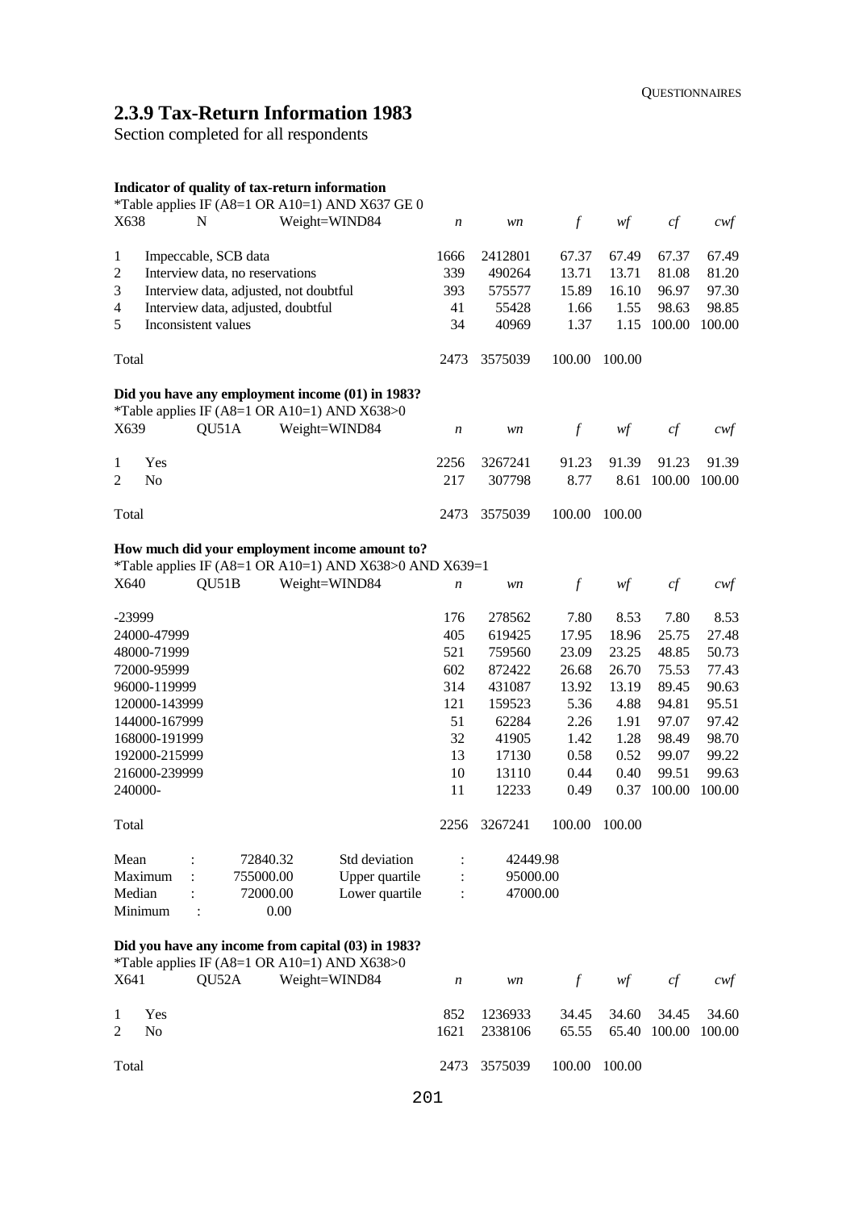## 2.3.9 Tax-Return Information 1983

Section completed for all respondents

**Indicator of quality of tax-return information**

*Table applies IF (A8=1 OR A10=1) AND X637 GE 0

| X638 | N Weight=WIND84 | *n* | *wn* | *f* | *wf* | *cf* | *cwf* |
|---|---|---|---|---|---|---|---|
| 1 | Impeccable, SCB data | 1666 | 2412801 | 67.37 | 67.49 | 67.37 | 67.49 |
| 2 | Interview data, no reservations | 339 | 490264 | 13.71 | 13.71 | 81.08 | 81.20 |
| 3 | Interview data, adjusted, not doubtful | 393 | 575577 | 15.89 | 16.10 | 96.97 | 97.30 |
| 4 | Interview data, adjusted, doubtful | 41 | 55428 | 1.66 | 1.55 | 98.63 | 98.85 |
| 5 | Inconsistent values | 34 | 40969 | 1.37 | 1.15 | 100.00 | 100.00 |
| Total | | 2473 | 3575039 | 100.00 | 100.00 | | |

**Did you have any employment income (01) in 1983?**

*Table applies IF (A8=1 OR A10=1) AND X638>0

| X639 | QU51A Weight=WIND84 | *n* | *wn* | *f* | *wf* | *cf* | *cwf* |
|---|---|---|---|---|---|---|---|
| 1 | Yes | 2256 | 3267241 | 91.23 | 91.39 | 91.23 | 91.39 |
| 2 | No | 217 | 307798 | 8.77 | 8.61 | 100.00 | 100.00 |
| Total | | 2473 | 3575039 | 100.00 | 100.00 | | |

**How much did your employment income amount to?**

*Table applies IF (A8=1 OR A10=1) AND X638>0 AND X639=1

| X640 QU51B Weight=WIND84 | *n* | *wn* | *f* | *wf* | *cf* | *cwf* |
|---|---|---|---|---|---|---|
| -23999 | 176 | 278562 | 7.80 | 8.53 | 7.80 | 8.53 |
| 24000-47999 | 405 | 619425 | 17.95 | 18.96 | 25.75 | 27.48 |
| 48000-71999 | 521 | 759560 | 23.09 | 23.25 | 48.85 | 50.73 |
| 72000-95999 | 602 | 872422 | 26.68 | 26.70 | 75.53 | 77.43 |
| 96000-119999 | 314 | 431087 | 13.92 | 13.19 | 89.45 | 90.63 |
| 120000-143999 | 121 | 159523 | 5.36 | 4.88 | 94.81 | 95.51 |
| 144000-167999 | 51 | 62284 | 2.26 | 1.91 | 97.07 | 97.42 |
| 168000-191999 | 32 | 41905 | 1.42 | 1.28 | 98.49 | 98.70 |
| 192000-215999 | 13 | 17130 | 0.58 | 0.52 | 99.07 | 99.22 |
| 216000-239999 | 10 | 13110 | 0.44 | 0.40 | 99.51 | 99.63 |
| 240000- | 11 | 12233 | 0.49 | 0.37 | 100.00 | 100.00 |
| Total | 2256 | 3267241 | 100.00 | 100.00 | | |

| | | | |
|---|---|---|---|
| Mean : | 72840.32 | Std deviation : | 42449.98 |
| Maximum : | 755000.00 | Upper quartile : | 95000.00 |
| Median : | 72000.00 | Lower quartile : | 47000.00 |
| Minimum : | 0.00 | | |

**Did you have any income from capital (03) in 1983?**

*Table applies IF (A8=1 OR A10=1) AND X638>0

| X641 | QU52A Weight=WIND84 | *n* | *wn* | *f* | *wf* | *cf* | *cwf* |
|---|---|---|---|---|---|---|---|
| 1 | Yes | 852 | 1236933 | 34.45 | 34.60 | 34.45 | 34.60 |
| 2 | No | 1621 | 2338106 | 65.55 | 65.40 | 100.00 | 100.00 |
| Total | | 2473 | 3575039 | 100.00 | 100.00 | | |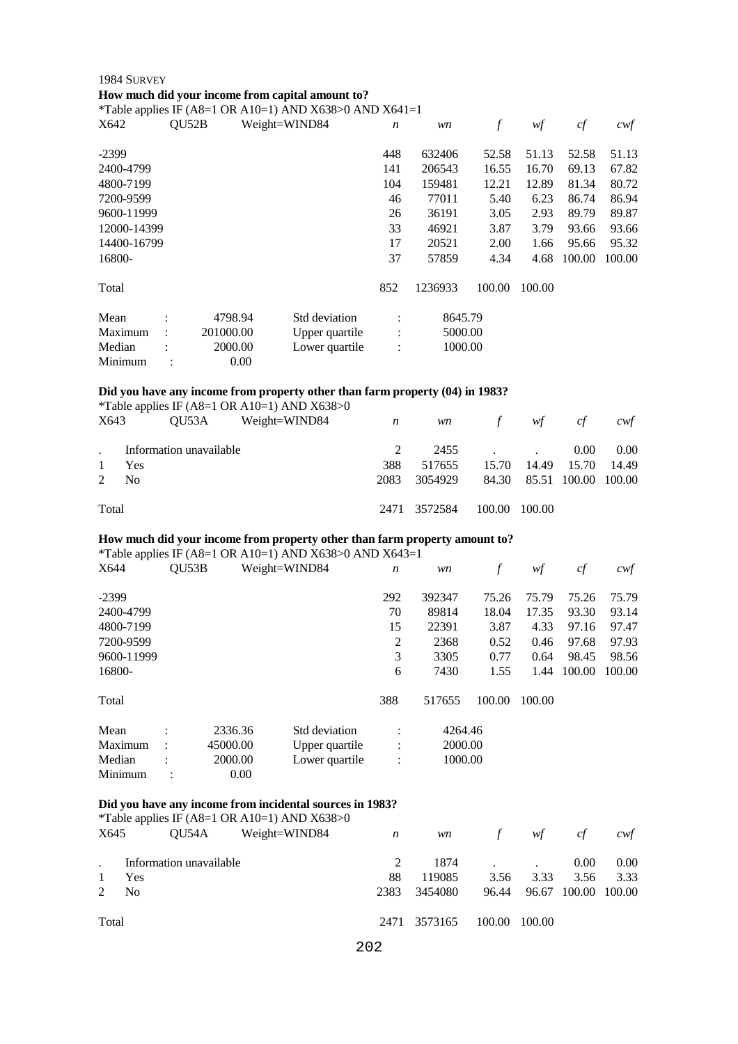1984 SURVEY

**How much did your income from capital amount to?**

*Table applies IF (A8=1 OR A10=1) AND X638>0 AND X641=1

| X642 | QU52B | Weight=WIND84 | *n* | *wn* | *f* | *wf* | *cf* | *cwf* |
|---|---|---|---|---|---|---|---|---|
| -2399 | | | 448 | 632406 | 52.58 | 51.13 | 52.58 | 51.13 |
| 2400-4799 | | | 141 | 206543 | 16.55 | 16.70 | 69.13 | 67.82 |
| 4800-7199 | | | 104 | 159481 | 12.21 | 12.89 | 81.34 | 80.72 |
| 7200-9599 | | | 46 | 77011 | 5.40 | 6.23 | 86.74 | 86.94 |
| 9600-11999 | | | 26 | 36191 | 3.05 | 2.93 | 89.79 | 89.87 |
| 12000-14399 | | | 33 | 46921 | 3.87 | 3.79 | 93.66 | 93.66 |
| 14400-16799 | | | 17 | 20521 | 2.00 | 1.66 | 95.66 | 95.32 |
| 16800- | | | 37 | 57859 | 4.34 | 4.68 | 100.00 | 100.00 |
| Total | | | 852 | 1236933 | 100.00 | 100.00 | | |

| | | | | |
|---|---|---|---|---|
| Mean | : | 4798.94 | Std deviation | : 8645.79 |
| Maximum | : | 201000.00 | Upper quartile | : 5000.00 |
| Median | : | 2000.00 | Lower quartile | : 1000.00 |
| Minimum | : | 0.00 | | |

**Did you have any income from property other than farm property (04) in 1983?**

*Table applies IF (A8=1 OR A10=1) AND X638>0

| X643 | QU53A | Weight=WIND84 | *n* | *wn* | *f* | *wf* | *cf* | *cwf* |
|---|---|---|---|---|---|---|---|---|
| . | Information unavailable | | 2 | 2455 | . | . | 0.00 | 0.00 |
| 1 | Yes | | 388 | 517655 | 15.70 | 14.49 | 15.70 | 14.49 |
| 2 | No | | 2083 | 3054929 | 84.30 | 85.51 | 100.00 | 100.00 |
| Total | | | 2471 | 3572584 | 100.00 | 100.00 | | |

**How much did your income from property other than farm property amount to?**

*Table applies IF (A8=1 OR A10=1) AND X638>0 AND X643=1

| X644 | QU53B | Weight=WIND84 | *n* | *wn* | *f* | *wf* | *cf* | *cwf* |
|---|---|---|---|---|---|---|---|---|
| -2399 | | | 292 | 392347 | 75.26 | 75.79 | 75.26 | 75.79 |
| 2400-4799 | | | 70 | 89814 | 18.04 | 17.35 | 93.30 | 93.14 |
| 4800-7199 | | | 15 | 22391 | 3.87 | 4.33 | 97.16 | 97.47 |
| 7200-9599 | | | 2 | 2368 | 0.52 | 0.46 | 97.68 | 97.93 |
| 9600-11999 | | | 3 | 3305 | 0.77 | 0.64 | 98.45 | 98.56 |
| 16800- | | | 6 | 7430 | 1.55 | 1.44 | 100.00 | 100.00 |
| Total | | | 388 | 517655 | 100.00 | 100.00 | | |

| | | | | |
|---|---|---|---|---|
| Mean | : | 2336.36 | Std deviation | : 4264.46 |
| Maximum | : | 45000.00 | Upper quartile | : 2000.00 |
| Median | : | 2000.00 | Lower quartile | : 1000.00 |
| Minimum | : | 0.00 | | |

**Did you have any income from incidental sources in 1983?**

*Table applies IF (A8=1 OR A10=1) AND X638>0

| X645 | QU54A | Weight=WIND84 | *n* | *wn* | *f* | *wf* | *cf* | *cwf* |
|---|---|---|---|---|---|---|---|---|
| . | Information unavailable | | 2 | 1874 | . | . | 0.00 | 0.00 |
| 1 | Yes | | 88 | 119085 | 3.56 | 3.33 | 3.56 | 3.33 |
| 2 | No | | 2383 | 3454080 | 96.44 | 96.67 | 100.00 | 100.00 |
| Total | | | 2471 | 3573165 | 100.00 | 100.00 | | |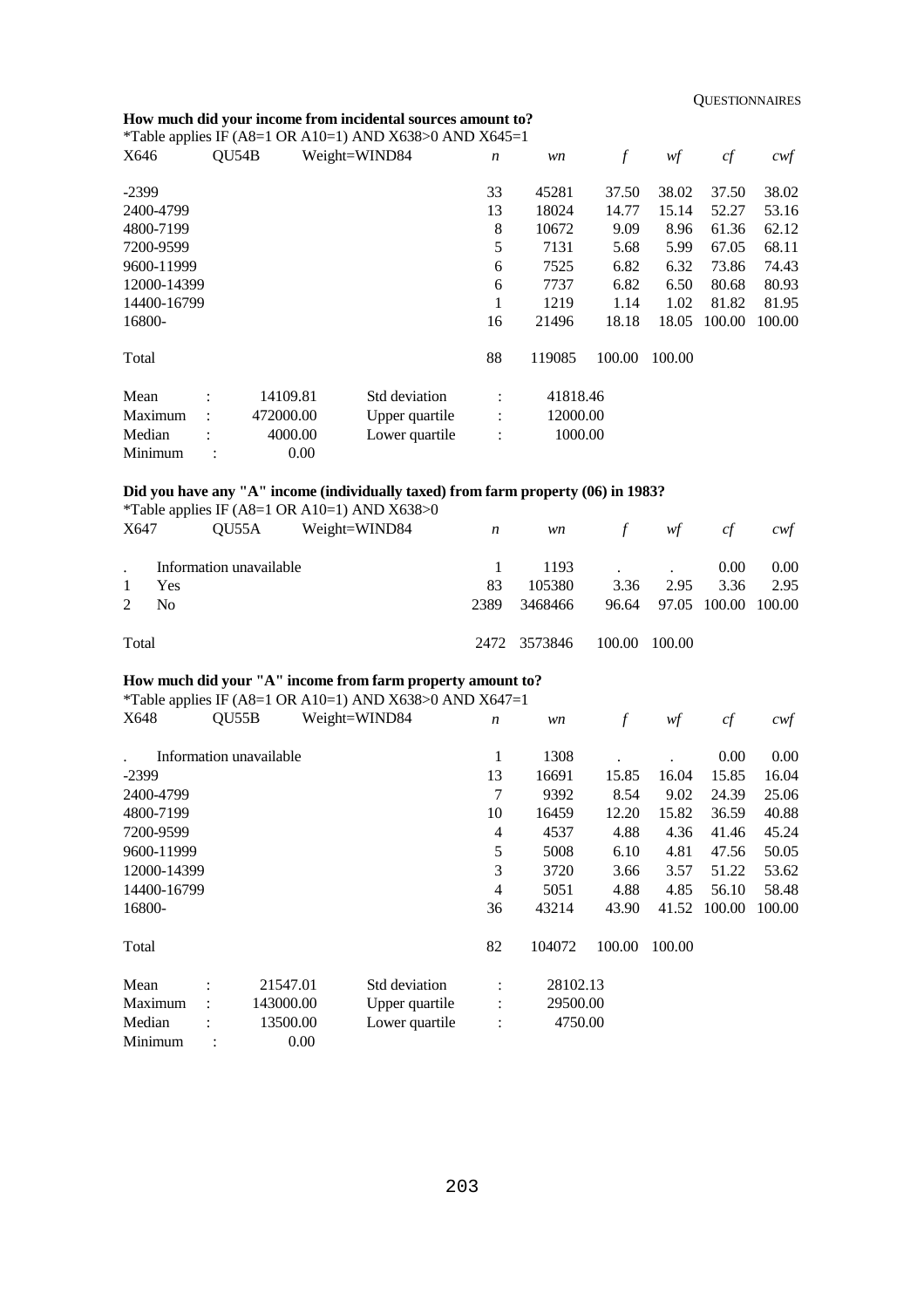**How much did your income from incidental sources amount to?**

*Table applies IF (A8=1 OR A10=1) AND X638>0 AND X645=1

| X646 | QU54B | Weight=WIND84 | *n* | *wn* | *f* | *wf* | *cf* | *cwf* |
|---|---|---|---|---|---|---|---|---|
| -2399 | | | 33 | 45281 | 37.50 | 38.02 | 37.50 | 38.02 |
| 2400-4799 | | | 13 | 18024 | 14.77 | 15.14 | 52.27 | 53.16 |
| 4800-7199 | | | 8 | 10672 | 9.09 | 8.96 | 61.36 | 62.12 |
| 7200-9599 | | | 5 | 7131 | 5.68 | 5.99 | 67.05 | 68.11 |
| 9600-11999 | | | 6 | 7525 | 6.82 | 6.32 | 73.86 | 74.43 |
| 12000-14399 | | | 6 | 7737 | 6.82 | 6.50 | 80.68 | 80.93 |
| 14400-16799 | | | 1 | 1219 | 1.14 | 1.02 | 81.82 | 81.95 |
| 16800- | | | 16 | 21496 | 18.18 | 18.05 | 100.00 | 100.00 |
| Total | | | 88 | 119085 | 100.00 | 100.00 | | |

| | | | | |
|---|---|---|---|---|
| Mean | 14109.81 | Std deviation | : | 41818.46 |
| Maximum | 472000.00 | Upper quartile | : | 12000.00 |
| Median | 4000.00 | Lower quartile | : | 1000.00 |
| Minimum | 0.00 | | | |

**Did you have any "A" income (individually taxed) from farm property (06) in 1983?**

*Table applies IF (A8=1 OR A10=1) AND X638>0

| X647 | QU55A | Weight=WIND84 | *n* | *wn* | *f* | *wf* | *cf* | *cwf* |
|---|---|---|---|---|---|---|---|---|
| . | Information unavailable | | 1 | 1193 | . | . | 0.00 | 0.00 |
| 1 | Yes | | 83 | 105380 | 3.36 | 2.95 | 3.36 | 2.95 |
| 2 | No | | 2389 | 3468466 | 96.64 | 97.05 | 100.00 | 100.00 |
| Total | | | 2472 | 3573846 | 100.00 | 100.00 | | |

**How much did your "A" income from farm property amount to?**

*Table applies IF (A8=1 OR A10=1) AND X638>0 AND X647=1

| X648 | QU55B | Weight=WIND84 | *n* | *wn* | *f* | *wf* | *cf* | *cwf* |
|---|---|---|---|---|---|---|---|---|
| . | Information unavailable | | 1 | 1308 | . | . | 0.00 | 0.00 |
| -2399 | | | 13 | 16691 | 15.85 | 16.04 | 15.85 | 16.04 |
| 2400-4799 | | | 7 | 9392 | 8.54 | 9.02 | 24.39 | 25.06 |
| 4800-7199 | | | 10 | 16459 | 12.20 | 15.82 | 36.59 | 40.88 |
| 7200-9599 | | | 4 | 4537 | 4.88 | 4.36 | 41.46 | 45.24 |
| 9600-11999 | | | 5 | 5008 | 6.10 | 4.81 | 47.56 | 50.05 |
| 12000-14399 | | | 3 | 3720 | 3.66 | 3.57 | 51.22 | 53.62 |
| 14400-16799 | | | 4 | 5051 | 4.88 | 4.85 | 56.10 | 58.48 |
| 16800- | | | 36 | 43214 | 43.90 | 41.52 | 100.00 | 100.00 |
| Total | | | 82 | 104072 | 100.00 | 100.00 | | |

| | | | | |
|---|---|---|---|---|
| Mean | 21547.01 | Std deviation | : | 28102.13 |
| Maximum | 143000.00 | Upper quartile | : | 29500.00 |
| Median | 13500.00 | Lower quartile | : | 4750.00 |
| Minimum | 0.00 | | | |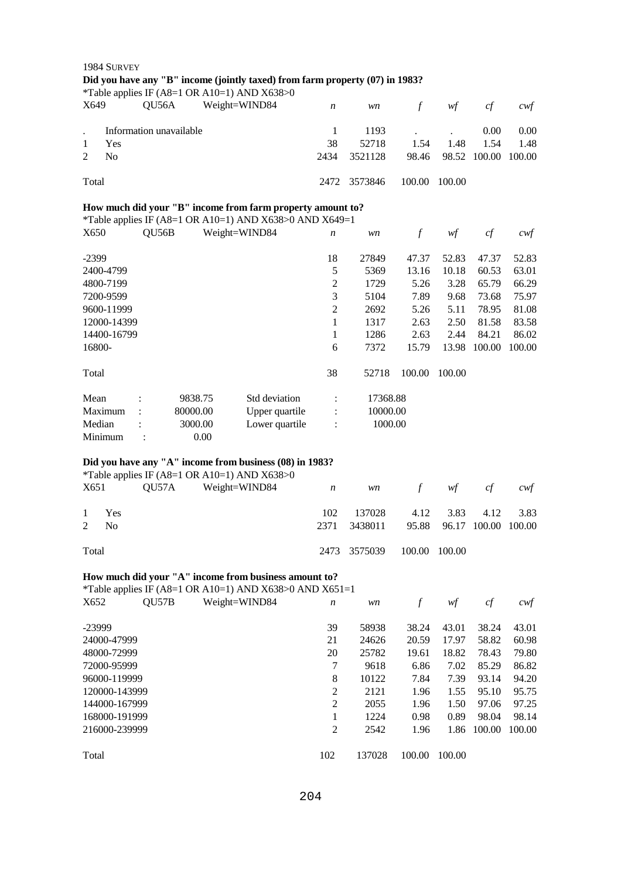1984 SURVEY

**Did you have any "B" income (jointly taxed) from farm property (07) in 1983?**

*Table applies IF (A8=1 OR A10=1) AND X638>0

| X649 | QU56A | Weight=WIND84 | *n* | *wn* | *f* | *wf* | *cf* | *cwf* |
|---|---|---|---|---|---|---|---|---|
| . | Information unavailable | | 1 | 1193 | . | . | 0.00 | 0.00 |
| 1 | Yes | | 38 | 52718 | 1.54 | 1.48 | 1.54 | 1.48 |
| 2 | No | | 2434 | 3521128 | 98.46 | 98.52 | 100.00 | 100.00 |
| Total | | | 2472 | 3573846 | 100.00 | 100.00 | | |

**How much did your "B" income from farm property amount to?**

*Table applies IF (A8=1 OR A10=1) AND X638>0 AND X649=1

| X650 | QU56B | Weight=WIND84 | *n* | *wn* | *f* | *wf* | *cf* | *cwf* |
|---|---|---|---|---|---|---|---|---|
| -2399 | | | 18 | 27849 | 47.37 | 52.83 | 47.37 | 52.83 |
| 2400-4799 | | | 5 | 5369 | 13.16 | 10.18 | 60.53 | 63.01 |
| 4800-7199 | | | 2 | 1729 | 5.26 | 3.28 | 65.79 | 66.29 |
| 7200-9599 | | | 3 | 5104 | 7.89 | 9.68 | 73.68 | 75.97 |
| 9600-11999 | | | 2 | 2692 | 5.26 | 5.11 | 78.95 | 81.08 |
| 12000-14399 | | | 1 | 1317 | 2.63 | 2.50 | 81.58 | 83.58 |
| 14400-16799 | | | 1 | 1286 | 2.63 | 2.44 | 84.21 | 86.02 |
| 16800- | | | 6 | 7372 | 15.79 | 13.98 | 100.00 | 100.00 |
| Total | | | 38 | 52718 | 100.00 | 100.00 | | |

| | | | | | |
|---|---|---|---|---|---|
| Mean | : | 9838.75 | Std deviation | : | 17368.88 |
| Maximum | : | 80000.00 | Upper quartile | : | 10000.00 |
| Median | : | 3000.00 | Lower quartile | : | 1000.00 |
| Minimum | : | 0.00 | | | |

**Did you have any "A" income from business (08) in 1983?**

*Table applies IF (A8=1 OR A10=1) AND X638>0

| X651 | QU57A | Weight=WIND84 | *n* | *wn* | *f* | *wf* | *cf* | *cwf* |
|---|---|---|---|---|---|---|---|---|
| 1 | Yes | | 102 | 137028 | 4.12 | 3.83 | 4.12 | 3.83 |
| 2 | No | | 2371 | 3438011 | 95.88 | 96.17 | 100.00 | 100.00 |
| Total | | | 2473 | 3575039 | 100.00 | 100.00 | | |

**How much did your "A" income from business amount to?**

*Table applies IF (A8=1 OR A10=1) AND X638>0 AND X651=1

| X652 | QU57B | Weight=WIND84 | *n* | *wn* | *f* | *wf* | *cf* | *cwf* |
|---|---|---|---|---|---|---|---|---|
| -23999 | | | 39 | 58938 | 38.24 | 43.01 | 38.24 | 43.01 |
| 24000-47999 | | | 21 | 24626 | 20.59 | 17.97 | 58.82 | 60.98 |
| 48000-72999 | | | 20 | 25782 | 19.61 | 18.82 | 78.43 | 79.80 |
| 72000-95999 | | | 7 | 9618 | 6.86 | 7.02 | 85.29 | 86.82 |
| 96000-119999 | | | 8 | 10122 | 7.84 | 7.39 | 93.14 | 94.20 |
| 120000-143999 | | | 2 | 2121 | 1.96 | 1.55 | 95.10 | 95.75 |
| 144000-167999 | | | 2 | 2055 | 1.96 | 1.50 | 97.06 | 97.25 |
| 168000-191999 | | | 1 | 1224 | 0.98 | 0.89 | 98.04 | 98.14 |
| 216000-239999 | | | 2 | 2542 | 1.96 | 1.86 | 100.00 | 100.00 |
| Total | | | 102 | 137028 | 100.00 | 100.00 | | |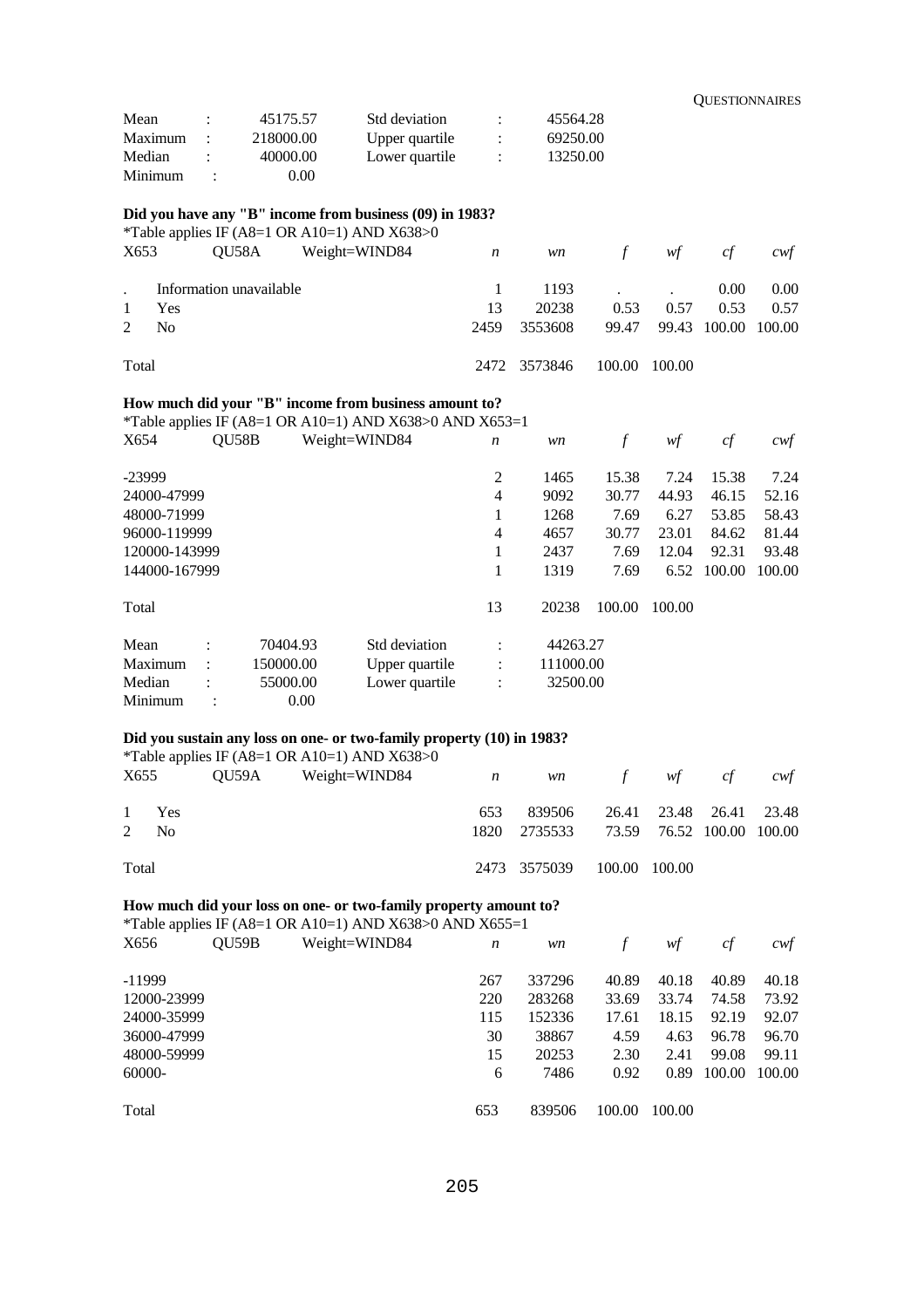| Mean | : | 45175.57 | Std deviation | : | 45564.28 |
|---|---|---|---|---|---|
| Maximum | : | 218000.00 | Upper quartile | : | 69250.00 |
| Median | : | 40000.00 | Lower quartile | : | 13250.00 |
| Minimum | : | 0.00 | | | |

**Did you have any "B" income from business (09) in 1983?**

*Table applies IF (A8=1 OR A10=1) AND X638>0

| X653 | QU58A | Weight=WIND84 | *n* | *wn* | *f* | *wf* | *cf* | *cwf* |
|---|---|---|---|---|---|---|---|---|
| . | Information unavailable | | 1 | 1193 | . | . | 0.00 | 0.00 |
| 1 | Yes | | 13 | 20238 | 0.53 | 0.57 | 0.53 | 0.57 |
| 2 | No | | 2459 | 3553608 | 99.47 | 99.43 | 100.00 | 100.00 |
| Total | | | 2472 | 3573846 | 100.00 | 100.00 | | |

**How much did your "B" income from business amount to?**

*Table applies IF (A8=1 OR A10=1) AND X638>0 AND X653=1

| X654 | QU58B | Weight=WIND84 | *n* | *wn* | *f* | *wf* | *cf* | *cwf* |
|---|---|---|---|---|---|---|---|---|
| -23999 | | | 2 | 1465 | 15.38 | 7.24 | 15.38 | 7.24 |
| 24000-47999 | | | 4 | 9092 | 30.77 | 44.93 | 46.15 | 52.16 |
| 48000-71999 | | | 1 | 1268 | 7.69 | 6.27 | 53.85 | 58.43 |
| 96000-119999 | | | 4 | 4657 | 30.77 | 23.01 | 84.62 | 81.44 |
| 120000-143999 | | | 1 | 2437 | 7.69 | 12.04 | 92.31 | 93.48 |
| 144000-167999 | | | 1 | 1319 | 7.69 | 6.52 | 100.00 | 100.00 |
| Total | | | 13 | 20238 | 100.00 | 100.00 | | |

| Mean | : | 70404.93 | Std deviation | : | 44263.27 |
|---|---|---|---|---|---|
| Maximum | : | 150000.00 | Upper quartile | : | 111000.00 |
| Median | : | 55000.00 | Lower quartile | : | 32500.00 |
| Minimum | : | 0.00 | | | |

**Did you sustain any loss on one- or two-family property (10) in 1983?**

*Table applies IF (A8=1 OR A10=1) AND X638>0

| X655 | QU59A | Weight=WIND84 | *n* | *wn* | *f* | *wf* | *cf* | *cwf* |
|---|---|---|---|---|---|---|---|---|
| 1 | Yes | | 653 | 839506 | 26.41 | 23.48 | 26.41 | 23.48 |
| 2 | No | | 1820 | 2735533 | 73.59 | 76.52 | 100.00 | 100.00 |
| Total | | | 2473 | 3575039 | 100.00 | 100.00 | | |

**How much did your loss on one- or two-family property amount to?**

*Table applies IF (A8=1 OR A10=1) AND X638>0 AND X655=1

| X656 | QU59B | Weight=WIND84 | *n* | *wn* | *f* | *wf* | *cf* | *cwf* |
|---|---|---|---|---|---|---|---|---|
| -11999 | | | 267 | 337296 | 40.89 | 40.18 | 40.89 | 40.18 |
| 12000-23999 | | | 220 | 283268 | 33.69 | 33.74 | 74.58 | 73.92 |
| 24000-35999 | | | 115 | 152336 | 17.61 | 18.15 | 92.19 | 92.07 |
| 36000-47999 | | | 30 | 38867 | 4.59 | 4.63 | 96.78 | 96.70 |
| 48000-59999 | | | 15 | 20253 | 2.30 | 2.41 | 99.08 | 99.11 |
| 60000- | | | 6 | 7486 | 0.92 | 0.89 | 100.00 | 100.00 |
| Total | | | 653 | 839506 | 100.00 | 100.00 | | |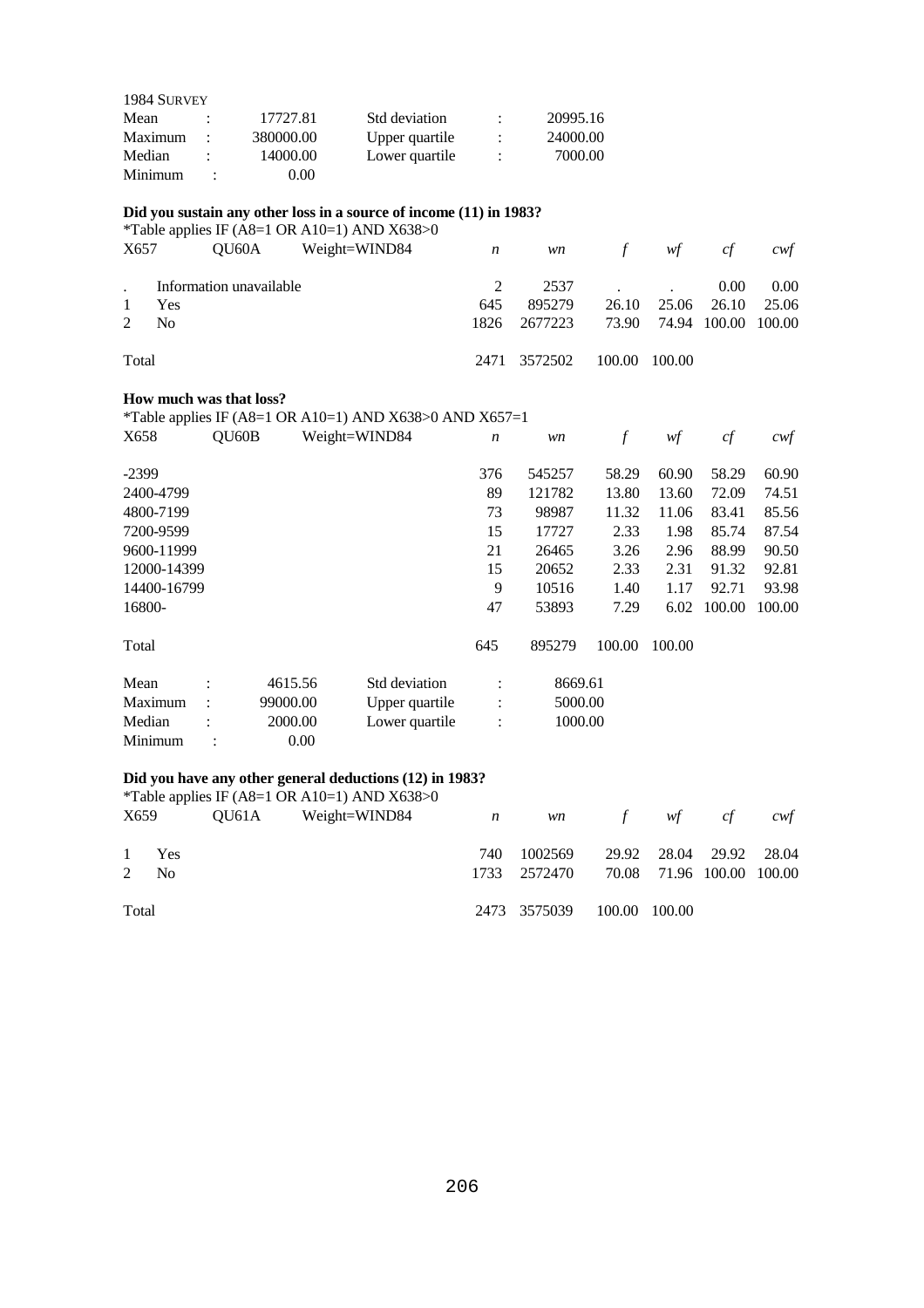1984 SURVEY

| Mean | : | 17727.81 | Std deviation | : | 20995.16 |
|---|---|---|---|---|---|
| Maximum | : | 380000.00 | Upper quartile | : | 24000.00 |
| Median | : | 14000.00 | Lower quartile | : | 7000.00 |
| Minimum | : | 0.00 | | | |

**Did you sustain any other loss in a source of income (11) in 1983?**

*Table applies IF (A8=1 OR A10=1) AND X638>0

| X657 | QU60A | Weight=WIND84 | *n* | *wn* | *f* | *wf* | *cf* | *cwf* |
|---|---|---|---|---|---|---|---|---|
| . | Information unavailable | | 2 | 2537 | . | . | 0.00 | 0.00 |
| 1 | Yes | | 645 | 895279 | 26.10 | 25.06 | 26.10 | 25.06 |
| 2 | No | | 1826 | 2677223 | 73.90 | 74.94 | 100.00 | 100.00 |
| Total | | | 2471 | 3572502 | 100.00 | 100.00 | | |

**How much was that loss?**

*Table applies IF (A8=1 OR A10=1) AND X638>0 AND X657=1

| X658 | QU60B | Weight=WIND84 | *n* | *wn* | *f* | *wf* | *cf* | *cwf* |
|---|---|---|---|---|---|---|---|---|
| -2399 | | | 376 | 545257 | 58.29 | 60.90 | 58.29 | 60.90 |
| 2400-4799 | | | 89 | 121782 | 13.80 | 13.60 | 72.09 | 74.51 |
| 4800-7199 | | | 73 | 98987 | 11.32 | 11.06 | 83.41 | 85.56 |
| 7200-9599 | | | 15 | 17727 | 2.33 | 1.98 | 85.74 | 87.54 |
| 9600-11999 | | | 21 | 26465 | 3.26 | 2.96 | 88.99 | 90.50 |
| 12000-14399 | | | 15 | 20652 | 2.33 | 2.31 | 91.32 | 92.81 |
| 14400-16799 | | | 9 | 10516 | 1.40 | 1.17 | 92.71 | 93.98 |
| 16800- | | | 47 | 53893 | 7.29 | 6.02 | 100.00 | 100.00 |
| Total | | | 645 | 895279 | 100.00 | 100.00 | | |

| Mean | : | 4615.56 | Std deviation | : | 8669.61 |
|---|---|---|---|---|---|
| Maximum | : | 99000.00 | Upper quartile | : | 5000.00 |
| Median | : | 2000.00 | Lower quartile | : | 1000.00 |
| Minimum | : | 0.00 | | | |

**Did you have any other general deductions (12) in 1983?**

*Table applies IF (A8=1 OR A10=1) AND X638>0

| X659 | QU61A | Weight=WIND84 | *n* | *wn* | *f* | *wf* | *cf* | *cwf* |
|---|---|---|---|---|---|---|---|---|
| 1 | Yes | | 740 | 1002569 | 29.92 | 28.04 | 29.92 | 28.04 |
| 2 | No | | 1733 | 2572470 | 70.08 | 71.96 | 100.00 | 100.00 |
| Total | | | 2473 | 3575039 | 100.00 | 100.00 | | |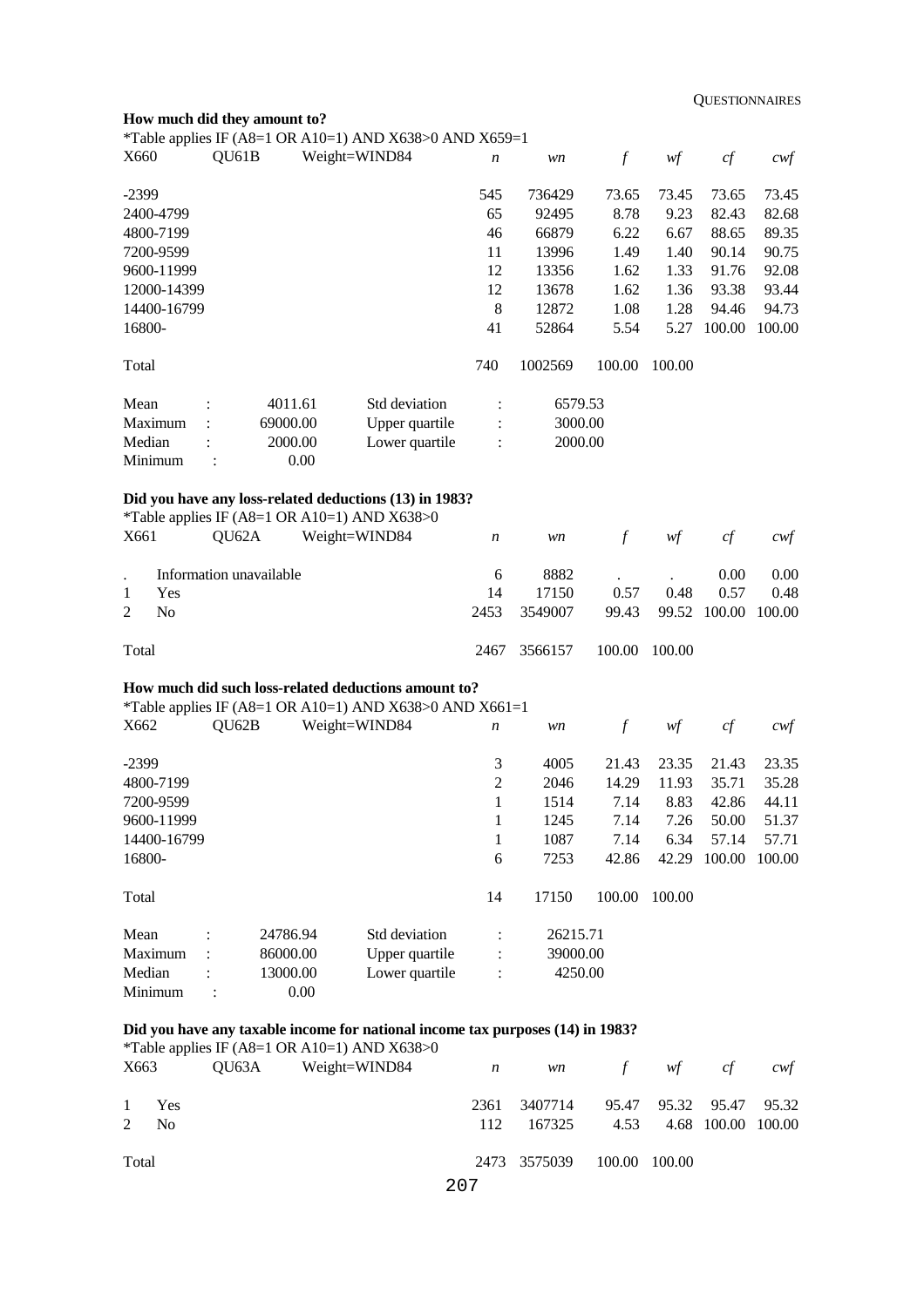**How much did they amount to?**

*Table applies IF (A8=1 OR A10=1) AND X638>0 AND X659=1

| X660 | QU61B | Weight=WIND84 | *n* | *wn* | *f* | *wf* | *cf* | *cwf* |
|---|---|---|---|---|---|---|---|---|
| -2399 | | | 545 | 736429 | 73.65 | 73.45 | 73.65 | 73.45 |
| 2400-4799 | | | 65 | 92495 | 8.78 | 9.23 | 82.43 | 82.68 |
| 4800-7199 | | | 46 | 66879 | 6.22 | 6.67 | 88.65 | 89.35 |
| 7200-9599 | | | 11 | 13996 | 1.49 | 1.40 | 90.14 | 90.75 |
| 9600-11999 | | | 12 | 13356 | 1.62 | 1.33 | 91.76 | 92.08 |
| 12000-14399 | | | 12 | 13678 | 1.62 | 1.36 | 93.38 | 93.44 |
| 14400-16799 | | | 8 | 12872 | 1.08 | 1.28 | 94.46 | 94.73 |
| 16800- | | | 41 | 52864 | 5.54 | 5.27 | 100.00 | 100.00 |
| Total | | | 740 | 1002569 | 100.00 | 100.00 | | |

| | | | | |
|---|---|---|---|---|
| Mean | : | 4011.61 | Std deviation | : 6579.53 |
| Maximum | : | 69000.00 | Upper quartile | : 3000.00 |
| Median | : | 2000.00 | Lower quartile | : 2000.00 |
| Minimum | : | 0.00 | | |

**Did you have any loss-related deductions (13) in 1983?**

*Table applies IF (A8=1 OR A10=1) AND X638>0

| X661 | QU62A | Weight=WIND84 | *n* | *wn* | *f* | *wf* | *cf* | *cwf* |
|---|---|---|---|---|---|---|---|---|
| . | Information unavailable | | 6 | 8882 | . | . | 0.00 | 0.00 |
| 1 | Yes | | 14 | 17150 | 0.57 | 0.48 | 0.57 | 0.48 |
| 2 | No | | 2453 | 3549007 | 99.43 | 99.52 | 100.00 | 100.00 |
| Total | | | 2467 | 3566157 | 100.00 | 100.00 | | |

**How much did such loss-related deductions amount to?**

*Table applies IF (A8=1 OR A10=1) AND X638>0 AND X661=1

| X662 | QU62B | Weight=WIND84 | *n* | *wn* | *f* | *wf* | *cf* | *cwf* |
|---|---|---|---|---|---|---|---|---|
| -2399 | | | 3 | 4005 | 21.43 | 23.35 | 21.43 | 23.35 |
| 4800-7199 | | | 2 | 2046 | 14.29 | 11.93 | 35.71 | 35.28 |
| 7200-9599 | | | 1 | 1514 | 7.14 | 8.83 | 42.86 | 44.11 |
| 9600-11999 | | | 1 | 1245 | 7.14 | 7.26 | 50.00 | 51.37 |
| 14400-16799 | | | 1 | 1087 | 7.14 | 6.34 | 57.14 | 57.71 |
| 16800- | | | 6 | 7253 | 42.86 | 42.29 | 100.00 | 100.00 |
| Total | | | 14 | 17150 | 100.00 | 100.00 | | |

| | | | | |
|---|---|---|---|---|
| Mean | : | 24786.94 | Std deviation | : 26215.71 |
| Maximum | : | 86000.00 | Upper quartile | : 39000.00 |
| Median | : | 13000.00 | Lower quartile | : 4250.00 |
| Minimum | : | 0.00 | | |

**Did you have any taxable income for national income tax purposes (14) in 1983?**

*Table applies IF (A8=1 OR A10=1) AND X638>0

| X663 | QU63A | Weight=WIND84 | *n* | *wn* | *f* | *wf* | *cf* | *cwf* |
|---|---|---|---|---|---|---|---|---|
| 1 | Yes | | 2361 | 3407714 | 95.47 | 95.32 | 95.47 | 95.32 |
| 2 | No | | 112 | 167325 | 4.53 | 4.68 | 100.00 | 100.00 |
| Total | | | 2473 | 3575039 | 100.00 | 100.00 | | |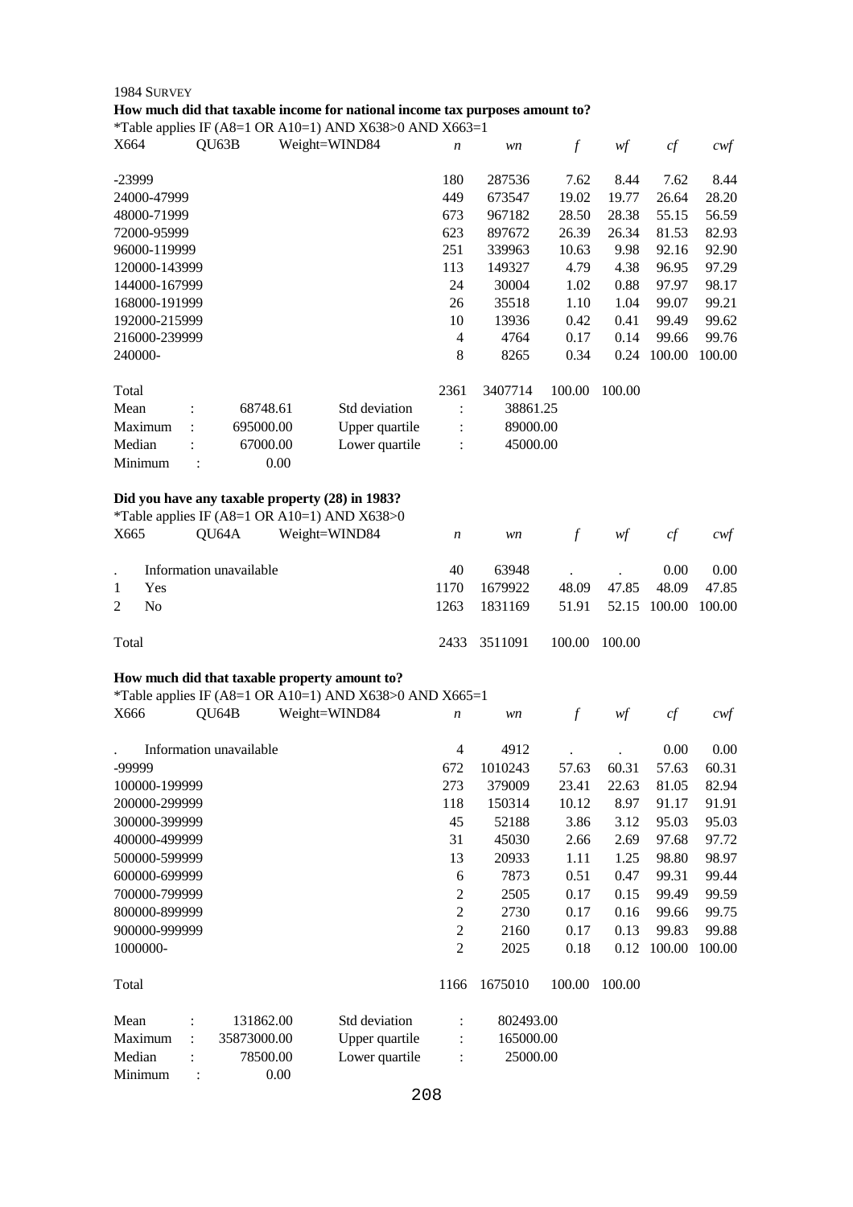1984 SURVEY

**How much did that taxable income for national income tax purposes amount to?**

*Table applies IF (A8=1 OR A10=1) AND X638>0 AND X663=1

| X664 | QU63B | Weight=WIND84 | *n* | *wn* | *f* | *wf* | *cf* | *cwf* |
|---|---|---|---|---|---|---|---|---|
| -23999 | | | 180 | 287536 | 7.62 | 8.44 | 7.62 | 8.44 |
| 24000-47999 | | | 449 | 673547 | 19.02 | 19.77 | 26.64 | 28.20 |
| 48000-71999 | | | 673 | 967182 | 28.50 | 28.38 | 55.15 | 56.59 |
| 72000-95999 | | | 623 | 897672 | 26.39 | 26.34 | 81.53 | 82.93 |
| 96000-119999 | | | 251 | 339963 | 10.63 | 9.98 | 92.16 | 92.90 |
| 120000-143999 | | | 113 | 149327 | 4.79 | 4.38 | 96.95 | 97.29 |
| 144000-167999 | | | 24 | 30004 | 1.02 | 0.88 | 97.97 | 98.17 |
| 168000-191999 | | | 26 | 35518 | 1.10 | 1.04 | 99.07 | 99.21 |
| 192000-215999 | | | 10 | 13936 | 0.42 | 0.41 | 99.49 | 99.62 |
| 216000-239999 | | | 4 | 4764 | 0.17 | 0.14 | 99.66 | 99.76 |
| 240000- | | | 8 | 8265 | 0.34 | 0.24 | 100.00 | 100.00 |
| Total | | | 2361 | 3407714 | 100.00 | 100.00 | | |

| | | | | |
|---|---|---|---|---|
| Mean | : 68748.61 | Std deviation | : | 38861.25 |
| Maximum | : 695000.00 | Upper quartile | : | 89000.00 |
| Median | : 67000.00 | Lower quartile | : | 45000.00 |
| Minimum | : 0.00 | | | |

**Did you have any taxable property (28) in 1983?**

*Table applies IF (A8=1 OR A10=1) AND X638>0

| X665 | QU64A | Weight=WIND84 | *n* | *wn* | *f* | *wf* | *cf* | *cwf* |
|---|---|---|---|---|---|---|---|---|
| . | Information unavailable | | 40 | 63948 | . | . | 0.00 | 0.00 |
| 1 | Yes | | 1170 | 1679922 | 48.09 | 47.85 | 48.09 | 47.85 |
| 2 | No | | 1263 | 1831169 | 51.91 | 52.15 | 100.00 | 100.00 |
| Total | | | 2433 | 3511091 | 100.00 | 100.00 | | |

**How much did that taxable property amount to?**

*Table applies IF (A8=1 OR A10=1) AND X638>0 AND X665=1

| X666 | QU64B | Weight=WIND84 | *n* | *wn* | *f* | *wf* | *cf* | *cwf* |
|---|---|---|---|---|---|---|---|---|
| . | Information unavailable | | 4 | 4912 | . | . | 0.00 | 0.00 |
| -99999 | | | 672 | 1010243 | 57.63 | 60.31 | 57.63 | 60.31 |
| 100000-199999 | | | 273 | 379009 | 23.41 | 22.63 | 81.05 | 82.94 |
| 200000-299999 | | | 118 | 150314 | 10.12 | 8.97 | 91.17 | 91.91 |
| 300000-399999 | | | 45 | 52188 | 3.86 | 3.12 | 95.03 | 95.03 |
| 400000-499999 | | | 31 | 45030 | 2.66 | 2.69 | 97.68 | 97.72 |
| 500000-599999 | | | 13 | 20933 | 1.11 | 1.25 | 98.80 | 98.97 |
| 600000-699999 | | | 6 | 7873 | 0.51 | 0.47 | 99.31 | 99.44 |
| 700000-799999 | | | 2 | 2505 | 0.17 | 0.15 | 99.49 | 99.59 |
| 800000-899999 | | | 2 | 2730 | 0.17 | 0.16 | 99.66 | 99.75 |
| 900000-999999 | | | 2 | 2160 | 0.17 | 0.13 | 99.83 | 99.88 |
| 1000000- | | | 2 | 2025 | 0.18 | 0.12 | 100.00 | 100.00 |
| Total | | | 1166 | 1675010 | 100.00 | 100.00 | | |

| | | | | |
|---|---|---|---|---|
| Mean | : 131862.00 | Std deviation | : | 802493.00 |
| Maximum | : 35873000.00 | Upper quartile | : | 165000.00 |
| Median | : 78500.00 | Lower quartile | : | 25000.00 |
| Minimum | : 0.00 | | | |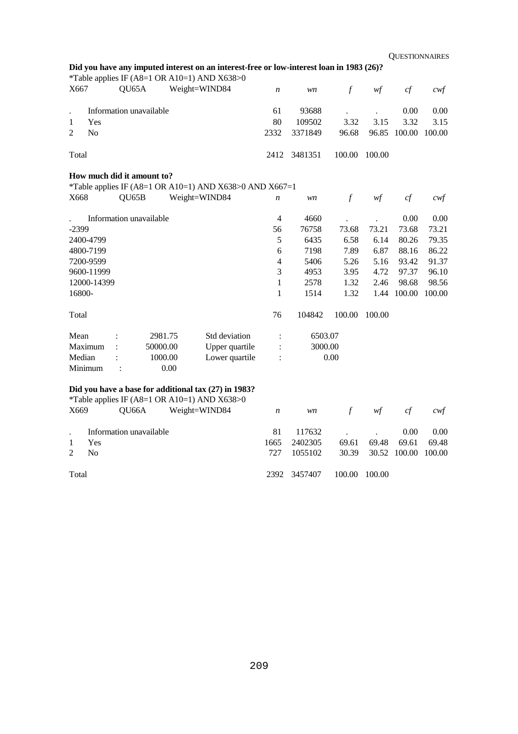**Did you have any imputed interest on an interest-free or low-interest loan in 1983 (26)?**

*Table applies IF (A8=1 OR A10=1) AND X638>0

| X667 | QU65A | Weight=WIND84 | *n* | *wn* | *f* | *wf* | *cf* | *cwf* |
|---|---|---|---|---|---|---|---|---|
| . | Information unavailable | | 61 | 93688 | . | . | 0.00 | 0.00 |
| 1 | Yes | | 80 | 109502 | 3.32 | 3.15 | 3.32 | 3.15 |
| 2 | No | | 2332 | 3371849 | 96.68 | 96.85 | 100.00 | 100.00 |
| Total | | | 2412 | 3481351 | 100.00 | 100.00 | | |

**How much did it amount to?**

*Table applies IF (A8=1 OR A10=1) AND X638>0 AND X667=1

| X668 | QU65B | Weight=WIND84 | *n* | *wn* | *f* | *wf* | *cf* | *cwf* |
|---|---|---|---|---|---|---|---|---|
| . | Information unavailable | | 4 | 4660 | . | . | 0.00 | 0.00 |
| -2399 | | | 56 | 76758 | 73.68 | 73.21 | 73.68 | 73.21 |
| 2400-4799 | | | 5 | 6435 | 6.58 | 6.14 | 80.26 | 79.35 |
| 4800-7199 | | | 6 | 7198 | 7.89 | 6.87 | 88.16 | 86.22 |
| 7200-9599 | | | 4 | 5406 | 5.26 | 5.16 | 93.42 | 91.37 |
| 9600-11999 | | | 3 | 4953 | 3.95 | 4.72 | 97.37 | 96.10 |
| 12000-14399 | | | 1 | 2578 | 1.32 | 2.46 | 98.68 | 98.56 |
| 16800- | | | 1 | 1514 | 1.32 | 1.44 | 100.00 | 100.00 |
| Total | | | 76 | 104842 | 100.00 | 100.00 | | |

| | | | | |
|---|---|---|---|---|
| Mean | : | 2981.75 | Std deviation | : 6503.07 |
| Maximum | : | 50000.00 | Upper quartile | : 3000.00 |
| Median | : | 1000.00 | Lower quartile | : 0.00 |
| Minimum | : | 0.00 | | |

**Did you have a base for additional tax (27) in 1983?**

*Table applies IF (A8=1 OR A10=1) AND X638>0

| X669 | QU66A | Weight=WIND84 | *n* | *wn* | *f* | *wf* | *cf* | *cwf* |
|---|---|---|---|---|---|---|---|---|
| . | Information unavailable | | 81 | 117632 | . | . | 0.00 | 0.00 |
| 1 | Yes | | 1665 | 2402305 | 69.61 | 69.48 | 69.61 | 69.48 |
| 2 | No | | 727 | 1055102 | 30.39 | 30.52 | 100.00 | 100.00 |
| Total | | | 2392 | 3457407 | 100.00 | 100.00 | | |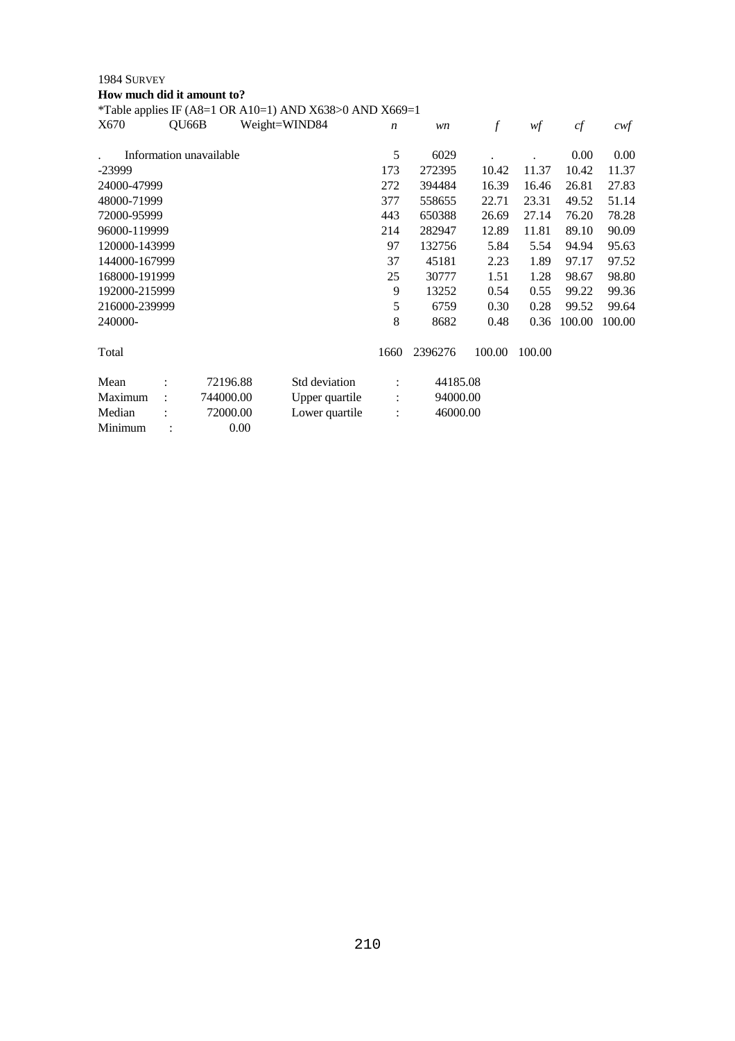1984 SURVEY

**How much did it amount to?**

*Table applies IF (A8=1 OR A10=1) AND X638>0 AND X669=1

| X670 | QU66B | Weight=WIND84 | *n* | *wn* | *f* | *wf* | *cf* | *cwf* |
|---|---|---|---|---|---|---|---|---|
| . | Information unavailable | | 5 | 6029 | . | . | 0.00 | 0.00 |
| -23999 | | | 173 | 272395 | 10.42 | 11.37 | 10.42 | 11.37 |
| 24000-47999 | | | 272 | 394484 | 16.39 | 16.46 | 26.81 | 27.83 |
| 48000-71999 | | | 377 | 558655 | 22.71 | 23.31 | 49.52 | 51.14 |
| 72000-95999 | | | 443 | 650388 | 26.69 | 27.14 | 76.20 | 78.28 |
| 96000-119999 | | | 214 | 282947 | 12.89 | 11.81 | 89.10 | 90.09 |
| 120000-143999 | | | 97 | 132756 | 5.84 | 5.54 | 94.94 | 95.63 |
| 144000-167999 | | | 37 | 45181 | 2.23 | 1.89 | 97.17 | 97.52 |
| 168000-191999 | | | 25 | 30777 | 1.51 | 1.28 | 98.67 | 98.80 |
| 192000-215999 | | | 9 | 13252 | 0.54 | 0.55 | 99.22 | 99.36 |
| 216000-239999 | | | 5 | 6759 | 0.30 | 0.28 | 99.52 | 99.64 |
| 240000- | | | 8 | 8682 | 0.48 | 0.36 | 100.00 | 100.00 |
| Total | | | 1660 | 2396276 | 100.00 | 100.00 | | |

| | | | |
|---|---|---|---|
| Mean : | 72196.88 | Std deviation : | 44185.08 |
| Maximum : | 744000.00 | Upper quartile : | 94000.00 |
| Median : | 72000.00 | Lower quartile : | 46000.00 |
| Minimum : | 0.00 | | |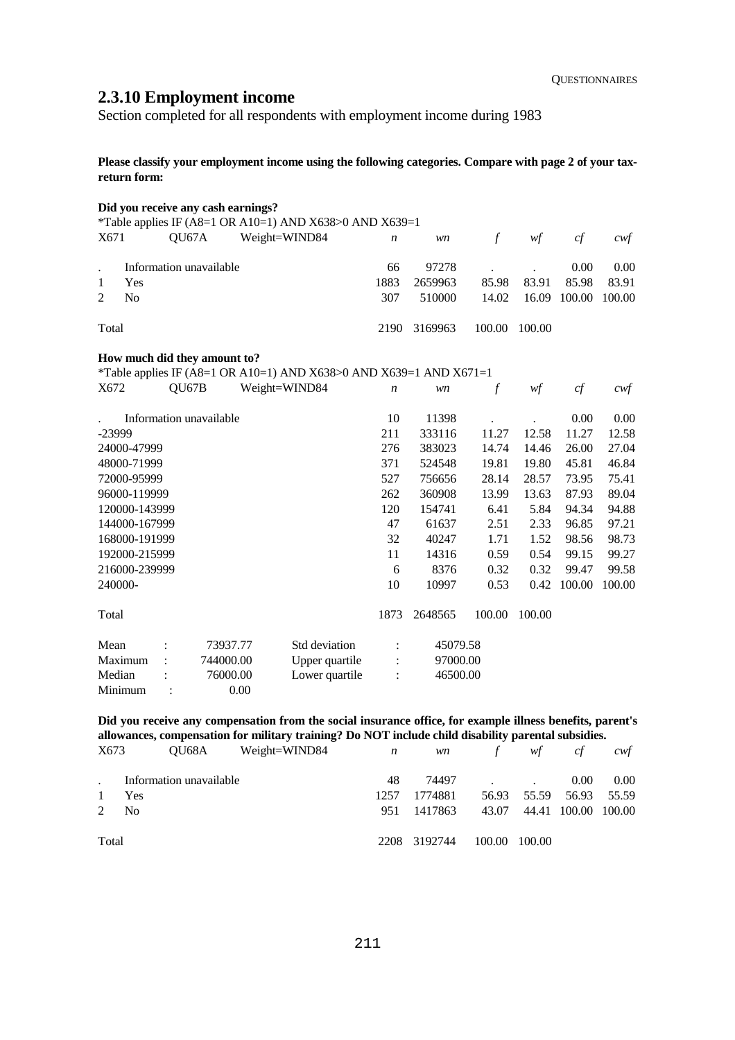## 2.3.10 Employment income

Section completed for all respondents with employment income during 1983

**Please classify your employment income using the following categories. Compare with page 2 of your tax-return form:**

**Did you receive any cash earnings?**

*Table applies IF (A8=1 OR A10=1) AND X638>0 AND X639=1

| X671 | QU67A | Weight=WIND84 | *n* | *wn* | *f* | *wf* | *cf* | *cwf* |
|---|---|---|---|---|---|---|---|---|
| . | Information unavailable | | 66 | 97278 | . | . | 0.00 | 0.00 |
| 1 | Yes | | 1883 | 2659963 | 85.98 | 83.91 | 85.98 | 83.91 |
| 2 | No | | 307 | 510000 | 14.02 | 16.09 | 100.00 | 100.00 |
| Total | | | 2190 | 3169963 | 100.00 | 100.00 | | |

**How much did they amount to?**

*Table applies IF (A8=1 OR A10=1) AND X638>0 AND X639=1 AND X671=1

| X672 | QU67B | Weight=WIND84 | *n* | *wn* | *f* | *wf* | *cf* | *cwf* |
|---|---|---|---|---|---|---|---|---|
| . | Information unavailable | | 10 | 11398 | . | . | 0.00 | 0.00 |
| -23999 | | | 211 | 333116 | 11.27 | 12.58 | 11.27 | 12.58 |
| 24000-47999 | | | 276 | 383023 | 14.74 | 14.46 | 26.00 | 27.04 |
| 48000-71999 | | | 371 | 524548 | 19.81 | 19.80 | 45.81 | 46.84 |
| 72000-95999 | | | 527 | 756656 | 28.14 | 28.57 | 73.95 | 75.41 |
| 96000-119999 | | | 262 | 360908 | 13.99 | 13.63 | 87.93 | 89.04 |
| 120000-143999 | | | 120 | 154741 | 6.41 | 5.84 | 94.34 | 94.88 |
| 144000-167999 | | | 47 | 61637 | 2.51 | 2.33 | 96.85 | 97.21 |
| 168000-191999 | | | 32 | 40247 | 1.71 | 1.52 | 98.56 | 98.73 |
| 192000-215999 | | | 11 | 14316 | 0.59 | 0.54 | 99.15 | 99.27 |
| 216000-239999 | | | 6 | 8376 | 0.32 | 0.32 | 99.47 | 99.58 |
| 240000- | | | 10 | 10997 | 0.53 | 0.42 | 100.00 | 100.00 |
| Total | | | 1873 | 2648565 | 100.00 | 100.00 | | |

| | | | | |
|---|---|---|---|---|
| Mean | : 73937.77 | Std deviation | : | 45079.58 |
| Maximum | : 744000.00 | Upper quartile | : | 97000.00 |
| Median | : 76000.00 | Lower quartile | : | 46500.00 |
| Minimum | : 0.00 | | | |

**Did you receive any compensation from the social insurance office, for example illness benefits, parent's allowances, compensation for military training? Do NOT include child disability parental subsidies.**

| X673 | QU68A | Weight=WIND84 | *n* | *wn* | *f* | *wf* | *cf* | *cwf* |
|---|---|---|---|---|---|---|---|---|
| . | Information unavailable | | 48 | 74497 | . | . | 0.00 | 0.00 |
| 1 | Yes | | 1257 | 1774881 | 56.93 | 55.59 | 56.93 | 55.59 |
| 2 | No | | 951 | 1417863 | 43.07 | 44.41 | 100.00 | 100.00 |
| Total | | | 2208 | 3192744 | 100.00 | 100.00 | | |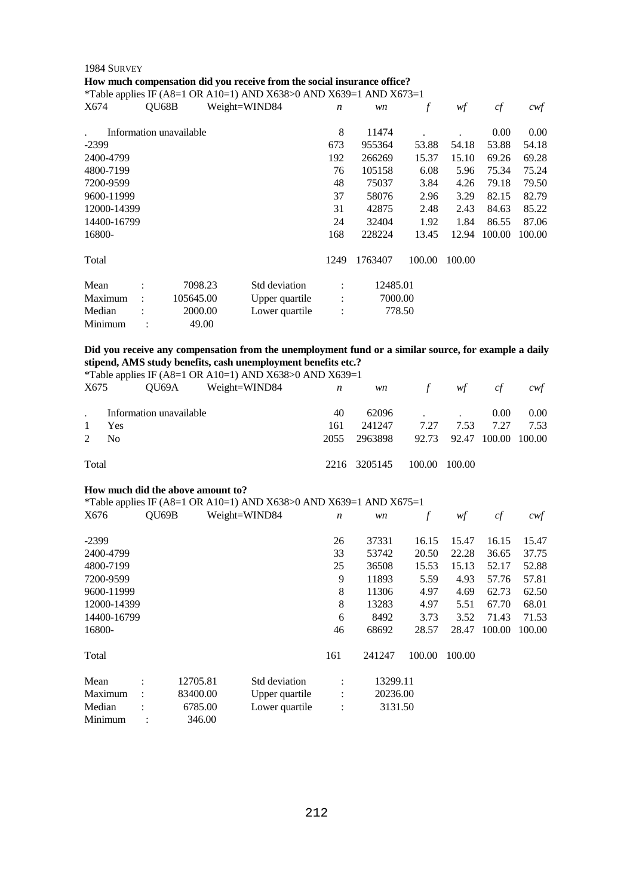1984 SURVEY

**How much compensation did you receive from the social insurance office?**

*Table applies IF (A8=1 OR A10=1) AND X638>0 AND X639=1 AND X673=1

| X674 | QU68B | Weight=WIND84 | *n* | *wn* | *f* | *wf* | *cf* | *cwf* |
|---|---|---|---|---|---|---|---|---|
| . | Information unavailable | | 8 | 11474 | . | . | 0.00 | 0.00 |
| -2399 | | | 673 | 955364 | 53.88 | 54.18 | 53.88 | 54.18 |
| 2400-4799 | | | 192 | 266269 | 15.37 | 15.10 | 69.26 | 69.28 |
| 4800-7199 | | | 76 | 105158 | 6.08 | 5.96 | 75.34 | 75.24 |
| 7200-9599 | | | 48 | 75037 | 3.84 | 4.26 | 79.18 | 79.50 |
| 9600-11999 | | | 37 | 58076 | 2.96 | 3.29 | 82.15 | 82.79 |
| 12000-14399 | | | 31 | 42875 | 2.48 | 2.43 | 84.63 | 85.22 |
| 14400-16799 | | | 24 | 32404 | 1.92 | 1.84 | 86.55 | 87.06 |
| 16800- | | | 168 | 228224 | 13.45 | 12.94 | 100.00 | 100.00 |
| Total | | | 1249 | 1763407 | 100.00 | 100.00 | | |

| | | | | |
|---|---|---|---|---|
| Mean | : 7098.23 | Std deviation | : | 12485.01 |
| Maximum | : 105645.00 | Upper quartile | : | 7000.00 |
| Median | : 2000.00 | Lower quartile | : | 778.50 |
| Minimum | : 49.00 | | | |

**Did you receive any compensation from the unemployment fund or a similar source, for example a daily stipend, AMS study benefits, cash unemployment benefits etc.?**

*Table applies IF (A8=1 OR A10=1) AND X638>0 AND X639=1

| X675 | QU69A | Weight=WIND84 | *n* | *wn* | *f* | *wf* | *cf* | *cwf* |
|---|---|---|---|---|---|---|---|---|
| . | Information unavailable | | 40 | 62096 | . | . | 0.00 | 0.00 |
| 1 | Yes | | 161 | 241247 | 7.27 | 7.53 | 7.27 | 7.53 |
| 2 | No | | 2055 | 2963898 | 92.73 | 92.47 | 100.00 | 100.00 |
| Total | | | 2216 | 3205145 | 100.00 | 100.00 | | |

**How much did the above amount to?**

*Table applies IF (A8=1 OR A10=1) AND X638>0 AND X639=1 AND X675=1

| X676 | QU69B | Weight=WIND84 | *n* | *wn* | *f* | *wf* | *cf* | *cwf* |
|---|---|---|---|---|---|---|---|---|
| -2399 | | | 26 | 37331 | 16.15 | 15.47 | 16.15 | 15.47 |
| 2400-4799 | | | 33 | 53742 | 20.50 | 22.28 | 36.65 | 37.75 |
| 4800-7199 | | | 25 | 36508 | 15.53 | 15.13 | 52.17 | 52.88 |
| 7200-9599 | | | 9 | 11893 | 5.59 | 4.93 | 57.76 | 57.81 |
| 9600-11999 | | | 8 | 11306 | 4.97 | 4.69 | 62.73 | 62.50 |
| 12000-14399 | | | 8 | 13283 | 4.97 | 5.51 | 67.70 | 68.01 |
| 14400-16799 | | | 6 | 8492 | 3.73 | 3.52 | 71.43 | 71.53 |
| 16800- | | | 46 | 68692 | 28.57 | 28.47 | 100.00 | 100.00 |
| Total | | | 161 | 241247 | 100.00 | 100.00 | | |

| | | | | |
|---|---|---|---|---|
| Mean | : 12705.81 | Std deviation | : | 13299.11 |
| Maximum | : 83400.00 | Upper quartile | : | 20236.00 |
| Median | : 6785.00 | Lower quartile | : | 3131.50 |
| Minimum | : 346.00 | | | |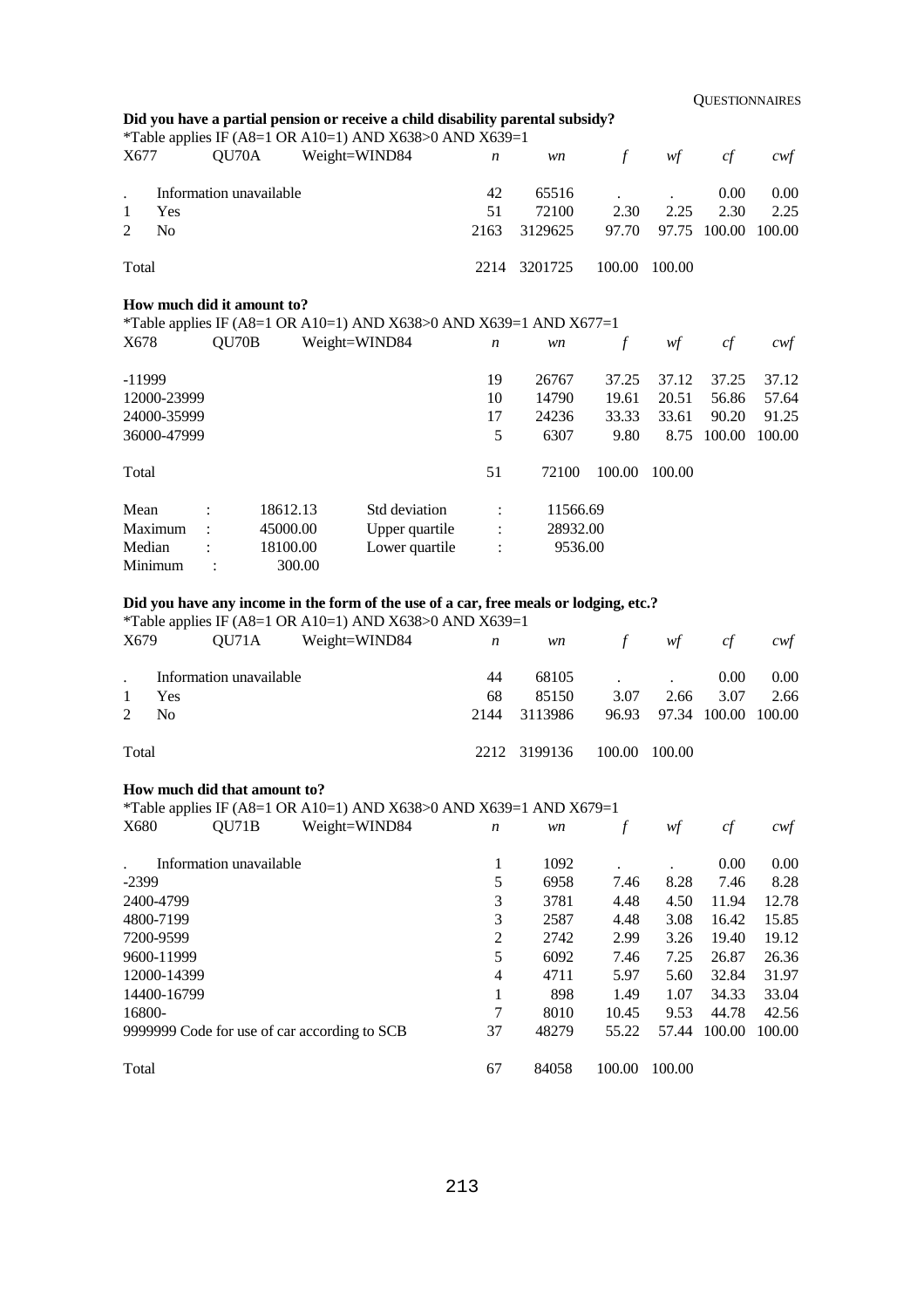**Did you have a partial pension or receive a child disability parental subsidy?**

*Table applies IF (A8=1 OR A10=1) AND X638>0 AND X639=1

| X677 | QU70A | Weight=WIND84 | *n* | *wn* | *f* | *wf* | *cf* | *cwf* |
|---|---|---|---|---|---|---|---|---|
| . | Information unavailable | | 42 | 65516 | . | . | 0.00 | 0.00 |
| 1 | Yes | | 51 | 72100 | 2.30 | 2.25 | 2.30 | 2.25 |
| 2 | No | | 2163 | 3129625 | 97.70 | 97.75 | 100.00 | 100.00 |
| Total | | | 2214 | 3201725 | 100.00 | 100.00 | | |

**How much did it amount to?**

*Table applies IF (A8=1 OR A10=1) AND X638>0 AND X639=1 AND X677=1

| X678 | QU70B | Weight=WIND84 | *n* | *wn* | *f* | *wf* | *cf* | *cwf* |
|---|---|---|---|---|---|---|---|---|
| -11999 | | | 19 | 26767 | 37.25 | 37.12 | 37.25 | 37.12 |
| 12000-23999 | | | 10 | 14790 | 19.61 | 20.51 | 56.86 | 57.64 |
| 24000-35999 | | | 17 | 24236 | 33.33 | 33.61 | 90.20 | 91.25 |
| 36000-47999 | | | 5 | 6307 | 9.80 | 8.75 | 100.00 | 100.00 |
| Total | | | 51 | 72100 | 100.00 | 100.00 | | |

| | | | | | |
|---|---|---|---|---|---|
| Mean | : | 18612.13 | Std deviation | : | 11566.69 |
| Maximum | : | 45000.00 | Upper quartile | : | 28932.00 |
| Median | : | 18100.00 | Lower quartile | : | 9536.00 |
| Minimum | : | 300.00 | | | |

**Did you have any income in the form of the use of a car, free meals or lodging, etc.?**

*Table applies IF (A8=1 OR A10=1) AND X638>0 AND X639=1

| X679 | QU71A | Weight=WIND84 | *n* | *wn* | *f* | *wf* | *cf* | *cwf* |
|---|---|---|---|---|---|---|---|---|
| . | Information unavailable | | 44 | 68105 | . | . | 0.00 | 0.00 |
| 1 | Yes | | 68 | 85150 | 3.07 | 2.66 | 3.07 | 2.66 |
| 2 | No | | 2144 | 3113986 | 96.93 | 97.34 | 100.00 | 100.00 |
| Total | | | 2212 | 3199136 | 100.00 | 100.00 | | |

**How much did that amount to?**

*Table applies IF (A8=1 OR A10=1) AND X638>0 AND X639=1 AND X679=1

| X680 | QU71B | Weight=WIND84 | *n* | *wn* | *f* | *wf* | *cf* | *cwf* |
|---|---|---|---|---|---|---|---|---|
| . | Information unavailable | | 1 | 1092 | . | . | 0.00 | 0.00 |
| -2399 | | | 5 | 6958 | 7.46 | 8.28 | 7.46 | 8.28 |
| 2400-4799 | | | 3 | 3781 | 4.48 | 4.50 | 11.94 | 12.78 |
| 4800-7199 | | | 3 | 2587 | 4.48 | 3.08 | 16.42 | 15.85 |
| 7200-9599 | | | 2 | 2742 | 2.99 | 3.26 | 19.40 | 19.12 |
| 9600-11999 | | | 5 | 6092 | 7.46 | 7.25 | 26.87 | 26.36 |
| 12000-14399 | | | 4 | 4711 | 5.97 | 5.60 | 32.84 | 31.97 |
| 14400-16799 | | | 1 | 898 | 1.49 | 1.07 | 34.33 | 33.04 |
| 16800- | | | 7 | 8010 | 10.45 | 9.53 | 44.78 | 42.56 |
| 9999999 Code for use of car according to SCB | | | 37 | 48279 | 55.22 | 57.44 | 100.00 | 100.00 |
| Total | | | 67 | 84058 | 100.00 | 100.00 | | |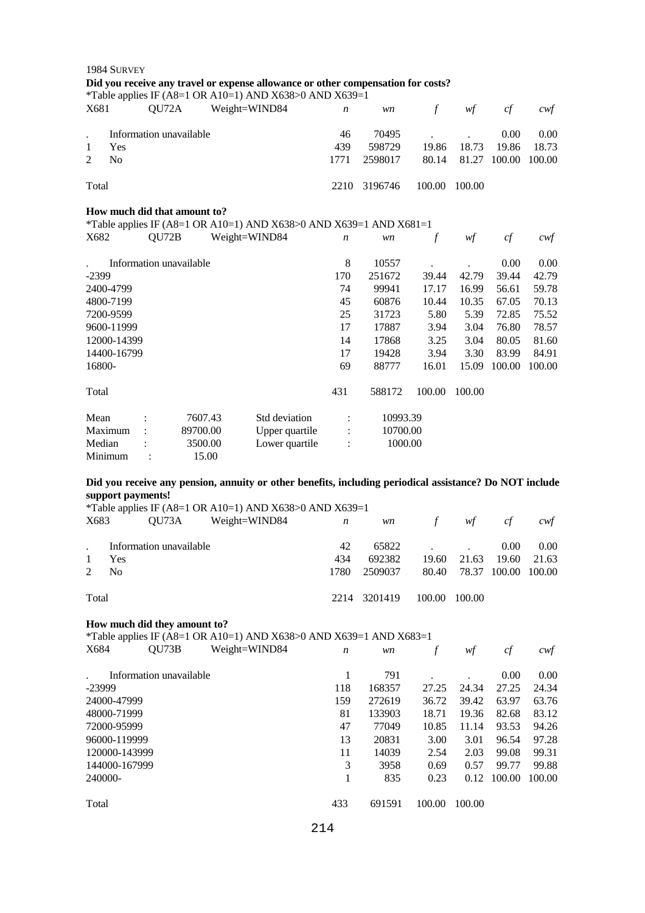1984 SURVEY

**Did you receive any travel or expense allowance or other compensation for costs?**

*Table applies IF (A8=1 OR A10=1) AND X638>0 AND X639=1

| X681 | QU72A | Weight=WIND84 | *n* | *wn* | *f* | *wf* | *cf* | *cwf* |
|---|---|---|---|---|---|---|---|---|
| . | Information unavailable | | 46 | 70495 | . | . | 0.00 | 0.00 |
| 1 | Yes | | 439 | 598729 | 19.86 | 18.73 | 19.86 | 18.73 |
| 2 | No | | 1771 | 2598017 | 80.14 | 81.27 | 100.00 | 100.00 |
| Total | | | 2210 | 3196746 | 100.00 | 100.00 | | |

**How much did that amount to?**

*Table applies IF (A8=1 OR A10=1) AND X638>0 AND X639=1 AND X681=1

| X682 | QU72B | Weight=WIND84 | *n* | *wn* | *f* | *wf* | *cf* | *cwf* |
|---|---|---|---|---|---|---|---|---|
| . | Information unavailable | | 8 | 10557 | . | . | 0.00 | 0.00 |
| -2399 | | | 170 | 251672 | 39.44 | 42.79 | 39.44 | 42.79 |
| 2400-4799 | | | 74 | 99941 | 17.17 | 16.99 | 56.61 | 59.78 |
| 4800-7199 | | | 45 | 60876 | 10.44 | 10.35 | 67.05 | 70.13 |
| 7200-9599 | | | 25 | 31723 | 5.80 | 5.39 | 72.85 | 75.52 |
| 9600-11999 | | | 17 | 17887 | 3.94 | 3.04 | 76.80 | 78.57 |
| 12000-14399 | | | 14 | 17868 | 3.25 | 3.04 | 80.05 | 81.60 |
| 14400-16799 | | | 17 | 19428 | 3.94 | 3.30 | 83.99 | 84.91 |
| 16800- | | | 69 | 88777 | 16.01 | 15.09 | 100.00 | 100.00 |
| Total | | | 431 | 588172 | 100.00 | 100.00 | | |

| | | | |
|---|---|---|---|
| Mean : | 7607.43 | Std deviation : | 10993.39 |
| Maximum : | 89700.00 | Upper quartile : | 10700.00 |
| Median : | 3500.00 | Lower quartile : | 1000.00 |
| Minimum : | 15.00 | | |

**Did you receive any pension, annuity or other benefits, including periodical assistance? Do NOT include support payments!**

*Table applies IF (A8=1 OR A10=1) AND X638>0 AND X639=1

| X683 | QU73A | Weight=WIND84 | *n* | *wn* | *f* | *wf* | *cf* | *cwf* |
|---|---|---|---|---|---|---|---|---|
| . | Information unavailable | | 42 | 65822 | . | . | 0.00 | 0.00 |
| 1 | Yes | | 434 | 692382 | 19.60 | 21.63 | 19.60 | 21.63 |
| 2 | No | | 1780 | 2509037 | 80.40 | 78.37 | 100.00 | 100.00 |
| Total | | | 2214 | 3201419 | 100.00 | 100.00 | | |

**How much did they amount to?**

*Table applies IF (A8=1 OR A10=1) AND X638>0 AND X639=1 AND X683=1

| X684 | QU73B | Weight=WIND84 | *n* | *wn* | *f* | *wf* | *cf* | *cwf* |
|---|---|---|---|---|---|---|---|---|
| . | Information unavailable | | 1 | 791 | . | . | 0.00 | 0.00 |
| -23999 | | | 118 | 168357 | 27.25 | 24.34 | 27.25 | 24.34 |
| 24000-47999 | | | 159 | 272619 | 36.72 | 39.42 | 63.97 | 63.76 |
| 48000-71999 | | | 81 | 133903 | 18.71 | 19.36 | 82.68 | 83.12 |
| 72000-95999 | | | 47 | 77049 | 10.85 | 11.14 | 93.53 | 94.26 |
| 96000-119999 | | | 13 | 20831 | 3.00 | 3.01 | 96.54 | 97.28 |
| 120000-143999 | | | 11 | 14039 | 2.54 | 2.03 | 99.08 | 99.31 |
| 144000-167999 | | | 3 | 3958 | 0.69 | 0.57 | 99.77 | 99.88 |
| 240000- | | | 1 | 835 | 0.23 | 0.12 | 100.00 | 100.00 |
| Total | | | 433 | 691591 | 100.00 | 100.00 | | |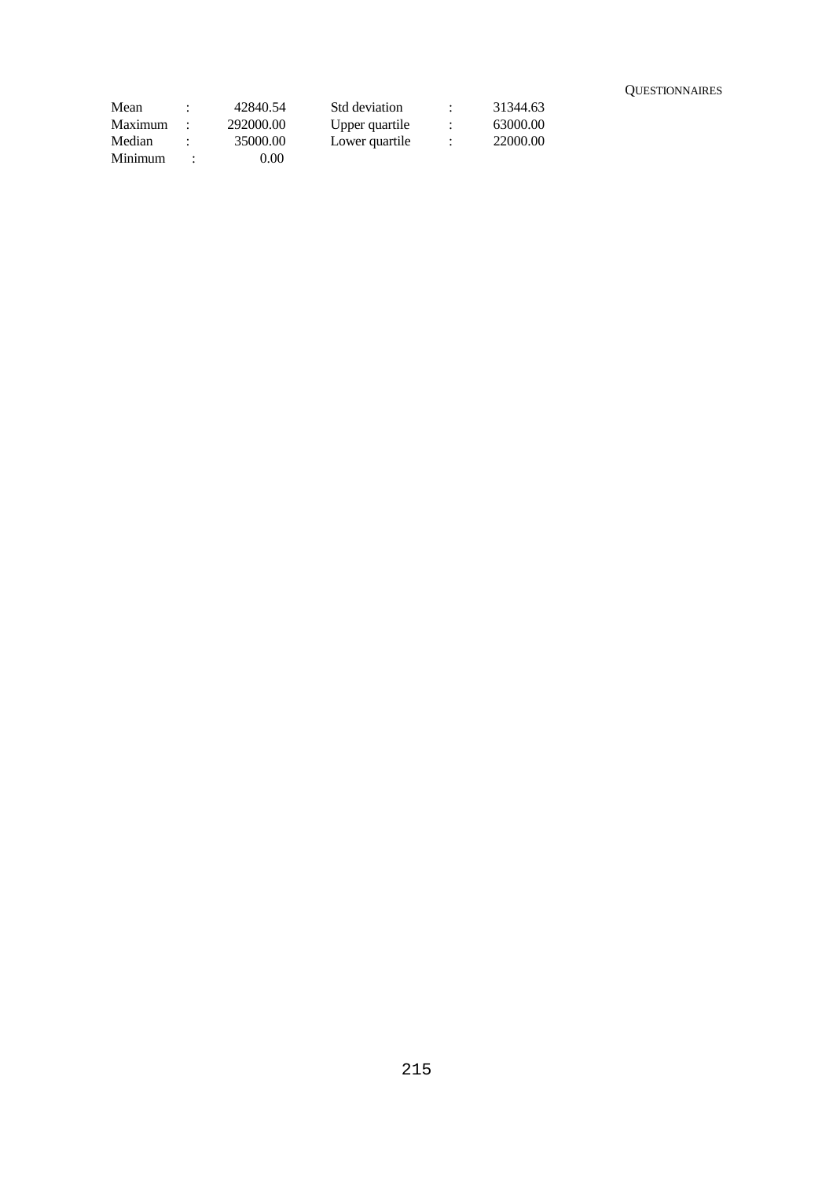| | | | | | |
|---|---|---|---|---|---|
| Mean | : | 42840.54 | Std deviation | : | 31344.63 |
| Maximum | : | 292000.00 | Upper quartile | : | 63000.00 |
| Median | : | 35000.00 | Lower quartile | : | 22000.00 |
| Minimum | : | 0.00 | | | |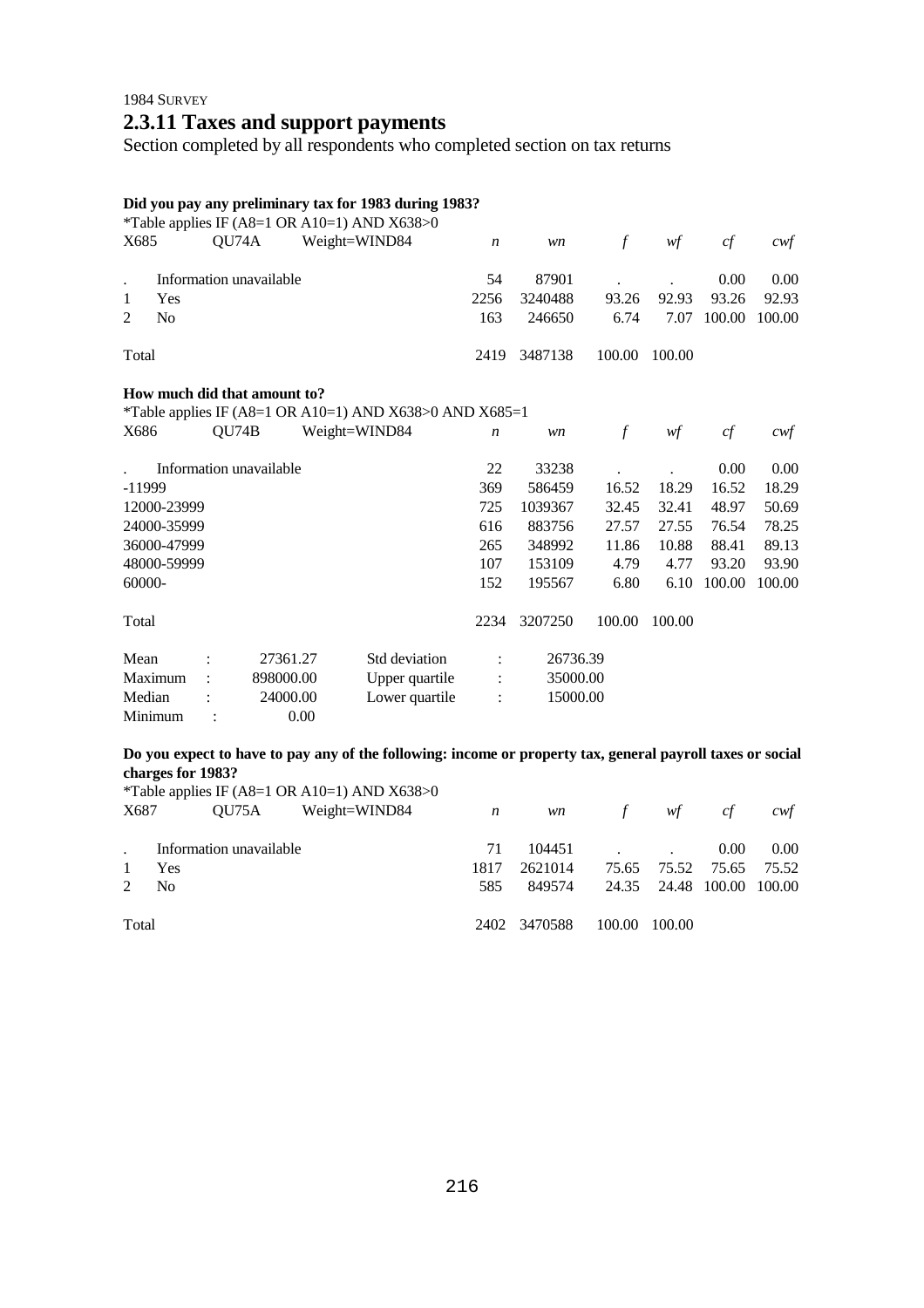1984 SURVEY

## 2.3.11 Taxes and support payments

Section completed by all respondents who completed section on tax returns

**Did you pay any preliminary tax for 1983 during 1983?**

*Table applies IF (A8=1 OR A10=1) AND X638>0

| X685 | QU74A | Weight=WIND84 | *n* | *wn* | *f* | *wf* | *cf* | *cwf* |
|---|---|---|---|---|---|---|---|---|
| . | Information unavailable | | 54 | 87901 | . | . | 0.00 | 0.00 |
| 1 | Yes | | 2256 | 3240488 | 93.26 | 92.93 | 93.26 | 92.93 |
| 2 | No | | 163 | 246650 | 6.74 | 7.07 | 100.00 | 100.00 |
| Total | | | 2419 | 3487138 | 100.00 | 100.00 | | |

**How much did that amount to?**

*Table applies IF (A8=1 OR A10=1) AND X638>0 AND X685=1

| X686 | QU74B | Weight=WIND84 | *n* | *wn* | *f* | *wf* | *cf* | *cwf* |
|---|---|---|---|---|---|---|---|---|
| . | Information unavailable | | 22 | 33238 | . | . | 0.00 | 0.00 |
| -11999 | | | 369 | 586459 | 16.52 | 18.29 | 16.52 | 18.29 |
| 12000-23999 | | | 725 | 1039367 | 32.45 | 32.41 | 48.97 | 50.69 |
| 24000-35999 | | | 616 | 883756 | 27.57 | 27.55 | 76.54 | 78.25 |
| 36000-47999 | | | 265 | 348992 | 11.86 | 10.88 | 88.41 | 89.13 |
| 48000-59999 | | | 107 | 153109 | 4.79 | 4.77 | 93.20 | 93.90 |
| 60000- | | | 152 | 195567 | 6.80 | 6.10 | 100.00 | 100.00 |
| Total | | | 2234 | 3207250 | 100.00 | 100.00 | | |

| | | | | |
|---|---|---|---|---|
| Mean | : | 27361.27 | Std deviation | : 26736.39 |
| Maximum | : | 898000.00 | Upper quartile | : 35000.00 |
| Median | : | 24000.00 | Lower quartile | : 15000.00 |
| Minimum | : | 0.00 | | |

**Do you expect to have to pay any of the following: income or property tax, general payroll taxes or social charges for 1983?**

*Table applies IF (A8=1 OR A10=1) AND X638>0

| X687 | QU75A | Weight=WIND84 | *n* | *wn* | *f* | *wf* | *cf* | *cwf* |
|---|---|---|---|---|---|---|---|---|
| . | Information unavailable | | 71 | 104451 | . | . | 0.00 | 0.00 |
| 1 | Yes | | 1817 | 2621014 | 75.65 | 75.52 | 75.65 | 75.52 |
| 2 | No | | 585 | 849574 | 24.35 | 24.48 | 100.00 | 100.00 |
| Total | | | 2402 | 3470588 | 100.00 | 100.00 | | |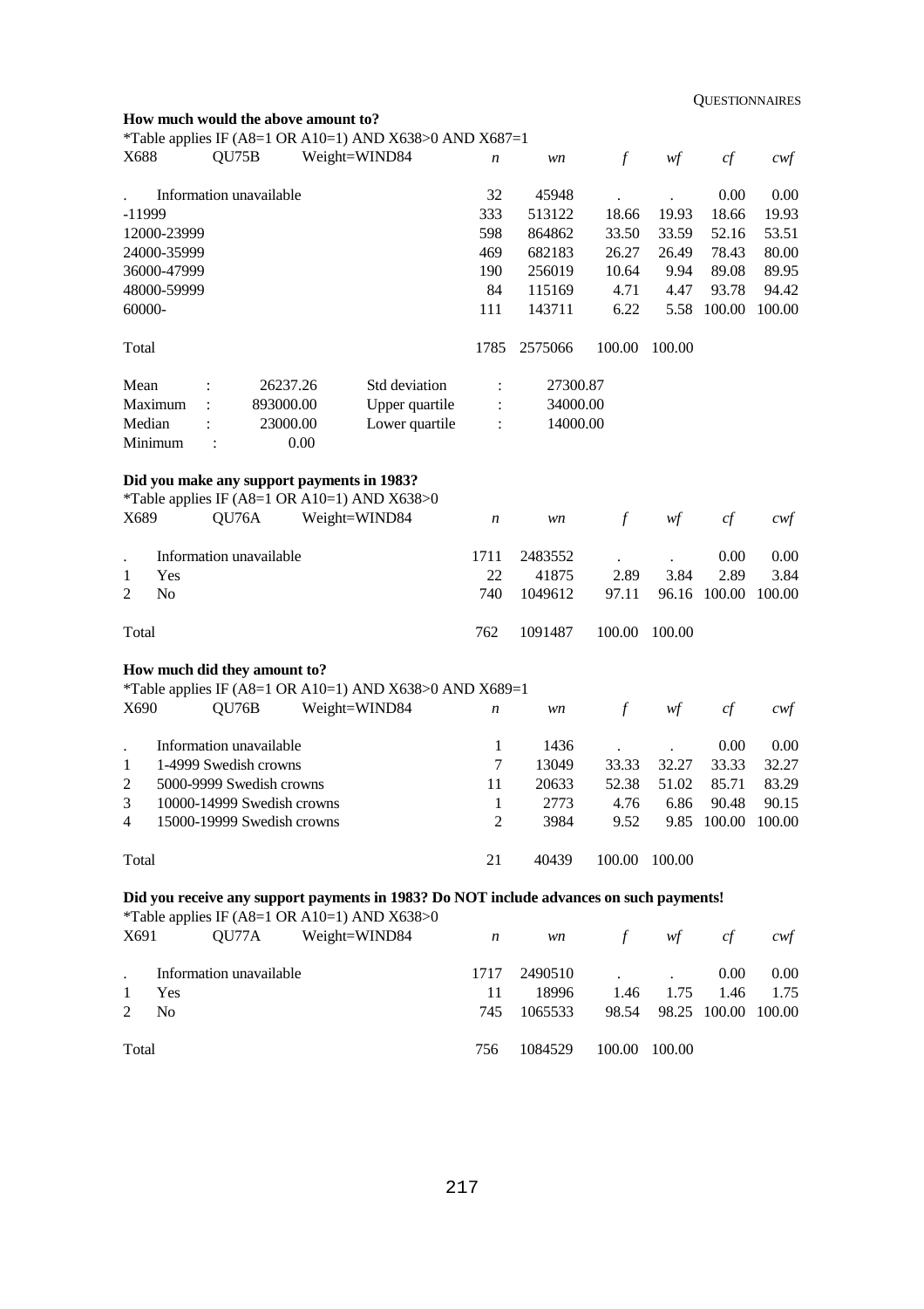**How much would the above amount to?**

*Table applies IF (A8=1 OR A10=1) AND X638>0 AND X687=1

| X688 | QU75B | Weight=WIND84 | *n* | *wn* | *f* | *wf* | *cf* | *cwf* |
|---|---|---|---|---|---|---|---|---|
| . | Information unavailable | | 32 | 45948 | . | . | 0.00 | 0.00 |
| -11999 | | | 333 | 513122 | 18.66 | 19.93 | 18.66 | 19.93 |
| 12000-23999 | | | 598 | 864862 | 33.50 | 33.59 | 52.16 | 53.51 |
| 24000-35999 | | | 469 | 682183 | 26.27 | 26.49 | 78.43 | 80.00 |
| 36000-47999 | | | 190 | 256019 | 10.64 | 9.94 | 89.08 | 89.95 |
| 48000-59999 | | | 84 | 115169 | 4.71 | 4.47 | 93.78 | 94.42 |
| 60000- | | | 111 | 143711 | 6.22 | 5.58 | 100.00 | 100.00 |
| Total | | | 1785 | 2575066 | 100.00 | 100.00 | | |

| | | | |
|---|---|---|---|
| Mean : | 26237.26 | Std deviation : | 27300.87 |
| Maximum : | 893000.00 | Upper quartile : | 34000.00 |
| Median : | 23000.00 | Lower quartile : | 14000.00 |
| Minimum : | 0.00 | | |

**Did you make any support payments in 1983?**

*Table applies IF (A8=1 OR A10=1) AND X638>0

| X689 | QU76A | Weight=WIND84 | *n* | *wn* | *f* | *wf* | *cf* | *cwf* |
|---|---|---|---|---|---|---|---|---|
| . | Information unavailable | | 1711 | 2483552 | . | . | 0.00 | 0.00 |
| 1 | Yes | | 22 | 41875 | 2.89 | 3.84 | 2.89 | 3.84 |
| 2 | No | | 740 | 1049612 | 97.11 | 96.16 | 100.00 | 100.00 |
| Total | | | 762 | 1091487 | 100.00 | 100.00 | | |

**How much did they amount to?**

*Table applies IF (A8=1 OR A10=1) AND X638>0 AND X689=1

| X690 | QU76B | Weight=WIND84 | *n* | *wn* | *f* | *wf* | *cf* | *cwf* |
|---|---|---|---|---|---|---|---|---|
| . | Information unavailable | | 1 | 1436 | . | . | 0.00 | 0.00 |
| 1 | 1-4999 Swedish crowns | | 7 | 13049 | 33.33 | 32.27 | 33.33 | 32.27 |
| 2 | 5000-9999 Swedish crowns | | 11 | 20633 | 52.38 | 51.02 | 85.71 | 83.29 |
| 3 | 10000-14999 Swedish crowns | | 1 | 2773 | 4.76 | 6.86 | 90.48 | 90.15 |
| 4 | 15000-19999 Swedish crowns | | 2 | 3984 | 9.52 | 9.85 | 100.00 | 100.00 |
| Total | | | 21 | 40439 | 100.00 | 100.00 | | |

**Did you receive any support payments in 1983? Do NOT include advances on such payments!**

*Table applies IF (A8=1 OR A10=1) AND X638>0

| X691 | QU77A | Weight=WIND84 | *n* | *wn* | *f* | *wf* | *cf* | *cwf* |
|---|---|---|---|---|---|---|---|---|
| . | Information unavailable | | 1717 | 2490510 | . | . | 0.00 | 0.00 |
| 1 | Yes | | 11 | 18996 | 1.46 | 1.75 | 1.46 | 1.75 |
| 2 | No | | 745 | 1065533 | 98.54 | 98.25 | 100.00 | 100.00 |
| Total | | | 756 | 1084529 | 100.00 | 100.00 | | |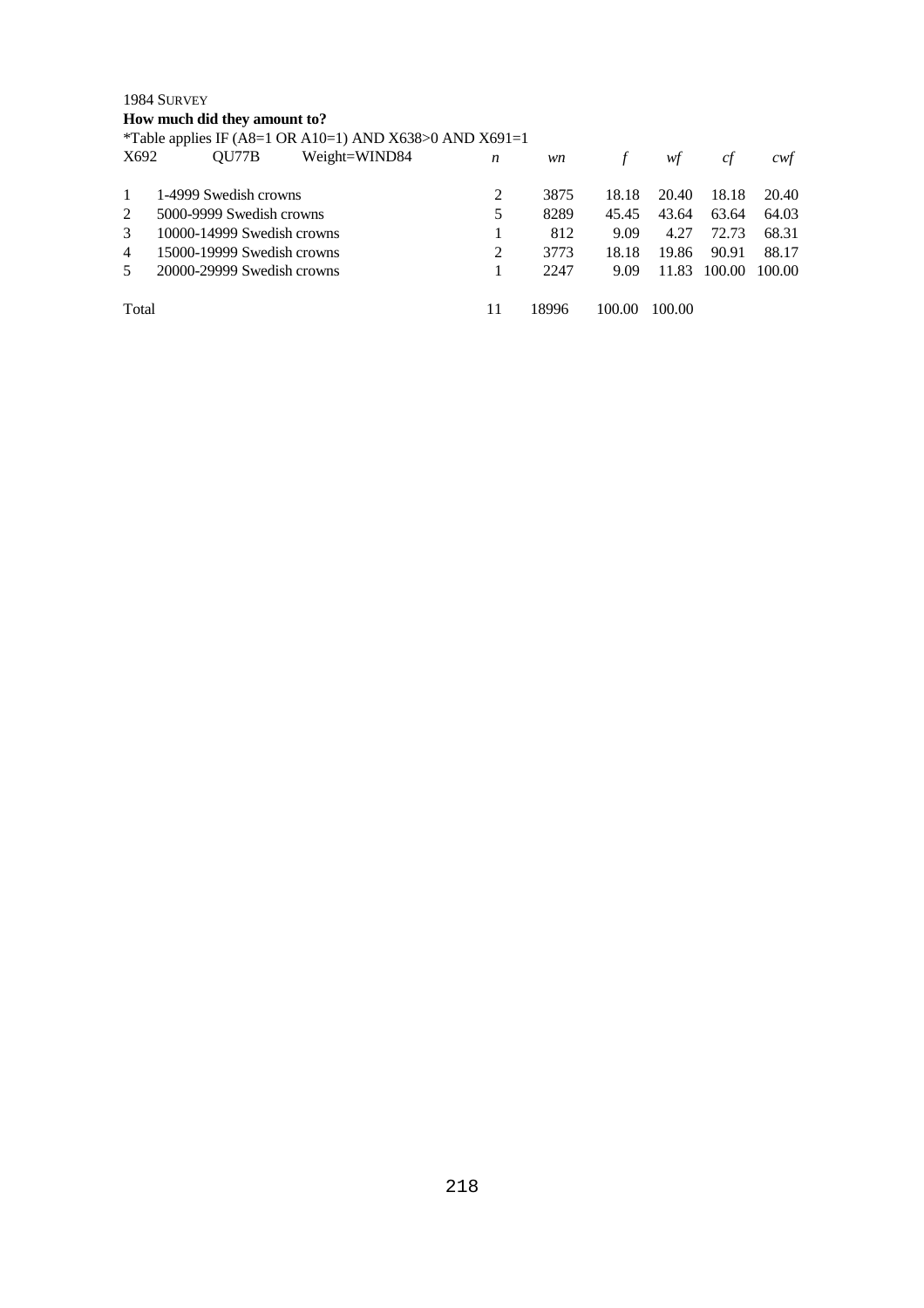1984 SURVEY

**How much did they amount to?**

*Table applies IF (A8=1 OR A10=1) AND X638>0 AND X691=1

| X692 | QU77B Weight=WIND84 | *n* | *wn* | *f* | *wf* | *cf* | *cwf* |
|---|---|---|---|---|---|---|---|
| 1 | 1-4999 Swedish crowns | 2 | 3875 | 18.18 | 20.40 | 18.18 | 20.40 |
| 2 | 5000-9999 Swedish crowns | 5 | 8289 | 45.45 | 43.64 | 63.64 | 64.03 |
| 3 | 10000-14999 Swedish crowns | 1 | 812 | 9.09 | 4.27 | 72.73 | 68.31 |
| 4 | 15000-19999 Swedish crowns | 2 | 3773 | 18.18 | 19.86 | 90.91 | 88.17 |
| 5 | 20000-29999 Swedish crowns | 1 | 2247 | 9.09 | 11.83 | 100.00 | 100.00 |
| Total | | 11 | 18996 | 100.00 | 100.00 | | |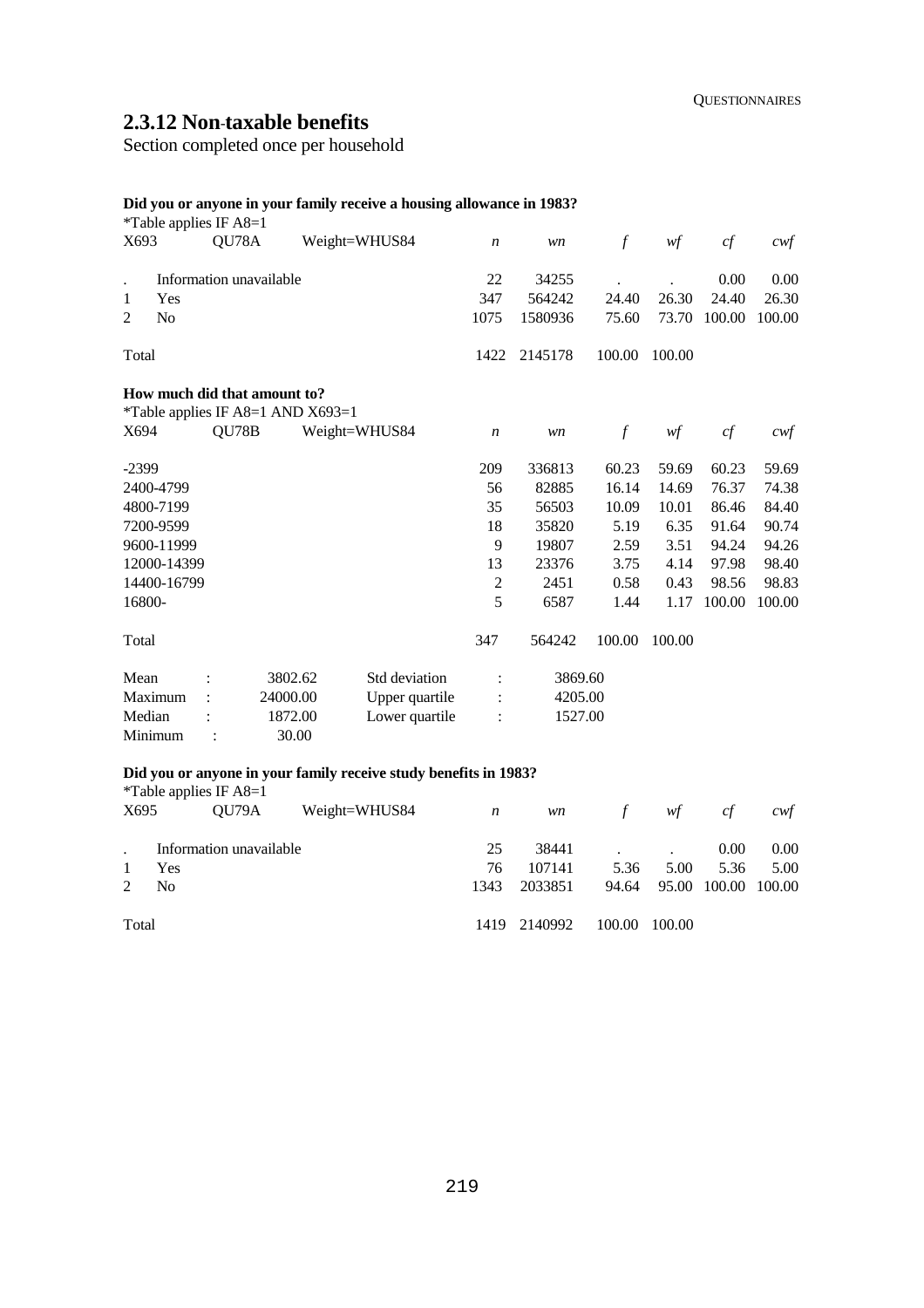## 2.3.12 Non-taxable benefits

Section completed once per household

**Did you or anyone in your family receive a housing allowance in 1983?**

*Table applies IF A8=1

| X693 | QU78A | Weight=WHUS84 | *n* | *wn* | *f* | *wf* | *cf* | *cwf* |
|---|---|---|---|---|---|---|---|---|
| . | Information unavailable | | 22 | 34255 | . | . | 0.00 | 0.00 |
| 1 | Yes | | 347 | 564242 | 24.40 | 26.30 | 24.40 | 26.30 |
| 2 | No | | 1075 | 1580936 | 75.60 | 73.70 | 100.00 | 100.00 |
| Total | | | 1422 | 2145178 | 100.00 | 100.00 | | |

**How much did that amount to?**

*Table applies IF A8=1 AND X693=1

| X694 | QU78B | Weight=WHUS84 | *n* | *wn* | *f* | *wf* | *cf* | *cwf* |
|---|---|---|---|---|---|---|---|---|
| -2399 | | | 209 | 336813 | 60.23 | 59.69 | 60.23 | 59.69 |
| 2400-4799 | | | 56 | 82885 | 16.14 | 14.69 | 76.37 | 74.38 |
| 4800-7199 | | | 35 | 56503 | 10.09 | 10.01 | 86.46 | 84.40 |
| 7200-9599 | | | 18 | 35820 | 5.19 | 6.35 | 91.64 | 90.74 |
| 9600-11999 | | | 9 | 19807 | 2.59 | 3.51 | 94.24 | 94.26 |
| 12000-14399 | | | 13 | 23376 | 3.75 | 4.14 | 97.98 | 98.40 |
| 14400-16799 | | | 2 | 2451 | 0.58 | 0.43 | 98.56 | 98.83 |
| 16800- | | | 5 | 6587 | 1.44 | 1.17 | 100.00 | 100.00 |
| Total | | | 347 | 564242 | 100.00 | 100.00 | | |

| | | | | | |
|---|---|---|---|---|---|
| Mean | : | 3802.62 | Std deviation | : | 3869.60 |
| Maximum | : | 24000.00 | Upper quartile | : | 4205.00 |
| Median | : | 1872.00 | Lower quartile | : | 1527.00 |
| Minimum | : | 30.00 | | | |

**Did you or anyone in your family receive study benefits in 1983?**

*Table applies IF A8=1

| X695 | QU79A | Weight=WHUS84 | *n* | *wn* | *f* | *wf* | *cf* | *cwf* |
|---|---|---|---|---|---|---|---|---|
| . | Information unavailable | | 25 | 38441 | . | . | 0.00 | 0.00 |
| 1 | Yes | | 76 | 107141 | 5.36 | 5.00 | 5.36 | 5.00 |
| 2 | No | | 1343 | 2033851 | 94.64 | 95.00 | 100.00 | 100.00 |
| Total | | | 1419 | 2140992 | 100.00 | 100.00 | | |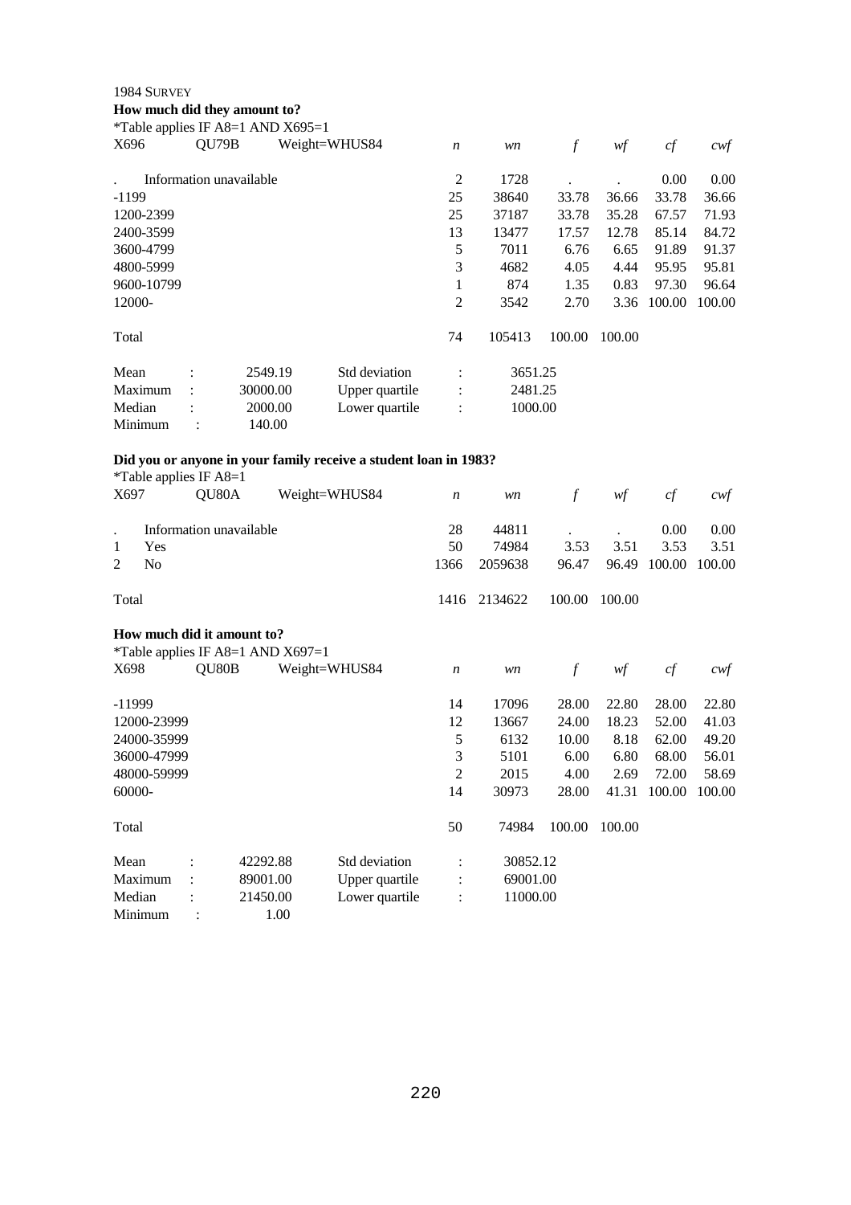1984 SURVEY

**How much did they amount to?**

*Table applies IF A8=1 AND X695=1

| X696 | QU79B | Weight=WHUS84 | *n* | *wn* | *f* | *wf* | *cf* | *cwf* |
|---|---|---|---|---|---|---|---|---|
| . | Information unavailable | | 2 | 1728 | . | . | 0.00 | 0.00 |
| -1199 | | | 25 | 38640 | 33.78 | 36.66 | 33.78 | 36.66 |
| 1200-2399 | | | 25 | 37187 | 33.78 | 35.28 | 67.57 | 71.93 |
| 2400-3599 | | | 13 | 13477 | 17.57 | 12.78 | 85.14 | 84.72 |
| 3600-4799 | | | 5 | 7011 | 6.76 | 6.65 | 91.89 | 91.37 |
| 4800-5999 | | | 3 | 4682 | 4.05 | 4.44 | 95.95 | 95.81 |
| 9600-10799 | | | 1 | 874 | 1.35 | 0.83 | 97.30 | 96.64 |
| 12000- | | | 2 | 3542 | 2.70 | 3.36 | 100.00 | 100.00 |
| Total | | | 74 | 105413 | 100.00 | 100.00 | | |

| | | | | |
|---|---|---|---|---|
| Mean | : 2549.19 | Std deviation | : | 3651.25 |
| Maximum | : 30000.00 | Upper quartile | : | 2481.25 |
| Median | : 2000.00 | Lower quartile | : | 1000.00 |
| Minimum | : 140.00 | | | |

**Did you or anyone in your family receive a student loan in 1983?**

*Table applies IF A8=1

| X697 | QU80A | Weight=WHUS84 | *n* | *wn* | *f* | *wf* | *cf* | *cwf* |
|---|---|---|---|---|---|---|---|---|
| . | Information unavailable | | 28 | 44811 | . | . | 0.00 | 0.00 |
| 1 | Yes | | 50 | 74984 | 3.53 | 3.51 | 3.53 | 3.51 |
| 2 | No | | 1366 | 2059638 | 96.47 | 96.49 | 100.00 | 100.00 |
| Total | | | 1416 | 2134622 | 100.00 | 100.00 | | |

**How much did it amount to?**

*Table applies IF A8=1 AND X697=1

| X698 | QU80B | Weight=WHUS84 | *n* | *wn* | *f* | *wf* | *cf* | *cwf* |
|---|---|---|---|---|---|---|---|---|
| -11999 | | | 14 | 17096 | 28.00 | 22.80 | 28.00 | 22.80 |
| 12000-23999 | | | 12 | 13667 | 24.00 | 18.23 | 52.00 | 41.03 |
| 24000-35999 | | | 5 | 6132 | 10.00 | 8.18 | 62.00 | 49.20 |
| 36000-47999 | | | 3 | 5101 | 6.00 | 6.80 | 68.00 | 56.01 |
| 48000-59999 | | | 2 | 2015 | 4.00 | 2.69 | 72.00 | 58.69 |
| 60000- | | | 14 | 30973 | 28.00 | 41.31 | 100.00 | 100.00 |
| Total | | | 50 | 74984 | 100.00 | 100.00 | | |

| | | | | |
|---|---|---|---|---|
| Mean | : 42292.88 | Std deviation | : | 30852.12 |
| Maximum | : 89001.00 | Upper quartile | : | 69001.00 |
| Median | : 21450.00 | Lower quartile | : | 11000.00 |
| Minimum | : 1.00 | | | |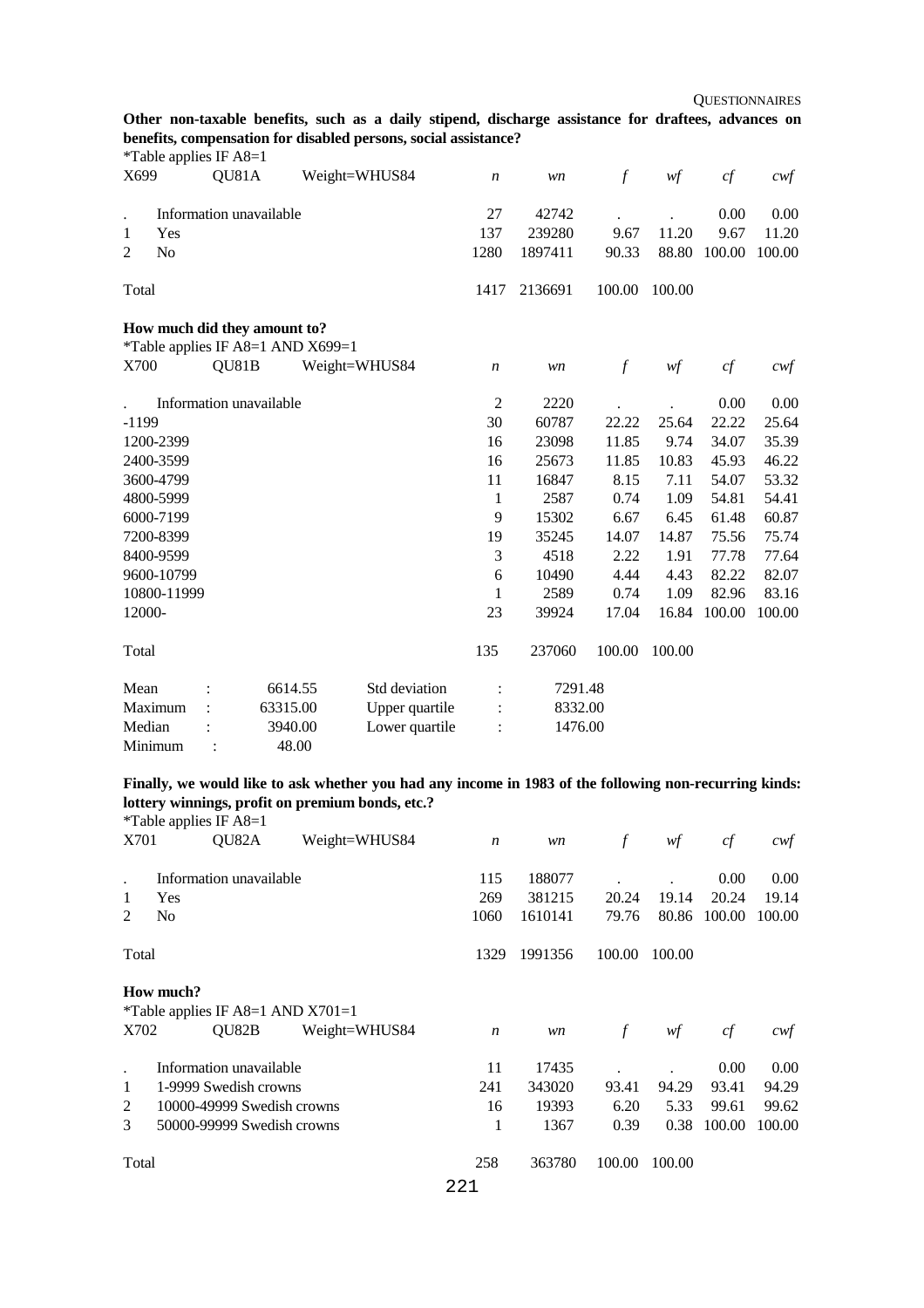**Other non-taxable benefits, such as a daily stipend, discharge assistance for draftees, advances on benefits, compensation for disabled persons, social assistance?**

*Table applies IF A8=1

| X699 | QU81A | Weight=WHUS84 | *n* | *wn* | *f* | *wf* | *cf* | *cwf* |
|---|---|---|---|---|---|---|---|---|
| . | Information unavailable | | 27 | 42742 | . | . | 0.00 | 0.00 |
| 1 | Yes | | 137 | 239280 | 9.67 | 11.20 | 9.67 | 11.20 |
| 2 | No | | 1280 | 1897411 | 90.33 | 88.80 | 100.00 | 100.00 |
| Total | | | 1417 | 2136691 | 100.00 | 100.00 | | |

**How much did they amount to?**

*Table applies IF A8=1 AND X699=1

| X700 | QU81B | Weight=WHUS84 | *n* | *wn* | *f* | *wf* | *cf* | *cwf* |
|---|---|---|---|---|---|---|---|---|
| . | Information unavailable | | 2 | 2220 | . | . | 0.00 | 0.00 |
| -1199 | | | 30 | 60787 | 22.22 | 25.64 | 22.22 | 25.64 |
| 1200-2399 | | | 16 | 23098 | 11.85 | 9.74 | 34.07 | 35.39 |
| 2400-3599 | | | 16 | 25673 | 11.85 | 10.83 | 45.93 | 46.22 |
| 3600-4799 | | | 11 | 16847 | 8.15 | 7.11 | 54.07 | 53.32 |
| 4800-5999 | | | 1 | 2587 | 0.74 | 1.09 | 54.81 | 54.41 |
| 6000-7199 | | | 9 | 15302 | 6.67 | 6.45 | 61.48 | 60.87 |
| 7200-8399 | | | 19 | 35245 | 14.07 | 14.87 | 75.56 | 75.74 |
| 8400-9599 | | | 3 | 4518 | 2.22 | 1.91 | 77.78 | 77.64 |
| 9600-10799 | | | 6 | 10490 | 4.44 | 4.43 | 82.22 | 82.07 |
| 10800-11999 | | | 1 | 2589 | 0.74 | 1.09 | 82.96 | 83.16 |
| 12000- | | | 23 | 39924 | 17.04 | 16.84 | 100.00 | 100.00 |
| Total | | | 135 | 237060 | 100.00 | 100.00 | | |

| | | | | |
|---|---|---|---|---|
| Mean | : | 6614.55 | Std deviation | : 7291.48 |
| Maximum | : | 63315.00 | Upper quartile | : 8332.00 |
| Median | : | 3940.00 | Lower quartile | : 1476.00 |
| Minimum | : | 48.00 | | |

**Finally, we would like to ask whether you had any income in 1983 of the following non-recurring kinds: lottery winnings, profit on premium bonds, etc.?**

*Table applies IF A8=1

| X701 | QU82A | Weight=WHUS84 | *n* | *wn* | *f* | *wf* | *cf* | *cwf* |
|---|---|---|---|---|---|---|---|---|
| . | Information unavailable | | 115 | 188077 | . | . | 0.00 | 0.00 |
| 1 | Yes | | 269 | 381215 | 20.24 | 19.14 | 20.24 | 19.14 |
| 2 | No | | 1060 | 1610141 | 79.76 | 80.86 | 100.00 | 100.00 |
| Total | | | 1329 | 1991356 | 100.00 | 100.00 | | |

**How much?**

*Table applies IF A8=1 AND X701=1

| X702 | QU82B | Weight=WHUS84 | *n* | *wn* | *f* | *wf* | *cf* | *cwf* |
|---|---|---|---|---|---|---|---|---|
| . | Information unavailable | | 11 | 17435 | . | . | 0.00 | 0.00 |
| 1 | 1-9999 Swedish crowns | | 241 | 343020 | 93.41 | 94.29 | 93.41 | 94.29 |
| 2 | 10000-49999 Swedish crowns | | 16 | 19393 | 6.20 | 5.33 | 99.61 | 99.62 |
| 3 | 50000-99999 Swedish crowns | | 1 | 1367 | 0.39 | 0.38 | 100.00 | 100.00 |
| Total | | | 258 | 363780 | 100.00 | 100.00 | | |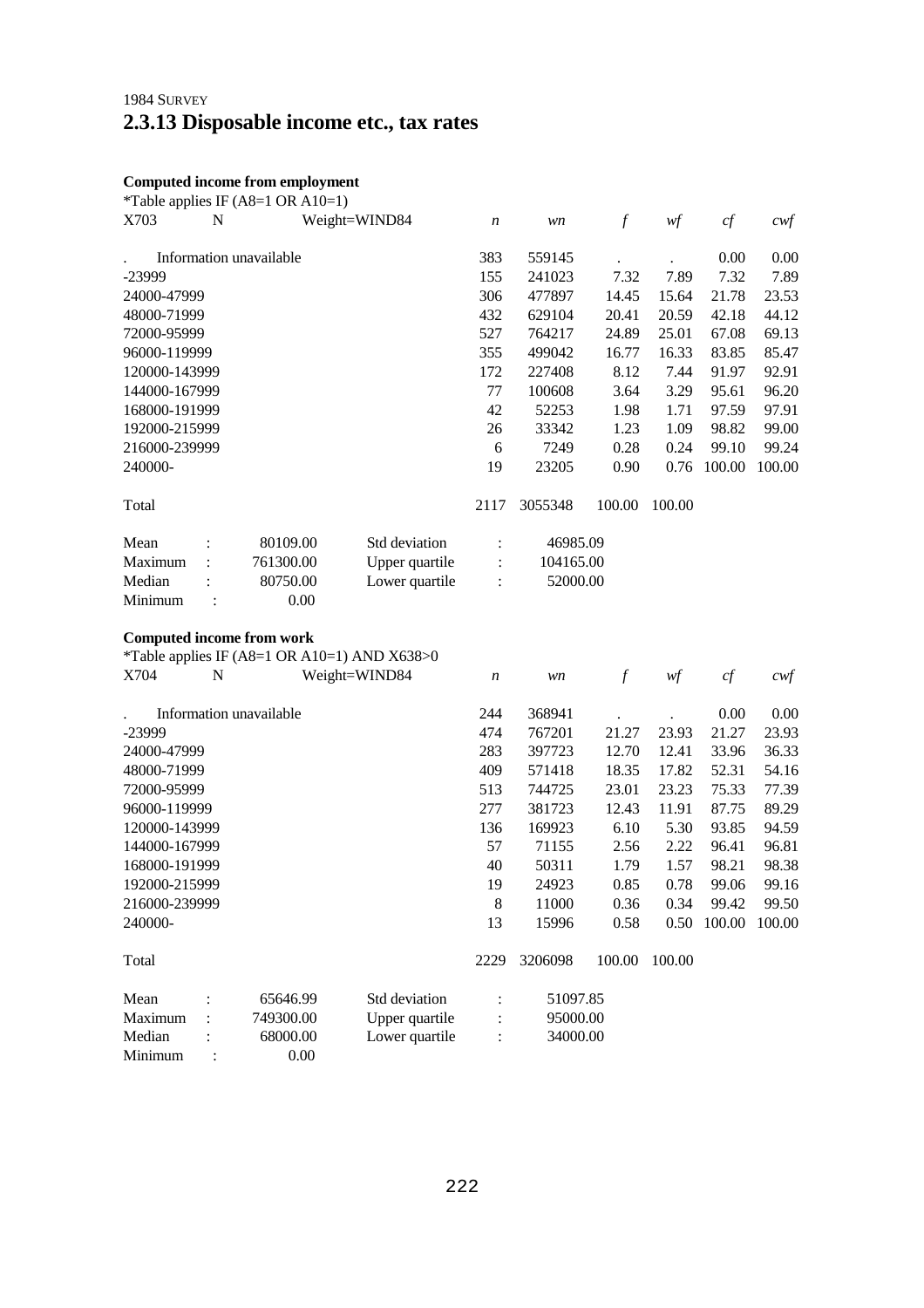1984 SURVEY

# 2.3.13 Disposable income etc., tax rates

**Computed income from employment**

*Table applies IF (A8=1 OR A10=1)

| X703 | N | Weight=WIND84 | *n* | *wn* | *f* | *wf* | *cf* | *cwf* |
|---|---|---|---|---|---|---|---|---|
| . | Information unavailable | | 383 | 559145 | . | . | 0.00 | 0.00 |
| -23999 | | | 155 | 241023 | 7.32 | 7.89 | 7.32 | 7.89 |
| 24000-47999 | | | 306 | 477897 | 14.45 | 15.64 | 21.78 | 23.53 |
| 48000-71999 | | | 432 | 629104 | 20.41 | 20.59 | 42.18 | 44.12 |
| 72000-95999 | | | 527 | 764217 | 24.89 | 25.01 | 67.08 | 69.13 |
| 96000-119999 | | | 355 | 499042 | 16.77 | 16.33 | 83.85 | 85.47 |
| 120000-143999 | | | 172 | 227408 | 8.12 | 7.44 | 91.97 | 92.91 |
| 144000-167999 | | | 77 | 100608 | 3.64 | 3.29 | 95.61 | 96.20 |
| 168000-191999 | | | 42 | 52253 | 1.98 | 1.71 | 97.59 | 97.91 |
| 192000-215999 | | | 26 | 33342 | 1.23 | 1.09 | 98.82 | 99.00 |
| 216000-239999 | | | 6 | 7249 | 0.28 | 0.24 | 99.10 | 99.24 |
| 240000- | | | 19 | 23205 | 0.90 | 0.76 | 100.00 | 100.00 |
| Total | | | 2117 | 3055348 | 100.00 | 100.00 | | |

| | | | | |
|---|---|---|---|---|
| Mean | : | 80109.00 | Std deviation | : 46985.09 |
| Maximum | : | 761300.00 | Upper quartile | : 104165.00 |
| Median | : | 80750.00 | Lower quartile | : 52000.00 |
| Minimum | : | 0.00 | | |

**Computed income from work**

*Table applies IF (A8=1 OR A10=1) AND X638>0

| X704 | N | Weight=WIND84 | *n* | *wn* | *f* | *wf* | *cf* | *cwf* |
|---|---|---|---|---|---|---|---|---|
| . | Information unavailable | | 244 | 368941 | . | . | 0.00 | 0.00 |
| -23999 | | | 474 | 767201 | 21.27 | 23.93 | 21.27 | 23.93 |
| 24000-47999 | | | 283 | 397723 | 12.70 | 12.41 | 33.96 | 36.33 |
| 48000-71999 | | | 409 | 571418 | 18.35 | 17.82 | 52.31 | 54.16 |
| 72000-95999 | | | 513 | 744725 | 23.01 | 23.23 | 75.33 | 77.39 |
| 96000-119999 | | | 277 | 381723 | 12.43 | 11.91 | 87.75 | 89.29 |
| 120000-143999 | | | 136 | 169923 | 6.10 | 5.30 | 93.85 | 94.59 |
| 144000-167999 | | | 57 | 71155 | 2.56 | 2.22 | 96.41 | 96.81 |
| 168000-191999 | | | 40 | 50311 | 1.79 | 1.57 | 98.21 | 98.38 |
| 192000-215999 | | | 19 | 24923 | 0.85 | 0.78 | 99.06 | 99.16 |
| 216000-239999 | | | 8 | 11000 | 0.36 | 0.34 | 99.42 | 99.50 |
| 240000- | | | 13 | 15996 | 0.58 | 0.50 | 100.00 | 100.00 |
| Total | | | 2229 | 3206098 | 100.00 | 100.00 | | |

| | | | | |
|---|---|---|---|---|
| Mean | : | 65646.99 | Std deviation | : 51097.85 |
| Maximum | : | 749300.00 | Upper quartile | : 95000.00 |
| Median | : | 68000.00 | Lower quartile | : 34000.00 |
| Minimum | : | 0.00 | | |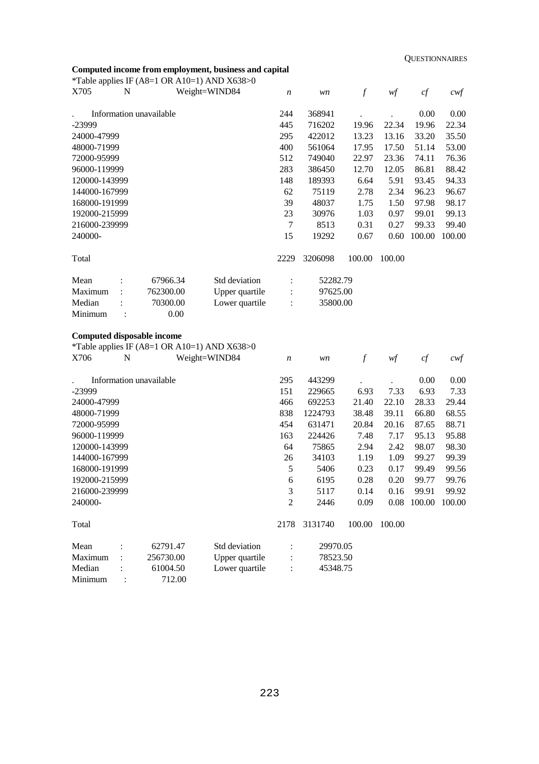**Computed income from employment, business and capital**

*Table applies IF (A8=1 OR A10=1) AND X638>0

| X705 | N | Weight=WIND84 | *n* | *wn* | *f* | *wf* | *cf* | *cwf* |
|---|---|---|---|---|---|---|---|---|
| . | Information unavailable | | 244 | 368941 | . | . | 0.00 | 0.00 |
| -23999 | | | 445 | 716202 | 19.96 | 22.34 | 19.96 | 22.34 |
| 24000-47999 | | | 295 | 422012 | 13.23 | 13.16 | 33.20 | 35.50 |
| 48000-71999 | | | 400 | 561064 | 17.95 | 17.50 | 51.14 | 53.00 |
| 72000-95999 | | | 512 | 749040 | 22.97 | 23.36 | 74.11 | 76.36 |
| 96000-119999 | | | 283 | 386450 | 12.70 | 12.05 | 86.81 | 88.42 |
| 120000-143999 | | | 148 | 189393 | 6.64 | 5.91 | 93.45 | 94.33 |
| 144000-167999 | | | 62 | 75119 | 2.78 | 2.34 | 96.23 | 96.67 |
| 168000-191999 | | | 39 | 48037 | 1.75 | 1.50 | 97.98 | 98.17 |
| 192000-215999 | | | 23 | 30976 | 1.03 | 0.97 | 99.01 | 99.13 |
| 216000-239999 | | | 7 | 8513 | 0.31 | 0.27 | 99.33 | 99.40 |
| 240000- | | | 15 | 19292 | 0.67 | 0.60 | 100.00 | 100.00 |
| Total | | | 2229 | 3206098 | 100.00 | 100.00 | | |

| | | | | | |
|---|---|---|---|---|---|
| Mean | : | 67966.34 | Std deviation | : | 52282.79 |
| Maximum | : | 762300.00 | Upper quartile | : | 97625.00 |
| Median | : | 70300.00 | Lower quartile | : | 35800.00 |
| Minimum | : | 0.00 | | | |

**Computed disposable income**

*Table applies IF (A8=1 OR A10=1) AND X638>0

| X706 | N | Weight=WIND84 | *n* | *wn* | *f* | *wf* | *cf* | *cwf* |
|---|---|---|---|---|---|---|---|---|
| . | Information unavailable | | 295 | 443299 | . | . | 0.00 | 0.00 |
| -23999 | | | 151 | 229665 | 6.93 | 7.33 | 6.93 | 7.33 |
| 24000-47999 | | | 466 | 692253 | 21.40 | 22.10 | 28.33 | 29.44 |
| 48000-71999 | | | 838 | 1224793 | 38.48 | 39.11 | 66.80 | 68.55 |
| 72000-95999 | | | 454 | 631471 | 20.84 | 20.16 | 87.65 | 88.71 |
| 96000-119999 | | | 163 | 224426 | 7.48 | 7.17 | 95.13 | 95.88 |
| 120000-143999 | | | 64 | 75865 | 2.94 | 2.42 | 98.07 | 98.30 |
| 144000-167999 | | | 26 | 34103 | 1.19 | 1.09 | 99.27 | 99.39 |
| 168000-191999 | | | 5 | 5406 | 0.23 | 0.17 | 99.49 | 99.56 |
| 192000-215999 | | | 6 | 6195 | 0.28 | 0.20 | 99.77 | 99.76 |
| 216000-239999 | | | 3 | 5117 | 0.14 | 0.16 | 99.91 | 99.92 |
| 240000- | | | 2 | 2446 | 0.09 | 0.08 | 100.00 | 100.00 |
| Total | | | 2178 | 3131740 | 100.00 | 100.00 | | |

| | | | | | |
|---|---|---|---|---|---|
| Mean | : | 62791.47 | Std deviation | : | 29970.05 |
| Maximum | : | 256730.00 | Upper quartile | : | 78523.50 |
| Median | : | 61004.50 | Lower quartile | : | 45348.75 |
| Minimum | : | 712.00 | | | |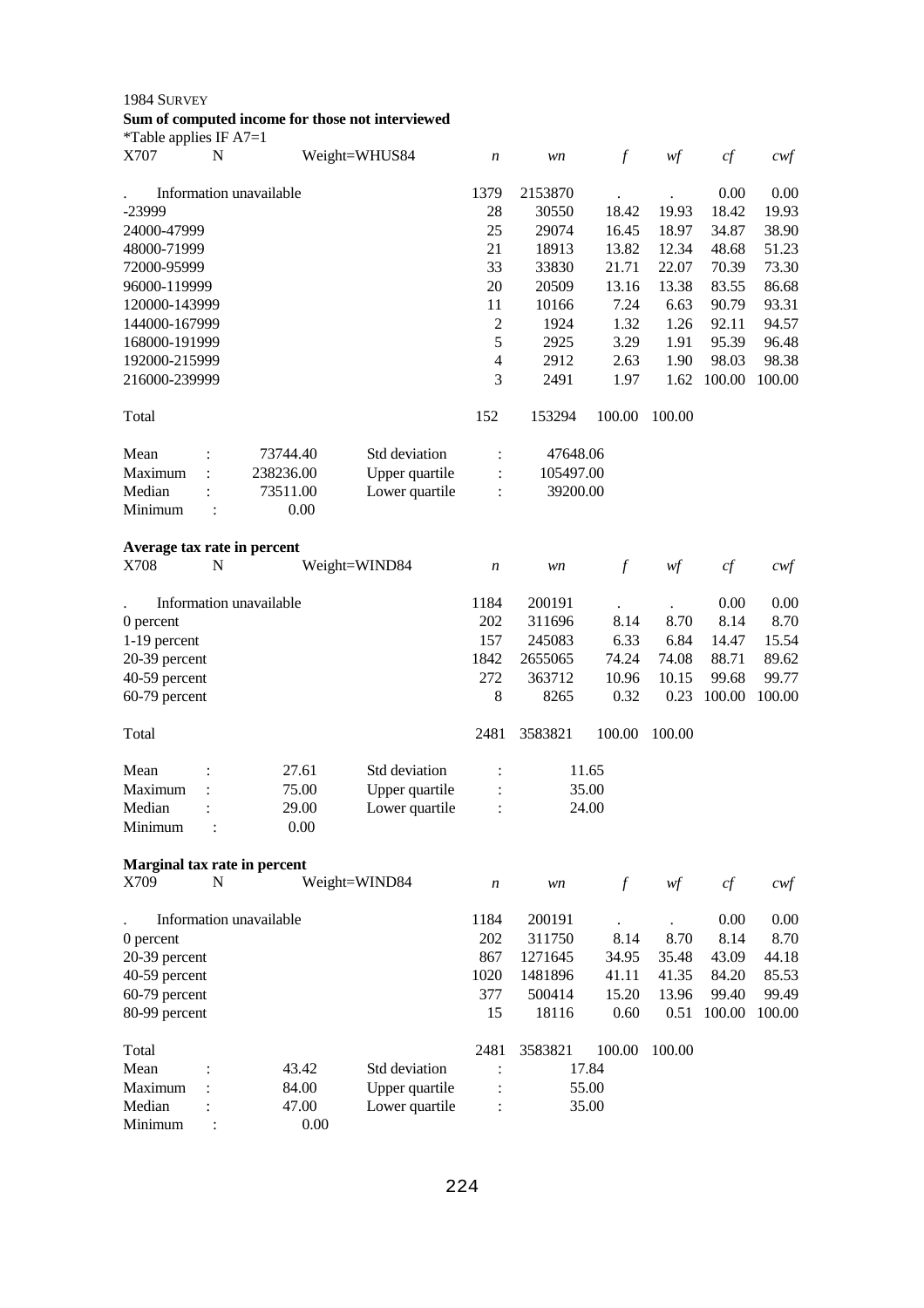1984 SURVEY

**Sum of computed income for those not interviewed**

*Table applies IF A7=1

| X707 | N | Weight=WHUS84 | *n* | *wn* | *f* | *wf* | *cf* | *cwf* |
|---|---|---|---|---|---|---|---|---|
| . | Information unavailable | | 1379 | 2153870 | . | . | 0.00 | 0.00 |
| -23999 | | | 28 | 30550 | 18.42 | 19.93 | 18.42 | 19.93 |
| 24000-47999 | | | 25 | 29074 | 16.45 | 18.97 | 34.87 | 38.90 |
| 48000-71999 | | | 21 | 18913 | 13.82 | 12.34 | 48.68 | 51.23 |
| 72000-95999 | | | 33 | 33830 | 21.71 | 22.07 | 70.39 | 73.30 |
| 96000-119999 | | | 20 | 20509 | 13.16 | 13.38 | 83.55 | 86.68 |
| 120000-143999 | | | 11 | 10166 | 7.24 | 6.63 | 90.79 | 93.31 |
| 144000-167999 | | | 2 | 1924 | 1.32 | 1.26 | 92.11 | 94.57 |
| 168000-191999 | | | 5 | 2925 | 3.29 | 1.91 | 95.39 | 96.48 |
| 192000-215999 | | | 4 | 2912 | 2.63 | 1.90 | 98.03 | 98.38 |
| 216000-239999 | | | 3 | 2491 | 1.97 | 1.62 | 100.00 | 100.00 |
| Total | | | 152 | 153294 | 100.00 | 100.00 | | |

| | | | | | |
|---|---|---|---|---|---|
| Mean | : | 73744.40 | Std deviation | : | 47648.06 |
| Maximum | : | 238236.00 | Upper quartile | : | 105497.00 |
| Median | : | 73511.00 | Lower quartile | : | 39200.00 |
| Minimum | : | 0.00 | | | |

**Average tax rate in percent**

| X708 | N | Weight=WIND84 | *n* | *wn* | *f* | *wf* | *cf* | *cwf* |
|---|---|---|---|---|---|---|---|---|
| . | Information unavailable | | 1184 | 200191 | . | . | 0.00 | 0.00 |
| 0 percent | | | 202 | 311696 | 8.14 | 8.70 | 8.14 | 8.70 |
| 1-19 percent | | | 157 | 245083 | 6.33 | 6.84 | 14.47 | 15.54 |
| 20-39 percent | | | 1842 | 2655065 | 74.24 | 74.08 | 88.71 | 89.62 |
| 40-59 percent | | | 272 | 363712 | 10.96 | 10.15 | 99.68 | 99.77 |
| 60-79 percent | | | 8 | 8265 | 0.32 | 0.23 | 100.00 | 100.00 |
| Total | | | 2481 | 3583821 | 100.00 | 100.00 | | |

| | | | | | |
|---|---|---|---|---|---|
| Mean | : | 27.61 | Std deviation | : | 11.65 |
| Maximum | : | 75.00 | Upper quartile | : | 35.00 |
| Median | : | 29.00 | Lower quartile | : | 24.00 |
| Minimum | : | 0.00 | | | |

**Marginal tax rate in percent**

| X709 | N | Weight=WIND84 | *n* | *wn* | *f* | *wf* | *cf* | *cwf* |
|---|---|---|---|---|---|---|---|---|
| . | Information unavailable | | 1184 | 200191 | . | . | 0.00 | 0.00 |
| 0 percent | | | 202 | 311750 | 8.14 | 8.70 | 8.14 | 8.70 |
| 20-39 percent | | | 867 | 1271645 | 34.95 | 35.48 | 43.09 | 44.18 |
| 40-59 percent | | | 1020 | 1481896 | 41.11 | 41.35 | 84.20 | 85.53 |
| 60-79 percent | | | 377 | 500414 | 15.20 | 13.96 | 99.40 | 99.49 |
| 80-99 percent | | | 15 | 18116 | 0.60 | 0.51 | 100.00 | 100.00 |
| Total | | | 2481 | 3583821 | 100.00 | 100.00 | | |

| | | | | | |
|---|---|---|---|---|---|
| Mean | : | 43.42 | Std deviation | : | 17.84 |
| Maximum | : | 84.00 | Upper quartile | : | 55.00 |
| Median | : | 47.00 | Lower quartile | : | 35.00 |
| Minimum | : | 0.00 | | | |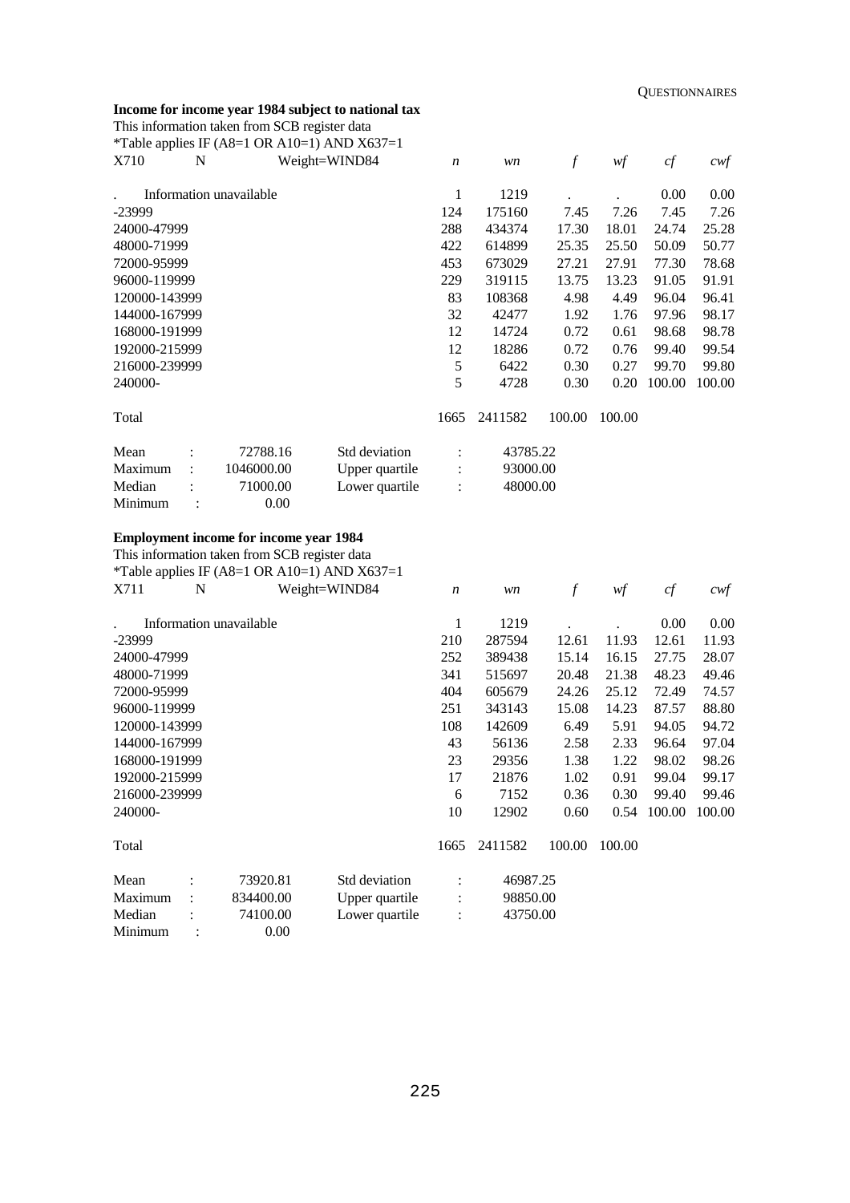**Income for income year 1984 subject to national tax**

This information taken from SCB register data

*Table applies IF (A8=1 OR A10=1) AND X637=1

| X710 | N | Weight=WIND84 | *n* | *wn* | *f* | *wf* | *cf* | *cwf* |
|---|---|---|---|---|---|---|---|---|
| . | Information unavailable | | 1 | 1219 | . | . | 0.00 | 0.00 |
| -23999 | | | 124 | 175160 | 7.45 | 7.26 | 7.45 | 7.26 |
| 24000-47999 | | | 288 | 434374 | 17.30 | 18.01 | 24.74 | 25.28 |
| 48000-71999 | | | 422 | 614899 | 25.35 | 25.50 | 50.09 | 50.77 |
| 72000-95999 | | | 453 | 673029 | 27.21 | 27.91 | 77.30 | 78.68 |
| 96000-119999 | | | 229 | 319115 | 13.75 | 13.23 | 91.05 | 91.91 |
| 120000-143999 | | | 83 | 108368 | 4.98 | 4.49 | 96.04 | 96.41 |
| 144000-167999 | | | 32 | 42477 | 1.92 | 1.76 | 97.96 | 98.17 |
| 168000-191999 | | | 12 | 14724 | 0.72 | 0.61 | 98.68 | 98.78 |
| 192000-215999 | | | 12 | 18286 | 0.72 | 0.76 | 99.40 | 99.54 |
| 216000-239999 | | | 5 | 6422 | 0.30 | 0.27 | 99.70 | 99.80 |
| 240000- | | | 5 | 4728 | 0.30 | 0.20 | 100.00 | 100.00 |
| Total | | | 1665 | 2411582 | 100.00 | 100.00 | | |

| | | | | |
|---|---|---|---|---|
| Mean | : 72788.16 | Std deviation | : | 43785.22 |
| Maximum | : 1046000.00 | Upper quartile | : | 93000.00 |
| Median | : 71000.00 | Lower quartile | : | 48000.00 |
| Minimum | : 0.00 | | | |

**Employment income for income year 1984**

This information taken from SCB register data

*Table applies IF (A8=1 OR A10=1) AND X637=1

| X711 | N | Weight=WIND84 | *n* | *wn* | *f* | *wf* | *cf* | *cwf* |
|---|---|---|---|---|---|---|---|---|
| . | Information unavailable | | 1 | 1219 | . | . | 0.00 | 0.00 |
| -23999 | | | 210 | 287594 | 12.61 | 11.93 | 12.61 | 11.93 |
| 24000-47999 | | | 252 | 389438 | 15.14 | 16.15 | 27.75 | 28.07 |
| 48000-71999 | | | 341 | 515697 | 20.48 | 21.38 | 48.23 | 49.46 |
| 72000-95999 | | | 404 | 605679 | 24.26 | 25.12 | 72.49 | 74.57 |
| 96000-119999 | | | 251 | 343143 | 15.08 | 14.23 | 87.57 | 88.80 |
| 120000-143999 | | | 108 | 142609 | 6.49 | 5.91 | 94.05 | 94.72 |
| 144000-167999 | | | 43 | 56136 | 2.58 | 2.33 | 96.64 | 97.04 |
| 168000-191999 | | | 23 | 29356 | 1.38 | 1.22 | 98.02 | 98.26 |
| 192000-215999 | | | 17 | 21876 | 1.02 | 0.91 | 99.04 | 99.17 |
| 216000-239999 | | | 6 | 7152 | 0.36 | 0.30 | 99.40 | 99.46 |
| 240000- | | | 10 | 12902 | 0.60 | 0.54 | 100.00 | 100.00 |
| Total | | | 1665 | 2411582 | 100.00 | 100.00 | | |

| | | | | |
|---|---|---|---|---|
| Mean | : 73920.81 | Std deviation | : | 46987.25 |
| Maximum | : 834400.00 | Upper quartile | : | 98850.00 |
| Median | : 74100.00 | Lower quartile | : | 43750.00 |
| Minimum | : 0.00 | | | |